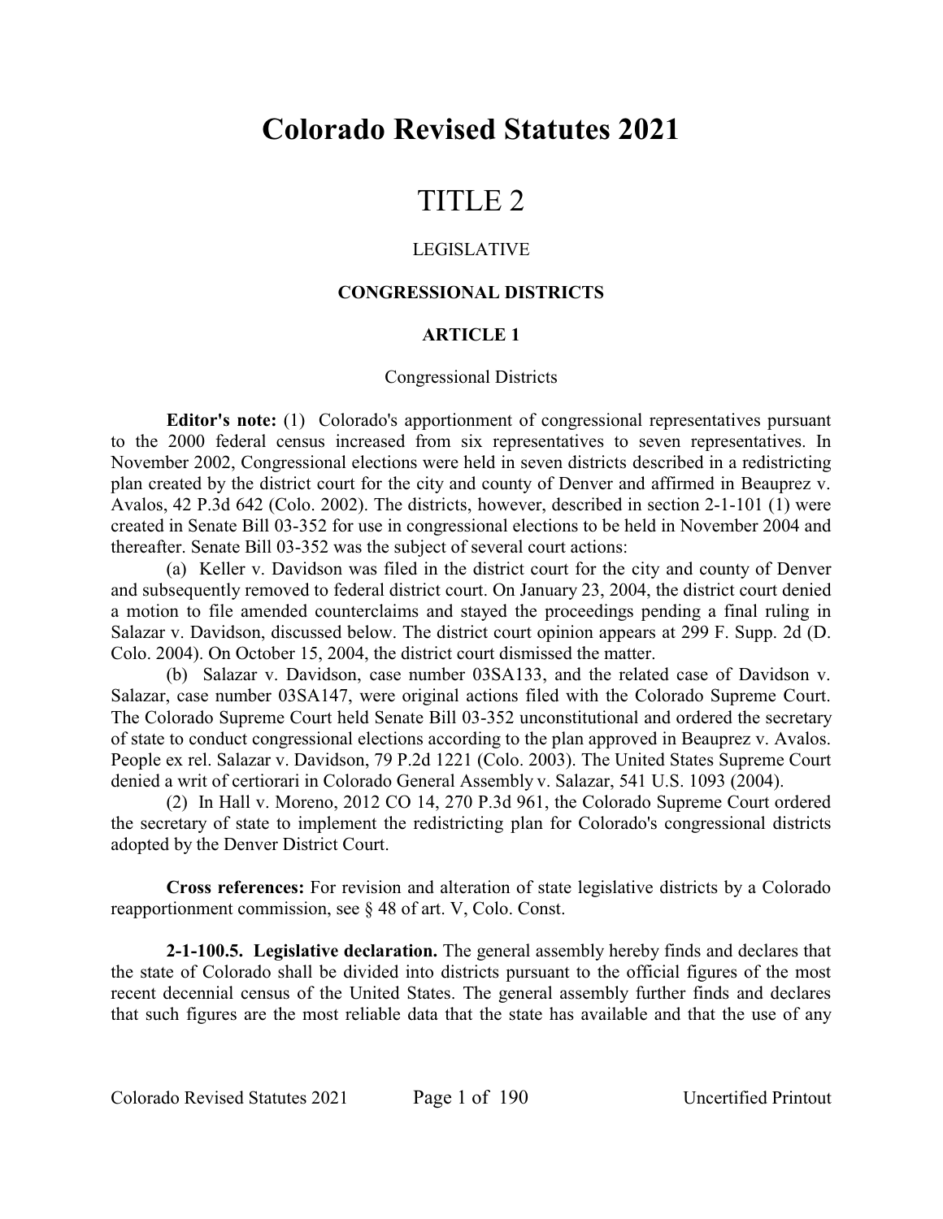# Colorado Revised Statutes 2021

# TITLE 2

## LEGISLATIVE

### CONGRESSIONAL DISTRICTS

### ARTICLE 1

#### Congressional Districts

**Editor's note:** (1) Colorado's apportionment of congressional representatives pursuant to the 2000 federal census increased from six representatives to seven representatives. In November 2002, Congressional elections were held in seven districts described in a redistricting plan created by the district court for the city and county of Denver and affirmed in Beauprez v. Avalos, 42 P.3d 642 (Colo. 2002). The districts, however, described in section 2-1-101 (1) were created in Senate Bill 03-352 for use in congressional elections to be held in November 2004 and thereafter. Senate Bill 03-352 was the subject of several court actions:

(a) Keller v. Davidson was filed in the district court for the city and county of Denver and subsequently removed to federal district court. On January 23, 2004, the district court denied a motion to file amended counterclaims and stayed the proceedings pending a final ruling in Salazar v. Davidson, discussed below. The district court opinion appears at 299 F. Supp. 2d (D. Colo. 2004). On October 15, 2004, the district court dismissed the matter.

(b) Salazar v. Davidson, case number 03SA133, and the related case of Davidson v. Salazar, case number 03SA147, were original actions filed with the Colorado Supreme Court. The Colorado Supreme Court held Senate Bill 03-352 unconstitutional and ordered the secretary of state to conduct congressional elections according to the plan approved in Beauprez v. Avalos. People ex rel. Salazar v. Davidson, 79 P.2d 1221 (Colo. 2003). The United States Supreme Court denied a writ of certiorari in Colorado General Assembly v. Salazar, 541 U.S. 1093 (2004).

(2) In Hall v. Moreno, 2012 CO 14, 270 P.3d 961, the Colorado Supreme Court ordered the secretary of state to implement the redistricting plan for Colorado's congressional districts adopted by the Denver District Court.

**Cross references:** For revision and alteration of state legislative districts by a Colorado reapportionment commission, see § 48 of art. V, Colo. Const.

**2-1-100.5. Legislative declaration.** The general assembly hereby finds and declares that the state of Colorado shall be divided into districts pursuant to the official figures of the most recent decennial census of the United States. The general assembly further finds and declares that such figures are the most reliable data that the state has available and that the use of any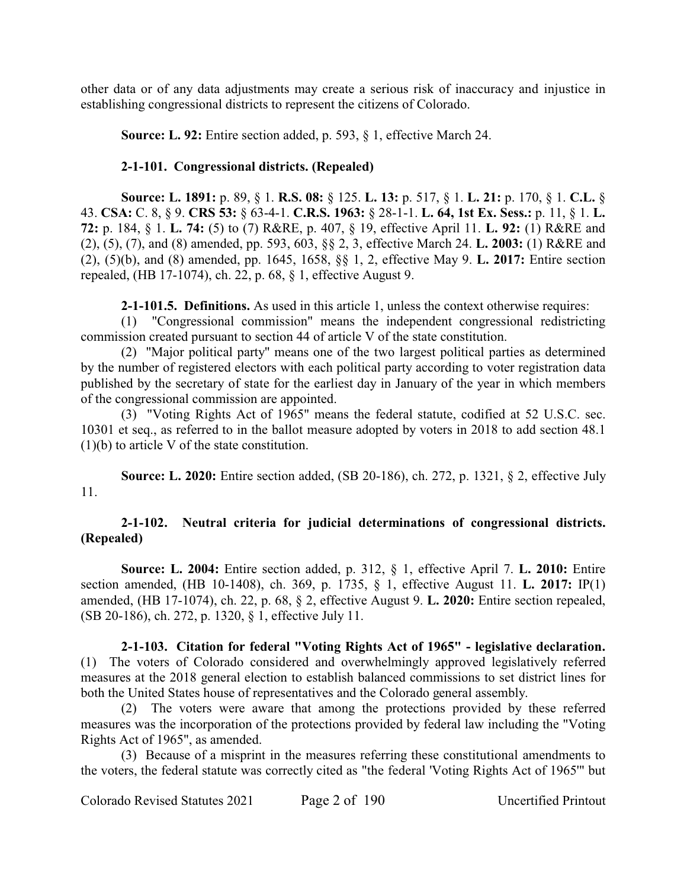other data or of any data adjustments may create a serious risk of inaccuracy and injustice in establishing congressional districts to represent the citizens of Colorado.

**Source: L. 92:** Entire section added, p. 593, § 1, effective March 24.

**2-1-101. Congressional districts. (Repealed)**

**Source: L. 1891:** p. 89, § 1. **R.S. 08:** § 125. **L. 13:** p. 517, § 1. **L. 21:** p. 170, § 1. **C.L.** § 43. **CSA:** C. 8, § 9. **CRS 53:** § 63-4-1. **C.R.S. 1963:** § 28-1-1. **L. 64, 1st Ex. Sess.:** p. 11, § 1. **L. 72:** p. 184, § 1. **L. 74:** (5) to (7) R&RE, p. 407, § 19, effective April 11. **L. 92:** (1) R&RE and (2), (5), (7), and (8) amended, pp. 593, 603, §§ 2, 3, effective March 24. **L. 2003:** (1) R&RE and (2), (5)(b), and (8) amended, pp. 1645, 1658, §§ 1, 2, effective May 9. **L. 2017:** Entire section repealed, (HB 17-1074), ch. 22, p. 68, § 1, effective August 9.

**2-1-101.5. Definitions.** As used in this article 1, unless the context otherwise requires:

(1) "Congressional commission" means the independent congressional redistricting commission created pursuant to section 44 of article V of the state constitution.

(2) "Major political party" means one of the two largest political parties as determined by the number of registered electors with each political party according to voter registration data published by the secretary of state for the earliest day in January of the year in which members of the congressional commission are appointed.

(3) "Voting Rights Act of 1965" means the federal statute, codified at 52 U.S.C. sec. 10301 et seq., as referred to in the ballot measure adopted by voters in 2018 to add section 48.1 (1)(b) to article V of the state constitution.

**Source: L. 2020:** Entire section added, (SB 20-186), ch. 272, p. 1321, § 2, effective July 11.

**2-1-102. Neutral criteria for judicial determinations of congressional districts. (Repealed)**

**Source: L. 2004:** Entire section added, p. 312, § 1, effective April 7. **L. 2010:** Entire section amended, (HB 10-1408), ch. 369, p. 1735, § 1, effective August 11. **L. 2017:** IP(1) amended, (HB 17-1074), ch. 22, p. 68, § 2, effective August 9. **L. 2020:** Entire section repealed, (SB 20-186), ch. 272, p. 1320, § 1, effective July 11.

**2-1-103. Citation for federal "Voting Rights Act of 1965" - legislative declaration.** (1) The voters of Colorado considered and overwhelmingly approved legislatively referred measures at the 2018 general election to establish balanced commissions to set district lines for both the United States house of representatives and the Colorado general assembly.

(2) The voters were aware that among the protections provided by these referred measures was the incorporation of the protections provided by federal law including the "Voting Rights Act of 1965", as amended.

(3) Because of a misprint in the measures referring these constitutional amendments to the voters, the federal statute was correctly cited as "the federal 'Voting Rights Act of 1965'" but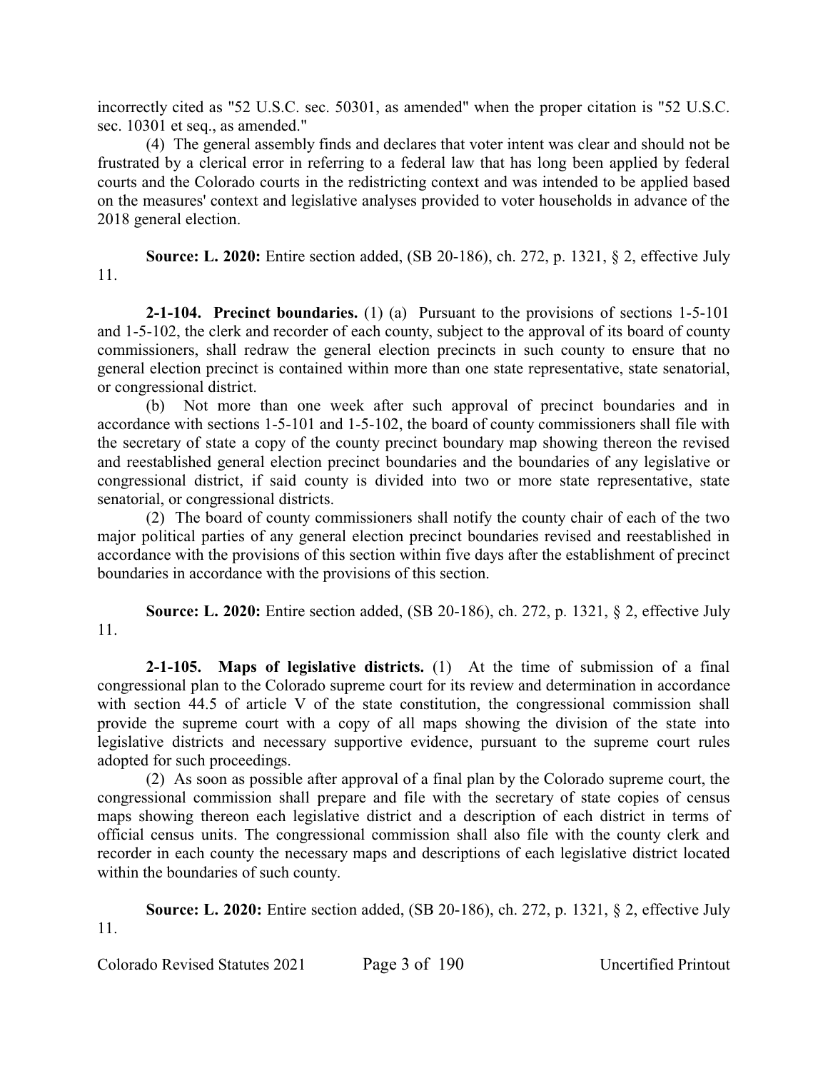incorrectly cited as "52 U.S.C. sec. 50301, as amended" when the proper citation is "52 U.S.C. sec. 10301 et seq., as amended."

(4) The general assembly finds and declares that voter intent was clear and should not be frustrated by a clerical error in referring to a federal law that has long been applied by federal courts and the Colorado courts in the redistricting context and was intended to be applied based on the measures' context and legislative analyses provided to voter households in advance of the 2018 general election.

**Source: L. 2020:** Entire section added, (SB 20-186), ch. 272, p. 1321, § 2, effective July 11.

**2-1-104. Precinct boundaries.** (1) (a) Pursuant to the provisions of sections 1-5-101 and 1-5-102, the clerk and recorder of each county, subject to the approval of its board of county commissioners, shall redraw the general election precincts in such county to ensure that no general election precinct is contained within more than one state representative, state senatorial, or congressional district.

(b) Not more than one week after such approval of precinct boundaries and in accordance with sections 1-5-101 and 1-5-102, the board of county commissioners shall file with the secretary of state a copy of the county precinct boundary map showing thereon the revised and reestablished general election precinct boundaries and the boundaries of any legislative or congressional district, if said county is divided into two or more state representative, state senatorial, or congressional districts.

(2) The board of county commissioners shall notify the county chair of each of the two major political parties of any general election precinct boundaries revised and reestablished in accordance with the provisions of this section within five days after the establishment of precinct boundaries in accordance with the provisions of this section.

**Source: L. 2020:** Entire section added, (SB 20-186), ch. 272, p. 1321, § 2, effective July 11.

**2-1-105. Maps of legislative districts.** (1) At the time of submission of a final congressional plan to the Colorado supreme court for its review and determination in accordance with section 44.5 of article V of the state constitution, the congressional commission shall provide the supreme court with a copy of all maps showing the division of the state into legislative districts and necessary supportive evidence, pursuant to the supreme court rules adopted for such proceedings.

(2) As soon as possible after approval of a final plan by the Colorado supreme court, the congressional commission shall prepare and file with the secretary of state copies of census maps showing thereon each legislative district and a description of each district in terms of official census units. The congressional commission shall also file with the county clerk and recorder in each county the necessary maps and descriptions of each legislative district located within the boundaries of such county.

**Source: L. 2020:** Entire section added, (SB 20-186), ch. 272, p. 1321, § 2, effective July 11.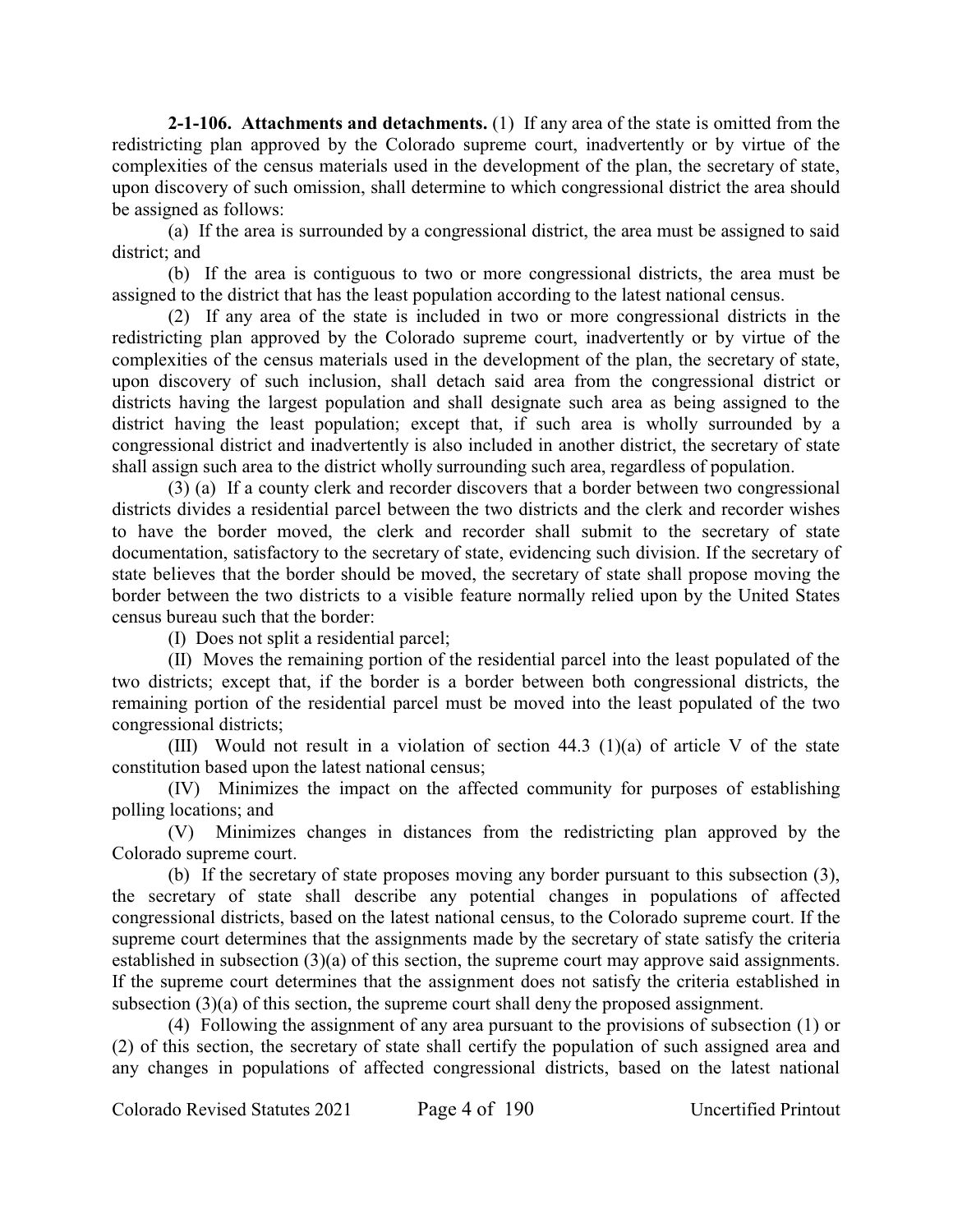**2-1-106. Attachments and detachments.** (1) If any area of the state is omitted from the redistricting plan approved by the Colorado supreme court, inadvertently or by virtue of the complexities of the census materials used in the development of the plan, the secretary of state, upon discovery of such omission, shall determine to which congressional district the area should be assigned as follows:

(a) If the area is surrounded by a congressional district, the area must be assigned to said district; and

(b) If the area is contiguous to two or more congressional districts, the area must be assigned to the district that has the least population according to the latest national census.

(2) If any area of the state is included in two or more congressional districts in the redistricting plan approved by the Colorado supreme court, inadvertently or by virtue of the complexities of the census materials used in the development of the plan, the secretary of state, upon discovery of such inclusion, shall detach said area from the congressional district or districts having the largest population and shall designate such area as being assigned to the district having the least population; except that, if such area is wholly surrounded by a congressional district and inadvertently is also included in another district, the secretary of state shall assign such area to the district wholly surrounding such area, regardless of population.

(3) (a) If a county clerk and recorder discovers that a border between two congressional districts divides a residential parcel between the two districts and the clerk and recorder wishes to have the border moved, the clerk and recorder shall submit to the secretary of state documentation, satisfactory to the secretary of state, evidencing such division. If the secretary of state believes that the border should be moved, the secretary of state shall propose moving the border between the two districts to a visible feature normally relied upon by the United States census bureau such that the border:

(I) Does not split a residential parcel;

(II) Moves the remaining portion of the residential parcel into the least populated of the two districts; except that, if the border is a border between both congressional districts, the remaining portion of the residential parcel must be moved into the least populated of the two congressional districts;

(III) Would not result in a violation of section 44.3 (1)(a) of article V of the state constitution based upon the latest national census;

(IV) Minimizes the impact on the affected community for purposes of establishing polling locations; and

(V) Minimizes changes in distances from the redistricting plan approved by the Colorado supreme court.

(b) If the secretary of state proposes moving any border pursuant to this subsection (3), the secretary of state shall describe any potential changes in populations of affected congressional districts, based on the latest national census, to the Colorado supreme court. If the supreme court determines that the assignments made by the secretary of state satisfy the criteria established in subsection (3)(a) of this section, the supreme court may approve said assignments. If the supreme court determines that the assignment does not satisfy the criteria established in subsection (3)(a) of this section, the supreme court shall deny the proposed assignment.

(4) Following the assignment of any area pursuant to the provisions of subsection (1) or (2) of this section, the secretary of state shall certify the population of such assigned area and any changes in populations of affected congressional districts, based on the latest national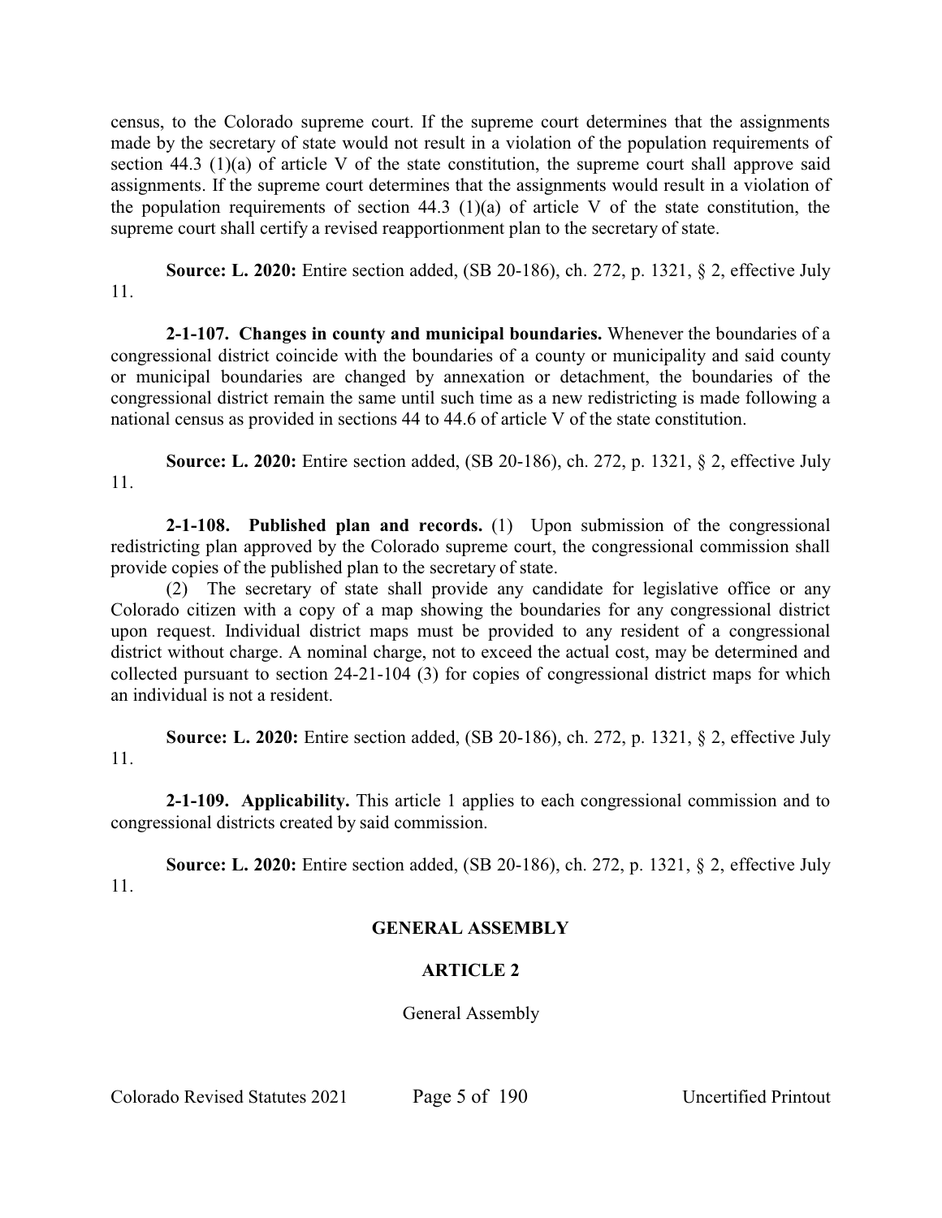census, to the Colorado supreme court. If the supreme court determines that the assignments made by the secretary of state would not result in a violation of the population requirements of section 44.3 (1)(a) of article V of the state constitution, the supreme court shall approve said assignments. If the supreme court determines that the assignments would result in a violation of the population requirements of section 44.3 (1)(a) of article V of the state constitution, the supreme court shall certify a revised reapportionment plan to the secretary of state.

**Source: L. 2020:** Entire section added, (SB 20-186), ch. 272, p. 1321, § 2, effective July 11.

**2-1-107. Changes in county and municipal boundaries.** Whenever the boundaries of a congressional district coincide with the boundaries of a county or municipality and said county or municipal boundaries are changed by annexation or detachment, the boundaries of the congressional district remain the same until such time as a new redistricting is made following a national census as provided in sections 44 to 44.6 of article V of the state constitution.

**Source: L. 2020:** Entire section added, (SB 20-186), ch. 272, p. 1321, § 2, effective July 11.

**2-1-108. Published plan and records.** (1) Upon submission of the congressional redistricting plan approved by the Colorado supreme court, the congressional commission shall provide copies of the published plan to the secretary of state.

(2) The secretary of state shall provide any candidate for legislative office or any Colorado citizen with a copy of a map showing the boundaries for any congressional district upon request. Individual district maps must be provided to any resident of a congressional district without charge. A nominal charge, not to exceed the actual cost, may be determined and collected pursuant to section 24-21-104 (3) for copies of congressional district maps for which an individual is not a resident.

**Source: L. 2020:** Entire section added, (SB 20-186), ch. 272, p. 1321, § 2, effective July 11.

**2-1-109. Applicability.** This article 1 applies to each congressional commission and to congressional districts created by said commission.

**Source: L. 2020:** Entire section added, (SB 20-186), ch. 272, p. 1321, § 2, effective July 11.

## GENERAL ASSEMBLY

## ARTICLE 2

General Assembly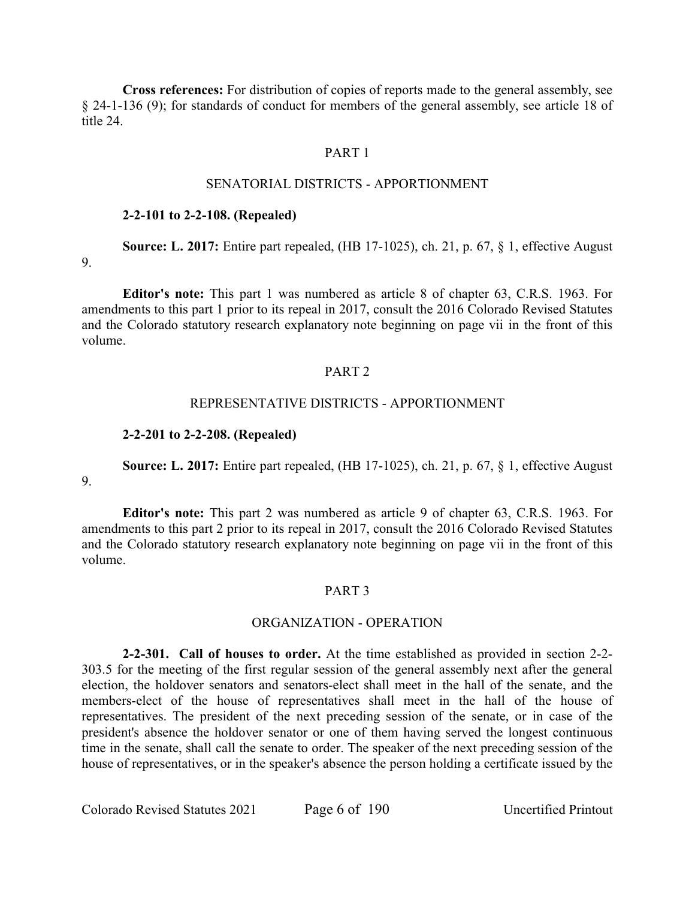**Cross references:** For distribution of copies of reports made to the general assembly, see § 24-1-136 (9); for standards of conduct for members of the general assembly, see article 18 of title 24.

## PART 1

## SENATORIAL DISTRICTS - APPORTIONMENT

**2-2-101 to 2-2-108. (Repealed)**

**Source: L. 2017:** Entire part repealed, (HB 17-1025), ch. 21, p. 67, § 1, effective August 9.

**Editor's note:** This part 1 was numbered as article 8 of chapter 63, C.R.S. 1963. For amendments to this part 1 prior to its repeal in 2017, consult the 2016 Colorado Revised Statutes and the Colorado statutory research explanatory note beginning on page vii in the front of this volume.

## PART 2

## REPRESENTATIVE DISTRICTS - APPORTIONMENT

**2-2-201 to 2-2-208. (Repealed)**

**Source: L. 2017:** Entire part repealed, (HB 17-1025), ch. 21, p. 67, § 1, effective August 9.

**Editor's note:** This part 2 was numbered as article 9 of chapter 63, C.R.S. 1963. For amendments to this part 2 prior to its repeal in 2017, consult the 2016 Colorado Revised Statutes and the Colorado statutory research explanatory note beginning on page vii in the front of this volume.

## PART 3

## ORGANIZATION - OPERATION

**2-2-301. Call of houses to order.** At the time established as provided in section 2-2-303.5 for the meeting of the first regular session of the general assembly next after the general election, the holdover senators and senators-elect shall meet in the hall of the senate, and the members-elect of the house of representatives shall meet in the hall of the house of representatives. The president of the next preceding session of the senate, or in case of the president's absence the holdover senator or one of them having served the longest continuous time in the senate, shall call the senate to order. The speaker of the next preceding session of the house of representatives, or in the speaker's absence the person holding a certificate issued by the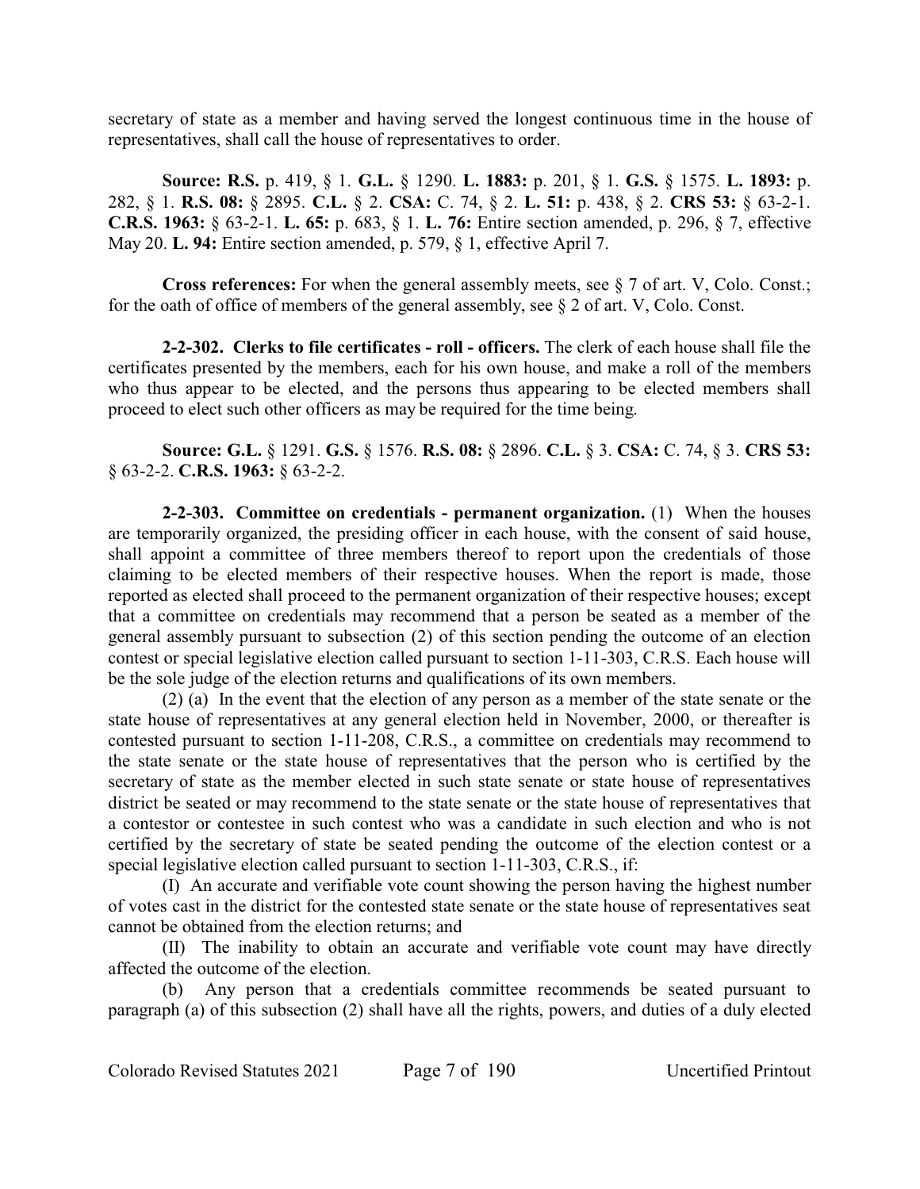secretary of state as a member and having served the longest continuous time in the house of representatives, shall call the house of representatives to order.

**Source:** **R.S.** p. 419, § 1. **G.L.** § 1290. **L. 1883:** p. 201, § 1. **G.S.** § 1575. **L. 1893:** p. 282, § 1. **R.S. 08:** § 2895. **C.L.** § 2. **CSA:** C. 74, § 2. **L. 51:** p. 438, § 2. **CRS 53:** § 63-2-1. **C.R.S. 1963:** § 63-2-1. **L. 65:** p. 683, § 1. **L. 76:** Entire section amended, p. 296, § 7, effective May 20. **L. 94:** Entire section amended, p. 579, § 1, effective April 7.

**Cross references:** For when the general assembly meets, see § 7 of art. V, Colo. Const.; for the oath of office of members of the general assembly, see § 2 of art. V, Colo. Const.

**2-2-302. Clerks to file certificates - roll - officers.** The clerk of each house shall file the certificates presented by the members, each for his own house, and make a roll of the members who thus appear to be elected, and the persons thus appearing to be elected members shall proceed to elect such other officers as may be required for the time being.

**Source:** **G.L.** § 1291. **G.S.** § 1576. **R.S. 08:** § 2896. **C.L.** § 3. **CSA:** C. 74, § 3. **CRS 53:** § 63-2-2. **C.R.S. 1963:** § 63-2-2.

**2-2-303. Committee on credentials - permanent organization.** (1) When the houses are temporarily organized, the presiding officer in each house, with the consent of said house, shall appoint a committee of three members thereof to report upon the credentials of those claiming to be elected members of their respective houses. When the report is made, those reported as elected shall proceed to the permanent organization of their respective houses; except that a committee on credentials may recommend that a person be seated as a member of the general assembly pursuant to subsection (2) of this section pending the outcome of an election contest or special legislative election called pursuant to section 1-11-303, C.R.S. Each house will be the sole judge of the election returns and qualifications of its own members.

(2) (a) In the event that the election of any person as a member of the state senate or the state house of representatives at any general election held in November, 2000, or thereafter is contested pursuant to section 1-11-208, C.R.S., a committee on credentials may recommend to the state senate or the state house of representatives that the person who is certified by the secretary of state as the member elected in such state senate or state house of representatives district be seated or may recommend to the state senate or the state house of representatives that a contestor or contestee in such contest who was a candidate in such election and who is not certified by the secretary of state be seated pending the outcome of the election contest or a special legislative election called pursuant to section 1-11-303, C.R.S., if:

(I) An accurate and verifiable vote count showing the person having the highest number of votes cast in the district for the contested state senate or the state house of representatives seat cannot be obtained from the election returns; and

(II) The inability to obtain an accurate and verifiable vote count may have directly affected the outcome of the election.

(b) Any person that a credentials committee recommends be seated pursuant to paragraph (a) of this subsection (2) shall have all the rights, powers, and duties of a duly elected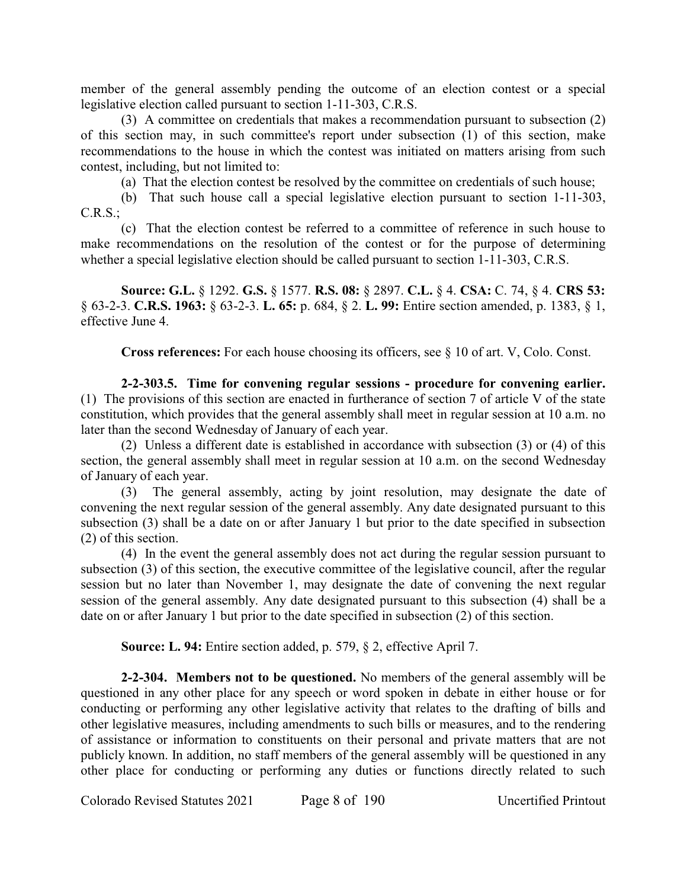member of the general assembly pending the outcome of an election contest or a special legislative election called pursuant to section 1-11-303, C.R.S.

(3) A committee on credentials that makes a recommendation pursuant to subsection (2) of this section may, in such committee's report under subsection (1) of this section, make recommendations to the house in which the contest was initiated on matters arising from such contest, including, but not limited to:

(a) That the election contest be resolved by the committee on credentials of such house;

(b) That such house call a special legislative election pursuant to section 1-11-303, C.R.S.;

(c) That the election contest be referred to a committee of reference in such house to make recommendations on the resolution of the contest or for the purpose of determining whether a special legislative election should be called pursuant to section 1-11-303, C.R.S.

**Source: G.L.** § 1292. **G.S.** § 1577. **R.S. 08:** § 2897. **C.L.** § 4. **CSA:** C. 74, § 4. **CRS 53:** § 63-2-3. **C.R.S. 1963:** § 63-2-3. **L. 65:** p. 684, § 2. **L. 99:** Entire section amended, p. 1383, § 1, effective June 4.

**Cross references:** For each house choosing its officers, see § 10 of art. V, Colo. Const.

**2-2-303.5. Time for convening regular sessions - procedure for convening earlier.** (1) The provisions of this section are enacted in furtherance of section 7 of article V of the state constitution, which provides that the general assembly shall meet in regular session at 10 a.m. no later than the second Wednesday of January of each year.

(2) Unless a different date is established in accordance with subsection (3) or (4) of this section, the general assembly shall meet in regular session at 10 a.m. on the second Wednesday of January of each year.

(3) The general assembly, acting by joint resolution, may designate the date of convening the next regular session of the general assembly. Any date designated pursuant to this subsection (3) shall be a date on or after January 1 but prior to the date specified in subsection (2) of this section.

(4) In the event the general assembly does not act during the regular session pursuant to subsection (3) of this section, the executive committee of the legislative council, after the regular session but no later than November 1, may designate the date of convening the next regular session of the general assembly. Any date designated pursuant to this subsection (4) shall be a date on or after January 1 but prior to the date specified in subsection (2) of this section.

**Source: L. 94:** Entire section added, p. 579, § 2, effective April 7.

**2-2-304. Members not to be questioned.** No members of the general assembly will be questioned in any other place for any speech or word spoken in debate in either house or for conducting or performing any other legislative activity that relates to the drafting of bills and other legislative measures, including amendments to such bills or measures, and to the rendering of assistance or information to constituents on their personal and private matters that are not publicly known. In addition, no staff members of the general assembly will be questioned in any other place for conducting or performing any duties or functions directly related to such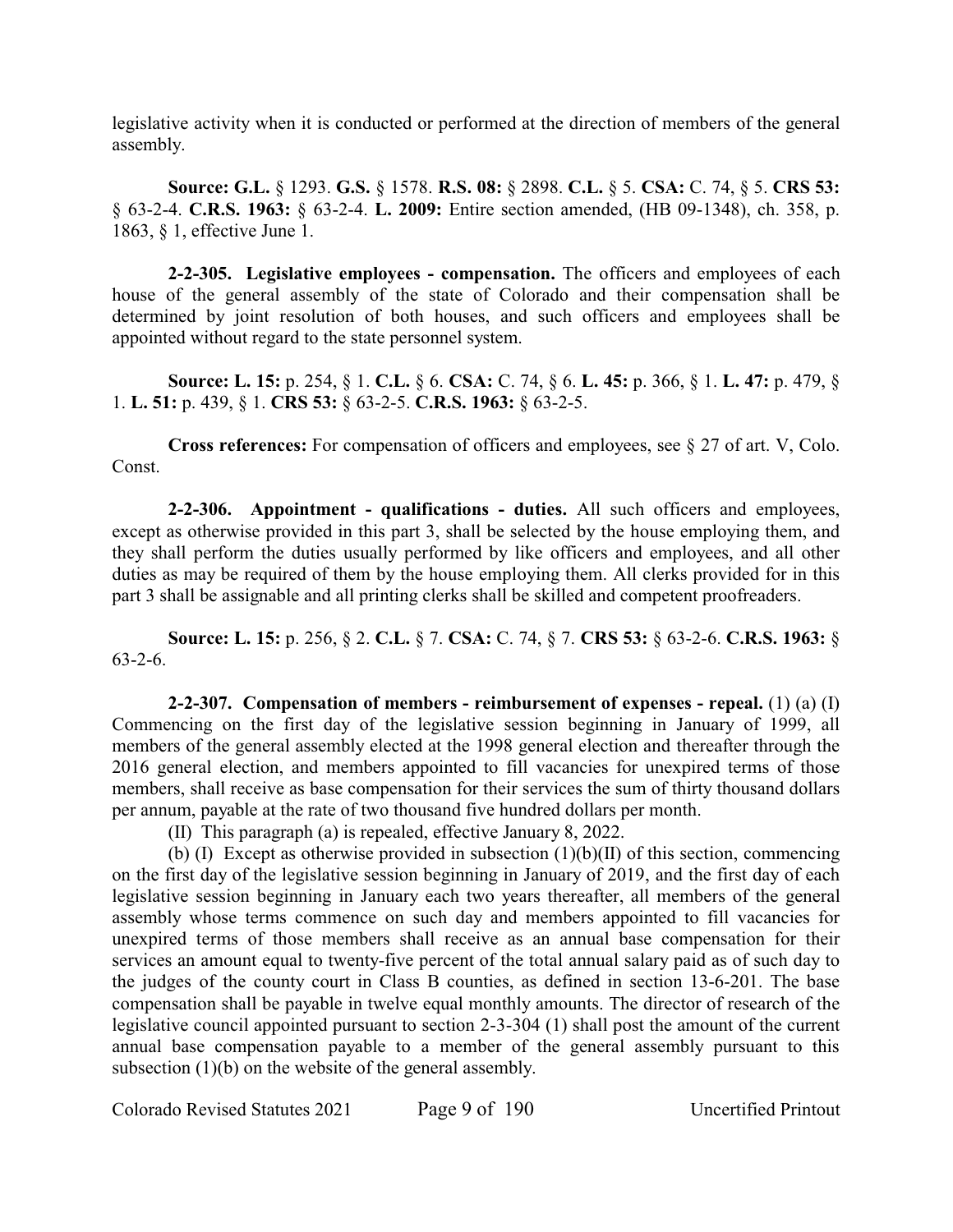legislative activity when it is conducted or performed at the direction of members of the general assembly.

**Source: G.L.** § 1293. **G.S.** § 1578. **R.S. 08:** § 2898. **C.L.** § 5. **CSA:** C. 74, § 5. **CRS 53:** § 63-2-4. **C.R.S. 1963:** § 63-2-4. **L. 2009:** Entire section amended, (HB 09-1348), ch. 358, p. 1863, § 1, effective June 1.

**2-2-305. Legislative employees - compensation.** The officers and employees of each house of the general assembly of the state of Colorado and their compensation shall be determined by joint resolution of both houses, and such officers and employees shall be appointed without regard to the state personnel system.

**Source: L. 15:** p. 254, § 1. **C.L.** § 6. **CSA:** C. 74, § 6. **L. 45:** p. 366, § 1. **L. 47:** p. 479, § 1. **L. 51:** p. 439, § 1. **CRS 53:** § 63-2-5. **C.R.S. 1963:** § 63-2-5.

**Cross references:** For compensation of officers and employees, see § 27 of art. V, Colo. Const.

**2-2-306. Appointment - qualifications - duties.** All such officers and employees, except as otherwise provided in this part 3, shall be selected by the house employing them, and they shall perform the duties usually performed by like officers and employees, and all other duties as may be required of them by the house employing them. All clerks provided for in this part 3 shall be assignable and all printing clerks shall be skilled and competent proofreaders.

**Source: L. 15:** p. 256, § 2. **C.L.** § 7. **CSA:** C. 74, § 7. **CRS 53:** § 63-2-6. **C.R.S. 1963:** § 63-2-6.

**2-2-307. Compensation of members - reimbursement of expenses - repeal.** (1) (a) (I) Commencing on the first day of the legislative session beginning in January of 1999, all members of the general assembly elected at the 1998 general election and thereafter through the 2016 general election, and members appointed to fill vacancies for unexpired terms of those members, shall receive as base compensation for their services the sum of thirty thousand dollars per annum, payable at the rate of two thousand five hundred dollars per month.

(II) This paragraph (a) is repealed, effective January 8, 2022.

(b) (I) Except as otherwise provided in subsection (1)(b)(II) of this section, commencing on the first day of the legislative session beginning in January of 2019, and the first day of each legislative session beginning in January each two years thereafter, all members of the general assembly whose terms commence on such day and members appointed to fill vacancies for unexpired terms of those members shall receive as an annual base compensation for their services an amount equal to twenty-five percent of the total annual salary paid as of such day to the judges of the county court in Class B counties, as defined in section 13-6-201. The base compensation shall be payable in twelve equal monthly amounts. The director of research of the legislative council appointed pursuant to section 2-3-304 (1) shall post the amount of the current annual base compensation payable to a member of the general assembly pursuant to this subsection (1)(b) on the website of the general assembly.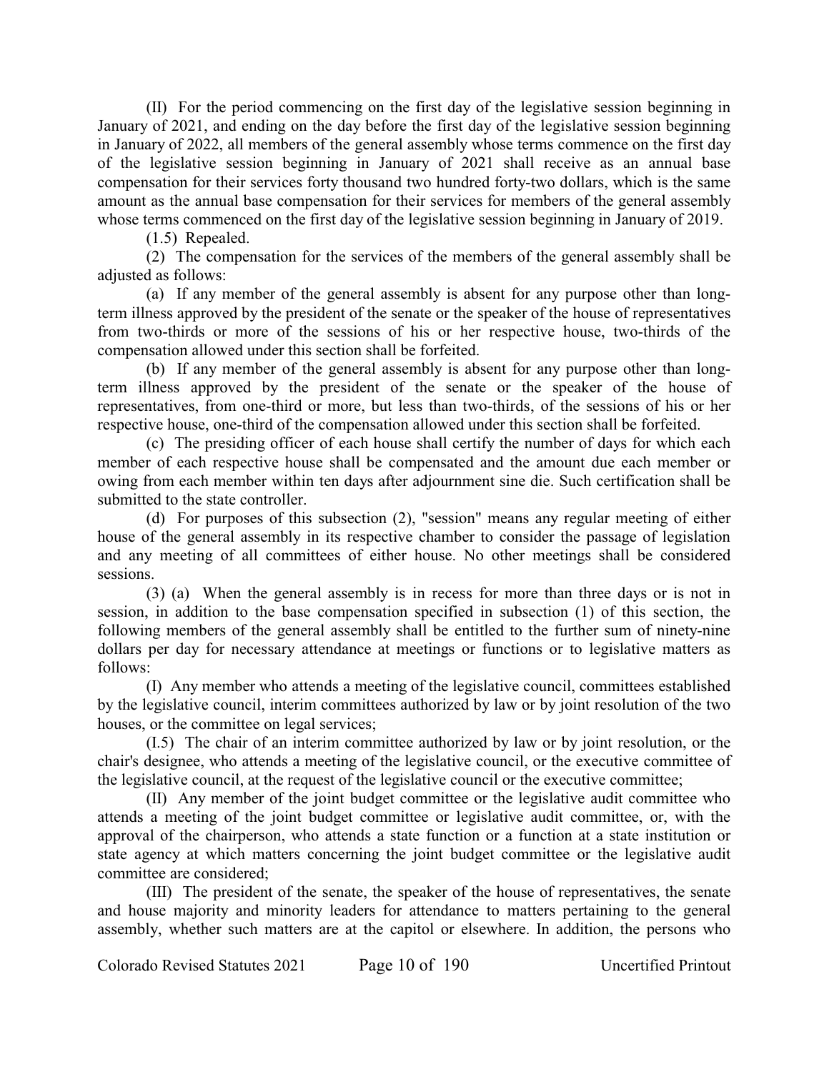(II) For the period commencing on the first day of the legislative session beginning in January of 2021, and ending on the day before the first day of the legislative session beginning in January of 2022, all members of the general assembly whose terms commence on the first day of the legislative session beginning in January of 2021 shall receive as an annual base compensation for their services forty thousand two hundred forty-two dollars, which is the same amount as the annual base compensation for their services for members of the general assembly whose terms commenced on the first day of the legislative session beginning in January of 2019.

(1.5) Repealed.

(2) The compensation for the services of the members of the general assembly shall be adjusted as follows:

(a) If any member of the general assembly is absent for any purpose other than long-term illness approved by the president of the senate or the speaker of the house of representatives from two-thirds or more of the sessions of his or her respective house, two-thirds of the compensation allowed under this section shall be forfeited.

(b) If any member of the general assembly is absent for any purpose other than long-term illness approved by the president of the senate or the speaker of the house of representatives, from one-third or more, but less than two-thirds, of the sessions of his or her respective house, one-third of the compensation allowed under this section shall be forfeited.

(c) The presiding officer of each house shall certify the number of days for which each member of each respective house shall be compensated and the amount due each member or owing from each member within ten days after adjournment sine die. Such certification shall be submitted to the state controller.

(d) For purposes of this subsection (2), "session" means any regular meeting of either house of the general assembly in its respective chamber to consider the passage of legislation and any meeting of all committees of either house. No other meetings shall be considered sessions.

(3) (a) When the general assembly is in recess for more than three days or is not in session, in addition to the base compensation specified in subsection (1) of this section, the following members of the general assembly shall be entitled to the further sum of ninety-nine dollars per day for necessary attendance at meetings or functions or to legislative matters as follows:

(I) Any member who attends a meeting of the legislative council, committees established by the legislative council, interim committees authorized by law or by joint resolution of the two houses, or the committee on legal services;

(I.5) The chair of an interim committee authorized by law or by joint resolution, or the chair's designee, who attends a meeting of the legislative council, or the executive committee of the legislative council, at the request of the legislative council or the executive committee;

(II) Any member of the joint budget committee or the legislative audit committee who attends a meeting of the joint budget committee or legislative audit committee, or, with the approval of the chairperson, who attends a state function or a function at a state institution or state agency at which matters concerning the joint budget committee or the legislative audit committee are considered;

(III) The president of the senate, the speaker of the house of representatives, the senate and house majority and minority leaders for attendance to matters pertaining to the general assembly, whether such matters are at the capitol or elsewhere. In addition, the persons who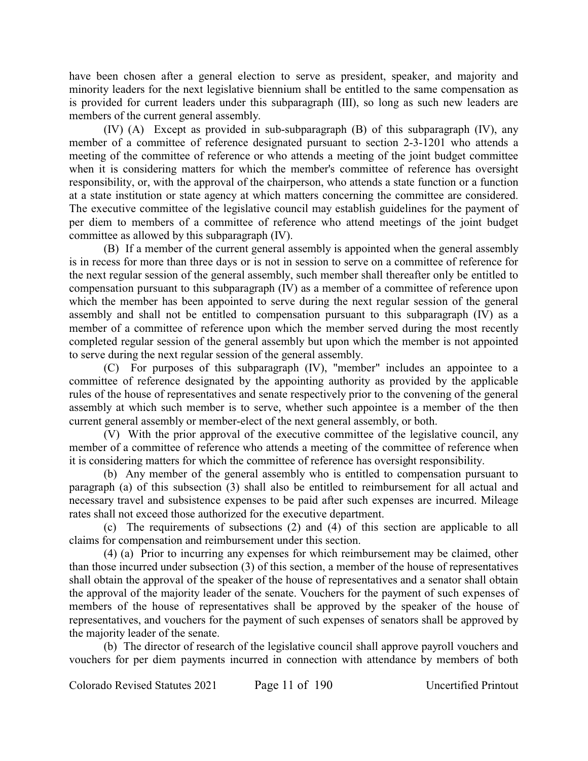have been chosen after a general election to serve as president, speaker, and majority and minority leaders for the next legislative biennium shall be entitled to the same compensation as is provided for current leaders under this subparagraph (III), so long as such new leaders are members of the current general assembly.

(IV) (A) Except as provided in sub-subparagraph (B) of this subparagraph (IV), any member of a committee of reference designated pursuant to section 2-3-1201 who attends a meeting of the committee of reference or who attends a meeting of the joint budget committee when it is considering matters for which the member's committee of reference has oversight responsibility, or, with the approval of the chairperson, who attends a state function or a function at a state institution or state agency at which matters concerning the committee are considered. The executive committee of the legislative council may establish guidelines for the payment of per diem to members of a committee of reference who attend meetings of the joint budget committee as allowed by this subparagraph (IV).

(B) If a member of the current general assembly is appointed when the general assembly is in recess for more than three days or is not in session to serve on a committee of reference for the next regular session of the general assembly, such member shall thereafter only be entitled to compensation pursuant to this subparagraph (IV) as a member of a committee of reference upon which the member has been appointed to serve during the next regular session of the general assembly and shall not be entitled to compensation pursuant to this subparagraph (IV) as a member of a committee of reference upon which the member served during the most recently completed regular session of the general assembly but upon which the member is not appointed to serve during the next regular session of the general assembly.

(C) For purposes of this subparagraph (IV), "member" includes an appointee to a committee of reference designated by the appointing authority as provided by the applicable rules of the house of representatives and senate respectively prior to the convening of the general assembly at which such member is to serve, whether such appointee is a member of the then current general assembly or member-elect of the next general assembly, or both.

(V) With the prior approval of the executive committee of the legislative council, any member of a committee of reference who attends a meeting of the committee of reference when it is considering matters for which the committee of reference has oversight responsibility.

(b) Any member of the general assembly who is entitled to compensation pursuant to paragraph (a) of this subsection (3) shall also be entitled to reimbursement for all actual and necessary travel and subsistence expenses to be paid after such expenses are incurred. Mileage rates shall not exceed those authorized for the executive department.

(c) The requirements of subsections (2) and (4) of this section are applicable to all claims for compensation and reimbursement under this section.

(4) (a) Prior to incurring any expenses for which reimbursement may be claimed, other than those incurred under subsection (3) of this section, a member of the house of representatives shall obtain the approval of the speaker of the house of representatives and a senator shall obtain the approval of the majority leader of the senate. Vouchers for the payment of such expenses of members of the house of representatives shall be approved by the speaker of the house of representatives, and vouchers for the payment of such expenses of senators shall be approved by the majority leader of the senate.

(b) The director of research of the legislative council shall approve payroll vouchers and vouchers for per diem payments incurred in connection with attendance by members of both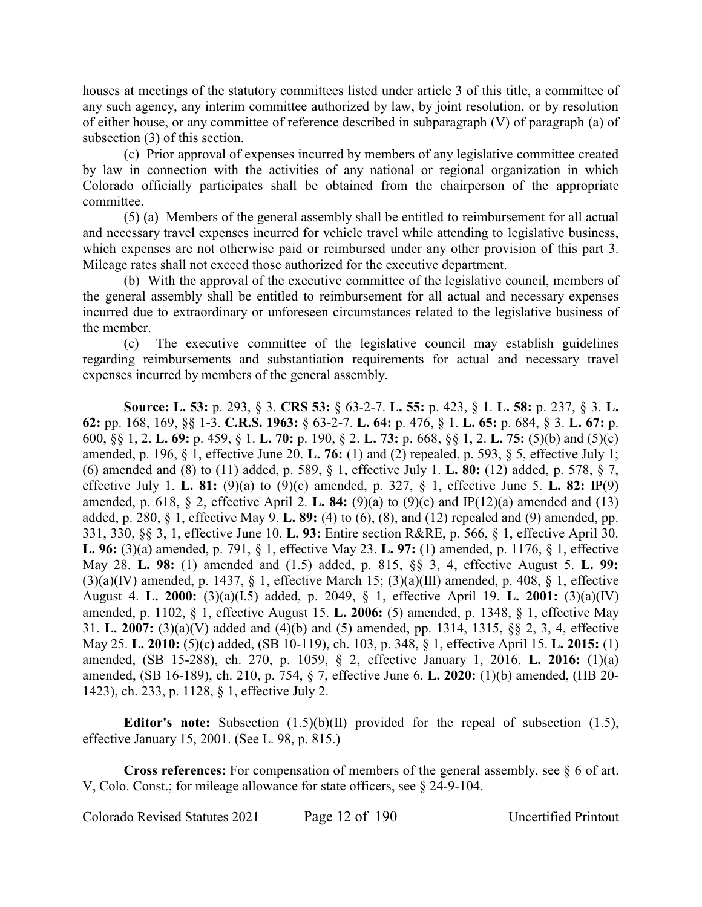houses at meetings of the statutory committees listed under article 3 of this title, a committee of any such agency, any interim committee authorized by law, by joint resolution, or by resolution of either house, or any committee of reference described in subparagraph (V) of paragraph (a) of subsection (3) of this section.

(c) Prior approval of expenses incurred by members of any legislative committee created by law in connection with the activities of any national or regional organization in which Colorado officially participates shall be obtained from the chairperson of the appropriate committee.

(5) (a) Members of the general assembly shall be entitled to reimbursement for all actual and necessary travel expenses incurred for vehicle travel while attending to legislative business, which expenses are not otherwise paid or reimbursed under any other provision of this part 3. Mileage rates shall not exceed those authorized for the executive department.

(b) With the approval of the executive committee of the legislative council, members of the general assembly shall be entitled to reimbursement for all actual and necessary expenses incurred due to extraordinary or unforeseen circumstances related to the legislative business of the member.

(c) The executive committee of the legislative council may establish guidelines regarding reimbursements and substantiation requirements for actual and necessary travel expenses incurred by members of the general assembly.

**Source: L. 53:** p. 293, § 3. **CRS 53:** § 63-2-7. **L. 55:** p. 423, § 1. **L. 58:** p. 237, § 3. **L. 62:** pp. 168, 169, §§ 1-3. **C.R.S. 1963:** § 63-2-7. **L. 64:** p. 476, § 1. **L. 65:** p. 684, § 3. **L. 67:** p. 600, §§ 1, 2. **L. 69:** p. 459, § 1. **L. 70:** p. 190, § 2. **L. 73:** p. 668, §§ 1, 2. **L. 75:** (5)(b) and (5)(c) amended, p. 196, § 1, effective June 20. **L. 76:** (1) and (2) repealed, p. 593, § 5, effective July 1; (6) amended and (8) to (11) added, p. 589, § 1, effective July 1. **L. 80:** (12) added, p. 578, § 7, effective July 1. **L. 81:** (9)(a) to (9)(c) amended, p. 327, § 1, effective June 5. **L. 82:** IP(9) amended, p. 618, § 2, effective April 2. **L. 84:** (9)(a) to (9)(c) and IP(12)(a) amended and (13) added, p. 280, § 1, effective May 9. **L. 89:** (4) to (6), (8), and (12) repealed and (9) amended, pp. 331, 330, §§ 3, 1, effective June 10. **L. 93:** Entire section R&RE, p. 566, § 1, effective April 30. **L. 96:** (3)(a) amended, p. 791, § 1, effective May 23. **L. 97:** (1) amended, p. 1176, § 1, effective May 28. **L. 98:** (1) amended and (1.5) added, p. 815, §§ 3, 4, effective August 5. **L. 99:** (3)(a)(IV) amended, p. 1437, § 1, effective March 15; (3)(a)(III) amended, p. 408, § 1, effective August 4. **L. 2000:** (3)(a)(I.5) added, p. 2049, § 1, effective April 19. **L. 2001:** (3)(a)(IV) amended, p. 1102, § 1, effective August 15. **L. 2006:** (5) amended, p. 1348, § 1, effective May 31. **L. 2007:** (3)(a)(V) added and (4)(b) and (5) amended, pp. 1314, 1315, §§ 2, 3, 4, effective May 25. **L. 2010:** (5)(c) added, (SB 10-119), ch. 103, p. 348, § 1, effective April 15. **L. 2015:** (1) amended, (SB 15-288), ch. 270, p. 1059, § 2, effective January 1, 2016. **L. 2016:** (1)(a) amended, (SB 16-189), ch. 210, p. 754, § 7, effective June 6. **L. 2020:** (1)(b) amended, (HB 20-1423), ch. 233, p. 1128, § 1, effective July 2.

**Editor's note:** Subsection (1.5)(b)(II) provided for the repeal of subsection (1.5), effective January 15, 2001. (See L. 98, p. 815.)

**Cross references:** For compensation of members of the general assembly, see § 6 of art. V, Colo. Const.; for mileage allowance for state officers, see § 24-9-104.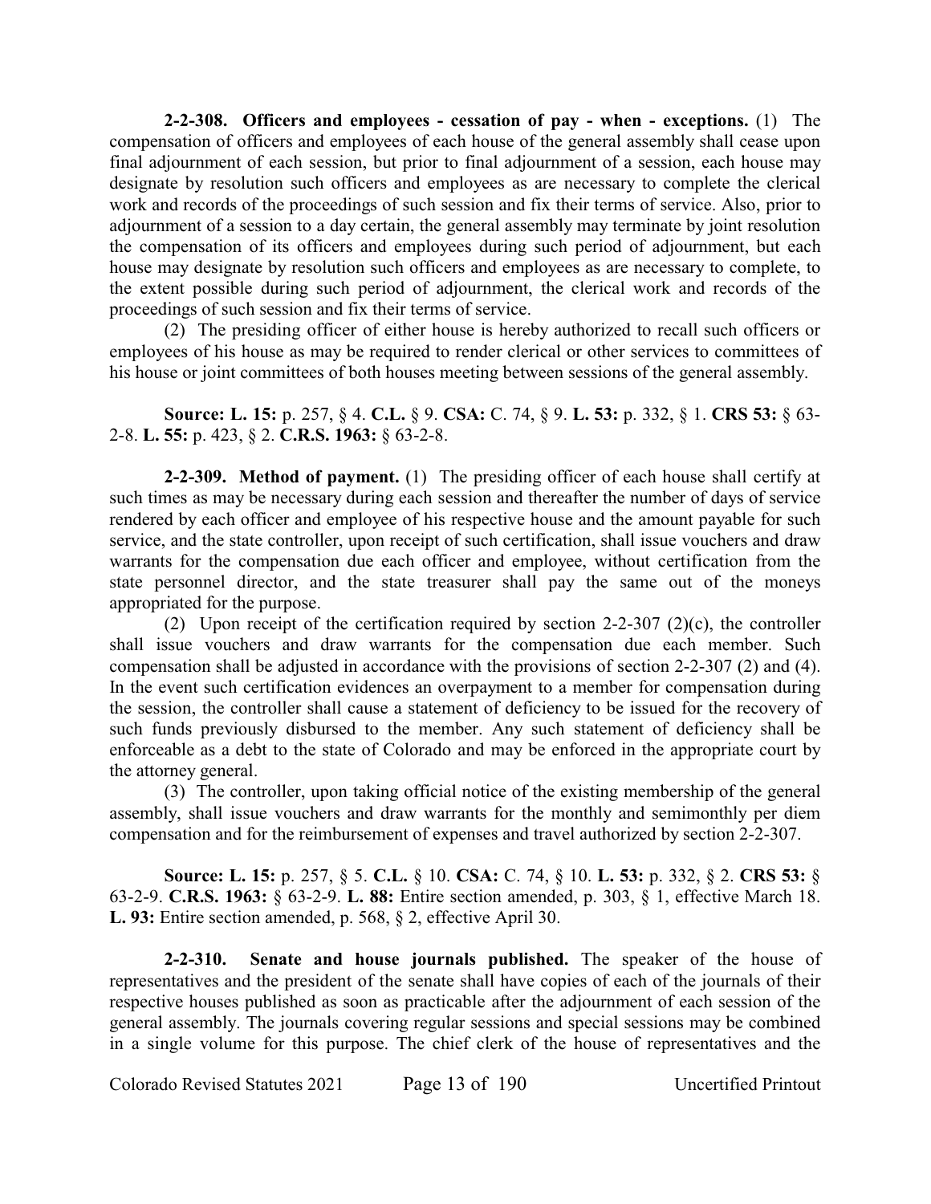**2-2-308. Officers and employees - cessation of pay - when - exceptions.** (1) The compensation of officers and employees of each house of the general assembly shall cease upon final adjournment of each session, but prior to final adjournment of a session, each house may designate by resolution such officers and employees as are necessary to complete the clerical work and records of the proceedings of such session and fix their terms of service. Also, prior to adjournment of a session to a day certain, the general assembly may terminate by joint resolution the compensation of its officers and employees during such period of adjournment, but each house may designate by resolution such officers and employees as are necessary to complete, to the extent possible during such period of adjournment, the clerical work and records of the proceedings of such session and fix their terms of service.

(2) The presiding officer of either house is hereby authorized to recall such officers or employees of his house as may be required to render clerical or other services to committees of his house or joint committees of both houses meeting between sessions of the general assembly.

**Source: L. 15:** p. 257, § 4. **C.L.** § 9. **CSA:** C. 74, § 9. **L. 53:** p. 332, § 1. **CRS 53:** § 63-2-8. **L. 55:** p. 423, § 2. **C.R.S. 1963:** § 63-2-8.

**2-2-309. Method of payment.** (1) The presiding officer of each house shall certify at such times as may be necessary during each session and thereafter the number of days of service rendered by each officer and employee of his respective house and the amount payable for such service, and the state controller, upon receipt of such certification, shall issue vouchers and draw warrants for the compensation due each officer and employee, without certification from the state personnel director, and the state treasurer shall pay the same out of the moneys appropriated for the purpose.

(2) Upon receipt of the certification required by section 2-2-307 (2)(c), the controller shall issue vouchers and draw warrants for the compensation due each member. Such compensation shall be adjusted in accordance with the provisions of section 2-2-307 (2) and (4). In the event such certification evidences an overpayment to a member for compensation during the session, the controller shall cause a statement of deficiency to be issued for the recovery of such funds previously disbursed to the member. Any such statement of deficiency shall be enforceable as a debt to the state of Colorado and may be enforced in the appropriate court by the attorney general.

(3) The controller, upon taking official notice of the existing membership of the general assembly, shall issue vouchers and draw warrants for the monthly and semimonthly per diem compensation and for the reimbursement of expenses and travel authorized by section 2-2-307.

**Source: L. 15:** p. 257, § 5. **C.L.** § 10. **CSA:** C. 74, § 10. **L. 53:** p. 332, § 2. **CRS 53:** § 63-2-9. **C.R.S. 1963:** § 63-2-9. **L. 88:** Entire section amended, p. 303, § 1, effective March 18. **L. 93:** Entire section amended, p. 568, § 2, effective April 30.

**2-2-310. Senate and house journals published.** The speaker of the house of representatives and the president of the senate shall have copies of each of the journals of their respective houses published as soon as practicable after the adjournment of each session of the general assembly. The journals covering regular sessions and special sessions may be combined in a single volume for this purpose. The chief clerk of the house of representatives and the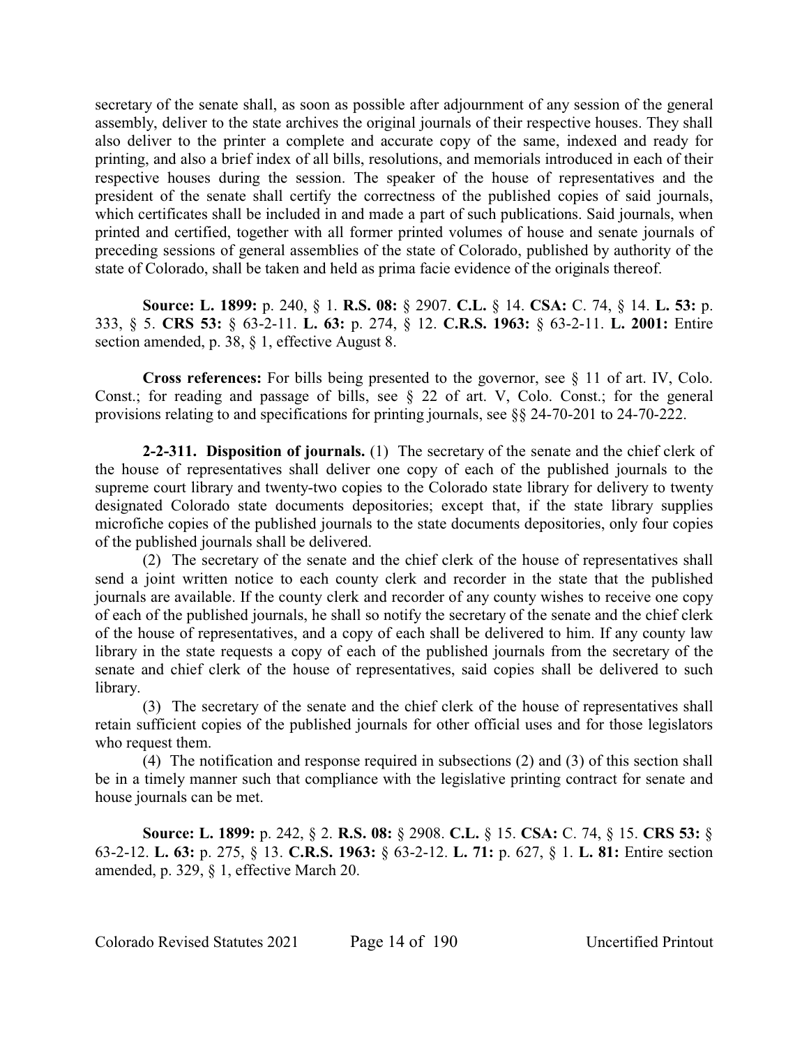secretary of the senate shall, as soon as possible after adjournment of any session of the general assembly, deliver to the state archives the original journals of their respective houses. They shall also deliver to the printer a complete and accurate copy of the same, indexed and ready for printing, and also a brief index of all bills, resolutions, and memorials introduced in each of their respective houses during the session. The speaker of the house of representatives and the president of the senate shall certify the correctness of the published copies of said journals, which certificates shall be included in and made a part of such publications. Said journals, when printed and certified, together with all former printed volumes of house and senate journals of preceding sessions of general assemblies of the state of Colorado, published by authority of the state of Colorado, shall be taken and held as prima facie evidence of the originals thereof.

**Source: L. 1899:** p. 240, § 1. **R.S. 08:** § 2907. **C.L.** § 14. **CSA:** C. 74, § 14. **L. 53:** p. 333, § 5. **CRS 53:** § 63-2-11. **L. 63:** p. 274, § 12. **C.R.S. 1963:** § 63-2-11. **L. 2001:** Entire section amended, p. 38, § 1, effective August 8.

**Cross references:** For bills being presented to the governor, see § 11 of art. IV, Colo. Const.; for reading and passage of bills, see § 22 of art. V, Colo. Const.; for the general provisions relating to and specifications for printing journals, see §§ 24-70-201 to 24-70-222.

**2-2-311. Disposition of journals.** (1) The secretary of the senate and the chief clerk of the house of representatives shall deliver one copy of each of the published journals to the supreme court library and twenty-two copies to the Colorado state library for delivery to twenty designated Colorado state documents depositories; except that, if the state library supplies microfiche copies of the published journals to the state documents depositories, only four copies of the published journals shall be delivered.

(2) The secretary of the senate and the chief clerk of the house of representatives shall send a joint written notice to each county clerk and recorder in the state that the published journals are available. If the county clerk and recorder of any county wishes to receive one copy of each of the published journals, he shall so notify the secretary of the senate and the chief clerk of the house of representatives, and a copy of each shall be delivered to him. If any county law library in the state requests a copy of each of the published journals from the secretary of the senate and chief clerk of the house of representatives, said copies shall be delivered to such library.

(3) The secretary of the senate and the chief clerk of the house of representatives shall retain sufficient copies of the published journals for other official uses and for those legislators who request them.

(4) The notification and response required in subsections (2) and (3) of this section shall be in a timely manner such that compliance with the legislative printing contract for senate and house journals can be met.

**Source: L. 1899:** p. 242, § 2. **R.S. 08:** § 2908. **C.L.** § 15. **CSA:** C. 74, § 15. **CRS 53:** § 63-2-12. **L. 63:** p. 275, § 13. **C.R.S. 1963:** § 63-2-12. **L. 71:** p. 627, § 1. **L. 81:** Entire section amended, p. 329, § 1, effective March 20.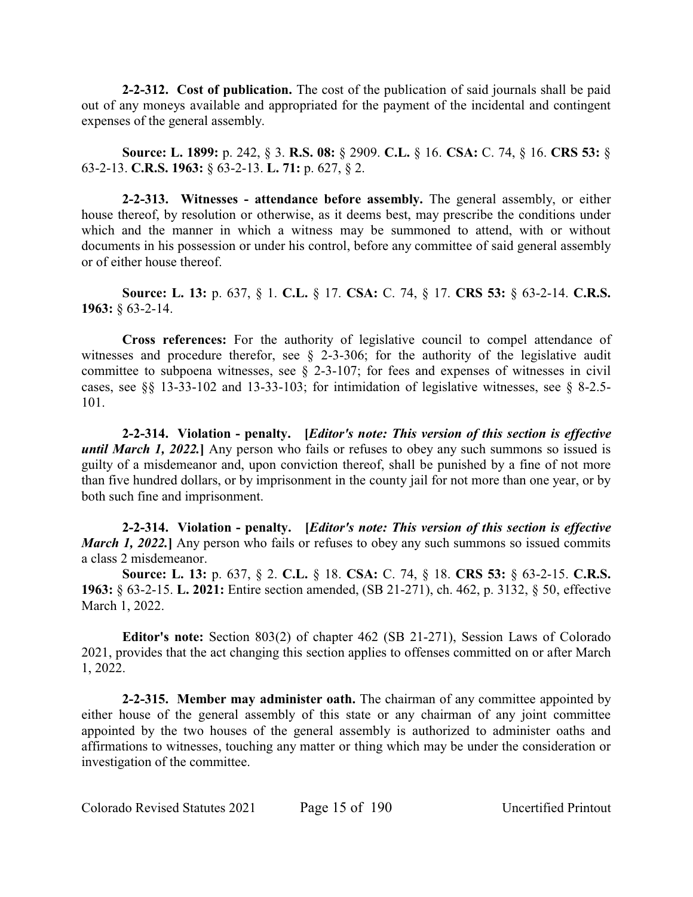**2-2-312. Cost of publication.** The cost of the publication of said journals shall be paid out of any moneys available and appropriated for the payment of the incidental and contingent expenses of the general assembly.

**Source: L. 1899:** p. 242, § 3. **R.S. 08:** § 2909. **C.L.** § 16. **CSA:** C. 74, § 16. **CRS 53:** § 63-2-13. **C.R.S. 1963:** § 63-2-13. **L. 71:** p. 627, § 2.

**2-2-313. Witnesses - attendance before assembly.** The general assembly, or either house thereof, by resolution or otherwise, as it deems best, may prescribe the conditions under which and the manner in which a witness may be summoned to attend, with or without documents in his possession or under his control, before any committee of said general assembly or of either house thereof.

**Source: L. 13:** p. 637, § 1. **C.L.** § 17. **CSA:** C. 74, § 17. **CRS 53:** § 63-2-14. **C.R.S. 1963:** § 63-2-14.

**Cross references:** For the authority of legislative council to compel attendance of witnesses and procedure therefor, see § 2-3-306; for the authority of the legislative audit committee to subpoena witnesses, see § 2-3-107; for fees and expenses of witnesses in civil cases, see §§ 13-33-102 and 13-33-103; for intimidation of legislative witnesses, see § 8-2.5-101.

**2-2-314. Violation - penalty. [*Editor's note: This version of this section is effective until March 1, 2022.*]** Any person who fails or refuses to obey any such summons so issued is guilty of a misdemeanor and, upon conviction thereof, shall be punished by a fine of not more than five hundred dollars, or by imprisonment in the county jail for not more than one year, or by both such fine and imprisonment.

**2-2-314. Violation - penalty. [*Editor's note: This version of this section is effective March 1, 2022.*]** Any person who fails or refuses to obey any such summons so issued commits a class 2 misdemeanor.

**Source: L. 13:** p. 637, § 2. **C.L.** § 18. **CSA:** C. 74, § 18. **CRS 53:** § 63-2-15. **C.R.S. 1963:** § 63-2-15. **L. 2021:** Entire section amended, (SB 21-271), ch. 462, p. 3132, § 50, effective March 1, 2022.

**Editor's note:** Section 803(2) of chapter 462 (SB 21-271), Session Laws of Colorado 2021, provides that the act changing this section applies to offenses committed on or after March 1, 2022.

**2-2-315. Member may administer oath.** The chairman of any committee appointed by either house of the general assembly of this state or any chairman of any joint committee appointed by the two houses of the general assembly is authorized to administer oaths and affirmations to witnesses, touching any matter or thing which may be under the consideration or investigation of the committee.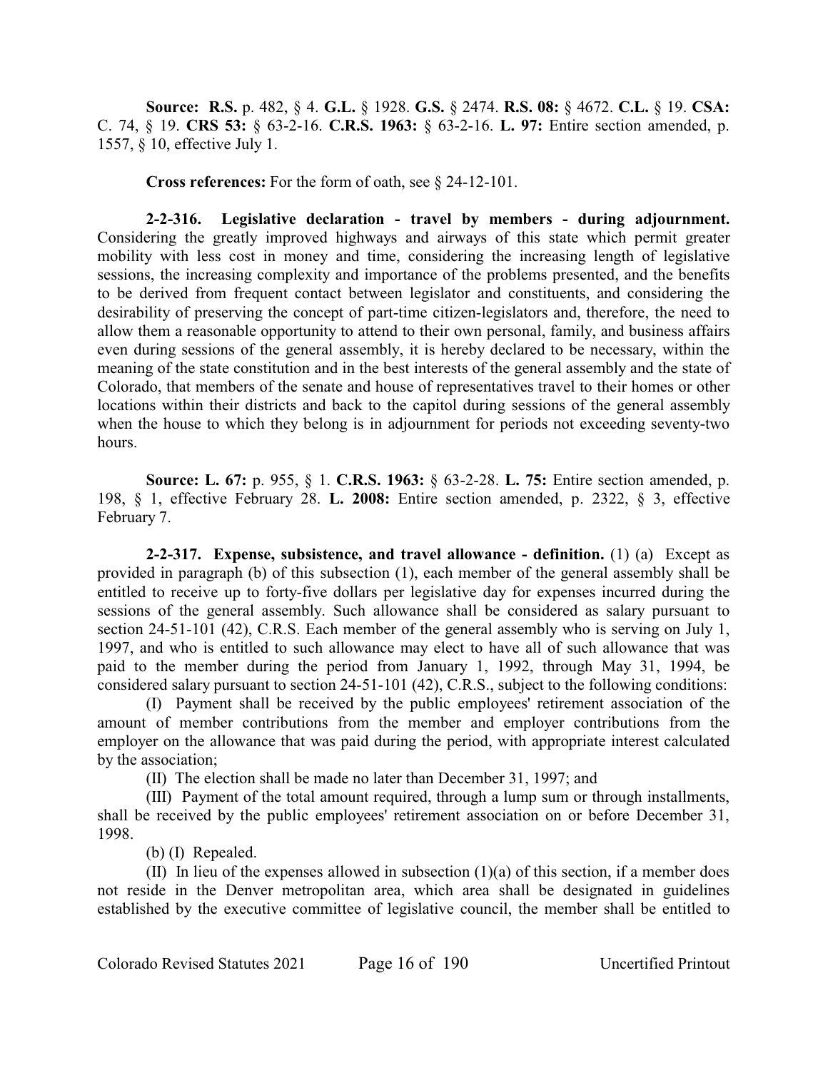**Source: R.S.** p. 482, § 4. **G.L.** § 1928. **G.S.** § 2474. **R.S. 08:** § 4672. **C.L.** § 19. **CSA:** C. 74, § 19. **CRS 53:** § 63-2-16. **C.R.S. 1963:** § 63-2-16. **L. 97:** Entire section amended, p. 1557, § 10, effective July 1.

**Cross references:** For the form of oath, see § 24-12-101.

**2-2-316. Legislative declaration - travel by members - during adjournment.** Considering the greatly improved highways and airways of this state which permit greater mobility with less cost in money and time, considering the increasing length of legislative sessions, the increasing complexity and importance of the problems presented, and the benefits to be derived from frequent contact between legislator and constituents, and considering the desirability of preserving the concept of part-time citizen-legislators and, therefore, the need to allow them a reasonable opportunity to attend to their own personal, family, and business affairs even during sessions of the general assembly, it is hereby declared to be necessary, within the meaning of the state constitution and in the best interests of the general assembly and the state of Colorado, that members of the senate and house of representatives travel to their homes or other locations within their districts and back to the capitol during sessions of the general assembly when the house to which they belong is in adjournment for periods not exceeding seventy-two hours.

**Source: L. 67:** p. 955, § 1. **C.R.S. 1963:** § 63-2-28. **L. 75:** Entire section amended, p. 198, § 1, effective February 28. **L. 2008:** Entire section amended, p. 2322, § 3, effective February 7.

**2-2-317. Expense, subsistence, and travel allowance - definition.** (1) (a) Except as provided in paragraph (b) of this subsection (1), each member of the general assembly shall be entitled to receive up to forty-five dollars per legislative day for expenses incurred during the sessions of the general assembly. Such allowance shall be considered as salary pursuant to section 24-51-101 (42), C.R.S. Each member of the general assembly who is serving on July 1, 1997, and who is entitled to such allowance may elect to have all of such allowance that was paid to the member during the period from January 1, 1992, through May 31, 1994, be considered salary pursuant to section 24-51-101 (42), C.R.S., subject to the following conditions:

(I) Payment shall be received by the public employees' retirement association of the amount of member contributions from the member and employer contributions from the employer on the allowance that was paid during the period, with appropriate interest calculated by the association;

(II) The election shall be made no later than December 31, 1997; and

(III) Payment of the total amount required, through a lump sum or through installments, shall be received by the public employees' retirement association on or before December 31, 1998.

(b) (I) Repealed.

(II) In lieu of the expenses allowed in subsection (1)(a) of this section, if a member does not reside in the Denver metropolitan area, which area shall be designated in guidelines established by the executive committee of legislative council, the member shall be entitled to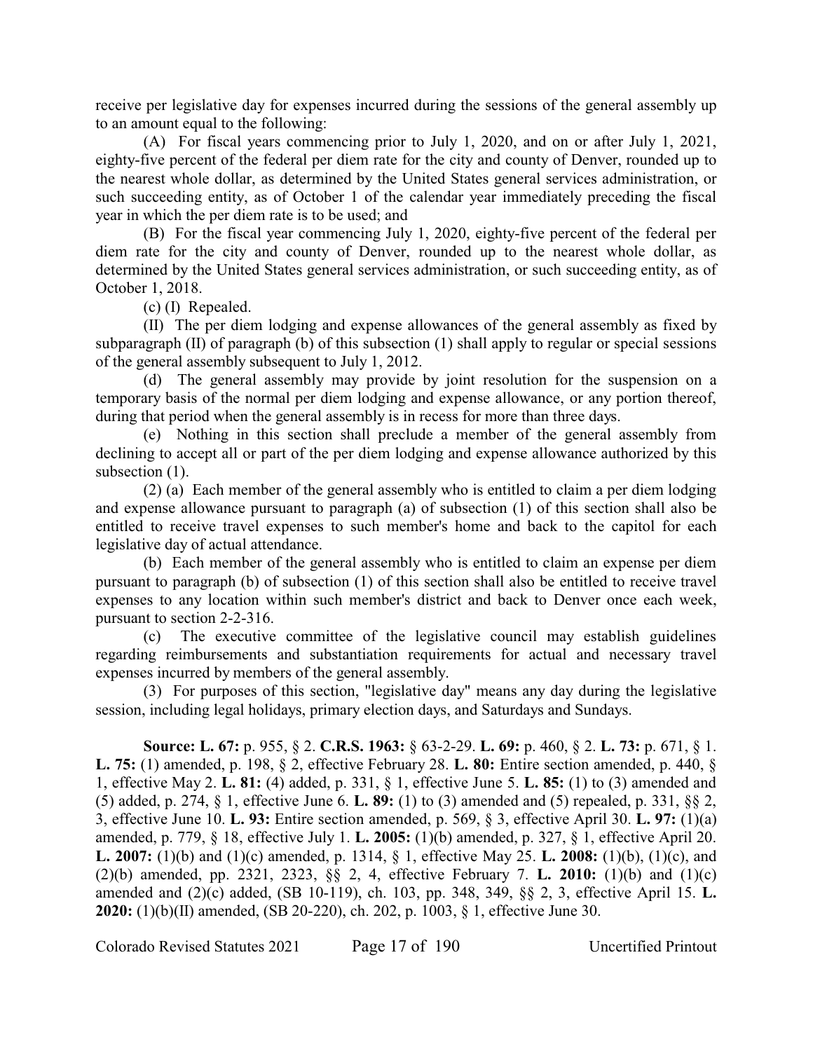receive per legislative day for expenses incurred during the sessions of the general assembly up to an amount equal to the following:

(A) For fiscal years commencing prior to July 1, 2020, and on or after July 1, 2021, eighty-five percent of the federal per diem rate for the city and county of Denver, rounded up to the nearest whole dollar, as determined by the United States general services administration, or such succeeding entity, as of October 1 of the calendar year immediately preceding the fiscal year in which the per diem rate is to be used; and

(B) For the fiscal year commencing July 1, 2020, eighty-five percent of the federal per diem rate for the city and county of Denver, rounded up to the nearest whole dollar, as determined by the United States general services administration, or such succeeding entity, as of October 1, 2018.

(c) (I) Repealed.

(II) The per diem lodging and expense allowances of the general assembly as fixed by subparagraph (II) of paragraph (b) of this subsection (1) shall apply to regular or special sessions of the general assembly subsequent to July 1, 2012.

(d) The general assembly may provide by joint resolution for the suspension on a temporary basis of the normal per diem lodging and expense allowance, or any portion thereof, during that period when the general assembly is in recess for more than three days.

(e) Nothing in this section shall preclude a member of the general assembly from declining to accept all or part of the per diem lodging and expense allowance authorized by this subsection (1).

(2) (a) Each member of the general assembly who is entitled to claim a per diem lodging and expense allowance pursuant to paragraph (a) of subsection (1) of this section shall also be entitled to receive travel expenses to such member's home and back to the capitol for each legislative day of actual attendance.

(b) Each member of the general assembly who is entitled to claim an expense per diem pursuant to paragraph (b) of subsection (1) of this section shall also be entitled to receive travel expenses to any location within such member's district and back to Denver once each week, pursuant to section 2-2-316.

(c) The executive committee of the legislative council may establish guidelines regarding reimbursements and substantiation requirements for actual and necessary travel expenses incurred by members of the general assembly.

(3) For purposes of this section, "legislative day" means any day during the legislative session, including legal holidays, primary election days, and Saturdays and Sundays.

**Source: L. 67:** p. 955, § 2. **C.R.S. 1963:** § 63-2-29. **L. 69:** p. 460, § 2. **L. 73:** p. 671, § 1. **L. 75:** (1) amended, p. 198, § 2, effective February 28. **L. 80:** Entire section amended, p. 440, § 1, effective May 2. **L. 81:** (4) added, p. 331, § 1, effective June 5. **L. 85:** (1) to (3) amended and (5) added, p. 274, § 1, effective June 6. **L. 89:** (1) to (3) amended and (5) repealed, p. 331, §§ 2, 3, effective June 10. **L. 93:** Entire section amended, p. 569, § 3, effective April 30. **L. 97:** (1)(a) amended, p. 779, § 18, effective July 1. **L. 2005:** (1)(b) amended, p. 327, § 1, effective April 20. **L. 2007:** (1)(b) and (1)(c) amended, p. 1314, § 1, effective May 25. **L. 2008:** (1)(b), (1)(c), and (2)(b) amended, pp. 2321, 2323, §§ 2, 4, effective February 7. **L. 2010:** (1)(b) and (1)(c) amended and (2)(c) added, (SB 10-119), ch. 103, pp. 348, 349, §§ 2, 3, effective April 15. **L. 2020:** (1)(b)(II) amended, (SB 20-220), ch. 202, p. 1003, § 1, effective June 30.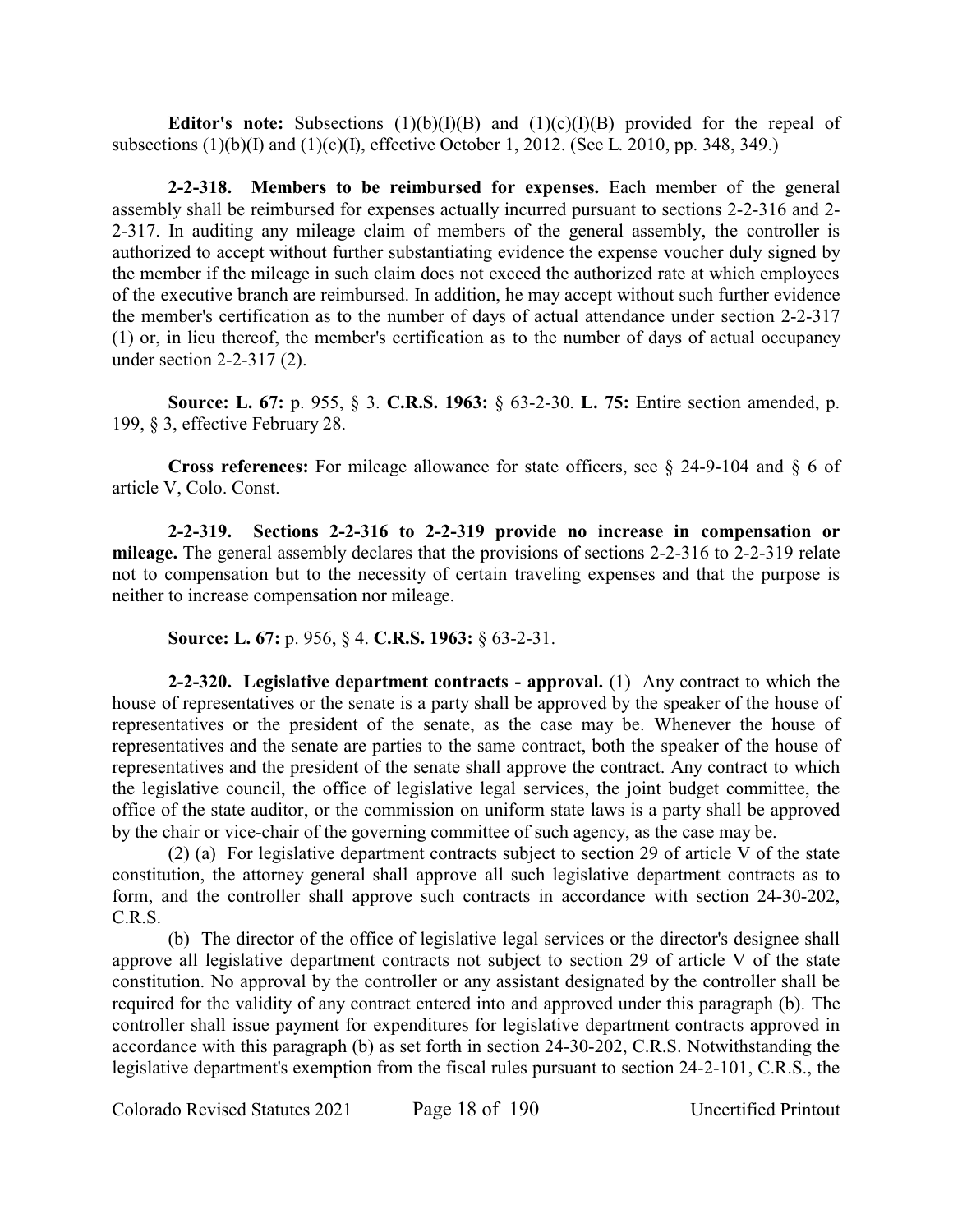**Editor's note:** Subsections (1)(b)(I)(B) and (1)(c)(I)(B) provided for the repeal of subsections (1)(b)(I) and (1)(c)(I), effective October 1, 2012. (See L. 2010, pp. 348, 349.)

**2-2-318. Members to be reimbursed for expenses.** Each member of the general assembly shall be reimbursed for expenses actually incurred pursuant to sections 2-2-316 and 2-2-317. In auditing any mileage claim of members of the general assembly, the controller is authorized to accept without further substantiating evidence the expense voucher duly signed by the member if the mileage in such claim does not exceed the authorized rate at which employees of the executive branch are reimbursed. In addition, he may accept without such further evidence the member's certification as to the number of days of actual attendance under section 2-2-317 (1) or, in lieu thereof, the member's certification as to the number of days of actual occupancy under section 2-2-317 (2).

**Source: L. 67:** p. 955, § 3. **C.R.S. 1963:** § 63-2-30. **L. 75:** Entire section amended, p. 199, § 3, effective February 28.

**Cross references:** For mileage allowance for state officers, see § 24-9-104 and § 6 of article V, Colo. Const.

**2-2-319. Sections 2-2-316 to 2-2-319 provide no increase in compensation or mileage.** The general assembly declares that the provisions of sections 2-2-316 to 2-2-319 relate not to compensation but to the necessity of certain traveling expenses and that the purpose is neither to increase compensation nor mileage.

**Source: L. 67:** p. 956, § 4. **C.R.S. 1963:** § 63-2-31.

**2-2-320. Legislative department contracts - approval.** (1) Any contract to which the house of representatives or the senate is a party shall be approved by the speaker of the house of representatives or the president of the senate, as the case may be. Whenever the house of representatives and the senate are parties to the same contract, both the speaker of the house of representatives and the president of the senate shall approve the contract. Any contract to which the legislative council, the office of legislative legal services, the joint budget committee, the office of the state auditor, or the commission on uniform state laws is a party shall be approved by the chair or vice-chair of the governing committee of such agency, as the case may be.

(2) (a) For legislative department contracts subject to section 29 of article V of the state constitution, the attorney general shall approve all such legislative department contracts as to form, and the controller shall approve such contracts in accordance with section 24-30-202, C.R.S.

(b) The director of the office of legislative legal services or the director's designee shall approve all legislative department contracts not subject to section 29 of article V of the state constitution. No approval by the controller or any assistant designated by the controller shall be required for the validity of any contract entered into and approved under this paragraph (b). The controller shall issue payment for expenditures for legislative department contracts approved in accordance with this paragraph (b) as set forth in section 24-30-202, C.R.S. Notwithstanding the legislative department's exemption from the fiscal rules pursuant to section 24-2-101, C.R.S., the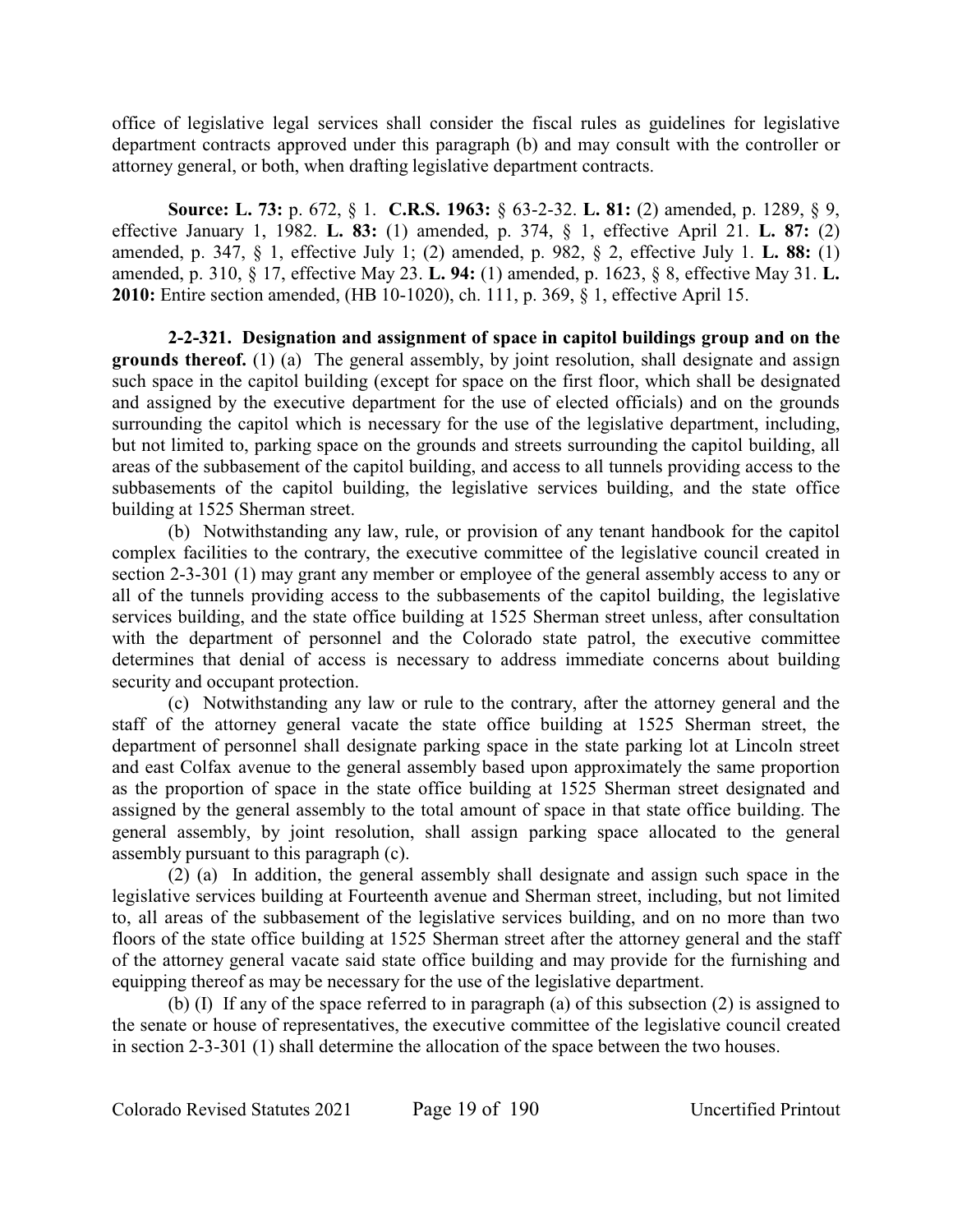office of legislative legal services shall consider the fiscal rules as guidelines for legislative department contracts approved under this paragraph (b) and may consult with the controller or attorney general, or both, when drafting legislative department contracts.

**Source: L. 73:** p. 672, § 1. **C.R.S. 1963:** § 63-2-32. **L. 81:** (2) amended, p. 1289, § 9, effective January 1, 1982. **L. 83:** (1) amended, p. 374, § 1, effective April 21. **L. 87:** (2) amended, p. 347, § 1, effective July 1; (2) amended, p. 982, § 2, effective July 1. **L. 88:** (1) amended, p. 310, § 17, effective May 23. **L. 94:** (1) amended, p. 1623, § 8, effective May 31. **L. 2010:** Entire section amended, (HB 10-1020), ch. 111, p. 369, § 1, effective April 15.

**2-2-321. Designation and assignment of space in capitol buildings group and on the grounds thereof.** (1) (a) The general assembly, by joint resolution, shall designate and assign such space in the capitol building (except for space on the first floor, which shall be designated and assigned by the executive department for the use of elected officials) and on the grounds surrounding the capitol which is necessary for the use of the legislative department, including, but not limited to, parking space on the grounds and streets surrounding the capitol building, all areas of the subbasement of the capitol building, and access to all tunnels providing access to the subbasements of the capitol building, the legislative services building, and the state office building at 1525 Sherman street.

(b) Notwithstanding any law, rule, or provision of any tenant handbook for the capitol complex facilities to the contrary, the executive committee of the legislative council created in section 2-3-301 (1) may grant any member or employee of the general assembly access to any or all of the tunnels providing access to the subbasements of the capitol building, the legislative services building, and the state office building at 1525 Sherman street unless, after consultation with the department of personnel and the Colorado state patrol, the executive committee determines that denial of access is necessary to address immediate concerns about building security and occupant protection.

(c) Notwithstanding any law or rule to the contrary, after the attorney general and the staff of the attorney general vacate the state office building at 1525 Sherman street, the department of personnel shall designate parking space in the state parking lot at Lincoln street and east Colfax avenue to the general assembly based upon approximately the same proportion as the proportion of space in the state office building at 1525 Sherman street designated and assigned by the general assembly to the total amount of space in that state office building. The general assembly, by joint resolution, shall assign parking space allocated to the general assembly pursuant to this paragraph (c).

(2) (a) In addition, the general assembly shall designate and assign such space in the legislative services building at Fourteenth avenue and Sherman street, including, but not limited to, all areas of the subbasement of the legislative services building, and on no more than two floors of the state office building at 1525 Sherman street after the attorney general and the staff of the attorney general vacate said state office building and may provide for the furnishing and equipping thereof as may be necessary for the use of the legislative department.

(b) (I) If any of the space referred to in paragraph (a) of this subsection (2) is assigned to the senate or house of representatives, the executive committee of the legislative council created in section 2-3-301 (1) shall determine the allocation of the space between the two houses.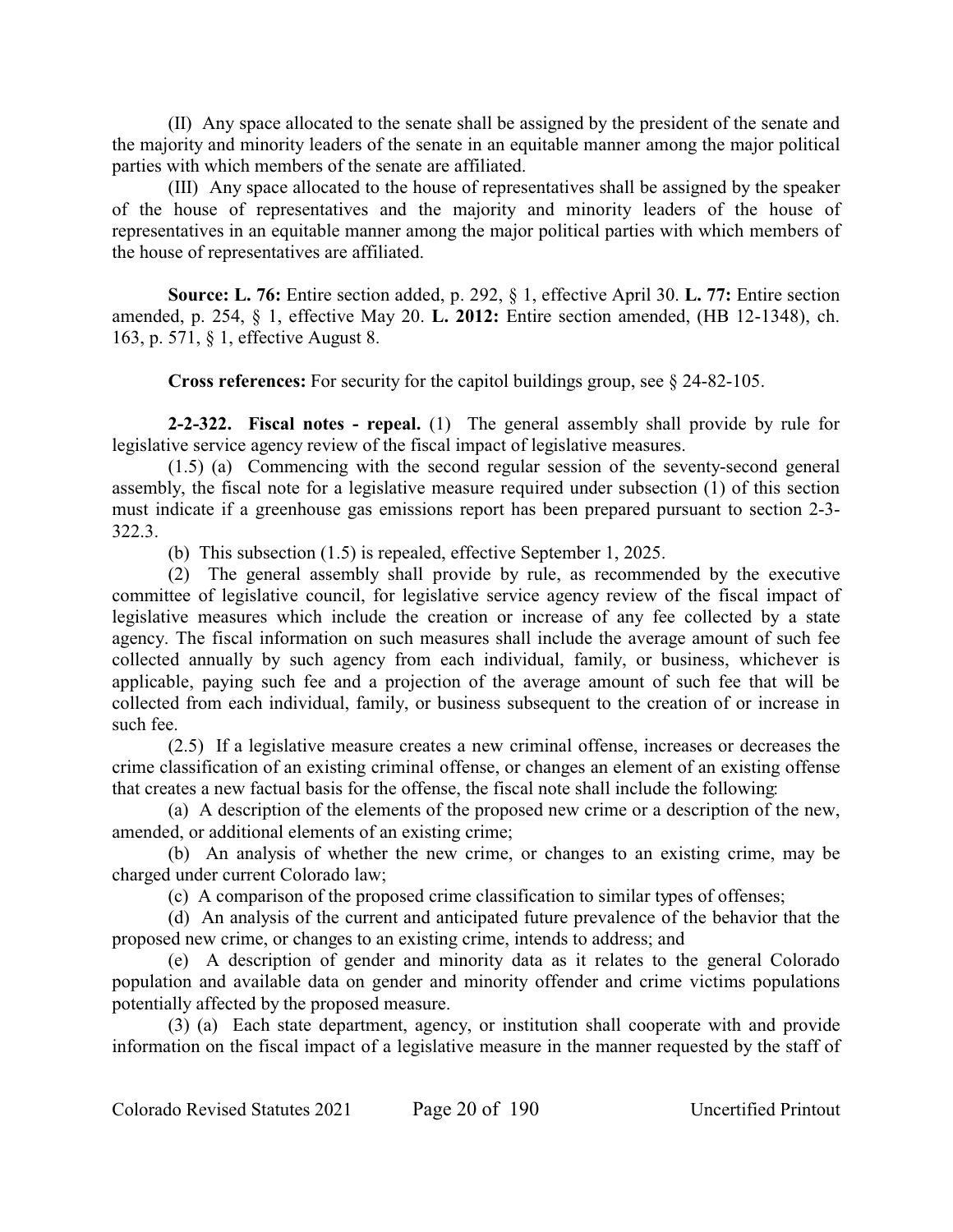(II) Any space allocated to the senate shall be assigned by the president of the senate and the majority and minority leaders of the senate in an equitable manner among the major political parties with which members of the senate are affiliated.

(III) Any space allocated to the house of representatives shall be assigned by the speaker of the house of representatives and the majority and minority leaders of the house of representatives in an equitable manner among the major political parties with which members of the house of representatives are affiliated.

**Source: L. 76:** Entire section added, p. 292, § 1, effective April 30. **L. 77:** Entire section amended, p. 254, § 1, effective May 20. **L. 2012:** Entire section amended, (HB 12-1348), ch. 163, p. 571, § 1, effective August 8.

**Cross references:** For security for the capitol buildings group, see § 24-82-105.

**2-2-322. Fiscal notes - repeal.** (1) The general assembly shall provide by rule for legislative service agency review of the fiscal impact of legislative measures.

(1.5) (a) Commencing with the second regular session of the seventy-second general assembly, the fiscal note for a legislative measure required under subsection (1) of this section must indicate if a greenhouse gas emissions report has been prepared pursuant to section 2-3-322.3.

(b) This subsection (1.5) is repealed, effective September 1, 2025.

(2) The general assembly shall provide by rule, as recommended by the executive committee of legislative council, for legislative service agency review of the fiscal impact of legislative measures which include the creation or increase of any fee collected by a state agency. The fiscal information on such measures shall include the average amount of such fee collected annually by such agency from each individual, family, or business, whichever is applicable, paying such fee and a projection of the average amount of such fee that will be collected from each individual, family, or business subsequent to the creation of or increase in such fee.

(2.5) If a legislative measure creates a new criminal offense, increases or decreases the crime classification of an existing criminal offense, or changes an element of an existing offense that creates a new factual basis for the offense, the fiscal note shall include the following:

(a) A description of the elements of the proposed new crime or a description of the new, amended, or additional elements of an existing crime;

(b) An analysis of whether the new crime, or changes to an existing crime, may be charged under current Colorado law;

(c) A comparison of the proposed crime classification to similar types of offenses;

(d) An analysis of the current and anticipated future prevalence of the behavior that the proposed new crime, or changes to an existing crime, intends to address; and

(e) A description of gender and minority data as it relates to the general Colorado population and available data on gender and minority offender and crime victims populations potentially affected by the proposed measure.

(3) (a) Each state department, agency, or institution shall cooperate with and provide information on the fiscal impact of a legislative measure in the manner requested by the staff of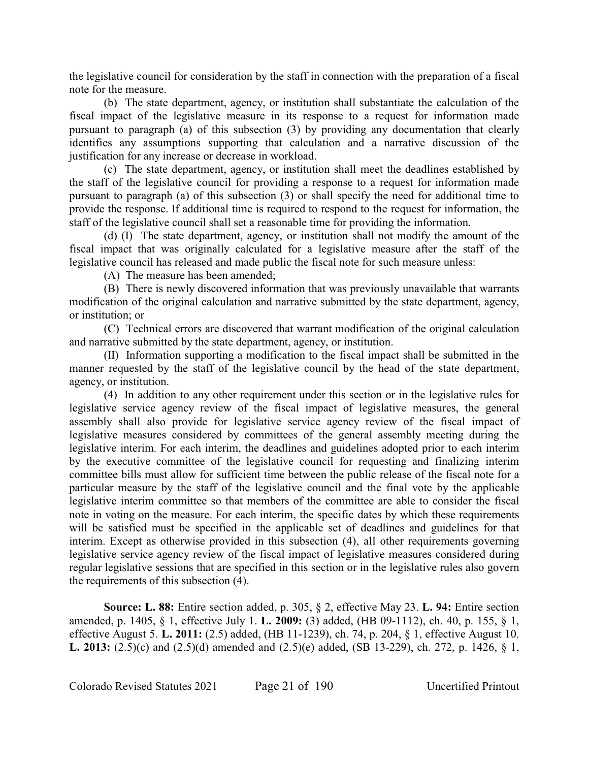the legislative council for consideration by the staff in connection with the preparation of a fiscal note for the measure.

(b) The state department, agency, or institution shall substantiate the calculation of the fiscal impact of the legislative measure in its response to a request for information made pursuant to paragraph (a) of this subsection (3) by providing any documentation that clearly identifies any assumptions supporting that calculation and a narrative discussion of the justification for any increase or decrease in workload.

(c) The state department, agency, or institution shall meet the deadlines established by the staff of the legislative council for providing a response to a request for information made pursuant to paragraph (a) of this subsection (3) or shall specify the need for additional time to provide the response. If additional time is required to respond to the request for information, the staff of the legislative council shall set a reasonable time for providing the information.

(d) (I) The state department, agency, or institution shall not modify the amount of the fiscal impact that was originally calculated for a legislative measure after the staff of the legislative council has released and made public the fiscal note for such measure unless:

(A) The measure has been amended;

(B) There is newly discovered information that was previously unavailable that warrants modification of the original calculation and narrative submitted by the state department, agency, or institution; or

(C) Technical errors are discovered that warrant modification of the original calculation and narrative submitted by the state department, agency, or institution.

(II) Information supporting a modification to the fiscal impact shall be submitted in the manner requested by the staff of the legislative council by the head of the state department, agency, or institution.

(4) In addition to any other requirement under this section or in the legislative rules for legislative service agency review of the fiscal impact of legislative measures, the general assembly shall also provide for legislative service agency review of the fiscal impact of legislative measures considered by committees of the general assembly meeting during the legislative interim. For each interim, the deadlines and guidelines adopted prior to each interim by the executive committee of the legislative council for requesting and finalizing interim committee bills must allow for sufficient time between the public release of the fiscal note for a particular measure by the staff of the legislative council and the final vote by the applicable legislative interim committee so that members of the committee are able to consider the fiscal note in voting on the measure. For each interim, the specific dates by which these requirements will be satisfied must be specified in the applicable set of deadlines and guidelines for that interim. Except as otherwise provided in this subsection (4), all other requirements governing legislative service agency review of the fiscal impact of legislative measures considered during regular legislative sessions that are specified in this section or in the legislative rules also govern the requirements of this subsection (4).

**Source: L. 88:** Entire section added, p. 305, § 2, effective May 23. **L. 94:** Entire section amended, p. 1405, § 1, effective July 1. **L. 2009:** (3) added, (HB 09-1112), ch. 40, p. 155, § 1, effective August 5. **L. 2011:** (2.5) added, (HB 11-1239), ch. 74, p. 204, § 1, effective August 10. **L. 2013:** (2.5)(c) and (2.5)(d) amended and (2.5)(e) added, (SB 13-229), ch. 272, p. 1426, § 1,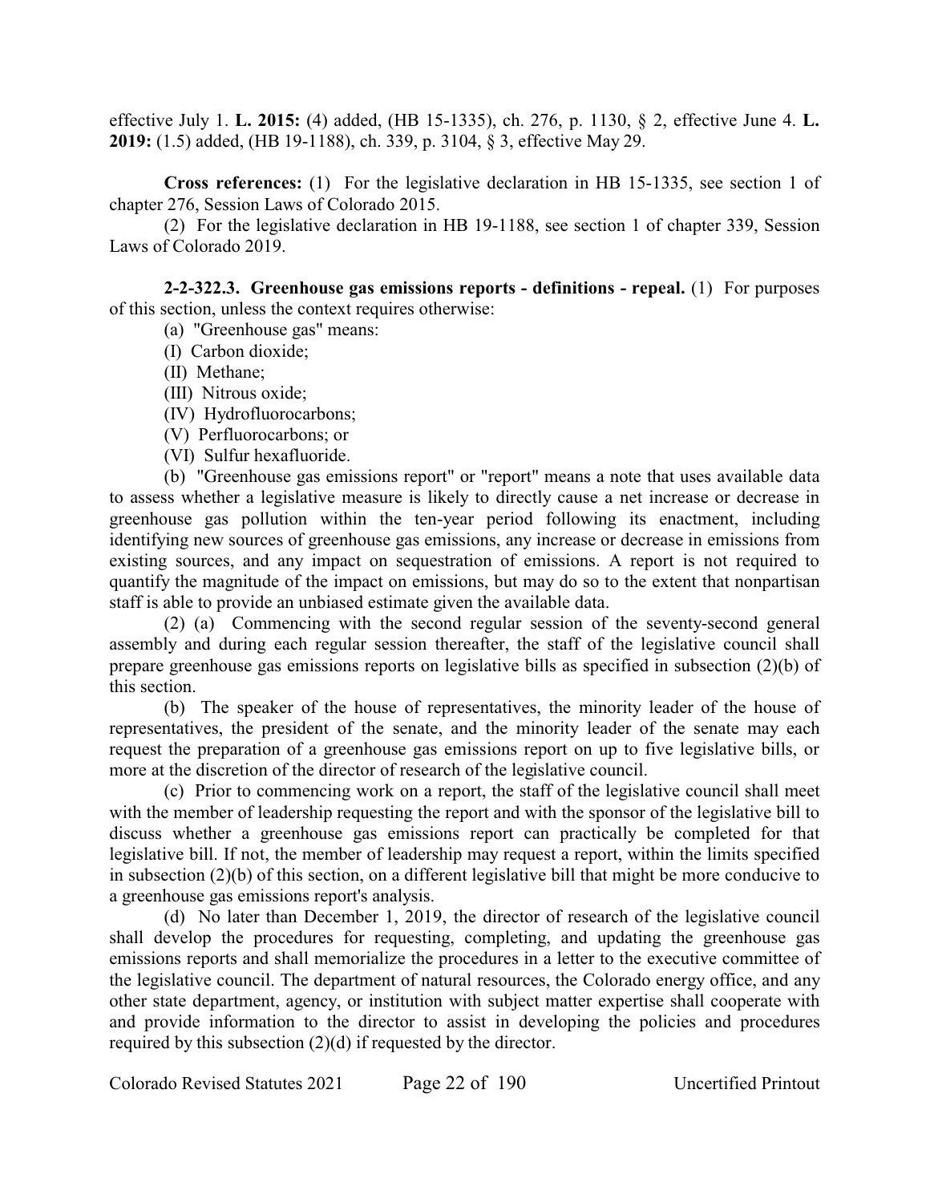effective July 1. **L. 2015:** (4) added, (HB 15-1335), ch. 276, p. 1130, § 2, effective June 4. **L. 2019:** (1.5) added, (HB 19-1188), ch. 339, p. 3104, § 3, effective May 29.

**Cross references:** (1) For the legislative declaration in HB 15-1335, see section 1 of chapter 276, Session Laws of Colorado 2015.

(2) For the legislative declaration in HB 19-1188, see section 1 of chapter 339, Session Laws of Colorado 2019.

**2-2-322.3. Greenhouse gas emissions reports - definitions - repeal.** (1) For purposes of this section, unless the context requires otherwise:

(a) "Greenhouse gas" means:

(I) Carbon dioxide;

(II) Methane;

(III) Nitrous oxide;

(IV) Hydrofluorocarbons;

(V) Perfluorocarbons; or

(VI) Sulfur hexafluoride.

(b) "Greenhouse gas emissions report" or "report" means a note that uses available data to assess whether a legislative measure is likely to directly cause a net increase or decrease in greenhouse gas pollution within the ten-year period following its enactment, including identifying new sources of greenhouse gas emissions, any increase or decrease in emissions from existing sources, and any impact on sequestration of emissions. A report is not required to quantify the magnitude of the impact on emissions, but may do so to the extent that nonpartisan staff is able to provide an unbiased estimate given the available data.

(2) (a) Commencing with the second regular session of the seventy-second general assembly and during each regular session thereafter, the staff of the legislative council shall prepare greenhouse gas emissions reports on legislative bills as specified in subsection (2)(b) of this section.

(b) The speaker of the house of representatives, the minority leader of the house of representatives, the president of the senate, and the minority leader of the senate may each request the preparation of a greenhouse gas emissions report on up to five legislative bills, or more at the discretion of the director of research of the legislative council.

(c) Prior to commencing work on a report, the staff of the legislative council shall meet with the member of leadership requesting the report and with the sponsor of the legislative bill to discuss whether a greenhouse gas emissions report can practically be completed for that legislative bill. If not, the member of leadership may request a report, within the limits specified in subsection (2)(b) of this section, on a different legislative bill that might be more conducive to a greenhouse gas emissions report's analysis.

(d) No later than December 1, 2019, the director of research of the legislative council shall develop the procedures for requesting, completing, and updating the greenhouse gas emissions reports and shall memorialize the procedures in a letter to the executive committee of the legislative council. The department of natural resources, the Colorado energy office, and any other state department, agency, or institution with subject matter expertise shall cooperate with and provide information to the director to assist in developing the policies and procedures required by this subsection (2)(d) if requested by the director.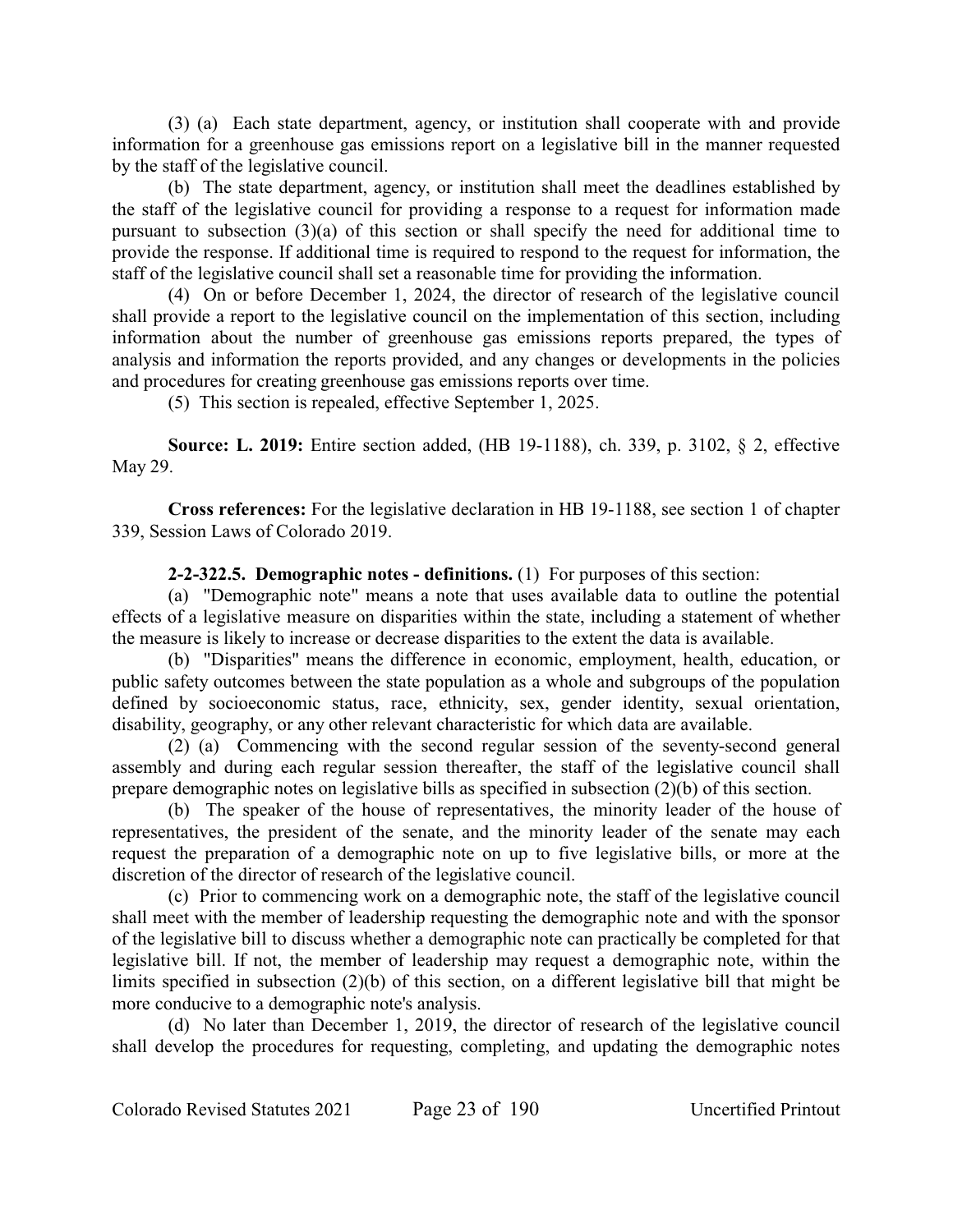(3) (a) Each state department, agency, or institution shall cooperate with and provide information for a greenhouse gas emissions report on a legislative bill in the manner requested by the staff of the legislative council.

(b) The state department, agency, or institution shall meet the deadlines established by the staff of the legislative council for providing a response to a request for information made pursuant to subsection (3)(a) of this section or shall specify the need for additional time to provide the response. If additional time is required to respond to the request for information, the staff of the legislative council shall set a reasonable time for providing the information.

(4) On or before December 1, 2024, the director of research of the legislative council shall provide a report to the legislative council on the implementation of this section, including information about the number of greenhouse gas emissions reports prepared, the types of analysis and information the reports provided, and any changes or developments in the policies and procedures for creating greenhouse gas emissions reports over time.

(5) This section is repealed, effective September 1, 2025.

**Source: L. 2019:** Entire section added, (HB 19-1188), ch. 339, p. 3102, § 2, effective May 29.

**Cross references:** For the legislative declaration in HB 19-1188, see section 1 of chapter 339, Session Laws of Colorado 2019.

**2-2-322.5. Demographic notes - definitions.** (1) For purposes of this section:

(a) "Demographic note" means a note that uses available data to outline the potential effects of a legislative measure on disparities within the state, including a statement of whether the measure is likely to increase or decrease disparities to the extent the data is available.

(b) "Disparities" means the difference in economic, employment, health, education, or public safety outcomes between the state population as a whole and subgroups of the population defined by socioeconomic status, race, ethnicity, sex, gender identity, sexual orientation, disability, geography, or any other relevant characteristic for which data are available.

(2) (a) Commencing with the second regular session of the seventy-second general assembly and during each regular session thereafter, the staff of the legislative council shall prepare demographic notes on legislative bills as specified in subsection (2)(b) of this section.

(b) The speaker of the house of representatives, the minority leader of the house of representatives, the president of the senate, and the minority leader of the senate may each request the preparation of a demographic note on up to five legislative bills, or more at the discretion of the director of research of the legislative council.

(c) Prior to commencing work on a demographic note, the staff of the legislative council shall meet with the member of leadership requesting the demographic note and with the sponsor of the legislative bill to discuss whether a demographic note can practically be completed for that legislative bill. If not, the member of leadership may request a demographic note, within the limits specified in subsection (2)(b) of this section, on a different legislative bill that might be more conducive to a demographic note's analysis.

(d) No later than December 1, 2019, the director of research of the legislative council shall develop the procedures for requesting, completing, and updating the demographic notes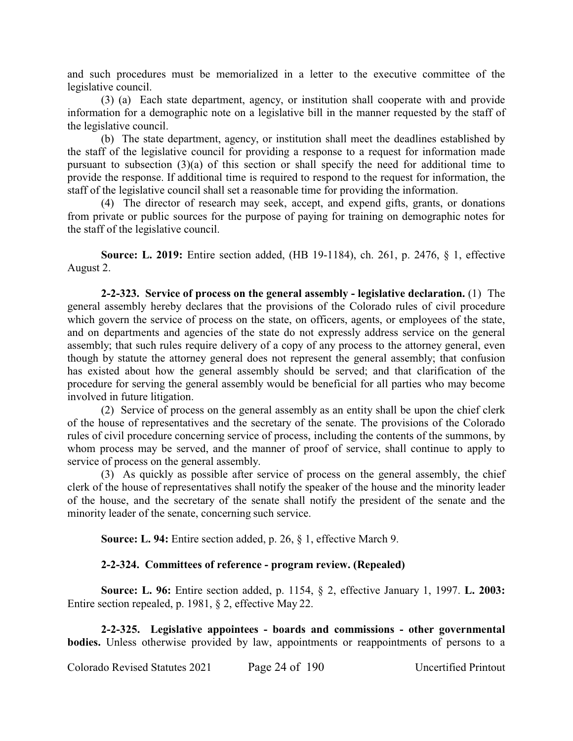and such procedures must be memorialized in a letter to the executive committee of the legislative council.

(3) (a) Each state department, agency, or institution shall cooperate with and provide information for a demographic note on a legislative bill in the manner requested by the staff of the legislative council.

(b) The state department, agency, or institution shall meet the deadlines established by the staff of the legislative council for providing a response to a request for information made pursuant to subsection (3)(a) of this section or shall specify the need for additional time to provide the response. If additional time is required to respond to the request for information, the staff of the legislative council shall set a reasonable time for providing the information.

(4) The director of research may seek, accept, and expend gifts, grants, or donations from private or public sources for the purpose of paying for training on demographic notes for the staff of the legislative council.

**Source: L. 2019:** Entire section added, (HB 19-1184), ch. 261, p. 2476, § 1, effective August 2.

**2-2-323. Service of process on the general assembly - legislative declaration.** (1) The general assembly hereby declares that the provisions of the Colorado rules of civil procedure which govern the service of process on the state, on officers, agents, or employees of the state, and on departments and agencies of the state do not expressly address service on the general assembly; that such rules require delivery of a copy of any process to the attorney general, even though by statute the attorney general does not represent the general assembly; that confusion has existed about how the general assembly should be served; and that clarification of the procedure for serving the general assembly would be beneficial for all parties who may become involved in future litigation.

(2) Service of process on the general assembly as an entity shall be upon the chief clerk of the house of representatives and the secretary of the senate. The provisions of the Colorado rules of civil procedure concerning service of process, including the contents of the summons, by whom process may be served, and the manner of proof of service, shall continue to apply to service of process on the general assembly.

(3) As quickly as possible after service of process on the general assembly, the chief clerk of the house of representatives shall notify the speaker of the house and the minority leader of the house, and the secretary of the senate shall notify the president of the senate and the minority leader of the senate, concerning such service.

**Source: L. 94:** Entire section added, p. 26, § 1, effective March 9.

**2-2-324. Committees of reference - program review. (Repealed)**

**Source: L. 96:** Entire section added, p. 1154, § 2, effective January 1, 1997. **L. 2003:** Entire section repealed, p. 1981, § 2, effective May 22.

**2-2-325. Legislative appointees - boards and commissions - other governmental bodies.** Unless otherwise provided by law, appointments or reappointments of persons to a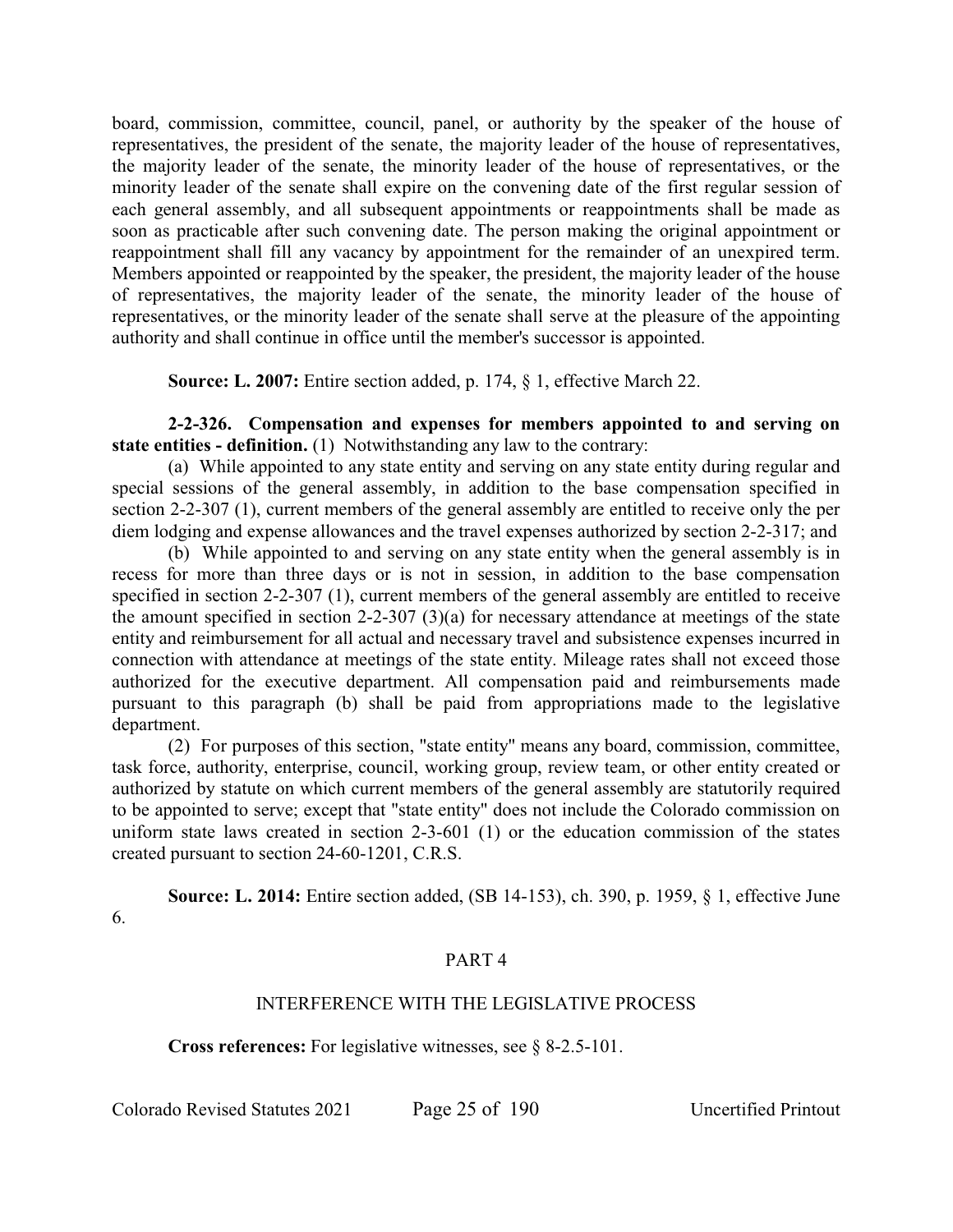board, commission, committee, council, panel, or authority by the speaker of the house of representatives, the president of the senate, the majority leader of the house of representatives, the majority leader of the senate, the minority leader of the house of representatives, or the minority leader of the senate shall expire on the convening date of the first regular session of each general assembly, and all subsequent appointments or reappointments shall be made as soon as practicable after such convening date. The person making the original appointment or reappointment shall fill any vacancy by appointment for the remainder of an unexpired term. Members appointed or reappointed by the speaker, the president, the majority leader of the house of representatives, the majority leader of the senate, the minority leader of the house of representatives, or the minority leader of the senate shall serve at the pleasure of the appointing authority and shall continue in office until the member's successor is appointed.

**Source: L. 2007:** Entire section added, p. 174, § 1, effective March 22.

**2-2-326. Compensation and expenses for members appointed to and serving on state entities - definition.** (1) Notwithstanding any law to the contrary:

(a) While appointed to any state entity and serving on any state entity during regular and special sessions of the general assembly, in addition to the base compensation specified in section 2-2-307 (1), current members of the general assembly are entitled to receive only the per diem lodging and expense allowances and the travel expenses authorized by section 2-2-317; and

(b) While appointed to and serving on any state entity when the general assembly is in recess for more than three days or is not in session, in addition to the base compensation specified in section 2-2-307 (1), current members of the general assembly are entitled to receive the amount specified in section 2-2-307 (3)(a) for necessary attendance at meetings of the state entity and reimbursement for all actual and necessary travel and subsistence expenses incurred in connection with attendance at meetings of the state entity. Mileage rates shall not exceed those authorized for the executive department. All compensation paid and reimbursements made pursuant to this paragraph (b) shall be paid from appropriations made to the legislative department.

(2) For purposes of this section, "state entity" means any board, commission, committee, task force, authority, enterprise, council, working group, review team, or other entity created or authorized by statute on which current members of the general assembly are statutorily required to be appointed to serve; except that "state entity" does not include the Colorado commission on uniform state laws created in section 2-3-601 (1) or the education commission of the states created pursuant to section 24-60-1201, C.R.S.

**Source: L. 2014:** Entire section added, (SB 14-153), ch. 390, p. 1959, § 1, effective June 6.

## PART 4

## INTERFERENCE WITH THE LEGISLATIVE PROCESS

**Cross references:** For legislative witnesses, see § 8-2.5-101.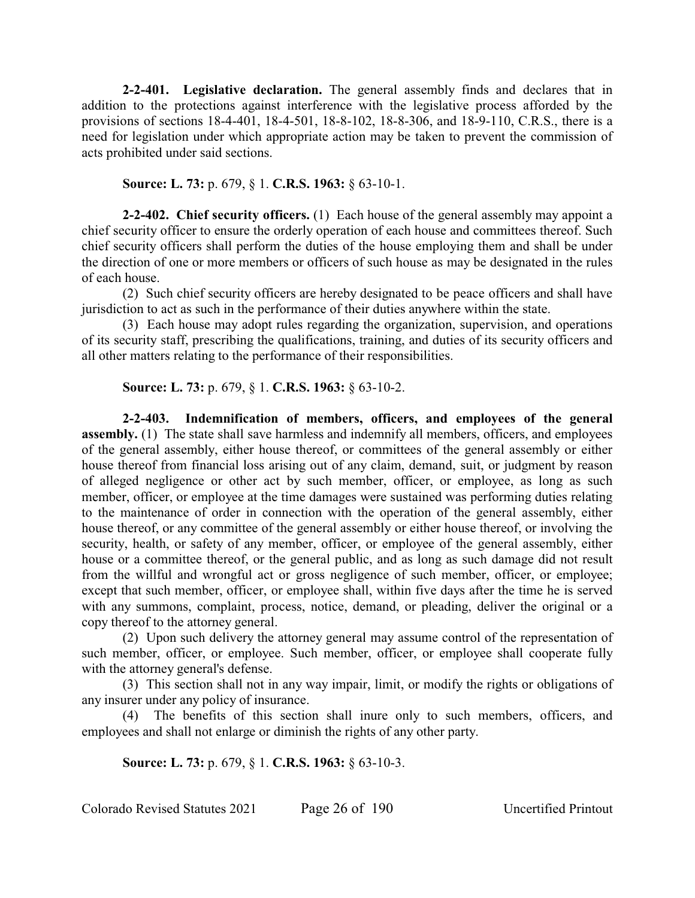**2-2-401. Legislative declaration.** The general assembly finds and declares that in addition to the protections against interference with the legislative process afforded by the provisions of sections 18-4-401, 18-4-501, 18-8-102, 18-8-306, and 18-9-110, C.R.S., there is a need for legislation under which appropriate action may be taken to prevent the commission of acts prohibited under said sections.

**Source: L. 73:** p. 679, § 1. **C.R.S. 1963:** § 63-10-1.

**2-2-402. Chief security officers.** (1) Each house of the general assembly may appoint a chief security officer to ensure the orderly operation of each house and committees thereof. Such chief security officers shall perform the duties of the house employing them and shall be under the direction of one or more members or officers of such house as may be designated in the rules of each house.

(2) Such chief security officers are hereby designated to be peace officers and shall have jurisdiction to act as such in the performance of their duties anywhere within the state.

(3) Each house may adopt rules regarding the organization, supervision, and operations of its security staff, prescribing the qualifications, training, and duties of its security officers and all other matters relating to the performance of their responsibilities.

**Source: L. 73:** p. 679, § 1. **C.R.S. 1963:** § 63-10-2.

**2-2-403. Indemnification of members, officers, and employees of the general assembly.** (1) The state shall save harmless and indemnify all members, officers, and employees of the general assembly, either house thereof, or committees of the general assembly or either house thereof from financial loss arising out of any claim, demand, suit, or judgment by reason of alleged negligence or other act by such member, officer, or employee, as long as such member, officer, or employee at the time damages were sustained was performing duties relating to the maintenance of order in connection with the operation of the general assembly, either house thereof, or any committee of the general assembly or either house thereof, or involving the security, health, or safety of any member, officer, or employee of the general assembly, either house or a committee thereof, or the general public, and as long as such damage did not result from the willful and wrongful act or gross negligence of such member, officer, or employee; except that such member, officer, or employee shall, within five days after the time he is served with any summons, complaint, process, notice, demand, or pleading, deliver the original or a copy thereof to the attorney general.

(2) Upon such delivery the attorney general may assume control of the representation of such member, officer, or employee. Such member, officer, or employee shall cooperate fully with the attorney general's defense.

(3) This section shall not in any way impair, limit, or modify the rights or obligations of any insurer under any policy of insurance.

(4) The benefits of this section shall inure only to such members, officers, and employees and shall not enlarge or diminish the rights of any other party.

**Source: L. 73:** p. 679, § 1. **C.R.S. 1963:** § 63-10-3.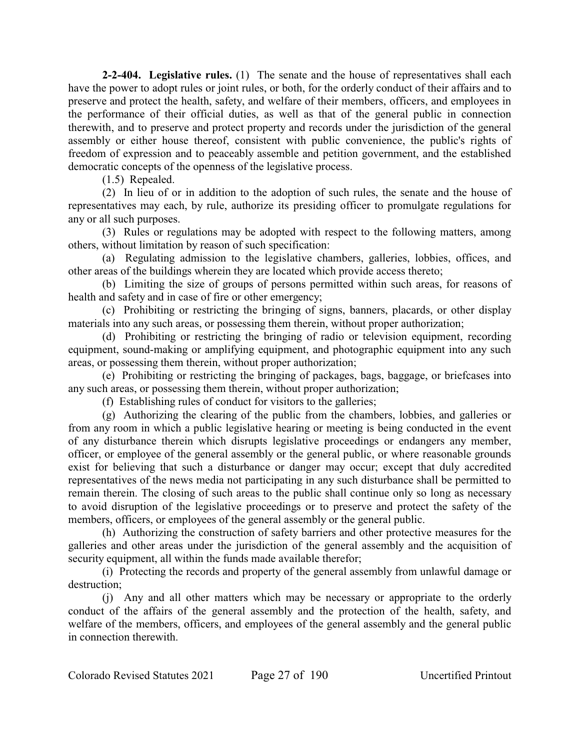**2-2-404. Legislative rules.** (1) The senate and the house of representatives shall each have the power to adopt rules or joint rules, or both, for the orderly conduct of their affairs and to preserve and protect the health, safety, and welfare of their members, officers, and employees in the performance of their official duties, as well as that of the general public in connection therewith, and to preserve and protect property and records under the jurisdiction of the general assembly or either house thereof, consistent with public convenience, the public's rights of freedom of expression and to peaceably assemble and petition government, and the established democratic concepts of the openness of the legislative process.

(1.5) Repealed.

(2) In lieu of or in addition to the adoption of such rules, the senate and the house of representatives may each, by rule, authorize its presiding officer to promulgate regulations for any or all such purposes.

(3) Rules or regulations may be adopted with respect to the following matters, among others, without limitation by reason of such specification:

(a) Regulating admission to the legislative chambers, galleries, lobbies, offices, and other areas of the buildings wherein they are located which provide access thereto;

(b) Limiting the size of groups of persons permitted within such areas, for reasons of health and safety and in case of fire or other emergency;

(c) Prohibiting or restricting the bringing of signs, banners, placards, or other display materials into any such areas, or possessing them therein, without proper authorization;

(d) Prohibiting or restricting the bringing of radio or television equipment, recording equipment, sound-making or amplifying equipment, and photographic equipment into any such areas, or possessing them therein, without proper authorization;

(e) Prohibiting or restricting the bringing of packages, bags, baggage, or briefcases into any such areas, or possessing them therein, without proper authorization;

(f) Establishing rules of conduct for visitors to the galleries;

(g) Authorizing the clearing of the public from the chambers, lobbies, and galleries or from any room in which a public legislative hearing or meeting is being conducted in the event of any disturbance therein which disrupts legislative proceedings or endangers any member, officer, or employee of the general assembly or the general public, or where reasonable grounds exist for believing that such a disturbance or danger may occur; except that duly accredited representatives of the news media not participating in any such disturbance shall be permitted to remain therein. The closing of such areas to the public shall continue only so long as necessary to avoid disruption of the legislative proceedings or to preserve and protect the safety of the members, officers, or employees of the general assembly or the general public.

(h) Authorizing the construction of safety barriers and other protective measures for the galleries and other areas under the jurisdiction of the general assembly and the acquisition of security equipment, all within the funds made available therefor;

(i) Protecting the records and property of the general assembly from unlawful damage or destruction;

(j) Any and all other matters which may be necessary or appropriate to the orderly conduct of the affairs of the general assembly and the protection of the health, safety, and welfare of the members, officers, and employees of the general assembly and the general public in connection therewith.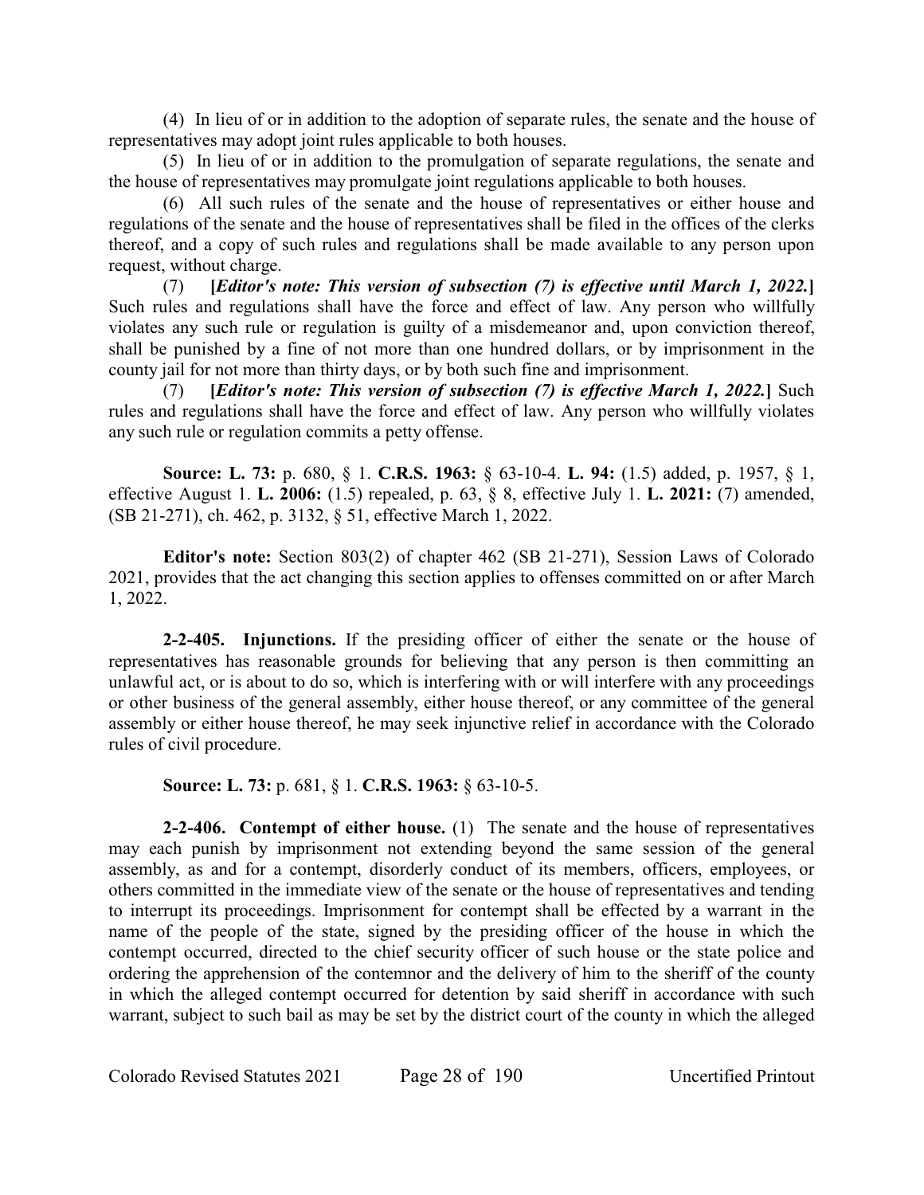(4) In lieu of or in addition to the adoption of separate rules, the senate and the house of representatives may adopt joint rules applicable to both houses.

(5) In lieu of or in addition to the promulgation of separate regulations, the senate and the house of representatives may promulgate joint regulations applicable to both houses.

(6) All such rules of the senate and the house of representatives or either house and regulations of the senate and the house of representatives shall be filed in the offices of the clerks thereof, and a copy of such rules and regulations shall be made available to any person upon request, without charge.

(7) **[*Editor's note: This version of subsection (7) is effective until March 1, 2022.*]** Such rules and regulations shall have the force and effect of law. Any person who willfully violates any such rule or regulation is guilty of a misdemeanor and, upon conviction thereof, shall be punished by a fine of not more than one hundred dollars, or by imprisonment in the county jail for not more than thirty days, or by both such fine and imprisonment.

(7) **[*Editor's note: This version of subsection (7) is effective March 1, 2022.*]** Such rules and regulations shall have the force and effect of law. Any person who willfully violates any such rule or regulation commits a petty offense.

**Source: L. 73:** p. 680, § 1. **C.R.S. 1963:** § 63-10-4. **L. 94:** (1.5) added, p. 1957, § 1, effective August 1. **L. 2006:** (1.5) repealed, p. 63, § 8, effective July 1. **L. 2021:** (7) amended, (SB 21-271), ch. 462, p. 3132, § 51, effective March 1, 2022.

**Editor's note:** Section 803(2) of chapter 462 (SB 21-271), Session Laws of Colorado 2021, provides that the act changing this section applies to offenses committed on or after March 1, 2022.

**2-2-405. Injunctions.** If the presiding officer of either the senate or the house of representatives has reasonable grounds for believing that any person is then committing an unlawful act, or is about to do so, which is interfering with or will interfere with any proceedings or other business of the general assembly, either house thereof, or any committee of the general assembly or either house thereof, he may seek injunctive relief in accordance with the Colorado rules of civil procedure.

**Source: L. 73:** p. 681, § 1. **C.R.S. 1963:** § 63-10-5.

**2-2-406. Contempt of either house.** (1) The senate and the house of representatives may each punish by imprisonment not extending beyond the same session of the general assembly, as and for a contempt, disorderly conduct of its members, officers, employees, or others committed in the immediate view of the senate or the house of representatives and tending to interrupt its proceedings. Imprisonment for contempt shall be effected by a warrant in the name of the people of the state, signed by the presiding officer of the house in which the contempt occurred, directed to the chief security officer of such house or the state police and ordering the apprehension of the contemnor and the delivery of him to the sheriff of the county in which the alleged contempt occurred for detention by said sheriff in accordance with such warrant, subject to such bail as may be set by the district court of the county in which the alleged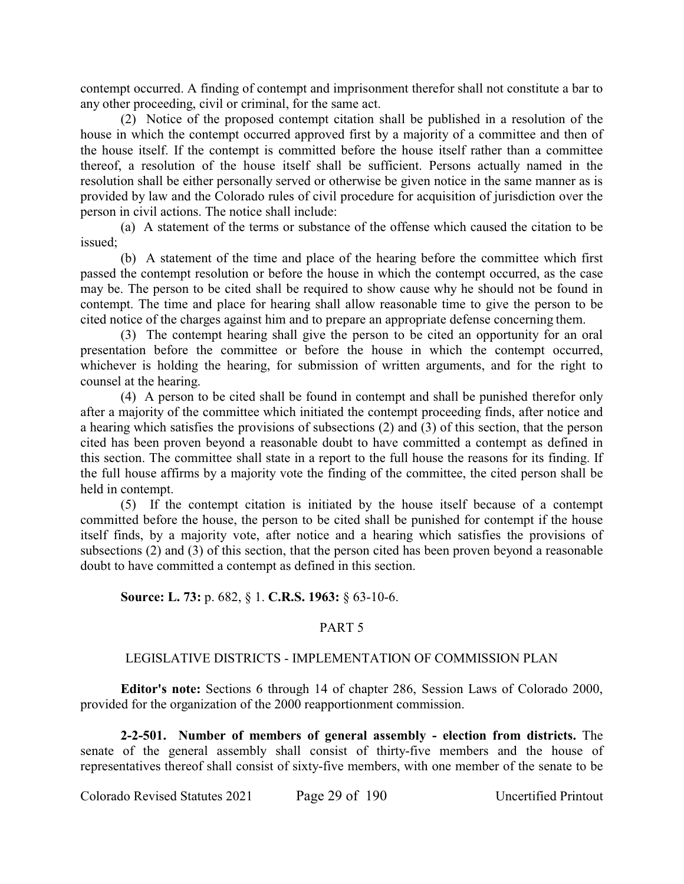contempt occurred. A finding of contempt and imprisonment therefor shall not constitute a bar to any other proceeding, civil or criminal, for the same act.

(2) Notice of the proposed contempt citation shall be published in a resolution of the house in which the contempt occurred approved first by a majority of a committee and then of the house itself. If the contempt is committed before the house itself rather than a committee thereof, a resolution of the house itself shall be sufficient. Persons actually named in the resolution shall be either personally served or otherwise be given notice in the same manner as is provided by law and the Colorado rules of civil procedure for acquisition of jurisdiction over the person in civil actions. The notice shall include:

(a) A statement of the terms or substance of the offense which caused the citation to be issued;

(b) A statement of the time and place of the hearing before the committee which first passed the contempt resolution or before the house in which the contempt occurred, as the case may be. The person to be cited shall be required to show cause why he should not be found in contempt. The time and place for hearing shall allow reasonable time to give the person to be cited notice of the charges against him and to prepare an appropriate defense concerning them.

(3) The contempt hearing shall give the person to be cited an opportunity for an oral presentation before the committee or before the house in which the contempt occurred, whichever is holding the hearing, for submission of written arguments, and for the right to counsel at the hearing.

(4) A person to be cited shall be found in contempt and shall be punished therefor only after a majority of the committee which initiated the contempt proceeding finds, after notice and a hearing which satisfies the provisions of subsections (2) and (3) of this section, that the person cited has been proven beyond a reasonable doubt to have committed a contempt as defined in this section. The committee shall state in a report to the full house the reasons for its finding. If the full house affirms by a majority vote the finding of the committee, the cited person shall be held in contempt.

(5) If the contempt citation is initiated by the house itself because of a contempt committed before the house, the person to be cited shall be punished for contempt if the house itself finds, by a majority vote, after notice and a hearing which satisfies the provisions of subsections (2) and (3) of this section, that the person cited has been proven beyond a reasonable doubt to have committed a contempt as defined in this section.

**Source: L. 73:** p. 682, § 1. **C.R.S. 1963:** § 63-10-6.

## PART 5

## LEGISLATIVE DISTRICTS - IMPLEMENTATION OF COMMISSION PLAN

**Editor's note:** Sections 6 through 14 of chapter 286, Session Laws of Colorado 2000, provided for the organization of the 2000 reapportionment commission.

**2-2-501. Number of members of general assembly - election from districts.** The senate of the general assembly shall consist of thirty-five members and the house of representatives thereof shall consist of sixty-five members, with one member of the senate to be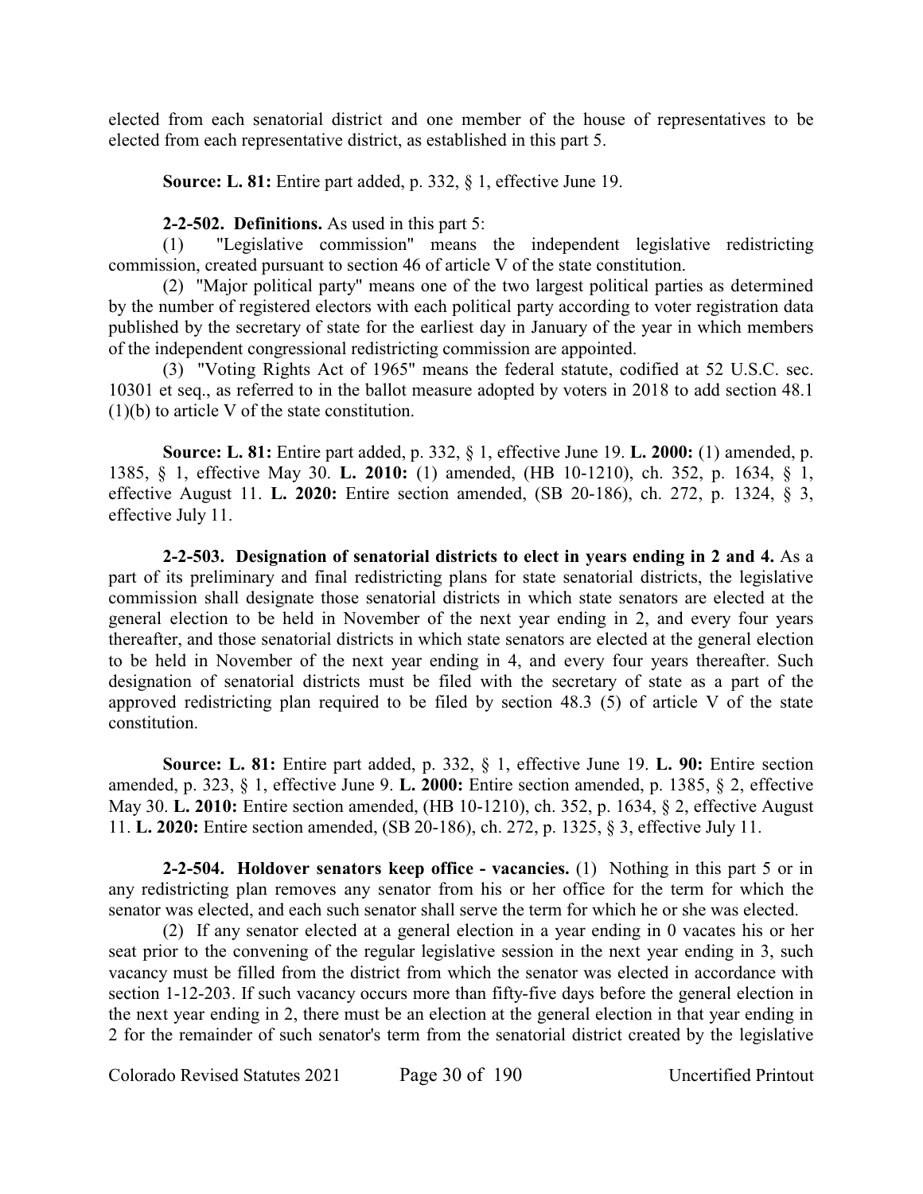elected from each senatorial district and one member of the house of representatives to be elected from each representative district, as established in this part 5.

**Source: L. 81:** Entire part added, p. 332, § 1, effective June 19.

**2-2-502. Definitions.** As used in this part 5:

(1) "Legislative commission" means the independent legislative redistricting commission, created pursuant to section 46 of article V of the state constitution.

(2) "Major political party" means one of the two largest political parties as determined by the number of registered electors with each political party according to voter registration data published by the secretary of state for the earliest day in January of the year in which members of the independent congressional redistricting commission are appointed.

(3) "Voting Rights Act of 1965" means the federal statute, codified at 52 U.S.C. sec. 10301 et seq., as referred to in the ballot measure adopted by voters in 2018 to add section 48.1 (1)(b) to article V of the state constitution.

**Source: L. 81:** Entire part added, p. 332, § 1, effective June 19. **L. 2000:** (1) amended, p. 1385, § 1, effective May 30. **L. 2010:** (1) amended, (HB 10-1210), ch. 352, p. 1634, § 1, effective August 11. **L. 2020:** Entire section amended, (SB 20-186), ch. 272, p. 1324, § 3, effective July 11.

**2-2-503. Designation of senatorial districts to elect in years ending in 2 and 4.** As a part of its preliminary and final redistricting plans for state senatorial districts, the legislative commission shall designate those senatorial districts in which state senators are elected at the general election to be held in November of the next year ending in 2, and every four years thereafter, and those senatorial districts in which state senators are elected at the general election to be held in November of the next year ending in 4, and every four years thereafter. Such designation of senatorial districts must be filed with the secretary of state as a part of the approved redistricting plan required to be filed by section 48.3 (5) of article V of the state constitution.

**Source: L. 81:** Entire part added, p. 332, § 1, effective June 19. **L. 90:** Entire section amended, p. 323, § 1, effective June 9. **L. 2000:** Entire section amended, p. 1385, § 2, effective May 30. **L. 2010:** Entire section amended, (HB 10-1210), ch. 352, p. 1634, § 2, effective August 11. **L. 2020:** Entire section amended, (SB 20-186), ch. 272, p. 1325, § 3, effective July 11.

**2-2-504. Holdover senators keep office - vacancies.** (1) Nothing in this part 5 or in any redistricting plan removes any senator from his or her office for the term for which the senator was elected, and each such senator shall serve the term for which he or she was elected.

(2) If any senator elected at a general election in a year ending in 0 vacates his or her seat prior to the convening of the regular legislative session in the next year ending in 3, such vacancy must be filled from the district from which the senator was elected in accordance with section 1-12-203. If such vacancy occurs more than fifty-five days before the general election in the next year ending in 2, there must be an election at the general election in that year ending in 2 for the remainder of such senator's term from the senatorial district created by the legislative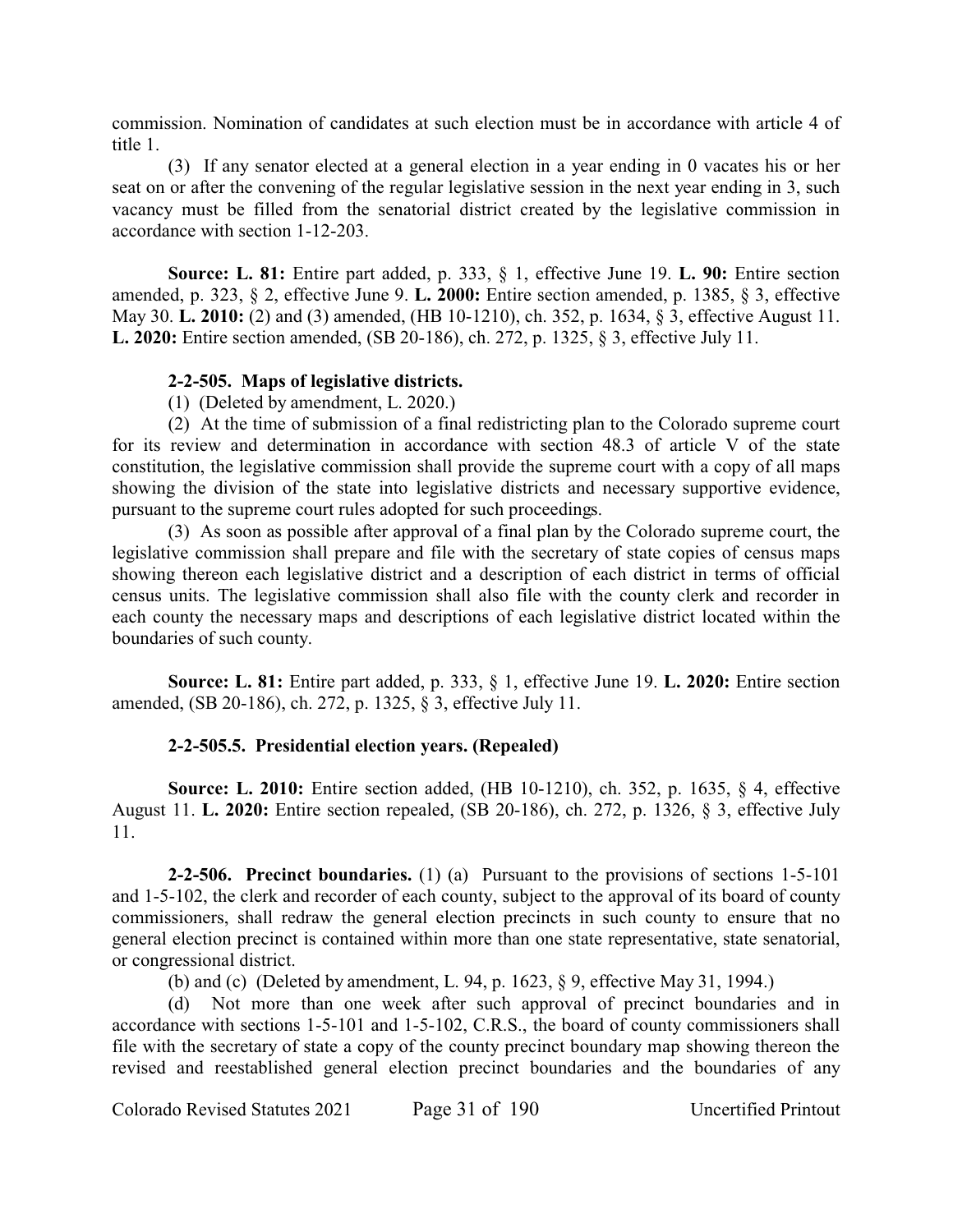commission. Nomination of candidates at such election must be in accordance with article 4 of title 1.

(3) If any senator elected at a general election in a year ending in 0 vacates his or her seat on or after the convening of the regular legislative session in the next year ending in 3, such vacancy must be filled from the senatorial district created by the legislative commission in accordance with section 1-12-203.

**Source: L. 81:** Entire part added, p. 333, § 1, effective June 19. **L. 90:** Entire section amended, p. 323, § 2, effective June 9. **L. 2000:** Entire section amended, p. 1385, § 3, effective May 30. **L. 2010:** (2) and (3) amended, (HB 10-1210), ch. 352, p. 1634, § 3, effective August 11. **L. 2020:** Entire section amended, (SB 20-186), ch. 272, p. 1325, § 3, effective July 11.

**2-2-505. Maps of legislative districts.**

(1) (Deleted by amendment, L. 2020.)

(2) At the time of submission of a final redistricting plan to the Colorado supreme court for its review and determination in accordance with section 48.3 of article V of the state constitution, the legislative commission shall provide the supreme court with a copy of all maps showing the division of the state into legislative districts and necessary supportive evidence, pursuant to the supreme court rules adopted for such proceedings.

(3) As soon as possible after approval of a final plan by the Colorado supreme court, the legislative commission shall prepare and file with the secretary of state copies of census maps showing thereon each legislative district and a description of each district in terms of official census units. The legislative commission shall also file with the county clerk and recorder in each county the necessary maps and descriptions of each legislative district located within the boundaries of such county.

**Source: L. 81:** Entire part added, p. 333, § 1, effective June 19. **L. 2020:** Entire section amended, (SB 20-186), ch. 272, p. 1325, § 3, effective July 11.

**2-2-505.5. Presidential election years. (Repealed)**

**Source: L. 2010:** Entire section added, (HB 10-1210), ch. 352, p. 1635, § 4, effective August 11. **L. 2020:** Entire section repealed, (SB 20-186), ch. 272, p. 1326, § 3, effective July 11.

**2-2-506. Precinct boundaries.** (1) (a) Pursuant to the provisions of sections 1-5-101 and 1-5-102, the clerk and recorder of each county, subject to the approval of its board of county commissioners, shall redraw the general election precincts in such county to ensure that no general election precinct is contained within more than one state representative, state senatorial, or congressional district.

(b) and (c) (Deleted by amendment, L. 94, p. 1623, § 9, effective May 31, 1994.)

(d) Not more than one week after such approval of precinct boundaries and in accordance with sections 1-5-101 and 1-5-102, C.R.S., the board of county commissioners shall file with the secretary of state a copy of the county precinct boundary map showing thereon the revised and reestablished general election precinct boundaries and the boundaries of any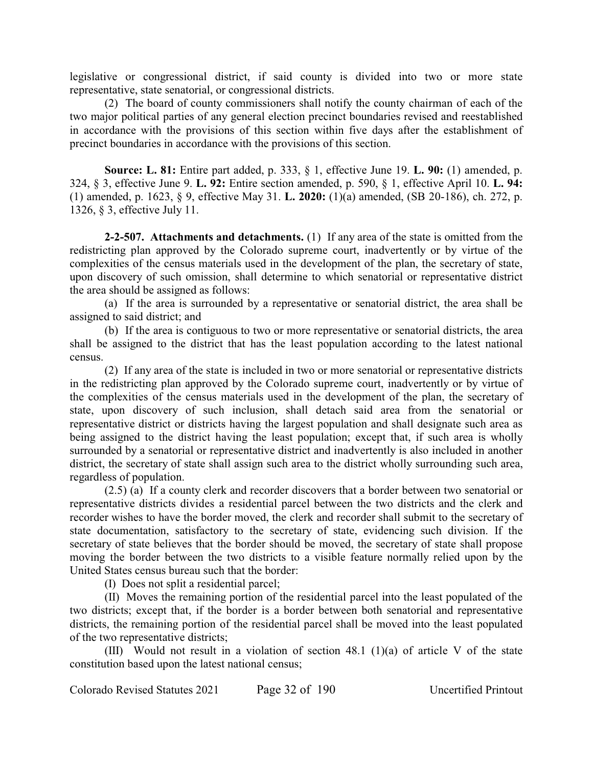legislative or congressional district, if said county is divided into two or more state representative, state senatorial, or congressional districts.

(2) The board of county commissioners shall notify the county chairman of each of the two major political parties of any general election precinct boundaries revised and reestablished in accordance with the provisions of this section within five days after the establishment of precinct boundaries in accordance with the provisions of this section.

**Source: L. 81:** Entire part added, p. 333, § 1, effective June 19. **L. 90:** (1) amended, p. 324, § 3, effective June 9. **L. 92:** Entire section amended, p. 590, § 1, effective April 10. **L. 94:** (1) amended, p. 1623, § 9, effective May 31. **L. 2020:** (1)(a) amended, (SB 20-186), ch. 272, p. 1326, § 3, effective July 11.

**2-2-507. Attachments and detachments.** (1) If any area of the state is omitted from the redistricting plan approved by the Colorado supreme court, inadvertently or by virtue of the complexities of the census materials used in the development of the plan, the secretary of state, upon discovery of such omission, shall determine to which senatorial or representative district the area should be assigned as follows:

(a) If the area is surrounded by a representative or senatorial district, the area shall be assigned to said district; and

(b) If the area is contiguous to two or more representative or senatorial districts, the area shall be assigned to the district that has the least population according to the latest national census.

(2) If any area of the state is included in two or more senatorial or representative districts in the redistricting plan approved by the Colorado supreme court, inadvertently or by virtue of the complexities of the census materials used in the development of the plan, the secretary of state, upon discovery of such inclusion, shall detach said area from the senatorial or representative district or districts having the largest population and shall designate such area as being assigned to the district having the least population; except that, if such area is wholly surrounded by a senatorial or representative district and inadvertently is also included in another district, the secretary of state shall assign such area to the district wholly surrounding such area, regardless of population.

(2.5) (a) If a county clerk and recorder discovers that a border between two senatorial or representative districts divides a residential parcel between the two districts and the clerk and recorder wishes to have the border moved, the clerk and recorder shall submit to the secretary of state documentation, satisfactory to the secretary of state, evidencing such division. If the secretary of state believes that the border should be moved, the secretary of state shall propose moving the border between the two districts to a visible feature normally relied upon by the United States census bureau such that the border:

(I) Does not split a residential parcel;

(II) Moves the remaining portion of the residential parcel into the least populated of the two districts; except that, if the border is a border between both senatorial and representative districts, the remaining portion of the residential parcel shall be moved into the least populated of the two representative districts;

(III) Would not result in a violation of section 48.1 (1)(a) of article V of the state constitution based upon the latest national census;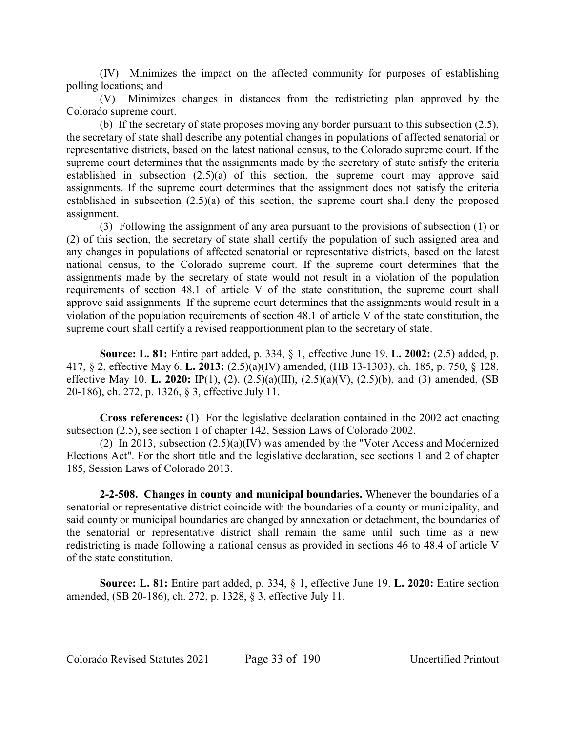(IV) Minimizes the impact on the affected community for purposes of establishing polling locations; and

(V) Minimizes changes in distances from the redistricting plan approved by the Colorado supreme court.

(b) If the secretary of state proposes moving any border pursuant to this subsection (2.5), the secretary of state shall describe any potential changes in populations of affected senatorial or representative districts, based on the latest national census, to the Colorado supreme court. If the supreme court determines that the assignments made by the secretary of state satisfy the criteria established in subsection (2.5)(a) of this section, the supreme court may approve said assignments. If the supreme court determines that the assignment does not satisfy the criteria established in subsection (2.5)(a) of this section, the supreme court shall deny the proposed assignment.

(3) Following the assignment of any area pursuant to the provisions of subsection (1) or (2) of this section, the secretary of state shall certify the population of such assigned area and any changes in populations of affected senatorial or representative districts, based on the latest national census, to the Colorado supreme court. If the supreme court determines that the assignments made by the secretary of state would not result in a violation of the population requirements of section 48.1 of article V of the state constitution, the supreme court shall approve said assignments. If the supreme court determines that the assignments would result in a violation of the population requirements of section 48.1 of article V of the state constitution, the supreme court shall certify a revised reapportionment plan to the secretary of state.

**Source: L. 81:** Entire part added, p. 334, § 1, effective June 19. **L. 2002:** (2.5) added, p. 417, § 2, effective May 6. **L. 2013:** (2.5)(a)(IV) amended, (HB 13-1303), ch. 185, p. 750, § 128, effective May 10. **L. 2020:** IP(1), (2), (2.5)(a)(III), (2.5)(a)(V), (2.5)(b), and (3) amended, (SB 20-186), ch. 272, p. 1326, § 3, effective July 11.

**Cross references:** (1) For the legislative declaration contained in the 2002 act enacting subsection (2.5), see section 1 of chapter 142, Session Laws of Colorado 2002.

(2) In 2013, subsection (2.5)(a)(IV) was amended by the "Voter Access and Modernized Elections Act". For the short title and the legislative declaration, see sections 1 and 2 of chapter 185, Session Laws of Colorado 2013.

**2-2-508. Changes in county and municipal boundaries.** Whenever the boundaries of a senatorial or representative district coincide with the boundaries of a county or municipality, and said county or municipal boundaries are changed by annexation or detachment, the boundaries of the senatorial or representative district shall remain the same until such time as a new redistricting is made following a national census as provided in sections 46 to 48.4 of article V of the state constitution.

**Source: L. 81:** Entire part added, p. 334, § 1, effective June 19. **L. 2020:** Entire section amended, (SB 20-186), ch. 272, p. 1328, § 3, effective July 11.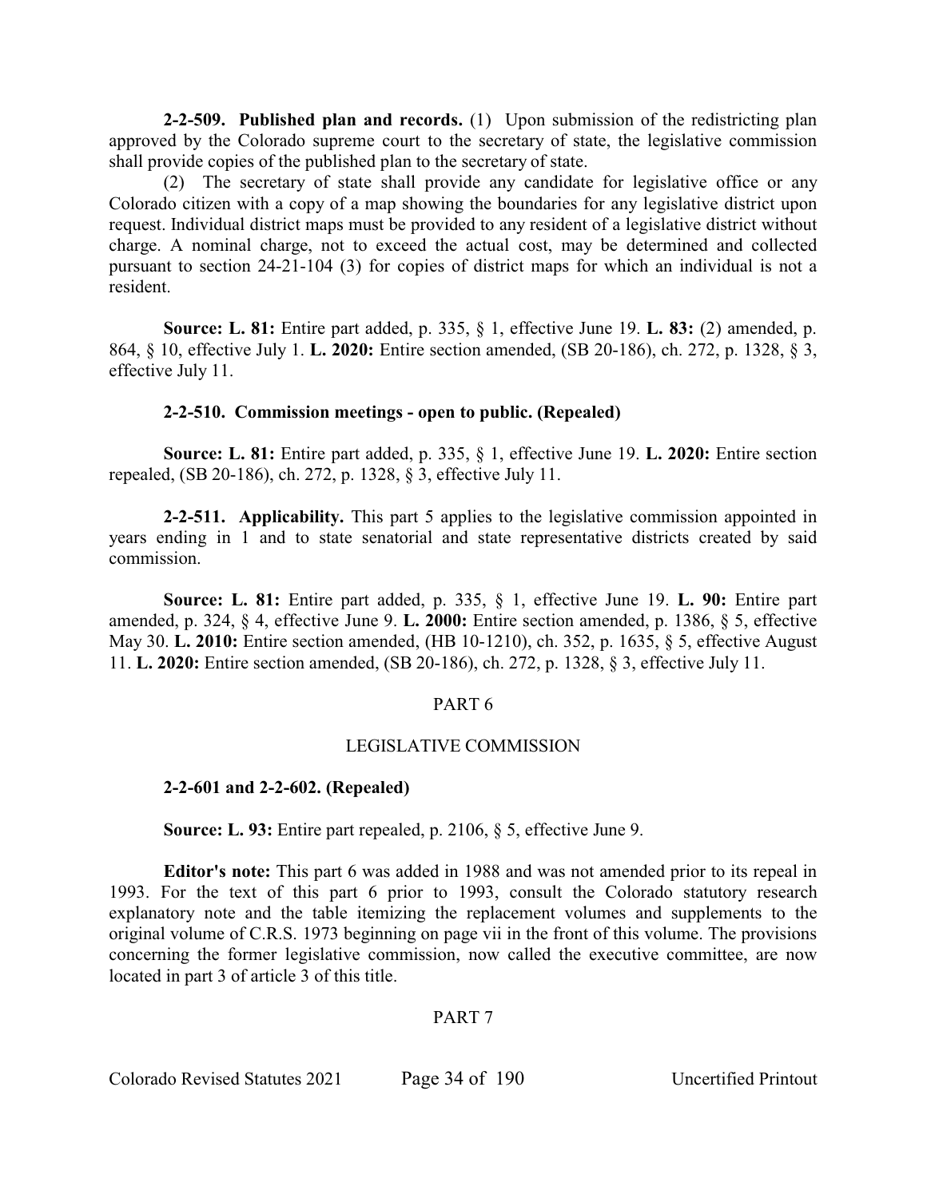**2-2-509. Published plan and records.** (1) Upon submission of the redistricting plan approved by the Colorado supreme court to the secretary of state, the legislative commission shall provide copies of the published plan to the secretary of state.

(2) The secretary of state shall provide any candidate for legislative office or any Colorado citizen with a copy of a map showing the boundaries for any legislative district upon request. Individual district maps must be provided to any resident of a legislative district without charge. A nominal charge, not to exceed the actual cost, may be determined and collected pursuant to section 24-21-104 (3) for copies of district maps for which an individual is not a resident.

**Source: L. 81:** Entire part added, p. 335, § 1, effective June 19. **L. 83:** (2) amended, p. 864, § 10, effective July 1. **L. 2020:** Entire section amended, (SB 20-186), ch. 272, p. 1328, § 3, effective July 11.

**2-2-510. Commission meetings - open to public. (Repealed)**

**Source: L. 81:** Entire part added, p. 335, § 1, effective June 19. **L. 2020:** Entire section repealed, (SB 20-186), ch. 272, p. 1328, § 3, effective July 11.

**2-2-511. Applicability.** This part 5 applies to the legislative commission appointed in years ending in 1 and to state senatorial and state representative districts created by said commission.

**Source: L. 81:** Entire part added, p. 335, § 1, effective June 19. **L. 90:** Entire part amended, p. 324, § 4, effective June 9. **L. 2000:** Entire section amended, p. 1386, § 5, effective May 30. **L. 2010:** Entire section amended, (HB 10-1210), ch. 352, p. 1635, § 5, effective August 11. **L. 2020:** Entire section amended, (SB 20-186), ch. 272, p. 1328, § 3, effective July 11.

## PART 6

## LEGISLATIVE COMMISSION

**2-2-601 and 2-2-602. (Repealed)**

**Source: L. 93:** Entire part repealed, p. 2106, § 5, effective June 9.

**Editor's note:** This part 6 was added in 1988 and was not amended prior to its repeal in 1993. For the text of this part 6 prior to 1993, consult the Colorado statutory research explanatory note and the table itemizing the replacement volumes and supplements to the original volume of C.R.S. 1973 beginning on page vii in the front of this volume. The provisions concerning the former legislative commission, now called the executive committee, are now located in part 3 of article 3 of this title.

## PART 7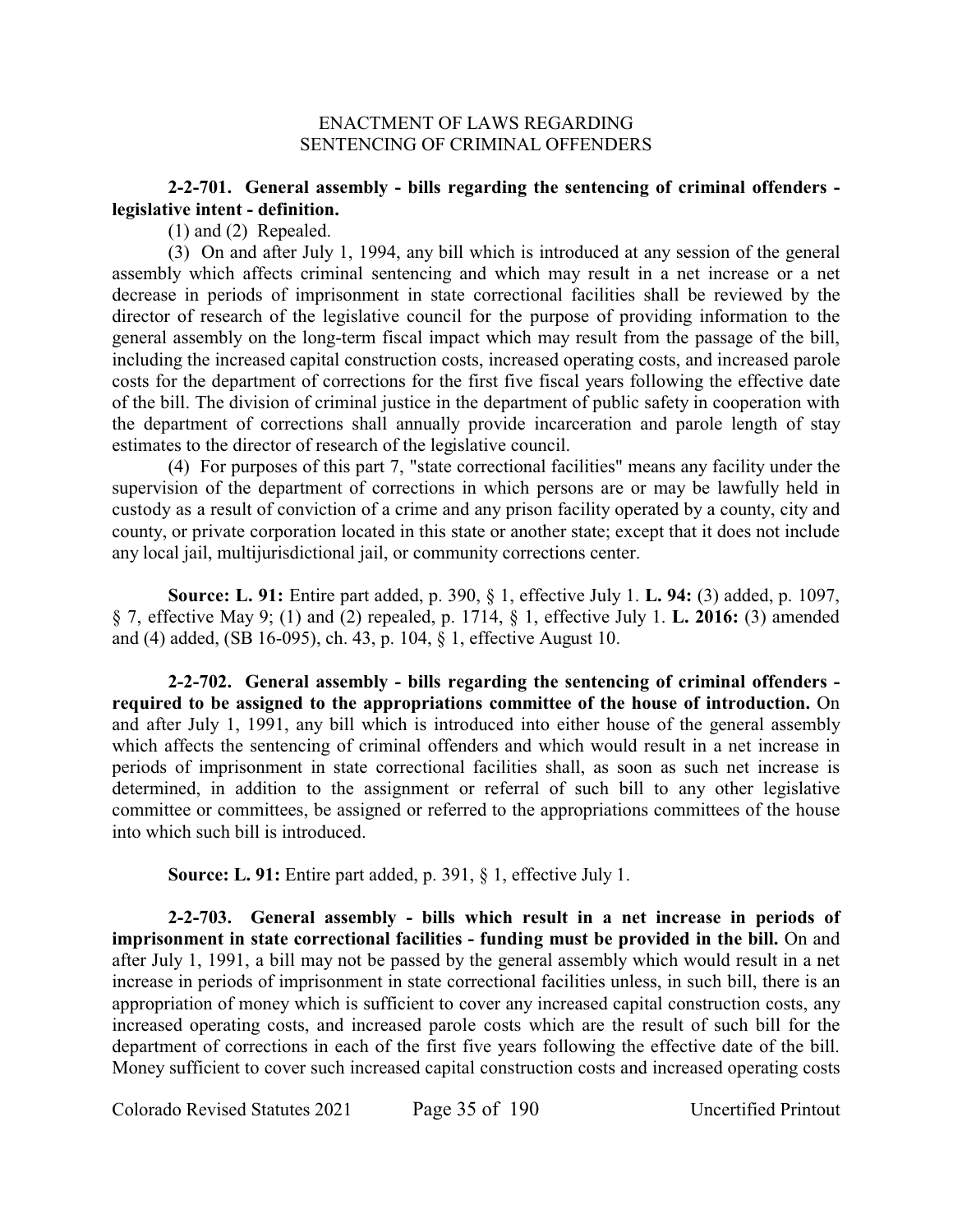ENACTMENT OF LAWS REGARDING
SENTENCING OF CRIMINAL OFFENDERS

**2-2-701. General assembly - bills regarding the sentencing of criminal offenders - legislative intent - definition.**

(1) and (2) Repealed.

(3) On and after July 1, 1994, any bill which is introduced at any session of the general assembly which affects criminal sentencing and which may result in a net increase or a net decrease in periods of imprisonment in state correctional facilities shall be reviewed by the director of research of the legislative council for the purpose of providing information to the general assembly on the long-term fiscal impact which may result from the passage of the bill, including the increased capital construction costs, increased operating costs, and increased parole costs for the department of corrections for the first five fiscal years following the effective date of the bill. The division of criminal justice in the department of public safety in cooperation with the department of corrections shall annually provide incarceration and parole length of stay estimates to the director of research of the legislative council.

(4) For purposes of this part 7, "state correctional facilities" means any facility under the supervision of the department of corrections in which persons are or may be lawfully held in custody as a result of conviction of a crime and any prison facility operated by a county, city and county, or private corporation located in this state or another state; except that it does not include any local jail, multijurisdictional jail, or community corrections center.

**Source: L. 91:** Entire part added, p. 390, § 1, effective July 1. **L. 94:** (3) added, p. 1097, § 7, effective May 9; (1) and (2) repealed, p. 1714, § 1, effective July 1. **L. 2016:** (3) amended and (4) added, (SB 16-095), ch. 43, p. 104, § 1, effective August 10.

**2-2-702. General assembly - bills regarding the sentencing of criminal offenders - required to be assigned to the appropriations committee of the house of introduction.** On and after July 1, 1991, any bill which is introduced into either house of the general assembly which affects the sentencing of criminal offenders and which would result in a net increase in periods of imprisonment in state correctional facilities shall, as soon as such net increase is determined, in addition to the assignment or referral of such bill to any other legislative committee or committees, be assigned or referred to the appropriations committees of the house into which such bill is introduced.

**Source: L. 91:** Entire part added, p. 391, § 1, effective July 1.

**2-2-703. General assembly - bills which result in a net increase in periods of imprisonment in state correctional facilities - funding must be provided in the bill.** On and after July 1, 1991, a bill may not be passed by the general assembly which would result in a net increase in periods of imprisonment in state correctional facilities unless, in such bill, there is an appropriation of money which is sufficient to cover any increased capital construction costs, any increased operating costs, and increased parole costs which are the result of such bill for the department of corrections in each of the first five years following the effective date of the bill. Money sufficient to cover such increased capital construction costs and increased operating costs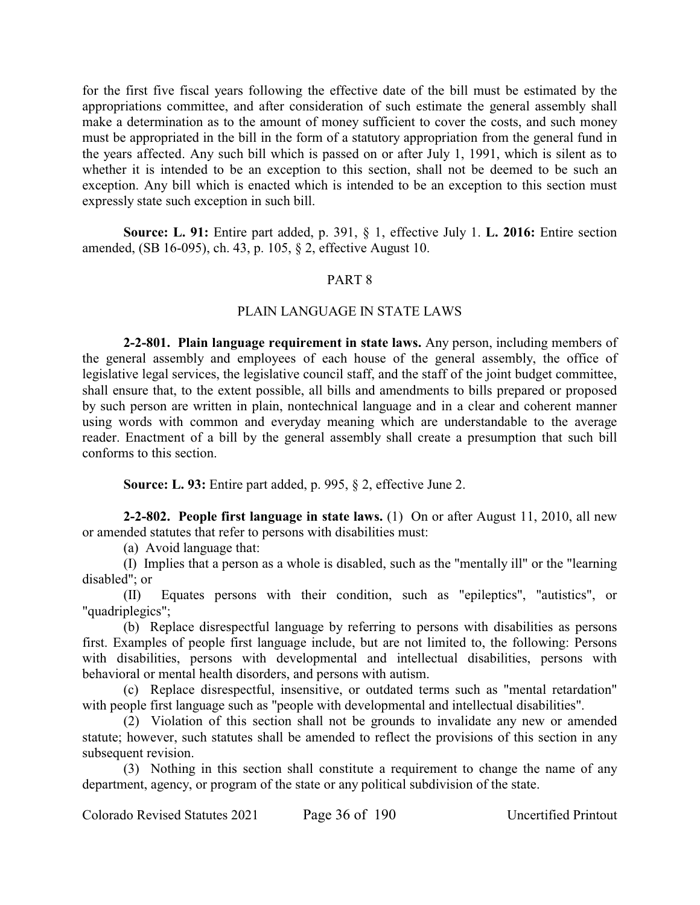for the first five fiscal years following the effective date of the bill must be estimated by the appropriations committee, and after consideration of such estimate the general assembly shall make a determination as to the amount of money sufficient to cover the costs, and such money must be appropriated in the bill in the form of a statutory appropriation from the general fund in the years affected. Any such bill which is passed on or after July 1, 1991, which is silent as to whether it is intended to be an exception to this section, shall not be deemed to be such an exception. Any bill which is enacted which is intended to be an exception to this section must expressly state such exception in such bill.

**Source: L. 91:** Entire part added, p. 391, § 1, effective July 1. **L. 2016:** Entire section amended, (SB 16-095), ch. 43, p. 105, § 2, effective August 10.

## PART 8

## PLAIN LANGUAGE IN STATE LAWS

**2-2-801. Plain language requirement in state laws.** Any person, including members of the general assembly and employees of each house of the general assembly, the office of legislative legal services, the legislative council staff, and the staff of the joint budget committee, shall ensure that, to the extent possible, all bills and amendments to bills prepared or proposed by such person are written in plain, nontechnical language and in a clear and coherent manner using words with common and everyday meaning which are understandable to the average reader. Enactment of a bill by the general assembly shall create a presumption that such bill conforms to this section.

**Source: L. 93:** Entire part added, p. 995, § 2, effective June 2.

**2-2-802. People first language in state laws.** (1) On or after August 11, 2010, all new or amended statutes that refer to persons with disabilities must:

(a) Avoid language that:

(I) Implies that a person as a whole is disabled, such as the "mentally ill" or the "learning disabled"; or

(II) Equates persons with their condition, such as "epileptics", "autistics", or "quadriplegics";

(b) Replace disrespectful language by referring to persons with disabilities as persons first. Examples of people first language include, but are not limited to, the following: Persons with disabilities, persons with developmental and intellectual disabilities, persons with behavioral or mental health disorders, and persons with autism.

(c) Replace disrespectful, insensitive, or outdated terms such as "mental retardation" with people first language such as "people with developmental and intellectual disabilities".

(2) Violation of this section shall not be grounds to invalidate any new or amended statute; however, such statutes shall be amended to reflect the provisions of this section in any subsequent revision.

(3) Nothing in this section shall constitute a requirement to change the name of any department, agency, or program of the state or any political subdivision of the state.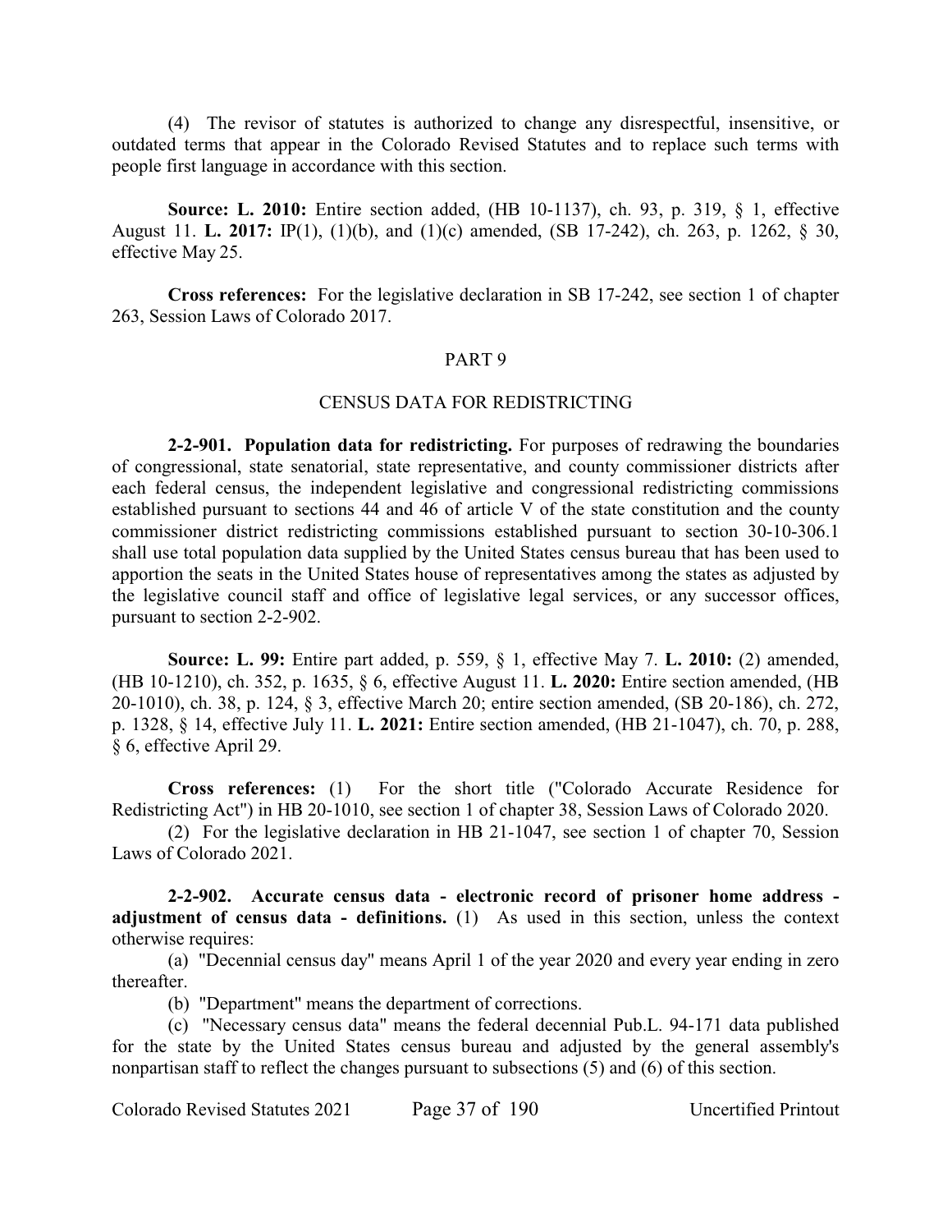(4) The revisor of statutes is authorized to change any disrespectful, insensitive, or outdated terms that appear in the Colorado Revised Statutes and to replace such terms with people first language in accordance with this section.

**Source: L. 2010:** Entire section added, (HB 10-1137), ch. 93, p. 319, § 1, effective August 11. **L. 2017:** IP(1), (1)(b), and (1)(c) amended, (SB 17-242), ch. 263, p. 1262, § 30, effective May 25.

**Cross references:** For the legislative declaration in SB 17-242, see section 1 of chapter 263, Session Laws of Colorado 2017.

## PART 9

## CENSUS DATA FOR REDISTRICTING

**2-2-901. Population data for redistricting.** For purposes of redrawing the boundaries of congressional, state senatorial, state representative, and county commissioner districts after each federal census, the independent legislative and congressional redistricting commissions established pursuant to sections 44 and 46 of article V of the state constitution and the county commissioner district redistricting commissions established pursuant to section 30-10-306.1 shall use total population data supplied by the United States census bureau that has been used to apportion the seats in the United States house of representatives among the states as adjusted by the legislative council staff and office of legislative legal services, or any successor offices, pursuant to section 2-2-902.

**Source: L. 99:** Entire part added, p. 559, § 1, effective May 7. **L. 2010:** (2) amended, (HB 10-1210), ch. 352, p. 1635, § 6, effective August 11. **L. 2020:** Entire section amended, (HB 20-1010), ch. 38, p. 124, § 3, effective March 20; entire section amended, (SB 20-186), ch. 272, p. 1328, § 14, effective July 11. **L. 2021:** Entire section amended, (HB 21-1047), ch. 70, p. 288, § 6, effective April 29.

**Cross references:** (1) For the short title ("Colorado Accurate Residence for Redistricting Act") in HB 20-1010, see section 1 of chapter 38, Session Laws of Colorado 2020.

(2) For the legislative declaration in HB 21-1047, see section 1 of chapter 70, Session Laws of Colorado 2021.

**2-2-902. Accurate census data - electronic record of prisoner home address - adjustment of census data - definitions.** (1) As used in this section, unless the context otherwise requires:

(a) "Decennial census day" means April 1 of the year 2020 and every year ending in zero thereafter.

(b) "Department" means the department of corrections.

(c) "Necessary census data" means the federal decennial Pub.L. 94-171 data published for the state by the United States census bureau and adjusted by the general assembly's nonpartisan staff to reflect the changes pursuant to subsections (5) and (6) of this section.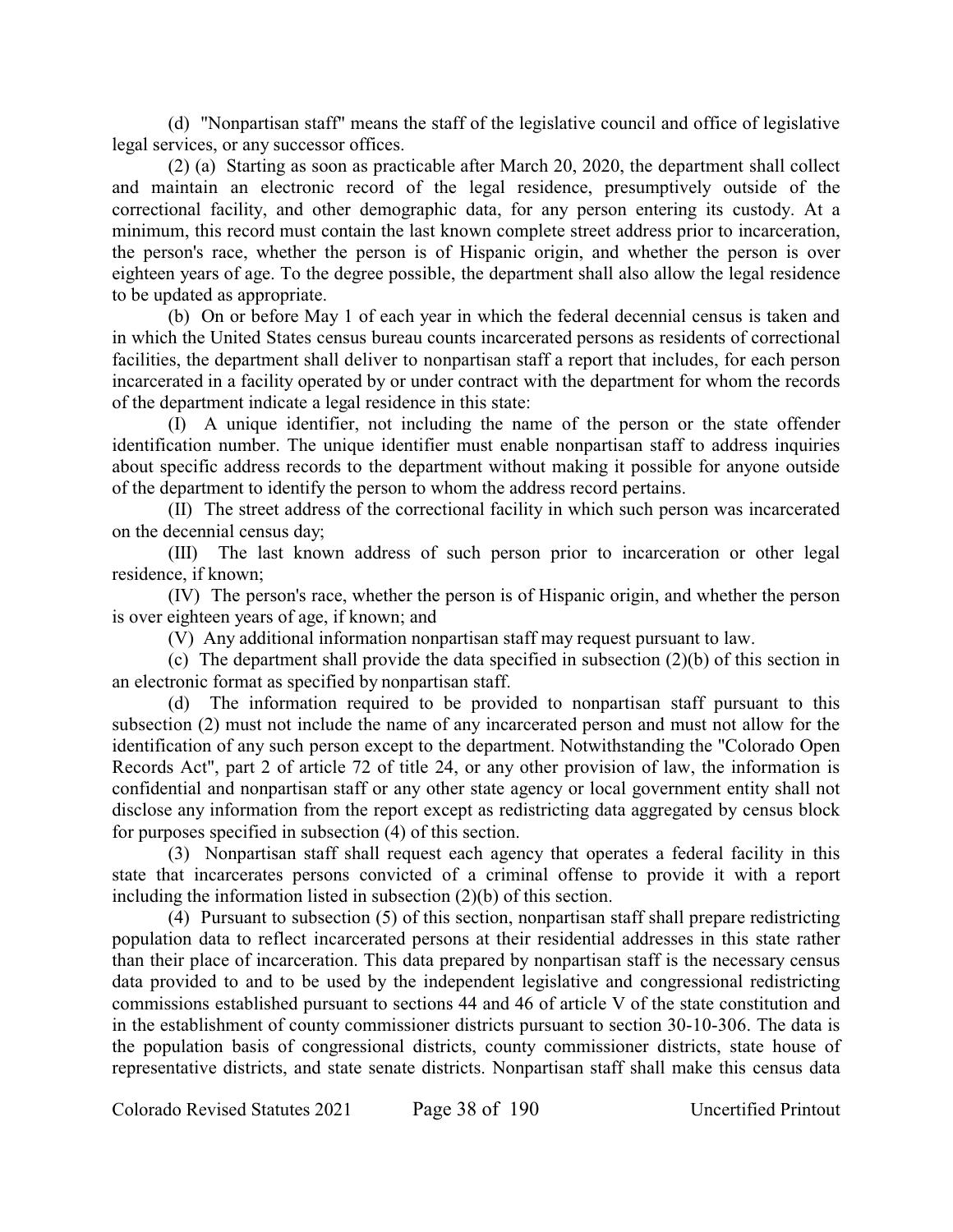(d) "Nonpartisan staff" means the staff of the legislative council and office of legislative legal services, or any successor offices.

(2) (a) Starting as soon as practicable after March 20, 2020, the department shall collect and maintain an electronic record of the legal residence, presumptively outside of the correctional facility, and other demographic data, for any person entering its custody. At a minimum, this record must contain the last known complete street address prior to incarceration, the person's race, whether the person is of Hispanic origin, and whether the person is over eighteen years of age. To the degree possible, the department shall also allow the legal residence to be updated as appropriate.

(b) On or before May 1 of each year in which the federal decennial census is taken and in which the United States census bureau counts incarcerated persons as residents of correctional facilities, the department shall deliver to nonpartisan staff a report that includes, for each person incarcerated in a facility operated by or under contract with the department for whom the records of the department indicate a legal residence in this state:

(I) A unique identifier, not including the name of the person or the state offender identification number. The unique identifier must enable nonpartisan staff to address inquiries about specific address records to the department without making it possible for anyone outside of the department to identify the person to whom the address record pertains.

(II) The street address of the correctional facility in which such person was incarcerated on the decennial census day;

(III) The last known address of such person prior to incarceration or other legal residence, if known;

(IV) The person's race, whether the person is of Hispanic origin, and whether the person is over eighteen years of age, if known; and

(V) Any additional information nonpartisan staff may request pursuant to law.

(c) The department shall provide the data specified in subsection (2)(b) of this section in an electronic format as specified by nonpartisan staff.

(d) The information required to be provided to nonpartisan staff pursuant to this subsection (2) must not include the name of any incarcerated person and must not allow for the identification of any such person except to the department. Notwithstanding the "Colorado Open Records Act", part 2 of article 72 of title 24, or any other provision of law, the information is confidential and nonpartisan staff or any other state agency or local government entity shall not disclose any information from the report except as redistricting data aggregated by census block for purposes specified in subsection (4) of this section.

(3) Nonpartisan staff shall request each agency that operates a federal facility in this state that incarcerates persons convicted of a criminal offense to provide it with a report including the information listed in subsection (2)(b) of this section.

(4) Pursuant to subsection (5) of this section, nonpartisan staff shall prepare redistricting population data to reflect incarcerated persons at their residential addresses in this state rather than their place of incarceration. This data prepared by nonpartisan staff is the necessary census data provided to and to be used by the independent legislative and congressional redistricting commissions established pursuant to sections 44 and 46 of article V of the state constitution and in the establishment of county commissioner districts pursuant to section 30-10-306. The data is the population basis of congressional districts, county commissioner districts, state house of representative districts, and state senate districts. Nonpartisan staff shall make this census data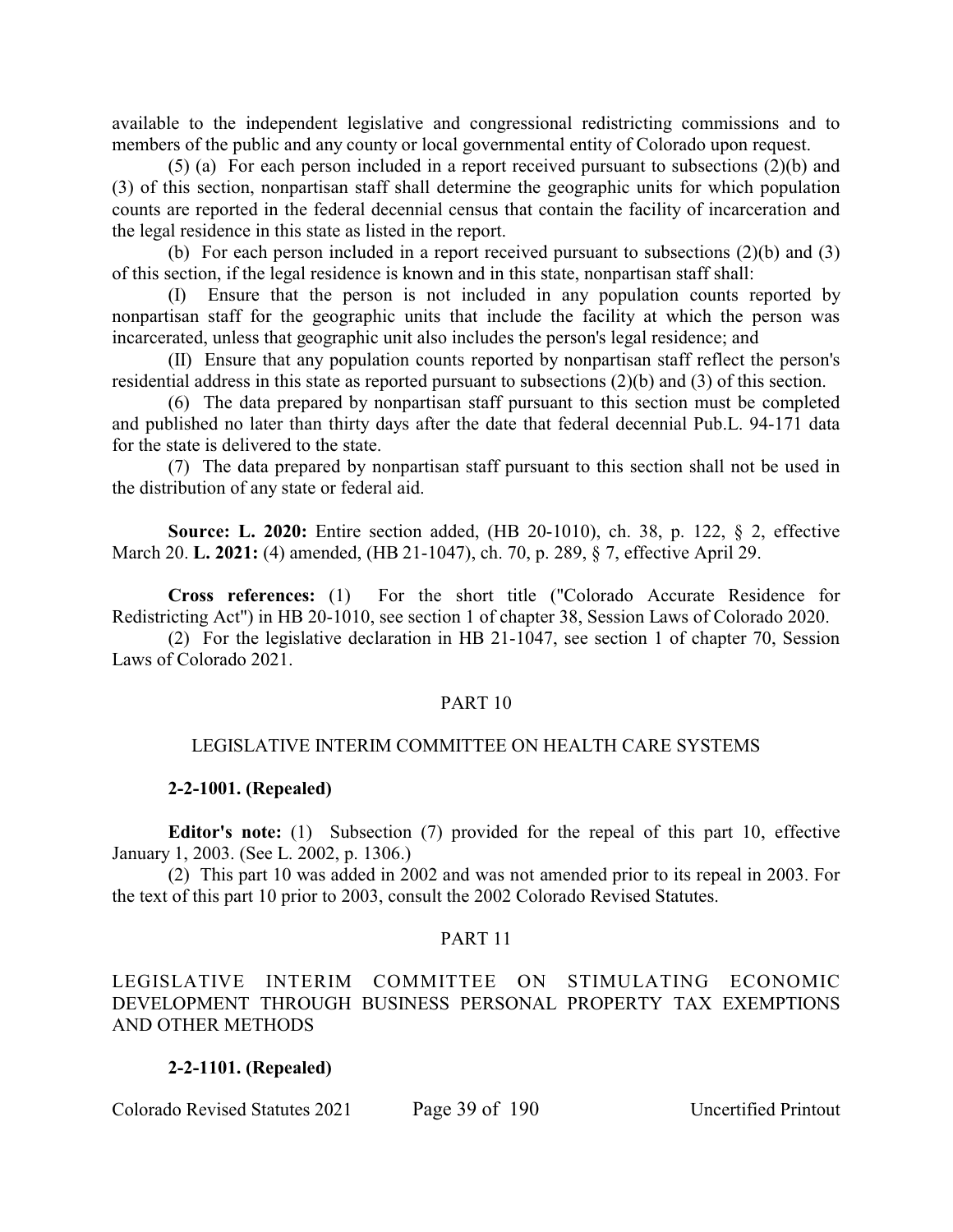available to the independent legislative and congressional redistricting commissions and to members of the public and any county or local governmental entity of Colorado upon request.

(5) (a) For each person included in a report received pursuant to subsections (2)(b) and (3) of this section, nonpartisan staff shall determine the geographic units for which population counts are reported in the federal decennial census that contain the facility of incarceration and the legal residence in this state as listed in the report.

(b) For each person included in a report received pursuant to subsections (2)(b) and (3) of this section, if the legal residence is known and in this state, nonpartisan staff shall:

(I) Ensure that the person is not included in any population counts reported by nonpartisan staff for the geographic units that include the facility at which the person was incarcerated, unless that geographic unit also includes the person's legal residence; and

(II) Ensure that any population counts reported by nonpartisan staff reflect the person's residential address in this state as reported pursuant to subsections (2)(b) and (3) of this section.

(6) The data prepared by nonpartisan staff pursuant to this section must be completed and published no later than thirty days after the date that federal decennial Pub.L. 94-171 data for the state is delivered to the state.

(7) The data prepared by nonpartisan staff pursuant to this section shall not be used in the distribution of any state or federal aid.

**Source: L. 2020:** Entire section added, (HB 20-1010), ch. 38, p. 122, § 2, effective March 20. **L. 2021:** (4) amended, (HB 21-1047), ch. 70, p. 289, § 7, effective April 29.

**Cross references:** (1) For the short title ("Colorado Accurate Residence for Redistricting Act") in HB 20-1010, see section 1 of chapter 38, Session Laws of Colorado 2020.

(2) For the legislative declaration in HB 21-1047, see section 1 of chapter 70, Session Laws of Colorado 2021.

## PART 10

## LEGISLATIVE INTERIM COMMITTEE ON HEALTH CARE SYSTEMS

**2-2-1001. (Repealed)**

**Editor's note:** (1) Subsection (7) provided for the repeal of this part 10, effective January 1, 2003. (See L. 2002, p. 1306.)

(2) This part 10 was added in 2002 and was not amended prior to its repeal in 2003. For the text of this part 10 prior to 2003, consult the 2002 Colorado Revised Statutes.

## PART 11

## LEGISLATIVE INTERIM COMMITTEE ON STIMULATING ECONOMIC DEVELOPMENT THROUGH BUSINESS PERSONAL PROPERTY TAX EXEMPTIONS AND OTHER METHODS

**2-2-1101. (Repealed)**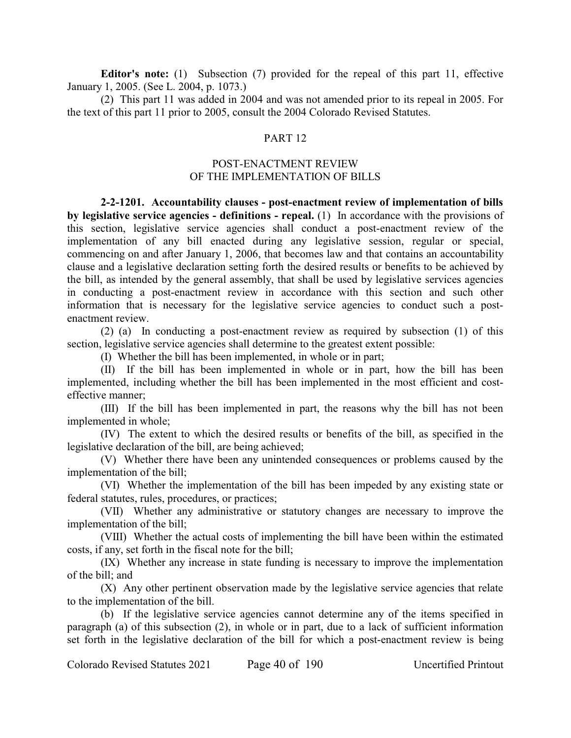**Editor's note:** (1) Subsection (7) provided for the repeal of this part 11, effective January 1, 2005. (See L. 2004, p. 1073.)

(2) This part 11 was added in 2004 and was not amended prior to its repeal in 2005. For the text of this part 11 prior to 2005, consult the 2004 Colorado Revised Statutes.

## PART 12

## POST-ENACTMENT REVIEW OF THE IMPLEMENTATION OF BILLS

**2-2-1201. Accountability clauses - post-enactment review of implementation of bills by legislative service agencies - definitions - repeal.** (1) In accordance with the provisions of this section, legislative service agencies shall conduct a post-enactment review of the implementation of any bill enacted during any legislative session, regular or special, commencing on and after January 1, 2006, that becomes law and that contains an accountability clause and a legislative declaration setting forth the desired results or benefits to be achieved by the bill, as intended by the general assembly, that shall be used by legislative services agencies in conducting a post-enactment review in accordance with this section and such other information that is necessary for the legislative service agencies to conduct such a post-enactment review.

(2) (a) In conducting a post-enactment review as required by subsection (1) of this section, legislative service agencies shall determine to the greatest extent possible:

(I) Whether the bill has been implemented, in whole or in part;

(II) If the bill has been implemented in whole or in part, how the bill has been implemented, including whether the bill has been implemented in the most efficient and cost-effective manner;

(III) If the bill has been implemented in part, the reasons why the bill has not been implemented in whole;

(IV) The extent to which the desired results or benefits of the bill, as specified in the legislative declaration of the bill, are being achieved;

(V) Whether there have been any unintended consequences or problems caused by the implementation of the bill;

(VI) Whether the implementation of the bill has been impeded by any existing state or federal statutes, rules, procedures, or practices;

(VII) Whether any administrative or statutory changes are necessary to improve the implementation of the bill;

(VIII) Whether the actual costs of implementing the bill have been within the estimated costs, if any, set forth in the fiscal note for the bill;

(IX) Whether any increase in state funding is necessary to improve the implementation of the bill; and

(X) Any other pertinent observation made by the legislative service agencies that relate to the implementation of the bill.

(b) If the legislative service agencies cannot determine any of the items specified in paragraph (a) of this subsection (2), in whole or in part, due to a lack of sufficient information set forth in the legislative declaration of the bill for which a post-enactment review is being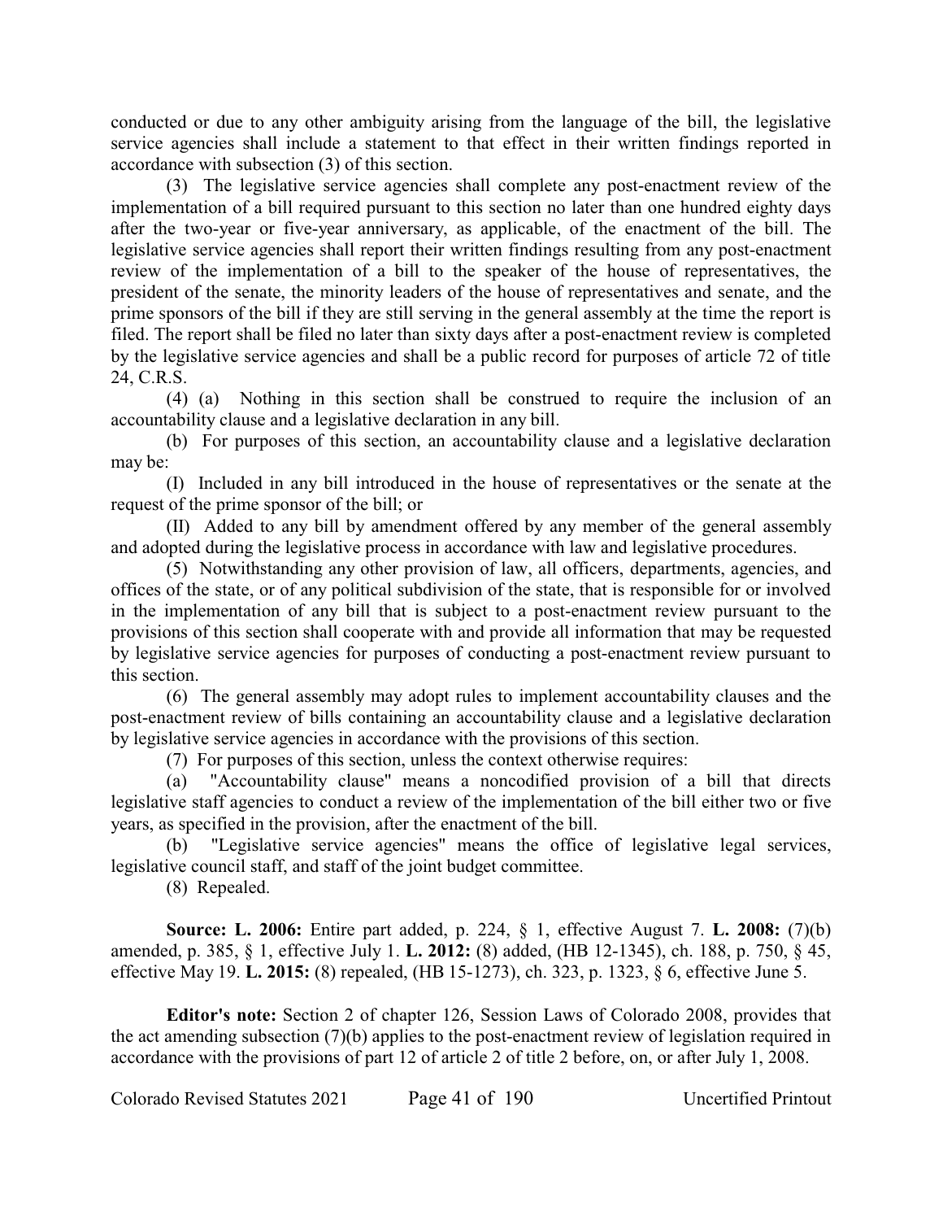conducted or due to any other ambiguity arising from the language of the bill, the legislative service agencies shall include a statement to that effect in their written findings reported in accordance with subsection (3) of this section.

(3) The legislative service agencies shall complete any post-enactment review of the implementation of a bill required pursuant to this section no later than one hundred eighty days after the two-year or five-year anniversary, as applicable, of the enactment of the bill. The legislative service agencies shall report their written findings resulting from any post-enactment review of the implementation of a bill to the speaker of the house of representatives, the president of the senate, the minority leaders of the house of representatives and senate, and the prime sponsors of the bill if they are still serving in the general assembly at the time the report is filed. The report shall be filed no later than sixty days after a post-enactment review is completed by the legislative service agencies and shall be a public record for purposes of article 72 of title 24, C.R.S.

(4) (a) Nothing in this section shall be construed to require the inclusion of an accountability clause and a legislative declaration in any bill.

(b) For purposes of this section, an accountability clause and a legislative declaration may be:

(I) Included in any bill introduced in the house of representatives or the senate at the request of the prime sponsor of the bill; or

(II) Added to any bill by amendment offered by any member of the general assembly and adopted during the legislative process in accordance with law and legislative procedures.

(5) Notwithstanding any other provision of law, all officers, departments, agencies, and offices of the state, or of any political subdivision of the state, that is responsible for or involved in the implementation of any bill that is subject to a post-enactment review pursuant to the provisions of this section shall cooperate with and provide all information that may be requested by legislative service agencies for purposes of conducting a post-enactment review pursuant to this section.

(6) The general assembly may adopt rules to implement accountability clauses and the post-enactment review of bills containing an accountability clause and a legislative declaration by legislative service agencies in accordance with the provisions of this section.

(7) For purposes of this section, unless the context otherwise requires:

(a) "Accountability clause" means a noncodified provision of a bill that directs legislative staff agencies to conduct a review of the implementation of the bill either two or five years, as specified in the provision, after the enactment of the bill.

(b) "Legislative service agencies" means the office of legislative legal services, legislative council staff, and staff of the joint budget committee.

(8) Repealed.

**Source: L. 2006:** Entire part added, p. 224, § 1, effective August 7. **L. 2008:** (7)(b) amended, p. 385, § 1, effective July 1. **L. 2012:** (8) added, (HB 12-1345), ch. 188, p. 750, § 45, effective May 19. **L. 2015:** (8) repealed, (HB 15-1273), ch. 323, p. 1323, § 6, effective June 5.

**Editor's note:** Section 2 of chapter 126, Session Laws of Colorado 2008, provides that the act amending subsection (7)(b) applies to the post-enactment review of legislation required in accordance with the provisions of part 12 of article 2 of title 2 before, on, or after July 1, 2008.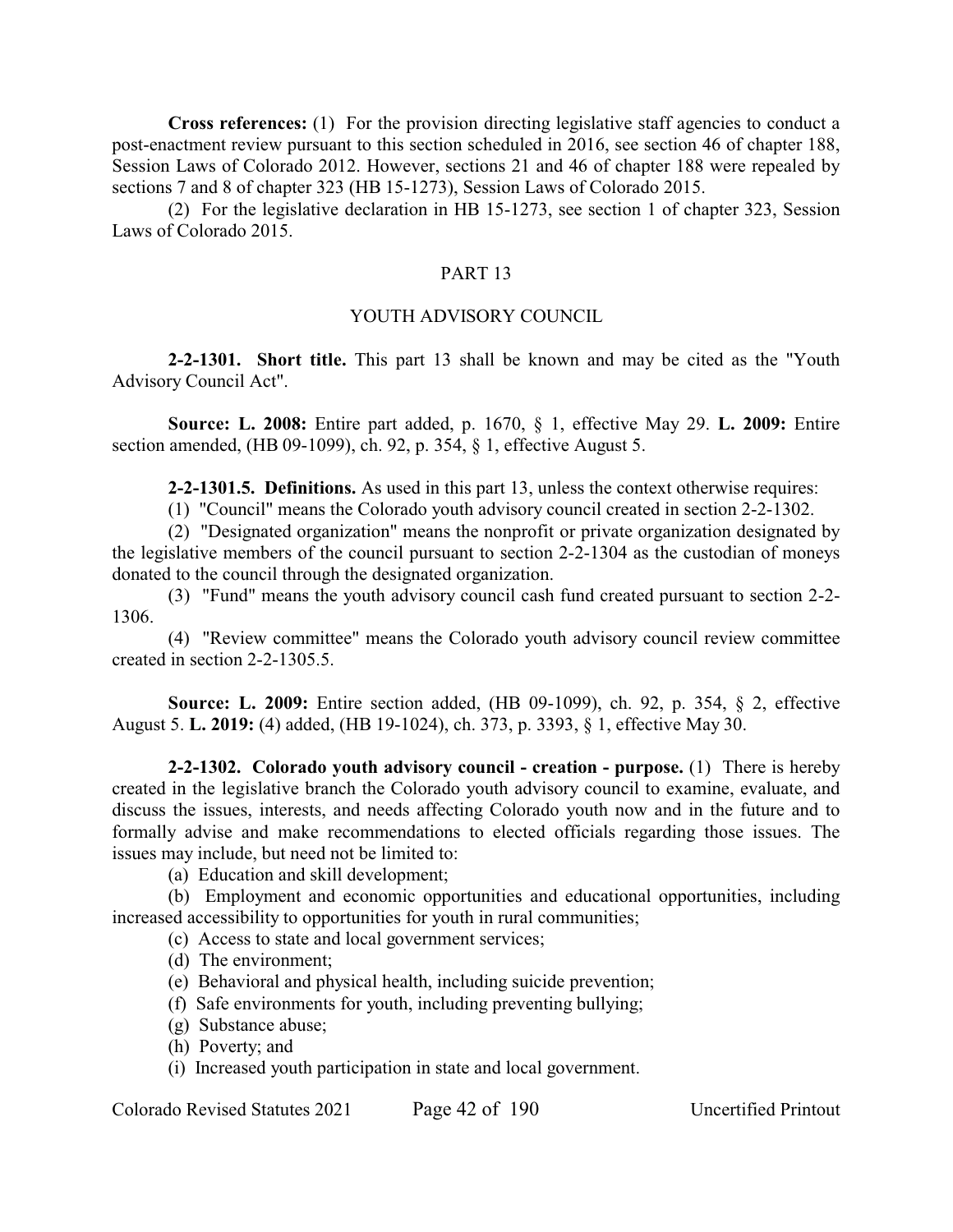**Cross references:** (1) For the provision directing legislative staff agencies to conduct a post-enactment review pursuant to this section scheduled in 2016, see section 46 of chapter 188, Session Laws of Colorado 2012. However, sections 21 and 46 of chapter 188 were repealed by sections 7 and 8 of chapter 323 (HB 15-1273), Session Laws of Colorado 2015.

(2) For the legislative declaration in HB 15-1273, see section 1 of chapter 323, Session Laws of Colorado 2015.

## PART 13

## YOUTH ADVISORY COUNCIL

**2-2-1301. Short title.** This part 13 shall be known and may be cited as the "Youth Advisory Council Act".

**Source: L. 2008:** Entire part added, p. 1670, § 1, effective May 29. **L. 2009:** Entire section amended, (HB 09-1099), ch. 92, p. 354, § 1, effective August 5.

**2-2-1301.5. Definitions.** As used in this part 13, unless the context otherwise requires:

(1) "Council" means the Colorado youth advisory council created in section 2-2-1302.

(2) "Designated organization" means the nonprofit or private organization designated by the legislative members of the council pursuant to section 2-2-1304 as the custodian of moneys donated to the council through the designated organization.

(3) "Fund" means the youth advisory council cash fund created pursuant to section 2-2-1306.

(4) "Review committee" means the Colorado youth advisory council review committee created in section 2-2-1305.5.

**Source: L. 2009:** Entire section added, (HB 09-1099), ch. 92, p. 354, § 2, effective August 5. **L. 2019:** (4) added, (HB 19-1024), ch. 373, p. 3393, § 1, effective May 30.

**2-2-1302. Colorado youth advisory council - creation - purpose.** (1) There is hereby created in the legislative branch the Colorado youth advisory council to examine, evaluate, and discuss the issues, interests, and needs affecting Colorado youth now and in the future and to formally advise and make recommendations to elected officials regarding those issues. The issues may include, but need not be limited to:

(a) Education and skill development;

(b) Employment and economic opportunities and educational opportunities, including increased accessibility to opportunities for youth in rural communities;

(c) Access to state and local government services;

(d) The environment;

(e) Behavioral and physical health, including suicide prevention;

(f) Safe environments for youth, including preventing bullying;

(g) Substance abuse;

(h) Poverty; and

(i) Increased youth participation in state and local government.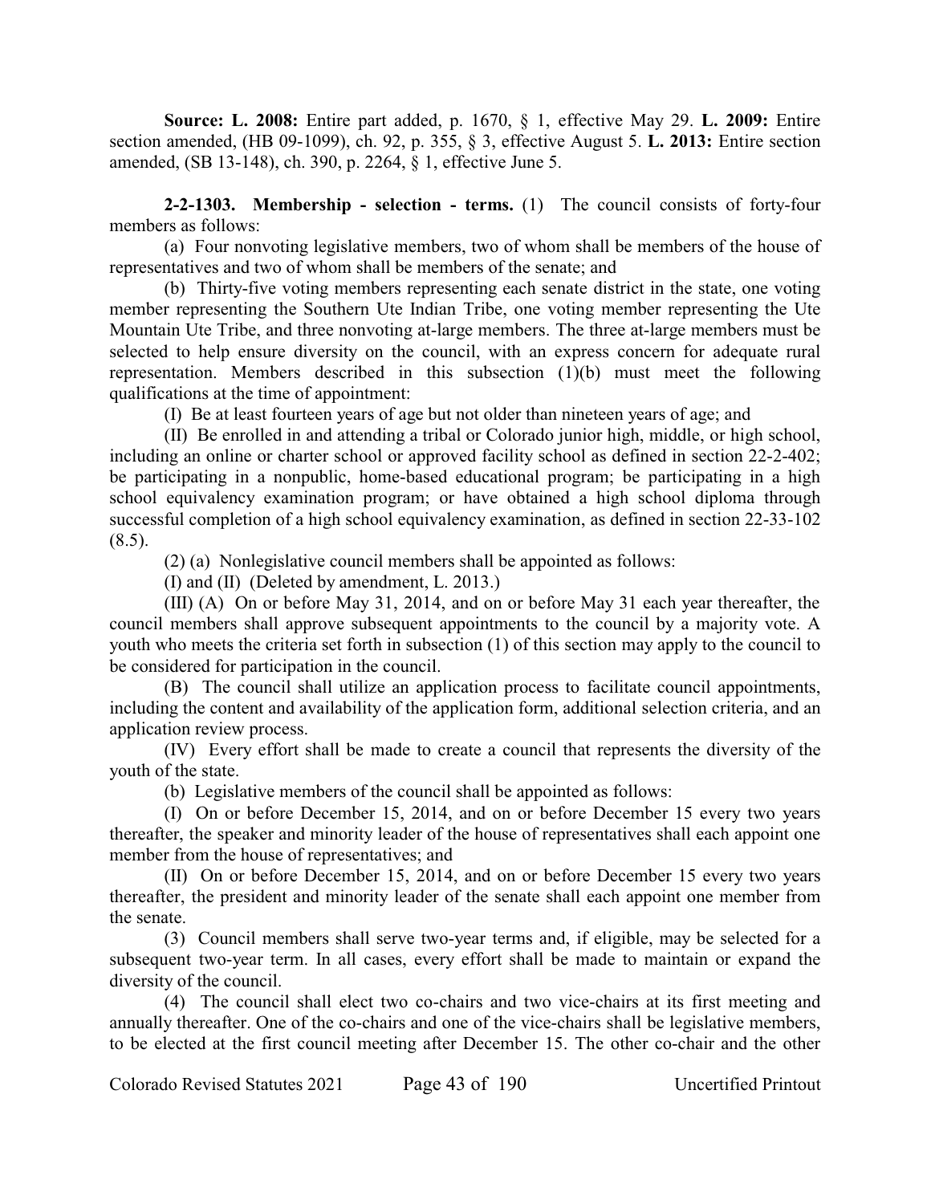**Source: L. 2008:** Entire part added, p. 1670, § 1, effective May 29. **L. 2009:** Entire section amended, (HB 09-1099), ch. 92, p. 355, § 3, effective August 5. **L. 2013:** Entire section amended, (SB 13-148), ch. 390, p. 2264, § 1, effective June 5.

**2-2-1303. Membership - selection - terms.** (1) The council consists of forty-four members as follows:

(a) Four nonvoting legislative members, two of whom shall be members of the house of representatives and two of whom shall be members of the senate; and

(b) Thirty-five voting members representing each senate district in the state, one voting member representing the Southern Ute Indian Tribe, one voting member representing the Ute Mountain Ute Tribe, and three nonvoting at-large members. The three at-large members must be selected to help ensure diversity on the council, with an express concern for adequate rural representation. Members described in this subsection (1)(b) must meet the following qualifications at the time of appointment:

(I) Be at least fourteen years of age but not older than nineteen years of age; and

(II) Be enrolled in and attending a tribal or Colorado junior high, middle, or high school, including an online or charter school or approved facility school as defined in section 22-2-402; be participating in a nonpublic, home-based educational program; be participating in a high school equivalency examination program; or have obtained a high school diploma through successful completion of a high school equivalency examination, as defined in section 22-33-102 (8.5).

(2) (a) Nonlegislative council members shall be appointed as follows:

(I) and (II) (Deleted by amendment, L. 2013.)

(III) (A) On or before May 31, 2014, and on or before May 31 each year thereafter, the council members shall approve subsequent appointments to the council by a majority vote. A youth who meets the criteria set forth in subsection (1) of this section may apply to the council to be considered for participation in the council.

(B) The council shall utilize an application process to facilitate council appointments, including the content and availability of the application form, additional selection criteria, and an application review process.

(IV) Every effort shall be made to create a council that represents the diversity of the youth of the state.

(b) Legislative members of the council shall be appointed as follows:

(I) On or before December 15, 2014, and on or before December 15 every two years thereafter, the speaker and minority leader of the house of representatives shall each appoint one member from the house of representatives; and

(II) On or before December 15, 2014, and on or before December 15 every two years thereafter, the president and minority leader of the senate shall each appoint one member from the senate.

(3) Council members shall serve two-year terms and, if eligible, may be selected for a subsequent two-year term. In all cases, every effort shall be made to maintain or expand the diversity of the council.

(4) The council shall elect two co-chairs and two vice-chairs at its first meeting and annually thereafter. One of the co-chairs and one of the vice-chairs shall be legislative members, to be elected at the first council meeting after December 15. The other co-chair and the other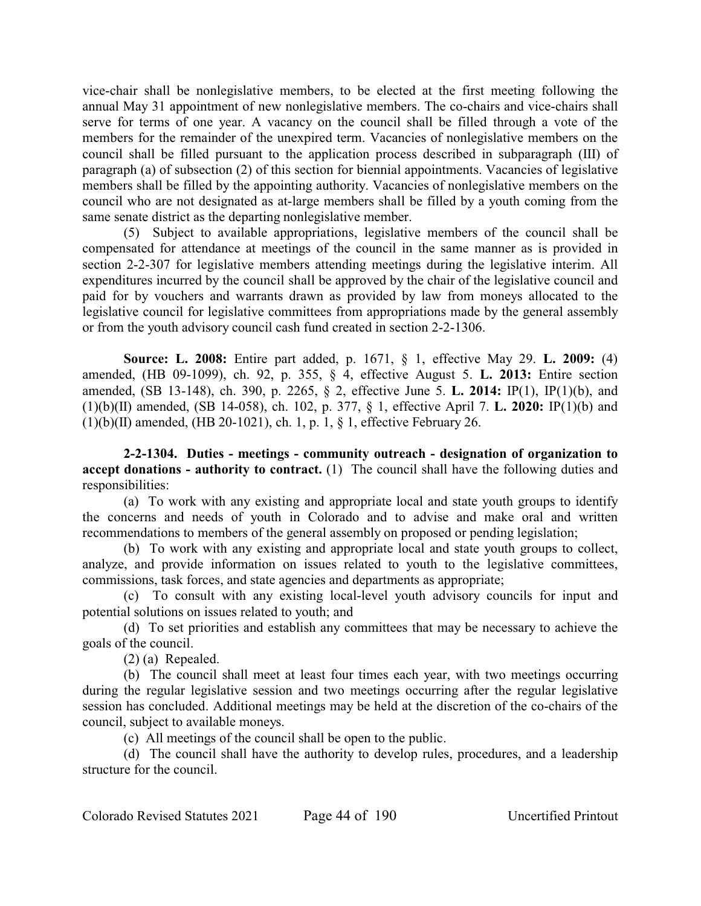vice-chair shall be nonlegislative members, to be elected at the first meeting following the annual May 31 appointment of new nonlegislative members. The co-chairs and vice-chairs shall serve for terms of one year. A vacancy on the council shall be filled through a vote of the members for the remainder of the unexpired term. Vacancies of nonlegislative members on the council shall be filled pursuant to the application process described in subparagraph (III) of paragraph (a) of subsection (2) of this section for biennial appointments. Vacancies of legislative members shall be filled by the appointing authority. Vacancies of nonlegislative members on the council who are not designated as at-large members shall be filled by a youth coming from the same senate district as the departing nonlegislative member.

(5) Subject to available appropriations, legislative members of the council shall be compensated for attendance at meetings of the council in the same manner as is provided in section 2-2-307 for legislative members attending meetings during the legislative interim. All expenditures incurred by the council shall be approved by the chair of the legislative council and paid for by vouchers and warrants drawn as provided by law from moneys allocated to the legislative council for legislative committees from appropriations made by the general assembly or from the youth advisory council cash fund created in section 2-2-1306.

**Source: L. 2008:** Entire part added, p. 1671, § 1, effective May 29. **L. 2009:** (4) amended, (HB 09-1099), ch. 92, p. 355, § 4, effective August 5. **L. 2013:** Entire section amended, (SB 13-148), ch. 390, p. 2265, § 2, effective June 5. **L. 2014:** IP(1), IP(1)(b), and (1)(b)(II) amended, (SB 14-058), ch. 102, p. 377, § 1, effective April 7. **L. 2020:** IP(1)(b) and (1)(b)(II) amended, (HB 20-1021), ch. 1, p. 1, § 1, effective February 26.

**2-2-1304. Duties - meetings - community outreach - designation of organization to accept donations - authority to contract.** (1) The council shall have the following duties and responsibilities:

(a) To work with any existing and appropriate local and state youth groups to identify the concerns and needs of youth in Colorado and to advise and make oral and written recommendations to members of the general assembly on proposed or pending legislation;

(b) To work with any existing and appropriate local and state youth groups to collect, analyze, and provide information on issues related to youth to the legislative committees, commissions, task forces, and state agencies and departments as appropriate;

(c) To consult with any existing local-level youth advisory councils for input and potential solutions on issues related to youth; and

(d) To set priorities and establish any committees that may be necessary to achieve the goals of the council.

(2) (a) Repealed.

(b) The council shall meet at least four times each year, with two meetings occurring during the regular legislative session and two meetings occurring after the regular legislative session has concluded. Additional meetings may be held at the discretion of the co-chairs of the council, subject to available moneys.

(c) All meetings of the council shall be open to the public.

(d) The council shall have the authority to develop rules, procedures, and a leadership structure for the council.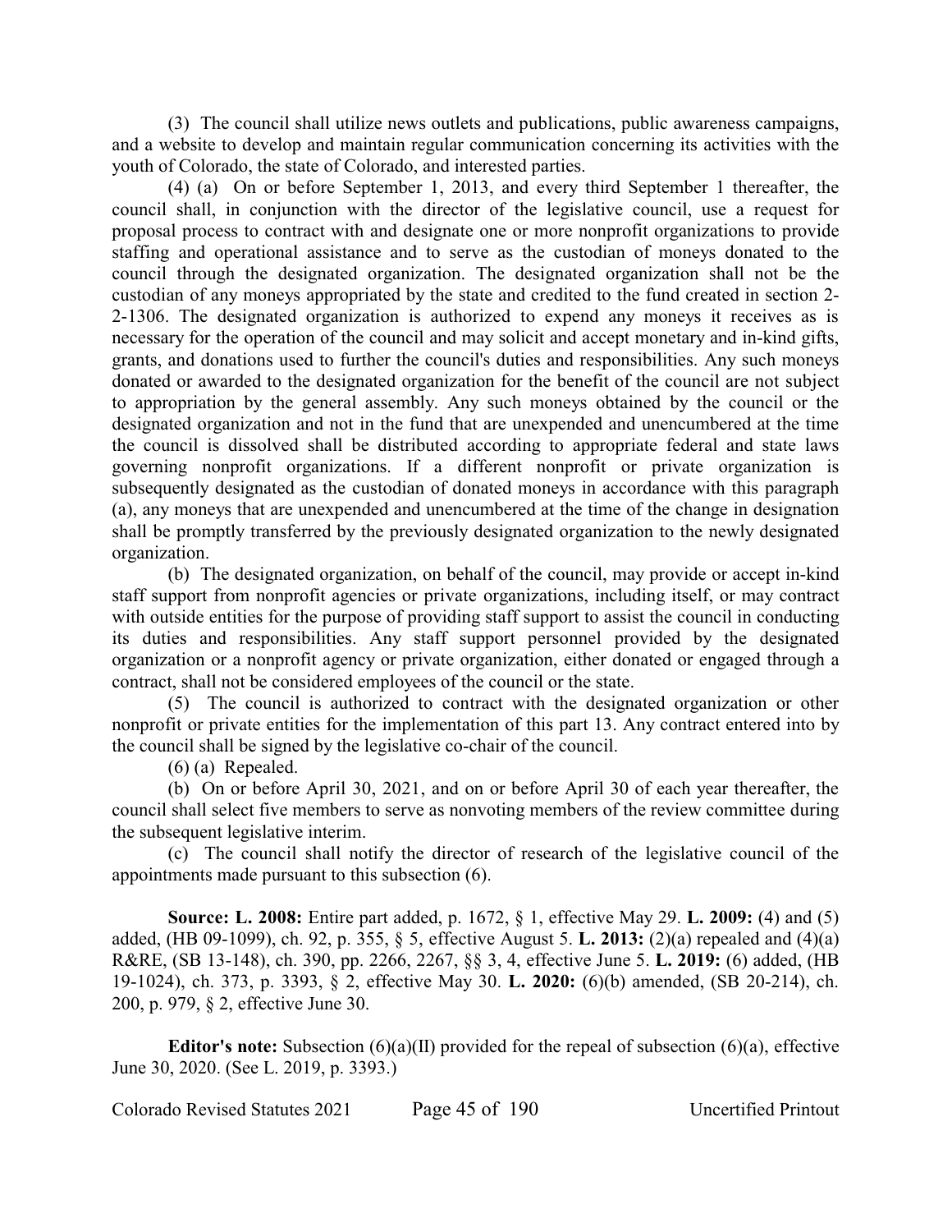(3) The council shall utilize news outlets and publications, public awareness campaigns, and a website to develop and maintain regular communication concerning its activities with the youth of Colorado, the state of Colorado, and interested parties.

(4) (a) On or before September 1, 2013, and every third September 1 thereafter, the council shall, in conjunction with the director of the legislative council, use a request for proposal process to contract with and designate one or more nonprofit organizations to provide staffing and operational assistance and to serve as the custodian of moneys donated to the council through the designated organization. The designated organization shall not be the custodian of any moneys appropriated by the state and credited to the fund created in section 2-2-1306. The designated organization is authorized to expend any moneys it receives as is necessary for the operation of the council and may solicit and accept monetary and in-kind gifts, grants, and donations used to further the council's duties and responsibilities. Any such moneys donated or awarded to the designated organization for the benefit of the council are not subject to appropriation by the general assembly. Any such moneys obtained by the council or the designated organization and not in the fund that are unexpended and unencumbered at the time the council is dissolved shall be distributed according to appropriate federal and state laws governing nonprofit organizations. If a different nonprofit or private organization is subsequently designated as the custodian of donated moneys in accordance with this paragraph (a), any moneys that are unexpended and unencumbered at the time of the change in designation shall be promptly transferred by the previously designated organization to the newly designated organization.

(b) The designated organization, on behalf of the council, may provide or accept in-kind staff support from nonprofit agencies or private organizations, including itself, or may contract with outside entities for the purpose of providing staff support to assist the council in conducting its duties and responsibilities. Any staff support personnel provided by the designated organization or a nonprofit agency or private organization, either donated or engaged through a contract, shall not be considered employees of the council or the state.

(5) The council is authorized to contract with the designated organization or other nonprofit or private entities for the implementation of this part 13. Any contract entered into by the council shall be signed by the legislative co-chair of the council.

(6) (a) Repealed.

(b) On or before April 30, 2021, and on or before April 30 of each year thereafter, the council shall select five members to serve as nonvoting members of the review committee during the subsequent legislative interim.

(c) The council shall notify the director of research of the legislative council of the appointments made pursuant to this subsection (6).

**Source: L. 2008:** Entire part added, p. 1672, § 1, effective May 29. **L. 2009:** (4) and (5) added, (HB 09-1099), ch. 92, p. 355, § 5, effective August 5. **L. 2013:** (2)(a) repealed and (4)(a) R&RE, (SB 13-148), ch. 390, pp. 2266, 2267, §§ 3, 4, effective June 5. **L. 2019:** (6) added, (HB 19-1024), ch. 373, p. 3393, § 2, effective May 30. **L. 2020:** (6)(b) amended, (SB 20-214), ch. 200, p. 979, § 2, effective June 30.

**Editor's note:** Subsection (6)(a)(II) provided for the repeal of subsection (6)(a), effective June 30, 2020. (See L. 2019, p. 3393.)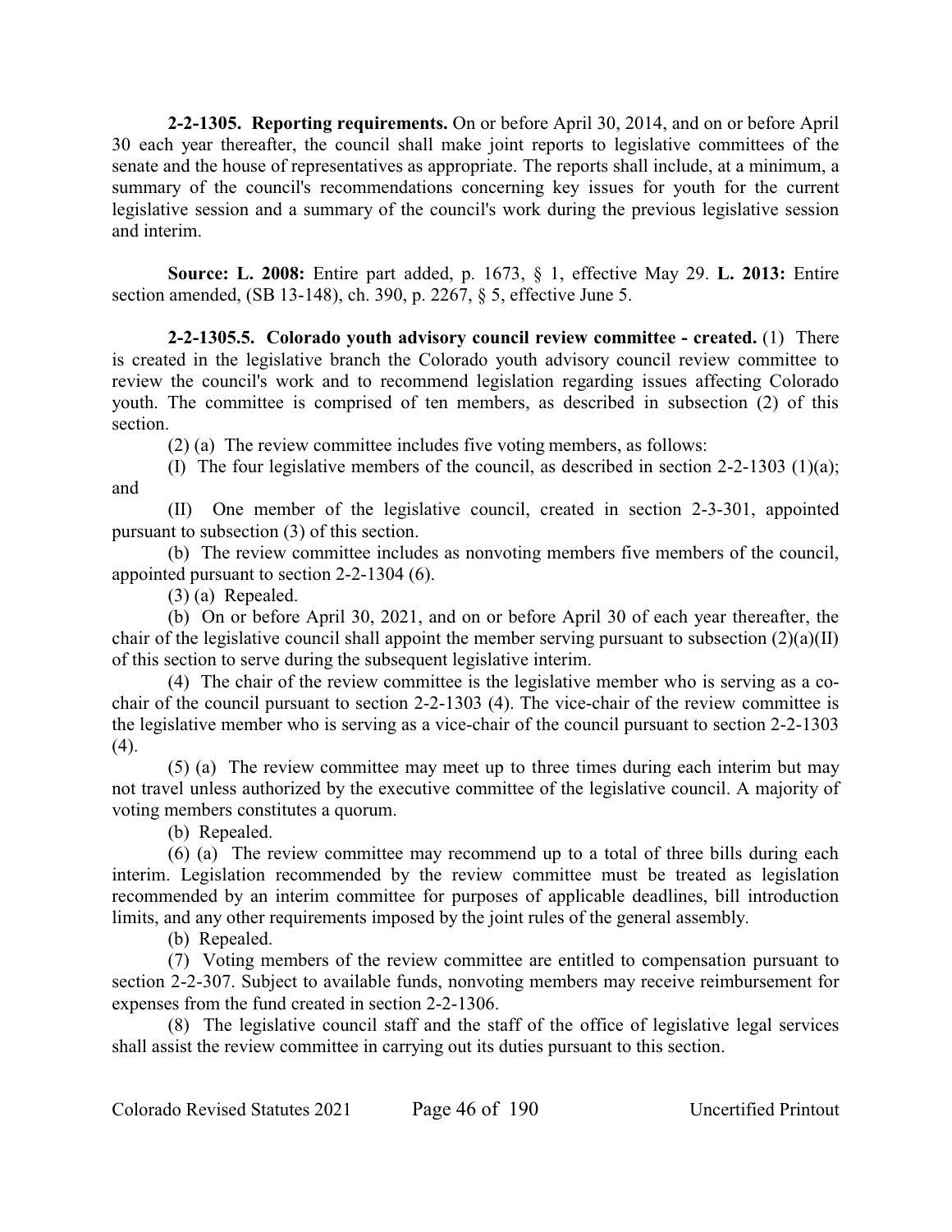**2-2-1305. Reporting requirements.** On or before April 30, 2014, and on or before April 30 each year thereafter, the council shall make joint reports to legislative committees of the senate and the house of representatives as appropriate. The reports shall include, at a minimum, a summary of the council's recommendations concerning key issues for youth for the current legislative session and a summary of the council's work during the previous legislative session and interim.

**Source: L. 2008:** Entire part added, p. 1673, § 1, effective May 29. **L. 2013:** Entire section amended, (SB 13-148), ch. 390, p. 2267, § 5, effective June 5.

**2-2-1305.5. Colorado youth advisory council review committee - created.** (1) There is created in the legislative branch the Colorado youth advisory council review committee to review the council's work and to recommend legislation regarding issues affecting Colorado youth. The committee is comprised of ten members, as described in subsection (2) of this section.

(2) (a) The review committee includes five voting members, as follows:

(I) The four legislative members of the council, as described in section 2-2-1303 (1)(a); and

(II) One member of the legislative council, created in section 2-3-301, appointed pursuant to subsection (3) of this section.

(b) The review committee includes as nonvoting members five members of the council, appointed pursuant to section 2-2-1304 (6).

(3) (a) Repealed.

(b) On or before April 30, 2021, and on or before April 30 of each year thereafter, the chair of the legislative council shall appoint the member serving pursuant to subsection (2)(a)(II) of this section to serve during the subsequent legislative interim.

(4) The chair of the review committee is the legislative member who is serving as a co-chair of the council pursuant to section 2-2-1303 (4). The vice-chair of the review committee is the legislative member who is serving as a vice-chair of the council pursuant to section 2-2-1303 (4).

(5) (a) The review committee may meet up to three times during each interim but may not travel unless authorized by the executive committee of the legislative council. A majority of voting members constitutes a quorum.

(b) Repealed.

(6) (a) The review committee may recommend up to a total of three bills during each interim. Legislation recommended by the review committee must be treated as legislation recommended by an interim committee for purposes of applicable deadlines, bill introduction limits, and any other requirements imposed by the joint rules of the general assembly.

(b) Repealed.

(7) Voting members of the review committee are entitled to compensation pursuant to section 2-2-307. Subject to available funds, nonvoting members may receive reimbursement for expenses from the fund created in section 2-2-1306.

(8) The legislative council staff and the staff of the office of legislative legal services shall assist the review committee in carrying out its duties pursuant to this section.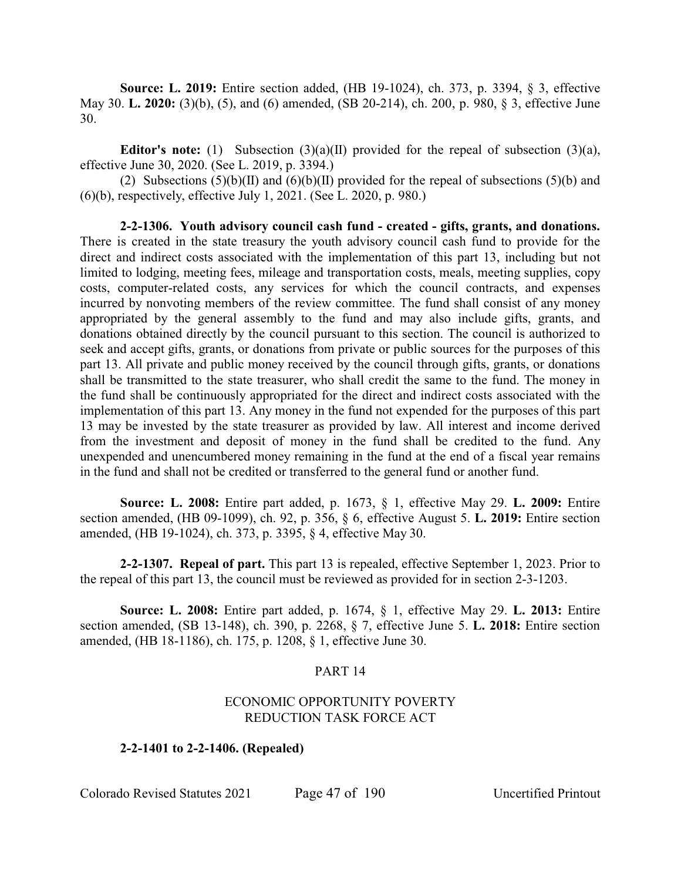**Source: L. 2019:** Entire section added, (HB 19-1024), ch. 373, p. 3394, § 3, effective May 30. **L. 2020:** (3)(b), (5), and (6) amended, (SB 20-214), ch. 200, p. 980, § 3, effective June 30.

**Editor's note:** (1) Subsection (3)(a)(II) provided for the repeal of subsection (3)(a), effective June 30, 2020. (See L. 2019, p. 3394.)

(2) Subsections (5)(b)(II) and (6)(b)(II) provided for the repeal of subsections (5)(b) and (6)(b), respectively, effective July 1, 2021. (See L. 2020, p. 980.)

**2-2-1306. Youth advisory council cash fund - created - gifts, grants, and donations.** There is created in the state treasury the youth advisory council cash fund to provide for the direct and indirect costs associated with the implementation of this part 13, including but not limited to lodging, meeting fees, mileage and transportation costs, meals, meeting supplies, copy costs, computer-related costs, any services for which the council contracts, and expenses incurred by nonvoting members of the review committee. The fund shall consist of any money appropriated by the general assembly to the fund and may also include gifts, grants, and donations obtained directly by the council pursuant to this section. The council is authorized to seek and accept gifts, grants, or donations from private or public sources for the purposes of this part 13. All private and public money received by the council through gifts, grants, or donations shall be transmitted to the state treasurer, who shall credit the same to the fund. The money in the fund shall be continuously appropriated for the direct and indirect costs associated with the implementation of this part 13. Any money in the fund not expended for the purposes of this part 13 may be invested by the state treasurer as provided by law. All interest and income derived from the investment and deposit of money in the fund shall be credited to the fund. Any unexpended and unencumbered money remaining in the fund at the end of a fiscal year remains in the fund and shall not be credited or transferred to the general fund or another fund.

**Source: L. 2008:** Entire part added, p. 1673, § 1, effective May 29. **L. 2009:** Entire section amended, (HB 09-1099), ch. 92, p. 356, § 6, effective August 5. **L. 2019:** Entire section amended, (HB 19-1024), ch. 373, p. 3395, § 4, effective May 30.

**2-2-1307. Repeal of part.** This part 13 is repealed, effective September 1, 2023. Prior to the repeal of this part 13, the council must be reviewed as provided for in section 2-3-1203.

**Source: L. 2008:** Entire part added, p. 1674, § 1, effective May 29. **L. 2013:** Entire section amended, (SB 13-148), ch. 390, p. 2268, § 7, effective June 5. **L. 2018:** Entire section amended, (HB 18-1186), ch. 175, p. 1208, § 1, effective June 30.

## PART 14

## ECONOMIC OPPORTUNITY POVERTY REDUCTION TASK FORCE ACT

**2-2-1401 to 2-2-1406. (Repealed)**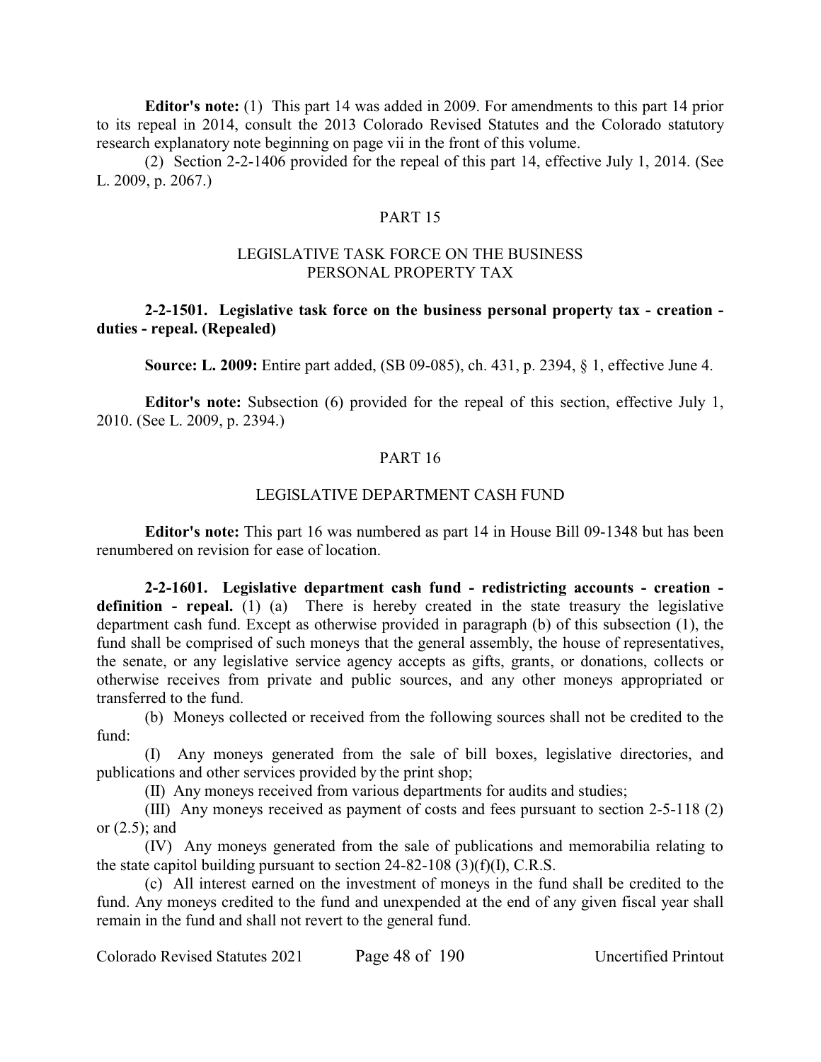**Editor's note:** (1) This part 14 was added in 2009. For amendments to this part 14 prior to its repeal in 2014, consult the 2013 Colorado Revised Statutes and the Colorado statutory research explanatory note beginning on page vii in the front of this volume.

(2) Section 2-2-1406 provided for the repeal of this part 14, effective July 1, 2014. (See L. 2009, p. 2067.)

## PART 15

## LEGISLATIVE TASK FORCE ON THE BUSINESS PERSONAL PROPERTY TAX

**2-2-1501. Legislative task force on the business personal property tax - creation - duties - repeal. (Repealed)**

**Source: L. 2009:** Entire part added, (SB 09-085), ch. 431, p. 2394, § 1, effective June 4.

**Editor's note:** Subsection (6) provided for the repeal of this section, effective July 1, 2010. (See L. 2009, p. 2394.)

## PART 16

## LEGISLATIVE DEPARTMENT CASH FUND

**Editor's note:** This part 16 was numbered as part 14 in House Bill 09-1348 but has been renumbered on revision for ease of location.

**2-2-1601. Legislative department cash fund - redistricting accounts - creation - definition - repeal.** (1) (a) There is hereby created in the state treasury the legislative department cash fund. Except as otherwise provided in paragraph (b) of this subsection (1), the fund shall be comprised of such moneys that the general assembly, the house of representatives, the senate, or any legislative service agency accepts as gifts, grants, or donations, collects or otherwise receives from private and public sources, and any other moneys appropriated or transferred to the fund.

(b) Moneys collected or received from the following sources shall not be credited to the fund:

(I) Any moneys generated from the sale of bill boxes, legislative directories, and publications and other services provided by the print shop;

(II) Any moneys received from various departments for audits and studies;

(III) Any moneys received as payment of costs and fees pursuant to section 2-5-118 (2) or (2.5); and

(IV) Any moneys generated from the sale of publications and memorabilia relating to the state capitol building pursuant to section 24-82-108 (3)(f)(I), C.R.S.

(c) All interest earned on the investment of moneys in the fund shall be credited to the fund. Any moneys credited to the fund and unexpended at the end of any given fiscal year shall remain in the fund and shall not revert to the general fund.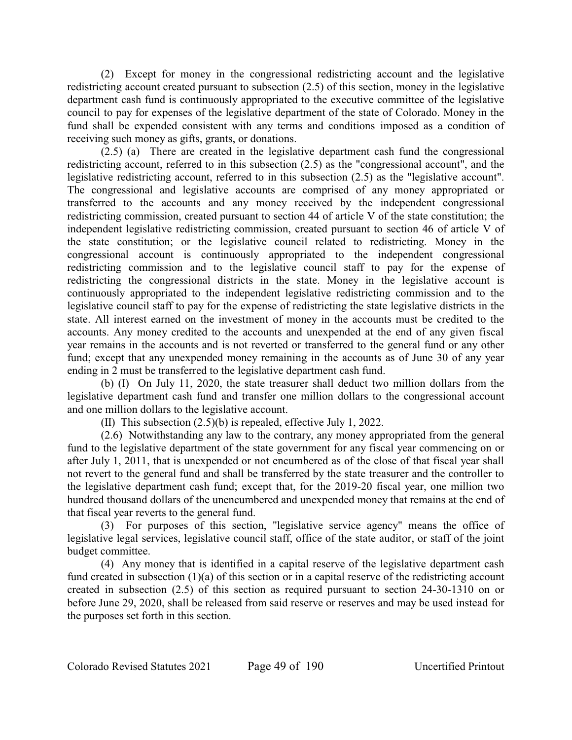(2) Except for money in the congressional redistricting account and the legislative redistricting account created pursuant to subsection (2.5) of this section, money in the legislative department cash fund is continuously appropriated to the executive committee of the legislative council to pay for expenses of the legislative department of the state of Colorado. Money in the fund shall be expended consistent with any terms and conditions imposed as a condition of receiving such money as gifts, grants, or donations.

(2.5) (a) There are created in the legislative department cash fund the congressional redistricting account, referred to in this subsection (2.5) as the "congressional account", and the legislative redistricting account, referred to in this subsection (2.5) as the "legislative account". The congressional and legislative accounts are comprised of any money appropriated or transferred to the accounts and any money received by the independent congressional redistricting commission, created pursuant to section 44 of article V of the state constitution; the independent legislative redistricting commission, created pursuant to section 46 of article V of the state constitution; or the legislative council related to redistricting. Money in the congressional account is continuously appropriated to the independent congressional redistricting commission and to the legislative council staff to pay for the expense of redistricting the congressional districts in the state. Money in the legislative account is continuously appropriated to the independent legislative redistricting commission and to the legislative council staff to pay for the expense of redistricting the state legislative districts in the state. All interest earned on the investment of money in the accounts must be credited to the accounts. Any money credited to the accounts and unexpended at the end of any given fiscal year remains in the accounts and is not reverted or transferred to the general fund or any other fund; except that any unexpended money remaining in the accounts as of June 30 of any year ending in 2 must be transferred to the legislative department cash fund.

(b) (I) On July 11, 2020, the state treasurer shall deduct two million dollars from the legislative department cash fund and transfer one million dollars to the congressional account and one million dollars to the legislative account.

(II) This subsection (2.5)(b) is repealed, effective July 1, 2022.

(2.6) Notwithstanding any law to the contrary, any money appropriated from the general fund to the legislative department of the state government for any fiscal year commencing on or after July 1, 2011, that is unexpended or not encumbered as of the close of that fiscal year shall not revert to the general fund and shall be transferred by the state treasurer and the controller to the legislative department cash fund; except that, for the 2019-20 fiscal year, one million two hundred thousand dollars of the unencumbered and unexpended money that remains at the end of that fiscal year reverts to the general fund.

(3) For purposes of this section, "legislative service agency" means the office of legislative legal services, legislative council staff, office of the state auditor, or staff of the joint budget committee.

(4) Any money that is identified in a capital reserve of the legislative department cash fund created in subsection (1)(a) of this section or in a capital reserve of the redistricting account created in subsection (2.5) of this section as required pursuant to section 24-30-1310 on or before June 29, 2020, shall be released from said reserve or reserves and may be used instead for the purposes set forth in this section.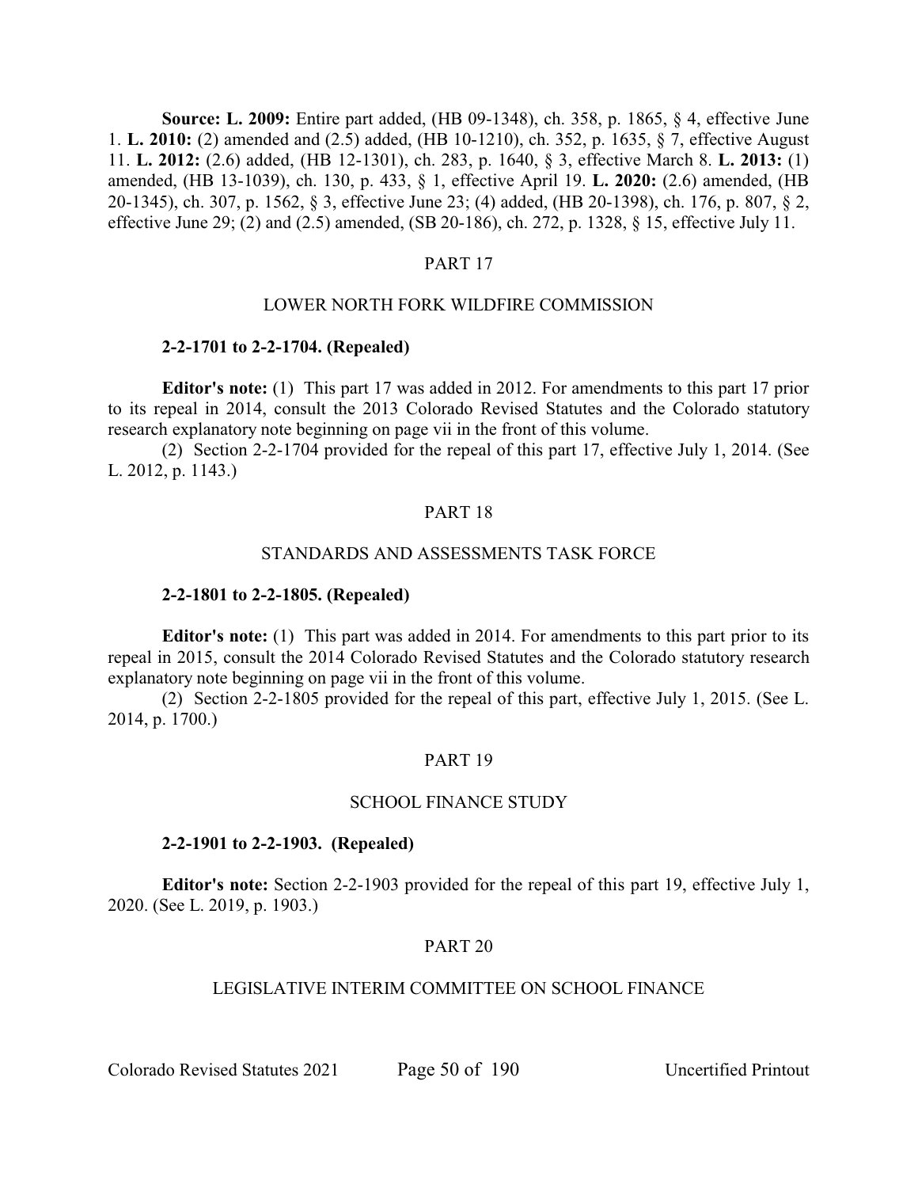**Source: L. 2009:** Entire part added, (HB 09-1348), ch. 358, p. 1865, § 4, effective June 1. **L. 2010:** (2) amended and (2.5) added, (HB 10-1210), ch. 352, p. 1635, § 7, effective August 11. **L. 2012:** (2.6) added, (HB 12-1301), ch. 283, p. 1640, § 3, effective March 8. **L. 2013:** (1) amended, (HB 13-1039), ch. 130, p. 433, § 1, effective April 19. **L. 2020:** (2.6) amended, (HB 20-1345), ch. 307, p. 1562, § 3, effective June 23; (4) added, (HB 20-1398), ch. 176, p. 807, § 2, effective June 29; (2) and (2.5) amended, (SB 20-186), ch. 272, p. 1328, § 15, effective July 11.

## PART 17

## LOWER NORTH FORK WILDFIRE COMMISSION

**2-2-1701 to 2-2-1704. (Repealed)**

**Editor's note:** (1) This part 17 was added in 2012. For amendments to this part 17 prior to its repeal in 2014, consult the 2013 Colorado Revised Statutes and the Colorado statutory research explanatory note beginning on page vii in the front of this volume.

(2) Section 2-2-1704 provided for the repeal of this part 17, effective July 1, 2014. (See L. 2012, p. 1143.)

## PART 18

## STANDARDS AND ASSESSMENTS TASK FORCE

**2-2-1801 to 2-2-1805. (Repealed)**

**Editor's note:** (1) This part was added in 2014. For amendments to this part prior to its repeal in 2015, consult the 2014 Colorado Revised Statutes and the Colorado statutory research explanatory note beginning on page vii in the front of this volume.

(2) Section 2-2-1805 provided for the repeal of this part, effective July 1, 2015. (See L. 2014, p. 1700.)

## PART 19

## SCHOOL FINANCE STUDY

**2-2-1901 to 2-2-1903. (Repealed)**

**Editor's note:** Section 2-2-1903 provided for the repeal of this part 19, effective July 1, 2020. (See L. 2019, p. 1903.)

## PART 20

## LEGISLATIVE INTERIM COMMITTEE ON SCHOOL FINANCE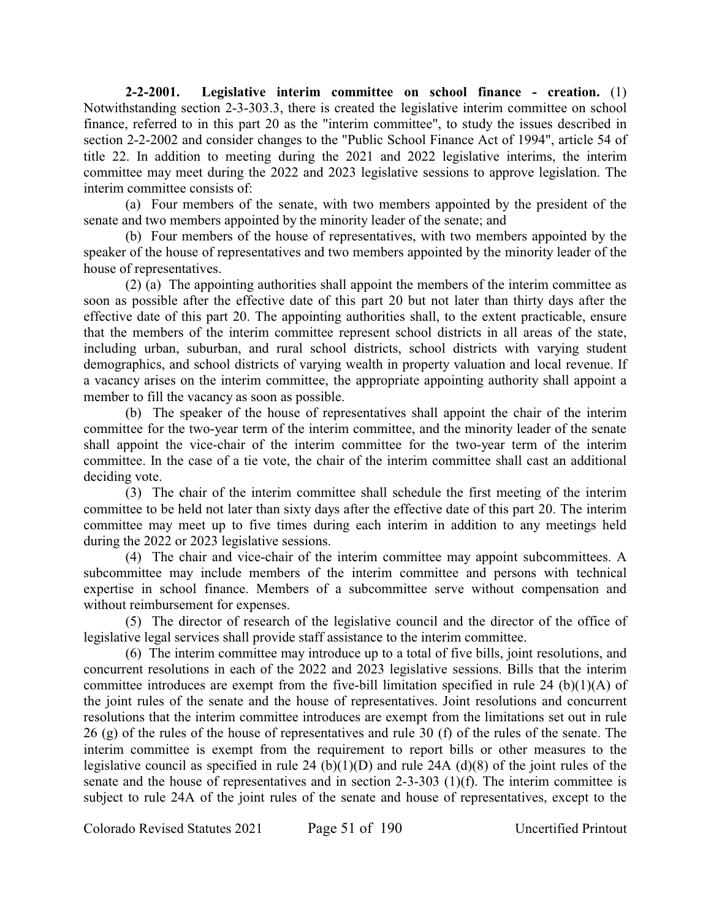**2-2-2001. Legislative interim committee on school finance - creation.** (1) Notwithstanding section 2-3-303.3, there is created the legislative interim committee on school finance, referred to in this part 20 as the "interim committee", to study the issues described in section 2-2-2002 and consider changes to the "Public School Finance Act of 1994", article 54 of title 22. In addition to meeting during the 2021 and 2022 legislative interims, the interim committee may meet during the 2022 and 2023 legislative sessions to approve legislation. The interim committee consists of:

(a) Four members of the senate, with two members appointed by the president of the senate and two members appointed by the minority leader of the senate; and

(b) Four members of the house of representatives, with two members appointed by the speaker of the house of representatives and two members appointed by the minority leader of the house of representatives.

(2) (a) The appointing authorities shall appoint the members of the interim committee as soon as possible after the effective date of this part 20 but not later than thirty days after the effective date of this part 20. The appointing authorities shall, to the extent practicable, ensure that the members of the interim committee represent school districts in all areas of the state, including urban, suburban, and rural school districts, school districts with varying student demographics, and school districts of varying wealth in property valuation and local revenue. If a vacancy arises on the interim committee, the appropriate appointing authority shall appoint a member to fill the vacancy as soon as possible.

(b) The speaker of the house of representatives shall appoint the chair of the interim committee for the two-year term of the interim committee, and the minority leader of the senate shall appoint the vice-chair of the interim committee for the two-year term of the interim committee. In the case of a tie vote, the chair of the interim committee shall cast an additional deciding vote.

(3) The chair of the interim committee shall schedule the first meeting of the interim committee to be held not later than sixty days after the effective date of this part 20. The interim committee may meet up to five times during each interim in addition to any meetings held during the 2022 or 2023 legislative sessions.

(4) The chair and vice-chair of the interim committee may appoint subcommittees. A subcommittee may include members of the interim committee and persons with technical expertise in school finance. Members of a subcommittee serve without compensation and without reimbursement for expenses.

(5) The director of research of the legislative council and the director of the office of legislative legal services shall provide staff assistance to the interim committee.

(6) The interim committee may introduce up to a total of five bills, joint resolutions, and concurrent resolutions in each of the 2022 and 2023 legislative sessions. Bills that the interim committee introduces are exempt from the five-bill limitation specified in rule 24 (b)(1)(A) of the joint rules of the senate and the house of representatives. Joint resolutions and concurrent resolutions that the interim committee introduces are exempt from the limitations set out in rule 26 (g) of the rules of the house of representatives and rule 30 (f) of the rules of the senate. The interim committee is exempt from the requirement to report bills or other measures to the legislative council as specified in rule 24 (b)(1)(D) and rule 24A (d)(8) of the joint rules of the senate and the house of representatives and in section 2-3-303 (1)(f). The interim committee is subject to rule 24A of the joint rules of the senate and house of representatives, except to the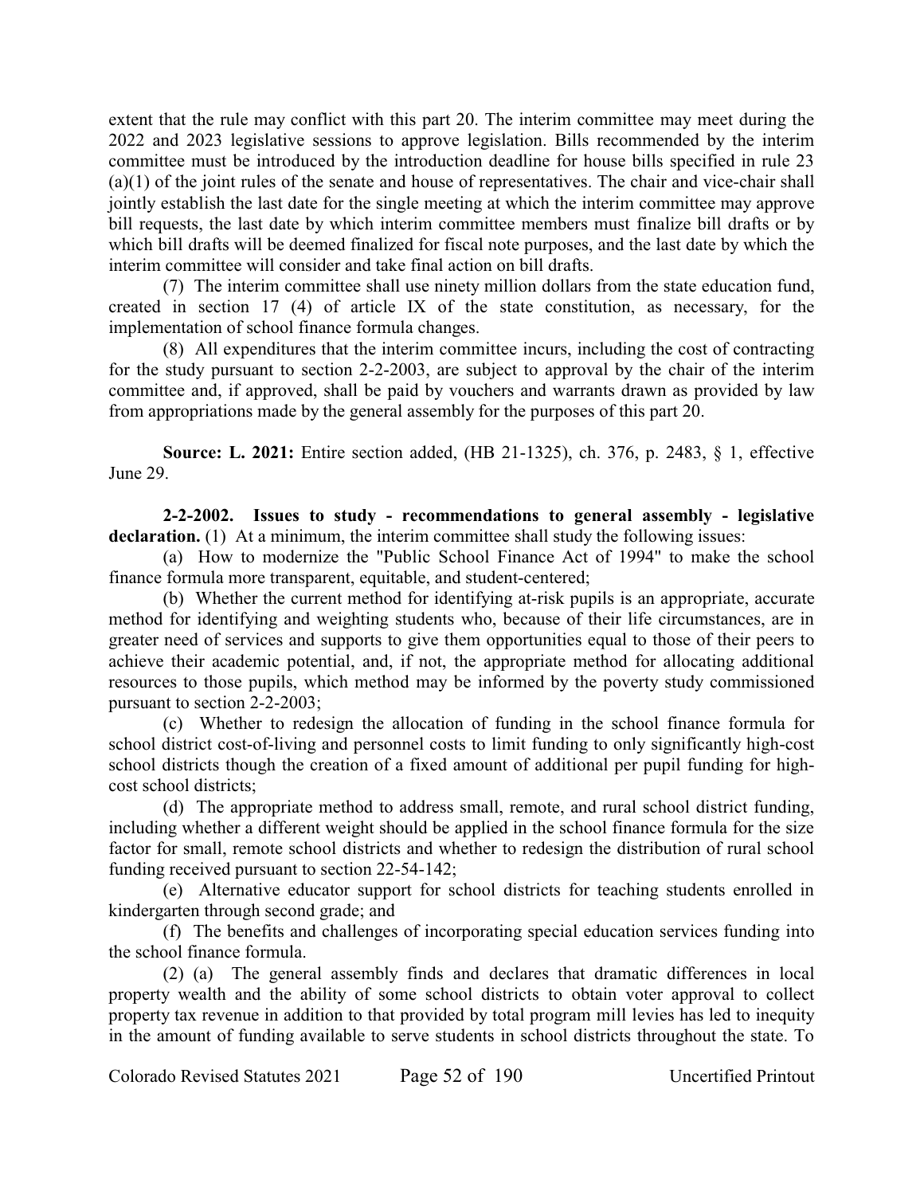extent that the rule may conflict with this part 20. The interim committee may meet during the 2022 and 2023 legislative sessions to approve legislation. Bills recommended by the interim committee must be introduced by the introduction deadline for house bills specified in rule 23 (a)(1) of the joint rules of the senate and house of representatives. The chair and vice-chair shall jointly establish the last date for the single meeting at which the interim committee may approve bill requests, the last date by which interim committee members must finalize bill drafts or by which bill drafts will be deemed finalized for fiscal note purposes, and the last date by which the interim committee will consider and take final action on bill drafts.

(7) The interim committee shall use ninety million dollars from the state education fund, created in section 17 (4) of article IX of the state constitution, as necessary, for the implementation of school finance formula changes.

(8) All expenditures that the interim committee incurs, including the cost of contracting for the study pursuant to section 2-2-2003, are subject to approval by the chair of the interim committee and, if approved, shall be paid by vouchers and warrants drawn as provided by law from appropriations made by the general assembly for the purposes of this part 20.

**Source: L. 2021:** Entire section added, (HB 21-1325), ch. 376, p. 2483, § 1, effective June 29.

**2-2-2002. Issues to study - recommendations to general assembly - legislative declaration.** (1) At a minimum, the interim committee shall study the following issues:

(a) How to modernize the "Public School Finance Act of 1994" to make the school finance formula more transparent, equitable, and student-centered;

(b) Whether the current method for identifying at-risk pupils is an appropriate, accurate method for identifying and weighting students who, because of their life circumstances, are in greater need of services and supports to give them opportunities equal to those of their peers to achieve their academic potential, and, if not, the appropriate method for allocating additional resources to those pupils, which method may be informed by the poverty study commissioned pursuant to section 2-2-2003;

(c) Whether to redesign the allocation of funding in the school finance formula for school district cost-of-living and personnel costs to limit funding to only significantly high-cost school districts though the creation of a fixed amount of additional per pupil funding for high-cost school districts;

(d) The appropriate method to address small, remote, and rural school district funding, including whether a different weight should be applied in the school finance formula for the size factor for small, remote school districts and whether to redesign the distribution of rural school funding received pursuant to section 22-54-142;

(e) Alternative educator support for school districts for teaching students enrolled in kindergarten through second grade; and

(f) The benefits and challenges of incorporating special education services funding into the school finance formula.

(2) (a) The general assembly finds and declares that dramatic differences in local property wealth and the ability of some school districts to obtain voter approval to collect property tax revenue in addition to that provided by total program mill levies has led to inequity in the amount of funding available to serve students in school districts throughout the state. To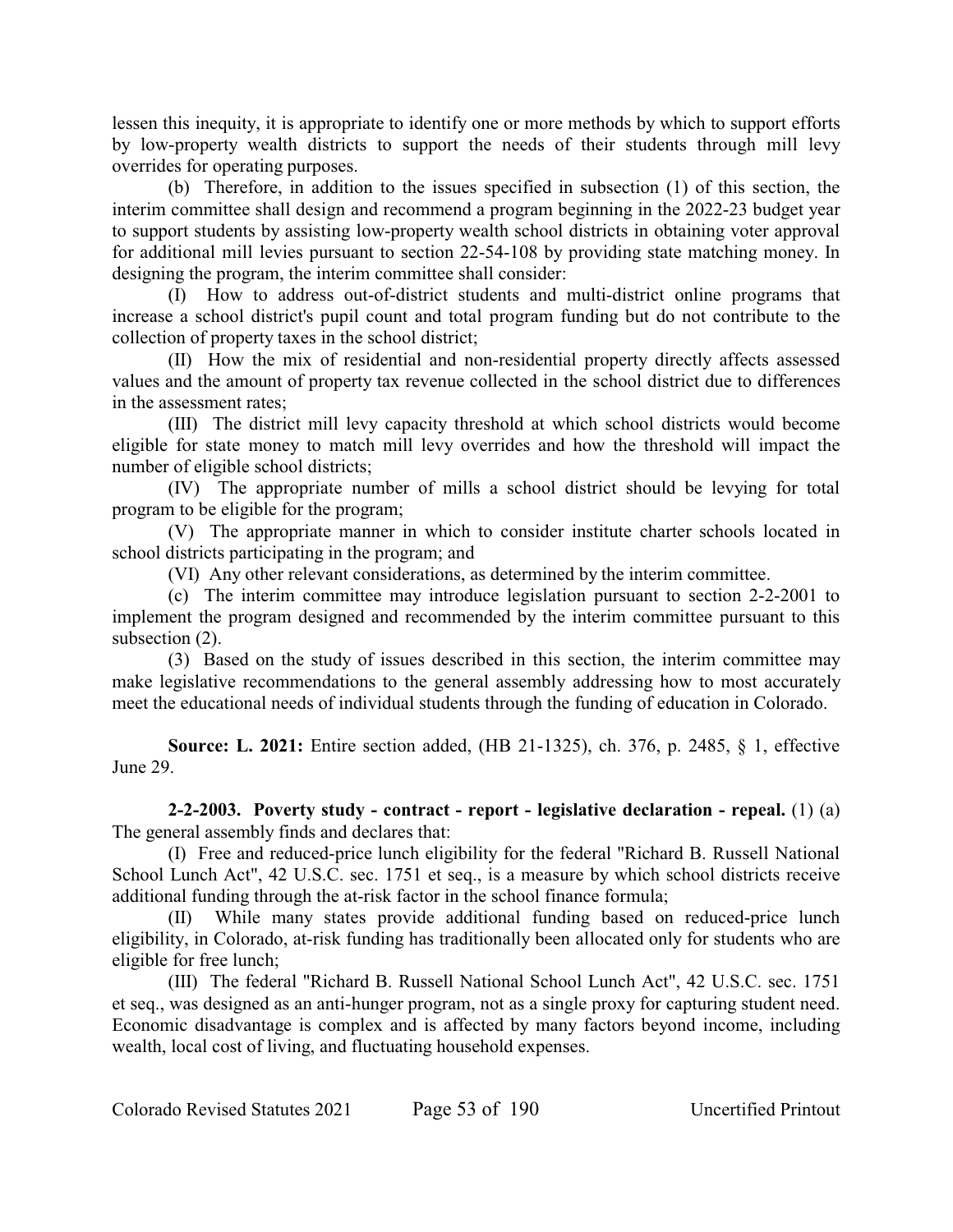lessen this inequity, it is appropriate to identify one or more methods by which to support efforts by low-property wealth districts to support the needs of their students through mill levy overrides for operating purposes.

(b) Therefore, in addition to the issues specified in subsection (1) of this section, the interim committee shall design and recommend a program beginning in the 2022-23 budget year to support students by assisting low-property wealth school districts in obtaining voter approval for additional mill levies pursuant to section 22-54-108 by providing state matching money. In designing the program, the interim committee shall consider:

(I) How to address out-of-district students and multi-district online programs that increase a school district's pupil count and total program funding but do not contribute to the collection of property taxes in the school district;

(II) How the mix of residential and non-residential property directly affects assessed values and the amount of property tax revenue collected in the school district due to differences in the assessment rates;

(III) The district mill levy capacity threshold at which school districts would become eligible for state money to match mill levy overrides and how the threshold will impact the number of eligible school districts;

(IV) The appropriate number of mills a school district should be levying for total program to be eligible for the program;

(V) The appropriate manner in which to consider institute charter schools located in school districts participating in the program; and

(VI) Any other relevant considerations, as determined by the interim committee.

(c) The interim committee may introduce legislation pursuant to section 2-2-2001 to implement the program designed and recommended by the interim committee pursuant to this subsection (2).

(3) Based on the study of issues described in this section, the interim committee may make legislative recommendations to the general assembly addressing how to most accurately meet the educational needs of individual students through the funding of education in Colorado.

**Source: L. 2021:** Entire section added, (HB 21-1325), ch. 376, p. 2485, § 1, effective June 29.

**2-2-2003. Poverty study - contract - report - legislative declaration - repeal.** (1) (a) The general assembly finds and declares that:

(I) Free and reduced-price lunch eligibility for the federal "Richard B. Russell National School Lunch Act", 42 U.S.C. sec. 1751 et seq., is a measure by which school districts receive additional funding through the at-risk factor in the school finance formula;

(II) While many states provide additional funding based on reduced-price lunch eligibility, in Colorado, at-risk funding has traditionally been allocated only for students who are eligible for free lunch;

(III) The federal "Richard B. Russell National School Lunch Act", 42 U.S.C. sec. 1751 et seq., was designed as an anti-hunger program, not as a single proxy for capturing student need. Economic disadvantage is complex and is affected by many factors beyond income, including wealth, local cost of living, and fluctuating household expenses.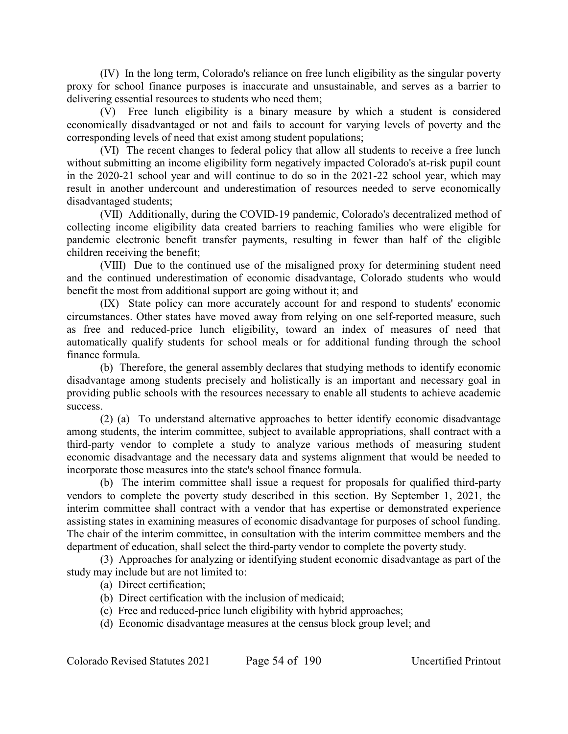(IV) In the long term, Colorado's reliance on free lunch eligibility as the singular poverty proxy for school finance purposes is inaccurate and unsustainable, and serves as a barrier to delivering essential resources to students who need them;

(V) Free lunch eligibility is a binary measure by which a student is considered economically disadvantaged or not and fails to account for varying levels of poverty and the corresponding levels of need that exist among student populations;

(VI) The recent changes to federal policy that allow all students to receive a free lunch without submitting an income eligibility form negatively impacted Colorado's at-risk pupil count in the 2020-21 school year and will continue to do so in the 2021-22 school year, which may result in another undercount and underestimation of resources needed to serve economically disadvantaged students;

(VII) Additionally, during the COVID-19 pandemic, Colorado's decentralized method of collecting income eligibility data created barriers to reaching families who were eligible for pandemic electronic benefit transfer payments, resulting in fewer than half of the eligible children receiving the benefit;

(VIII) Due to the continued use of the misaligned proxy for determining student need and the continued underestimation of economic disadvantage, Colorado students who would benefit the most from additional support are going without it; and

(IX) State policy can more accurately account for and respond to students' economic circumstances. Other states have moved away from relying on one self-reported measure, such as free and reduced-price lunch eligibility, toward an index of measures of need that automatically qualify students for school meals or for additional funding through the school finance formula.

(b) Therefore, the general assembly declares that studying methods to identify economic disadvantage among students precisely and holistically is an important and necessary goal in providing public schools with the resources necessary to enable all students to achieve academic success.

(2) (a) To understand alternative approaches to better identify economic disadvantage among students, the interim committee, subject to available appropriations, shall contract with a third-party vendor to complete a study to analyze various methods of measuring student economic disadvantage and the necessary data and systems alignment that would be needed to incorporate those measures into the state's school finance formula.

(b) The interim committee shall issue a request for proposals for qualified third-party vendors to complete the poverty study described in this section. By September 1, 2021, the interim committee shall contract with a vendor that has expertise or demonstrated experience assisting states in examining measures of economic disadvantage for purposes of school funding. The chair of the interim committee, in consultation with the interim committee members and the department of education, shall select the third-party vendor to complete the poverty study.

(3) Approaches for analyzing or identifying student economic disadvantage as part of the study may include but are not limited to:

(a) Direct certification;

(b) Direct certification with the inclusion of medicaid;

(c) Free and reduced-price lunch eligibility with hybrid approaches;

(d) Economic disadvantage measures at the census block group level; and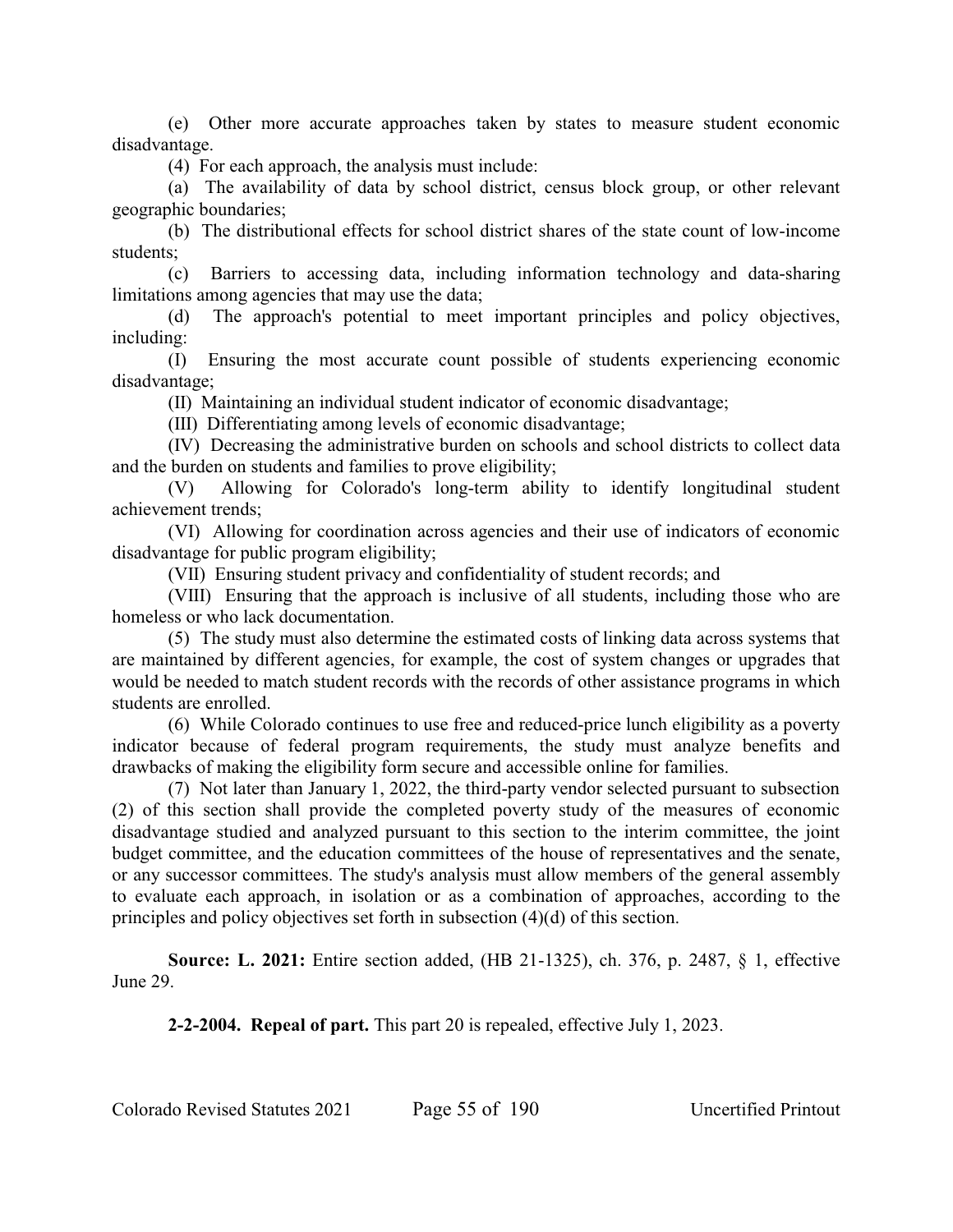(e) Other more accurate approaches taken by states to measure student economic disadvantage.

(4) For each approach, the analysis must include:

(a) The availability of data by school district, census block group, or other relevant geographic boundaries;

(b) The distributional effects for school district shares of the state count of low-income students;

(c) Barriers to accessing data, including information technology and data-sharing limitations among agencies that may use the data;

(d) The approach's potential to meet important principles and policy objectives, including:

(I) Ensuring the most accurate count possible of students experiencing economic disadvantage;

(II) Maintaining an individual student indicator of economic disadvantage;

(III) Differentiating among levels of economic disadvantage;

(IV) Decreasing the administrative burden on schools and school districts to collect data and the burden on students and families to prove eligibility;

(V) Allowing for Colorado's long-term ability to identify longitudinal student achievement trends;

(VI) Allowing for coordination across agencies and their use of indicators of economic disadvantage for public program eligibility;

(VII) Ensuring student privacy and confidentiality of student records; and

(VIII) Ensuring that the approach is inclusive of all students, including those who are homeless or who lack documentation.

(5) The study must also determine the estimated costs of linking data across systems that are maintained by different agencies, for example, the cost of system changes or upgrades that would be needed to match student records with the records of other assistance programs in which students are enrolled.

(6) While Colorado continues to use free and reduced-price lunch eligibility as a poverty indicator because of federal program requirements, the study must analyze benefits and drawbacks of making the eligibility form secure and accessible online for families.

(7) Not later than January 1, 2022, the third-party vendor selected pursuant to subsection (2) of this section shall provide the completed poverty study of the measures of economic disadvantage studied and analyzed pursuant to this section to the interim committee, the joint budget committee, and the education committees of the house of representatives and the senate, or any successor committees. The study's analysis must allow members of the general assembly to evaluate each approach, in isolation or as a combination of approaches, according to the principles and policy objectives set forth in subsection (4)(d) of this section.

**Source: L. 2021:** Entire section added, (HB 21-1325), ch. 376, p. 2487, § 1, effective June 29.

**2-2-2004. Repeal of part.** This part 20 is repealed, effective July 1, 2023.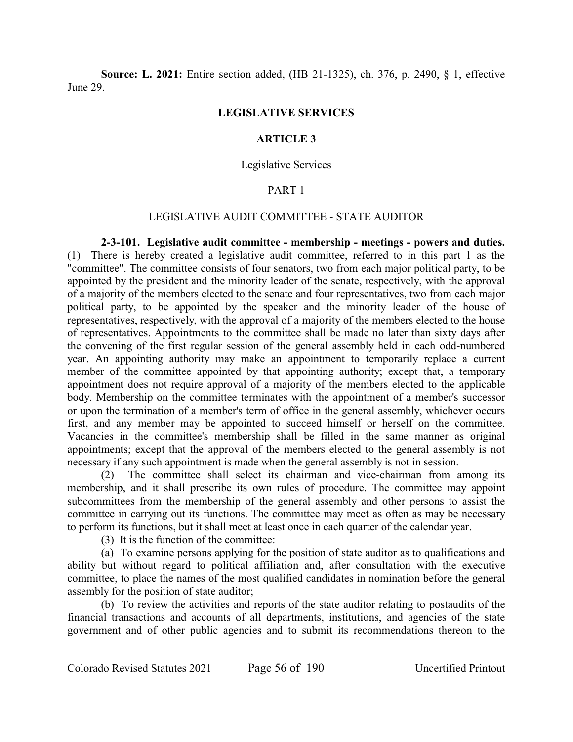**Source: L. 2021:** Entire section added, (HB 21-1325), ch. 376, p. 2490, § 1, effective June 29.

## LEGISLATIVE SERVICES

## ARTICLE 3

### Legislative Services

### PART 1

### LEGISLATIVE AUDIT COMMITTEE - STATE AUDITOR

**2-3-101. Legislative audit committee - membership - meetings - powers and duties.** (1) There is hereby created a legislative audit committee, referred to in this part 1 as the "committee". The committee consists of four senators, two from each major political party, to be appointed by the president and the minority leader of the senate, respectively, with the approval of a majority of the members elected to the senate and four representatives, two from each major political party, to be appointed by the speaker and the minority leader of the house of representatives, respectively, with the approval of a majority of the members elected to the house of representatives. Appointments to the committee shall be made no later than sixty days after the convening of the first regular session of the general assembly held in each odd-numbered year. An appointing authority may make an appointment to temporarily replace a current member of the committee appointed by that appointing authority; except that, a temporary appointment does not require approval of a majority of the members elected to the applicable body. Membership on the committee terminates with the appointment of a member's successor or upon the termination of a member's term of office in the general assembly, whichever occurs first, and any member may be appointed to succeed himself or herself on the committee. Vacancies in the committee's membership shall be filled in the same manner as original appointments; except that the approval of the members elected to the general assembly is not necessary if any such appointment is made when the general assembly is not in session.

(2) The committee shall select its chairman and vice-chairman from among its membership, and it shall prescribe its own rules of procedure. The committee may appoint subcommittees from the membership of the general assembly and other persons to assist the committee in carrying out its functions. The committee may meet as often as may be necessary to perform its functions, but it shall meet at least once in each quarter of the calendar year.

(3) It is the function of the committee:

(a) To examine persons applying for the position of state auditor as to qualifications and ability but without regard to political affiliation and, after consultation with the executive committee, to place the names of the most qualified candidates in nomination before the general assembly for the position of state auditor;

(b) To review the activities and reports of the state auditor relating to postaudits of the financial transactions and accounts of all departments, institutions, and agencies of the state government and of other public agencies and to submit its recommendations thereon to the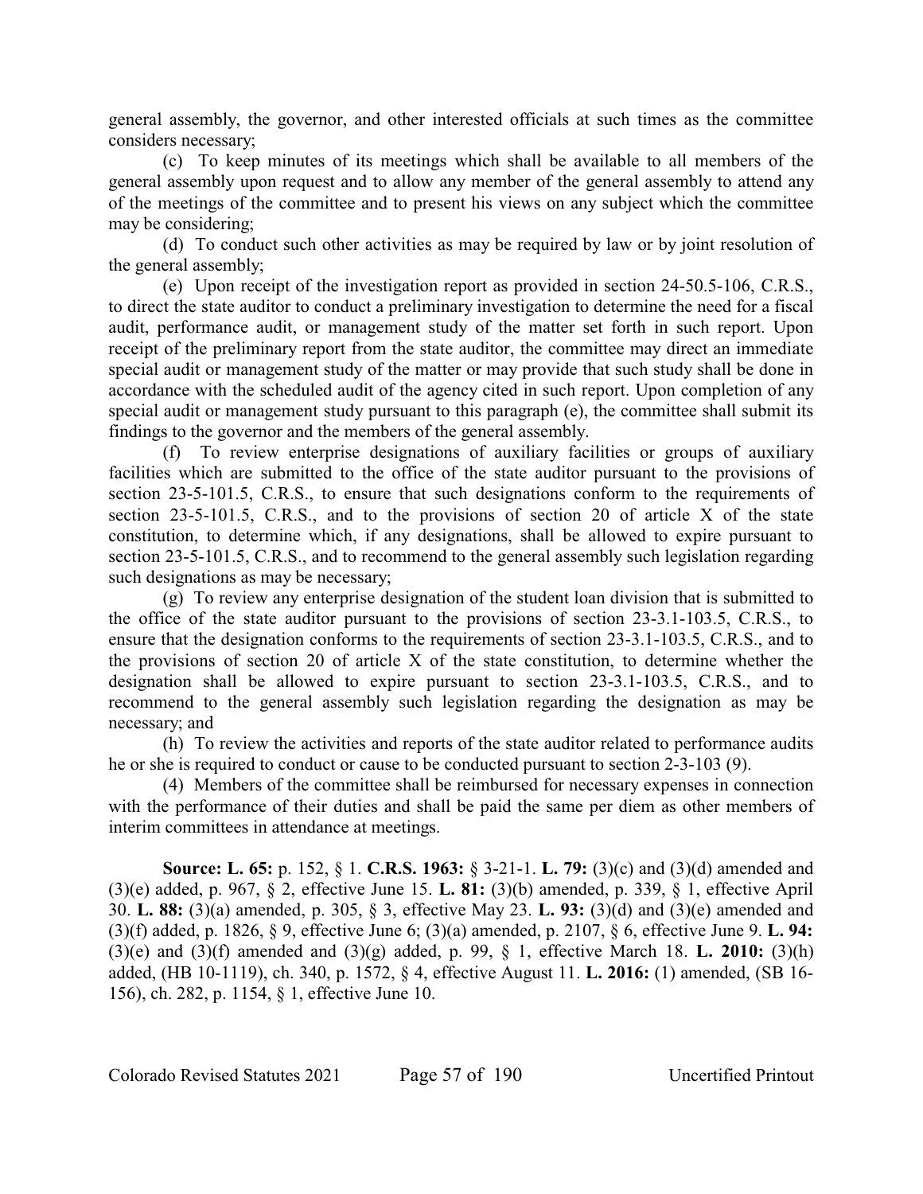general assembly, the governor, and other interested officials at such times as the committee considers necessary;

(c) To keep minutes of its meetings which shall be available to all members of the general assembly upon request and to allow any member of the general assembly to attend any of the meetings of the committee and to present his views on any subject which the committee may be considering;

(d) To conduct such other activities as may be required by law or by joint resolution of the general assembly;

(e) Upon receipt of the investigation report as provided in section 24-50.5-106, C.R.S., to direct the state auditor to conduct a preliminary investigation to determine the need for a fiscal audit, performance audit, or management study of the matter set forth in such report. Upon receipt of the preliminary report from the state auditor, the committee may direct an immediate special audit or management study of the matter or may provide that such study shall be done in accordance with the scheduled audit of the agency cited in such report. Upon completion of any special audit or management study pursuant to this paragraph (e), the committee shall submit its findings to the governor and the members of the general assembly.

(f) To review enterprise designations of auxiliary facilities or groups of auxiliary facilities which are submitted to the office of the state auditor pursuant to the provisions of section 23-5-101.5, C.R.S., to ensure that such designations conform to the requirements of section 23-5-101.5, C.R.S., and to the provisions of section 20 of article X of the state constitution, to determine which, if any designations, shall be allowed to expire pursuant to section 23-5-101.5, C.R.S., and to recommend to the general assembly such legislation regarding such designations as may be necessary;

(g) To review any enterprise designation of the student loan division that is submitted to the office of the state auditor pursuant to the provisions of section 23-3.1-103.5, C.R.S., to ensure that the designation conforms to the requirements of section 23-3.1-103.5, C.R.S., and to the provisions of section 20 of article X of the state constitution, to determine whether the designation shall be allowed to expire pursuant to section 23-3.1-103.5, C.R.S., and to recommend to the general assembly such legislation regarding the designation as may be necessary; and

(h) To review the activities and reports of the state auditor related to performance audits he or she is required to conduct or cause to be conducted pursuant to section 2-3-103 (9).

(4) Members of the committee shall be reimbursed for necessary expenses in connection with the performance of their duties and shall be paid the same per diem as other members of interim committees in attendance at meetings.

**Source: L. 65:** p. 152, § 1. **C.R.S. 1963:** § 3-21-1. **L. 79:** (3)(c) and (3)(d) amended and (3)(e) added, p. 967, § 2, effective June 15. **L. 81:** (3)(b) amended, p. 339, § 1, effective April 30. **L. 88:** (3)(a) amended, p. 305, § 3, effective May 23. **L. 93:** (3)(d) and (3)(e) amended and (3)(f) added, p. 1826, § 9, effective June 6; (3)(a) amended, p. 2107, § 6, effective June 9. **L. 94:** (3)(e) and (3)(f) amended and (3)(g) added, p. 99, § 1, effective March 18. **L. 2010:** (3)(h) added, (HB 10-1119), ch. 340, p. 1572, § 4, effective August 11. **L. 2016:** (1) amended, (SB 16-156), ch. 282, p. 1154, § 1, effective June 10.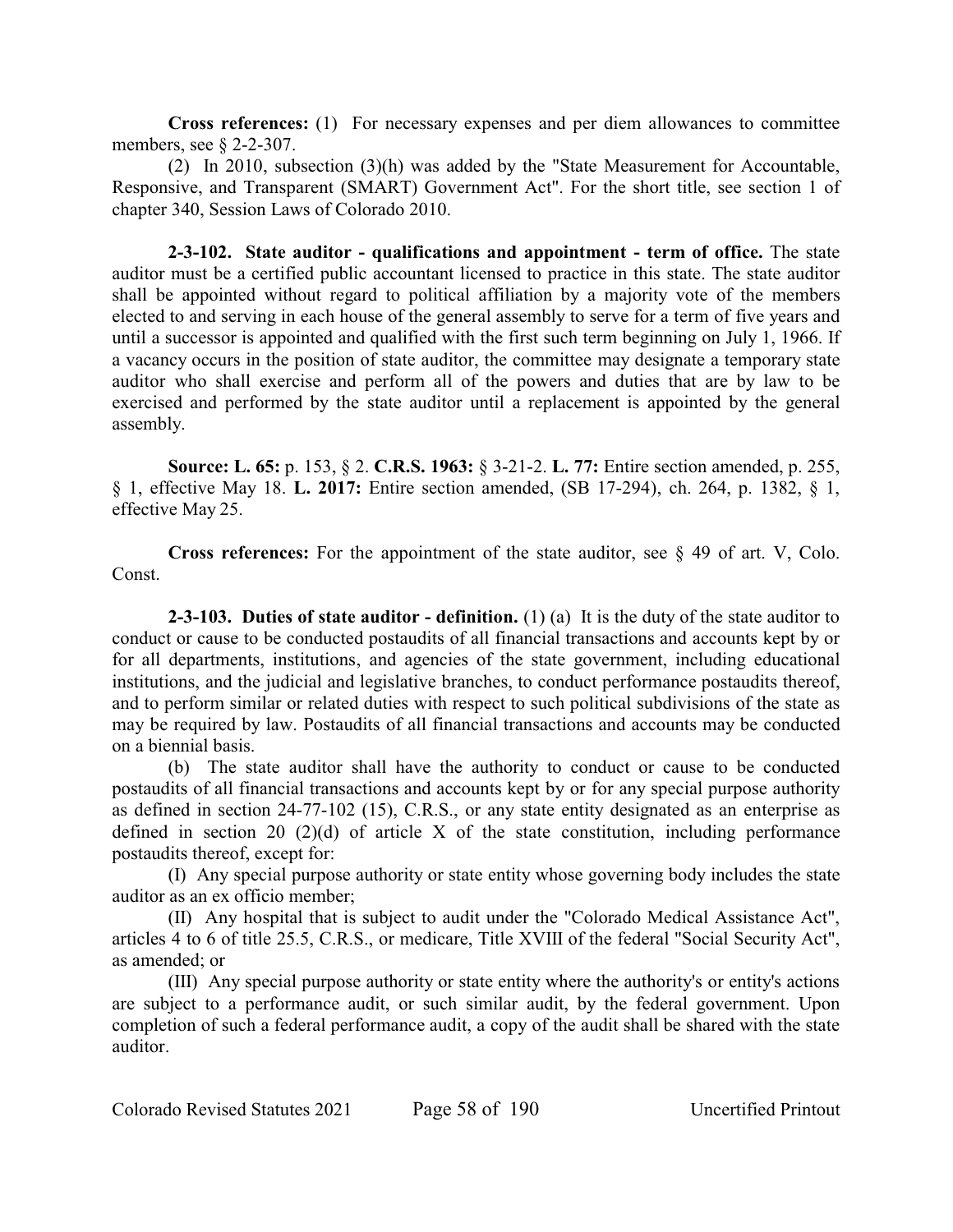**Cross references:** (1) For necessary expenses and per diem allowances to committee members, see § 2-2-307.

(2) In 2010, subsection (3)(h) was added by the "State Measurement for Accountable, Responsive, and Transparent (SMART) Government Act". For the short title, see section 1 of chapter 340, Session Laws of Colorado 2010.

**2-3-102. State auditor - qualifications and appointment - term of office.** The state auditor must be a certified public accountant licensed to practice in this state. The state auditor shall be appointed without regard to political affiliation by a majority vote of the members elected to and serving in each house of the general assembly to serve for a term of five years and until a successor is appointed and qualified with the first such term beginning on July 1, 1966. If a vacancy occurs in the position of state auditor, the committee may designate a temporary state auditor who shall exercise and perform all of the powers and duties that are by law to be exercised and performed by the state auditor until a replacement is appointed by the general assembly.

**Source: L. 65:** p. 153, § 2. **C.R.S. 1963:** § 3-21-2. **L. 77:** Entire section amended, p. 255, § 1, effective May 18. **L. 2017:** Entire section amended, (SB 17-294), ch. 264, p. 1382, § 1, effective May 25.

**Cross references:** For the appointment of the state auditor, see § 49 of art. V, Colo. Const.

**2-3-103. Duties of state auditor - definition.** (1) (a) It is the duty of the state auditor to conduct or cause to be conducted postaudits of all financial transactions and accounts kept by or for all departments, institutions, and agencies of the state government, including educational institutions, and the judicial and legislative branches, to conduct performance postaudits thereof, and to perform similar or related duties with respect to such political subdivisions of the state as may be required by law. Postaudits of all financial transactions and accounts may be conducted on a biennial basis.

(b) The state auditor shall have the authority to conduct or cause to be conducted postaudits of all financial transactions and accounts kept by or for any special purpose authority as defined in section 24-77-102 (15), C.R.S., or any state entity designated as an enterprise as defined in section 20 (2)(d) of article X of the state constitution, including performance postaudits thereof, except for:

(I) Any special purpose authority or state entity whose governing body includes the state auditor as an ex officio member;

(II) Any hospital that is subject to audit under the "Colorado Medical Assistance Act", articles 4 to 6 of title 25.5, C.R.S., or medicare, Title XVIII of the federal "Social Security Act", as amended; or

(III) Any special purpose authority or state entity where the authority's or entity's actions are subject to a performance audit, or such similar audit, by the federal government. Upon completion of such a federal performance audit, a copy of the audit shall be shared with the state auditor.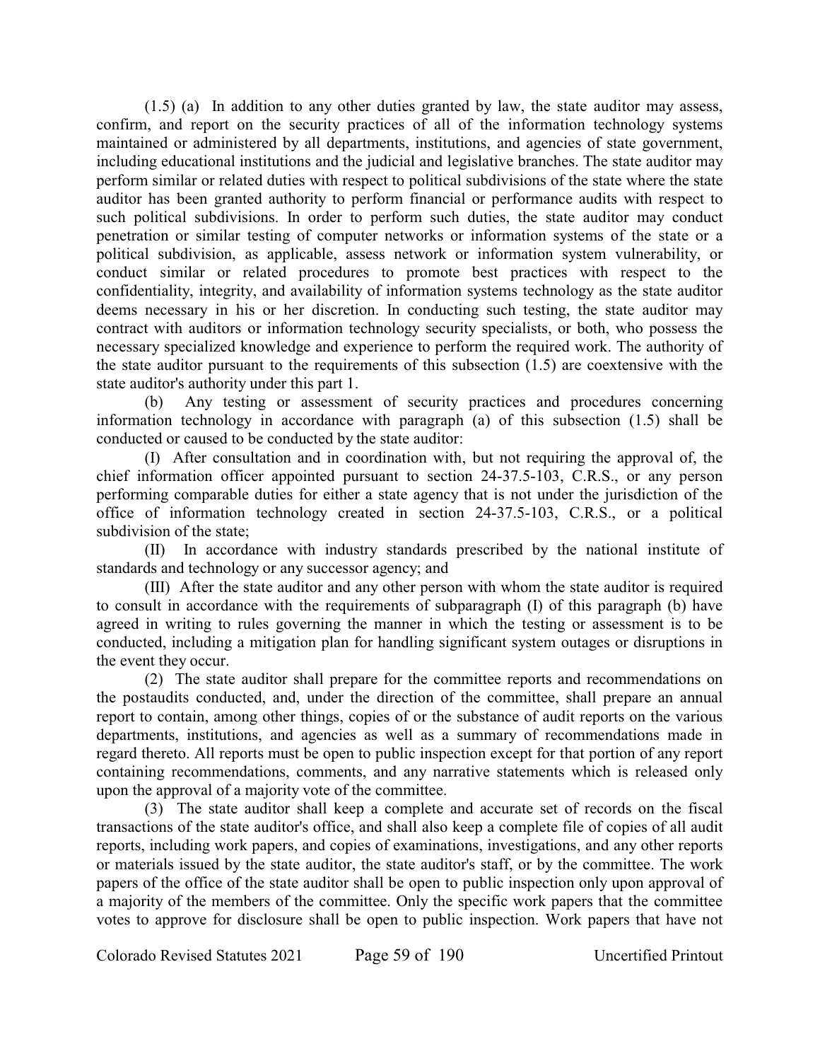(1.5) (a) In addition to any other duties granted by law, the state auditor may assess, confirm, and report on the security practices of all of the information technology systems maintained or administered by all departments, institutions, and agencies of state government, including educational institutions and the judicial and legislative branches. The state auditor may perform similar or related duties with respect to political subdivisions of the state where the state auditor has been granted authority to perform financial or performance audits with respect to such political subdivisions. In order to perform such duties, the state auditor may conduct penetration or similar testing of computer networks or information systems of the state or a political subdivision, as applicable, assess network or information system vulnerability, or conduct similar or related procedures to promote best practices with respect to the confidentiality, integrity, and availability of information systems technology as the state auditor deems necessary in his or her discretion. In conducting such testing, the state auditor may contract with auditors or information technology security specialists, or both, who possess the necessary specialized knowledge and experience to perform the required work. The authority of the state auditor pursuant to the requirements of this subsection (1.5) are coextensive with the state auditor's authority under this part 1.

(b) Any testing or assessment of security practices and procedures concerning information technology in accordance with paragraph (a) of this subsection (1.5) shall be conducted or caused to be conducted by the state auditor:

(I) After consultation and in coordination with, but not requiring the approval of, the chief information officer appointed pursuant to section 24-37.5-103, C.R.S., or any person performing comparable duties for either a state agency that is not under the jurisdiction of the office of information technology created in section 24-37.5-103, C.R.S., or a political subdivision of the state;

(II) In accordance with industry standards prescribed by the national institute of standards and technology or any successor agency; and

(III) After the state auditor and any other person with whom the state auditor is required to consult in accordance with the requirements of subparagraph (I) of this paragraph (b) have agreed in writing to rules governing the manner in which the testing or assessment is to be conducted, including a mitigation plan for handling significant system outages or disruptions in the event they occur.

(2) The state auditor shall prepare for the committee reports and recommendations on the postaudits conducted, and, under the direction of the committee, shall prepare an annual report to contain, among other things, copies of or the substance of audit reports on the various departments, institutions, and agencies as well as a summary of recommendations made in regard thereto. All reports must be open to public inspection except for that portion of any report containing recommendations, comments, and any narrative statements which is released only upon the approval of a majority vote of the committee.

(3) The state auditor shall keep a complete and accurate set of records on the fiscal transactions of the state auditor's office, and shall also keep a complete file of copies of all audit reports, including work papers, and copies of examinations, investigations, and any other reports or materials issued by the state auditor, the state auditor's staff, or by the committee. The work papers of the office of the state auditor shall be open to public inspection only upon approval of a majority of the members of the committee. Only the specific work papers that the committee votes to approve for disclosure shall be open to public inspection. Work papers that have not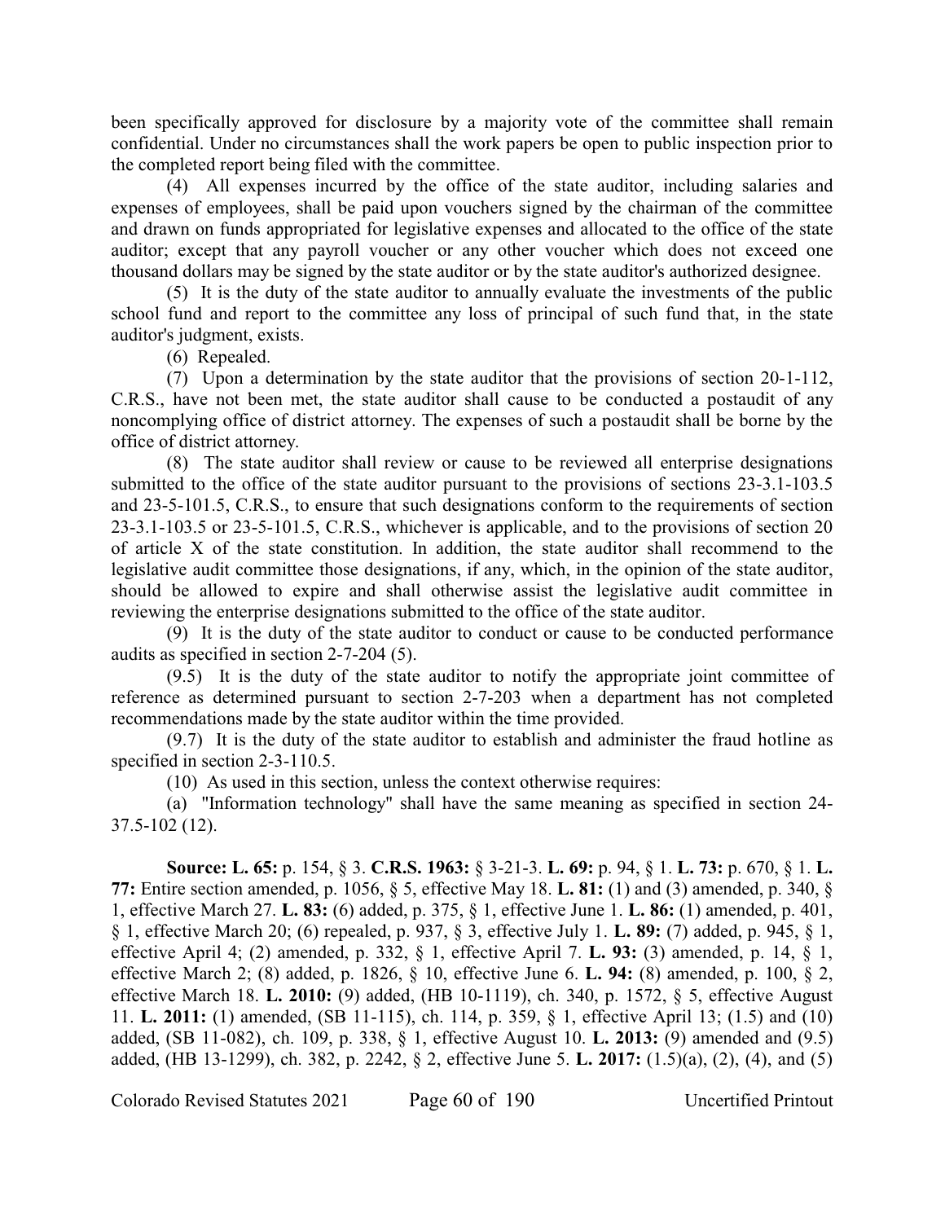been specifically approved for disclosure by a majority vote of the committee shall remain confidential. Under no circumstances shall the work papers be open to public inspection prior to the completed report being filed with the committee.

(4) All expenses incurred by the office of the state auditor, including salaries and expenses of employees, shall be paid upon vouchers signed by the chairman of the committee and drawn on funds appropriated for legislative expenses and allocated to the office of the state auditor; except that any payroll voucher or any other voucher which does not exceed one thousand dollars may be signed by the state auditor or by the state auditor's authorized designee.

(5) It is the duty of the state auditor to annually evaluate the investments of the public school fund and report to the committee any loss of principal of such fund that, in the state auditor's judgment, exists.

(6) Repealed.

(7) Upon a determination by the state auditor that the provisions of section 20-1-112, C.R.S., have not been met, the state auditor shall cause to be conducted a postaudit of any noncomplying office of district attorney. The expenses of such a postaudit shall be borne by the office of district attorney.

(8) The state auditor shall review or cause to be reviewed all enterprise designations submitted to the office of the state auditor pursuant to the provisions of sections 23-3.1-103.5 and 23-5-101.5, C.R.S., to ensure that such designations conform to the requirements of section 23-3.1-103.5 or 23-5-101.5, C.R.S., whichever is applicable, and to the provisions of section 20 of article X of the state constitution. In addition, the state auditor shall recommend to the legislative audit committee those designations, if any, which, in the opinion of the state auditor, should be allowed to expire and shall otherwise assist the legislative audit committee in reviewing the enterprise designations submitted to the office of the state auditor.

(9) It is the duty of the state auditor to conduct or cause to be conducted performance audits as specified in section 2-7-204 (5).

(9.5) It is the duty of the state auditor to notify the appropriate joint committee of reference as determined pursuant to section 2-7-203 when a department has not completed recommendations made by the state auditor within the time provided.

(9.7) It is the duty of the state auditor to establish and administer the fraud hotline as specified in section 2-3-110.5.

(10) As used in this section, unless the context otherwise requires:

(a) "Information technology" shall have the same meaning as specified in section 24-37.5-102 (12).

**Source: L. 65:** p. 154, § 3. **C.R.S. 1963:** § 3-21-3. **L. 69:** p. 94, § 1. **L. 73:** p. 670, § 1. **L. 77:** Entire section amended, p. 1056, § 5, effective May 18. **L. 81:** (1) and (3) amended, p. 340, § 1, effective March 27. **L. 83:** (6) added, p. 375, § 1, effective June 1. **L. 86:** (1) amended, p. 401, § 1, effective March 20; (6) repealed, p. 937, § 3, effective July 1. **L. 89:** (7) added, p. 945, § 1, effective April 4; (2) amended, p. 332, § 1, effective April 7. **L. 93:** (3) amended, p. 14, § 1, effective March 2; (8) added, p. 1826, § 10, effective June 6. **L. 94:** (8) amended, p. 100, § 2, effective March 18. **L. 2010:** (9) added, (HB 10-1119), ch. 340, p. 1572, § 5, effective August 11. **L. 2011:** (1) amended, (SB 11-115), ch. 114, p. 359, § 1, effective April 13; (1.5) and (10) added, (SB 11-082), ch. 109, p. 338, § 1, effective August 10. **L. 2013:** (9) amended and (9.5) added, (HB 13-1299), ch. 382, p. 2242, § 2, effective June 5. **L. 2017:** (1.5)(a), (2), (4), and (5)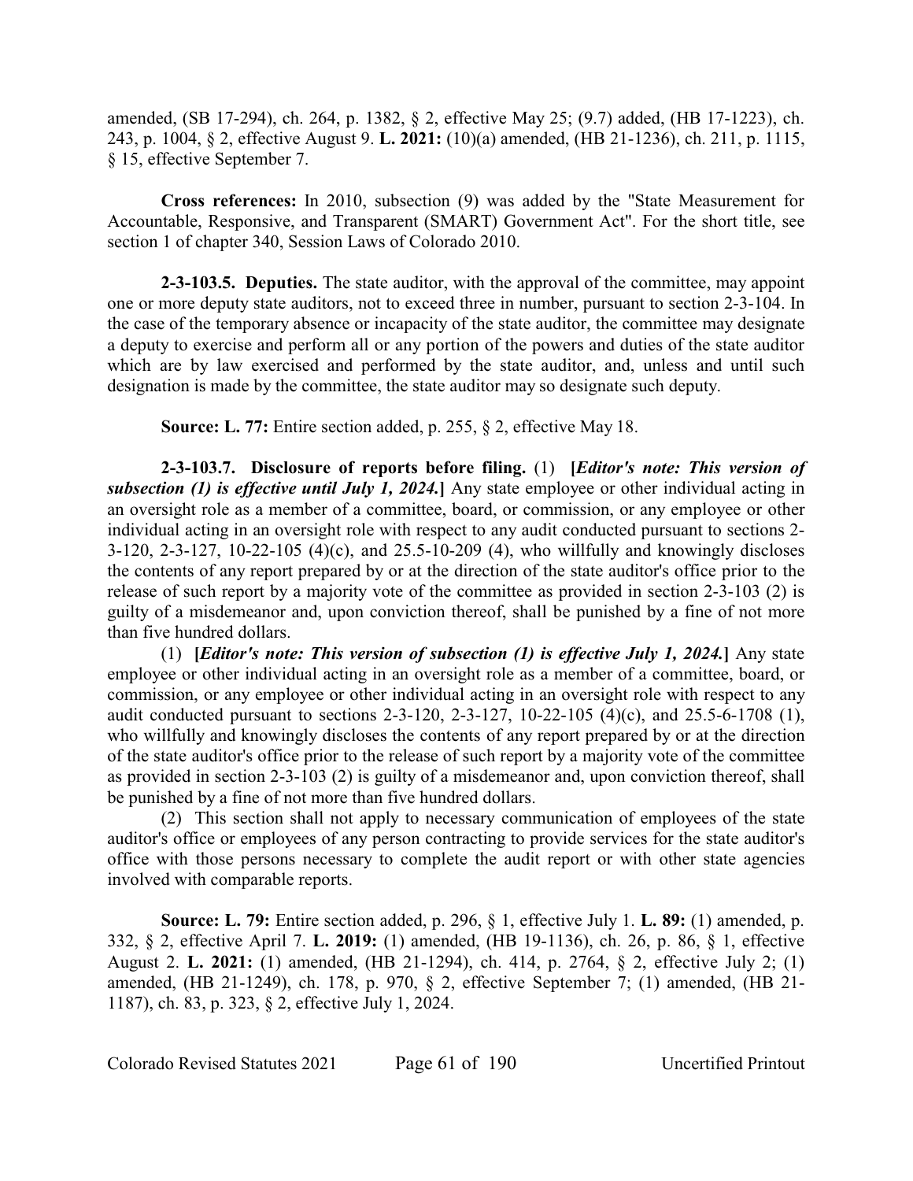amended, (SB 17-294), ch. 264, p. 1382, § 2, effective May 25; (9.7) added, (HB 17-1223), ch. 243, p. 1004, § 2, effective August 9. **L. 2021:** (10)(a) amended, (HB 21-1236), ch. 211, p. 1115, § 15, effective September 7.

**Cross references:** In 2010, subsection (9) was added by the "State Measurement for Accountable, Responsive, and Transparent (SMART) Government Act". For the short title, see section 1 of chapter 340, Session Laws of Colorado 2010.

**2-3-103.5. Deputies.** The state auditor, with the approval of the committee, may appoint one or more deputy state auditors, not to exceed three in number, pursuant to section 2-3-104. In the case of the temporary absence or incapacity of the state auditor, the committee may designate a deputy to exercise and perform all or any portion of the powers and duties of the state auditor which are by law exercised and performed by the state auditor, and, unless and until such designation is made by the committee, the state auditor may so designate such deputy.

**Source: L. 77:** Entire section added, p. 255, § 2, effective May 18.

**2-3-103.7. Disclosure of reports before filing.** (1) **[*Editor's note: This version of subsection (1) is effective until July 1, 2024.*]** Any state employee or other individual acting in an oversight role as a member of a committee, board, or commission, or any employee or other individual acting in an oversight role with respect to any audit conducted pursuant to sections 2-3-120, 2-3-127, 10-22-105 (4)(c), and 25.5-10-209 (4), who willfully and knowingly discloses the contents of any report prepared by or at the direction of the state auditor's office prior to the release of such report by a majority vote of the committee as provided in section 2-3-103 (2) is guilty of a misdemeanor and, upon conviction thereof, shall be punished by a fine of not more than five hundred dollars.

(1) **[*Editor's note: This version of subsection (1) is effective July 1, 2024.*]** Any state employee or other individual acting in an oversight role as a member of a committee, board, or commission, or any employee or other individual acting in an oversight role with respect to any audit conducted pursuant to sections 2-3-120, 2-3-127, 10-22-105 (4)(c), and 25.5-6-1708 (1), who willfully and knowingly discloses the contents of any report prepared by or at the direction of the state auditor's office prior to the release of such report by a majority vote of the committee as provided in section 2-3-103 (2) is guilty of a misdemeanor and, upon conviction thereof, shall be punished by a fine of not more than five hundred dollars.

(2) This section shall not apply to necessary communication of employees of the state auditor's office or employees of any person contracting to provide services for the state auditor's office with those persons necessary to complete the audit report or with other state agencies involved with comparable reports.

**Source: L. 79:** Entire section added, p. 296, § 1, effective July 1. **L. 89:** (1) amended, p. 332, § 2, effective April 7. **L. 2019:** (1) amended, (HB 19-1136), ch. 26, p. 86, § 1, effective August 2. **L. 2021:** (1) amended, (HB 21-1294), ch. 414, p. 2764, § 2, effective July 2; (1) amended, (HB 21-1249), ch. 178, p. 970, § 2, effective September 7; (1) amended, (HB 21-1187), ch. 83, p. 323, § 2, effective July 1, 2024.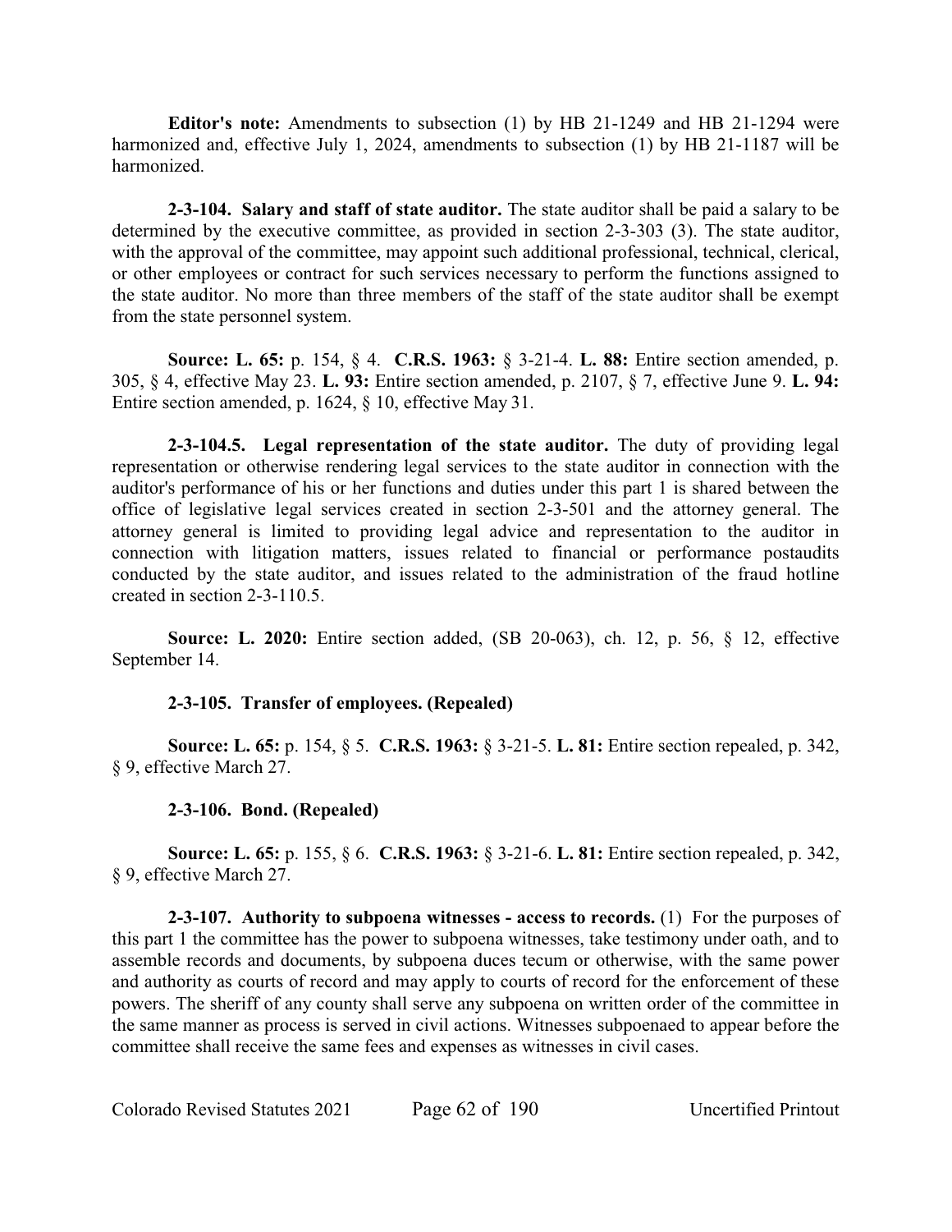**Editor's note:** Amendments to subsection (1) by HB 21-1249 and HB 21-1294 were harmonized and, effective July 1, 2024, amendments to subsection (1) by HB 21-1187 will be harmonized.

**2-3-104. Salary and staff of state auditor.** The state auditor shall be paid a salary to be determined by the executive committee, as provided in section 2-3-303 (3). The state auditor, with the approval of the committee, may appoint such additional professional, technical, clerical, or other employees or contract for such services necessary to perform the functions assigned to the state auditor. No more than three members of the staff of the state auditor shall be exempt from the state personnel system.

**Source: L. 65:** p. 154, § 4. **C.R.S. 1963:** § 3-21-4. **L. 88:** Entire section amended, p. 305, § 4, effective May 23. **L. 93:** Entire section amended, p. 2107, § 7, effective June 9. **L. 94:** Entire section amended, p. 1624, § 10, effective May 31.

**2-3-104.5. Legal representation of the state auditor.** The duty of providing legal representation or otherwise rendering legal services to the state auditor in connection with the auditor's performance of his or her functions and duties under this part 1 is shared between the office of legislative legal services created in section 2-3-501 and the attorney general. The attorney general is limited to providing legal advice and representation to the auditor in connection with litigation matters, issues related to financial or performance postaudits conducted by the state auditor, and issues related to the administration of the fraud hotline created in section 2-3-110.5.

**Source: L. 2020:** Entire section added, (SB 20-063), ch. 12, p. 56, § 12, effective September 14.

**2-3-105. Transfer of employees. (Repealed)**

**Source: L. 65:** p. 154, § 5. **C.R.S. 1963:** § 3-21-5. **L. 81:** Entire section repealed, p. 342, § 9, effective March 27.

**2-3-106. Bond. (Repealed)**

**Source: L. 65:** p. 155, § 6. **C.R.S. 1963:** § 3-21-6. **L. 81:** Entire section repealed, p. 342, § 9, effective March 27.

**2-3-107. Authority to subpoena witnesses - access to records.** (1) For the purposes of this part 1 the committee has the power to subpoena witnesses, take testimony under oath, and to assemble records and documents, by subpoena duces tecum or otherwise, with the same power and authority as courts of record and may apply to courts of record for the enforcement of these powers. The sheriff of any county shall serve any subpoena on written order of the committee in the same manner as process is served in civil actions. Witnesses subpoenaed to appear before the committee shall receive the same fees and expenses as witnesses in civil cases.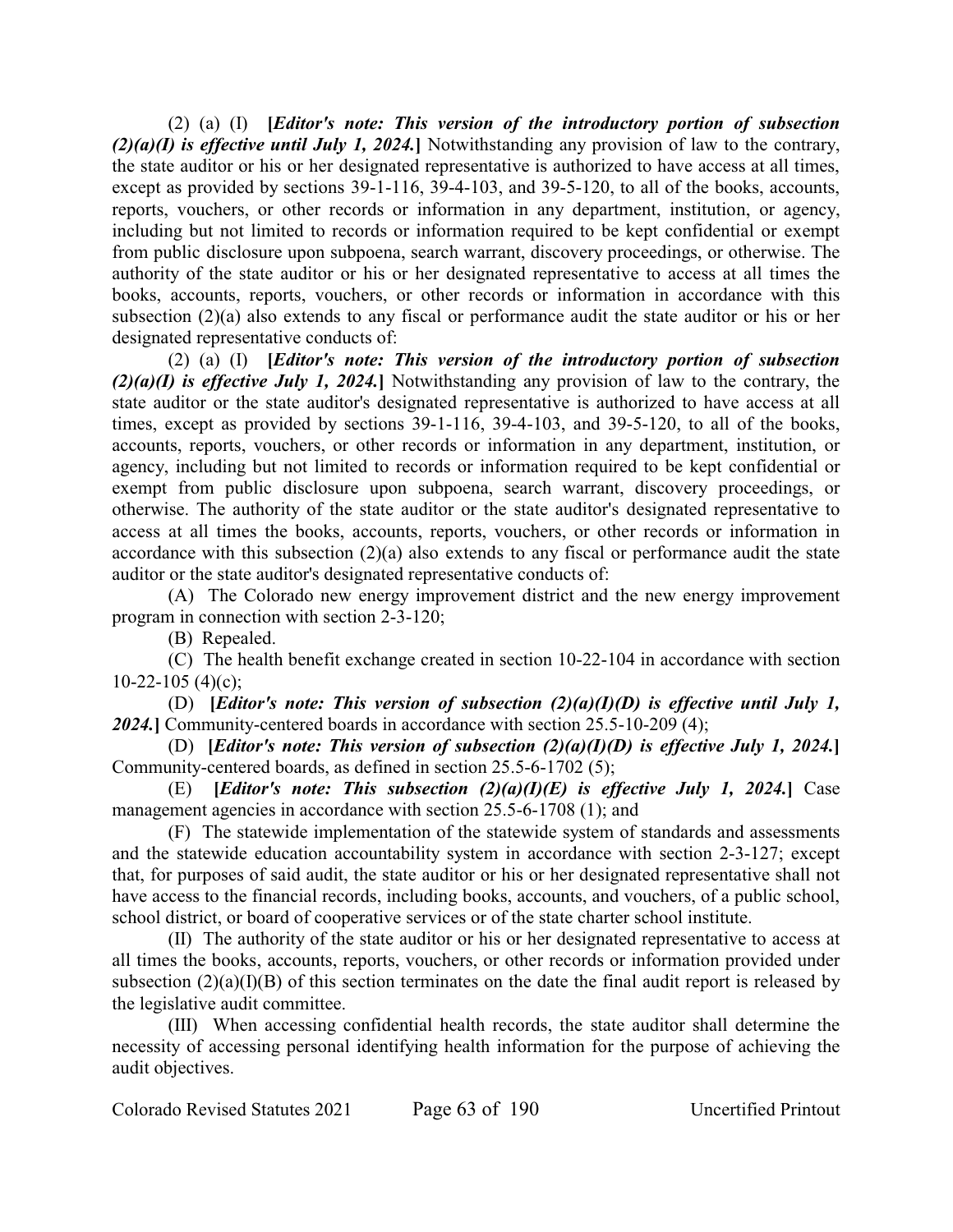(2) (a) (I) **[*Editor's note: This version of the introductory portion of subsection (2)(a)(I) is effective until July 1, 2024.*]** Notwithstanding any provision of law to the contrary, the state auditor or his or her designated representative is authorized to have access at all times, except as provided by sections 39-1-116, 39-4-103, and 39-5-120, to all of the books, accounts, reports, vouchers, or other records or information in any department, institution, or agency, including but not limited to records or information required to be kept confidential or exempt from public disclosure upon subpoena, search warrant, discovery proceedings, or otherwise. The authority of the state auditor or his or her designated representative to access at all times the books, accounts, reports, vouchers, or other records or information in accordance with this subsection (2)(a) also extends to any fiscal or performance audit the state auditor or his or her designated representative conducts of:

(2) (a) (I) **[*Editor's note: This version of the introductory portion of subsection (2)(a)(I) is effective July 1, 2024.*]** Notwithstanding any provision of law to the contrary, the state auditor or the state auditor's designated representative is authorized to have access at all times, except as provided by sections 39-1-116, 39-4-103, and 39-5-120, to all of the books, accounts, reports, vouchers, or other records or information in any department, institution, or agency, including but not limited to records or information required to be kept confidential or exempt from public disclosure upon subpoena, search warrant, discovery proceedings, or otherwise. The authority of the state auditor or the state auditor's designated representative to access at all times the books, accounts, reports, vouchers, or other records or information in accordance with this subsection (2)(a) also extends to any fiscal or performance audit the state auditor or the state auditor's designated representative conducts of:

(A) The Colorado new energy improvement district and the new energy improvement program in connection with section 2-3-120;

(B) Repealed.

(C) The health benefit exchange created in section 10-22-104 in accordance with section 10-22-105 (4)(c);

(D) **[*Editor's note: This version of subsection (2)(a)(I)(D) is effective until July 1, 2024.*]** Community-centered boards in accordance with section 25.5-10-209 (4);

(D) **[*Editor's note: This version of subsection (2)(a)(I)(D) is effective July 1, 2024.*]** Community-centered boards, as defined in section 25.5-6-1702 (5);

(E) **[*Editor's note: This subsection (2)(a)(I)(E) is effective July 1, 2024.*]** Case management agencies in accordance with section 25.5-6-1708 (1); and

(F) The statewide implementation of the statewide system of standards and assessments and the statewide education accountability system in accordance with section 2-3-127; except that, for purposes of said audit, the state auditor or his or her designated representative shall not have access to the financial records, including books, accounts, and vouchers, of a public school, school district, or board of cooperative services or of the state charter school institute.

(II) The authority of the state auditor or his or her designated representative to access at all times the books, accounts, reports, vouchers, or other records or information provided under subsection (2)(a)(I)(B) of this section terminates on the date the final audit report is released by the legislative audit committee.

(III) When accessing confidential health records, the state auditor shall determine the necessity of accessing personal identifying health information for the purpose of achieving the audit objectives.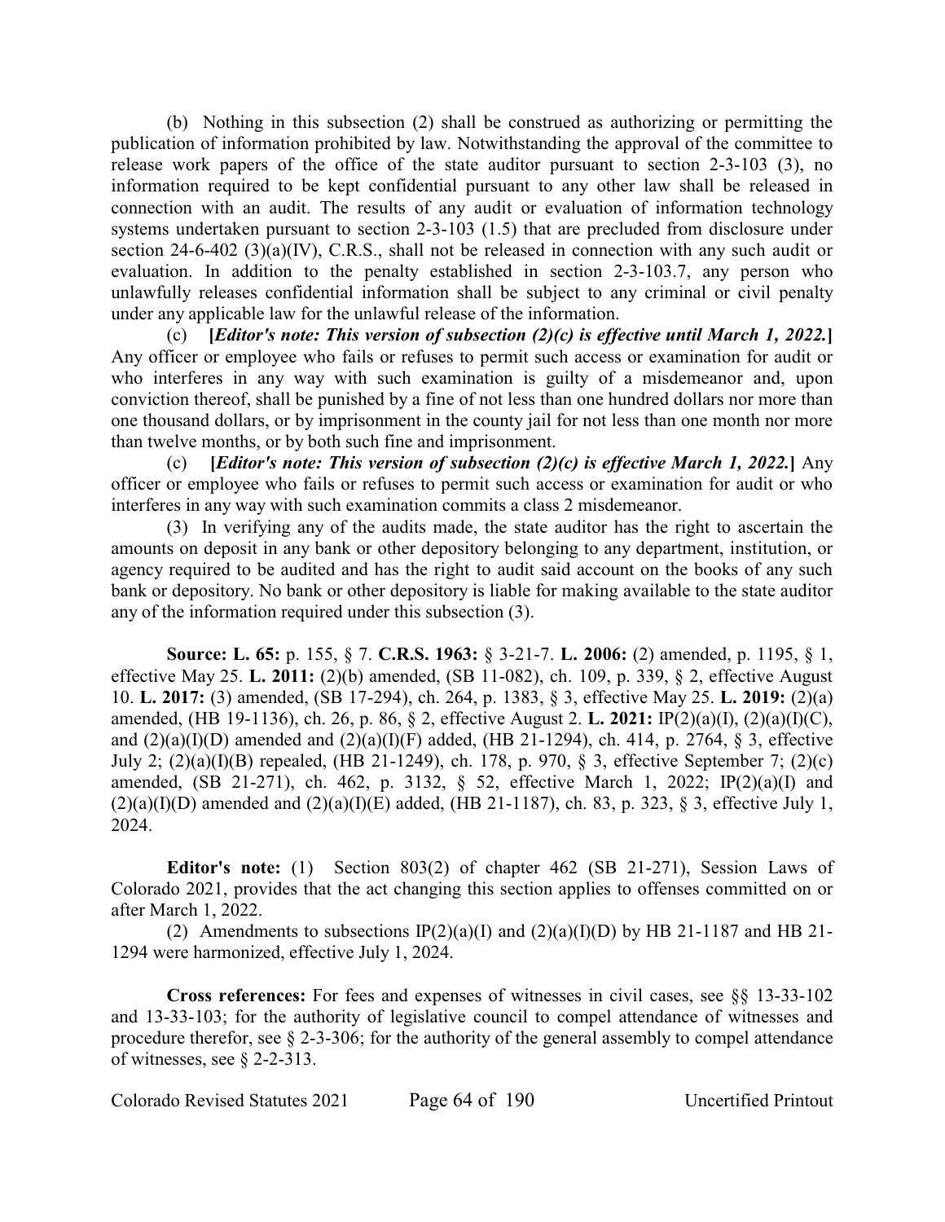(b) Nothing in this subsection (2) shall be construed as authorizing or permitting the publication of information prohibited by law. Notwithstanding the approval of the committee to release work papers of the office of the state auditor pursuant to section 2-3-103 (3), no information required to be kept confidential pursuant to any other law shall be released in connection with an audit. The results of any audit or evaluation of information technology systems undertaken pursuant to section 2-3-103 (1.5) that are precluded from disclosure under section 24-6-402 (3)(a)(IV), C.R.S., shall not be released in connection with any such audit or evaluation. In addition to the penalty established in section 2-3-103.7, any person who unlawfully releases confidential information shall be subject to any criminal or civil penalty under any applicable law for the unlawful release of the information.

(c) **[*Editor's note: This version of subsection (2)(c) is effective until March 1, 2022.*]** Any officer or employee who fails or refuses to permit such access or examination for audit or who interferes in any way with such examination is guilty of a misdemeanor and, upon conviction thereof, shall be punished by a fine of not less than one hundred dollars nor more than one thousand dollars, or by imprisonment in the county jail for not less than one month nor more than twelve months, or by both such fine and imprisonment.

(c) **[*Editor's note: This version of subsection (2)(c) is effective March 1, 2022.*]** Any officer or employee who fails or refuses to permit such access or examination for audit or who interferes in any way with such examination commits a class 2 misdemeanor.

(3) In verifying any of the audits made, the state auditor has the right to ascertain the amounts on deposit in any bank or other depository belonging to any department, institution, or agency required to be audited and has the right to audit said account on the books of any such bank or depository. No bank or other depository is liable for making available to the state auditor any of the information required under this subsection (3).

**Source: L. 65:** p. 155, § 7. **C.R.S. 1963:** § 3-21-7. **L. 2006:** (2) amended, p. 1195, § 1, effective May 25. **L. 2011:** (2)(b) amended, (SB 11-082), ch. 109, p. 339, § 2, effective August 10. **L. 2017:** (3) amended, (SB 17-294), ch. 264, p. 1383, § 3, effective May 25. **L. 2019:** (2)(a) amended, (HB 19-1136), ch. 26, p. 86, § 2, effective August 2. **L. 2021:** IP(2)(a)(I), (2)(a)(I)(C), and (2)(a)(I)(D) amended and (2)(a)(I)(F) added, (HB 21-1294), ch. 414, p. 2764, § 3, effective July 2; (2)(a)(I)(B) repealed, (HB 21-1249), ch. 178, p. 970, § 3, effective September 7; (2)(c) amended, (SB 21-271), ch. 462, p. 3132, § 52, effective March 1, 2022; IP(2)(a)(I) and (2)(a)(I)(D) amended and (2)(a)(I)(E) added, (HB 21-1187), ch. 83, p. 323, § 3, effective July 1, 2024.

**Editor's note:** (1) Section 803(2) of chapter 462 (SB 21-271), Session Laws of Colorado 2021, provides that the act changing this section applies to offenses committed on or after March 1, 2022.

(2) Amendments to subsections IP(2)(a)(I) and (2)(a)(I)(D) by HB 21-1187 and HB 21-1294 were harmonized, effective July 1, 2024.

**Cross references:** For fees and expenses of witnesses in civil cases, see §§ 13-33-102 and 13-33-103; for the authority of legislative council to compel attendance of witnesses and procedure therefor, see § 2-3-306; for the authority of the general assembly to compel attendance of witnesses, see § 2-2-313.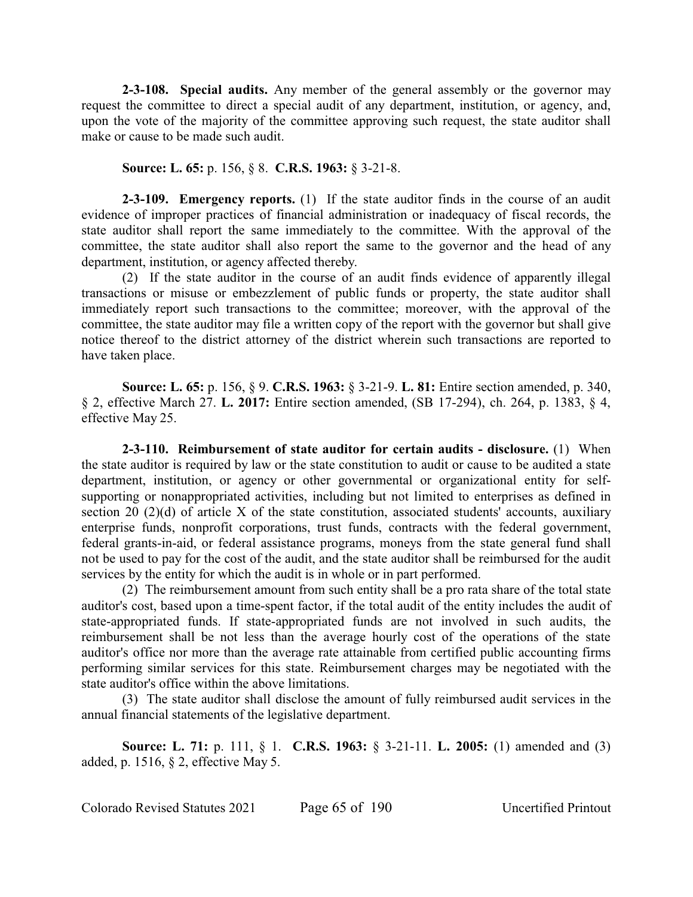**2-3-108. Special audits.** Any member of the general assembly or the governor may request the committee to direct a special audit of any department, institution, or agency, and, upon the vote of the majority of the committee approving such request, the state auditor shall make or cause to be made such audit.

**Source: L. 65:** p. 156, § 8. **C.R.S. 1963:** § 3-21-8.

**2-3-109. Emergency reports.** (1) If the state auditor finds in the course of an audit evidence of improper practices of financial administration or inadequacy of fiscal records, the state auditor shall report the same immediately to the committee. With the approval of the committee, the state auditor shall also report the same to the governor and the head of any department, institution, or agency affected thereby.

(2) If the state auditor in the course of an audit finds evidence of apparently illegal transactions or misuse or embezzlement of public funds or property, the state auditor shall immediately report such transactions to the committee; moreover, with the approval of the committee, the state auditor may file a written copy of the report with the governor but shall give notice thereof to the district attorney of the district wherein such transactions are reported to have taken place.

**Source: L. 65:** p. 156, § 9. **C.R.S. 1963:** § 3-21-9. **L. 81:** Entire section amended, p. 340, § 2, effective March 27. **L. 2017:** Entire section amended, (SB 17-294), ch. 264, p. 1383, § 4, effective May 25.

**2-3-110. Reimbursement of state auditor for certain audits - disclosure.** (1) When the state auditor is required by law or the state constitution to audit or cause to be audited a state department, institution, or agency or other governmental or organizational entity for self-supporting or nonappropriated activities, including but not limited to enterprises as defined in section 20 (2)(d) of article X of the state constitution, associated students' accounts, auxiliary enterprise funds, nonprofit corporations, trust funds, contracts with the federal government, federal grants-in-aid, or federal assistance programs, moneys from the state general fund shall not be used to pay for the cost of the audit, and the state auditor shall be reimbursed for the audit services by the entity for which the audit is in whole or in part performed.

(2) The reimbursement amount from such entity shall be a pro rata share of the total state auditor's cost, based upon a time-spent factor, if the total audit of the entity includes the audit of state-appropriated funds. If state-appropriated funds are not involved in such audits, the reimbursement shall be not less than the average hourly cost of the operations of the state auditor's office nor more than the average rate attainable from certified public accounting firms performing similar services for this state. Reimbursement charges may be negotiated with the state auditor's office within the above limitations.

(3) The state auditor shall disclose the amount of fully reimbursed audit services in the annual financial statements of the legislative department.

**Source: L. 71:** p. 111, § 1. **C.R.S. 1963:** § 3-21-11. **L. 2005:** (1) amended and (3) added, p. 1516, § 2, effective May 5.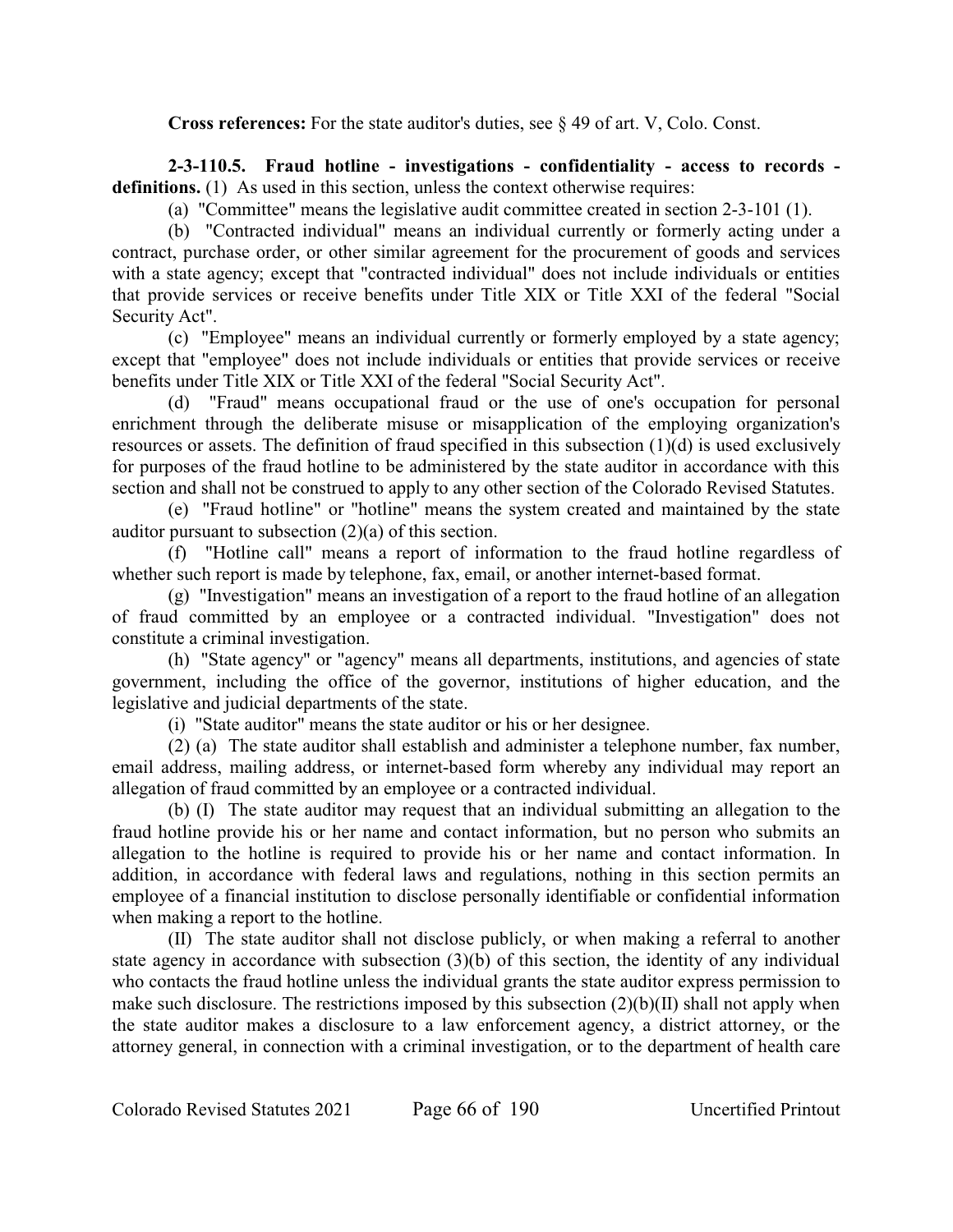**Cross references:** For the state auditor's duties, see § 49 of art. V, Colo. Const.

**2-3-110.5. Fraud hotline - investigations - confidentiality - access to records - definitions.** (1) As used in this section, unless the context otherwise requires:

(a) "Committee" means the legislative audit committee created in section 2-3-101 (1).

(b) "Contracted individual" means an individual currently or formerly acting under a contract, purchase order, or other similar agreement for the procurement of goods and services with a state agency; except that "contracted individual" does not include individuals or entities that provide services or receive benefits under Title XIX or Title XXI of the federal "Social Security Act".

(c) "Employee" means an individual currently or formerly employed by a state agency; except that "employee" does not include individuals or entities that provide services or receive benefits under Title XIX or Title XXI of the federal "Social Security Act".

(d) "Fraud" means occupational fraud or the use of one's occupation for personal enrichment through the deliberate misuse or misapplication of the employing organization's resources or assets. The definition of fraud specified in this subsection (1)(d) is used exclusively for purposes of the fraud hotline to be administered by the state auditor in accordance with this section and shall not be construed to apply to any other section of the Colorado Revised Statutes.

(e) "Fraud hotline" or "hotline" means the system created and maintained by the state auditor pursuant to subsection (2)(a) of this section.

(f) "Hotline call" means a report of information to the fraud hotline regardless of whether such report is made by telephone, fax, email, or another internet-based format.

(g) "Investigation" means an investigation of a report to the fraud hotline of an allegation of fraud committed by an employee or a contracted individual. "Investigation" does not constitute a criminal investigation.

(h) "State agency" or "agency" means all departments, institutions, and agencies of state government, including the office of the governor, institutions of higher education, and the legislative and judicial departments of the state.

(i) "State auditor" means the state auditor or his or her designee.

(2) (a) The state auditor shall establish and administer a telephone number, fax number, email address, mailing address, or internet-based form whereby any individual may report an allegation of fraud committed by an employee or a contracted individual.

(b) (I) The state auditor may request that an individual submitting an allegation to the fraud hotline provide his or her name and contact information, but no person who submits an allegation to the hotline is required to provide his or her name and contact information. In addition, in accordance with federal laws and regulations, nothing in this section permits an employee of a financial institution to disclose personally identifiable or confidential information when making a report to the hotline.

(II) The state auditor shall not disclose publicly, or when making a referral to another state agency in accordance with subsection (3)(b) of this section, the identity of any individual who contacts the fraud hotline unless the individual grants the state auditor express permission to make such disclosure. The restrictions imposed by this subsection (2)(b)(II) shall not apply when the state auditor makes a disclosure to a law enforcement agency, a district attorney, or the attorney general, in connection with a criminal investigation, or to the department of health care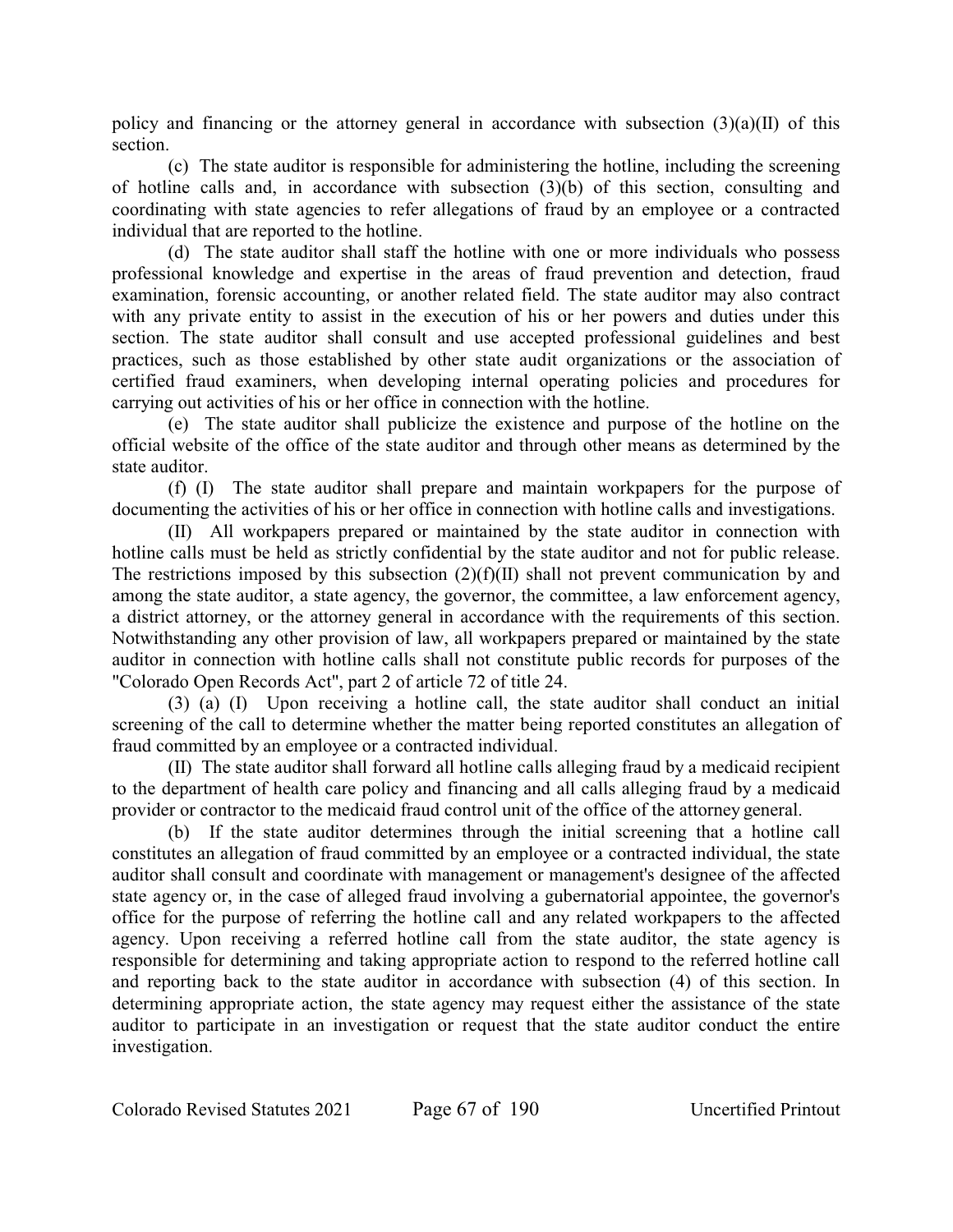policy and financing or the attorney general in accordance with subsection (3)(a)(II) of this section.

(c) The state auditor is responsible for administering the hotline, including the screening of hotline calls and, in accordance with subsection (3)(b) of this section, consulting and coordinating with state agencies to refer allegations of fraud by an employee or a contracted individual that are reported to the hotline.

(d) The state auditor shall staff the hotline with one or more individuals who possess professional knowledge and expertise in the areas of fraud prevention and detection, fraud examination, forensic accounting, or another related field. The state auditor may also contract with any private entity to assist in the execution of his or her powers and duties under this section. The state auditor shall consult and use accepted professional guidelines and best practices, such as those established by other state audit organizations or the association of certified fraud examiners, when developing internal operating policies and procedures for carrying out activities of his or her office in connection with the hotline.

(e) The state auditor shall publicize the existence and purpose of the hotline on the official website of the office of the state auditor and through other means as determined by the state auditor.

(f) (I) The state auditor shall prepare and maintain workpapers for the purpose of documenting the activities of his or her office in connection with hotline calls and investigations.

(II) All workpapers prepared or maintained by the state auditor in connection with hotline calls must be held as strictly confidential by the state auditor and not for public release. The restrictions imposed by this subsection (2)(f)(II) shall not prevent communication by and among the state auditor, a state agency, the governor, the committee, a law enforcement agency, a district attorney, or the attorney general in accordance with the requirements of this section. Notwithstanding any other provision of law, all workpapers prepared or maintained by the state auditor in connection with hotline calls shall not constitute public records for purposes of the "Colorado Open Records Act", part 2 of article 72 of title 24.

(3) (a) (I) Upon receiving a hotline call, the state auditor shall conduct an initial screening of the call to determine whether the matter being reported constitutes an allegation of fraud committed by an employee or a contracted individual.

(II) The state auditor shall forward all hotline calls alleging fraud by a medicaid recipient to the department of health care policy and financing and all calls alleging fraud by a medicaid provider or contractor to the medicaid fraud control unit of the office of the attorney general.

(b) If the state auditor determines through the initial screening that a hotline call constitutes an allegation of fraud committed by an employee or a contracted individual, the state auditor shall consult and coordinate with management or management's designee of the affected state agency or, in the case of alleged fraud involving a gubernatorial appointee, the governor's office for the purpose of referring the hotline call and any related workpapers to the affected agency. Upon receiving a referred hotline call from the state auditor, the state agency is responsible for determining and taking appropriate action to respond to the referred hotline call and reporting back to the state auditor in accordance with subsection (4) of this section. In determining appropriate action, the state agency may request either the assistance of the state auditor to participate in an investigation or request that the state auditor conduct the entire investigation.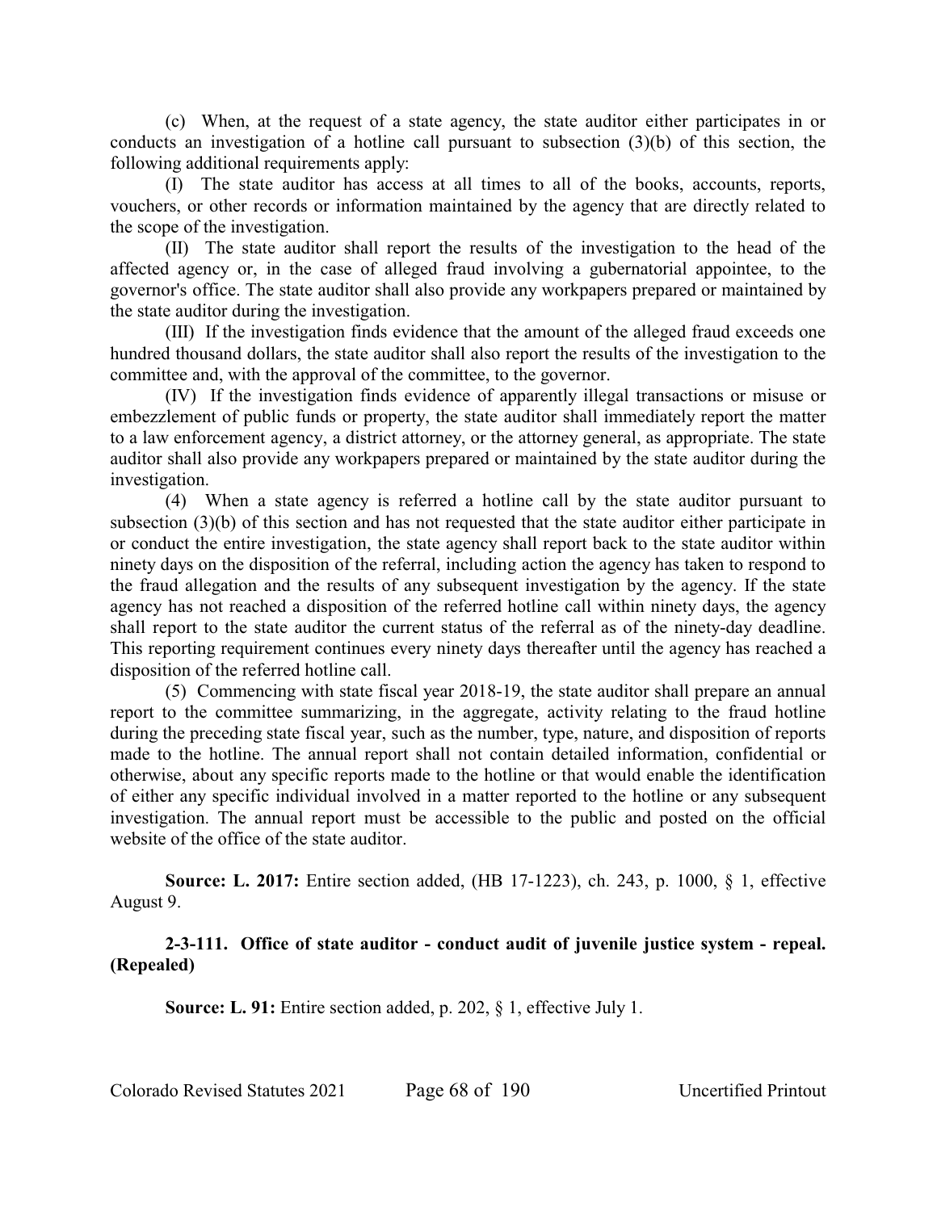(c) When, at the request of a state agency, the state auditor either participates in or conducts an investigation of a hotline call pursuant to subsection (3)(b) of this section, the following additional requirements apply:

(I) The state auditor has access at all times to all of the books, accounts, reports, vouchers, or other records or information maintained by the agency that are directly related to the scope of the investigation.

(II) The state auditor shall report the results of the investigation to the head of the affected agency or, in the case of alleged fraud involving a gubernatorial appointee, to the governor's office. The state auditor shall also provide any workpapers prepared or maintained by the state auditor during the investigation.

(III) If the investigation finds evidence that the amount of the alleged fraud exceeds one hundred thousand dollars, the state auditor shall also report the results of the investigation to the committee and, with the approval of the committee, to the governor.

(IV) If the investigation finds evidence of apparently illegal transactions or misuse or embezzlement of public funds or property, the state auditor shall immediately report the matter to a law enforcement agency, a district attorney, or the attorney general, as appropriate. The state auditor shall also provide any workpapers prepared or maintained by the state auditor during the investigation.

(4) When a state agency is referred a hotline call by the state auditor pursuant to subsection (3)(b) of this section and has not requested that the state auditor either participate in or conduct the entire investigation, the state agency shall report back to the state auditor within ninety days on the disposition of the referral, including action the agency has taken to respond to the fraud allegation and the results of any subsequent investigation by the agency. If the state agency has not reached a disposition of the referred hotline call within ninety days, the agency shall report to the state auditor the current status of the referral as of the ninety-day deadline. This reporting requirement continues every ninety days thereafter until the agency has reached a disposition of the referred hotline call.

(5) Commencing with state fiscal year 2018-19, the state auditor shall prepare an annual report to the committee summarizing, in the aggregate, activity relating to the fraud hotline during the preceding state fiscal year, such as the number, type, nature, and disposition of reports made to the hotline. The annual report shall not contain detailed information, confidential or otherwise, about any specific reports made to the hotline or that would enable the identification of either any specific individual involved in a matter reported to the hotline or any subsequent investigation. The annual report must be accessible to the public and posted on the official website of the office of the state auditor.

**Source: L. 2017:** Entire section added, (HB 17-1223), ch. 243, p. 1000, § 1, effective August 9.

**2-3-111. Office of state auditor - conduct audit of juvenile justice system - repeal. (Repealed)**

**Source: L. 91:** Entire section added, p. 202, § 1, effective July 1.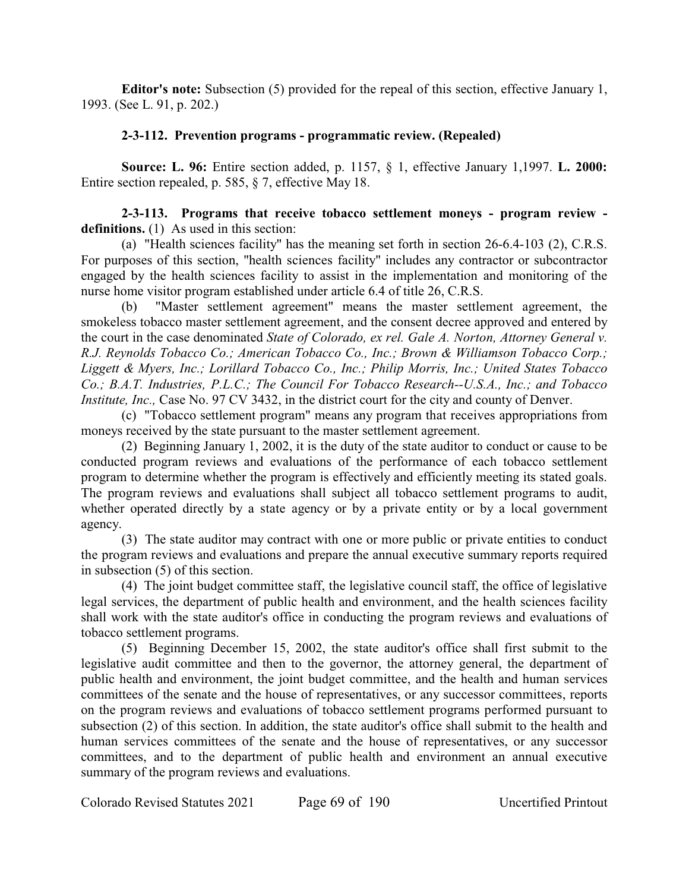**Editor's note:** Subsection (5) provided for the repeal of this section, effective January 1, 1993. (See L. 91, p. 202.)

**2-3-112. Prevention programs - programmatic review. (Repealed)**

**Source: L. 96:** Entire section added, p. 1157, § 1, effective January 1,1997. **L. 2000:** Entire section repealed, p. 585, § 7, effective May 18.

**2-3-113. Programs that receive tobacco settlement moneys - program review - definitions.** (1) As used in this section:

(a) "Health sciences facility" has the meaning set forth in section 26-6.4-103 (2), C.R.S. For purposes of this section, "health sciences facility" includes any contractor or subcontractor engaged by the health sciences facility to assist in the implementation and monitoring of the nurse home visitor program established under article 6.4 of title 26, C.R.S.

(b) "Master settlement agreement" means the master settlement agreement, the smokeless tobacco master settlement agreement, and the consent decree approved and entered by the court in the case denominated *State of Colorado, ex rel. Gale A. Norton, Attorney General v. R.J. Reynolds Tobacco Co.; American Tobacco Co., Inc.; Brown & Williamson Tobacco Corp.; Liggett & Myers, Inc.; Lorillard Tobacco Co., Inc.; Philip Morris, Inc.; United States Tobacco Co.; B.A.T. Industries, P.L.C.; The Council For Tobacco Research--U.S.A., Inc.; and Tobacco Institute, Inc.,* Case No. 97 CV 3432, in the district court for the city and county of Denver.

(c) "Tobacco settlement program" means any program that receives appropriations from moneys received by the state pursuant to the master settlement agreement.

(2) Beginning January 1, 2002, it is the duty of the state auditor to conduct or cause to be conducted program reviews and evaluations of the performance of each tobacco settlement program to determine whether the program is effectively and efficiently meeting its stated goals. The program reviews and evaluations shall subject all tobacco settlement programs to audit, whether operated directly by a state agency or by a private entity or by a local government agency.

(3) The state auditor may contract with one or more public or private entities to conduct the program reviews and evaluations and prepare the annual executive summary reports required in subsection (5) of this section.

(4) The joint budget committee staff, the legislative council staff, the office of legislative legal services, the department of public health and environment, and the health sciences facility shall work with the state auditor's office in conducting the program reviews and evaluations of tobacco settlement programs.

(5) Beginning December 15, 2002, the state auditor's office shall first submit to the legislative audit committee and then to the governor, the attorney general, the department of public health and environment, the joint budget committee, and the health and human services committees of the senate and the house of representatives, or any successor committees, reports on the program reviews and evaluations of tobacco settlement programs performed pursuant to subsection (2) of this section. In addition, the state auditor's office shall submit to the health and human services committees of the senate and the house of representatives, or any successor committees, and to the department of public health and environment an annual executive summary of the program reviews and evaluations.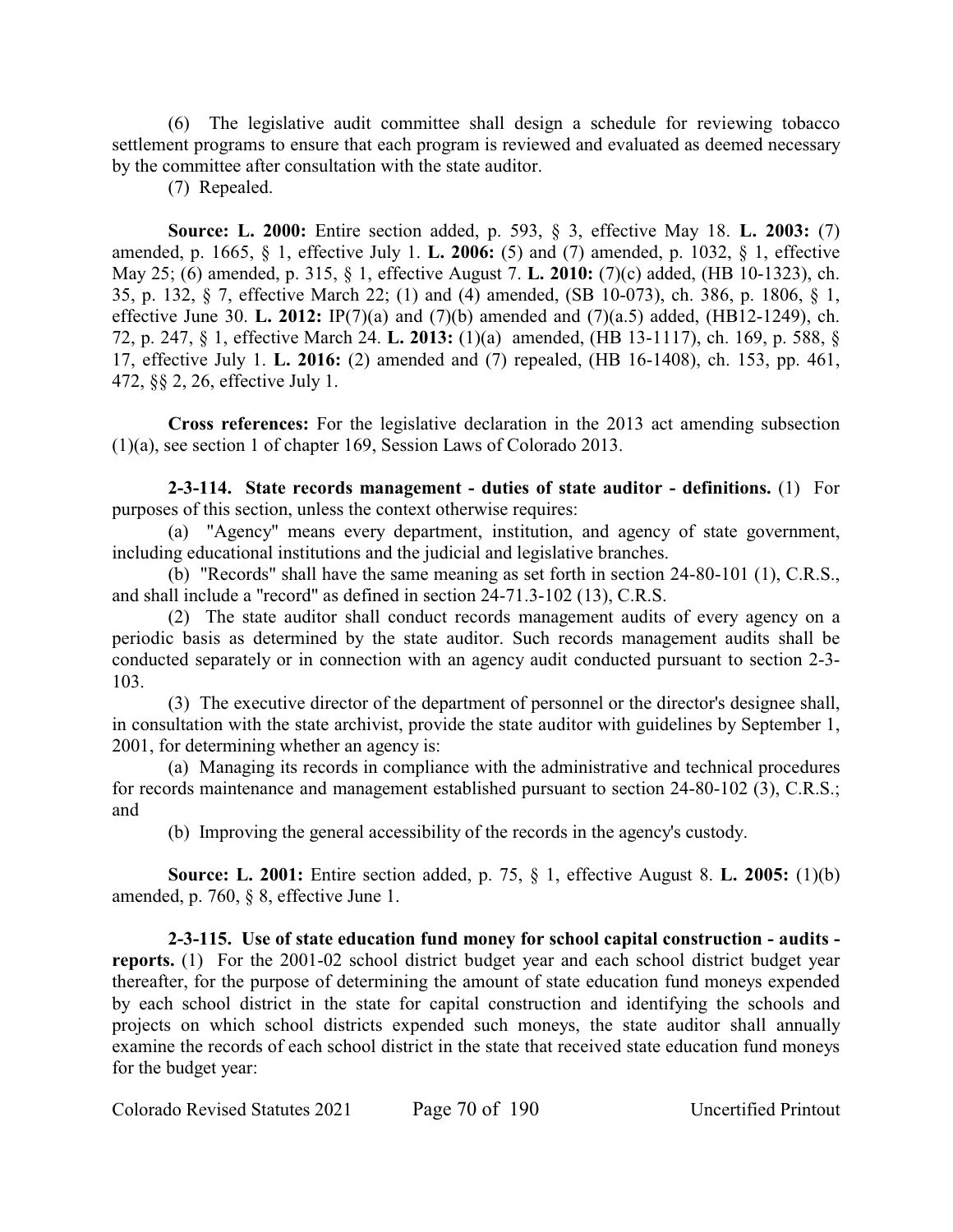(6) The legislative audit committee shall design a schedule for reviewing tobacco settlement programs to ensure that each program is reviewed and evaluated as deemed necessary by the committee after consultation with the state auditor.

(7) Repealed.

**Source: L. 2000:** Entire section added, p. 593, § 3, effective May 18. **L. 2003:** (7) amended, p. 1665, § 1, effective July 1. **L. 2006:** (5) and (7) amended, p. 1032, § 1, effective May 25; (6) amended, p. 315, § 1, effective August 7. **L. 2010:** (7)(c) added, (HB 10-1323), ch. 35, p. 132, § 7, effective March 22; (1) and (4) amended, (SB 10-073), ch. 386, p. 1806, § 1, effective June 30. **L. 2012:** IP(7)(a) and (7)(b) amended and (7)(a.5) added, (HB12-1249), ch. 72, p. 247, § 1, effective March 24. **L. 2013:** (1)(a) amended, (HB 13-1117), ch. 169, p. 588, § 17, effective July 1. **L. 2016:** (2) amended and (7) repealed, (HB 16-1408), ch. 153, pp. 461, 472, §§ 2, 26, effective July 1.

**Cross references:** For the legislative declaration in the 2013 act amending subsection (1)(a), see section 1 of chapter 169, Session Laws of Colorado 2013.

**2-3-114. State records management - duties of state auditor - definitions.** (1) For purposes of this section, unless the context otherwise requires:

(a) "Agency" means every department, institution, and agency of state government, including educational institutions and the judicial and legislative branches.

(b) "Records" shall have the same meaning as set forth in section 24-80-101 (1), C.R.S., and shall include a "record" as defined in section 24-71.3-102 (13), C.R.S.

(2) The state auditor shall conduct records management audits of every agency on a periodic basis as determined by the state auditor. Such records management audits shall be conducted separately or in connection with an agency audit conducted pursuant to section 2-3-103.

(3) The executive director of the department of personnel or the director's designee shall, in consultation with the state archivist, provide the state auditor with guidelines by September 1, 2001, for determining whether an agency is:

(a) Managing its records in compliance with the administrative and technical procedures for records maintenance and management established pursuant to section 24-80-102 (3), C.R.S.; and

(b) Improving the general accessibility of the records in the agency's custody.

**Source: L. 2001:** Entire section added, p. 75, § 1, effective August 8. **L. 2005:** (1)(b) amended, p. 760, § 8, effective June 1.

**2-3-115. Use of state education fund money for school capital construction - audits - reports.** (1) For the 2001-02 school district budget year and each school district budget year thereafter, for the purpose of determining the amount of state education fund moneys expended by each school district in the state for capital construction and identifying the schools and projects on which school districts expended such moneys, the state auditor shall annually examine the records of each school district in the state that received state education fund moneys for the budget year: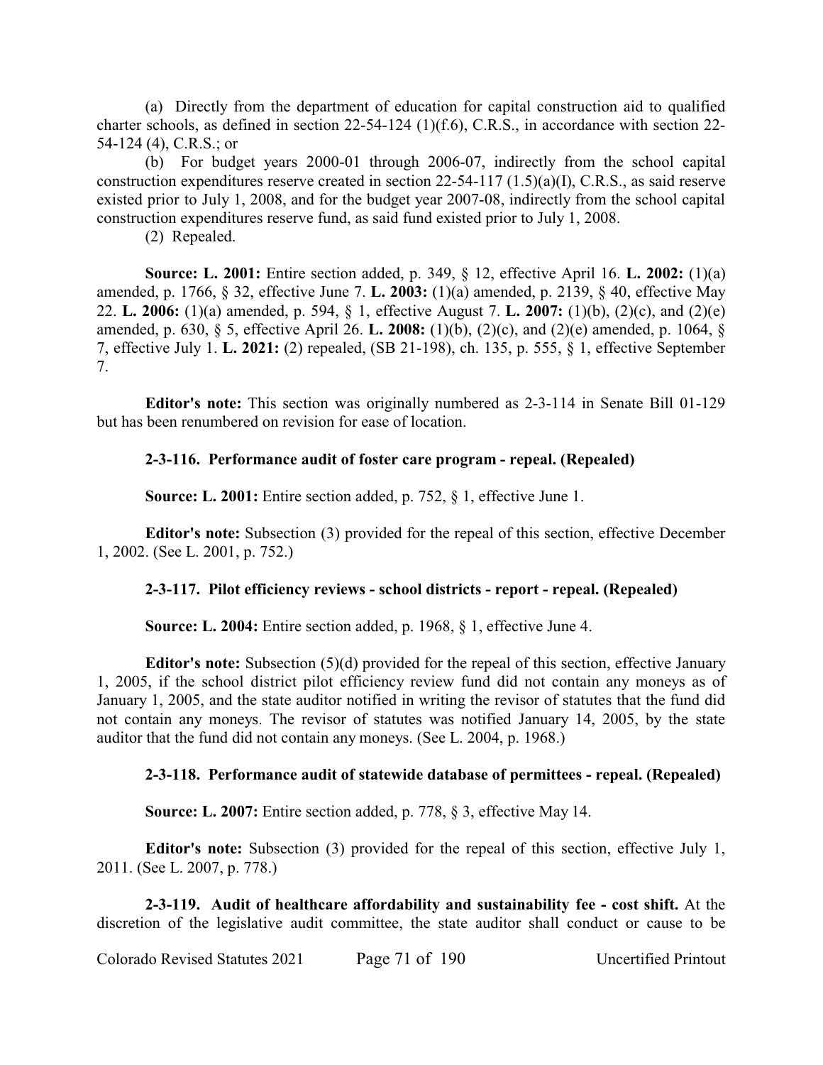(a) Directly from the department of education for capital construction aid to qualified charter schools, as defined in section 22-54-124 (1)(f.6), C.R.S., in accordance with section 22-54-124 (4), C.R.S.; or

(b) For budget years 2000-01 through 2006-07, indirectly from the school capital construction expenditures reserve created in section 22-54-117 (1.5)(a)(I), C.R.S., as said reserve existed prior to July 1, 2008, and for the budget year 2007-08, indirectly from the school capital construction expenditures reserve fund, as said fund existed prior to July 1, 2008.

(2) Repealed.

**Source: L. 2001:** Entire section added, p. 349, § 12, effective April 16. **L. 2002:** (1)(a) amended, p. 1766, § 32, effective June 7. **L. 2003:** (1)(a) amended, p. 2139, § 40, effective May 22. **L. 2006:** (1)(a) amended, p. 594, § 1, effective August 7. **L. 2007:** (1)(b), (2)(c), and (2)(e) amended, p. 630, § 5, effective April 26. **L. 2008:** (1)(b), (2)(c), and (2)(e) amended, p. 1064, § 7, effective July 1. **L. 2021:** (2) repealed, (SB 21-198), ch. 135, p. 555, § 1, effective September 7.

**Editor's note:** This section was originally numbered as 2-3-114 in Senate Bill 01-129 but has been renumbered on revision for ease of location.

**2-3-116. Performance audit of foster care program - repeal. (Repealed)**

**Source: L. 2001:** Entire section added, p. 752, § 1, effective June 1.

**Editor's note:** Subsection (3) provided for the repeal of this section, effective December 1, 2002. (See L. 2001, p. 752.)

**2-3-117. Pilot efficiency reviews - school districts - report - repeal. (Repealed)**

**Source: L. 2004:** Entire section added, p. 1968, § 1, effective June 4.

**Editor's note:** Subsection (5)(d) provided for the repeal of this section, effective January 1, 2005, if the school district pilot efficiency review fund did not contain any moneys as of January 1, 2005, and the state auditor notified in writing the revisor of statutes that the fund did not contain any moneys. The revisor of statutes was notified January 14, 2005, by the state auditor that the fund did not contain any moneys. (See L. 2004, p. 1968.)

**2-3-118. Performance audit of statewide database of permittees - repeal. (Repealed)**

**Source: L. 2007:** Entire section added, p. 778, § 3, effective May 14.

**Editor's note:** Subsection (3) provided for the repeal of this section, effective July 1, 2011. (See L. 2007, p. 778.)

**2-3-119. Audit of healthcare affordability and sustainability fee - cost shift.** At the discretion of the legislative audit committee, the state auditor shall conduct or cause to be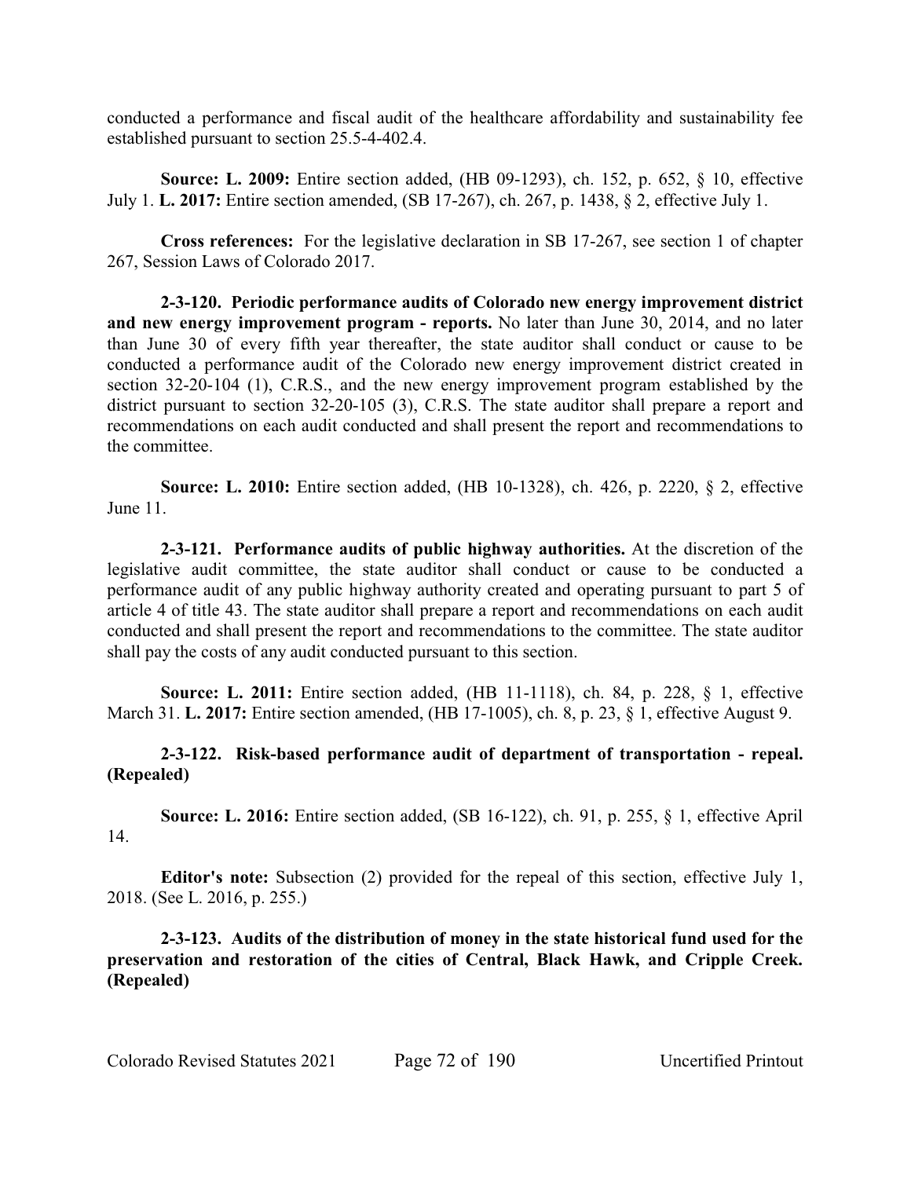conducted a performance and fiscal audit of the healthcare affordability and sustainability fee established pursuant to section 25.5-4-402.4.

**Source: L. 2009:** Entire section added, (HB 09-1293), ch. 152, p. 652, § 10, effective July 1. **L. 2017:** Entire section amended, (SB 17-267), ch. 267, p. 1438, § 2, effective July 1.

**Cross references:** For the legislative declaration in SB 17-267, see section 1 of chapter 267, Session Laws of Colorado 2017.

**2-3-120. Periodic performance audits of Colorado new energy improvement district and new energy improvement program - reports.** No later than June 30, 2014, and no later than June 30 of every fifth year thereafter, the state auditor shall conduct or cause to be conducted a performance audit of the Colorado new energy improvement district created in section 32-20-104 (1), C.R.S., and the new energy improvement program established by the district pursuant to section 32-20-105 (3), C.R.S. The state auditor shall prepare a report and recommendations on each audit conducted and shall present the report and recommendations to the committee.

**Source: L. 2010:** Entire section added, (HB 10-1328), ch. 426, p. 2220, § 2, effective June 11.

**2-3-121. Performance audits of public highway authorities.** At the discretion of the legislative audit committee, the state auditor shall conduct or cause to be conducted a performance audit of any public highway authority created and operating pursuant to part 5 of article 4 of title 43. The state auditor shall prepare a report and recommendations on each audit conducted and shall present the report and recommendations to the committee. The state auditor shall pay the costs of any audit conducted pursuant to this section.

**Source: L. 2011:** Entire section added, (HB 11-1118), ch. 84, p. 228, § 1, effective March 31. **L. 2017:** Entire section amended, (HB 17-1005), ch. 8, p. 23, § 1, effective August 9.

**2-3-122. Risk-based performance audit of department of transportation - repeal. (Repealed)**

**Source: L. 2016:** Entire section added, (SB 16-122), ch. 91, p. 255, § 1, effective April 14.

**Editor's note:** Subsection (2) provided for the repeal of this section, effective July 1, 2018. (See L. 2016, p. 255.)

**2-3-123. Audits of the distribution of money in the state historical fund used for the preservation and restoration of the cities of Central, Black Hawk, and Cripple Creek. (Repealed)**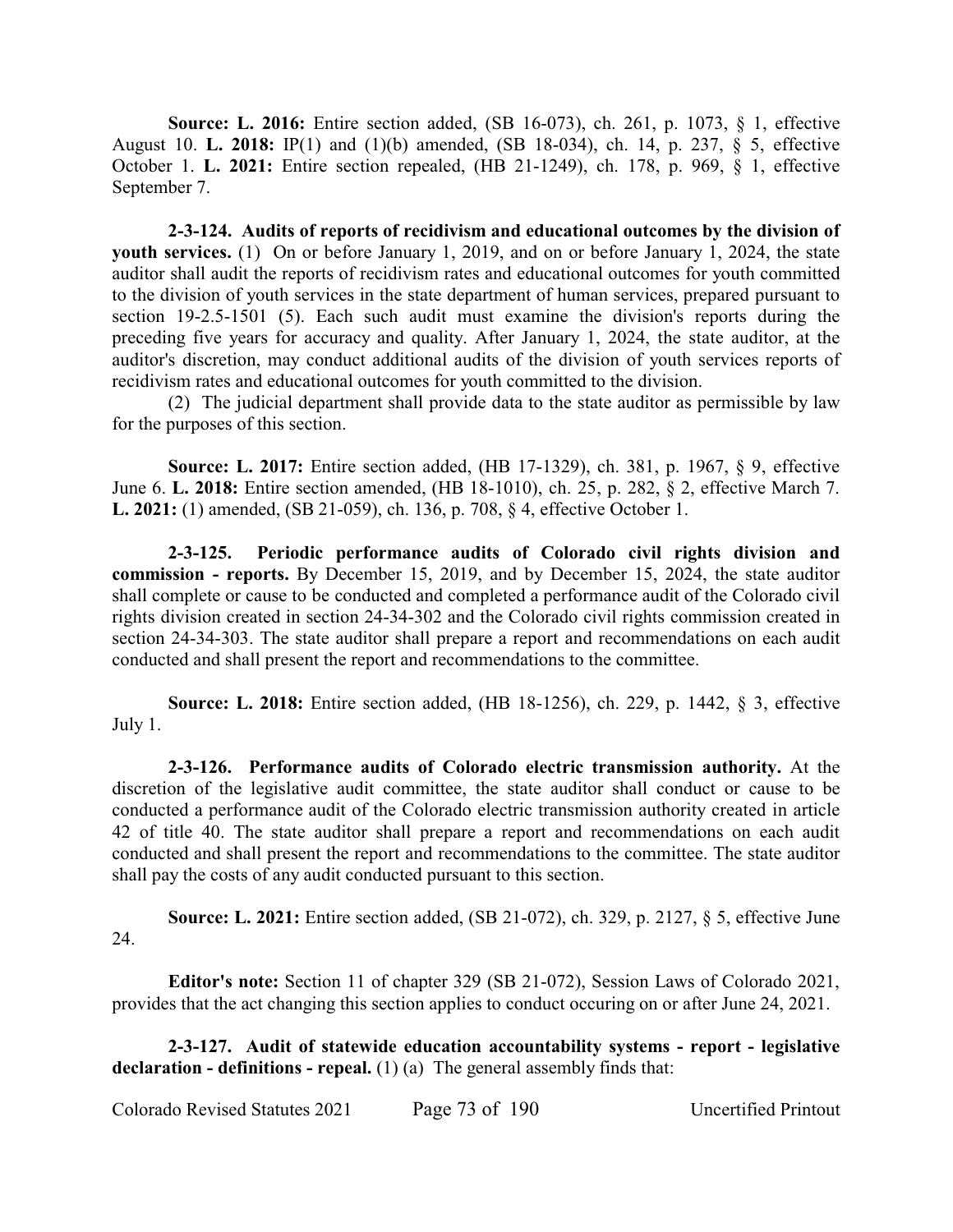**Source: L. 2016:** Entire section added, (SB 16-073), ch. 261, p. 1073, § 1, effective August 10. **L. 2018:** IP(1) and (1)(b) amended, (SB 18-034), ch. 14, p. 237, § 5, effective October 1. **L. 2021:** Entire section repealed, (HB 21-1249), ch. 178, p. 969, § 1, effective September 7.

**2-3-124. Audits of reports of recidivism and educational outcomes by the division of youth services.** (1) On or before January 1, 2019, and on or before January 1, 2024, the state auditor shall audit the reports of recidivism rates and educational outcomes for youth committed to the division of youth services in the state department of human services, prepared pursuant to section 19-2.5-1501 (5). Each such audit must examine the division's reports during the preceding five years for accuracy and quality. After January 1, 2024, the state auditor, at the auditor's discretion, may conduct additional audits of the division of youth services reports of recidivism rates and educational outcomes for youth committed to the division.

(2) The judicial department shall provide data to the state auditor as permissible by law for the purposes of this section.

**Source: L. 2017:** Entire section added, (HB 17-1329), ch. 381, p. 1967, § 9, effective June 6. **L. 2018:** Entire section amended, (HB 18-1010), ch. 25, p. 282, § 2, effective March 7. **L. 2021:** (1) amended, (SB 21-059), ch. 136, p. 708, § 4, effective October 1.

**2-3-125. Periodic performance audits of Colorado civil rights division and commission - reports.** By December 15, 2019, and by December 15, 2024, the state auditor shall complete or cause to be conducted and completed a performance audit of the Colorado civil rights division created in section 24-34-302 and the Colorado civil rights commission created in section 24-34-303. The state auditor shall prepare a report and recommendations on each audit conducted and shall present the report and recommendations to the committee.

**Source: L. 2018:** Entire section added, (HB 18-1256), ch. 229, p. 1442, § 3, effective July 1.

**2-3-126. Performance audits of Colorado electric transmission authority.** At the discretion of the legislative audit committee, the state auditor shall conduct or cause to be conducted a performance audit of the Colorado electric transmission authority created in article 42 of title 40. The state auditor shall prepare a report and recommendations on each audit conducted and shall present the report and recommendations to the committee. The state auditor shall pay the costs of any audit conducted pursuant to this section.

**Source: L. 2021:** Entire section added, (SB 21-072), ch. 329, p. 2127, § 5, effective June 24.

**Editor's note:** Section 11 of chapter 329 (SB 21-072), Session Laws of Colorado 2021, provides that the act changing this section applies to conduct occuring on or after June 24, 2021.

**2-3-127. Audit of statewide education accountability systems - report - legislative declaration - definitions - repeal.** (1) (a) The general assembly finds that: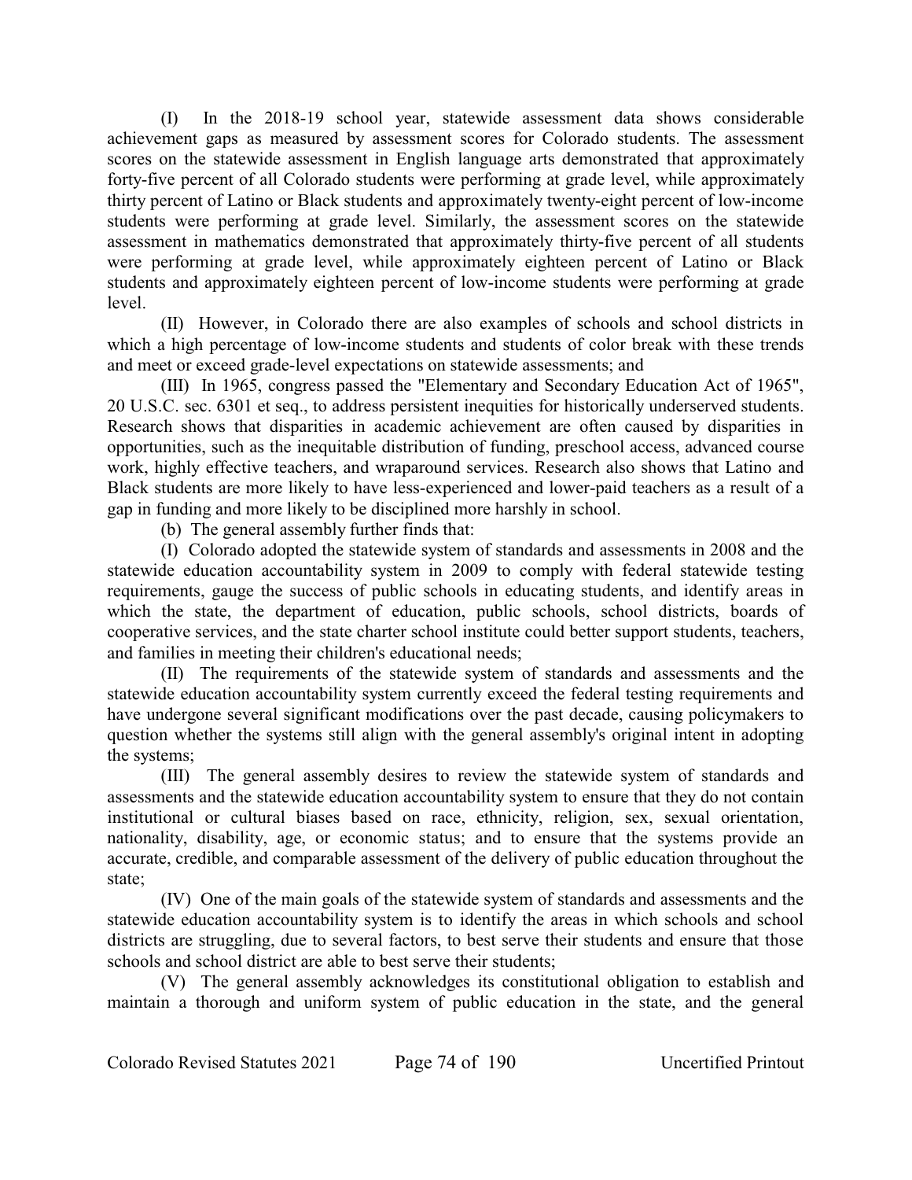(I) In the 2018-19 school year, statewide assessment data shows considerable achievement gaps as measured by assessment scores for Colorado students. The assessment scores on the statewide assessment in English language arts demonstrated that approximately forty-five percent of all Colorado students were performing at grade level, while approximately thirty percent of Latino or Black students and approximately twenty-eight percent of low-income students were performing at grade level. Similarly, the assessment scores on the statewide assessment in mathematics demonstrated that approximately thirty-five percent of all students were performing at grade level, while approximately eighteen percent of Latino or Black students and approximately eighteen percent of low-income students were performing at grade level.

(II) However, in Colorado there are also examples of schools and school districts in which a high percentage of low-income students and students of color break with these trends and meet or exceed grade-level expectations on statewide assessments; and

(III) In 1965, congress passed the "Elementary and Secondary Education Act of 1965", 20 U.S.C. sec. 6301 et seq., to address persistent inequities for historically underserved students. Research shows that disparities in academic achievement are often caused by disparities in opportunities, such as the inequitable distribution of funding, preschool access, advanced course work, highly effective teachers, and wraparound services. Research also shows that Latino and Black students are more likely to have less-experienced and lower-paid teachers as a result of a gap in funding and more likely to be disciplined more harshly in school.

(b) The general assembly further finds that:

(I) Colorado adopted the statewide system of standards and assessments in 2008 and the statewide education accountability system in 2009 to comply with federal statewide testing requirements, gauge the success of public schools in educating students, and identify areas in which the state, the department of education, public schools, school districts, boards of cooperative services, and the state charter school institute could better support students, teachers, and families in meeting their children's educational needs;

(II) The requirements of the statewide system of standards and assessments and the statewide education accountability system currently exceed the federal testing requirements and have undergone several significant modifications over the past decade, causing policymakers to question whether the systems still align with the general assembly's original intent in adopting the systems;

(III) The general assembly desires to review the statewide system of standards and assessments and the statewide education accountability system to ensure that they do not contain institutional or cultural biases based on race, ethnicity, religion, sex, sexual orientation, nationality, disability, age, or economic status; and to ensure that the systems provide an accurate, credible, and comparable assessment of the delivery of public education throughout the state;

(IV) One of the main goals of the statewide system of standards and assessments and the statewide education accountability system is to identify the areas in which schools and school districts are struggling, due to several factors, to best serve their students and ensure that those schools and school district are able to best serve their students;

(V) The general assembly acknowledges its constitutional obligation to establish and maintain a thorough and uniform system of public education in the state, and the general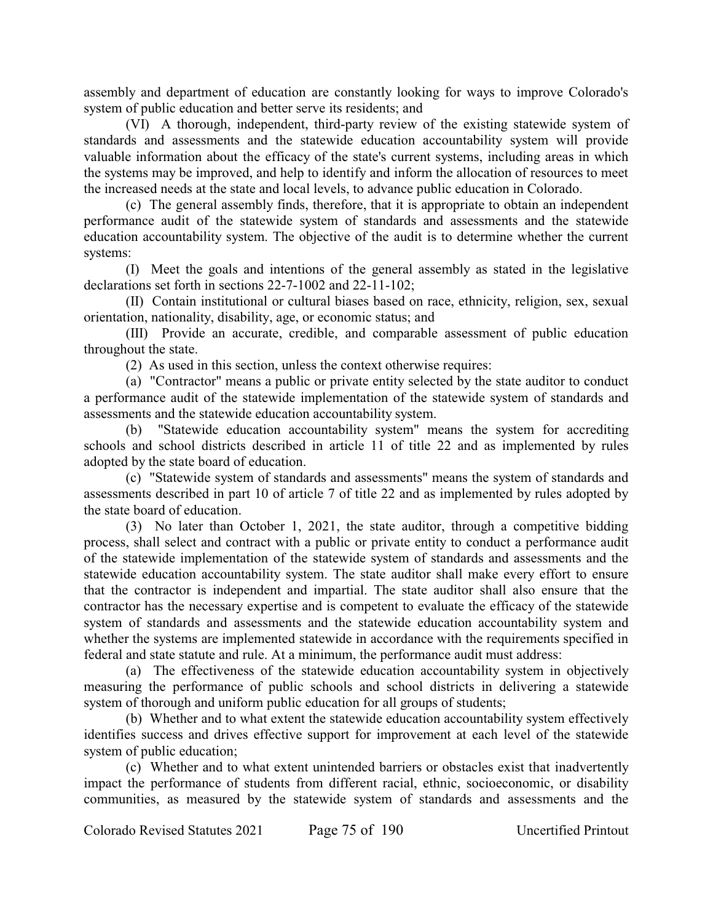assembly and department of education are constantly looking for ways to improve Colorado's system of public education and better serve its residents; and

(VI) A thorough, independent, third-party review of the existing statewide system of standards and assessments and the statewide education accountability system will provide valuable information about the efficacy of the state's current systems, including areas in which the systems may be improved, and help to identify and inform the allocation of resources to meet the increased needs at the state and local levels, to advance public education in Colorado.

(c) The general assembly finds, therefore, that it is appropriate to obtain an independent performance audit of the statewide system of standards and assessments and the statewide education accountability system. The objective of the audit is to determine whether the current systems:

(I) Meet the goals and intentions of the general assembly as stated in the legislative declarations set forth in sections 22-7-1002 and 22-11-102;

(II) Contain institutional or cultural biases based on race, ethnicity, religion, sex, sexual orientation, nationality, disability, age, or economic status; and

(III) Provide an accurate, credible, and comparable assessment of public education throughout the state.

(2) As used in this section, unless the context otherwise requires:

(a) "Contractor" means a public or private entity selected by the state auditor to conduct a performance audit of the statewide implementation of the statewide system of standards and assessments and the statewide education accountability system.

(b) "Statewide education accountability system" means the system for accrediting schools and school districts described in article 11 of title 22 and as implemented by rules adopted by the state board of education.

(c) "Statewide system of standards and assessments" means the system of standards and assessments described in part 10 of article 7 of title 22 and as implemented by rules adopted by the state board of education.

(3) No later than October 1, 2021, the state auditor, through a competitive bidding process, shall select and contract with a public or private entity to conduct a performance audit of the statewide implementation of the statewide system of standards and assessments and the statewide education accountability system. The state auditor shall make every effort to ensure that the contractor is independent and impartial. The state auditor shall also ensure that the contractor has the necessary expertise and is competent to evaluate the efficacy of the statewide system of standards and assessments and the statewide education accountability system and whether the systems are implemented statewide in accordance with the requirements specified in federal and state statute and rule. At a minimum, the performance audit must address:

(a) The effectiveness of the statewide education accountability system in objectively measuring the performance of public schools and school districts in delivering a statewide system of thorough and uniform public education for all groups of students;

(b) Whether and to what extent the statewide education accountability system effectively identifies success and drives effective support for improvement at each level of the statewide system of public education;

(c) Whether and to what extent unintended barriers or obstacles exist that inadvertently impact the performance of students from different racial, ethnic, socioeconomic, or disability communities, as measured by the statewide system of standards and assessments and the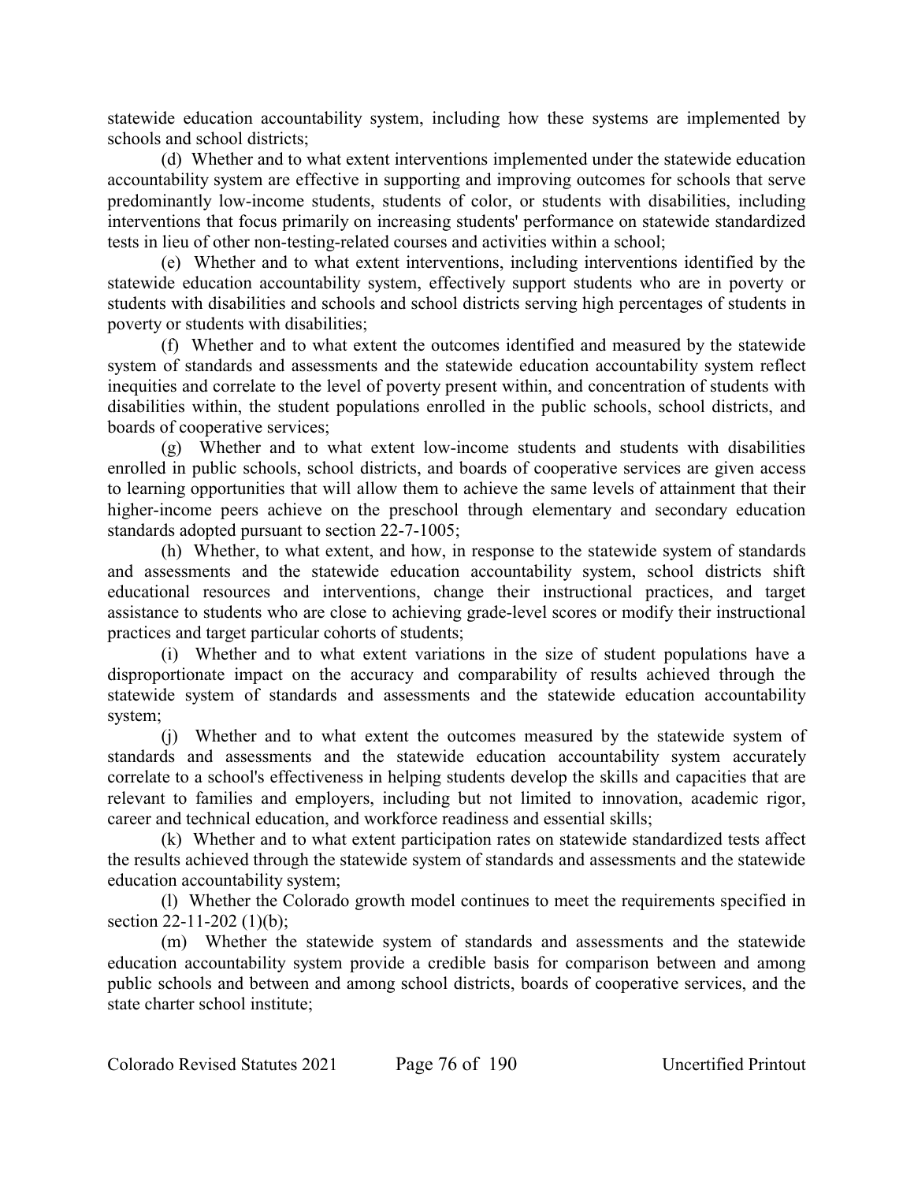statewide education accountability system, including how these systems are implemented by schools and school districts;

(d) Whether and to what extent interventions implemented under the statewide education accountability system are effective in supporting and improving outcomes for schools that serve predominantly low-income students, students of color, or students with disabilities, including interventions that focus primarily on increasing students' performance on statewide standardized tests in lieu of other non-testing-related courses and activities within a school;

(e) Whether and to what extent interventions, including interventions identified by the statewide education accountability system, effectively support students who are in poverty or students with disabilities and schools and school districts serving high percentages of students in poverty or students with disabilities;

(f) Whether and to what extent the outcomes identified and measured by the statewide system of standards and assessments and the statewide education accountability system reflect inequities and correlate to the level of poverty present within, and concentration of students with disabilities within, the student populations enrolled in the public schools, school districts, and boards of cooperative services;

(g) Whether and to what extent low-income students and students with disabilities enrolled in public schools, school districts, and boards of cooperative services are given access to learning opportunities that will allow them to achieve the same levels of attainment that their higher-income peers achieve on the preschool through elementary and secondary education standards adopted pursuant to section 22-7-1005;

(h) Whether, to what extent, and how, in response to the statewide system of standards and assessments and the statewide education accountability system, school districts shift educational resources and interventions, change their instructional practices, and target assistance to students who are close to achieving grade-level scores or modify their instructional practices and target particular cohorts of students;

(i) Whether and to what extent variations in the size of student populations have a disproportionate impact on the accuracy and comparability of results achieved through the statewide system of standards and assessments and the statewide education accountability system;

(j) Whether and to what extent the outcomes measured by the statewide system of standards and assessments and the statewide education accountability system accurately correlate to a school's effectiveness in helping students develop the skills and capacities that are relevant to families and employers, including but not limited to innovation, academic rigor, career and technical education, and workforce readiness and essential skills;

(k) Whether and to what extent participation rates on statewide standardized tests affect the results achieved through the statewide system of standards and assessments and the statewide education accountability system;

(l) Whether the Colorado growth model continues to meet the requirements specified in section 22-11-202 (1)(b);

(m) Whether the statewide system of standards and assessments and the statewide education accountability system provide a credible basis for comparison between and among public schools and between and among school districts, boards of cooperative services, and the state charter school institute;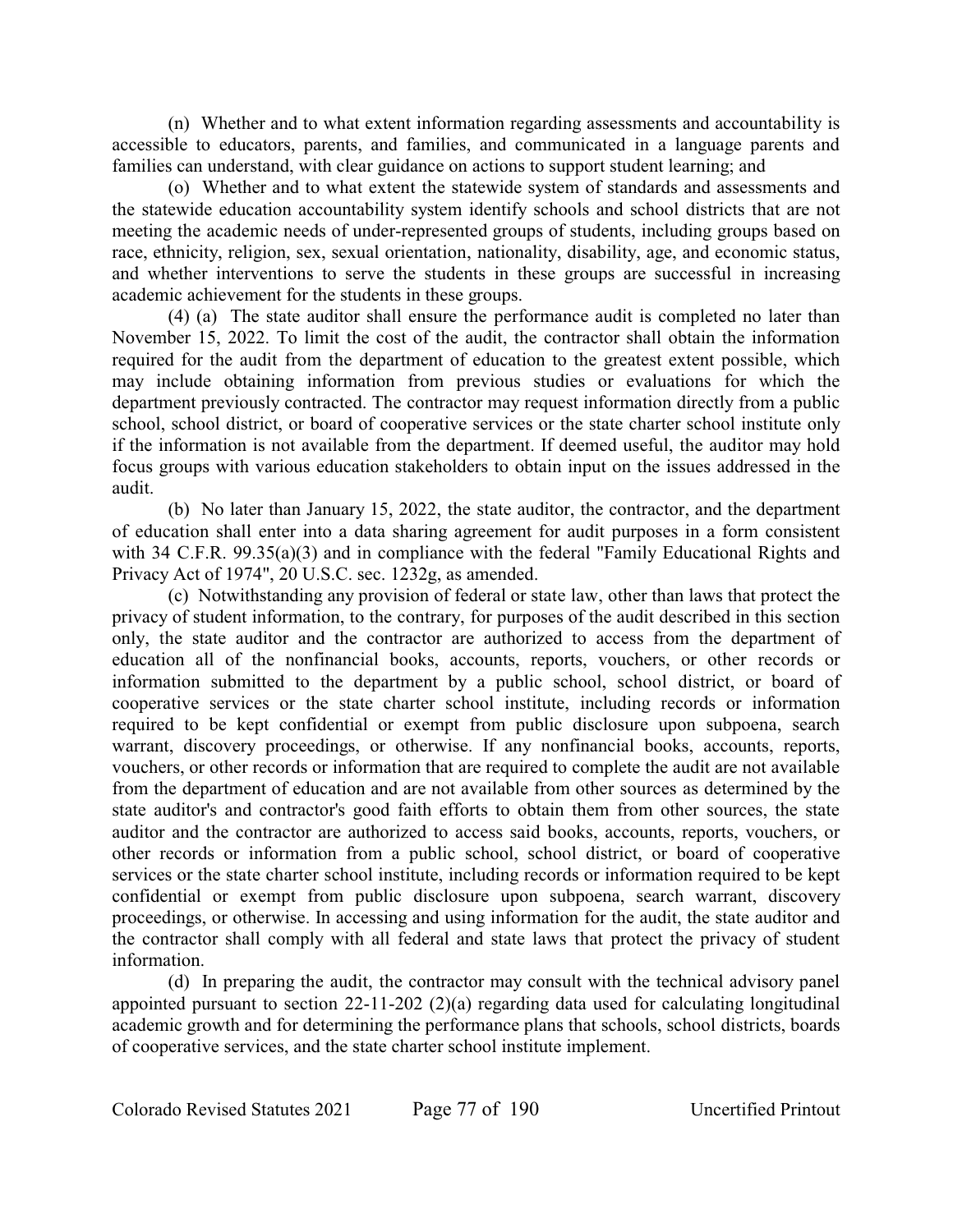(n) Whether and to what extent information regarding assessments and accountability is accessible to educators, parents, and families, and communicated in a language parents and families can understand, with clear guidance on actions to support student learning; and

(o) Whether and to what extent the statewide system of standards and assessments and the statewide education accountability system identify schools and school districts that are not meeting the academic needs of under-represented groups of students, including groups based on race, ethnicity, religion, sex, sexual orientation, nationality, disability, age, and economic status, and whether interventions to serve the students in these groups are successful in increasing academic achievement for the students in these groups.

(4) (a) The state auditor shall ensure the performance audit is completed no later than November 15, 2022. To limit the cost of the audit, the contractor shall obtain the information required for the audit from the department of education to the greatest extent possible, which may include obtaining information from previous studies or evaluations for which the department previously contracted. The contractor may request information directly from a public school, school district, or board of cooperative services or the state charter school institute only if the information is not available from the department. If deemed useful, the auditor may hold focus groups with various education stakeholders to obtain input on the issues addressed in the audit.

(b) No later than January 15, 2022, the state auditor, the contractor, and the department of education shall enter into a data sharing agreement for audit purposes in a form consistent with 34 C.F.R. 99.35(a)(3) and in compliance with the federal "Family Educational Rights and Privacy Act of 1974", 20 U.S.C. sec. 1232g, as amended.

(c) Notwithstanding any provision of federal or state law, other than laws that protect the privacy of student information, to the contrary, for purposes of the audit described in this section only, the state auditor and the contractor are authorized to access from the department of education all of the nonfinancial books, accounts, reports, vouchers, or other records or information submitted to the department by a public school, school district, or board of cooperative services or the state charter school institute, including records or information required to be kept confidential or exempt from public disclosure upon subpoena, search warrant, discovery proceedings, or otherwise. If any nonfinancial books, accounts, reports, vouchers, or other records or information that are required to complete the audit are not available from the department of education and are not available from other sources as determined by the state auditor's and contractor's good faith efforts to obtain them from other sources, the state auditor and the contractor are authorized to access said books, accounts, reports, vouchers, or other records or information from a public school, school district, or board of cooperative services or the state charter school institute, including records or information required to be kept confidential or exempt from public disclosure upon subpoena, search warrant, discovery proceedings, or otherwise. In accessing and using information for the audit, the state auditor and the contractor shall comply with all federal and state laws that protect the privacy of student information.

(d) In preparing the audit, the contractor may consult with the technical advisory panel appointed pursuant to section 22-11-202 (2)(a) regarding data used for calculating longitudinal academic growth and for determining the performance plans that schools, school districts, boards of cooperative services, and the state charter school institute implement.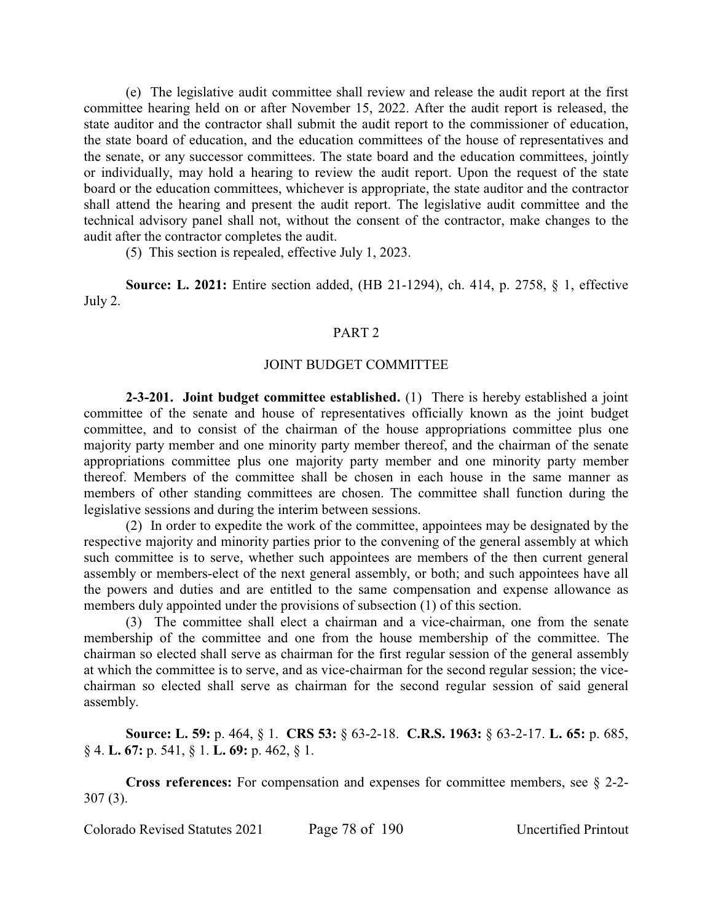(e) The legislative audit committee shall review and release the audit report at the first committee hearing held on or after November 15, 2022. After the audit report is released, the state auditor and the contractor shall submit the audit report to the commissioner of education, the state board of education, and the education committees of the house of representatives and the senate, or any successor committees. The state board and the education committees, jointly or individually, may hold a hearing to review the audit report. Upon the request of the state board or the education committees, whichever is appropriate, the state auditor and the contractor shall attend the hearing and present the audit report. The legislative audit committee and the technical advisory panel shall not, without the consent of the contractor, make changes to the audit after the contractor completes the audit.

(5) This section is repealed, effective July 1, 2023.

**Source: L. 2021:** Entire section added, (HB 21-1294), ch. 414, p. 2758, § 1, effective July 2.

## PART 2

## JOINT BUDGET COMMITTEE

**2-3-201. Joint budget committee established.** (1) There is hereby established a joint committee of the senate and house of representatives officially known as the joint budget committee, and to consist of the chairman of the house appropriations committee plus one majority party member and one minority party member thereof, and the chairman of the senate appropriations committee plus one majority party member and one minority party member thereof. Members of the committee shall be chosen in each house in the same manner as members of other standing committees are chosen. The committee shall function during the legislative sessions and during the interim between sessions.

(2) In order to expedite the work of the committee, appointees may be designated by the respective majority and minority parties prior to the convening of the general assembly at which such committee is to serve, whether such appointees are members of the then current general assembly or members-elect of the next general assembly, or both; and such appointees have all the powers and duties and are entitled to the same compensation and expense allowance as members duly appointed under the provisions of subsection (1) of this section.

(3) The committee shall elect a chairman and a vice-chairman, one from the senate membership of the committee and one from the house membership of the committee. The chairman so elected shall serve as chairman for the first regular session of the general assembly at which the committee is to serve, and as vice-chairman for the second regular session; the vice-chairman so elected shall serve as chairman for the second regular session of said general assembly.

**Source: L. 59:** p. 464, § 1. **CRS 53:** § 63-2-18. **C.R.S. 1963:** § 63-2-17. **L. 65:** p. 685, § 4. **L. 67:** p. 541, § 1. **L. 69:** p. 462, § 1.

**Cross references:** For compensation and expenses for committee members, see § 2-2-307 (3).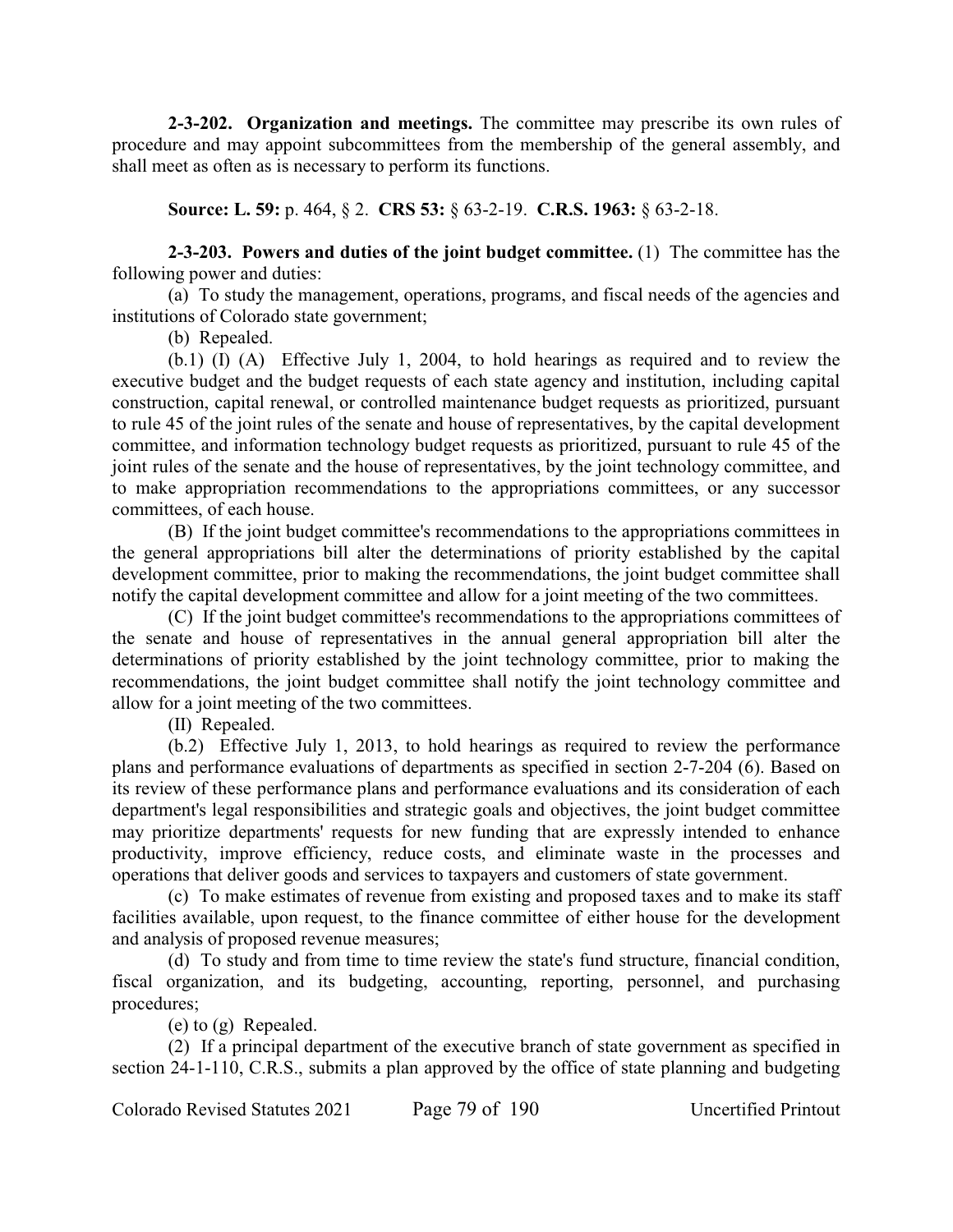**2-3-202. Organization and meetings.** The committee may prescribe its own rules of procedure and may appoint subcommittees from the membership of the general assembly, and shall meet as often as is necessary to perform its functions.

**Source: L. 59:** p. 464, § 2. **CRS 53:** § 63-2-19. **C.R.S. 1963:** § 63-2-18.

**2-3-203. Powers and duties of the joint budget committee.** (1) The committee has the following power and duties:

(a) To study the management, operations, programs, and fiscal needs of the agencies and institutions of Colorado state government;

(b) Repealed.

(b.1) (I) (A) Effective July 1, 2004, to hold hearings as required and to review the executive budget and the budget requests of each state agency and institution, including capital construction, capital renewal, or controlled maintenance budget requests as prioritized, pursuant to rule 45 of the joint rules of the senate and house of representatives, by the capital development committee, and information technology budget requests as prioritized, pursuant to rule 45 of the joint rules of the senate and the house of representatives, by the joint technology committee, and to make appropriation recommendations to the appropriations committees, or any successor committees, of each house.

(B) If the joint budget committee's recommendations to the appropriations committees in the general appropriations bill alter the determinations of priority established by the capital development committee, prior to making the recommendations, the joint budget committee shall notify the capital development committee and allow for a joint meeting of the two committees.

(C) If the joint budget committee's recommendations to the appropriations committees of the senate and house of representatives in the annual general appropriation bill alter the determinations of priority established by the joint technology committee, prior to making the recommendations, the joint budget committee shall notify the joint technology committee and allow for a joint meeting of the two committees.

(II) Repealed.

(b.2) Effective July 1, 2013, to hold hearings as required to review the performance plans and performance evaluations of departments as specified in section 2-7-204 (6). Based on its review of these performance plans and performance evaluations and its consideration of each department's legal responsibilities and strategic goals and objectives, the joint budget committee may prioritize departments' requests for new funding that are expressly intended to enhance productivity, improve efficiency, reduce costs, and eliminate waste in the processes and operations that deliver goods and services to taxpayers and customers of state government.

(c) To make estimates of revenue from existing and proposed taxes and to make its staff facilities available, upon request, to the finance committee of either house for the development and analysis of proposed revenue measures;

(d) To study and from time to time review the state's fund structure, financial condition, fiscal organization, and its budgeting, accounting, reporting, personnel, and purchasing procedures;

(e) to (g) Repealed.

(2) If a principal department of the executive branch of state government as specified in section 24-1-110, C.R.S., submits a plan approved by the office of state planning and budgeting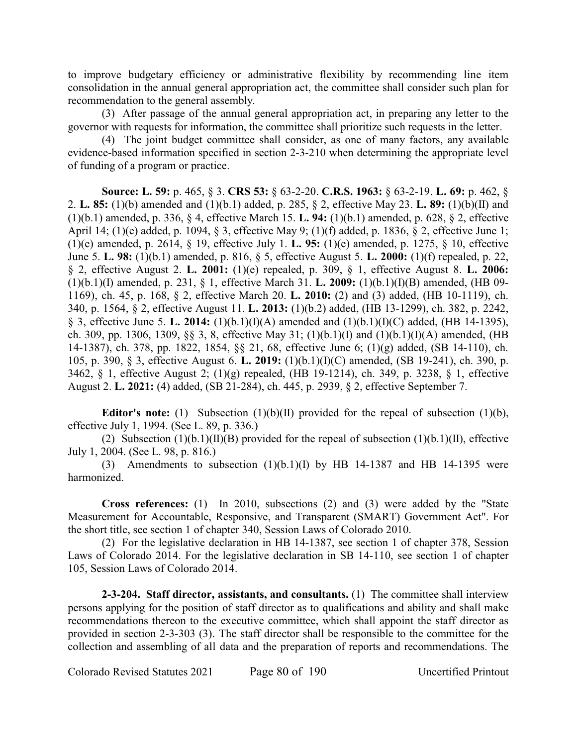to improve budgetary efficiency or administrative flexibility by recommending line item consolidation in the annual general appropriation act, the committee shall consider such plan for recommendation to the general assembly.

(3) After passage of the annual general appropriation act, in preparing any letter to the governor with requests for information, the committee shall prioritize such requests in the letter.

(4) The joint budget committee shall consider, as one of many factors, any available evidence-based information specified in section 2-3-210 when determining the appropriate level of funding of a program or practice.

**Source: L. 59:** p. 465, § 3. **CRS 53:** § 63-2-20. **C.R.S. 1963:** § 63-2-19. **L. 69:** p. 462, § 2. **L. 85:** (1)(b) amended and (1)(b.1) added, p. 285, § 2, effective May 23. **L. 89:** (1)(b)(II) and (1)(b.1) amended, p. 336, § 4, effective March 15. **L. 94:** (1)(b.1) amended, p. 628, § 2, effective April 14; (1)(e) added, p. 1094, § 3, effective May 9; (1)(f) added, p. 1836, § 2, effective June 1; (1)(e) amended, p. 2614, § 19, effective July 1. **L. 95:** (1)(e) amended, p. 1275, § 10, effective June 5. **L. 98:** (1)(b.1) amended, p. 816, § 5, effective August 5. **L. 2000:** (1)(f) repealed, p. 22, § 2, effective August 2. **L. 2001:** (1)(e) repealed, p. 309, § 1, effective August 8. **L. 2006:** (1)(b.1)(I) amended, p. 231, § 1, effective March 31. **L. 2009:** (1)(b.1)(I)(B) amended, (HB 09-1169), ch. 45, p. 168, § 2, effective March 20. **L. 2010:** (2) and (3) added, (HB 10-1119), ch. 340, p. 1564, § 2, effective August 11. **L. 2013:** (1)(b.2) added, (HB 13-1299), ch. 382, p. 2242, § 3, effective June 5. **L. 2014:** (1)(b.1)(I)(A) amended and (1)(b.1)(I)(C) added, (HB 14-1395), ch. 309, pp. 1306, 1309, §§ 3, 8, effective May 31; (1)(b.1)(I) and (1)(b.1)(I)(A) amended, (HB 14-1387), ch. 378, pp. 1822, 1854, §§ 21, 68, effective June 6; (1)(g) added, (SB 14-110), ch. 105, p. 390, § 3, effective August 6. **L. 2019:** (1)(b.1)(I)(C) amended, (SB 19-241), ch. 390, p. 3462, § 1, effective August 2; (1)(g) repealed, (HB 19-1214), ch. 349, p. 3238, § 1, effective August 2. **L. 2021:** (4) added, (SB 21-284), ch. 445, p. 2939, § 2, effective September 7.

**Editor's note:** (1) Subsection (1)(b)(II) provided for the repeal of subsection (1)(b), effective July 1, 1994. (See L. 89, p. 336.)

(2) Subsection (1)(b.1)(II)(B) provided for the repeal of subsection (1)(b.1)(II), effective July 1, 2004. (See L. 98, p. 816.)

(3) Amendments to subsection (1)(b.1)(I) by HB 14-1387 and HB 14-1395 were harmonized.

**Cross references:** (1) In 2010, subsections (2) and (3) were added by the "State Measurement for Accountable, Responsive, and Transparent (SMART) Government Act". For the short title, see section 1 of chapter 340, Session Laws of Colorado 2010.

(2) For the legislative declaration in HB 14-1387, see section 1 of chapter 378, Session Laws of Colorado 2014. For the legislative declaration in SB 14-110, see section 1 of chapter 105, Session Laws of Colorado 2014.

**2-3-204. Staff director, assistants, and consultants.** (1) The committee shall interview persons applying for the position of staff director as to qualifications and ability and shall make recommendations thereon to the executive committee, which shall appoint the staff director as provided in section 2-3-303 (3). The staff director shall be responsible to the committee for the collection and assembling of all data and the preparation of reports and recommendations. The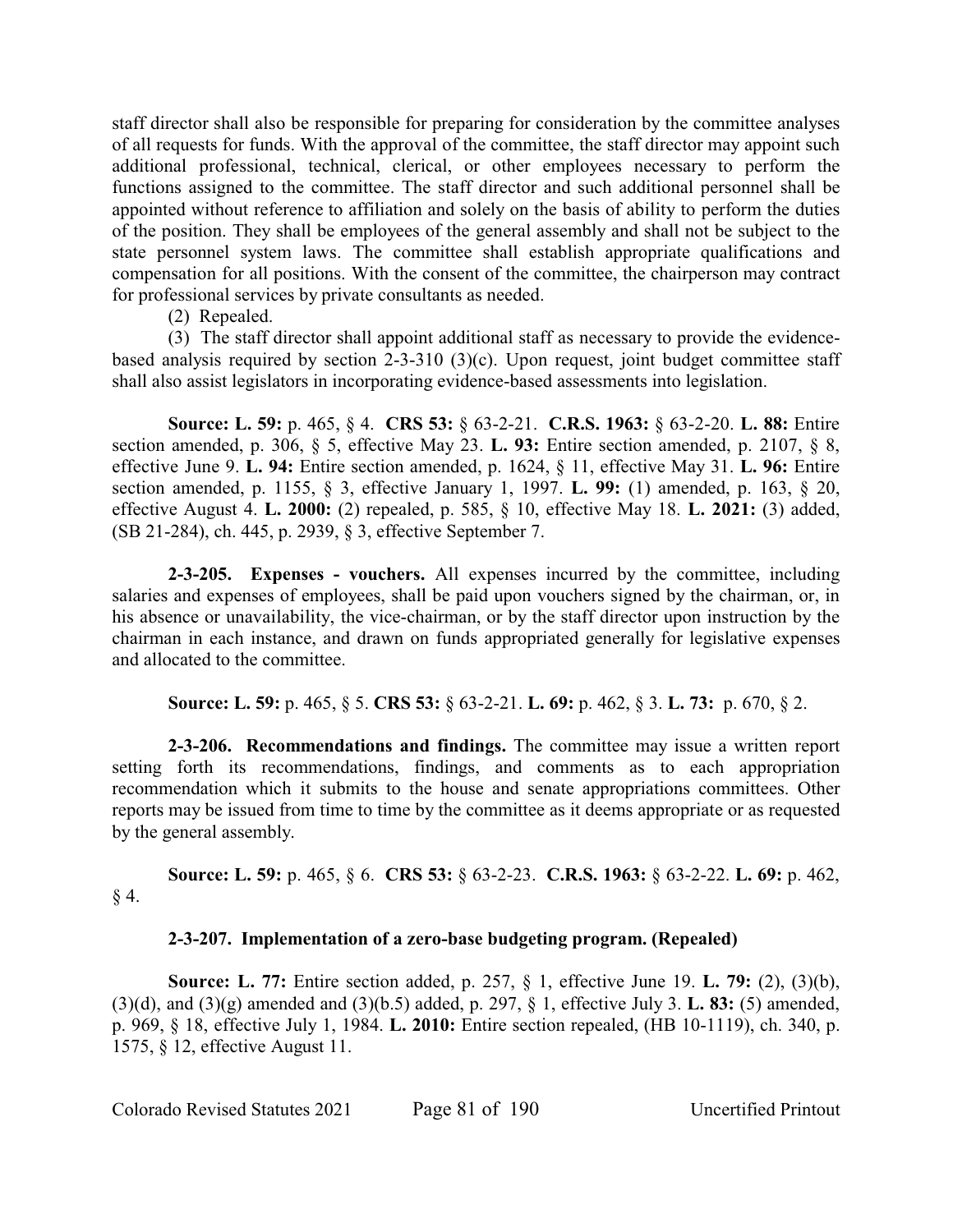staff director shall also be responsible for preparing for consideration by the committee analyses of all requests for funds. With the approval of the committee, the staff director may appoint such additional professional, technical, clerical, or other employees necessary to perform the functions assigned to the committee. The staff director and such additional personnel shall be appointed without reference to affiliation and solely on the basis of ability to perform the duties of the position. They shall be employees of the general assembly and shall not be subject to the state personnel system laws. The committee shall establish appropriate qualifications and compensation for all positions. With the consent of the committee, the chairperson may contract for professional services by private consultants as needed.

(2) Repealed.

(3) The staff director shall appoint additional staff as necessary to provide the evidence-based analysis required by section 2-3-310 (3)(c). Upon request, joint budget committee staff shall also assist legislators in incorporating evidence-based assessments into legislation.

**Source: L. 59:** p. 465, § 4. **CRS 53:** § 63-2-21. **C.R.S. 1963:** § 63-2-20. **L. 88:** Entire section amended, p. 306, § 5, effective May 23. **L. 93:** Entire section amended, p. 2107, § 8, effective June 9. **L. 94:** Entire section amended, p. 1624, § 11, effective May 31. **L. 96:** Entire section amended, p. 1155, § 3, effective January 1, 1997. **L. 99:** (1) amended, p. 163, § 20, effective August 4. **L. 2000:** (2) repealed, p. 585, § 10, effective May 18. **L. 2021:** (3) added, (SB 21-284), ch. 445, p. 2939, § 3, effective September 7.

**2-3-205. Expenses - vouchers.** All expenses incurred by the committee, including salaries and expenses of employees, shall be paid upon vouchers signed by the chairman, or, in his absence or unavailability, the vice-chairman, or by the staff director upon instruction by the chairman in each instance, and drawn on funds appropriated generally for legislative expenses and allocated to the committee.

**Source: L. 59:** p. 465, § 5. **CRS 53:** § 63-2-21. **L. 69:** p. 462, § 3. **L. 73:** p. 670, § 2.

**2-3-206. Recommendations and findings.** The committee may issue a written report setting forth its recommendations, findings, and comments as to each appropriation recommendation which it submits to the house and senate appropriations committees. Other reports may be issued from time to time by the committee as it deems appropriate or as requested by the general assembly.

**Source: L. 59:** p. 465, § 6. **CRS 53:** § 63-2-23. **C.R.S. 1963:** § 63-2-22. **L. 69:** p. 462, § 4.

**2-3-207. Implementation of a zero-base budgeting program. (Repealed)**

**Source: L. 77:** Entire section added, p. 257, § 1, effective June 19. **L. 79:** (2), (3)(b), (3)(d), and (3)(g) amended and (3)(b.5) added, p. 297, § 1, effective July 3. **L. 83:** (5) amended, p. 969, § 18, effective July 1, 1984. **L. 2010:** Entire section repealed, (HB 10-1119), ch. 340, p. 1575, § 12, effective August 11.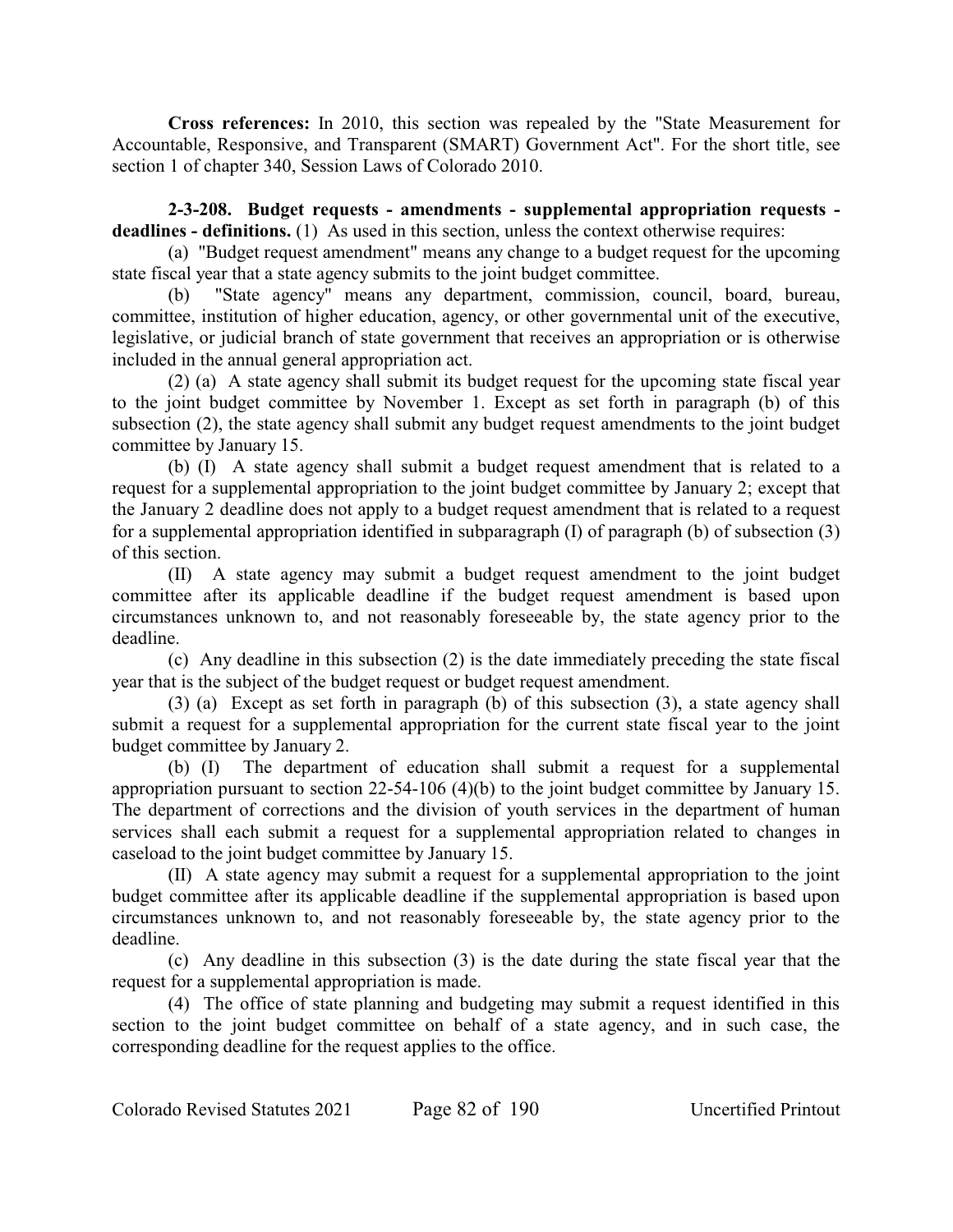**Cross references:** In 2010, this section was repealed by the "State Measurement for Accountable, Responsive, and Transparent (SMART) Government Act". For the short title, see section 1 of chapter 340, Session Laws of Colorado 2010.

**2-3-208. Budget requests - amendments - supplemental appropriation requests - deadlines - definitions.** (1) As used in this section, unless the context otherwise requires:

(a) "Budget request amendment" means any change to a budget request for the upcoming state fiscal year that a state agency submits to the joint budget committee.

(b) "State agency" means any department, commission, council, board, bureau, committee, institution of higher education, agency, or other governmental unit of the executive, legislative, or judicial branch of state government that receives an appropriation or is otherwise included in the annual general appropriation act.

(2) (a) A state agency shall submit its budget request for the upcoming state fiscal year to the joint budget committee by November 1. Except as set forth in paragraph (b) of this subsection (2), the state agency shall submit any budget request amendments to the joint budget committee by January 15.

(b) (I) A state agency shall submit a budget request amendment that is related to a request for a supplemental appropriation to the joint budget committee by January 2; except that the January 2 deadline does not apply to a budget request amendment that is related to a request for a supplemental appropriation identified in subparagraph (I) of paragraph (b) of subsection (3) of this section.

(II) A state agency may submit a budget request amendment to the joint budget committee after its applicable deadline if the budget request amendment is based upon circumstances unknown to, and not reasonably foreseeable by, the state agency prior to the deadline.

(c) Any deadline in this subsection (2) is the date immediately preceding the state fiscal year that is the subject of the budget request or budget request amendment.

(3) (a) Except as set forth in paragraph (b) of this subsection (3), a state agency shall submit a request for a supplemental appropriation for the current state fiscal year to the joint budget committee by January 2.

(b) (I) The department of education shall submit a request for a supplemental appropriation pursuant to section 22-54-106 (4)(b) to the joint budget committee by January 15. The department of corrections and the division of youth services in the department of human services shall each submit a request for a supplemental appropriation related to changes in caseload to the joint budget committee by January 15.

(II) A state agency may submit a request for a supplemental appropriation to the joint budget committee after its applicable deadline if the supplemental appropriation is based upon circumstances unknown to, and not reasonably foreseeable by, the state agency prior to the deadline.

(c) Any deadline in this subsection (3) is the date during the state fiscal year that the request for a supplemental appropriation is made.

(4) The office of state planning and budgeting may submit a request identified in this section to the joint budget committee on behalf of a state agency, and in such case, the corresponding deadline for the request applies to the office.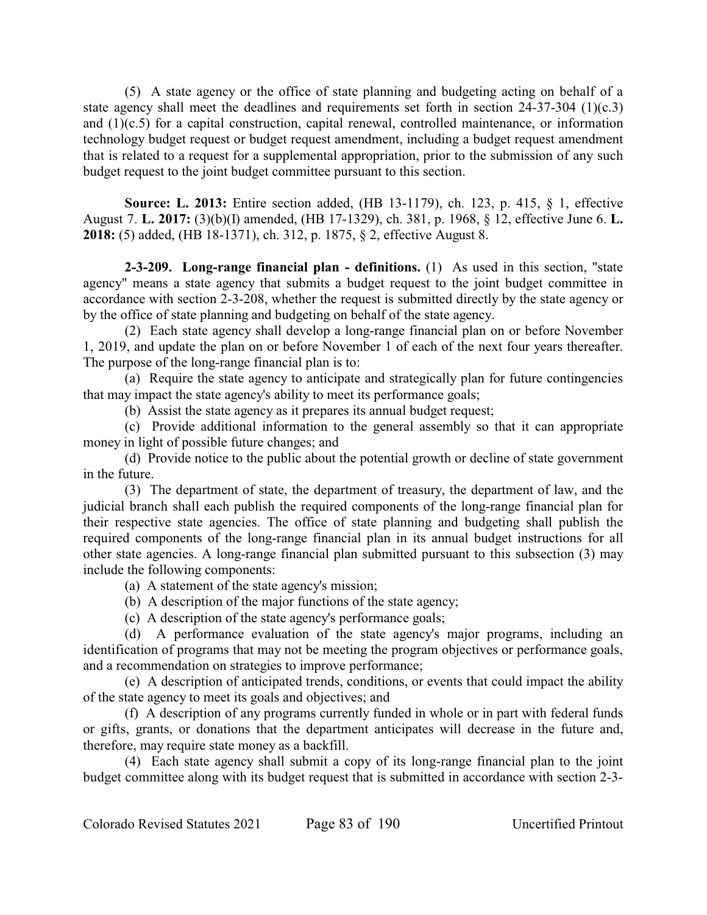(5) A state agency or the office of state planning and budgeting acting on behalf of a state agency shall meet the deadlines and requirements set forth in section 24-37-304 (1)(c.3) and (1)(c.5) for a capital construction, capital renewal, controlled maintenance, or information technology budget request or budget request amendment, including a budget request amendment that is related to a request for a supplemental appropriation, prior to the submission of any such budget request to the joint budget committee pursuant to this section.

**Source: L. 2013:** Entire section added, (HB 13-1179), ch. 123, p. 415, § 1, effective August 7. **L. 2017:** (3)(b)(I) amended, (HB 17-1329), ch. 381, p. 1968, § 12, effective June 6. **L. 2018:** (5) added, (HB 18-1371), ch. 312, p. 1875, § 2, effective August 8.

**2-3-209. Long-range financial plan - definitions.** (1) As used in this section, "state agency" means a state agency that submits a budget request to the joint budget committee in accordance with section 2-3-208, whether the request is submitted directly by the state agency or by the office of state planning and budgeting on behalf of the state agency.

(2) Each state agency shall develop a long-range financial plan on or before November 1, 2019, and update the plan on or before November 1 of each of the next four years thereafter. The purpose of the long-range financial plan is to:

(a) Require the state agency to anticipate and strategically plan for future contingencies that may impact the state agency's ability to meet its performance goals;

(b) Assist the state agency as it prepares its annual budget request;

(c) Provide additional information to the general assembly so that it can appropriate money in light of possible future changes; and

(d) Provide notice to the public about the potential growth or decline of state government in the future.

(3) The department of state, the department of treasury, the department of law, and the judicial branch shall each publish the required components of the long-range financial plan for their respective state agencies. The office of state planning and budgeting shall publish the required components of the long-range financial plan in its annual budget instructions for all other state agencies. A long-range financial plan submitted pursuant to this subsection (3) may include the following components:

(a) A statement of the state agency's mission;

(b) A description of the major functions of the state agency;

(c) A description of the state agency's performance goals;

(d) A performance evaluation of the state agency's major programs, including an identification of programs that may not be meeting the program objectives or performance goals, and a recommendation on strategies to improve performance;

(e) A description of anticipated trends, conditions, or events that could impact the ability of the state agency to meet its goals and objectives; and

(f) A description of any programs currently funded in whole or in part with federal funds or gifts, grants, or donations that the department anticipates will decrease in the future and, therefore, may require state money as a backfill.

(4) Each state agency shall submit a copy of its long-range financial plan to the joint budget committee along with its budget request that is submitted in accordance with section 2-3-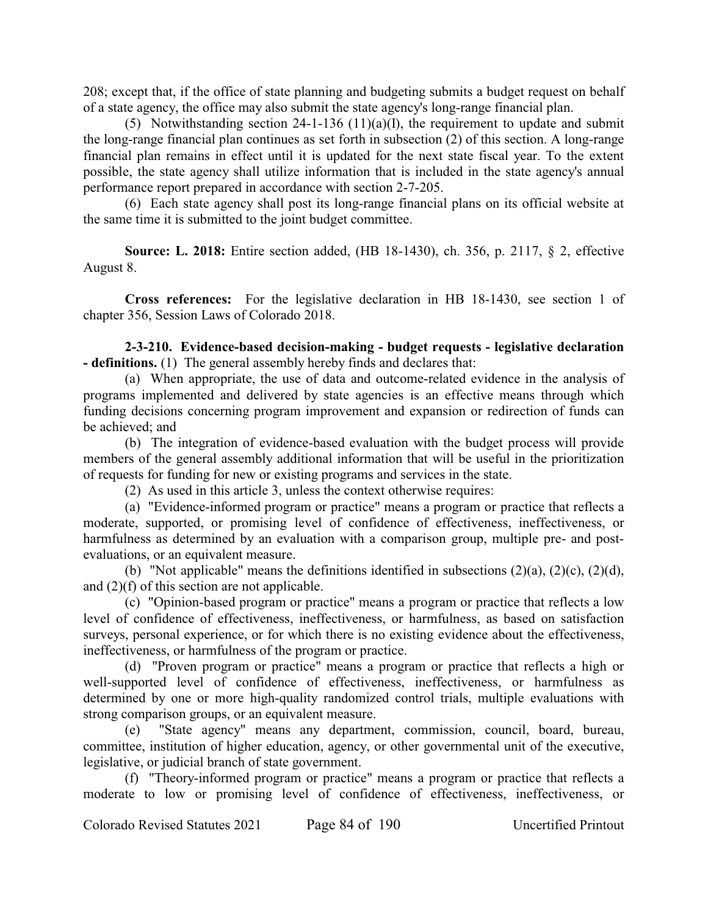208; except that, if the office of state planning and budgeting submits a budget request on behalf of a state agency, the office may also submit the state agency's long-range financial plan.

(5) Notwithstanding section 24-1-136 (11)(a)(I), the requirement to update and submit the long-range financial plan continues as set forth in subsection (2) of this section. A long-range financial plan remains in effect until it is updated for the next state fiscal year. To the extent possible, the state agency shall utilize information that is included in the state agency's annual performance report prepared in accordance with section 2-7-205.

(6) Each state agency shall post its long-range financial plans on its official website at the same time it is submitted to the joint budget committee.

**Source: L. 2018:** Entire section added, (HB 18-1430), ch. 356, p. 2117, § 2, effective August 8.

**Cross references:** For the legislative declaration in HB 18-1430, see section 1 of chapter 356, Session Laws of Colorado 2018.

**2-3-210. Evidence-based decision-making - budget requests - legislative declaration - definitions.** (1) The general assembly hereby finds and declares that:

(a) When appropriate, the use of data and outcome-related evidence in the analysis of programs implemented and delivered by state agencies is an effective means through which funding decisions concerning program improvement and expansion or redirection of funds can be achieved; and

(b) The integration of evidence-based evaluation with the budget process will provide members of the general assembly additional information that will be useful in the prioritization of requests for funding for new or existing programs and services in the state.

(2) As used in this article 3, unless the context otherwise requires:

(a) "Evidence-informed program or practice" means a program or practice that reflects a moderate, supported, or promising level of confidence of effectiveness, ineffectiveness, or harmfulness as determined by an evaluation with a comparison group, multiple pre- and post-evaluations, or an equivalent measure.

(b) "Not applicable" means the definitions identified in subsections (2)(a), (2)(c), (2)(d), and (2)(f) of this section are not applicable.

(c) "Opinion-based program or practice" means a program or practice that reflects a low level of confidence of effectiveness, ineffectiveness, or harmfulness, as based on satisfaction surveys, personal experience, or for which there is no existing evidence about the effectiveness, ineffectiveness, or harmfulness of the program or practice.

(d) "Proven program or practice" means a program or practice that reflects a high or well-supported level of confidence of effectiveness, ineffectiveness, or harmfulness as determined by one or more high-quality randomized control trials, multiple evaluations with strong comparison groups, or an equivalent measure.

(e) "State agency" means any department, commission, council, board, bureau, committee, institution of higher education, agency, or other governmental unit of the executive, legislative, or judicial branch of state government.

(f) "Theory-informed program or practice" means a program or practice that reflects a moderate to low or promising level of confidence of effectiveness, ineffectiveness, or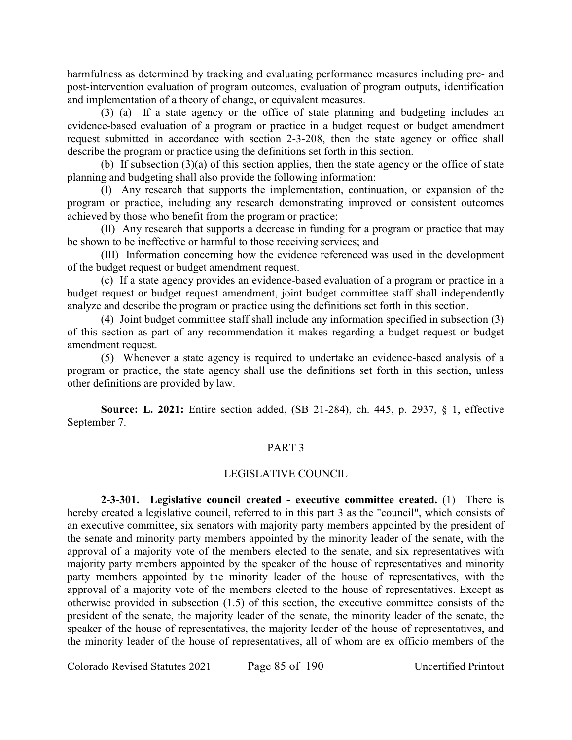harmfulness as determined by tracking and evaluating performance measures including pre- and post-intervention evaluation of program outcomes, evaluation of program outputs, identification and implementation of a theory of change, or equivalent measures.

(3) (a) If a state agency or the office of state planning and budgeting includes an evidence-based evaluation of a program or practice in a budget request or budget amendment request submitted in accordance with section 2-3-208, then the state agency or office shall describe the program or practice using the definitions set forth in this section.

(b) If subsection (3)(a) of this section applies, then the state agency or the office of state planning and budgeting shall also provide the following information:

(I) Any research that supports the implementation, continuation, or expansion of the program or practice, including any research demonstrating improved or consistent outcomes achieved by those who benefit from the program or practice;

(II) Any research that supports a decrease in funding for a program or practice that may be shown to be ineffective or harmful to those receiving services; and

(III) Information concerning how the evidence referenced was used in the development of the budget request or budget amendment request.

(c) If a state agency provides an evidence-based evaluation of a program or practice in a budget request or budget request amendment, joint budget committee staff shall independently analyze and describe the program or practice using the definitions set forth in this section.

(4) Joint budget committee staff shall include any information specified in subsection (3) of this section as part of any recommendation it makes regarding a budget request or budget amendment request.

(5) Whenever a state agency is required to undertake an evidence-based analysis of a program or practice, the state agency shall use the definitions set forth in this section, unless other definitions are provided by law.

**Source: L. 2021:** Entire section added, (SB 21-284), ch. 445, p. 2937, § 1, effective September 7.

## PART 3

## LEGISLATIVE COUNCIL

**2-3-301. Legislative council created - executive committee created.** (1) There is hereby created a legislative council, referred to in this part 3 as the "council", which consists of an executive committee, six senators with majority party members appointed by the president of the senate and minority party members appointed by the minority leader of the senate, with the approval of a majority vote of the members elected to the senate, and six representatives with majority party members appointed by the speaker of the house of representatives and minority party members appointed by the minority leader of the house of representatives, with the approval of a majority vote of the members elected to the house of representatives. Except as otherwise provided in subsection (1.5) of this section, the executive committee consists of the president of the senate, the majority leader of the senate, the minority leader of the senate, the speaker of the house of representatives, the majority leader of the house of representatives, and the minority leader of the house of representatives, all of whom are ex officio members of the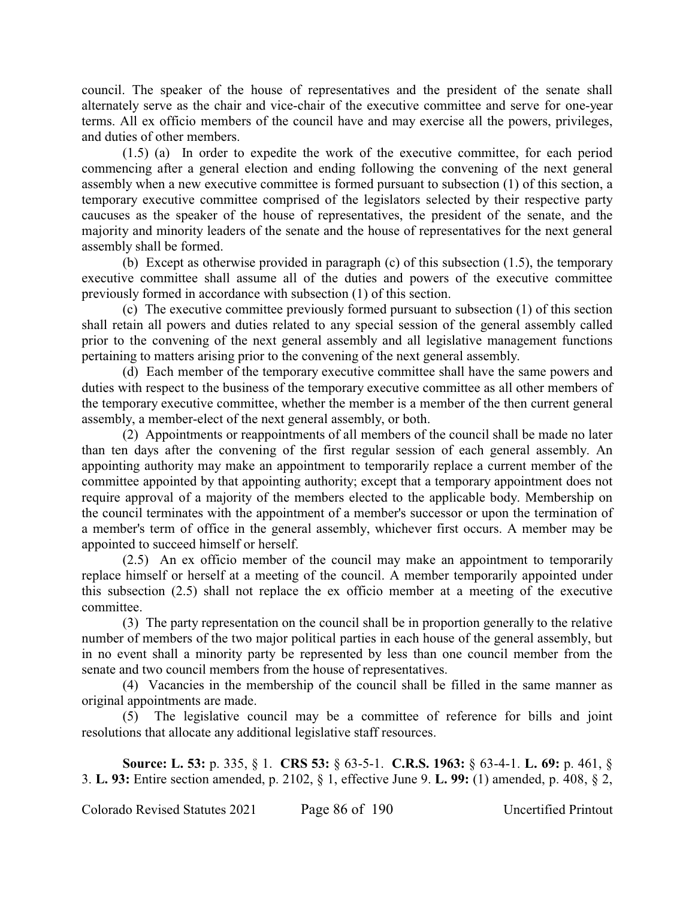council. The speaker of the house of representatives and the president of the senate shall alternately serve as the chair and vice-chair of the executive committee and serve for one-year terms. All ex officio members of the council have and may exercise all the powers, privileges, and duties of other members.

(1.5) (a) In order to expedite the work of the executive committee, for each period commencing after a general election and ending following the convening of the next general assembly when a new executive committee is formed pursuant to subsection (1) of this section, a temporary executive committee comprised of the legislators selected by their respective party caucuses as the speaker of the house of representatives, the president of the senate, and the majority and minority leaders of the senate and the house of representatives for the next general assembly shall be formed.

(b) Except as otherwise provided in paragraph (c) of this subsection (1.5), the temporary executive committee shall assume all of the duties and powers of the executive committee previously formed in accordance with subsection (1) of this section.

(c) The executive committee previously formed pursuant to subsection (1) of this section shall retain all powers and duties related to any special session of the general assembly called prior to the convening of the next general assembly and all legislative management functions pertaining to matters arising prior to the convening of the next general assembly.

(d) Each member of the temporary executive committee shall have the same powers and duties with respect to the business of the temporary executive committee as all other members of the temporary executive committee, whether the member is a member of the then current general assembly, a member-elect of the next general assembly, or both.

(2) Appointments or reappointments of all members of the council shall be made no later than ten days after the convening of the first regular session of each general assembly. An appointing authority may make an appointment to temporarily replace a current member of the committee appointed by that appointing authority; except that a temporary appointment does not require approval of a majority of the members elected to the applicable body. Membership on the council terminates with the appointment of a member's successor or upon the termination of a member's term of office in the general assembly, whichever first occurs. A member may be appointed to succeed himself or herself.

(2.5) An ex officio member of the council may make an appointment to temporarily replace himself or herself at a meeting of the council. A member temporarily appointed under this subsection (2.5) shall not replace the ex officio member at a meeting of the executive committee.

(3) The party representation on the council shall be in proportion generally to the relative number of members of the two major political parties in each house of the general assembly, but in no event shall a minority party be represented by less than one council member from the senate and two council members from the house of representatives.

(4) Vacancies in the membership of the council shall be filled in the same manner as original appointments are made.

(5) The legislative council may be a committee of reference for bills and joint resolutions that allocate any additional legislative staff resources.

**Source: L. 53:** p. 335, § 1. **CRS 53:** § 63-5-1. **C.R.S. 1963:** § 63-4-1. **L. 69:** p. 461, § 3. **L. 93:** Entire section amended, p. 2102, § 1, effective June 9. **L. 99:** (1) amended, p. 408, § 2,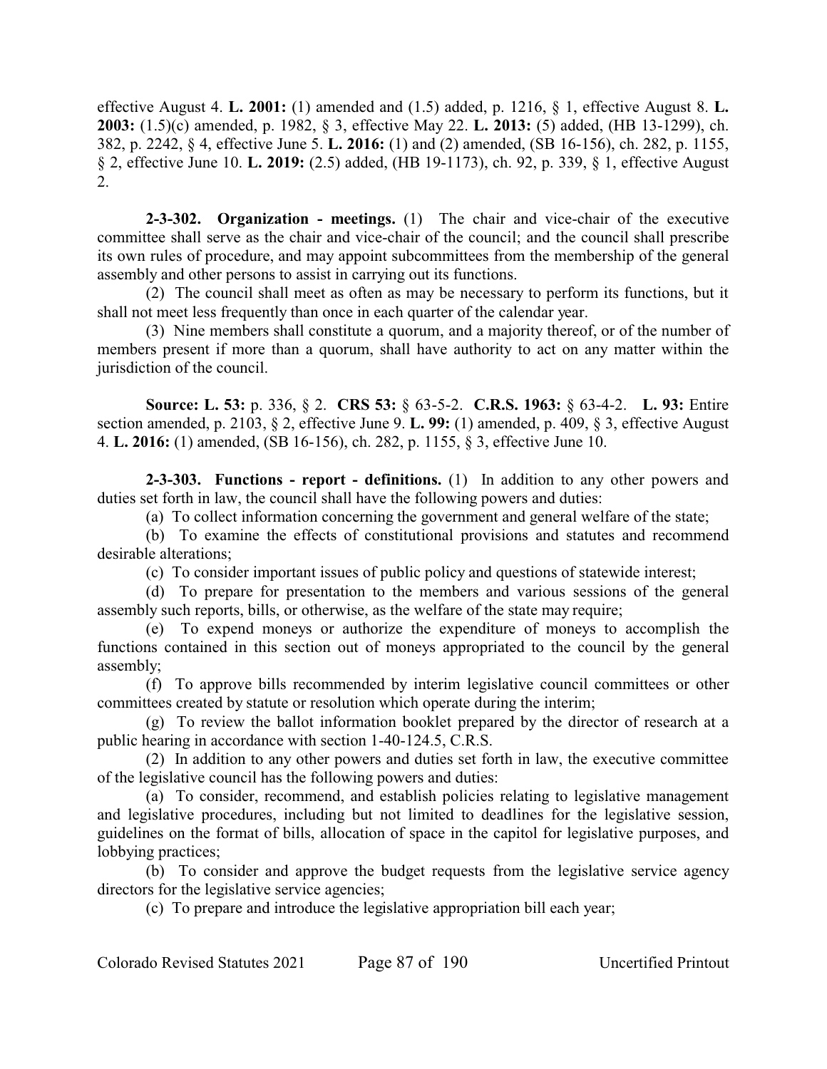effective August 4. **L. 2001:** (1) amended and (1.5) added, p. 1216, § 1, effective August 8. **L. 2003:** (1.5)(c) amended, p. 1982, § 3, effective May 22. **L. 2013:** (5) added, (HB 13-1299), ch. 382, p. 2242, § 4, effective June 5. **L. 2016:** (1) and (2) amended, (SB 16-156), ch. 282, p. 1155, § 2, effective June 10. **L. 2019:** (2.5) added, (HB 19-1173), ch. 92, p. 339, § 1, effective August 2.

**2-3-302. Organization - meetings.** (1) The chair and vice-chair of the executive committee shall serve as the chair and vice-chair of the council; and the council shall prescribe its own rules of procedure, and may appoint subcommittees from the membership of the general assembly and other persons to assist in carrying out its functions.

(2) The council shall meet as often as may be necessary to perform its functions, but it shall not meet less frequently than once in each quarter of the calendar year.

(3) Nine members shall constitute a quorum, and a majority thereof, or of the number of members present if more than a quorum, shall have authority to act on any matter within the jurisdiction of the council.

**Source: L. 53:** p. 336, § 2. **CRS 53:** § 63-5-2. **C.R.S. 1963:** § 63-4-2. **L. 93:** Entire section amended, p. 2103, § 2, effective June 9. **L. 99:** (1) amended, p. 409, § 3, effective August 4. **L. 2016:** (1) amended, (SB 16-156), ch. 282, p. 1155, § 3, effective June 10.

**2-3-303. Functions - report - definitions.** (1) In addition to any other powers and duties set forth in law, the council shall have the following powers and duties:

(a) To collect information concerning the government and general welfare of the state;

(b) To examine the effects of constitutional provisions and statutes and recommend desirable alterations;

(c) To consider important issues of public policy and questions of statewide interest;

(d) To prepare for presentation to the members and various sessions of the general assembly such reports, bills, or otherwise, as the welfare of the state may require;

(e) To expend moneys or authorize the expenditure of moneys to accomplish the functions contained in this section out of moneys appropriated to the council by the general assembly;

(f) To approve bills recommended by interim legislative council committees or other committees created by statute or resolution which operate during the interim;

(g) To review the ballot information booklet prepared by the director of research at a public hearing in accordance with section 1-40-124.5, C.R.S.

(2) In addition to any other powers and duties set forth in law, the executive committee of the legislative council has the following powers and duties:

(a) To consider, recommend, and establish policies relating to legislative management and legislative procedures, including but not limited to deadlines for the legislative session, guidelines on the format of bills, allocation of space in the capitol for legislative purposes, and lobbying practices;

(b) To consider and approve the budget requests from the legislative service agency directors for the legislative service agencies;

(c) To prepare and introduce the legislative appropriation bill each year;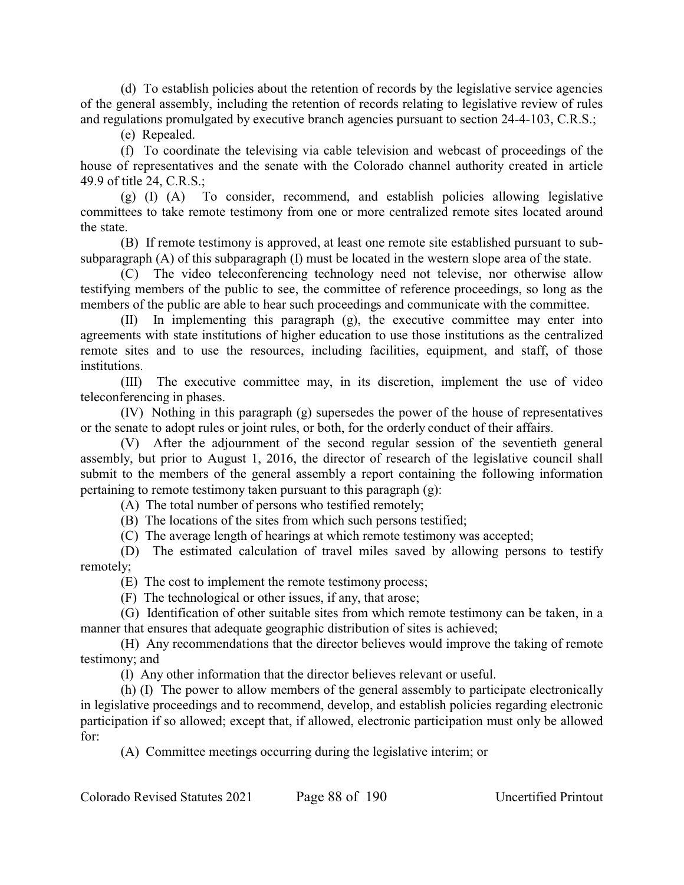(d) To establish policies about the retention of records by the legislative service agencies of the general assembly, including the retention of records relating to legislative review of rules and regulations promulgated by executive branch agencies pursuant to section 24-4-103, C.R.S.;

(e) Repealed.

(f) To coordinate the televising via cable television and webcast of proceedings of the house of representatives and the senate with the Colorado channel authority created in article 49.9 of title 24, C.R.S.;

(g) (I) (A) To consider, recommend, and establish policies allowing legislative committees to take remote testimony from one or more centralized remote sites located around the state.

(B) If remote testimony is approved, at least one remote site established pursuant to sub-subparagraph (A) of this subparagraph (I) must be located in the western slope area of the state.

(C) The video teleconferencing technology need not televise, nor otherwise allow testifying members of the public to see, the committee of reference proceedings, so long as the members of the public are able to hear such proceedings and communicate with the committee.

(II) In implementing this paragraph (g), the executive committee may enter into agreements with state institutions of higher education to use those institutions as the centralized remote sites and to use the resources, including facilities, equipment, and staff, of those institutions.

(III) The executive committee may, in its discretion, implement the use of video teleconferencing in phases.

(IV) Nothing in this paragraph (g) supersedes the power of the house of representatives or the senate to adopt rules or joint rules, or both, for the orderly conduct of their affairs.

(V) After the adjournment of the second regular session of the seventieth general assembly, but prior to August 1, 2016, the director of research of the legislative council shall submit to the members of the general assembly a report containing the following information pertaining to remote testimony taken pursuant to this paragraph (g):

(A) The total number of persons who testified remotely;

(B) The locations of the sites from which such persons testified;

(C) The average length of hearings at which remote testimony was accepted;

(D) The estimated calculation of travel miles saved by allowing persons to testify remotely;

(E) The cost to implement the remote testimony process;

(F) The technological or other issues, if any, that arose;

(G) Identification of other suitable sites from which remote testimony can be taken, in a manner that ensures that adequate geographic distribution of sites is achieved;

(H) Any recommendations that the director believes would improve the taking of remote testimony; and

(I) Any other information that the director believes relevant or useful.

(h) (I) The power to allow members of the general assembly to participate electronically in legislative proceedings and to recommend, develop, and establish policies regarding electronic participation if so allowed; except that, if allowed, electronic participation must only be allowed for:

(A) Committee meetings occurring during the legislative interim; or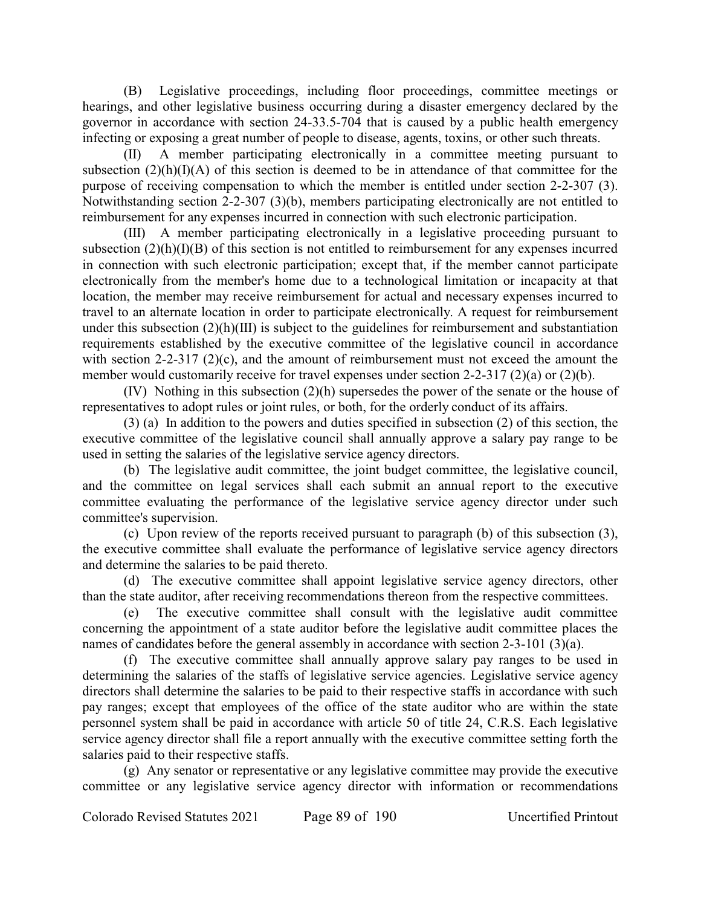(B) Legislative proceedings, including floor proceedings, committee meetings or hearings, and other legislative business occurring during a disaster emergency declared by the governor in accordance with section 24-33.5-704 that is caused by a public health emergency infecting or exposing a great number of people to disease, agents, toxins, or other such threats.

(II) A member participating electronically in a committee meeting pursuant to subsection (2)(h)(I)(A) of this section is deemed to be in attendance of that committee for the purpose of receiving compensation to which the member is entitled under section 2-2-307 (3). Notwithstanding section 2-2-307 (3)(b), members participating electronically are not entitled to reimbursement for any expenses incurred in connection with such electronic participation.

(III) A member participating electronically in a legislative proceeding pursuant to subsection (2)(h)(I)(B) of this section is not entitled to reimbursement for any expenses incurred in connection with such electronic participation; except that, if the member cannot participate electronically from the member's home due to a technological limitation or incapacity at that location, the member may receive reimbursement for actual and necessary expenses incurred to travel to an alternate location in order to participate electronically. A request for reimbursement under this subsection (2)(h)(III) is subject to the guidelines for reimbursement and substantiation requirements established by the executive committee of the legislative council in accordance with section 2-2-317 (2)(c), and the amount of reimbursement must not exceed the amount the member would customarily receive for travel expenses under section 2-2-317 (2)(a) or (2)(b).

(IV) Nothing in this subsection (2)(h) supersedes the power of the senate or the house of representatives to adopt rules or joint rules, or both, for the orderly conduct of its affairs.

(3) (a) In addition to the powers and duties specified in subsection (2) of this section, the executive committee of the legislative council shall annually approve a salary pay range to be used in setting the salaries of the legislative service agency directors.

(b) The legislative audit committee, the joint budget committee, the legislative council, and the committee on legal services shall each submit an annual report to the executive committee evaluating the performance of the legislative service agency director under such committee's supervision.

(c) Upon review of the reports received pursuant to paragraph (b) of this subsection (3), the executive committee shall evaluate the performance of legislative service agency directors and determine the salaries to be paid thereto.

(d) The executive committee shall appoint legislative service agency directors, other than the state auditor, after receiving recommendations thereon from the respective committees.

(e) The executive committee shall consult with the legislative audit committee concerning the appointment of a state auditor before the legislative audit committee places the names of candidates before the general assembly in accordance with section 2-3-101 (3)(a).

(f) The executive committee shall annually approve salary pay ranges to be used in determining the salaries of the staffs of legislative service agencies. Legislative service agency directors shall determine the salaries to be paid to their respective staffs in accordance with such pay ranges; except that employees of the office of the state auditor who are within the state personnel system shall be paid in accordance with article 50 of title 24, C.R.S. Each legislative service agency director shall file a report annually with the executive committee setting forth the salaries paid to their respective staffs.

(g) Any senator or representative or any legislative committee may provide the executive committee or any legislative service agency director with information or recommendations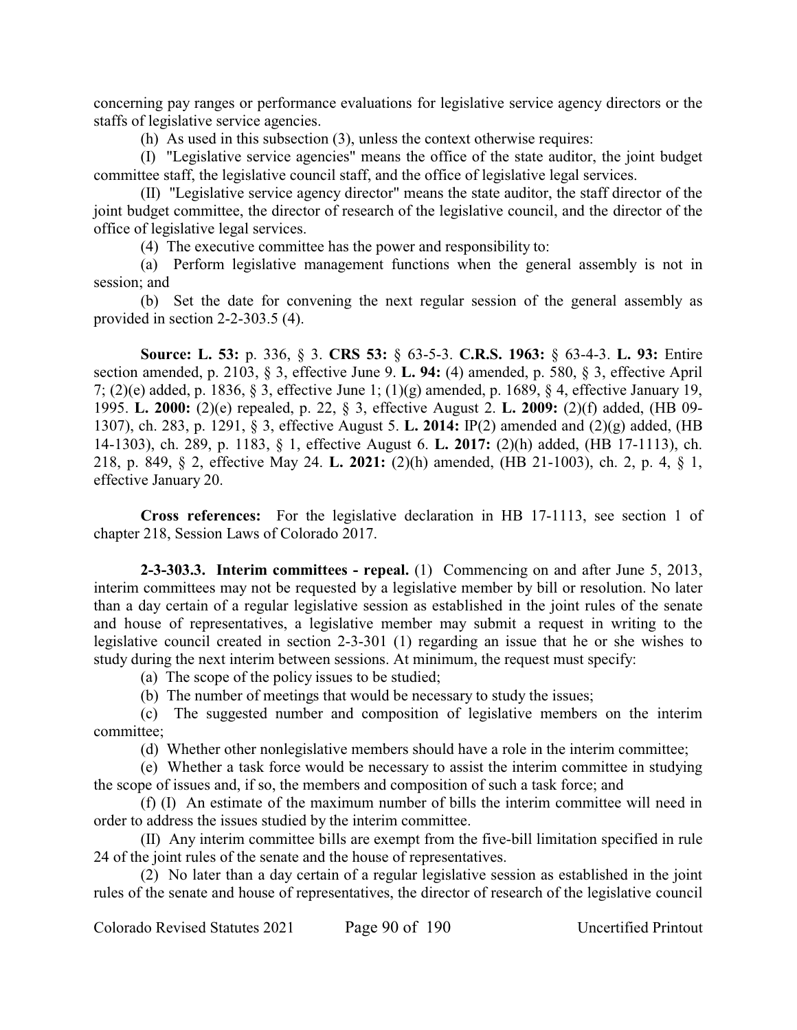concerning pay ranges or performance evaluations for legislative service agency directors or the staffs of legislative service agencies.

(h) As used in this subsection (3), unless the context otherwise requires:

(I) "Legislative service agencies" means the office of the state auditor, the joint budget committee staff, the legislative council staff, and the office of legislative legal services.

(II) "Legislative service agency director" means the state auditor, the staff director of the joint budget committee, the director of research of the legislative council, and the director of the office of legislative legal services.

(4) The executive committee has the power and responsibility to:

(a) Perform legislative management functions when the general assembly is not in session; and

(b) Set the date for convening the next regular session of the general assembly as provided in section 2-2-303.5 (4).

**Source: L. 53:** p. 336, § 3. **CRS 53:** § 63-5-3. **C.R.S. 1963:** § 63-4-3. **L. 93:** Entire section amended, p. 2103, § 3, effective June 9. **L. 94:** (4) amended, p. 580, § 3, effective April 7; (2)(e) added, p. 1836, § 3, effective June 1; (1)(g) amended, p. 1689, § 4, effective January 19, 1995. **L. 2000:** (2)(e) repealed, p. 22, § 3, effective August 2. **L. 2009:** (2)(f) added, (HB 09-1307), ch. 283, p. 1291, § 3, effective August 5. **L. 2014:** IP(2) amended and (2)(g) added, (HB 14-1303), ch. 289, p. 1183, § 1, effective August 6. **L. 2017:** (2)(h) added, (HB 17-1113), ch. 218, p. 849, § 2, effective May 24. **L. 2021:** (2)(h) amended, (HB 21-1003), ch. 2, p. 4, § 1, effective January 20.

**Cross references:** For the legislative declaration in HB 17-1113, see section 1 of chapter 218, Session Laws of Colorado 2017.

**2-3-303.3. Interim committees - repeal.** (1) Commencing on and after June 5, 2013, interim committees may not be requested by a legislative member by bill or resolution. No later than a day certain of a regular legislative session as established in the joint rules of the senate and house of representatives, a legislative member may submit a request in writing to the legislative council created in section 2-3-301 (1) regarding an issue that he or she wishes to study during the next interim between sessions. At minimum, the request must specify:

(a) The scope of the policy issues to be studied;

(b) The number of meetings that would be necessary to study the issues;

(c) The suggested number and composition of legislative members on the interim committee;

(d) Whether other nonlegislative members should have a role in the interim committee;

(e) Whether a task force would be necessary to assist the interim committee in studying the scope of issues and, if so, the members and composition of such a task force; and

(f) (I) An estimate of the maximum number of bills the interim committee will need in order to address the issues studied by the interim committee.

(II) Any interim committee bills are exempt from the five-bill limitation specified in rule 24 of the joint rules of the senate and the house of representatives.

(2) No later than a day certain of a regular legislative session as established in the joint rules of the senate and house of representatives, the director of research of the legislative council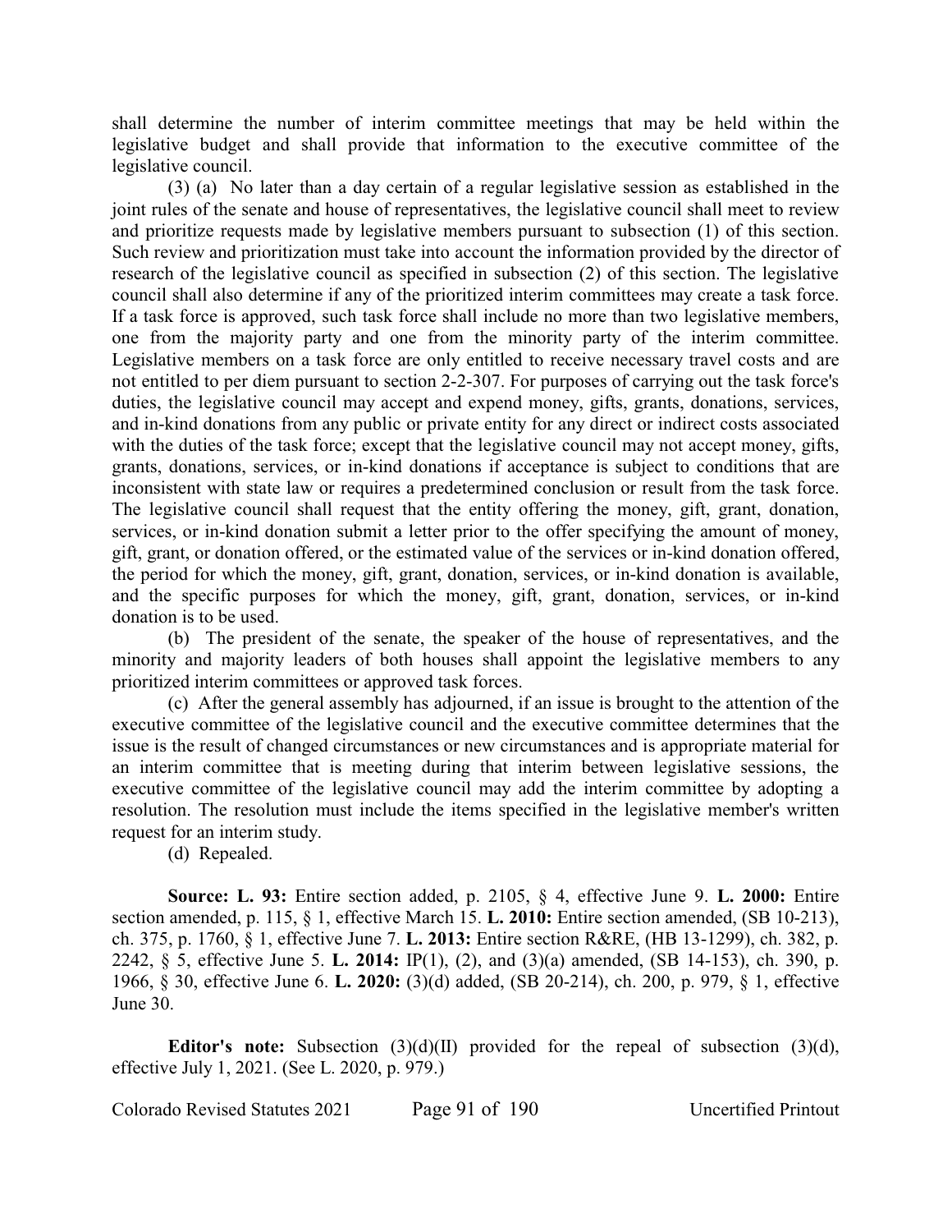shall determine the number of interim committee meetings that may be held within the legislative budget and shall provide that information to the executive committee of the legislative council.

(3) (a) No later than a day certain of a regular legislative session as established in the joint rules of the senate and house of representatives, the legislative council shall meet to review and prioritize requests made by legislative members pursuant to subsection (1) of this section. Such review and prioritization must take into account the information provided by the director of research of the legislative council as specified in subsection (2) of this section. The legislative council shall also determine if any of the prioritized interim committees may create a task force. If a task force is approved, such task force shall include no more than two legislative members, one from the majority party and one from the minority party of the interim committee. Legislative members on a task force are only entitled to receive necessary travel costs and are not entitled to per diem pursuant to section 2-2-307. For purposes of carrying out the task force's duties, the legislative council may accept and expend money, gifts, grants, donations, services, and in-kind donations from any public or private entity for any direct or indirect costs associated with the duties of the task force; except that the legislative council may not accept money, gifts, grants, donations, services, or in-kind donations if acceptance is subject to conditions that are inconsistent with state law or requires a predetermined conclusion or result from the task force. The legislative council shall request that the entity offering the money, gift, grant, donation, services, or in-kind donation submit a letter prior to the offer specifying the amount of money, gift, grant, or donation offered, or the estimated value of the services or in-kind donation offered, the period for which the money, gift, grant, donation, services, or in-kind donation is available, and the specific purposes for which the money, gift, grant, donation, services, or in-kind donation is to be used.

(b) The president of the senate, the speaker of the house of representatives, and the minority and majority leaders of both houses shall appoint the legislative members to any prioritized interim committees or approved task forces.

(c) After the general assembly has adjourned, if an issue is brought to the attention of the executive committee of the legislative council and the executive committee determines that the issue is the result of changed circumstances or new circumstances and is appropriate material for an interim committee that is meeting during that interim between legislative sessions, the executive committee of the legislative council may add the interim committee by adopting a resolution. The resolution must include the items specified in the legislative member's written request for an interim study.

(d) Repealed.

**Source: L. 93:** Entire section added, p. 2105, § 4, effective June 9. **L. 2000:** Entire section amended, p. 115, § 1, effective March 15. **L. 2010:** Entire section amended, (SB 10-213), ch. 375, p. 1760, § 1, effective June 7. **L. 2013:** Entire section R&RE, (HB 13-1299), ch. 382, p. 2242, § 5, effective June 5. **L. 2014:** IP(1), (2), and (3)(a) amended, (SB 14-153), ch. 390, p. 1966, § 30, effective June 6. **L. 2020:** (3)(d) added, (SB 20-214), ch. 200, p. 979, § 1, effective June 30.

**Editor's note:** Subsection (3)(d)(II) provided for the repeal of subsection (3)(d), effective July 1, 2021. (See L. 2020, p. 979.)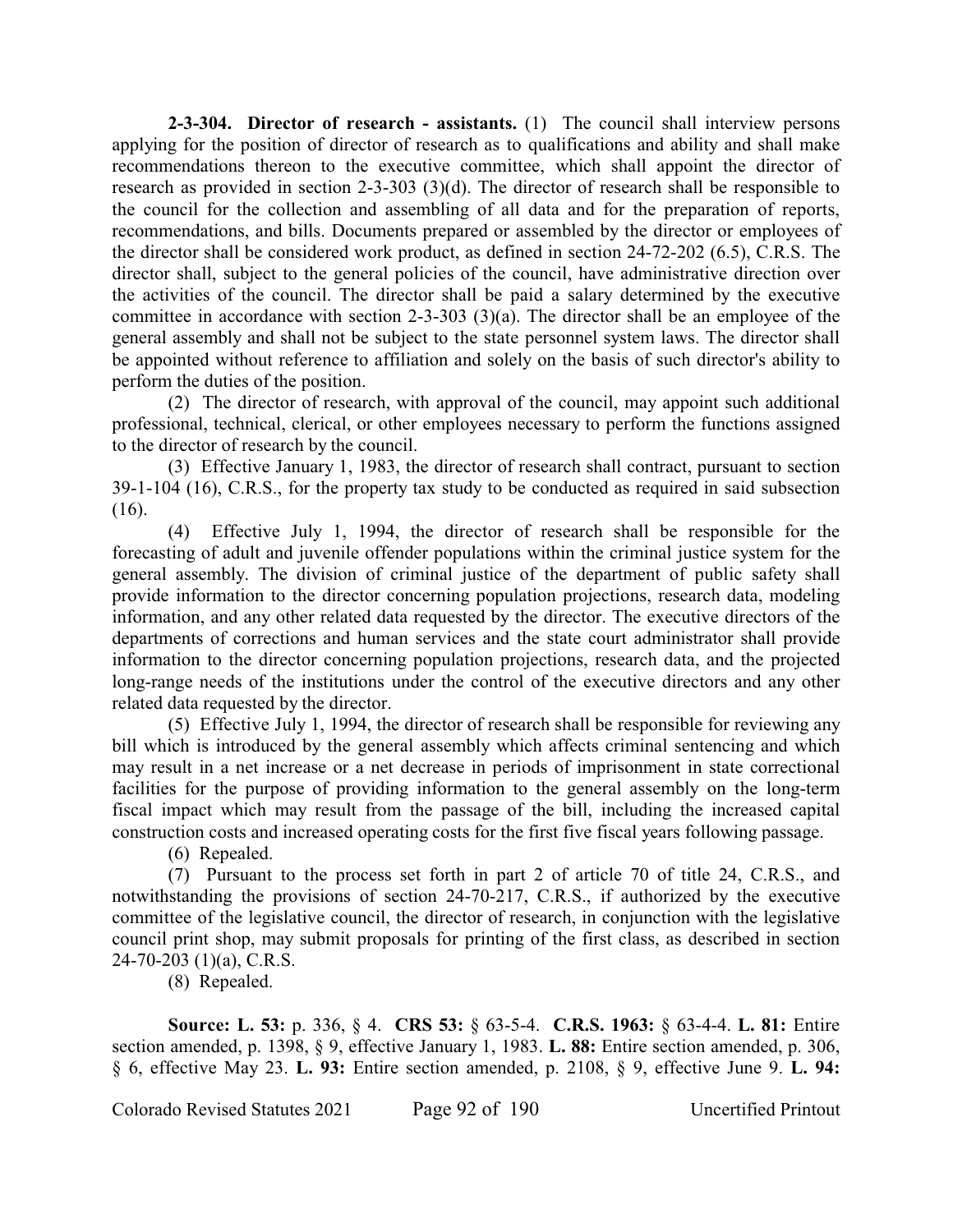**2-3-304. Director of research - assistants.** (1) The council shall interview persons applying for the position of director of research as to qualifications and ability and shall make recommendations thereon to the executive committee, which shall appoint the director of research as provided in section 2-3-303 (3)(d). The director of research shall be responsible to the council for the collection and assembling of all data and for the preparation of reports, recommendations, and bills. Documents prepared or assembled by the director or employees of the director shall be considered work product, as defined in section 24-72-202 (6.5), C.R.S. The director shall, subject to the general policies of the council, have administrative direction over the activities of the council. The director shall be paid a salary determined by the executive committee in accordance with section 2-3-303 (3)(a). The director shall be an employee of the general assembly and shall not be subject to the state personnel system laws. The director shall be appointed without reference to affiliation and solely on the basis of such director's ability to perform the duties of the position.

(2) The director of research, with approval of the council, may appoint such additional professional, technical, clerical, or other employees necessary to perform the functions assigned to the director of research by the council.

(3) Effective January 1, 1983, the director of research shall contract, pursuant to section 39-1-104 (16), C.R.S., for the property tax study to be conducted as required in said subsection (16).

(4) Effective July 1, 1994, the director of research shall be responsible for the forecasting of adult and juvenile offender populations within the criminal justice system for the general assembly. The division of criminal justice of the department of public safety shall provide information to the director concerning population projections, research data, modeling information, and any other related data requested by the director. The executive directors of the departments of corrections and human services and the state court administrator shall provide information to the director concerning population projections, research data, and the projected long-range needs of the institutions under the control of the executive directors and any other related data requested by the director.

(5) Effective July 1, 1994, the director of research shall be responsible for reviewing any bill which is introduced by the general assembly which affects criminal sentencing and which may result in a net increase or a net decrease in periods of imprisonment in state correctional facilities for the purpose of providing information to the general assembly on the long-term fiscal impact which may result from the passage of the bill, including the increased capital construction costs and increased operating costs for the first five fiscal years following passage.

(6) Repealed.

(7) Pursuant to the process set forth in part 2 of article 70 of title 24, C.R.S., and notwithstanding the provisions of section 24-70-217, C.R.S., if authorized by the executive committee of the legislative council, the director of research, in conjunction with the legislative council print shop, may submit proposals for printing of the first class, as described in section 24-70-203 (1)(a), C.R.S.

(8) Repealed.

**Source: L. 53:** p. 336, § 4. **CRS 53:** § 63-5-4. **C.R.S. 1963:** § 63-4-4. **L. 81:** Entire section amended, p. 1398, § 9, effective January 1, 1983. **L. 88:** Entire section amended, p. 306, § 6, effective May 23. **L. 93:** Entire section amended, p. 2108, § 9, effective June 9. **L. 94:**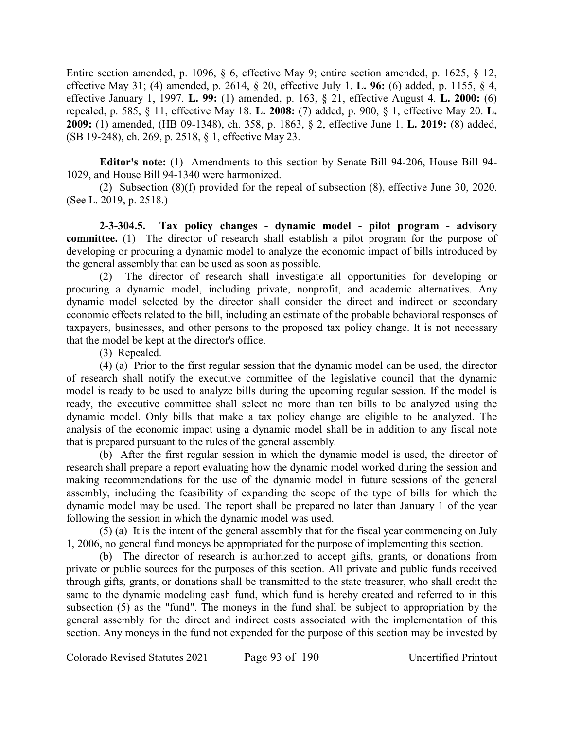Entire section amended, p. 1096, § 6, effective May 9; entire section amended, p. 1625, § 12, effective May 31; (4) amended, p. 2614, § 20, effective July 1. **L. 96:** (6) added, p. 1155, § 4, effective January 1, 1997. **L. 99:** (1) amended, p. 163, § 21, effective August 4. **L. 2000:** (6) repealed, p. 585, § 11, effective May 18. **L. 2008:** (7) added, p. 900, § 1, effective May 20. **L. 2009:** (1) amended, (HB 09-1348), ch. 358, p. 1863, § 2, effective June 1. **L. 2019:** (8) added, (SB 19-248), ch. 269, p. 2518, § 1, effective May 23.

**Editor's note:** (1) Amendments to this section by Senate Bill 94-206, House Bill 94-1029, and House Bill 94-1340 were harmonized.

(2) Subsection (8)(f) provided for the repeal of subsection (8), effective June 30, 2020. (See L. 2019, p. 2518.)

**2-3-304.5. Tax policy changes - dynamic model - pilot program - advisory committee.** (1) The director of research shall establish a pilot program for the purpose of developing or procuring a dynamic model to analyze the economic impact of bills introduced by the general assembly that can be used as soon as possible.

(2) The director of research shall investigate all opportunities for developing or procuring a dynamic model, including private, nonprofit, and academic alternatives. Any dynamic model selected by the director shall consider the direct and indirect or secondary economic effects related to the bill, including an estimate of the probable behavioral responses of taxpayers, businesses, and other persons to the proposed tax policy change. It is not necessary that the model be kept at the director's office.

(3) Repealed.

(4) (a) Prior to the first regular session that the dynamic model can be used, the director of research shall notify the executive committee of the legislative council that the dynamic model is ready to be used to analyze bills during the upcoming regular session. If the model is ready, the executive committee shall select no more than ten bills to be analyzed using the dynamic model. Only bills that make a tax policy change are eligible to be analyzed. The analysis of the economic impact using a dynamic model shall be in addition to any fiscal note that is prepared pursuant to the rules of the general assembly.

(b) After the first regular session in which the dynamic model is used, the director of research shall prepare a report evaluating how the dynamic model worked during the session and making recommendations for the use of the dynamic model in future sessions of the general assembly, including the feasibility of expanding the scope of the type of bills for which the dynamic model may be used. The report shall be prepared no later than January 1 of the year following the session in which the dynamic model was used.

(5) (a) It is the intent of the general assembly that for the fiscal year commencing on July 1, 2006, no general fund moneys be appropriated for the purpose of implementing this section.

(b) The director of research is authorized to accept gifts, grants, or donations from private or public sources for the purposes of this section. All private and public funds received through gifts, grants, or donations shall be transmitted to the state treasurer, who shall credit the same to the dynamic modeling cash fund, which fund is hereby created and referred to in this subsection (5) as the "fund". The moneys in the fund shall be subject to appropriation by the general assembly for the direct and indirect costs associated with the implementation of this section. Any moneys in the fund not expended for the purpose of this section may be invested by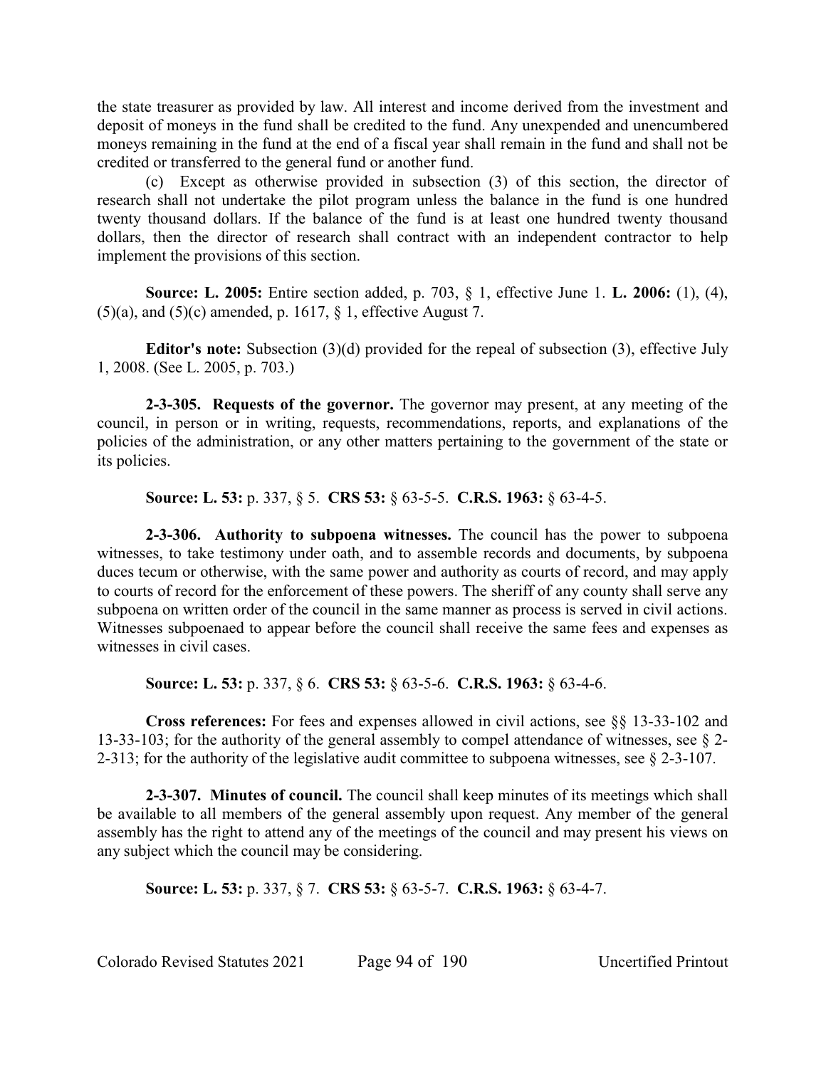the state treasurer as provided by law. All interest and income derived from the investment and deposit of moneys in the fund shall be credited to the fund. Any unexpended and unencumbered moneys remaining in the fund at the end of a fiscal year shall remain in the fund and shall not be credited or transferred to the general fund or another fund.

(c) Except as otherwise provided in subsection (3) of this section, the director of research shall not undertake the pilot program unless the balance in the fund is one hundred twenty thousand dollars. If the balance of the fund is at least one hundred twenty thousand dollars, then the director of research shall contract with an independent contractor to help implement the provisions of this section.

**Source: L. 2005:** Entire section added, p. 703, § 1, effective June 1. **L. 2006:** (1), (4), (5)(a), and (5)(c) amended, p. 1617, § 1, effective August 7.

**Editor's note:** Subsection (3)(d) provided for the repeal of subsection (3), effective July 1, 2008. (See L. 2005, p. 703.)

**2-3-305. Requests of the governor.** The governor may present, at any meeting of the council, in person or in writing, requests, recommendations, reports, and explanations of the policies of the administration, or any other matters pertaining to the government of the state or its policies.

**Source: L. 53:** p. 337, § 5. **CRS 53:** § 63-5-5. **C.R.S. 1963:** § 63-4-5.

**2-3-306. Authority to subpoena witnesses.** The council has the power to subpoena witnesses, to take testimony under oath, and to assemble records and documents, by subpoena duces tecum or otherwise, with the same power and authority as courts of record, and may apply to courts of record for the enforcement of these powers. The sheriff of any county shall serve any subpoena on written order of the council in the same manner as process is served in civil actions. Witnesses subpoenaed to appear before the council shall receive the same fees and expenses as witnesses in civil cases.

**Source: L. 53:** p. 337, § 6. **CRS 53:** § 63-5-6. **C.R.S. 1963:** § 63-4-6.

**Cross references:** For fees and expenses allowed in civil actions, see §§ 13-33-102 and 13-33-103; for the authority of the general assembly to compel attendance of witnesses, see § 2-2-313; for the authority of the legislative audit committee to subpoena witnesses, see § 2-3-107.

**2-3-307. Minutes of council.** The council shall keep minutes of its meetings which shall be available to all members of the general assembly upon request. Any member of the general assembly has the right to attend any of the meetings of the council and may present his views on any subject which the council may be considering.

**Source: L. 53:** p. 337, § 7. **CRS 53:** § 63-5-7. **C.R.S. 1963:** § 63-4-7.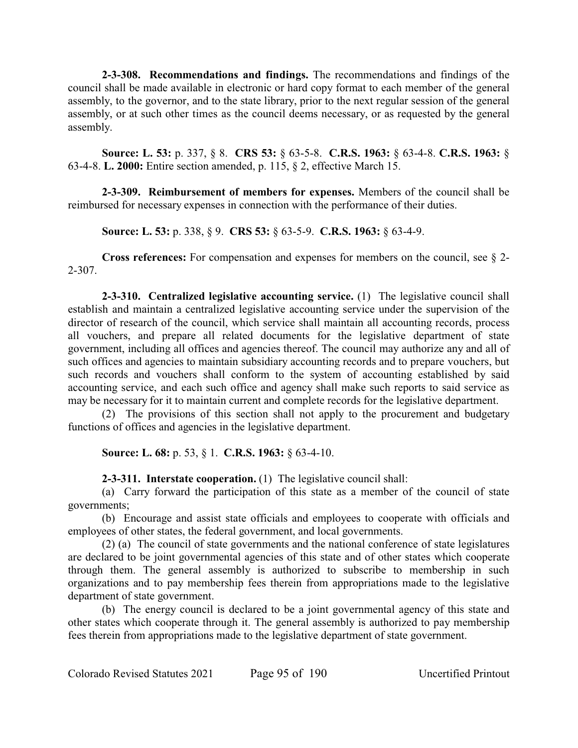**2-3-308. Recommendations and findings.** The recommendations and findings of the council shall be made available in electronic or hard copy format to each member of the general assembly, to the governor, and to the state library, prior to the next regular session of the general assembly, or at such other times as the council deems necessary, or as requested by the general assembly.

**Source: L. 53:** p. 337, § 8. **CRS 53:** § 63-5-8. **C.R.S. 1963:** § 63-4-8. **C.R.S. 1963:** § 63-4-8. **L. 2000:** Entire section amended, p. 115, § 2, effective March 15.

**2-3-309. Reimbursement of members for expenses.** Members of the council shall be reimbursed for necessary expenses in connection with the performance of their duties.

**Source: L. 53:** p. 338, § 9. **CRS 53:** § 63-5-9. **C.R.S. 1963:** § 63-4-9.

**Cross references:** For compensation and expenses for members on the council, see § 2-2-307.

**2-3-310. Centralized legislative accounting service.** (1) The legislative council shall establish and maintain a centralized legislative accounting service under the supervision of the director of research of the council, which service shall maintain all accounting records, process all vouchers, and prepare all related documents for the legislative department of state government, including all offices and agencies thereof. The council may authorize any and all of such offices and agencies to maintain subsidiary accounting records and to prepare vouchers, but such records and vouchers shall conform to the system of accounting established by said accounting service, and each such office and agency shall make such reports to said service as may be necessary for it to maintain current and complete records for the legislative department.

(2) The provisions of this section shall not apply to the procurement and budgetary functions of offices and agencies in the legislative department.

**Source: L. 68:** p. 53, § 1. **C.R.S. 1963:** § 63-4-10.

**2-3-311. Interstate cooperation.** (1) The legislative council shall:

(a) Carry forward the participation of this state as a member of the council of state governments;

(b) Encourage and assist state officials and employees to cooperate with officials and employees of other states, the federal government, and local governments.

(2) (a) The council of state governments and the national conference of state legislatures are declared to be joint governmental agencies of this state and of other states which cooperate through them. The general assembly is authorized to subscribe to membership in such organizations and to pay membership fees therein from appropriations made to the legislative department of state government.

(b) The energy council is declared to be a joint governmental agency of this state and other states which cooperate through it. The general assembly is authorized to pay membership fees therein from appropriations made to the legislative department of state government.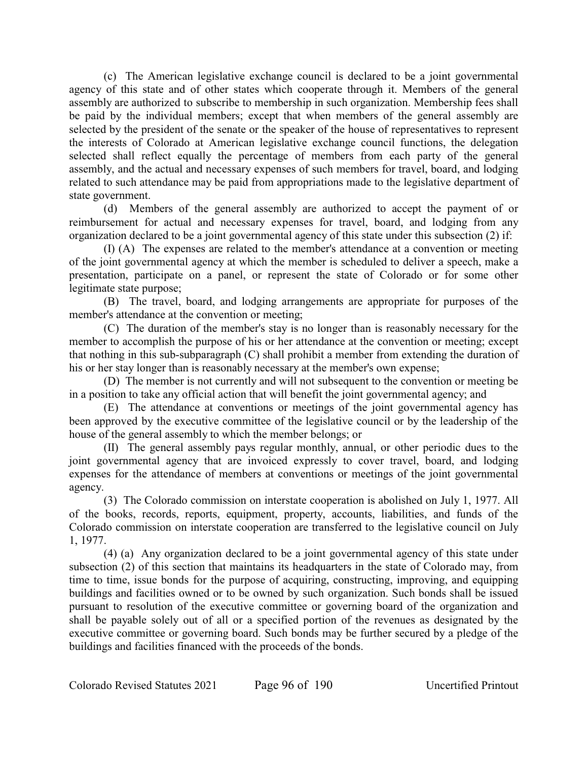(c) The American legislative exchange council is declared to be a joint governmental agency of this state and of other states which cooperate through it. Members of the general assembly are authorized to subscribe to membership in such organization. Membership fees shall be paid by the individual members; except that when members of the general assembly are selected by the president of the senate or the speaker of the house of representatives to represent the interests of Colorado at American legislative exchange council functions, the delegation selected shall reflect equally the percentage of members from each party of the general assembly, and the actual and necessary expenses of such members for travel, board, and lodging related to such attendance may be paid from appropriations made to the legislative department of state government.

(d) Members of the general assembly are authorized to accept the payment of or reimbursement for actual and necessary expenses for travel, board, and lodging from any organization declared to be a joint governmental agency of this state under this subsection (2) if:

(I) (A) The expenses are related to the member's attendance at a convention or meeting of the joint governmental agency at which the member is scheduled to deliver a speech, make a presentation, participate on a panel, or represent the state of Colorado or for some other legitimate state purpose;

(B) The travel, board, and lodging arrangements are appropriate for purposes of the member's attendance at the convention or meeting;

(C) The duration of the member's stay is no longer than is reasonably necessary for the member to accomplish the purpose of his or her attendance at the convention or meeting; except that nothing in this sub-subparagraph (C) shall prohibit a member from extending the duration of his or her stay longer than is reasonably necessary at the member's own expense;

(D) The member is not currently and will not subsequent to the convention or meeting be in a position to take any official action that will benefit the joint governmental agency; and

(E) The attendance at conventions or meetings of the joint governmental agency has been approved by the executive committee of the legislative council or by the leadership of the house of the general assembly to which the member belongs; or

(II) The general assembly pays regular monthly, annual, or other periodic dues to the joint governmental agency that are invoiced expressly to cover travel, board, and lodging expenses for the attendance of members at conventions or meetings of the joint governmental agency.

(3) The Colorado commission on interstate cooperation is abolished on July 1, 1977. All of the books, records, reports, equipment, property, accounts, liabilities, and funds of the Colorado commission on interstate cooperation are transferred to the legislative council on July 1, 1977.

(4) (a) Any organization declared to be a joint governmental agency of this state under subsection (2) of this section that maintains its headquarters in the state of Colorado may, from time to time, issue bonds for the purpose of acquiring, constructing, improving, and equipping buildings and facilities owned or to be owned by such organization. Such bonds shall be issued pursuant to resolution of the executive committee or governing board of the organization and shall be payable solely out of all or a specified portion of the revenues as designated by the executive committee or governing board. Such bonds may be further secured by a pledge of the buildings and facilities financed with the proceeds of the bonds.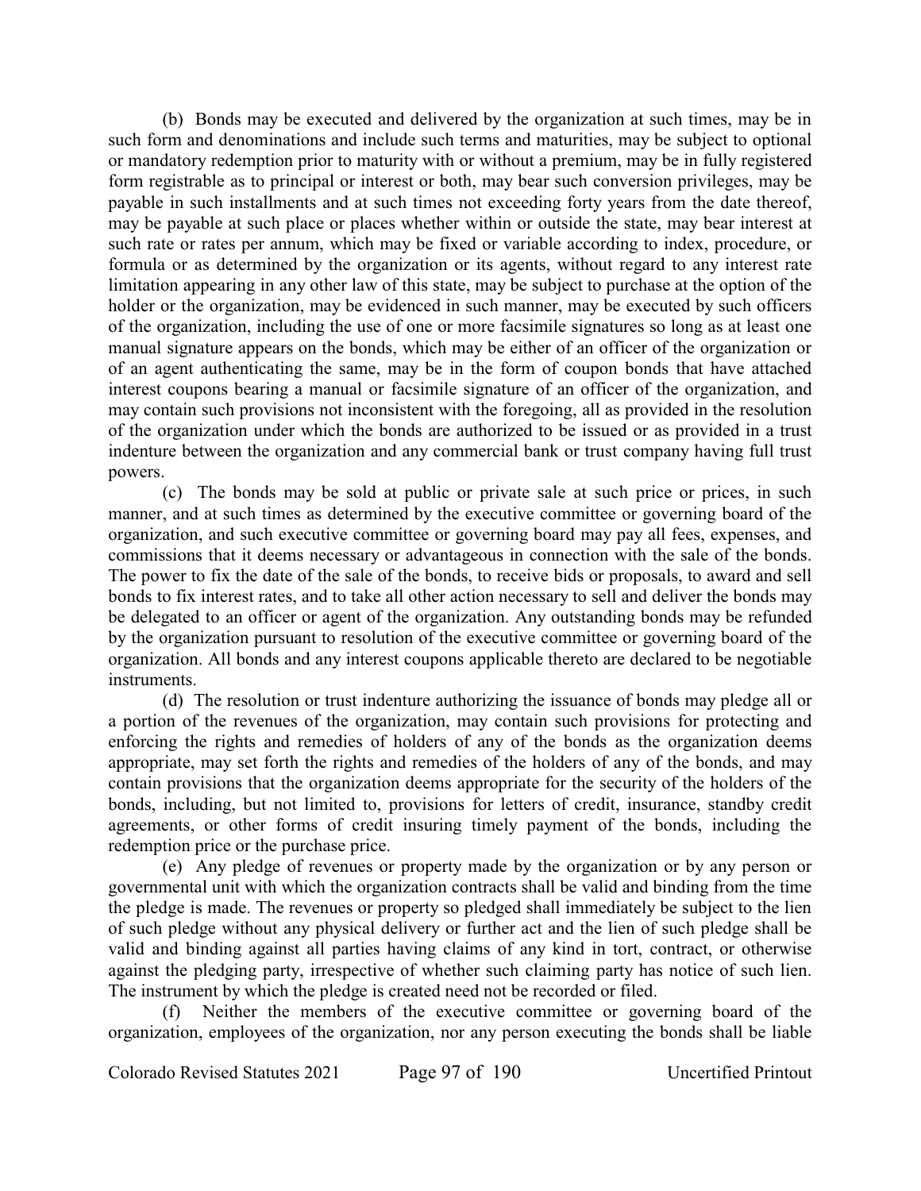(b) Bonds may be executed and delivered by the organization at such times, may be in such form and denominations and include such terms and maturities, may be subject to optional or mandatory redemption prior to maturity with or without a premium, may be in fully registered form registrable as to principal or interest or both, may bear such conversion privileges, may be payable in such installments and at such times not exceeding forty years from the date thereof, may be payable at such place or places whether within or outside the state, may bear interest at such rate or rates per annum, which may be fixed or variable according to index, procedure, or formula or as determined by the organization or its agents, without regard to any interest rate limitation appearing in any other law of this state, may be subject to purchase at the option of the holder or the organization, may be evidenced in such manner, may be executed by such officers of the organization, including the use of one or more facsimile signatures so long as at least one manual signature appears on the bonds, which may be either of an officer of the organization or of an agent authenticating the same, may be in the form of coupon bonds that have attached interest coupons bearing a manual or facsimile signature of an officer of the organization, and may contain such provisions not inconsistent with the foregoing, all as provided in the resolution of the organization under which the bonds are authorized to be issued or as provided in a trust indenture between the organization and any commercial bank or trust company having full trust powers.

(c) The bonds may be sold at public or private sale at such price or prices, in such manner, and at such times as determined by the executive committee or governing board of the organization, and such executive committee or governing board may pay all fees, expenses, and commissions that it deems necessary or advantageous in connection with the sale of the bonds. The power to fix the date of the sale of the bonds, to receive bids or proposals, to award and sell bonds to fix interest rates, and to take all other action necessary to sell and deliver the bonds may be delegated to an officer or agent of the organization. Any outstanding bonds may be refunded by the organization pursuant to resolution of the executive committee or governing board of the organization. All bonds and any interest coupons applicable thereto are declared to be negotiable instruments.

(d) The resolution or trust indenture authorizing the issuance of bonds may pledge all or a portion of the revenues of the organization, may contain such provisions for protecting and enforcing the rights and remedies of holders of any of the bonds as the organization deems appropriate, may set forth the rights and remedies of the holders of any of the bonds, and may contain provisions that the organization deems appropriate for the security of the holders of the bonds, including, but not limited to, provisions for letters of credit, insurance, standby credit agreements, or other forms of credit insuring timely payment of the bonds, including the redemption price or the purchase price.

(e) Any pledge of revenues or property made by the organization or by any person or governmental unit with which the organization contracts shall be valid and binding from the time the pledge is made. The revenues or property so pledged shall immediately be subject to the lien of such pledge without any physical delivery or further act and the lien of such pledge shall be valid and binding against all parties having claims of any kind in tort, contract, or otherwise against the pledging party, irrespective of whether such claiming party has notice of such lien. The instrument by which the pledge is created need not be recorded or filed.

(f) Neither the members of the executive committee or governing board of the organization, employees of the organization, nor any person executing the bonds shall be liable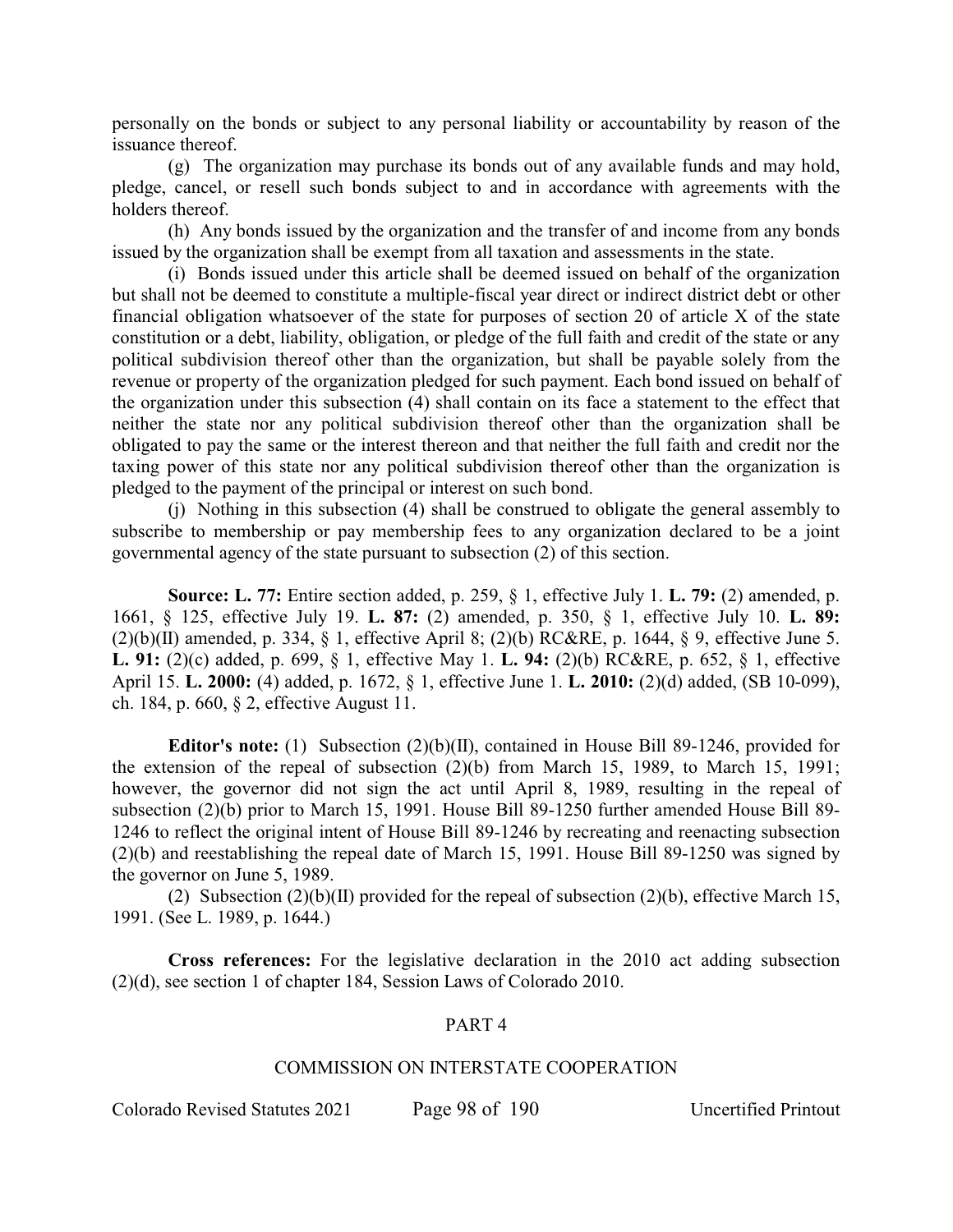personally on the bonds or subject to any personal liability or accountability by reason of the issuance thereof.

(g) The organization may purchase its bonds out of any available funds and may hold, pledge, cancel, or resell such bonds subject to and in accordance with agreements with the holders thereof.

(h) Any bonds issued by the organization and the transfer of and income from any bonds issued by the organization shall be exempt from all taxation and assessments in the state.

(i) Bonds issued under this article shall be deemed issued on behalf of the organization but shall not be deemed to constitute a multiple-fiscal year direct or indirect district debt or other financial obligation whatsoever of the state for purposes of section 20 of article X of the state constitution or a debt, liability, obligation, or pledge of the full faith and credit of the state or any political subdivision thereof other than the organization, but shall be payable solely from the revenue or property of the organization pledged for such payment. Each bond issued on behalf of the organization under this subsection (4) shall contain on its face a statement to the effect that neither the state nor any political subdivision thereof other than the organization shall be obligated to pay the same or the interest thereon and that neither the full faith and credit nor the taxing power of this state nor any political subdivision thereof other than the organization is pledged to the payment of the principal or interest on such bond.

(j) Nothing in this subsection (4) shall be construed to obligate the general assembly to subscribe to membership or pay membership fees to any organization declared to be a joint governmental agency of the state pursuant to subsection (2) of this section.

**Source: L. 77:** Entire section added, p. 259, § 1, effective July 1. **L. 79:** (2) amended, p. 1661, § 125, effective July 19. **L. 87:** (2) amended, p. 350, § 1, effective July 10. **L. 89:** (2)(b)(II) amended, p. 334, § 1, effective April 8; (2)(b) RC&RE, p. 1644, § 9, effective June 5. **L. 91:** (2)(c) added, p. 699, § 1, effective May 1. **L. 94:** (2)(b) RC&RE, p. 652, § 1, effective April 15. **L. 2000:** (4) added, p. 1672, § 1, effective June 1. **L. 2010:** (2)(d) added, (SB 10-099), ch. 184, p. 660, § 2, effective August 11.

**Editor's note:** (1) Subsection (2)(b)(II), contained in House Bill 89-1246, provided for the extension of the repeal of subsection (2)(b) from March 15, 1989, to March 15, 1991; however, the governor did not sign the act until April 8, 1989, resulting in the repeal of subsection (2)(b) prior to March 15, 1991. House Bill 89-1250 further amended House Bill 89-1246 to reflect the original intent of House Bill 89-1246 by recreating and reenacting subsection (2)(b) and reestablishing the repeal date of March 15, 1991. House Bill 89-1250 was signed by the governor on June 5, 1989.

(2) Subsection (2)(b)(II) provided for the repeal of subsection (2)(b), effective March 15, 1991. (See L. 1989, p. 1644.)

**Cross references:** For the legislative declaration in the 2010 act adding subsection (2)(d), see section 1 of chapter 184, Session Laws of Colorado 2010.

## PART 4

## COMMISSION ON INTERSTATE COOPERATION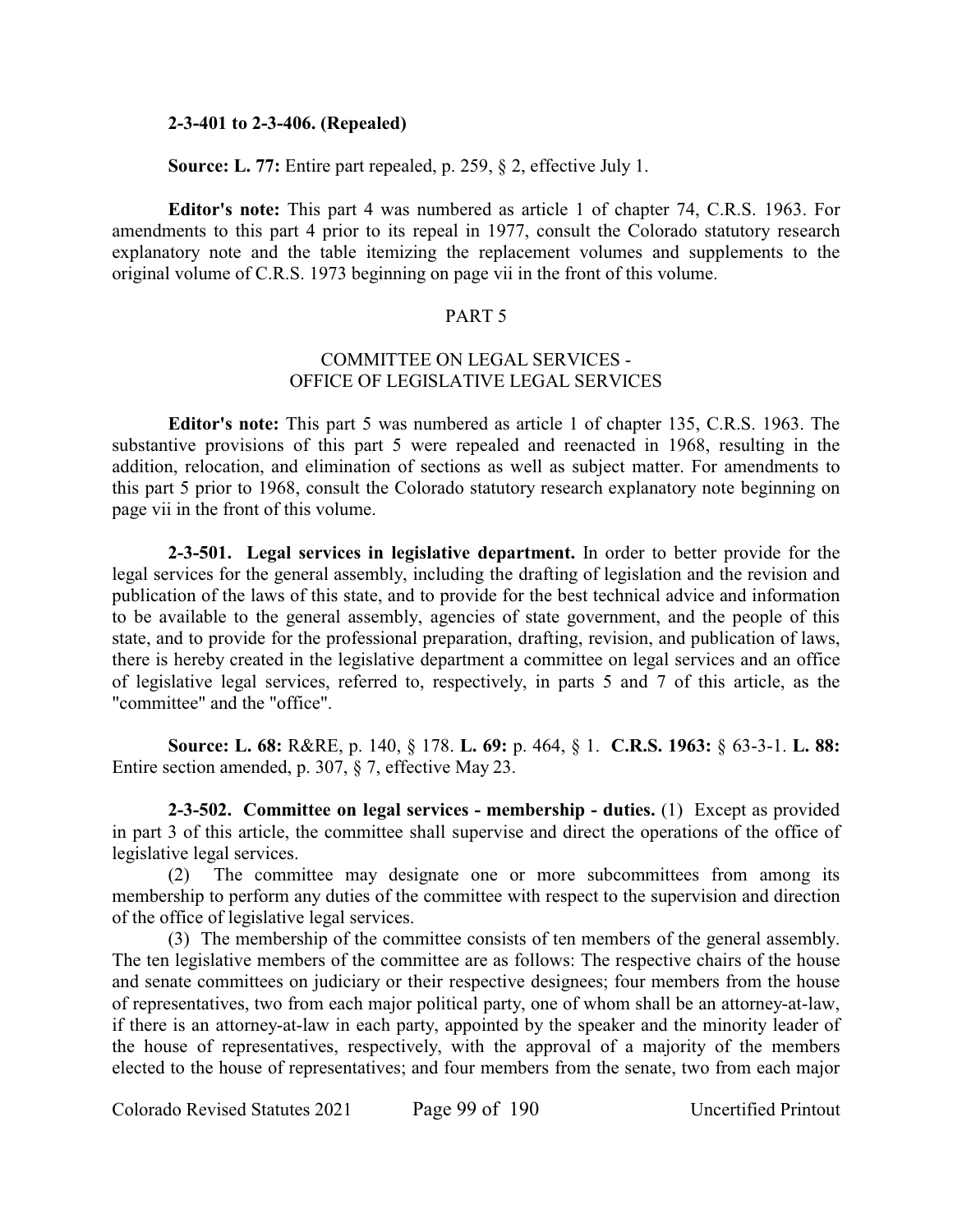**2-3-401 to 2-3-406. (Repealed)**

**Source: L. 77:** Entire part repealed, p. 259, § 2, effective July 1.

**Editor's note:** This part 4 was numbered as article 1 of chapter 74, C.R.S. 1963. For amendments to this part 4 prior to its repeal in 1977, consult the Colorado statutory research explanatory note and the table itemizing the replacement volumes and supplements to the original volume of C.R.S. 1973 beginning on page vii in the front of this volume.

## PART 5

## COMMITTEE ON LEGAL SERVICES - OFFICE OF LEGISLATIVE LEGAL SERVICES

**Editor's note:** This part 5 was numbered as article 1 of chapter 135, C.R.S. 1963. The substantive provisions of this part 5 were repealed and reenacted in 1968, resulting in the addition, relocation, and elimination of sections as well as subject matter. For amendments to this part 5 prior to 1968, consult the Colorado statutory research explanatory note beginning on page vii in the front of this volume.

**2-3-501. Legal services in legislative department.** In order to better provide for the legal services for the general assembly, including the drafting of legislation and the revision and publication of the laws of this state, and to provide for the best technical advice and information to be available to the general assembly, agencies of state government, and the people of this state, and to provide for the professional preparation, drafting, revision, and publication of laws, there is hereby created in the legislative department a committee on legal services and an office of legislative legal services, referred to, respectively, in parts 5 and 7 of this article, as the "committee" and the "office".

**Source: L. 68:** R&RE, p. 140, § 178. **L. 69:** p. 464, § 1. **C.R.S. 1963:** § 63-3-1. **L. 88:** Entire section amended, p. 307, § 7, effective May 23.

**2-3-502. Committee on legal services - membership - duties.** (1) Except as provided in part 3 of this article, the committee shall supervise and direct the operations of the office of legislative legal services.

(2) The committee may designate one or more subcommittees from among its membership to perform any duties of the committee with respect to the supervision and direction of the office of legislative legal services.

(3) The membership of the committee consists of ten members of the general assembly. The ten legislative members of the committee are as follows: The respective chairs of the house and senate committees on judiciary or their respective designees; four members from the house of representatives, two from each major political party, one of whom shall be an attorney-at-law, if there is an attorney-at-law in each party, appointed by the speaker and the minority leader of the house of representatives, respectively, with the approval of a majority of the members elected to the house of representatives; and four members from the senate, two from each major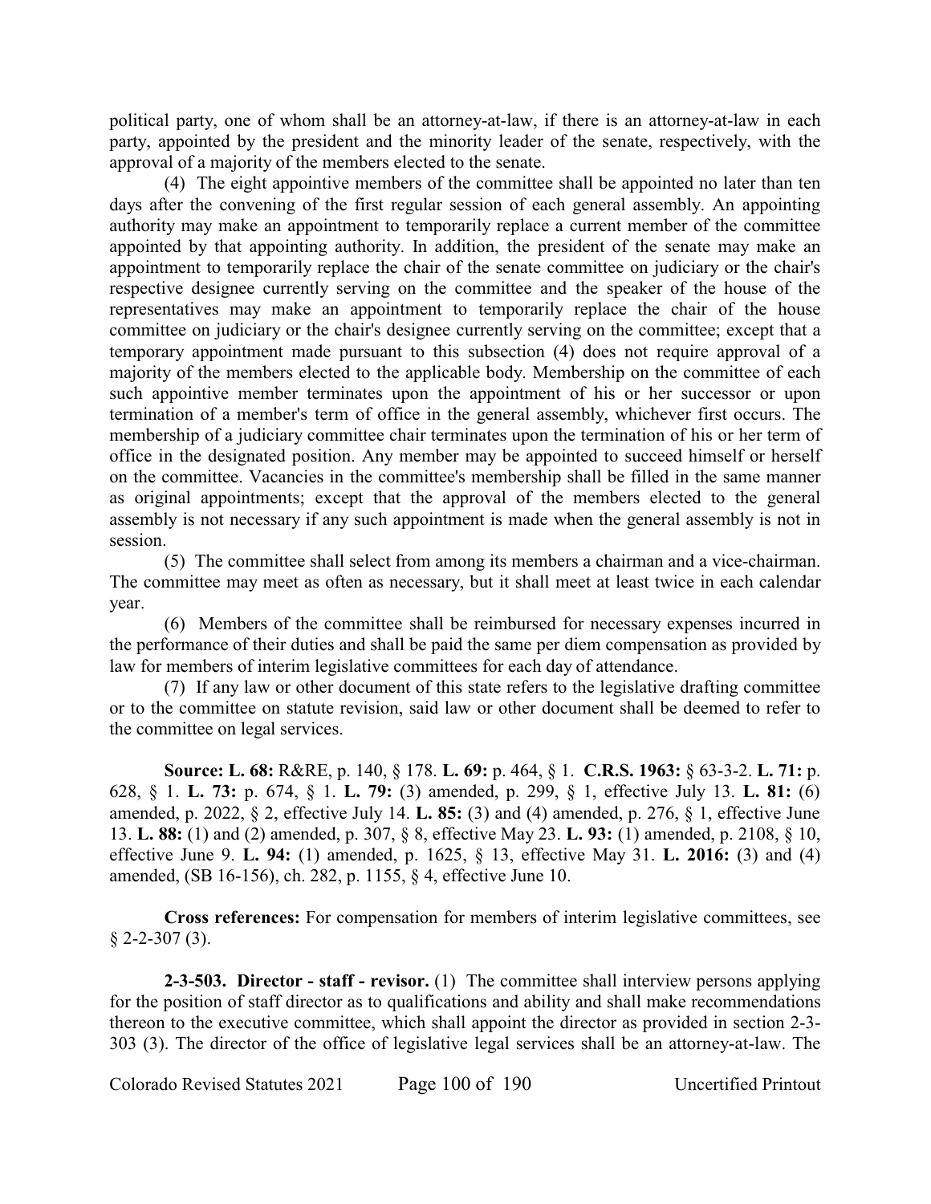political party, one of whom shall be an attorney-at-law, if there is an attorney-at-law in each party, appointed by the president and the minority leader of the senate, respectively, with the approval of a majority of the members elected to the senate.

(4) The eight appointive members of the committee shall be appointed no later than ten days after the convening of the first regular session of each general assembly. An appointing authority may make an appointment to temporarily replace a current member of the committee appointed by that appointing authority. In addition, the president of the senate may make an appointment to temporarily replace the chair of the senate committee on judiciary or the chair's respective designee currently serving on the committee and the speaker of the house of the representatives may make an appointment to temporarily replace the chair of the house committee on judiciary or the chair's designee currently serving on the committee; except that a temporary appointment made pursuant to this subsection (4) does not require approval of a majority of the members elected to the applicable body. Membership on the committee of each such appointive member terminates upon the appointment of his or her successor or upon termination of a member's term of office in the general assembly, whichever first occurs. The membership of a judiciary committee chair terminates upon the termination of his or her term of office in the designated position. Any member may be appointed to succeed himself or herself on the committee. Vacancies in the committee's membership shall be filled in the same manner as original appointments; except that the approval of the members elected to the general assembly is not necessary if any such appointment is made when the general assembly is not in session.

(5) The committee shall select from among its members a chairman and a vice-chairman. The committee may meet as often as necessary, but it shall meet at least twice in each calendar year.

(6) Members of the committee shall be reimbursed for necessary expenses incurred in the performance of their duties and shall be paid the same per diem compensation as provided by law for members of interim legislative committees for each day of attendance.

(7) If any law or other document of this state refers to the legislative drafting committee or to the committee on statute revision, said law or other document shall be deemed to refer to the committee on legal services.

**Source: L. 68:** R&RE, p. 140, § 178. **L. 69:** p. 464, § 1. **C.R.S. 1963:** § 63-3-2. **L. 71:** p. 628, § 1. **L. 73:** p. 674, § 1. **L. 79:** (3) amended, p. 299, § 1, effective July 13. **L. 81:** (6) amended, p. 2022, § 2, effective July 14. **L. 85:** (3) and (4) amended, p. 276, § 1, effective June 13. **L. 88:** (1) and (2) amended, p. 307, § 8, effective May 23. **L. 93:** (1) amended, p. 2108, § 10, effective June 9. **L. 94:** (1) amended, p. 1625, § 13, effective May 31. **L. 2016:** (3) and (4) amended, (SB 16-156), ch. 282, p. 1155, § 4, effective June 10.

**Cross references:** For compensation for members of interim legislative committees, see § 2-2-307 (3).

**2-3-503. Director - staff - revisor.** (1) The committee shall interview persons applying for the position of staff director as to qualifications and ability and shall make recommendations thereon to the executive committee, which shall appoint the director as provided in section 2-3-303 (3). The director of the office of legislative legal services shall be an attorney-at-law. The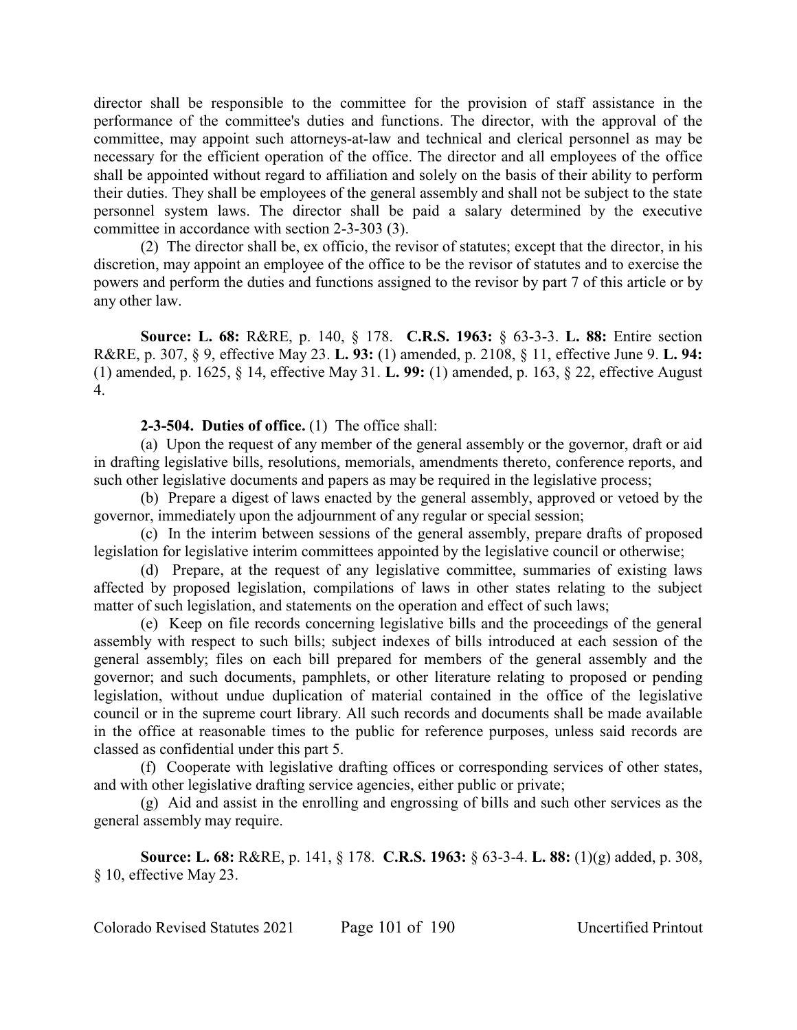director shall be responsible to the committee for the provision of staff assistance in the performance of the committee's duties and functions. The director, with the approval of the committee, may appoint such attorneys-at-law and technical and clerical personnel as may be necessary for the efficient operation of the office. The director and all employees of the office shall be appointed without regard to affiliation and solely on the basis of their ability to perform their duties. They shall be employees of the general assembly and shall not be subject to the state personnel system laws. The director shall be paid a salary determined by the executive committee in accordance with section 2-3-303 (3).

(2) The director shall be, ex officio, the revisor of statutes; except that the director, in his discretion, may appoint an employee of the office to be the revisor of statutes and to exercise the powers and perform the duties and functions assigned to the revisor by part 7 of this article or by any other law.

**Source: L. 68:** R&RE, p. 140, § 178. **C.R.S. 1963:** § 63-3-3. **L. 88:** Entire section R&RE, p. 307, § 9, effective May 23. **L. 93:** (1) amended, p. 2108, § 11, effective June 9. **L. 94:** (1) amended, p. 1625, § 14, effective May 31. **L. 99:** (1) amended, p. 163, § 22, effective August 4.

**2-3-504. Duties of office.** (1) The office shall:

(a) Upon the request of any member of the general assembly or the governor, draft or aid in drafting legislative bills, resolutions, memorials, amendments thereto, conference reports, and such other legislative documents and papers as may be required in the legislative process;

(b) Prepare a digest of laws enacted by the general assembly, approved or vetoed by the governor, immediately upon the adjournment of any regular or special session;

(c) In the interim between sessions of the general assembly, prepare drafts of proposed legislation for legislative interim committees appointed by the legislative council or otherwise;

(d) Prepare, at the request of any legislative committee, summaries of existing laws affected by proposed legislation, compilations of laws in other states relating to the subject matter of such legislation, and statements on the operation and effect of such laws;

(e) Keep on file records concerning legislative bills and the proceedings of the general assembly with respect to such bills; subject indexes of bills introduced at each session of the general assembly; files on each bill prepared for members of the general assembly and the governor; and such documents, pamphlets, or other literature relating to proposed or pending legislation, without undue duplication of material contained in the office of the legislative council or in the supreme court library. All such records and documents shall be made available in the office at reasonable times to the public for reference purposes, unless said records are classed as confidential under this part 5.

(f) Cooperate with legislative drafting offices or corresponding services of other states, and with other legislative drafting service agencies, either public or private;

(g) Aid and assist in the enrolling and engrossing of bills and such other services as the general assembly may require.

**Source: L. 68:** R&RE, p. 141, § 178. **C.R.S. 1963:** § 63-3-4. **L. 88:** (1)(g) added, p. 308, § 10, effective May 23.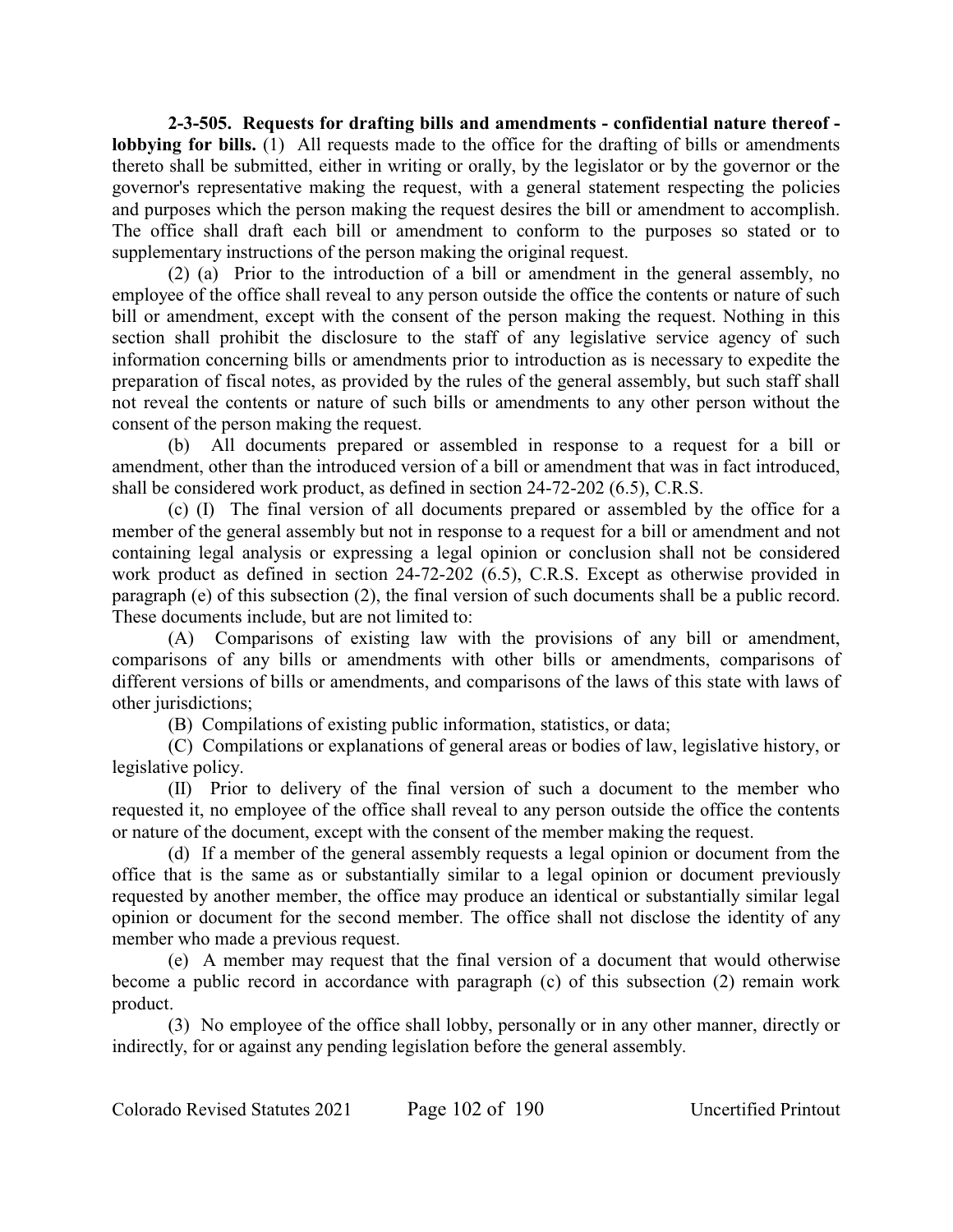**2-3-505. Requests for drafting bills and amendments - confidential nature thereof - lobbying for bills.** (1) All requests made to the office for the drafting of bills or amendments thereto shall be submitted, either in writing or orally, by the legislator or by the governor or the governor's representative making the request, with a general statement respecting the policies and purposes which the person making the request desires the bill or amendment to accomplish. The office shall draft each bill or amendment to conform to the purposes so stated or to supplementary instructions of the person making the original request.

(2) (a) Prior to the introduction of a bill or amendment in the general assembly, no employee of the office shall reveal to any person outside the office the contents or nature of such bill or amendment, except with the consent of the person making the request. Nothing in this section shall prohibit the disclosure to the staff of any legislative service agency of such information concerning bills or amendments prior to introduction as is necessary to expedite the preparation of fiscal notes, as provided by the rules of the general assembly, but such staff shall not reveal the contents or nature of such bills or amendments to any other person without the consent of the person making the request.

(b) All documents prepared or assembled in response to a request for a bill or amendment, other than the introduced version of a bill or amendment that was in fact introduced, shall be considered work product, as defined in section 24-72-202 (6.5), C.R.S.

(c) (I) The final version of all documents prepared or assembled by the office for a member of the general assembly but not in response to a request for a bill or amendment and not containing legal analysis or expressing a legal opinion or conclusion shall not be considered work product as defined in section 24-72-202 (6.5), C.R.S. Except as otherwise provided in paragraph (e) of this subsection (2), the final version of such documents shall be a public record. These documents include, but are not limited to:

(A) Comparisons of existing law with the provisions of any bill or amendment, comparisons of any bills or amendments with other bills or amendments, comparisons of different versions of bills or amendments, and comparisons of the laws of this state with laws of other jurisdictions;

(B) Compilations of existing public information, statistics, or data;

(C) Compilations or explanations of general areas or bodies of law, legislative history, or legislative policy.

(II) Prior to delivery of the final version of such a document to the member who requested it, no employee of the office shall reveal to any person outside the office the contents or nature of the document, except with the consent of the member making the request.

(d) If a member of the general assembly requests a legal opinion or document from the office that is the same as or substantially similar to a legal opinion or document previously requested by another member, the office may produce an identical or substantially similar legal opinion or document for the second member. The office shall not disclose the identity of any member who made a previous request.

(e) A member may request that the final version of a document that would otherwise become a public record in accordance with paragraph (c) of this subsection (2) remain work product.

(3) No employee of the office shall lobby, personally or in any other manner, directly or indirectly, for or against any pending legislation before the general assembly.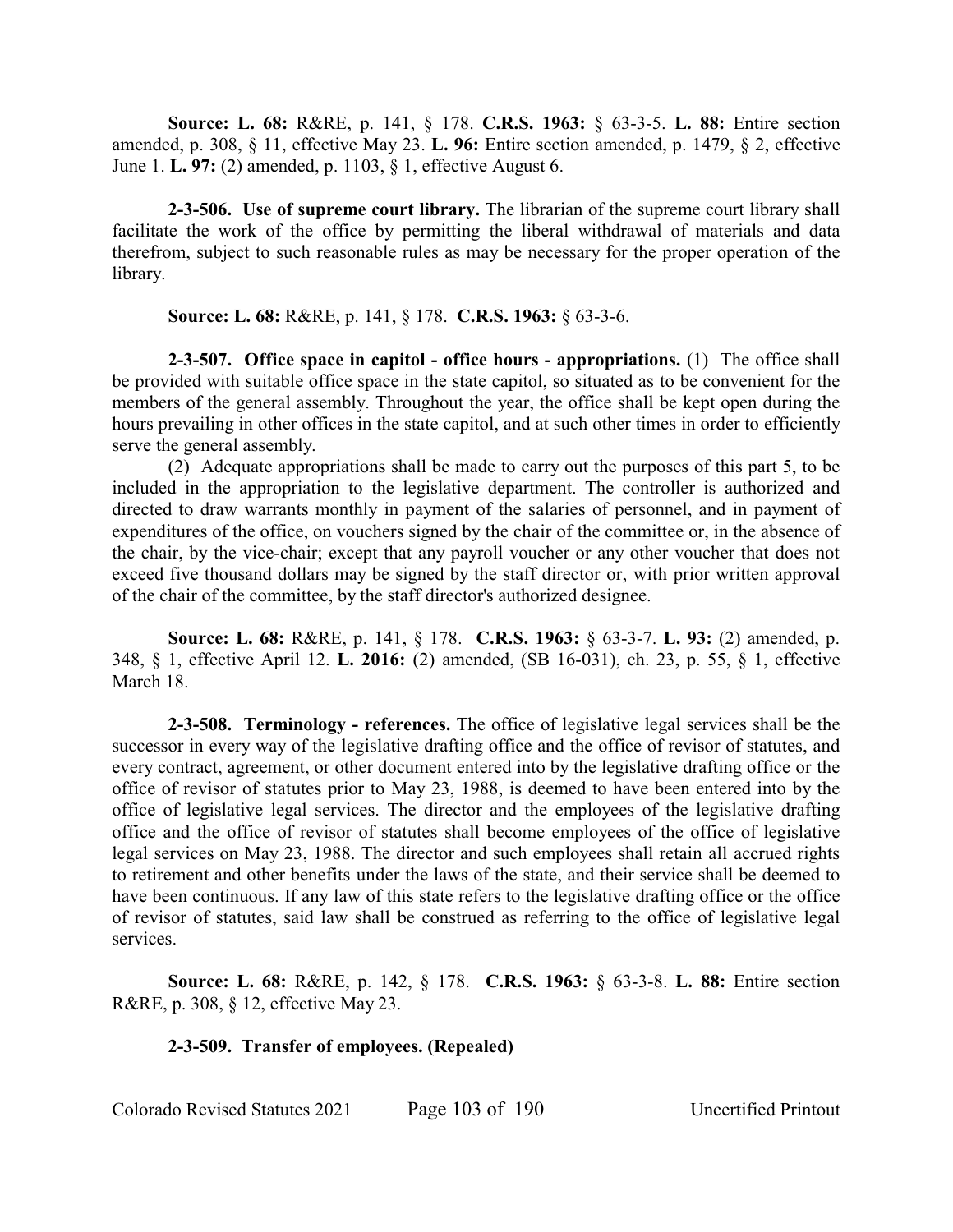**Source: L. 68:** R&RE, p. 141, § 178. **C.R.S. 1963:** § 63-3-5. **L. 88:** Entire section amended, p. 308, § 11, effective May 23. **L. 96:** Entire section amended, p. 1479, § 2, effective June 1. **L. 97:** (2) amended, p. 1103, § 1, effective August 6.

**2-3-506. Use of supreme court library.** The librarian of the supreme court library shall facilitate the work of the office by permitting the liberal withdrawal of materials and data therefrom, subject to such reasonable rules as may be necessary for the proper operation of the library.

**Source: L. 68:** R&RE, p. 141, § 178. **C.R.S. 1963:** § 63-3-6.

**2-3-507. Office space in capitol - office hours - appropriations.** (1) The office shall be provided with suitable office space in the state capitol, so situated as to be convenient for the members of the general assembly. Throughout the year, the office shall be kept open during the hours prevailing in other offices in the state capitol, and at such other times in order to efficiently serve the general assembly.

(2) Adequate appropriations shall be made to carry out the purposes of this part 5, to be included in the appropriation to the legislative department. The controller is authorized and directed to draw warrants monthly in payment of the salaries of personnel, and in payment of expenditures of the office, on vouchers signed by the chair of the committee or, in the absence of the chair, by the vice-chair; except that any payroll voucher or any other voucher that does not exceed five thousand dollars may be signed by the staff director or, with prior written approval of the chair of the committee, by the staff director's authorized designee.

**Source: L. 68:** R&RE, p. 141, § 178. **C.R.S. 1963:** § 63-3-7. **L. 93:** (2) amended, p. 348, § 1, effective April 12. **L. 2016:** (2) amended, (SB 16-031), ch. 23, p. 55, § 1, effective March 18.

**2-3-508. Terminology - references.** The office of legislative legal services shall be the successor in every way of the legislative drafting office and the office of revisor of statutes, and every contract, agreement, or other document entered into by the legislative drafting office or the office of revisor of statutes prior to May 23, 1988, is deemed to have been entered into by the office of legislative legal services. The director and the employees of the legislative drafting office and the office of revisor of statutes shall become employees of the office of legislative legal services on May 23, 1988. The director and such employees shall retain all accrued rights to retirement and other benefits under the laws of the state, and their service shall be deemed to have been continuous. If any law of this state refers to the legislative drafting office or the office of revisor of statutes, said law shall be construed as referring to the office of legislative legal services.

**Source: L. 68:** R&RE, p. 142, § 178. **C.R.S. 1963:** § 63-3-8. **L. 88:** Entire section R&RE, p. 308, § 12, effective May 23.

**2-3-509. Transfer of employees. (Repealed)**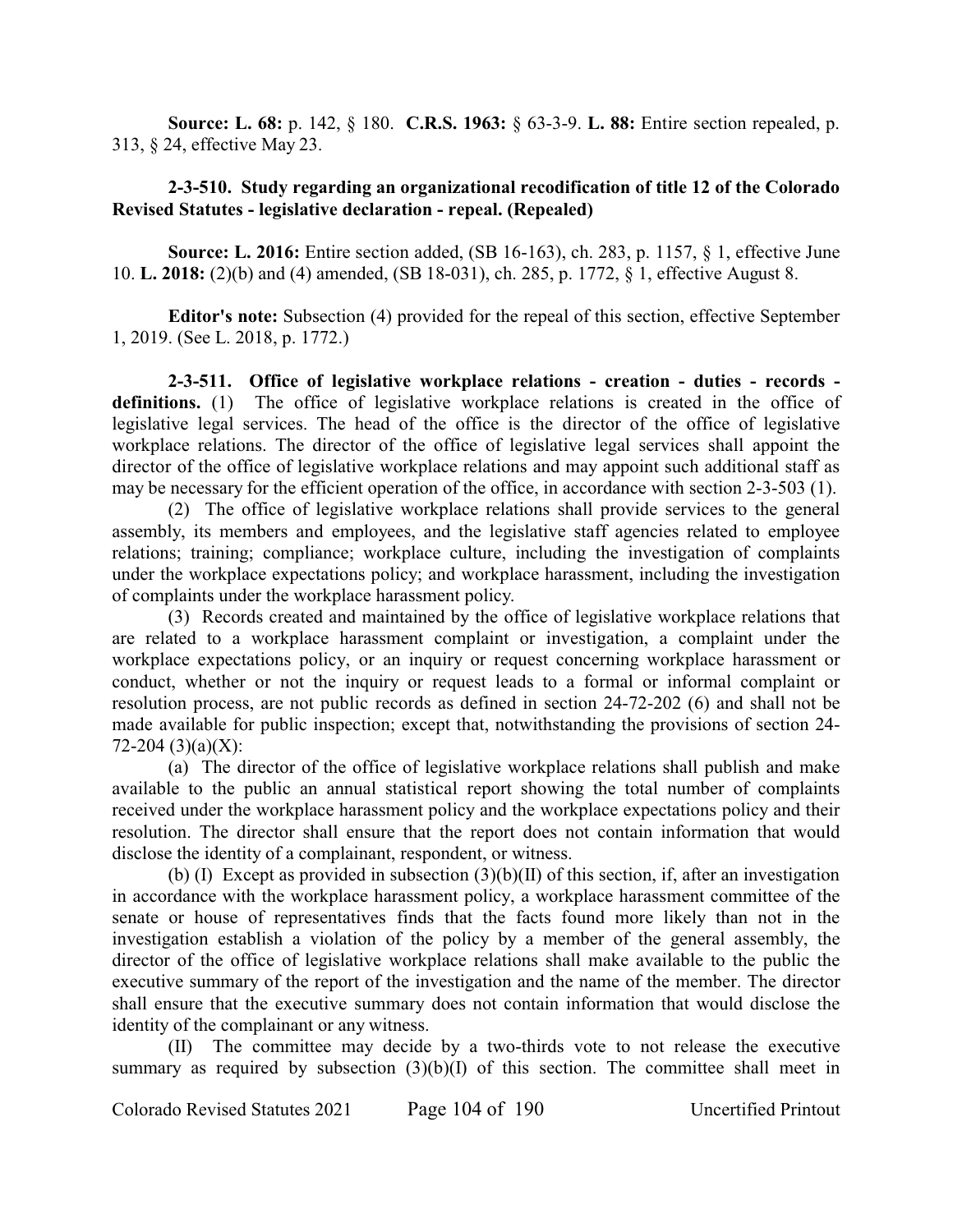**Source: L. 68:** p. 142, § 180. **C.R.S. 1963:** § 63-3-9. **L. 88:** Entire section repealed, p. 313, § 24, effective May 23.

**2-3-510. Study regarding an organizational recodification of title 12 of the Colorado Revised Statutes - legislative declaration - repeal. (Repealed)**

**Source: L. 2016:** Entire section added, (SB 16-163), ch. 283, p. 1157, § 1, effective June 10. **L. 2018:** (2)(b) and (4) amended, (SB 18-031), ch. 285, p. 1772, § 1, effective August 8.

**Editor's note:** Subsection (4) provided for the repeal of this section, effective September 1, 2019. (See L. 2018, p. 1772.)

**2-3-511. Office of legislative workplace relations - creation - duties - records - definitions.** (1) The office of legislative workplace relations is created in the office of legislative legal services. The head of the office is the director of the office of legislative workplace relations. The director of the office of legislative legal services shall appoint the director of the office of legislative workplace relations and may appoint such additional staff as may be necessary for the efficient operation of the office, in accordance with section 2-3-503 (1).

(2) The office of legislative workplace relations shall provide services to the general assembly, its members and employees, and the legislative staff agencies related to employee relations; training; compliance; workplace culture, including the investigation of complaints under the workplace expectations policy; and workplace harassment, including the investigation of complaints under the workplace harassment policy.

(3) Records created and maintained by the office of legislative workplace relations that are related to a workplace harassment complaint or investigation, a complaint under the workplace expectations policy, or an inquiry or request concerning workplace harassment or conduct, whether or not the inquiry or request leads to a formal or informal complaint or resolution process, are not public records as defined in section 24-72-202 (6) and shall not be made available for public inspection; except that, notwithstanding the provisions of section 24-72-204 (3)(a)(X):

(a) The director of the office of legislative workplace relations shall publish and make available to the public an annual statistical report showing the total number of complaints received under the workplace harassment policy and the workplace expectations policy and their resolution. The director shall ensure that the report does not contain information that would disclose the identity of a complainant, respondent, or witness.

(b) (I) Except as provided in subsection (3)(b)(II) of this section, if, after an investigation in accordance with the workplace harassment policy, a workplace harassment committee of the senate or house of representatives finds that the facts found more likely than not in the investigation establish a violation of the policy by a member of the general assembly, the director of the office of legislative workplace relations shall make available to the public the executive summary of the report of the investigation and the name of the member. The director shall ensure that the executive summary does not contain information that would disclose the identity of the complainant or any witness.

(II) The committee may decide by a two-thirds vote to not release the executive summary as required by subsection (3)(b)(I) of this section. The committee shall meet in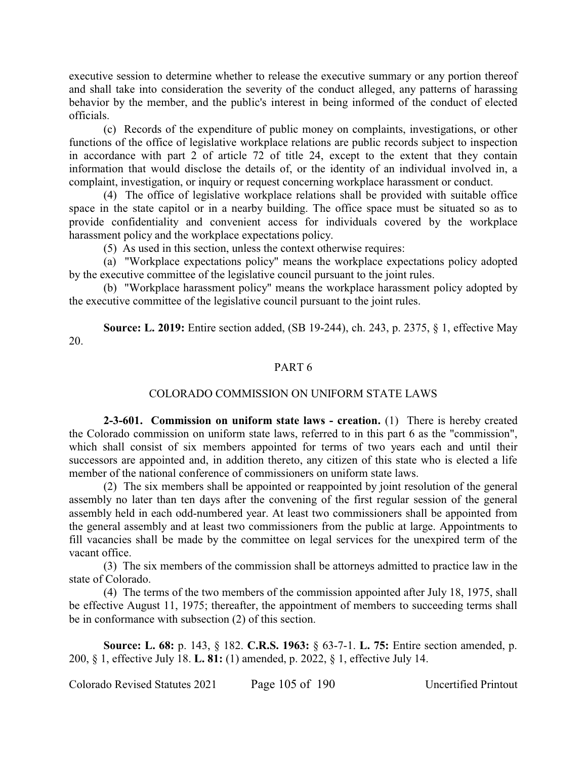executive session to determine whether to release the executive summary or any portion thereof and shall take into consideration the severity of the conduct alleged, any patterns of harassing behavior by the member, and the public's interest in being informed of the conduct of elected officials.

(c) Records of the expenditure of public money on complaints, investigations, or other functions of the office of legislative workplace relations are public records subject to inspection in accordance with part 2 of article 72 of title 24, except to the extent that they contain information that would disclose the details of, or the identity of an individual involved in, a complaint, investigation, or inquiry or request concerning workplace harassment or conduct.

(4) The office of legislative workplace relations shall be provided with suitable office space in the state capitol or in a nearby building. The office space must be situated so as to provide confidentiality and convenient access for individuals covered by the workplace harassment policy and the workplace expectations policy.

(5) As used in this section, unless the context otherwise requires:

(a) "Workplace expectations policy" means the workplace expectations policy adopted by the executive committee of the legislative council pursuant to the joint rules.

(b) "Workplace harassment policy" means the workplace harassment policy adopted by the executive committee of the legislative council pursuant to the joint rules.

**Source: L. 2019:** Entire section added, (SB 19-244), ch. 243, p. 2375, § 1, effective May 20.

## PART 6

## COLORADO COMMISSION ON UNIFORM STATE LAWS

**2-3-601. Commission on uniform state laws - creation.** (1) There is hereby created the Colorado commission on uniform state laws, referred to in this part 6 as the "commission", which shall consist of six members appointed for terms of two years each and until their successors are appointed and, in addition thereto, any citizen of this state who is elected a life member of the national conference of commissioners on uniform state laws.

(2) The six members shall be appointed or reappointed by joint resolution of the general assembly no later than ten days after the convening of the first regular session of the general assembly held in each odd-numbered year. At least two commissioners shall be appointed from the general assembly and at least two commissioners from the public at large. Appointments to fill vacancies shall be made by the committee on legal services for the unexpired term of the vacant office.

(3) The six members of the commission shall be attorneys admitted to practice law in the state of Colorado.

(4) The terms of the two members of the commission appointed after July 18, 1975, shall be effective August 11, 1975; thereafter, the appointment of members to succeeding terms shall be in conformance with subsection (2) of this section.

**Source: L. 68:** p. 143, § 182. **C.R.S. 1963:** § 63-7-1. **L. 75:** Entire section amended, p. 200, § 1, effective July 18. **L. 81:** (1) amended, p. 2022, § 1, effective July 14.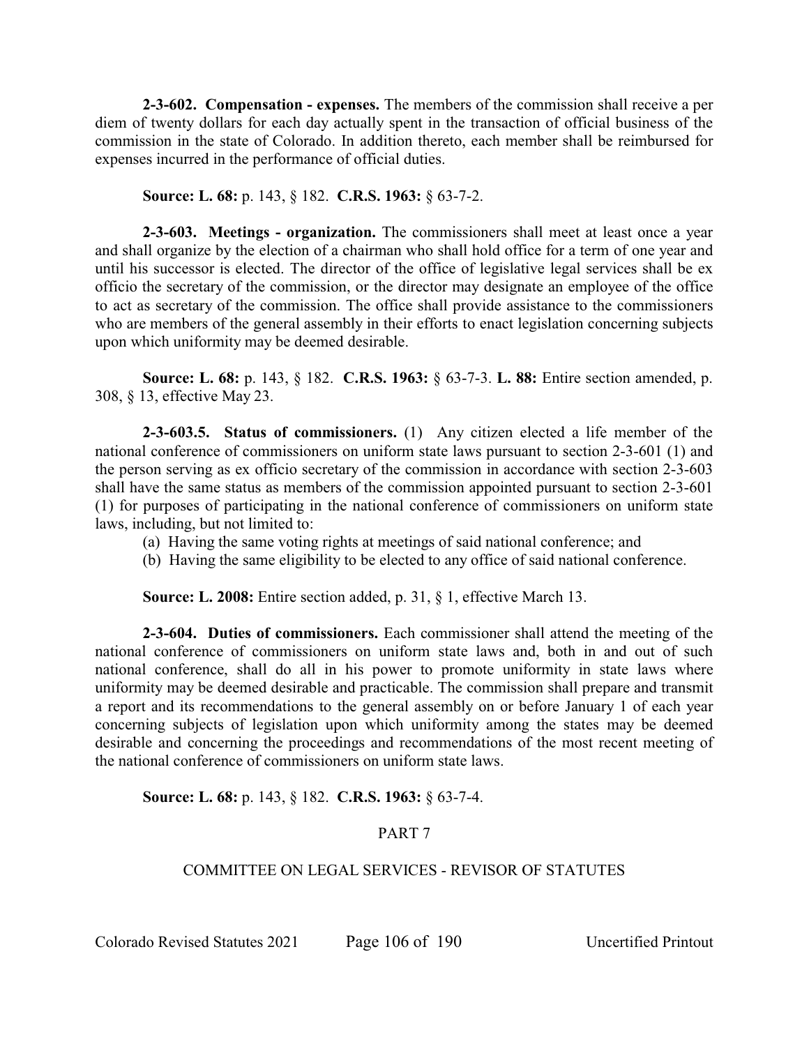**2-3-602. Compensation - expenses.** The members of the commission shall receive a per diem of twenty dollars for each day actually spent in the transaction of official business of the commission in the state of Colorado. In addition thereto, each member shall be reimbursed for expenses incurred in the performance of official duties.

**Source: L. 68:** p. 143, § 182. **C.R.S. 1963:** § 63-7-2.

**2-3-603. Meetings - organization.** The commissioners shall meet at least once a year and shall organize by the election of a chairman who shall hold office for a term of one year and until his successor is elected. The director of the office of legislative legal services shall be ex officio the secretary of the commission, or the director may designate an employee of the office to act as secretary of the commission. The office shall provide assistance to the commissioners who are members of the general assembly in their efforts to enact legislation concerning subjects upon which uniformity may be deemed desirable.

**Source: L. 68:** p. 143, § 182. **C.R.S. 1963:** § 63-7-3. **L. 88:** Entire section amended, p. 308, § 13, effective May 23.

**2-3-603.5. Status of commissioners.** (1) Any citizen elected a life member of the national conference of commissioners on uniform state laws pursuant to section 2-3-601 (1) and the person serving as ex officio secretary of the commission in accordance with section 2-3-603 shall have the same status as members of the commission appointed pursuant to section 2-3-601 (1) for purposes of participating in the national conference of commissioners on uniform state laws, including, but not limited to:

(a) Having the same voting rights at meetings of said national conference; and

(b) Having the same eligibility to be elected to any office of said national conference.

**Source: L. 2008:** Entire section added, p. 31, § 1, effective March 13.

**2-3-604. Duties of commissioners.** Each commissioner shall attend the meeting of the national conference of commissioners on uniform state laws and, both in and out of such national conference, shall do all in his power to promote uniformity in state laws where uniformity may be deemed desirable and practicable. The commission shall prepare and transmit a report and its recommendations to the general assembly on or before January 1 of each year concerning subjects of legislation upon which uniformity among the states may be deemed desirable and concerning the proceedings and recommendations of the most recent meeting of the national conference of commissioners on uniform state laws.

**Source: L. 68:** p. 143, § 182. **C.R.S. 1963:** § 63-7-4.

## PART 7

## COMMITTEE ON LEGAL SERVICES - REVISOR OF STATUTES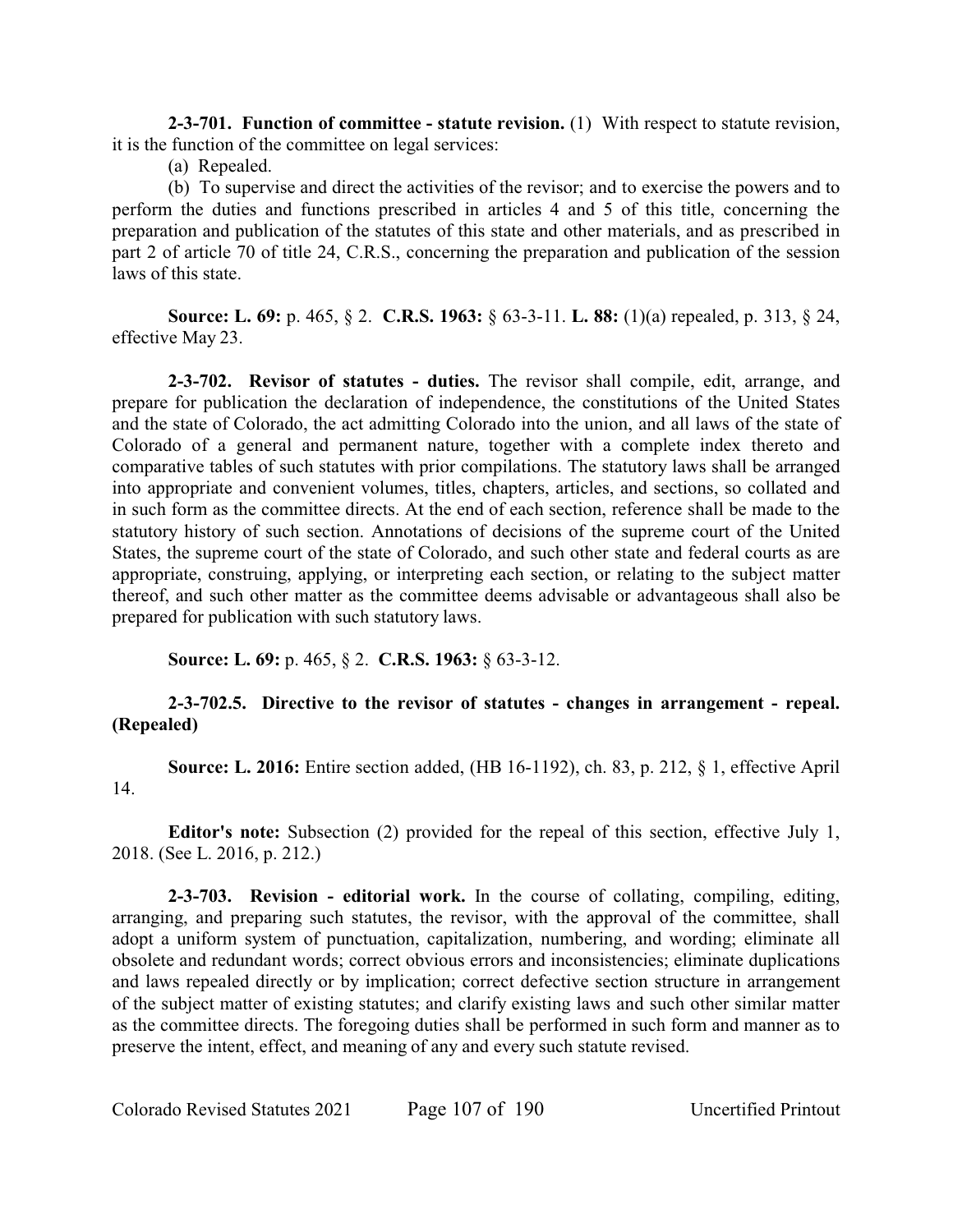**2-3-701. Function of committee - statute revision.** (1) With respect to statute revision, it is the function of the committee on legal services:

(a) Repealed.

(b) To supervise and direct the activities of the revisor; and to exercise the powers and to perform the duties and functions prescribed in articles 4 and 5 of this title, concerning the preparation and publication of the statutes of this state and other materials, and as prescribed in part 2 of article 70 of title 24, C.R.S., concerning the preparation and publication of the session laws of this state.

**Source: L. 69:** p. 465, § 2. **C.R.S. 1963:** § 63-3-11. **L. 88:** (1)(a) repealed, p. 313, § 24, effective May 23.

**2-3-702. Revisor of statutes - duties.** The revisor shall compile, edit, arrange, and prepare for publication the declaration of independence, the constitutions of the United States and the state of Colorado, the act admitting Colorado into the union, and all laws of the state of Colorado of a general and permanent nature, together with a complete index thereto and comparative tables of such statutes with prior compilations. The statutory laws shall be arranged into appropriate and convenient volumes, titles, chapters, articles, and sections, so collated and in such form as the committee directs. At the end of each section, reference shall be made to the statutory history of such section. Annotations of decisions of the supreme court of the United States, the supreme court of the state of Colorado, and such other state and federal courts as are appropriate, construing, applying, or interpreting each section, or relating to the subject matter thereof, and such other matter as the committee deems advisable or advantageous shall also be prepared for publication with such statutory laws.

**Source: L. 69:** p. 465, § 2. **C.R.S. 1963:** § 63-3-12.

**2-3-702.5. Directive to the revisor of statutes - changes in arrangement - repeal. (Repealed)**

**Source: L. 2016:** Entire section added, (HB 16-1192), ch. 83, p. 212, § 1, effective April 14.

**Editor's note:** Subsection (2) provided for the repeal of this section, effective July 1, 2018. (See L. 2016, p. 212.)

**2-3-703. Revision - editorial work.** In the course of collating, compiling, editing, arranging, and preparing such statutes, the revisor, with the approval of the committee, shall adopt a uniform system of punctuation, capitalization, numbering, and wording; eliminate all obsolete and redundant words; correct obvious errors and inconsistencies; eliminate duplications and laws repealed directly or by implication; correct defective section structure in arrangement of the subject matter of existing statutes; and clarify existing laws and such other similar matter as the committee directs. The foregoing duties shall be performed in such form and manner as to preserve the intent, effect, and meaning of any and every such statute revised.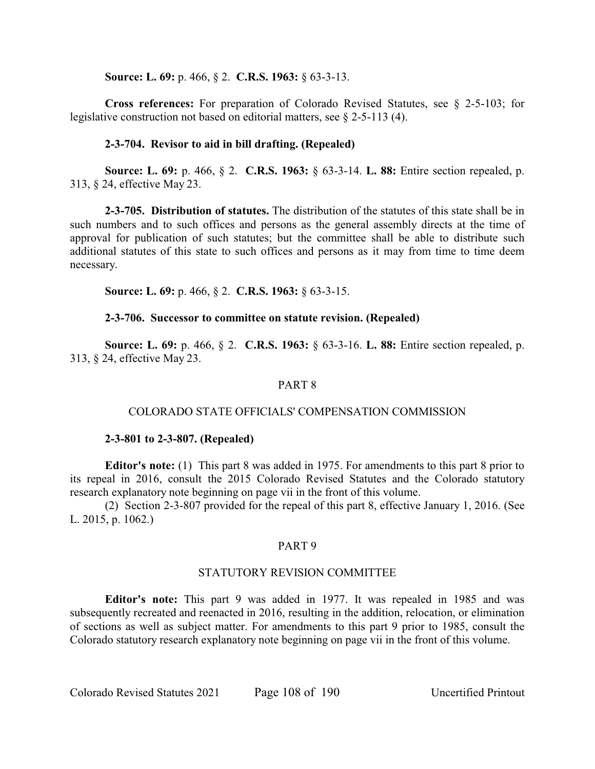**Source: L. 69:** p. 466, § 2. **C.R.S. 1963:** § 63-3-13.

**Cross references:** For preparation of Colorado Revised Statutes, see § 2-5-103; for legislative construction not based on editorial matters, see § 2-5-113 (4).

**2-3-704. Revisor to aid in bill drafting. (Repealed)**

**Source: L. 69:** p. 466, § 2. **C.R.S. 1963:** § 63-3-14. **L. 88:** Entire section repealed, p. 313, § 24, effective May 23.

**2-3-705. Distribution of statutes.** The distribution of the statutes of this state shall be in such numbers and to such offices and persons as the general assembly directs at the time of approval for publication of such statutes; but the committee shall be able to distribute such additional statutes of this state to such offices and persons as it may from time to time deem necessary.

**Source: L. 69:** p. 466, § 2. **C.R.S. 1963:** § 63-3-15.

**2-3-706. Successor to committee on statute revision. (Repealed)**

**Source: L. 69:** p. 466, § 2. **C.R.S. 1963:** § 63-3-16. **L. 88:** Entire section repealed, p. 313, § 24, effective May 23.

## PART 8

## COLORADO STATE OFFICIALS' COMPENSATION COMMISSION

**2-3-801 to 2-3-807. (Repealed)**

**Editor's note:** (1) This part 8 was added in 1975. For amendments to this part 8 prior to its repeal in 2016, consult the 2015 Colorado Revised Statutes and the Colorado statutory research explanatory note beginning on page vii in the front of this volume.

(2) Section 2-3-807 provided for the repeal of this part 8, effective January 1, 2016. (See L. 2015, p. 1062.)

## PART 9

## STATUTORY REVISION COMMITTEE

**Editor's note:** This part 9 was added in 1977. It was repealed in 1985 and was subsequently recreated and reenacted in 2016, resulting in the addition, relocation, or elimination of sections as well as subject matter. For amendments to this part 9 prior to 1985, consult the Colorado statutory research explanatory note beginning on page vii in the front of this volume.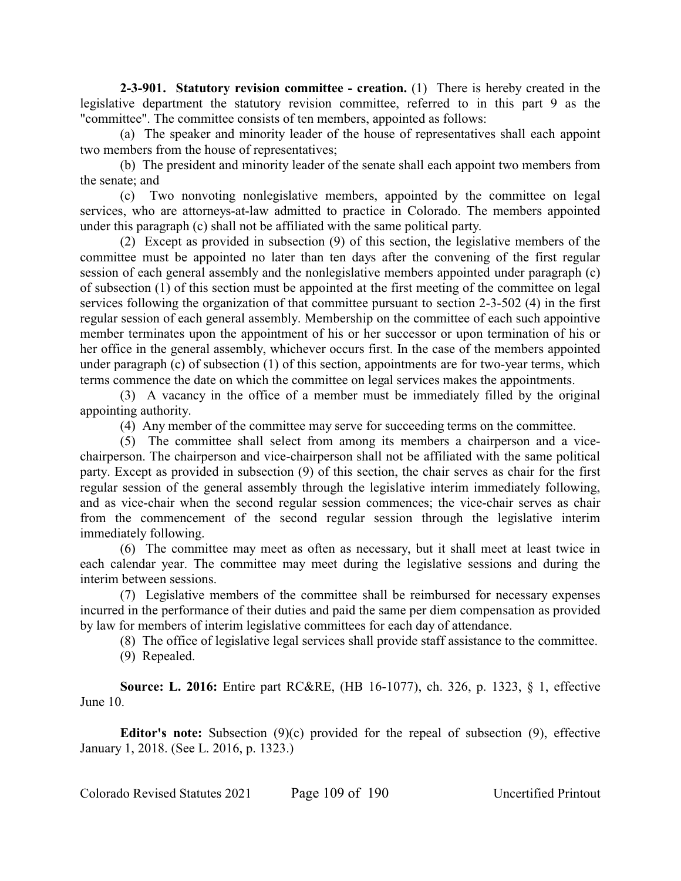**2-3-901. Statutory revision committee - creation.** (1) There is hereby created in the legislative department the statutory revision committee, referred to in this part 9 as the "committee". The committee consists of ten members, appointed as follows:

(a) The speaker and minority leader of the house of representatives shall each appoint two members from the house of representatives;

(b) The president and minority leader of the senate shall each appoint two members from the senate; and

(c) Two nonvoting nonlegislative members, appointed by the committee on legal services, who are attorneys-at-law admitted to practice in Colorado. The members appointed under this paragraph (c) shall not be affiliated with the same political party.

(2) Except as provided in subsection (9) of this section, the legislative members of the committee must be appointed no later than ten days after the convening of the first regular session of each general assembly and the nonlegislative members appointed under paragraph (c) of subsection (1) of this section must be appointed at the first meeting of the committee on legal services following the organization of that committee pursuant to section 2-3-502 (4) in the first regular session of each general assembly. Membership on the committee of each such appointive member terminates upon the appointment of his or her successor or upon termination of his or her office in the general assembly, whichever occurs first. In the case of the members appointed under paragraph (c) of subsection (1) of this section, appointments are for two-year terms, which terms commence the date on which the committee on legal services makes the appointments.

(3) A vacancy in the office of a member must be immediately filled by the original appointing authority.

(4) Any member of the committee may serve for succeeding terms on the committee.

(5) The committee shall select from among its members a chairperson and a vice-chairperson. The chairperson and vice-chairperson shall not be affiliated with the same political party. Except as provided in subsection (9) of this section, the chair serves as chair for the first regular session of the general assembly through the legislative interim immediately following, and as vice-chair when the second regular session commences; the vice-chair serves as chair from the commencement of the second regular session through the legislative interim immediately following.

(6) The committee may meet as often as necessary, but it shall meet at least twice in each calendar year. The committee may meet during the legislative sessions and during the interim between sessions.

(7) Legislative members of the committee shall be reimbursed for necessary expenses incurred in the performance of their duties and paid the same per diem compensation as provided by law for members of interim legislative committees for each day of attendance.

(8) The office of legislative legal services shall provide staff assistance to the committee.

(9) Repealed.

**Source: L. 2016:** Entire part RC&RE, (HB 16-1077), ch. 326, p. 1323, § 1, effective June 10.

**Editor's note:** Subsection (9)(c) provided for the repeal of subsection (9), effective January 1, 2018. (See L. 2016, p. 1323.)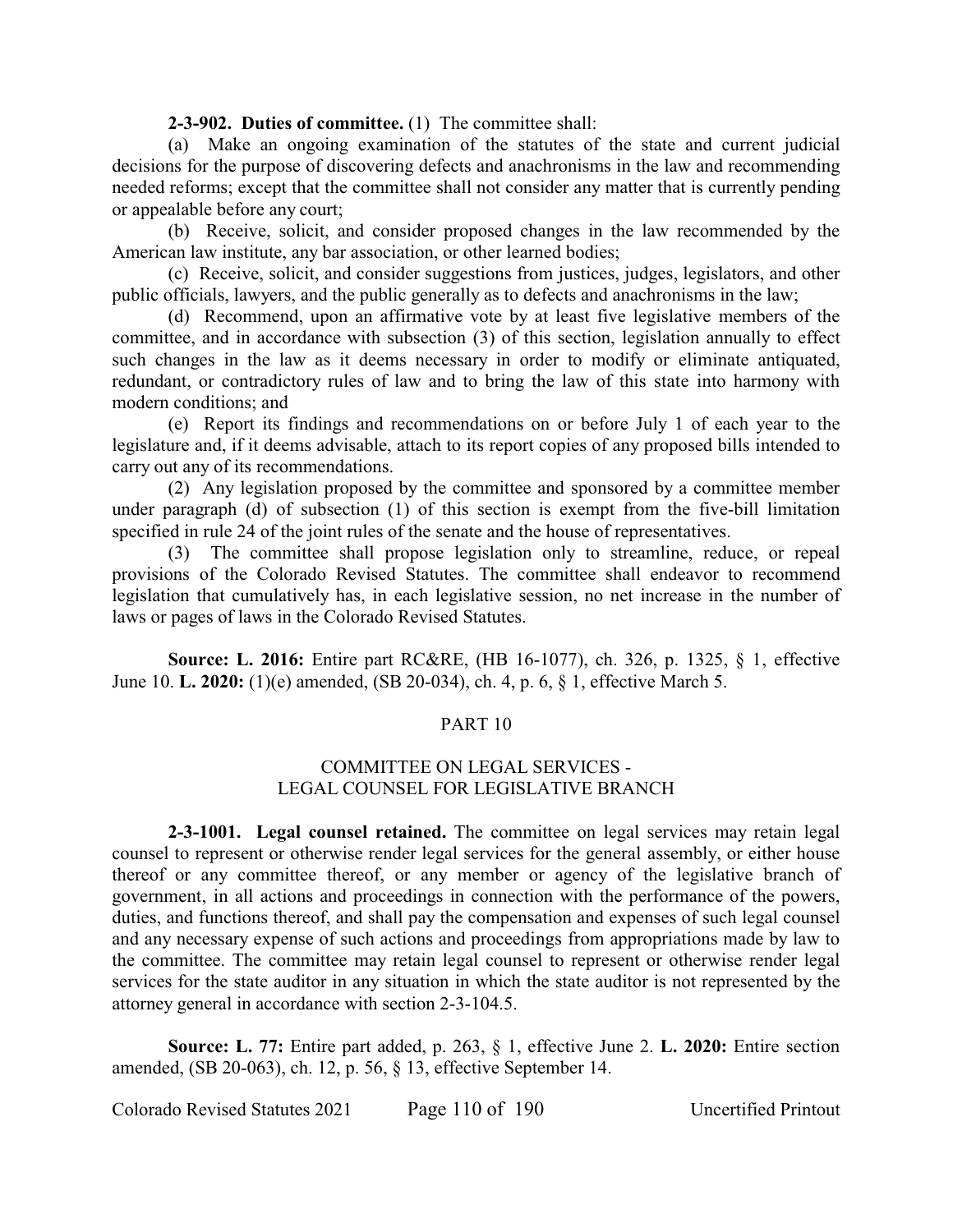**2-3-902. Duties of committee.** (1) The committee shall:

(a) Make an ongoing examination of the statutes of the state and current judicial decisions for the purpose of discovering defects and anachronisms in the law and recommending needed reforms; except that the committee shall not consider any matter that is currently pending or appealable before any court;

(b) Receive, solicit, and consider proposed changes in the law recommended by the American law institute, any bar association, or other learned bodies;

(c) Receive, solicit, and consider suggestions from justices, judges, legislators, and other public officials, lawyers, and the public generally as to defects and anachronisms in the law;

(d) Recommend, upon an affirmative vote by at least five legislative members of the committee, and in accordance with subsection (3) of this section, legislation annually to effect such changes in the law as it deems necessary in order to modify or eliminate antiquated, redundant, or contradictory rules of law and to bring the law of this state into harmony with modern conditions; and

(e) Report its findings and recommendations on or before July 1 of each year to the legislature and, if it deems advisable, attach to its report copies of any proposed bills intended to carry out any of its recommendations.

(2) Any legislation proposed by the committee and sponsored by a committee member under paragraph (d) of subsection (1) of this section is exempt from the five-bill limitation specified in rule 24 of the joint rules of the senate and the house of representatives.

(3) The committee shall propose legislation only to streamline, reduce, or repeal provisions of the Colorado Revised Statutes. The committee shall endeavor to recommend legislation that cumulatively has, in each legislative session, no net increase in the number of laws or pages of laws in the Colorado Revised Statutes.

**Source: L. 2016:** Entire part RC&RE, (HB 16-1077), ch. 326, p. 1325, § 1, effective June 10. **L. 2020:** (1)(e) amended, (SB 20-034), ch. 4, p. 6, § 1, effective March 5.

## PART 10

## COMMITTEE ON LEGAL SERVICES - LEGAL COUNSEL FOR LEGISLATIVE BRANCH

**2-3-1001. Legal counsel retained.** The committee on legal services may retain legal counsel to represent or otherwise render legal services for the general assembly, or either house thereof or any committee thereof, or any member or agency of the legislative branch of government, in all actions and proceedings in connection with the performance of the powers, duties, and functions thereof, and shall pay the compensation and expenses of such legal counsel and any necessary expense of such actions and proceedings from appropriations made by law to the committee. The committee may retain legal counsel to represent or otherwise render legal services for the state auditor in any situation in which the state auditor is not represented by the attorney general in accordance with section 2-3-104.5.

**Source: L. 77:** Entire part added, p. 263, § 1, effective June 2. **L. 2020:** Entire section amended, (SB 20-063), ch. 12, p. 56, § 13, effective September 14.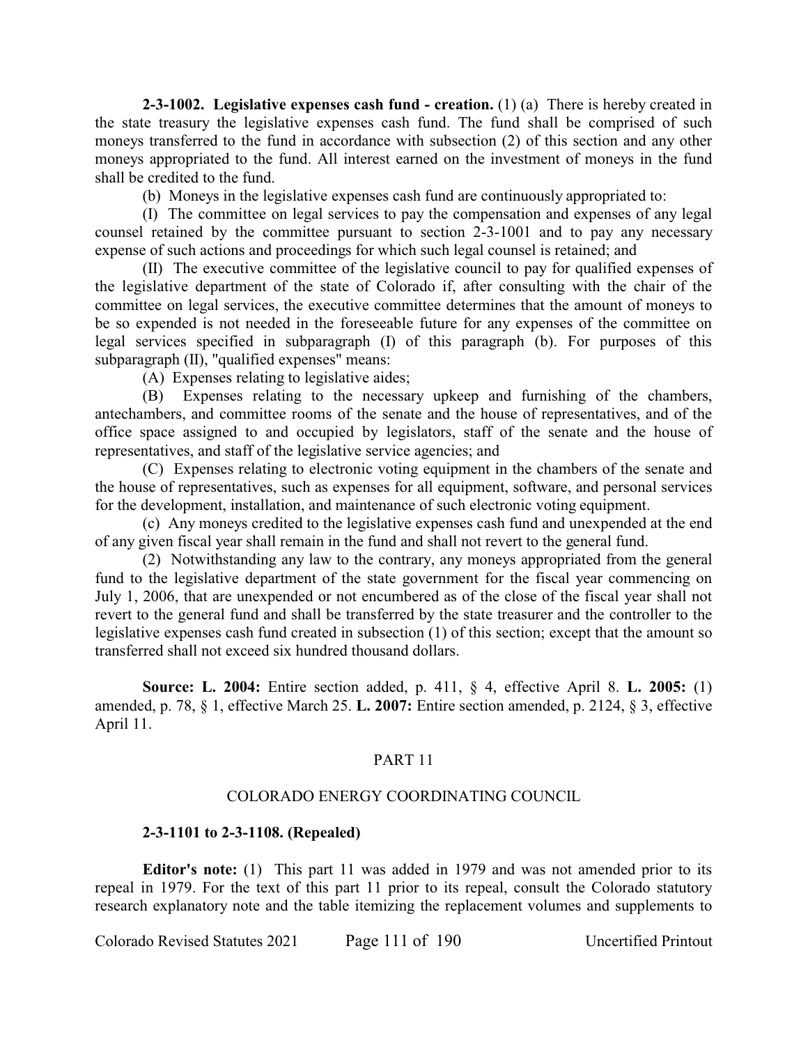**2-3-1002. Legislative expenses cash fund - creation.** (1) (a) There is hereby created in the state treasury the legislative expenses cash fund. The fund shall be comprised of such moneys transferred to the fund in accordance with subsection (2) of this section and any other moneys appropriated to the fund. All interest earned on the investment of moneys in the fund shall be credited to the fund.

(b) Moneys in the legislative expenses cash fund are continuously appropriated to:

(I) The committee on legal services to pay the compensation and expenses of any legal counsel retained by the committee pursuant to section 2-3-1001 and to pay any necessary expense of such actions and proceedings for which such legal counsel is retained; and

(II) The executive committee of the legislative council to pay for qualified expenses of the legislative department of the state of Colorado if, after consulting with the chair of the committee on legal services, the executive committee determines that the amount of moneys to be so expended is not needed in the foreseeable future for any expenses of the committee on legal services specified in subparagraph (I) of this paragraph (b). For purposes of this subparagraph (II), "qualified expenses" means:

(A) Expenses relating to legislative aides;

(B) Expenses relating to the necessary upkeep and furnishing of the chambers, antechambers, and committee rooms of the senate and the house of representatives, and of the office space assigned to and occupied by legislators, staff of the senate and the house of representatives, and staff of the legislative service agencies; and

(C) Expenses relating to electronic voting equipment in the chambers of the senate and the house of representatives, such as expenses for all equipment, software, and personal services for the development, installation, and maintenance of such electronic voting equipment.

(c) Any moneys credited to the legislative expenses cash fund and unexpended at the end of any given fiscal year shall remain in the fund and shall not revert to the general fund.

(2) Notwithstanding any law to the contrary, any moneys appropriated from the general fund to the legislative department of the state government for the fiscal year commencing on July 1, 2006, that are unexpended or not encumbered as of the close of the fiscal year shall not revert to the general fund and shall be transferred by the state treasurer and the controller to the legislative expenses cash fund created in subsection (1) of this section; except that the amount so transferred shall not exceed six hundred thousand dollars.

**Source: L. 2004:** Entire section added, p. 411, § 4, effective April 8. **L. 2005:** (1) amended, p. 78, § 1, effective March 25. **L. 2007:** Entire section amended, p. 2124, § 3, effective April 11.

## PART 11

## COLORADO ENERGY COORDINATING COUNCIL

**2-3-1101 to 2-3-1108. (Repealed)**

**Editor's note:** (1) This part 11 was added in 1979 and was not amended prior to its repeal in 1979. For the text of this part 11 prior to its repeal, consult the Colorado statutory research explanatory note and the table itemizing the replacement volumes and supplements to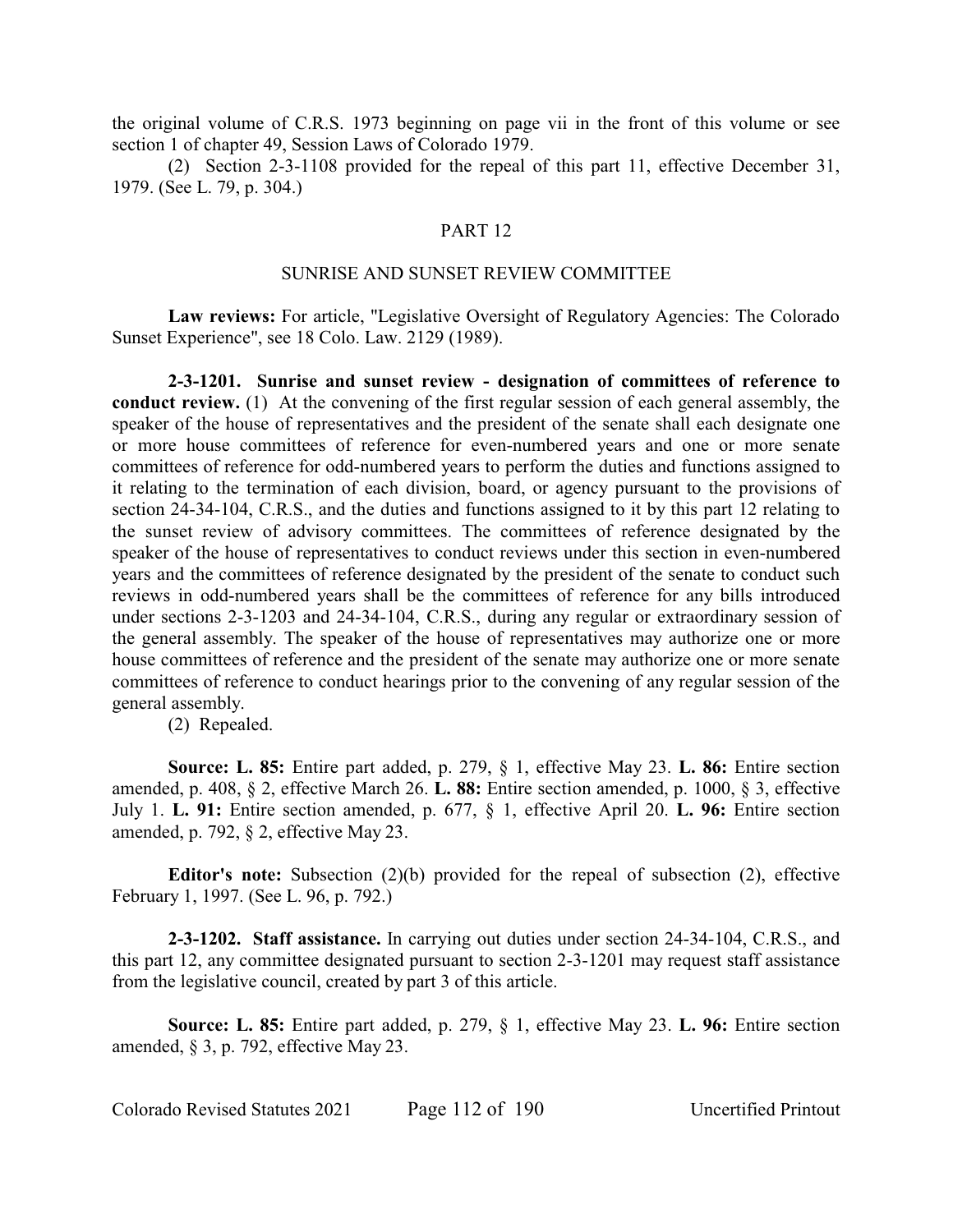the original volume of C.R.S. 1973 beginning on page vii in the front of this volume or see section 1 of chapter 49, Session Laws of Colorado 1979.

(2) Section 2-3-1108 provided for the repeal of this part 11, effective December 31, 1979. (See L. 79, p. 304.)

## PART 12

## SUNRISE AND SUNSET REVIEW COMMITTEE

**Law reviews:** For article, "Legislative Oversight of Regulatory Agencies: The Colorado Sunset Experience", see 18 Colo. Law. 2129 (1989).

**2-3-1201. Sunrise and sunset review - designation of committees of reference to conduct review.** (1) At the convening of the first regular session of each general assembly, the speaker of the house of representatives and the president of the senate shall each designate one or more house committees of reference for even-numbered years and one or more senate committees of reference for odd-numbered years to perform the duties and functions assigned to it relating to the termination of each division, board, or agency pursuant to the provisions of section 24-34-104, C.R.S., and the duties and functions assigned to it by this part 12 relating to the sunset review of advisory committees. The committees of reference designated by the speaker of the house of representatives to conduct reviews under this section in even-numbered years and the committees of reference designated by the president of the senate to conduct such reviews in odd-numbered years shall be the committees of reference for any bills introduced under sections 2-3-1203 and 24-34-104, C.R.S., during any regular or extraordinary session of the general assembly. The speaker of the house of representatives may authorize one or more house committees of reference and the president of the senate may authorize one or more senate committees of reference to conduct hearings prior to the convening of any regular session of the general assembly.

(2) Repealed.

**Source: L. 85:** Entire part added, p. 279, § 1, effective May 23. **L. 86:** Entire section amended, p. 408, § 2, effective March 26. **L. 88:** Entire section amended, p. 1000, § 3, effective July 1. **L. 91:** Entire section amended, p. 677, § 1, effective April 20. **L. 96:** Entire section amended, p. 792, § 2, effective May 23.

**Editor's note:** Subsection (2)(b) provided for the repeal of subsection (2), effective February 1, 1997. (See L. 96, p. 792.)

**2-3-1202. Staff assistance.** In carrying out duties under section 24-34-104, C.R.S., and this part 12, any committee designated pursuant to section 2-3-1201 may request staff assistance from the legislative council, created by part 3 of this article.

**Source: L. 85:** Entire part added, p. 279, § 1, effective May 23. **L. 96:** Entire section amended, § 3, p. 792, effective May 23.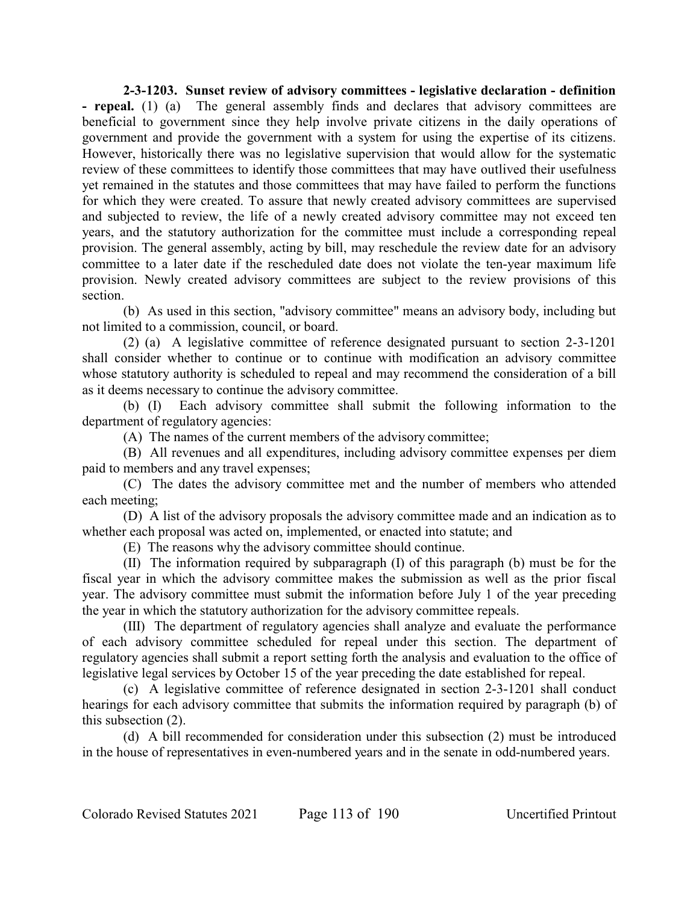**2-3-1203. Sunset review of advisory committees - legislative declaration - definition - repeal.** (1) (a) The general assembly finds and declares that advisory committees are beneficial to government since they help involve private citizens in the daily operations of government and provide the government with a system for using the expertise of its citizens. However, historically there was no legislative supervision that would allow for the systematic review of these committees to identify those committees that may have outlived their usefulness yet remained in the statutes and those committees that may have failed to perform the functions for which they were created. To assure that newly created advisory committees are supervised and subjected to review, the life of a newly created advisory committee may not exceed ten years, and the statutory authorization for the committee must include a corresponding repeal provision. The general assembly, acting by bill, may reschedule the review date for an advisory committee to a later date if the rescheduled date does not violate the ten-year maximum life provision. Newly created advisory committees are subject to the review provisions of this section.

(b) As used in this section, "advisory committee" means an advisory body, including but not limited to a commission, council, or board.

(2) (a) A legislative committee of reference designated pursuant to section 2-3-1201 shall consider whether to continue or to continue with modification an advisory committee whose statutory authority is scheduled to repeal and may recommend the consideration of a bill as it deems necessary to continue the advisory committee.

(b) (I) Each advisory committee shall submit the following information to the department of regulatory agencies:

(A) The names of the current members of the advisory committee;

(B) All revenues and all expenditures, including advisory committee expenses per diem paid to members and any travel expenses;

(C) The dates the advisory committee met and the number of members who attended each meeting;

(D) A list of the advisory proposals the advisory committee made and an indication as to whether each proposal was acted on, implemented, or enacted into statute; and

(E) The reasons why the advisory committee should continue.

(II) The information required by subparagraph (I) of this paragraph (b) must be for the fiscal year in which the advisory committee makes the submission as well as the prior fiscal year. The advisory committee must submit the information before July 1 of the year preceding the year in which the statutory authorization for the advisory committee repeals.

(III) The department of regulatory agencies shall analyze and evaluate the performance of each advisory committee scheduled for repeal under this section. The department of regulatory agencies shall submit a report setting forth the analysis and evaluation to the office of legislative legal services by October 15 of the year preceding the date established for repeal.

(c) A legislative committee of reference designated in section 2-3-1201 shall conduct hearings for each advisory committee that submits the information required by paragraph (b) of this subsection (2).

(d) A bill recommended for consideration under this subsection (2) must be introduced in the house of representatives in even-numbered years and in the senate in odd-numbered years.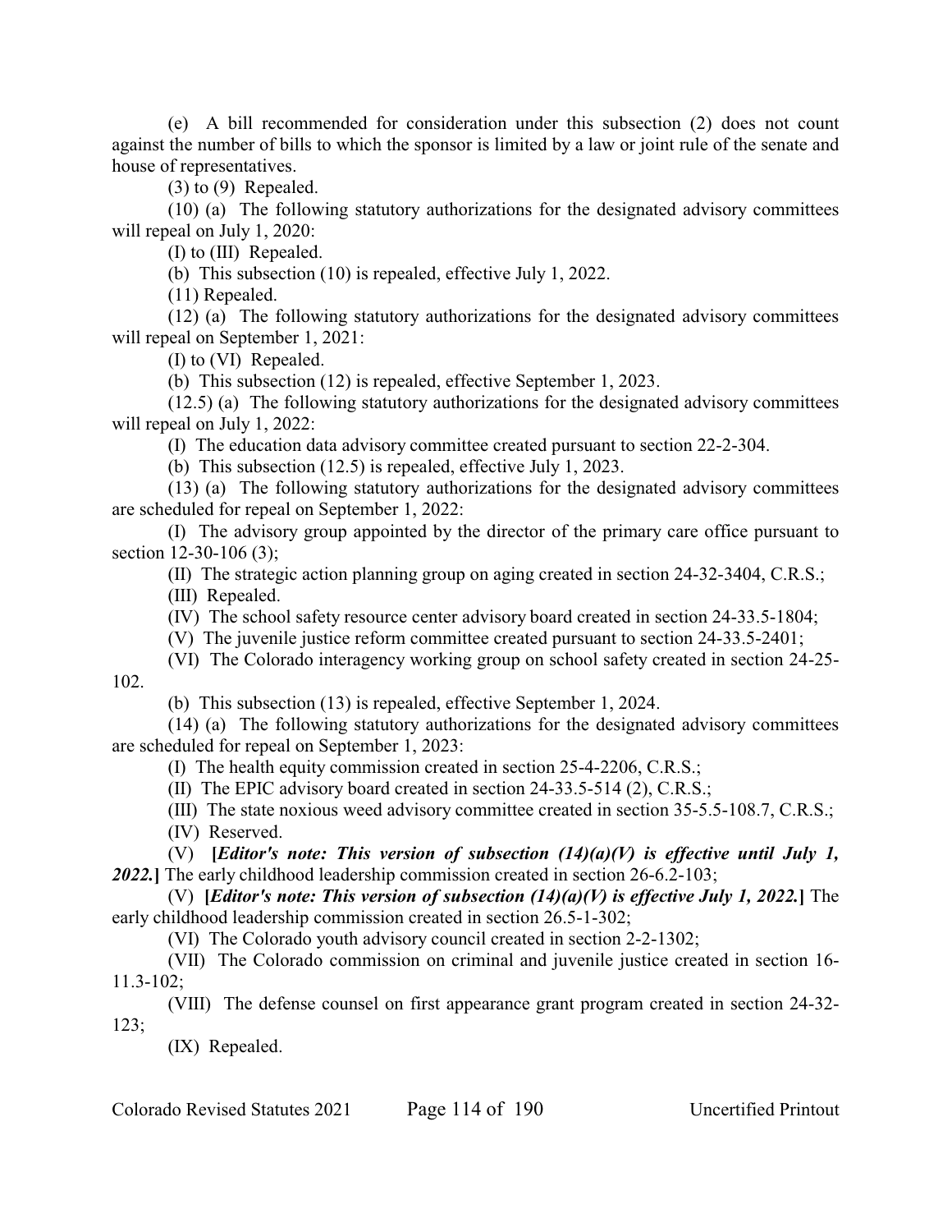(e) A bill recommended for consideration under this subsection (2) does not count against the number of bills to which the sponsor is limited by a law or joint rule of the senate and house of representatives.

(3) to (9) Repealed.

(10) (a) The following statutory authorizations for the designated advisory committees will repeal on July 1, 2020:

(I) to (III) Repealed.

(b) This subsection (10) is repealed, effective July 1, 2022.

(11) Repealed.

(12) (a) The following statutory authorizations for the designated advisory committees will repeal on September 1, 2021:

(I) to (VI) Repealed.

(b) This subsection (12) is repealed, effective September 1, 2023.

(12.5) (a) The following statutory authorizations for the designated advisory committees will repeal on July 1, 2022:

(I) The education data advisory committee created pursuant to section 22-2-304.

(b) This subsection (12.5) is repealed, effective July 1, 2023.

(13) (a) The following statutory authorizations for the designated advisory committees are scheduled for repeal on September 1, 2022:

(I) The advisory group appointed by the director of the primary care office pursuant to section 12-30-106 (3);

(II) The strategic action planning group on aging created in section 24-32-3404, C.R.S.;

(III) Repealed.

(IV) The school safety resource center advisory board created in section 24-33.5-1804;

(V) The juvenile justice reform committee created pursuant to section 24-33.5-2401;

(VI) The Colorado interagency working group on school safety created in section 24-25-102.

(b) This subsection (13) is repealed, effective September 1, 2024.

(14) (a) The following statutory authorizations for the designated advisory committees are scheduled for repeal on September 1, 2023:

(I) The health equity commission created in section 25-4-2206, C.R.S.;

(II) The EPIC advisory board created in section 24-33.5-514 (2), C.R.S.;

(III) The state noxious weed advisory committee created in section 35-5.5-108.7, C.R.S.;

(IV) Reserved.

(V) **[*Editor's note: This version of subsection (14)(a)(V) is effective until July 1, 2022.*]** The early childhood leadership commission created in section 26-6.2-103;

(V) **[*Editor's note: This version of subsection (14)(a)(V) is effective July 1, 2022.*]** The early childhood leadership commission created in section 26.5-1-302;

(VI) The Colorado youth advisory council created in section 2-2-1302;

(VII) The Colorado commission on criminal and juvenile justice created in section 16-11.3-102;

(VIII) The defense counsel on first appearance grant program created in section 24-32-123;

(IX) Repealed.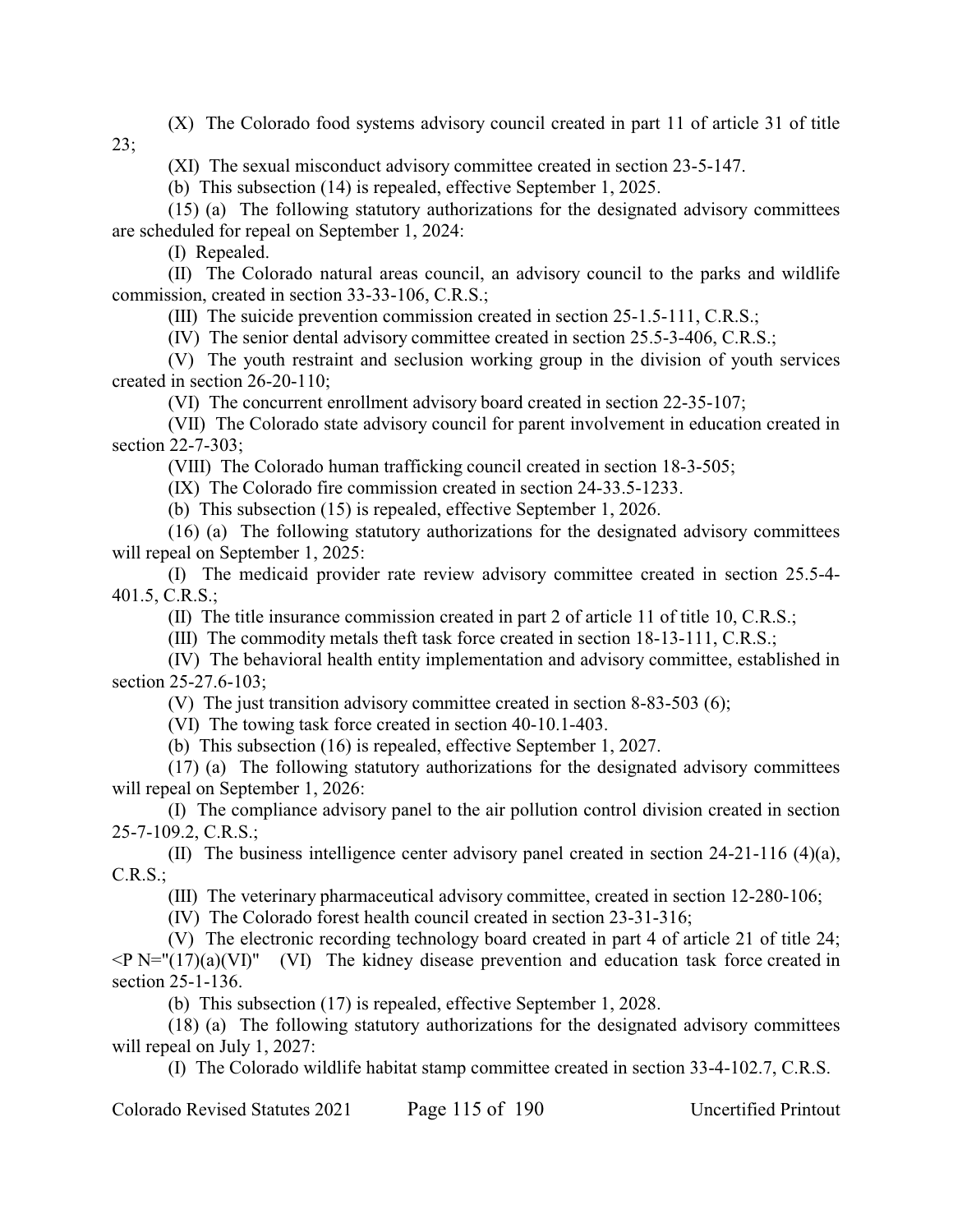(X) The Colorado food systems advisory council created in part 11 of article 31 of title 23;

(XI) The sexual misconduct advisory committee created in section 23-5-147.

(b) This subsection (14) is repealed, effective September 1, 2025.

(15) (a) The following statutory authorizations for the designated advisory committees are scheduled for repeal on September 1, 2024:

(I) Repealed.

(II) The Colorado natural areas council, an advisory council to the parks and wildlife commission, created in section 33-33-106, C.R.S.;

(III) The suicide prevention commission created in section 25-1.5-111, C.R.S.;

(IV) The senior dental advisory committee created in section 25.5-3-406, C.R.S.;

(V) The youth restraint and seclusion working group in the division of youth services created in section 26-20-110;

(VI) The concurrent enrollment advisory board created in section 22-35-107;

(VII) The Colorado state advisory council for parent involvement in education created in section 22-7-303;

(VIII) The Colorado human trafficking council created in section 18-3-505;

(IX) The Colorado fire commission created in section 24-33.5-1233.

(b) This subsection (15) is repealed, effective September 1, 2026.

(16) (a) The following statutory authorizations for the designated advisory committees will repeal on September 1, 2025:

(I) The medicaid provider rate review advisory committee created in section 25.5-4-401.5, C.R.S.;

(II) The title insurance commission created in part 2 of article 11 of title 10, C.R.S.;

(III) The commodity metals theft task force created in section 18-13-111, C.R.S.;

(IV) The behavioral health entity implementation and advisory committee, established in section 25-27.6-103;

(V) The just transition advisory committee created in section 8-83-503 (6);

(VI) The towing task force created in section 40-10.1-403.

(b) This subsection (16) is repealed, effective September 1, 2027.

(17) (a) The following statutory authorizations for the designated advisory committees will repeal on September 1, 2026:

(I) The compliance advisory panel to the air pollution control division created in section 25-7-109.2, C.R.S.;

(II) The business intelligence center advisory panel created in section 24-21-116 (4)(a), C.R.S.;

(III) The veterinary pharmaceutical advisory committee, created in section 12-280-106;

(IV) The Colorado forest health council created in section 23-31-316;

(V) The electronic recording technology board created in part 4 of article 21 of title 24;
<P N="(17)(a)(VI)" (VI) The kidney disease prevention and education task force created in section 25-1-136.

(b) This subsection (17) is repealed, effective September 1, 2028.

(18) (a) The following statutory authorizations for the designated advisory committees will repeal on July 1, 2027:

(I) The Colorado wildlife habitat stamp committee created in section 33-4-102.7, C.R.S.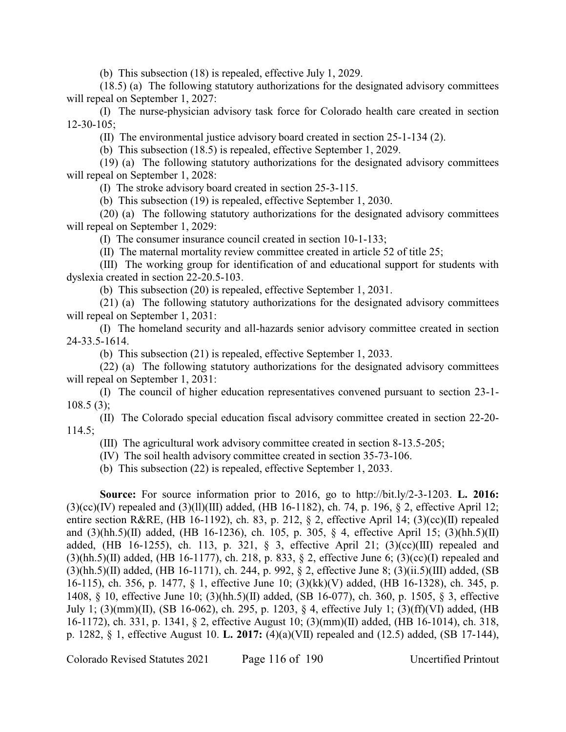(b) This subsection (18) is repealed, effective July 1, 2029.

(18.5) (a) The following statutory authorizations for the designated advisory committees will repeal on September 1, 2027:

(I) The nurse-physician advisory task force for Colorado health care created in section 12-30-105;

(II) The environmental justice advisory board created in section 25-1-134 (2).

(b) This subsection (18.5) is repealed, effective September 1, 2029.

(19) (a) The following statutory authorizations for the designated advisory committees will repeal on September 1, 2028:

(I) The stroke advisory board created in section 25-3-115.

(b) This subsection (19) is repealed, effective September 1, 2030.

(20) (a) The following statutory authorizations for the designated advisory committees will repeal on September 1, 2029:

(I) The consumer insurance council created in section 10-1-133;

(II) The maternal mortality review committee created in article 52 of title 25;

(III) The working group for identification of and educational support for students with dyslexia created in section 22-20.5-103.

(b) This subsection (20) is repealed, effective September 1, 2031.

(21) (a) The following statutory authorizations for the designated advisory committees will repeal on September 1, 2031:

(I) The homeland security and all-hazards senior advisory committee created in section 24-33.5-1614.

(b) This subsection (21) is repealed, effective September 1, 2033.

(22) (a) The following statutory authorizations for the designated advisory committees will repeal on September 1, 2031:

(I) The council of higher education representatives convened pursuant to section 23-1-108.5 (3);

(II) The Colorado special education fiscal advisory committee created in section 22-20-114.5;

(III) The agricultural work advisory committee created in section 8-13.5-205;

(IV) The soil health advisory committee created in section 35-73-106.

(b) This subsection (22) is repealed, effective September 1, 2033.

**Source:** For source information prior to 2016, go to http://bit.ly/2-3-1203. **L. 2016:** (3)(cc)(IV) repealed and (3)(ll)(III) added, (HB 16-1182), ch. 74, p. 196, § 2, effective April 12; entire section R&RE, (HB 16-1192), ch. 83, p. 212, § 2, effective April 14; (3)(cc)(II) repealed and (3)(hh.5)(II) added, (HB 16-1236), ch. 105, p. 305, § 4, effective April 15; (3)(hh.5)(II) added, (HB 16-1255), ch. 113, p. 321, § 3, effective April 21; (3)(cc)(III) repealed and (3)(hh.5)(II) added, (HB 16-1177), ch. 218, p. 833, § 2, effective June 6; (3)(cc)(I) repealed and (3)(hh.5)(II) added, (HB 16-1171), ch. 244, p. 992, § 2, effective June 8; (3)(ii.5)(III) added, (SB 16-115), ch. 356, p. 1477, § 1, effective June 10; (3)(kk)(V) added, (HB 16-1328), ch. 345, p. 1408, § 10, effective June 10; (3)(hh.5)(II) added, (SB 16-077), ch. 360, p. 1505, § 3, effective July 1; (3)(mm)(II), (SB 16-062), ch. 295, p. 1203, § 4, effective July 1; (3)(ff)(VI) added, (HB 16-1172), ch. 331, p. 1341, § 2, effective August 10; (3)(mm)(II) added, (HB 16-1014), ch. 318, p. 1282, § 1, effective August 10. **L. 2017:** (4)(a)(VII) repealed and (12.5) added, (SB 17-144),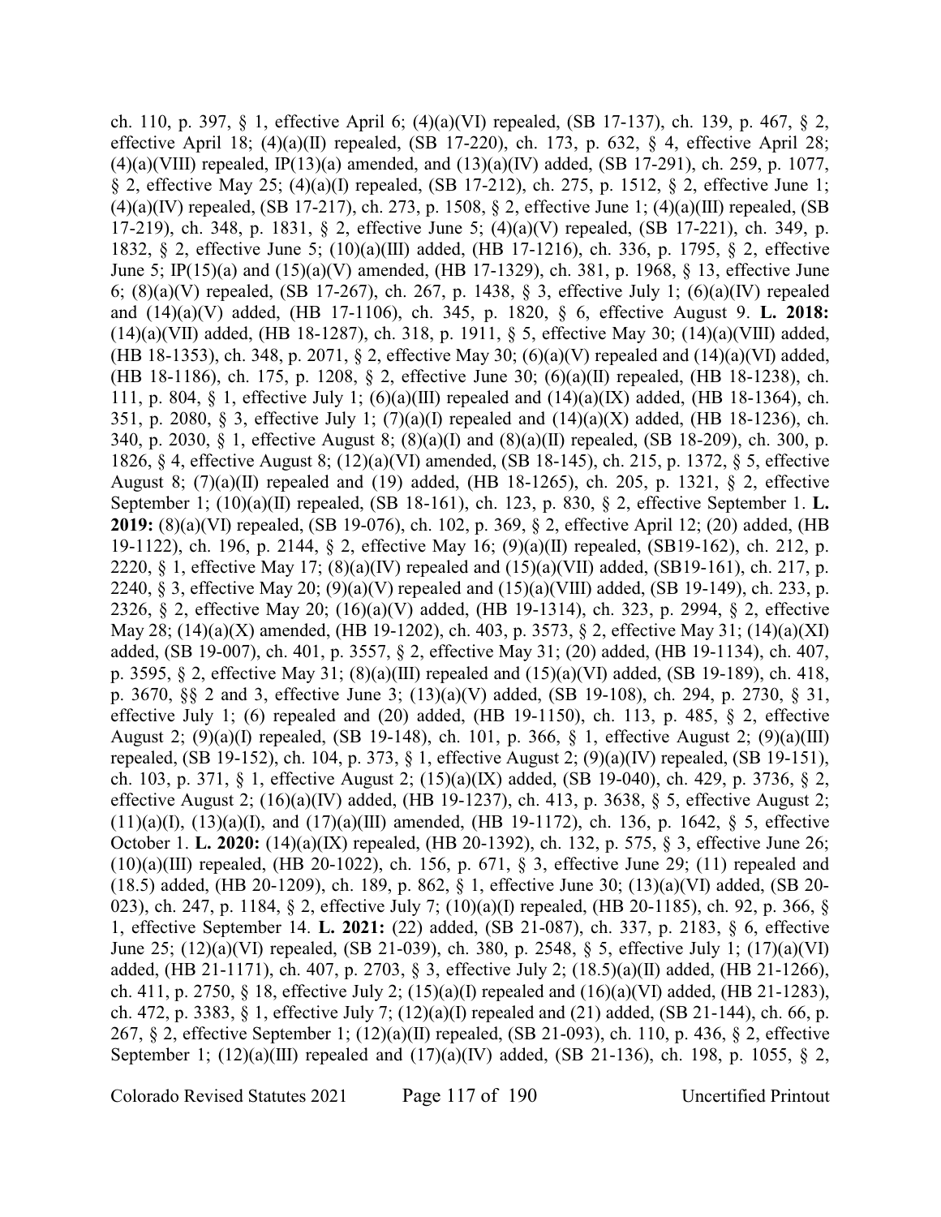ch. 110, p. 397, § 1, effective April 6; (4)(a)(VI) repealed, (SB 17-137), ch. 139, p. 467, § 2, effective April 18; (4)(a)(II) repealed, (SB 17-220), ch. 173, p. 632, § 4, effective April 28; (4)(a)(VIII) repealed, IP(13)(a) amended, and (13)(a)(IV) added, (SB 17-291), ch. 259, p. 1077, § 2, effective May 25; (4)(a)(I) repealed, (SB 17-212), ch. 275, p. 1512, § 2, effective June 1; (4)(a)(IV) repealed, (SB 17-217), ch. 273, p. 1508, § 2, effective June 1; (4)(a)(III) repealed, (SB 17-219), ch. 348, p. 1831, § 2, effective June 5; (4)(a)(V) repealed, (SB 17-221), ch. 349, p. 1832, § 2, effective June 5; (10)(a)(III) added, (HB 17-1216), ch. 336, p. 1795, § 2, effective June 5; IP(15)(a) and (15)(a)(V) amended, (HB 17-1329), ch. 381, p. 1968, § 13, effective June 6; (8)(a)(V) repealed, (SB 17-267), ch. 267, p. 1438, § 3, effective July 1; (6)(a)(IV) repealed and (14)(a)(V) added, (HB 17-1106), ch. 345, p. 1820, § 6, effective August 9. **L. 2018:** (14)(a)(VII) added, (HB 18-1287), ch. 318, p. 1911, § 5, effective May 30; (14)(a)(VIII) added, (HB 18-1353), ch. 348, p. 2071, § 2, effective May 30; (6)(a)(V) repealed and (14)(a)(VI) added, (HB 18-1186), ch. 175, p. 1208, § 2, effective June 30; (6)(a)(II) repealed, (HB 18-1238), ch. 111, p. 804, § 1, effective July 1; (6)(a)(III) repealed and (14)(a)(IX) added, (HB 18-1364), ch. 351, p. 2080, § 3, effective July 1; (7)(a)(I) repealed and (14)(a)(X) added, (HB 18-1236), ch. 340, p. 2030, § 1, effective August 8; (8)(a)(I) and (8)(a)(II) repealed, (SB 18-209), ch. 300, p. 1826, § 4, effective August 8; (12)(a)(VI) amended, (SB 18-145), ch. 215, p. 1372, § 5, effective August 8; (7)(a)(II) repealed and (19) added, (HB 18-1265), ch. 205, p. 1321, § 2, effective September 1; (10)(a)(II) repealed, (SB 18-161), ch. 123, p. 830, § 2, effective September 1. **L. 2019:** (8)(a)(VI) repealed, (SB 19-076), ch. 102, p. 369, § 2, effective April 12; (20) added, (HB 19-1122), ch. 196, p. 2144, § 2, effective May 16; (9)(a)(II) repealed, (SB19-162), ch. 212, p. 2220, § 1, effective May 17; (8)(a)(IV) repealed and (15)(a)(VII) added, (SB19-161), ch. 217, p. 2240, § 3, effective May 20; (9)(a)(V) repealed and (15)(a)(VIII) added, (SB 19-149), ch. 233, p. 2326, § 2, effective May 20; (16)(a)(V) added, (HB 19-1314), ch. 323, p. 2994, § 2, effective May 28; (14)(a)(X) amended, (HB 19-1202), ch. 403, p. 3573, § 2, effective May 31; (14)(a)(XI) added, (SB 19-007), ch. 401, p. 3557, § 2, effective May 31; (20) added, (HB 19-1134), ch. 407, p. 3595, § 2, effective May 31; (8)(a)(III) repealed and (15)(a)(VI) added, (SB 19-189), ch. 418, p. 3670, §§ 2 and 3, effective June 3; (13)(a)(V) added, (SB 19-108), ch. 294, p. 2730, § 31, effective July 1; (6) repealed and (20) added, (HB 19-1150), ch. 113, p. 485, § 2, effective August 2; (9)(a)(I) repealed, (SB 19-148), ch. 101, p. 366, § 1, effective August 2; (9)(a)(III) repealed, (SB 19-152), ch. 104, p. 373, § 1, effective August 2; (9)(a)(IV) repealed, (SB 19-151), ch. 103, p. 371, § 1, effective August 2; (15)(a)(IX) added, (SB 19-040), ch. 429, p. 3736, § 2, effective August 2; (16)(a)(IV) added, (HB 19-1237), ch. 413, p. 3638, § 5, effective August 2; (11)(a)(I), (13)(a)(I), and (17)(a)(III) amended, (HB 19-1172), ch. 136, p. 1642, § 5, effective October 1. **L. 2020:** (14)(a)(IX) repealed, (HB 20-1392), ch. 132, p. 575, § 3, effective June 26; (10)(a)(III) repealed, (HB 20-1022), ch. 156, p. 671, § 3, effective June 29; (11) repealed and (18.5) added, (HB 20-1209), ch. 189, p. 862, § 1, effective June 30; (13)(a)(VI) added, (SB 20-023), ch. 247, p. 1184, § 2, effective July 7; (10)(a)(I) repealed, (HB 20-1185), ch. 92, p. 366, § 1, effective September 14. **L. 2021:** (22) added, (SB 21-087), ch. 337, p. 2183, § 6, effective June 25; (12)(a)(VI) repealed, (SB 21-039), ch. 380, p. 2548, § 5, effective July 1; (17)(a)(VI) added, (HB 21-1171), ch. 407, p. 2703, § 3, effective July 2; (18.5)(a)(II) added, (HB 21-1266), ch. 411, p. 2750, § 18, effective July 2; (15)(a)(I) repealed and (16)(a)(VI) added, (HB 21-1283), ch. 472, p. 3383, § 1, effective July 7; (12)(a)(I) repealed and (21) added, (SB 21-144), ch. 66, p. 267, § 2, effective September 1; (12)(a)(II) repealed, (SB 21-093), ch. 110, p. 436, § 2, effective September 1; (12)(a)(III) repealed and (17)(a)(IV) added, (SB 21-136), ch. 198, p. 1055, § 2,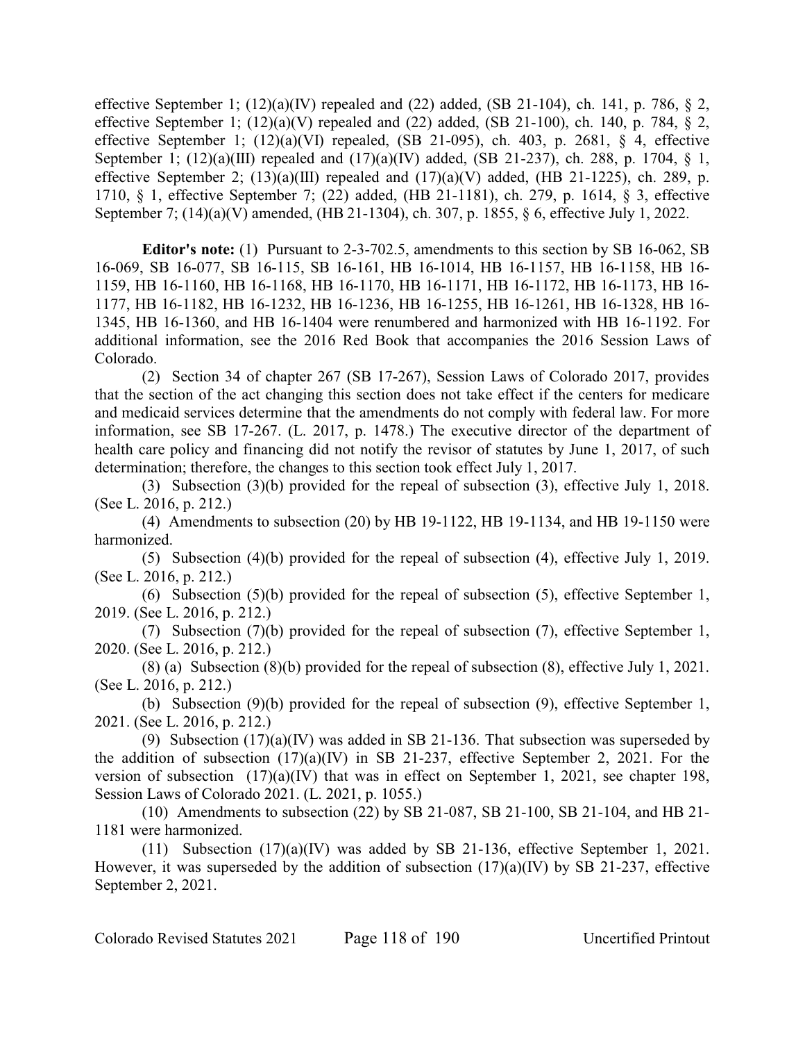effective September 1; (12)(a)(IV) repealed and (22) added, (SB 21-104), ch. 141, p. 786, § 2, effective September 1; (12)(a)(V) repealed and (22) added, (SB 21-100), ch. 140, p. 784, § 2, effective September 1; (12)(a)(VI) repealed, (SB 21-095), ch. 403, p. 2681, § 4, effective September 1; (12)(a)(III) repealed and (17)(a)(IV) added, (SB 21-237), ch. 288, p. 1704, § 1, effective September 2; (13)(a)(III) repealed and (17)(a)(V) added, (HB 21-1225), ch. 289, p. 1710, § 1, effective September 7; (22) added, (HB 21-1181), ch. 279, p. 1614, § 3, effective September 7; (14)(a)(V) amended, (HB 21-1304), ch. 307, p. 1855, § 6, effective July 1, 2022.

**Editor's note:** (1) Pursuant to 2-3-702.5, amendments to this section by SB 16-062, SB 16-069, SB 16-077, SB 16-115, SB 16-161, HB 16-1014, HB 16-1157, HB 16-1158, HB 16-1159, HB 16-1160, HB 16-1168, HB 16-1170, HB 16-1171, HB 16-1172, HB 16-1173, HB 16-1177, HB 16-1182, HB 16-1232, HB 16-1236, HB 16-1255, HB 16-1261, HB 16-1328, HB 16-1345, HB 16-1360, and HB 16-1404 were renumbered and harmonized with HB 16-1192. For additional information, see the 2016 Red Book that accompanies the 2016 Session Laws of Colorado.

(2) Section 34 of chapter 267 (SB 17-267), Session Laws of Colorado 2017, provides that the section of the act changing this section does not take effect if the centers for medicare and medicaid services determine that the amendments do not comply with federal law. For more information, see SB 17-267. (L. 2017, p. 1478.) The executive director of the department of health care policy and financing did not notify the revisor of statutes by June 1, 2017, of such determination; therefore, the changes to this section took effect July 1, 2017.

(3) Subsection (3)(b) provided for the repeal of subsection (3), effective July 1, 2018. (See L. 2016, p. 212.)

(4) Amendments to subsection (20) by HB 19-1122, HB 19-1134, and HB 19-1150 were harmonized.

(5) Subsection (4)(b) provided for the repeal of subsection (4), effective July 1, 2019. (See L. 2016, p. 212.)

(6) Subsection (5)(b) provided for the repeal of subsection (5), effective September 1, 2019. (See L. 2016, p. 212.)

(7) Subsection (7)(b) provided for the repeal of subsection (7), effective September 1, 2020. (See L. 2016, p. 212.)

(8) (a) Subsection (8)(b) provided for the repeal of subsection (8), effective July 1, 2021. (See L. 2016, p. 212.)

(b) Subsection (9)(b) provided for the repeal of subsection (9), effective September 1, 2021. (See L. 2016, p. 212.)

(9) Subsection (17)(a)(IV) was added in SB 21-136. That subsection was superseded by the addition of subsection (17)(a)(IV) in SB 21-237, effective September 2, 2021. For the version of subsection (17)(a)(IV) that was in effect on September 1, 2021, see chapter 198, Session Laws of Colorado 2021. (L. 2021, p. 1055.)

(10) Amendments to subsection (22) by SB 21-087, SB 21-100, SB 21-104, and HB 21-1181 were harmonized.

(11) Subsection (17)(a)(IV) was added by SB 21-136, effective September 1, 2021. However, it was superseded by the addition of subsection (17)(a)(IV) by SB 21-237, effective September 2, 2021.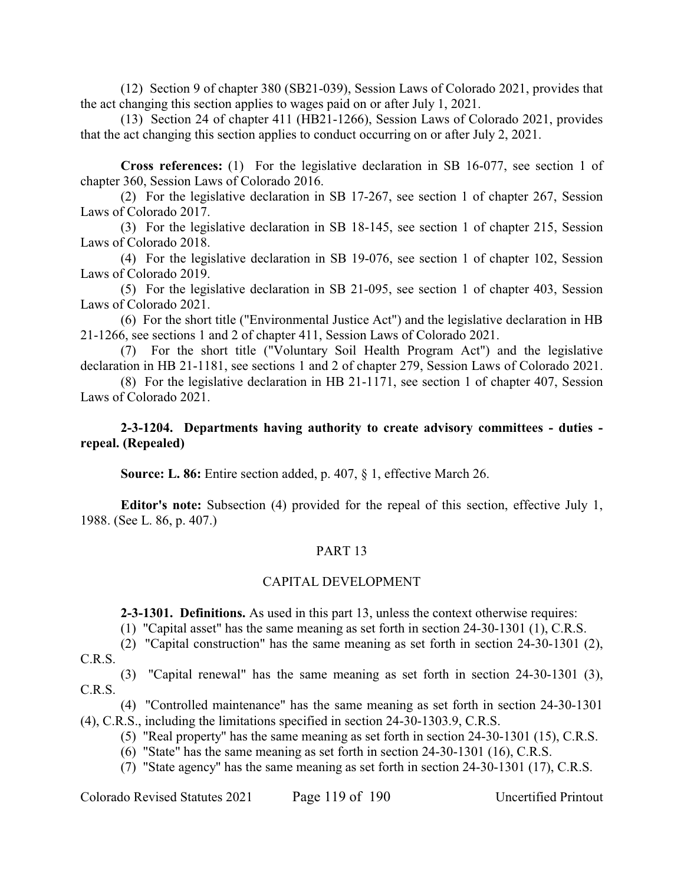(12) Section 9 of chapter 380 (SB21-039), Session Laws of Colorado 2021, provides that the act changing this section applies to wages paid on or after July 1, 2021.

(13) Section 24 of chapter 411 (HB21-1266), Session Laws of Colorado 2021, provides that the act changing this section applies to conduct occurring on or after July 2, 2021.

**Cross references:** (1) For the legislative declaration in SB 16-077, see section 1 of chapter 360, Session Laws of Colorado 2016.

(2) For the legislative declaration in SB 17-267, see section 1 of chapter 267, Session Laws of Colorado 2017.

(3) For the legislative declaration in SB 18-145, see section 1 of chapter 215, Session Laws of Colorado 2018.

(4) For the legislative declaration in SB 19-076, see section 1 of chapter 102, Session Laws of Colorado 2019.

(5) For the legislative declaration in SB 21-095, see section 1 of chapter 403, Session Laws of Colorado 2021.

(6) For the short title ("Environmental Justice Act") and the legislative declaration in HB 21-1266, see sections 1 and 2 of chapter 411, Session Laws of Colorado 2021.

(7) For the short title ("Voluntary Soil Health Program Act") and the legislative declaration in HB 21-1181, see sections 1 and 2 of chapter 279, Session Laws of Colorado 2021.

(8) For the legislative declaration in HB 21-1171, see section 1 of chapter 407, Session Laws of Colorado 2021.

**2-3-1204. Departments having authority to create advisory committees - duties - repeal. (Repealed)**

**Source: L. 86:** Entire section added, p. 407, § 1, effective March 26.

**Editor's note:** Subsection (4) provided for the repeal of this section, effective July 1, 1988. (See L. 86, p. 407.)

## PART 13

## CAPITAL DEVELOPMENT

**2-3-1301. Definitions.** As used in this part 13, unless the context otherwise requires:

(1) "Capital asset" has the same meaning as set forth in section 24-30-1301 (1), C.R.S.

(2) "Capital construction" has the same meaning as set forth in section 24-30-1301 (2), C.R.S.

(3) "Capital renewal" has the same meaning as set forth in section 24-30-1301 (3), C.R.S.

(4) "Controlled maintenance" has the same meaning as set forth in section 24-30-1301 (4), C.R.S., including the limitations specified in section 24-30-1303.9, C.R.S.

(5) "Real property" has the same meaning as set forth in section 24-30-1301 (15), C.R.S.

(6) "State" has the same meaning as set forth in section 24-30-1301 (16), C.R.S.

(7) "State agency" has the same meaning as set forth in section 24-30-1301 (17), C.R.S.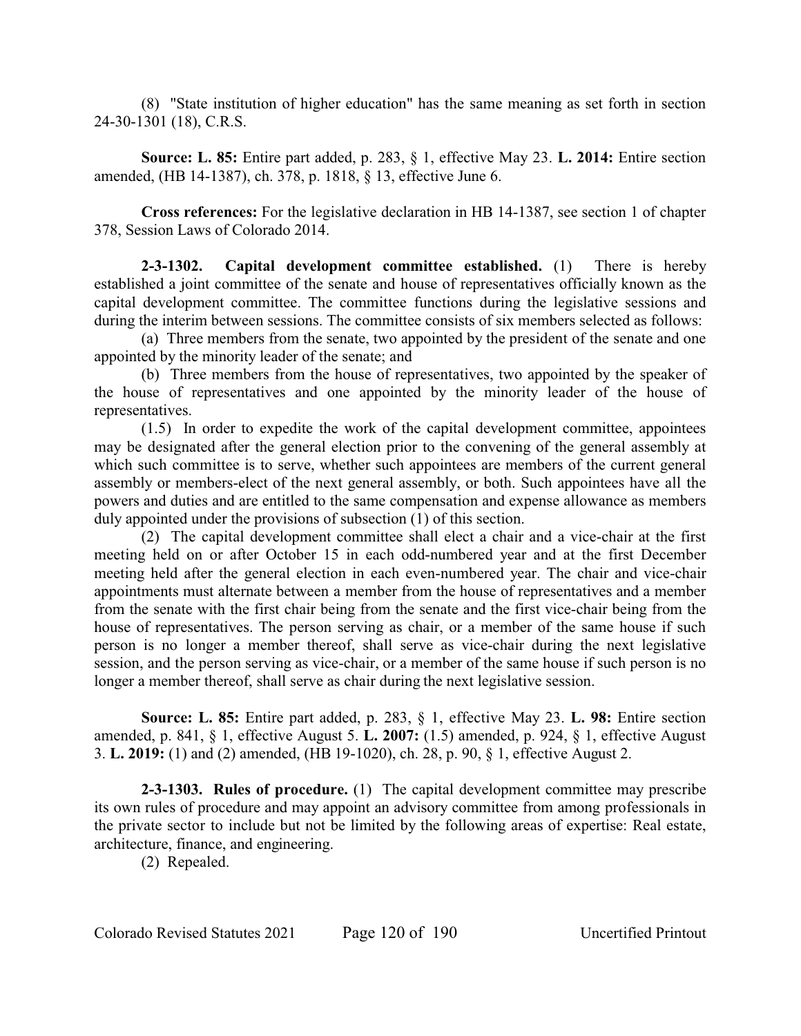(8) "State institution of higher education" has the same meaning as set forth in section 24-30-1301 (18), C.R.S.

**Source: L. 85:** Entire part added, p. 283, § 1, effective May 23. **L. 2014:** Entire section amended, (HB 14-1387), ch. 378, p. 1818, § 13, effective June 6.

**Cross references:** For the legislative declaration in HB 14-1387, see section 1 of chapter 378, Session Laws of Colorado 2014.

**2-3-1302. Capital development committee established.** (1) There is hereby established a joint committee of the senate and house of representatives officially known as the capital development committee. The committee functions during the legislative sessions and during the interim between sessions. The committee consists of six members selected as follows:

(a) Three members from the senate, two appointed by the president of the senate and one appointed by the minority leader of the senate; and

(b) Three members from the house of representatives, two appointed by the speaker of the house of representatives and one appointed by the minority leader of the house of representatives.

(1.5) In order to expedite the work of the capital development committee, appointees may be designated after the general election prior to the convening of the general assembly at which such committee is to serve, whether such appointees are members of the current general assembly or members-elect of the next general assembly, or both. Such appointees have all the powers and duties and are entitled to the same compensation and expense allowance as members duly appointed under the provisions of subsection (1) of this section.

(2) The capital development committee shall elect a chair and a vice-chair at the first meeting held on or after October 15 in each odd-numbered year and at the first December meeting held after the general election in each even-numbered year. The chair and vice-chair appointments must alternate between a member from the house of representatives and a member from the senate with the first chair being from the senate and the first vice-chair being from the house of representatives. The person serving as chair, or a member of the same house if such person is no longer a member thereof, shall serve as vice-chair during the next legislative session, and the person serving as vice-chair, or a member of the same house if such person is no longer a member thereof, shall serve as chair during the next legislative session.

**Source: L. 85:** Entire part added, p. 283, § 1, effective May 23. **L. 98:** Entire section amended, p. 841, § 1, effective August 5. **L. 2007:** (1.5) amended, p. 924, § 1, effective August 3. **L. 2019:** (1) and (2) amended, (HB 19-1020), ch. 28, p. 90, § 1, effective August 2.

**2-3-1303. Rules of procedure.** (1) The capital development committee may prescribe its own rules of procedure and may appoint an advisory committee from among professionals in the private sector to include but not be limited by the following areas of expertise: Real estate, architecture, finance, and engineering.

(2) Repealed.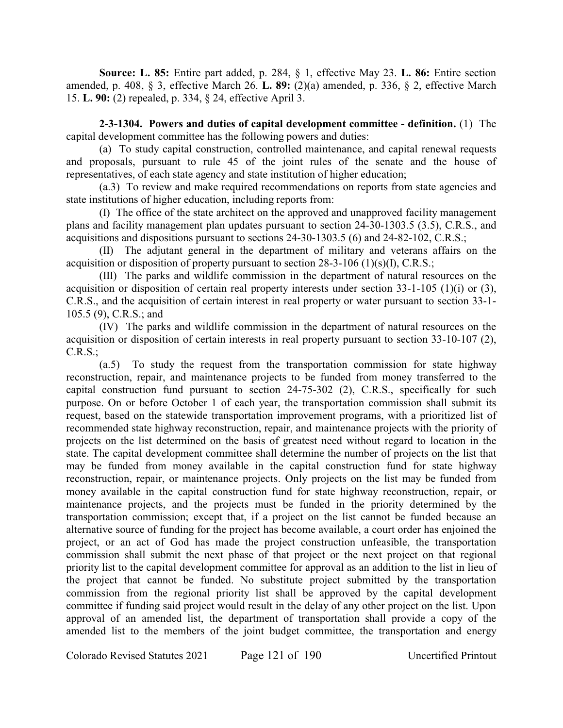**Source: L. 85:** Entire part added, p. 284, § 1, effective May 23. **L. 86:** Entire section amended, p. 408, § 3, effective March 26. **L. 89:** (2)(a) amended, p. 336, § 2, effective March 15. **L. 90:** (2) repealed, p. 334, § 24, effective April 3.

**2-3-1304. Powers and duties of capital development committee - definition.** (1) The capital development committee has the following powers and duties:

(a) To study capital construction, controlled maintenance, and capital renewal requests and proposals, pursuant to rule 45 of the joint rules of the senate and the house of representatives, of each state agency and state institution of higher education;

(a.3) To review and make required recommendations on reports from state agencies and state institutions of higher education, including reports from:

(I) The office of the state architect on the approved and unapproved facility management plans and facility management plan updates pursuant to section 24-30-1303.5 (3.5), C.R.S., and acquisitions and dispositions pursuant to sections 24-30-1303.5 (6) and 24-82-102, C.R.S.;

(II) The adjutant general in the department of military and veterans affairs on the acquisition or disposition of property pursuant to section 28-3-106 (1)(s)(I), C.R.S.;

(III) The parks and wildlife commission in the department of natural resources on the acquisition or disposition of certain real property interests under section 33-1-105 (1)(i) or (3), C.R.S., and the acquisition of certain interest in real property or water pursuant to section 33-1-105.5 (9), C.R.S.; and

(IV) The parks and wildlife commission in the department of natural resources on the acquisition or disposition of certain interests in real property pursuant to section 33-10-107 (2), C.R.S.;

(a.5) To study the request from the transportation commission for state highway reconstruction, repair, and maintenance projects to be funded from money transferred to the capital construction fund pursuant to section 24-75-302 (2), C.R.S., specifically for such purpose. On or before October 1 of each year, the transportation commission shall submit its request, based on the statewide transportation improvement programs, with a prioritized list of recommended state highway reconstruction, repair, and maintenance projects with the priority of projects on the list determined on the basis of greatest need without regard to location in the state. The capital development committee shall determine the number of projects on the list that may be funded from money available in the capital construction fund for state highway reconstruction, repair, or maintenance projects. Only projects on the list may be funded from money available in the capital construction fund for state highway reconstruction, repair, or maintenance projects, and the projects must be funded in the priority determined by the transportation commission; except that, if a project on the list cannot be funded because an alternative source of funding for the project has become available, a court order has enjoined the project, or an act of God has made the project construction unfeasible, the transportation commission shall submit the next phase of that project or the next project on that regional priority list to the capital development committee for approval as an addition to the list in lieu of the project that cannot be funded. No substitute project submitted by the transportation commission from the regional priority list shall be approved by the capital development committee if funding said project would result in the delay of any other project on the list. Upon approval of an amended list, the department of transportation shall provide a copy of the amended list to the members of the joint budget committee, the transportation and energy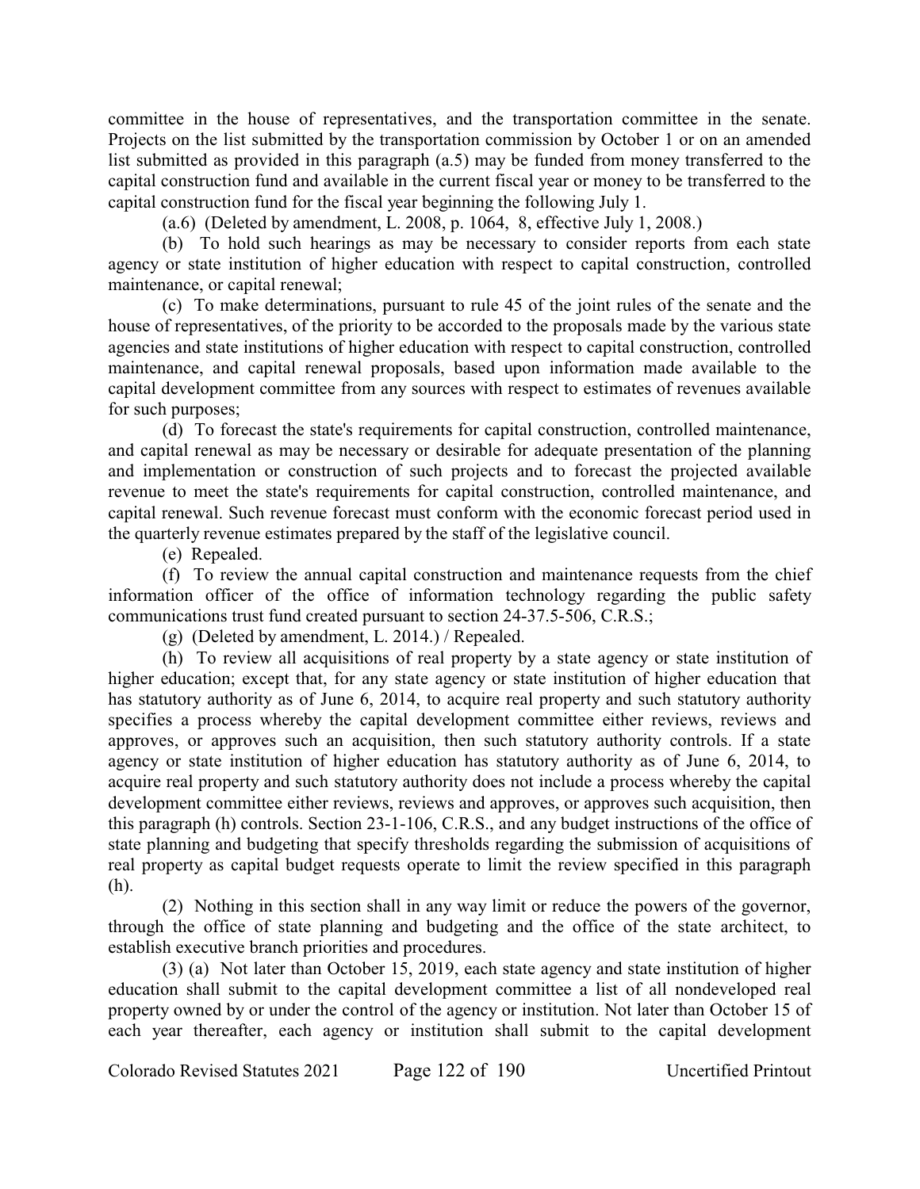committee in the house of representatives, and the transportation committee in the senate. Projects on the list submitted by the transportation commission by October 1 or on an amended list submitted as provided in this paragraph (a.5) may be funded from money transferred to the capital construction fund and available in the current fiscal year or money to be transferred to the capital construction fund for the fiscal year beginning the following July 1.

(a.6) (Deleted by amendment, L. 2008, p. 1064, 8, effective July 1, 2008.)

(b) To hold such hearings as may be necessary to consider reports from each state agency or state institution of higher education with respect to capital construction, controlled maintenance, or capital renewal;

(c) To make determinations, pursuant to rule 45 of the joint rules of the senate and the house of representatives, of the priority to be accorded to the proposals made by the various state agencies and state institutions of higher education with respect to capital construction, controlled maintenance, and capital renewal proposals, based upon information made available to the capital development committee from any sources with respect to estimates of revenues available for such purposes;

(d) To forecast the state's requirements for capital construction, controlled maintenance, and capital renewal as may be necessary or desirable for adequate presentation of the planning and implementation or construction of such projects and to forecast the projected available revenue to meet the state's requirements for capital construction, controlled maintenance, and capital renewal. Such revenue forecast must conform with the economic forecast period used in the quarterly revenue estimates prepared by the staff of the legislative council.

(e) Repealed.

(f) To review the annual capital construction and maintenance requests from the chief information officer of the office of information technology regarding the public safety communications trust fund created pursuant to section 24-37.5-506, C.R.S.;

(g) (Deleted by amendment, L. 2014.) / Repealed.

(h) To review all acquisitions of real property by a state agency or state institution of higher education; except that, for any state agency or state institution of higher education that has statutory authority as of June 6, 2014, to acquire real property and such statutory authority specifies a process whereby the capital development committee either reviews, reviews and approves, or approves such an acquisition, then such statutory authority controls. If a state agency or state institution of higher education has statutory authority as of June 6, 2014, to acquire real property and such statutory authority does not include a process whereby the capital development committee either reviews, reviews and approves, or approves such acquisition, then this paragraph (h) controls. Section 23-1-106, C.R.S., and any budget instructions of the office of state planning and budgeting that specify thresholds regarding the submission of acquisitions of real property as capital budget requests operate to limit the review specified in this paragraph (h).

(2) Nothing in this section shall in any way limit or reduce the powers of the governor, through the office of state planning and budgeting and the office of the state architect, to establish executive branch priorities and procedures.

(3) (a) Not later than October 15, 2019, each state agency and state institution of higher education shall submit to the capital development committee a list of all nondeveloped real property owned by or under the control of the agency or institution. Not later than October 15 of each year thereafter, each agency or institution shall submit to the capital development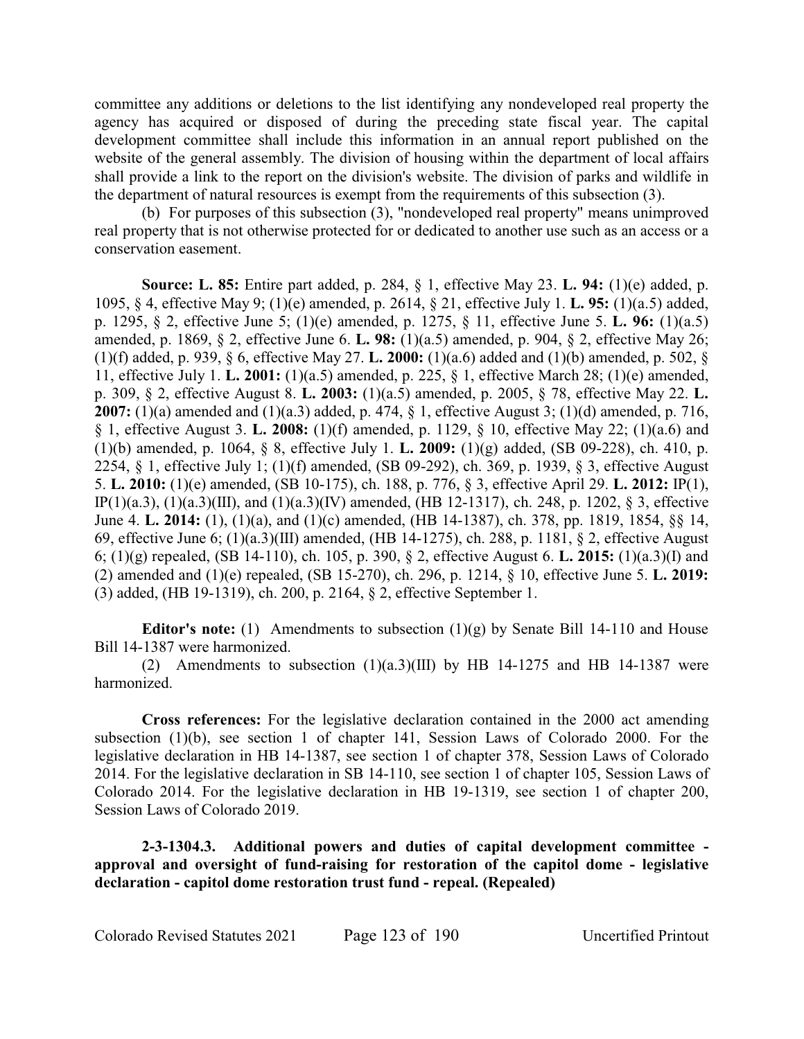committee any additions or deletions to the list identifying any nondeveloped real property the agency has acquired or disposed of during the preceding state fiscal year. The capital development committee shall include this information in an annual report published on the website of the general assembly. The division of housing within the department of local affairs shall provide a link to the report on the division's website. The division of parks and wildlife in the department of natural resources is exempt from the requirements of this subsection (3).

(b) For purposes of this subsection (3), "nondeveloped real property" means unimproved real property that is not otherwise protected for or dedicated to another use such as an access or a conservation easement.

**Source: L. 85:** Entire part added, p. 284, § 1, effective May 23. **L. 94:** (1)(e) added, p. 1095, § 4, effective May 9; (1)(e) amended, p. 2614, § 21, effective July 1. **L. 95:** (1)(a.5) added, p. 1295, § 2, effective June 5; (1)(e) amended, p. 1275, § 11, effective June 5. **L. 96:** (1)(a.5) amended, p. 1869, § 2, effective June 6. **L. 98:** (1)(a.5) amended, p. 904, § 2, effective May 26; (1)(f) added, p. 939, § 6, effective May 27. **L. 2000:** (1)(a.6) added and (1)(b) amended, p. 502, § 11, effective July 1. **L. 2001:** (1)(a.5) amended, p. 225, § 1, effective March 28; (1)(e) amended, p. 309, § 2, effective August 8. **L. 2003:** (1)(a.5) amended, p. 2005, § 78, effective May 22. **L. 2007:** (1)(a) amended and (1)(a.3) added, p. 474, § 1, effective August 3; (1)(d) amended, p. 716, § 1, effective August 3. **L. 2008:** (1)(f) amended, p. 1129, § 10, effective May 22; (1)(a.6) and (1)(b) amended, p. 1064, § 8, effective July 1. **L. 2009:** (1)(g) added, (SB 09-228), ch. 410, p. 2254, § 1, effective July 1; (1)(f) amended, (SB 09-292), ch. 369, p. 1939, § 3, effective August 5. **L. 2010:** (1)(e) amended, (SB 10-175), ch. 188, p. 776, § 3, effective April 29. **L. 2012:** IP(1), IP(1)(a.3), (1)(a.3)(III), and (1)(a.3)(IV) amended, (HB 12-1317), ch. 248, p. 1202, § 3, effective June 4. **L. 2014:** (1), (1)(a), and (1)(c) amended, (HB 14-1387), ch. 378, pp. 1819, 1854, §§ 14, 69, effective June 6; (1)(a.3)(III) amended, (HB 14-1275), ch. 288, p. 1181, § 2, effective August 6; (1)(g) repealed, (SB 14-110), ch. 105, p. 390, § 2, effective August 6. **L. 2015:** (1)(a.3)(I) and (2) amended and (1)(e) repealed, (SB 15-270), ch. 296, p. 1214, § 10, effective June 5. **L. 2019:** (3) added, (HB 19-1319), ch. 200, p. 2164, § 2, effective September 1.

**Editor's note:** (1) Amendments to subsection (1)(g) by Senate Bill 14-110 and House Bill 14-1387 were harmonized.

(2) Amendments to subsection (1)(a.3)(III) by HB 14-1275 and HB 14-1387 were harmonized.

**Cross references:** For the legislative declaration contained in the 2000 act amending subsection (1)(b), see section 1 of chapter 141, Session Laws of Colorado 2000. For the legislative declaration in HB 14-1387, see section 1 of chapter 378, Session Laws of Colorado 2014. For the legislative declaration in SB 14-110, see section 1 of chapter 105, Session Laws of Colorado 2014. For the legislative declaration in HB 19-1319, see section 1 of chapter 200, Session Laws of Colorado 2019.

**2-3-1304.3. Additional powers and duties of capital development committee - approval and oversight of fund-raising for restoration of the capitol dome - legislative declaration - capitol dome restoration trust fund - repeal. (Repealed)**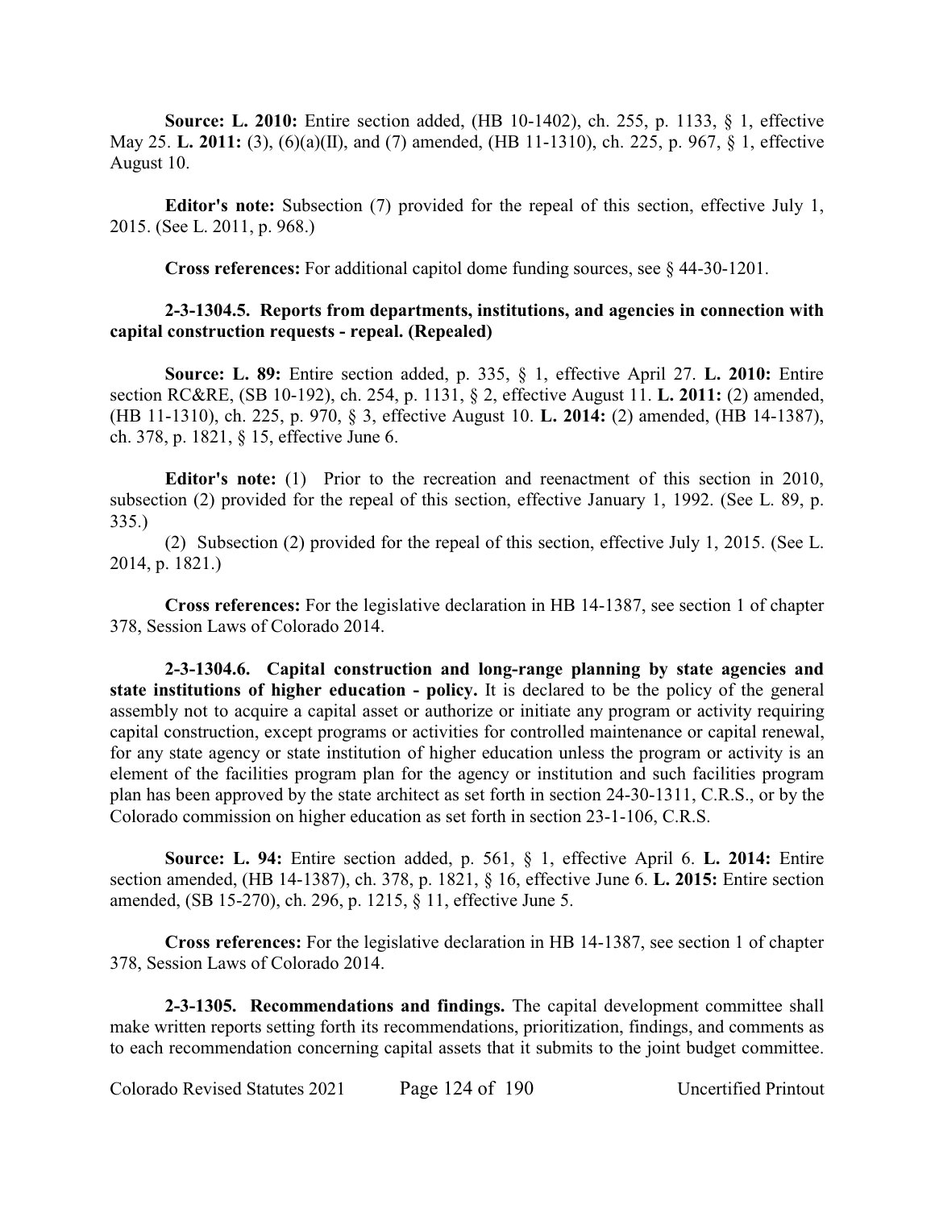**Source: L. 2010:** Entire section added, (HB 10-1402), ch. 255, p. 1133, § 1, effective May 25. **L. 2011:** (3), (6)(a)(II), and (7) amended, (HB 11-1310), ch. 225, p. 967, § 1, effective August 10.

**Editor's note:** Subsection (7) provided for the repeal of this section, effective July 1, 2015. (See L. 2011, p. 968.)

**Cross references:** For additional capitol dome funding sources, see § 44-30-1201.

**2-3-1304.5. Reports from departments, institutions, and agencies in connection with capital construction requests - repeal. (Repealed)**

**Source: L. 89:** Entire section added, p. 335, § 1, effective April 27. **L. 2010:** Entire section RC&RE, (SB 10-192), ch. 254, p. 1131, § 2, effective August 11. **L. 2011:** (2) amended, (HB 11-1310), ch. 225, p. 970, § 3, effective August 10. **L. 2014:** (2) amended, (HB 14-1387), ch. 378, p. 1821, § 15, effective June 6.

**Editor's note:** (1) Prior to the recreation and reenactment of this section in 2010, subsection (2) provided for the repeal of this section, effective January 1, 1992. (See L. 89, p. 335.)

(2) Subsection (2) provided for the repeal of this section, effective July 1, 2015. (See L. 2014, p. 1821.)

**Cross references:** For the legislative declaration in HB 14-1387, see section 1 of chapter 378, Session Laws of Colorado 2014.

**2-3-1304.6. Capital construction and long-range planning by state agencies and state institutions of higher education - policy.** It is declared to be the policy of the general assembly not to acquire a capital asset or authorize or initiate any program or activity requiring capital construction, except programs or activities for controlled maintenance or capital renewal, for any state agency or state institution of higher education unless the program or activity is an element of the facilities program plan for the agency or institution and such facilities program plan has been approved by the state architect as set forth in section 24-30-1311, C.R.S., or by the Colorado commission on higher education as set forth in section 23-1-106, C.R.S.

**Source: L. 94:** Entire section added, p. 561, § 1, effective April 6. **L. 2014:** Entire section amended, (HB 14-1387), ch. 378, p. 1821, § 16, effective June 6. **L. 2015:** Entire section amended, (SB 15-270), ch. 296, p. 1215, § 11, effective June 5.

**Cross references:** For the legislative declaration in HB 14-1387, see section 1 of chapter 378, Session Laws of Colorado 2014.

**2-3-1305. Recommendations and findings.** The capital development committee shall make written reports setting forth its recommendations, prioritization, findings, and comments as to each recommendation concerning capital assets that it submits to the joint budget committee.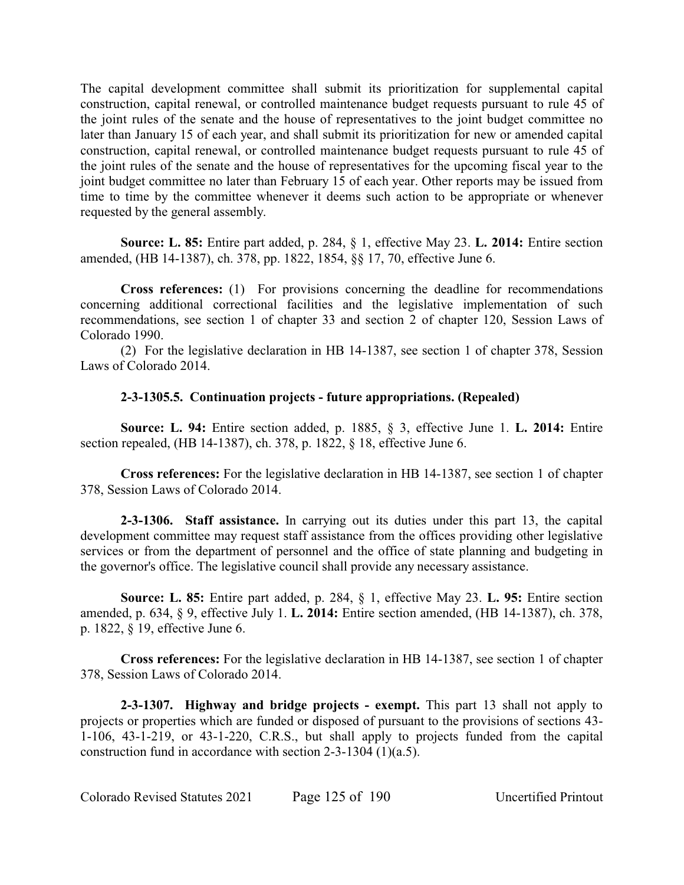The capital development committee shall submit its prioritization for supplemental capital construction, capital renewal, or controlled maintenance budget requests pursuant to rule 45 of the joint rules of the senate and the house of representatives to the joint budget committee no later than January 15 of each year, and shall submit its prioritization for new or amended capital construction, capital renewal, or controlled maintenance budget requests pursuant to rule 45 of the joint rules of the senate and the house of representatives for the upcoming fiscal year to the joint budget committee no later than February 15 of each year. Other reports may be issued from time to time by the committee whenever it deems such action to be appropriate or whenever requested by the general assembly.

**Source: L. 85:** Entire part added, p. 284, § 1, effective May 23. **L. 2014:** Entire section amended, (HB 14-1387), ch. 378, pp. 1822, 1854, §§ 17, 70, effective June 6.

**Cross references:** (1) For provisions concerning the deadline for recommendations concerning additional correctional facilities and the legislative implementation of such recommendations, see section 1 of chapter 33 and section 2 of chapter 120, Session Laws of Colorado 1990.

(2) For the legislative declaration in HB 14-1387, see section 1 of chapter 378, Session Laws of Colorado 2014.

**2-3-1305.5. Continuation projects - future appropriations. (Repealed)**

**Source: L. 94:** Entire section added, p. 1885, § 3, effective June 1. **L. 2014:** Entire section repealed, (HB 14-1387), ch. 378, p. 1822, § 18, effective June 6.

**Cross references:** For the legislative declaration in HB 14-1387, see section 1 of chapter 378, Session Laws of Colorado 2014.

**2-3-1306. Staff assistance.** In carrying out its duties under this part 13, the capital development committee may request staff assistance from the offices providing other legislative services or from the department of personnel and the office of state planning and budgeting in the governor's office. The legislative council shall provide any necessary assistance.

**Source: L. 85:** Entire part added, p. 284, § 1, effective May 23. **L. 95:** Entire section amended, p. 634, § 9, effective July 1. **L. 2014:** Entire section amended, (HB 14-1387), ch. 378, p. 1822, § 19, effective June 6.

**Cross references:** For the legislative declaration in HB 14-1387, see section 1 of chapter 378, Session Laws of Colorado 2014.

**2-3-1307. Highway and bridge projects - exempt.** This part 13 shall not apply to projects or properties which are funded or disposed of pursuant to the provisions of sections 43-1-106, 43-1-219, or 43-1-220, C.R.S., but shall apply to projects funded from the capital construction fund in accordance with section 2-3-1304 (1)(a.5).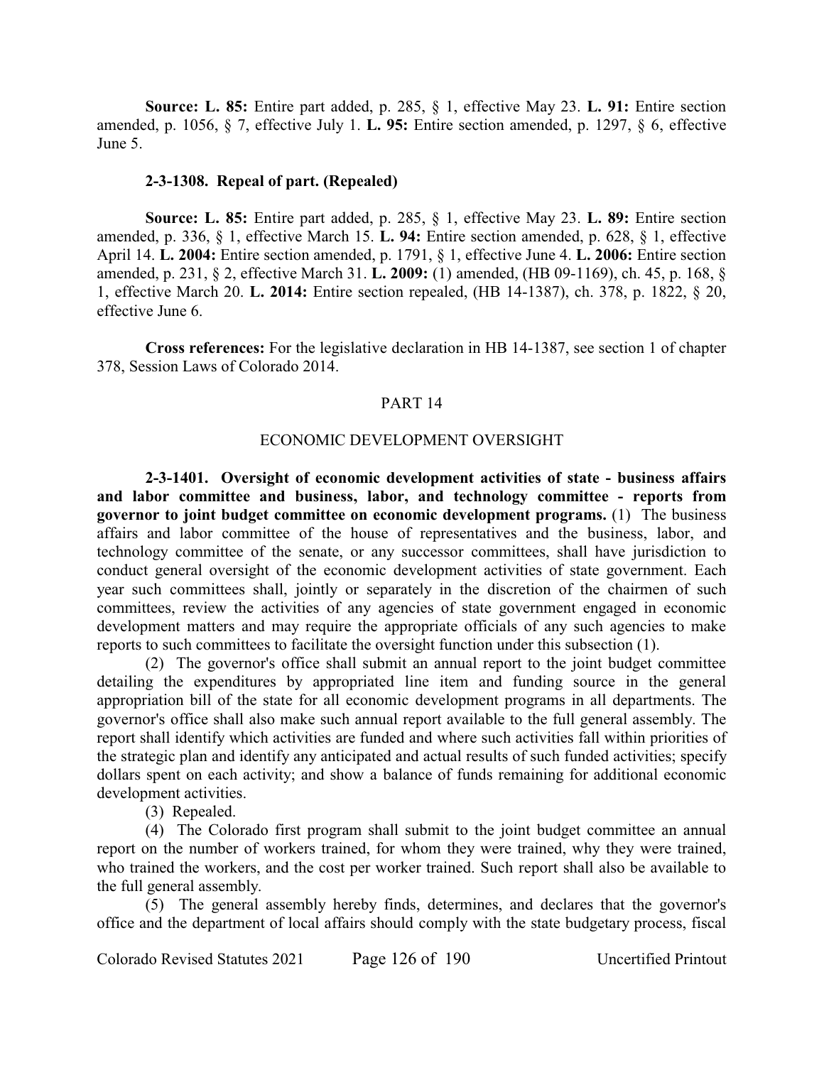**Source: L. 85:** Entire part added, p. 285, § 1, effective May 23. **L. 91:** Entire section amended, p. 1056, § 7, effective July 1. **L. 95:** Entire section amended, p. 1297, § 6, effective June 5.

**2-3-1308. Repeal of part. (Repealed)**

**Source: L. 85:** Entire part added, p. 285, § 1, effective May 23. **L. 89:** Entire section amended, p. 336, § 1, effective March 15. **L. 94:** Entire section amended, p. 628, § 1, effective April 14. **L. 2004:** Entire section amended, p. 1791, § 1, effective June 4. **L. 2006:** Entire section amended, p. 231, § 2, effective March 31. **L. 2009:** (1) amended, (HB 09-1169), ch. 45, p. 168, § 1, effective March 20. **L. 2014:** Entire section repealed, (HB 14-1387), ch. 378, p. 1822, § 20, effective June 6.

**Cross references:** For the legislative declaration in HB 14-1387, see section 1 of chapter 378, Session Laws of Colorado 2014.

## PART 14

## ECONOMIC DEVELOPMENT OVERSIGHT

**2-3-1401. Oversight of economic development activities of state - business affairs and labor committee and business, labor, and technology committee - reports from governor to joint budget committee on economic development programs.** (1) The business affairs and labor committee of the house of representatives and the business, labor, and technology committee of the senate, or any successor committees, shall have jurisdiction to conduct general oversight of the economic development activities of state government. Each year such committees shall, jointly or separately in the discretion of the chairmen of such committees, review the activities of any agencies of state government engaged in economic development matters and may require the appropriate officials of any such agencies to make reports to such committees to facilitate the oversight function under this subsection (1).

(2) The governor's office shall submit an annual report to the joint budget committee detailing the expenditures by appropriated line item and funding source in the general appropriation bill of the state for all economic development programs in all departments. The governor's office shall also make such annual report available to the full general assembly. The report shall identify which activities are funded and where such activities fall within priorities of the strategic plan and identify any anticipated and actual results of such funded activities; specify dollars spent on each activity; and show a balance of funds remaining for additional economic development activities.

(3) Repealed.

(4) The Colorado first program shall submit to the joint budget committee an annual report on the number of workers trained, for whom they were trained, why they were trained, who trained the workers, and the cost per worker trained. Such report shall also be available to the full general assembly.

(5) The general assembly hereby finds, determines, and declares that the governor's office and the department of local affairs should comply with the state budgetary process, fiscal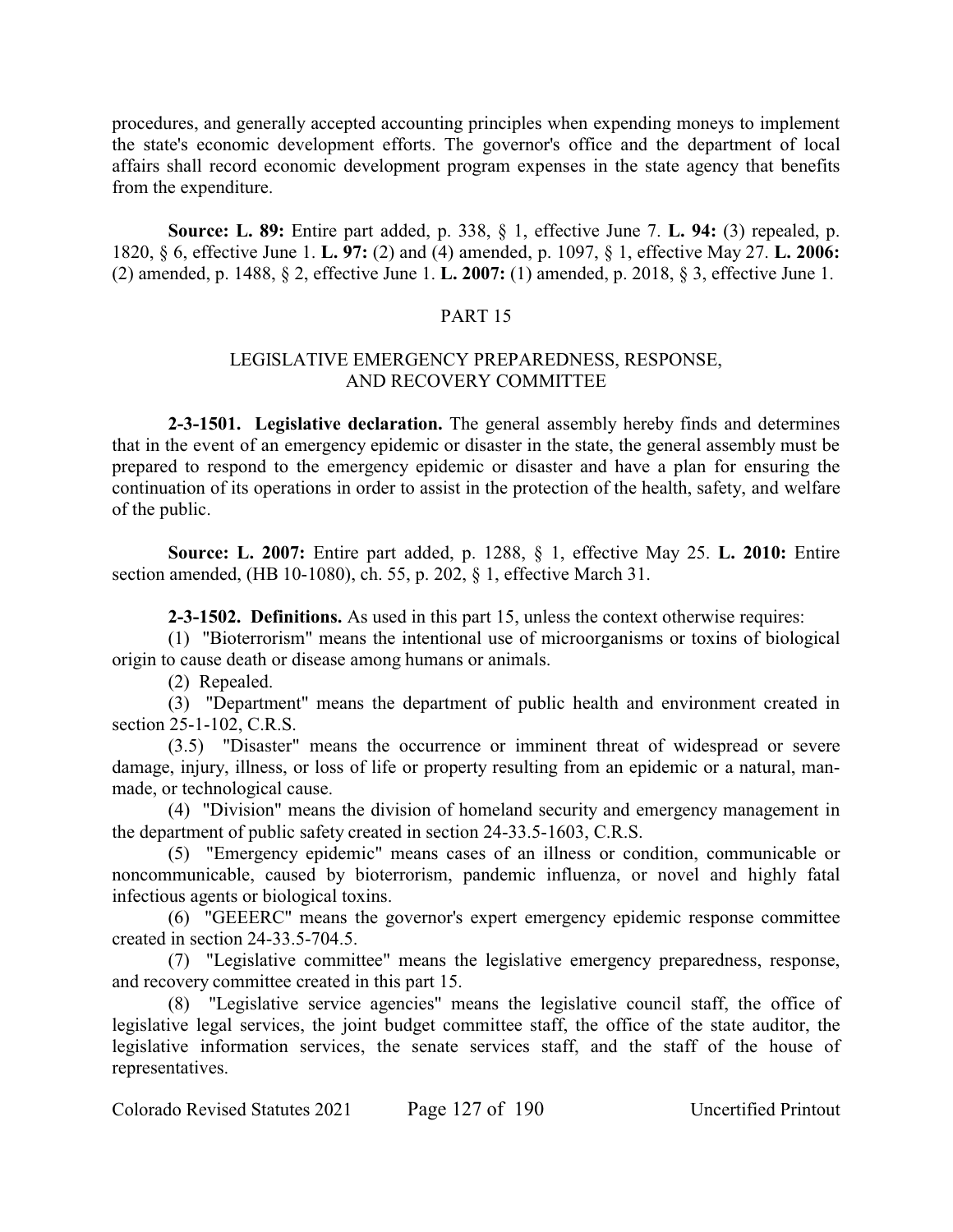procedures, and generally accepted accounting principles when expending moneys to implement the state's economic development efforts. The governor's office and the department of local affairs shall record economic development program expenses in the state agency that benefits from the expenditure.

**Source: L. 89:** Entire part added, p. 338, § 1, effective June 7. **L. 94:** (3) repealed, p. 1820, § 6, effective June 1. **L. 97:** (2) and (4) amended, p. 1097, § 1, effective May 27. **L. 2006:** (2) amended, p. 1488, § 2, effective June 1. **L. 2007:** (1) amended, p. 2018, § 3, effective June 1.

## PART 15

## LEGISLATIVE EMERGENCY PREPAREDNESS, RESPONSE, AND RECOVERY COMMITTEE

**2-3-1501. Legislative declaration.** The general assembly hereby finds and determines that in the event of an emergency epidemic or disaster in the state, the general assembly must be prepared to respond to the emergency epidemic or disaster and have a plan for ensuring the continuation of its operations in order to assist in the protection of the health, safety, and welfare of the public.

**Source: L. 2007:** Entire part added, p. 1288, § 1, effective May 25. **L. 2010:** Entire section amended, (HB 10-1080), ch. 55, p. 202, § 1, effective March 31.

**2-3-1502. Definitions.** As used in this part 15, unless the context otherwise requires:

(1) "Bioterrorism" means the intentional use of microorganisms or toxins of biological origin to cause death or disease among humans or animals.

(2) Repealed.

(3) "Department" means the department of public health and environment created in section 25-1-102, C.R.S.

(3.5) "Disaster" means the occurrence or imminent threat of widespread or severe damage, injury, illness, or loss of life or property resulting from an epidemic or a natural, man-made, or technological cause.

(4) "Division" means the division of homeland security and emergency management in the department of public safety created in section 24-33.5-1603, C.R.S.

(5) "Emergency epidemic" means cases of an illness or condition, communicable or noncommunicable, caused by bioterrorism, pandemic influenza, or novel and highly fatal infectious agents or biological toxins.

(6) "GEEERC" means the governor's expert emergency epidemic response committee created in section 24-33.5-704.5.

(7) "Legislative committee" means the legislative emergency preparedness, response, and recovery committee created in this part 15.

(8) "Legislative service agencies" means the legislative council staff, the office of legislative legal services, the joint budget committee staff, the office of the state auditor, the legislative information services, the senate services staff, and the staff of the house of representatives.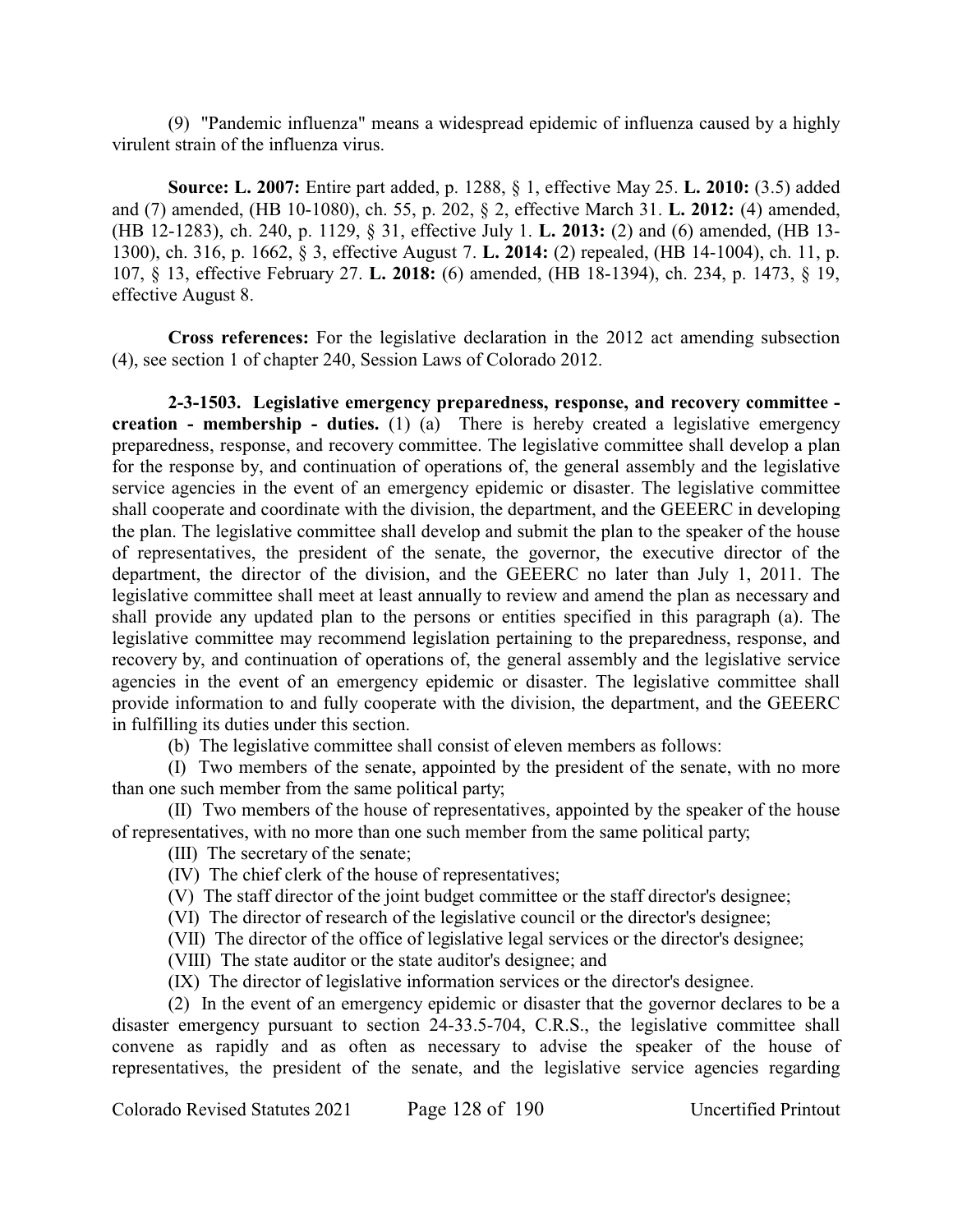(9) "Pandemic influenza" means a widespread epidemic of influenza caused by a highly virulent strain of the influenza virus.

**Source: L. 2007:** Entire part added, p. 1288, § 1, effective May 25. **L. 2010:** (3.5) added and (7) amended, (HB 10-1080), ch. 55, p. 202, § 2, effective March 31. **L. 2012:** (4) amended, (HB 12-1283), ch. 240, p. 1129, § 31, effective July 1. **L. 2013:** (2) and (6) amended, (HB 13-1300), ch. 316, p. 1662, § 3, effective August 7. **L. 2014:** (2) repealed, (HB 14-1004), ch. 11, p. 107, § 13, effective February 27. **L. 2018:** (6) amended, (HB 18-1394), ch. 234, p. 1473, § 19, effective August 8.

**Cross references:** For the legislative declaration in the 2012 act amending subsection (4), see section 1 of chapter 240, Session Laws of Colorado 2012.

**2-3-1503. Legislative emergency preparedness, response, and recovery committee - creation - membership - duties.** (1) (a) There is hereby created a legislative emergency preparedness, response, and recovery committee. The legislative committee shall develop a plan for the response by, and continuation of operations of, the general assembly and the legislative service agencies in the event of an emergency epidemic or disaster. The legislative committee shall cooperate and coordinate with the division, the department, and the GEEERC in developing the plan. The legislative committee shall develop and submit the plan to the speaker of the house of representatives, the president of the senate, the governor, the executive director of the department, the director of the division, and the GEEERC no later than July 1, 2011. The legislative committee shall meet at least annually to review and amend the plan as necessary and shall provide any updated plan to the persons or entities specified in this paragraph (a). The legislative committee may recommend legislation pertaining to the preparedness, response, and recovery by, and continuation of operations of, the general assembly and the legislative service agencies in the event of an emergency epidemic or disaster. The legislative committee shall provide information to and fully cooperate with the division, the department, and the GEEERC in fulfilling its duties under this section.

(b) The legislative committee shall consist of eleven members as follows:

(I) Two members of the senate, appointed by the president of the senate, with no more than one such member from the same political party;

(II) Two members of the house of representatives, appointed by the speaker of the house of representatives, with no more than one such member from the same political party;

(III) The secretary of the senate;

(IV) The chief clerk of the house of representatives;

(V) The staff director of the joint budget committee or the staff director's designee;

(VI) The director of research of the legislative council or the director's designee;

(VII) The director of the office of legislative legal services or the director's designee;

(VIII) The state auditor or the state auditor's designee; and

(IX) The director of legislative information services or the director's designee.

(2) In the event of an emergency epidemic or disaster that the governor declares to be a disaster emergency pursuant to section 24-33.5-704, C.R.S., the legislative committee shall convene as rapidly and as often as necessary to advise the speaker of the house of representatives, the president of the senate, and the legislative service agencies regarding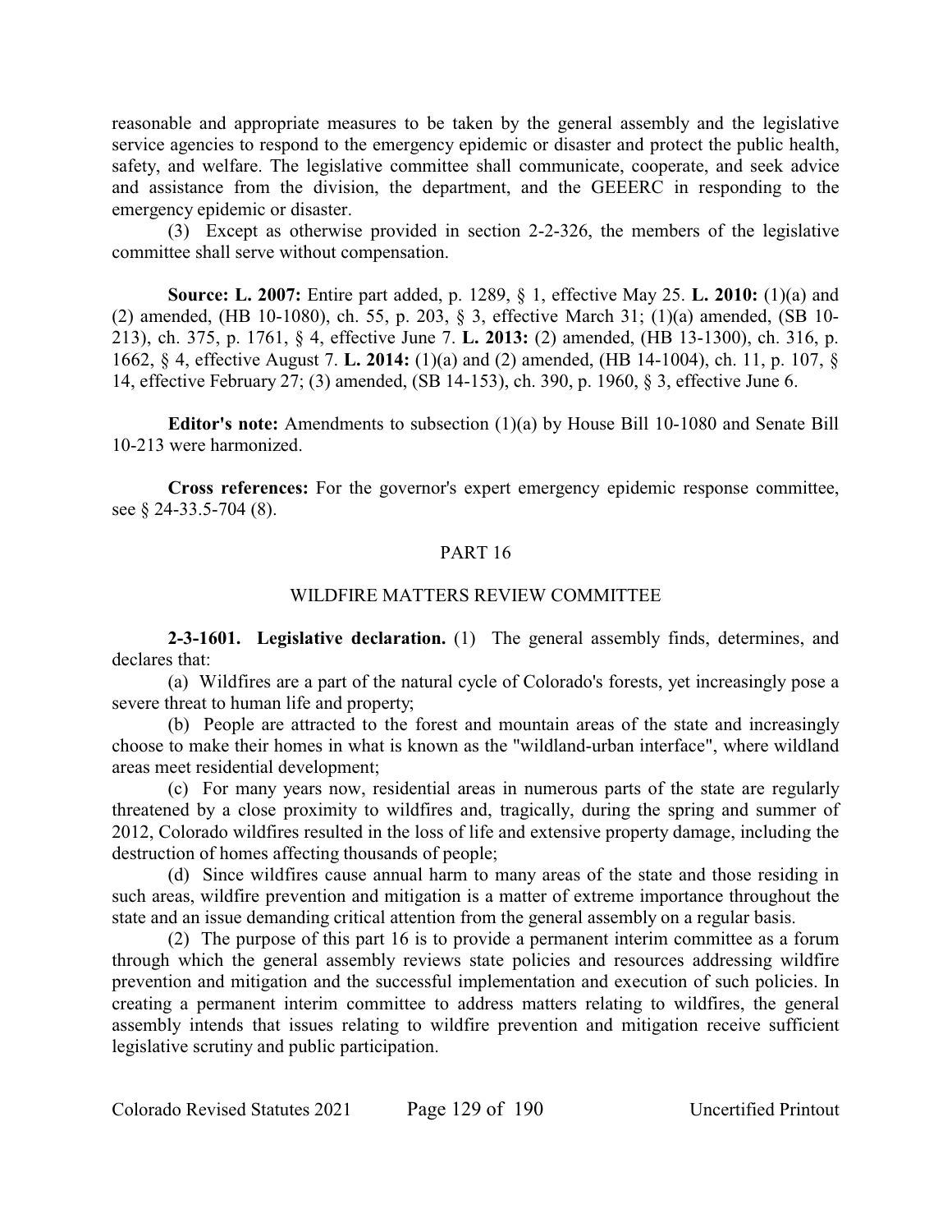reasonable and appropriate measures to be taken by the general assembly and the legislative service agencies to respond to the emergency epidemic or disaster and protect the public health, safety, and welfare. The legislative committee shall communicate, cooperate, and seek advice and assistance from the division, the department, and the GEEERC in responding to the emergency epidemic or disaster.

(3) Except as otherwise provided in section 2-2-326, the members of the legislative committee shall serve without compensation.

**Source: L. 2007:** Entire part added, p. 1289, § 1, effective May 25. **L. 2010:** (1)(a) and (2) amended, (HB 10-1080), ch. 55, p. 203, § 3, effective March 31; (1)(a) amended, (SB 10-213), ch. 375, p. 1761, § 4, effective June 7. **L. 2013:** (2) amended, (HB 13-1300), ch. 316, p. 1662, § 4, effective August 7. **L. 2014:** (1)(a) and (2) amended, (HB 14-1004), ch. 11, p. 107, § 14, effective February 27; (3) amended, (SB 14-153), ch. 390, p. 1960, § 3, effective June 6.

**Editor's note:** Amendments to subsection (1)(a) by House Bill 10-1080 and Senate Bill 10-213 were harmonized.

**Cross references:** For the governor's expert emergency epidemic response committee, see § 24-33.5-704 (8).

## PART 16

## WILDFIRE MATTERS REVIEW COMMITTEE

**2-3-1601. Legislative declaration.** (1) The general assembly finds, determines, and declares that:

(a) Wildfires are a part of the natural cycle of Colorado's forests, yet increasingly pose a severe threat to human life and property;

(b) People are attracted to the forest and mountain areas of the state and increasingly choose to make their homes in what is known as the "wildland-urban interface", where wildland areas meet residential development;

(c) For many years now, residential areas in numerous parts of the state are regularly threatened by a close proximity to wildfires and, tragically, during the spring and summer of 2012, Colorado wildfires resulted in the loss of life and extensive property damage, including the destruction of homes affecting thousands of people;

(d) Since wildfires cause annual harm to many areas of the state and those residing in such areas, wildfire prevention and mitigation is a matter of extreme importance throughout the state and an issue demanding critical attention from the general assembly on a regular basis.

(2) The purpose of this part 16 is to provide a permanent interim committee as a forum through which the general assembly reviews state policies and resources addressing wildfire prevention and mitigation and the successful implementation and execution of such policies. In creating a permanent interim committee to address matters relating to wildfires, the general assembly intends that issues relating to wildfire prevention and mitigation receive sufficient legislative scrutiny and public participation.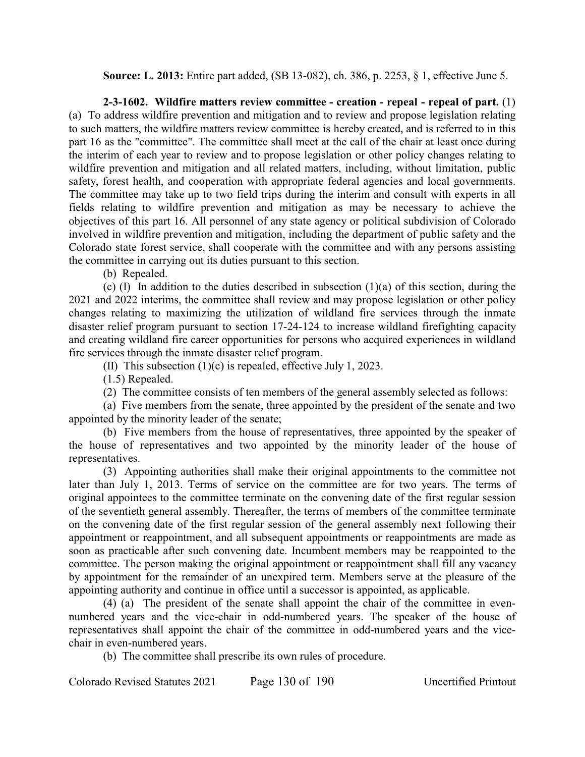**Source: L. 2013:** Entire part added, (SB 13-082), ch. 386, p. 2253, § 1, effective June 5.

**2-3-1602. Wildfire matters review committee - creation - repeal - repeal of part.** (1) (a) To address wildfire prevention and mitigation and to review and propose legislation relating to such matters, the wildfire matters review committee is hereby created, and is referred to in this part 16 as the "committee". The committee shall meet at the call of the chair at least once during the interim of each year to review and to propose legislation or other policy changes relating to wildfire prevention and mitigation and all related matters, including, without limitation, public safety, forest health, and cooperation with appropriate federal agencies and local governments. The committee may take up to two field trips during the interim and consult with experts in all fields relating to wildfire prevention and mitigation as may be necessary to achieve the objectives of this part 16. All personnel of any state agency or political subdivision of Colorado involved in wildfire prevention and mitigation, including the department of public safety and the Colorado state forest service, shall cooperate with the committee and with any persons assisting the committee in carrying out its duties pursuant to this section.

(b) Repealed.

(c) (I) In addition to the duties described in subsection (1)(a) of this section, during the 2021 and 2022 interims, the committee shall review and may propose legislation or other policy changes relating to maximizing the utilization of wildland fire services through the inmate disaster relief program pursuant to section 17-24-124 to increase wildland firefighting capacity and creating wildland fire career opportunities for persons who acquired experiences in wildland fire services through the inmate disaster relief program.

(II) This subsection (1)(c) is repealed, effective July 1, 2023.

(1.5) Repealed.

(2) The committee consists of ten members of the general assembly selected as follows:

(a) Five members from the senate, three appointed by the president of the senate and two appointed by the minority leader of the senate;

(b) Five members from the house of representatives, three appointed by the speaker of the house of representatives and two appointed by the minority leader of the house of representatives.

(3) Appointing authorities shall make their original appointments to the committee not later than July 1, 2013. Terms of service on the committee are for two years. The terms of original appointees to the committee terminate on the convening date of the first regular session of the seventieth general assembly. Thereafter, the terms of members of the committee terminate on the convening date of the first regular session of the general assembly next following their appointment or reappointment, and all subsequent appointments or reappointments are made as soon as practicable after such convening date. Incumbent members may be reappointed to the committee. The person making the original appointment or reappointment shall fill any vacancy by appointment for the remainder of an unexpired term. Members serve at the pleasure of the appointing authority and continue in office until a successor is appointed, as applicable.

(4) (a) The president of the senate shall appoint the chair of the committee in even-numbered years and the vice-chair in odd-numbered years. The speaker of the house of representatives shall appoint the chair of the committee in odd-numbered years and the vice-chair in even-numbered years.

(b) The committee shall prescribe its own rules of procedure.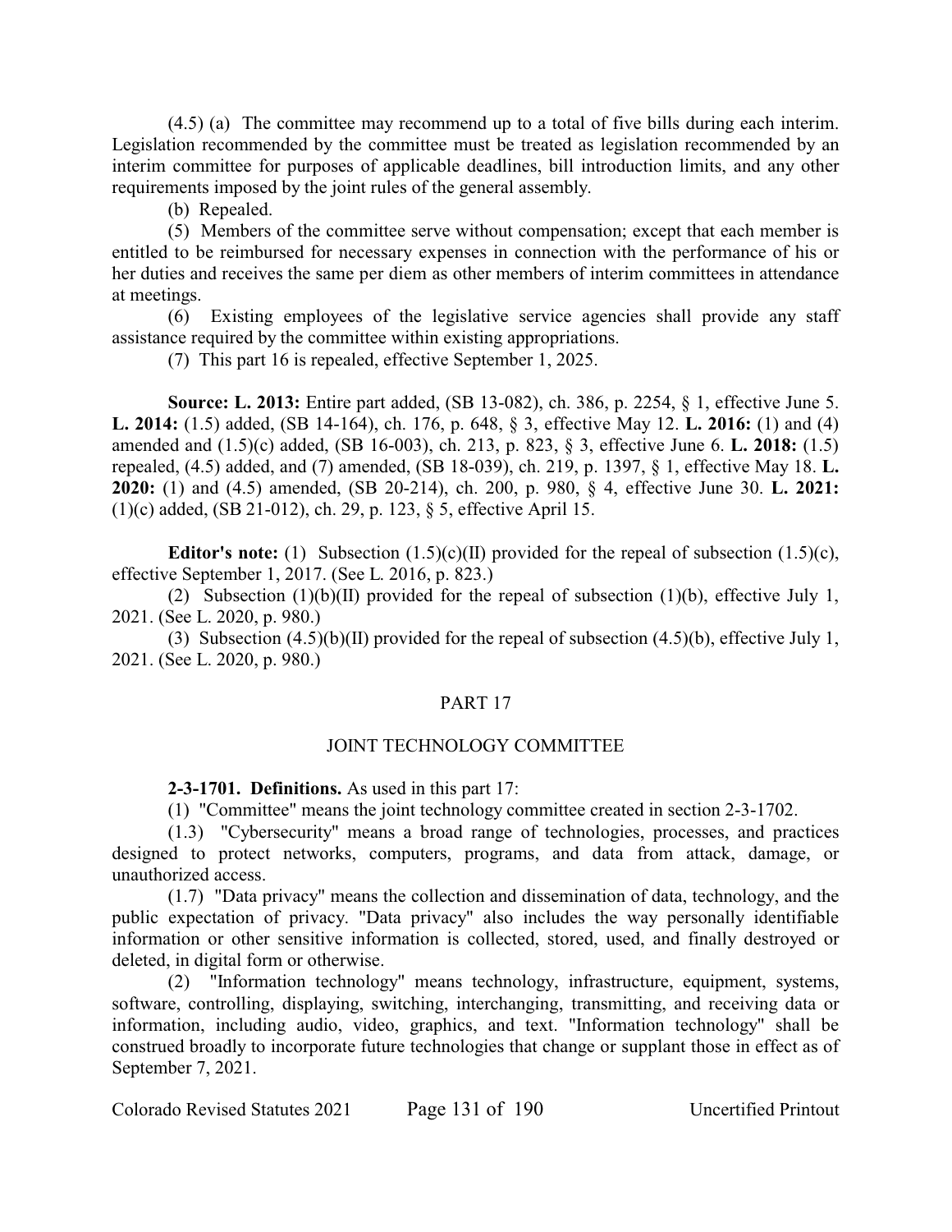(4.5) (a) The committee may recommend up to a total of five bills during each interim. Legislation recommended by the committee must be treated as legislation recommended by an interim committee for purposes of applicable deadlines, bill introduction limits, and any other requirements imposed by the joint rules of the general assembly.

(b) Repealed.

(5) Members of the committee serve without compensation; except that each member is entitled to be reimbursed for necessary expenses in connection with the performance of his or her duties and receives the same per diem as other members of interim committees in attendance at meetings.

(6) Existing employees of the legislative service agencies shall provide any staff assistance required by the committee within existing appropriations.

(7) This part 16 is repealed, effective September 1, 2025.

**Source: L. 2013:** Entire part added, (SB 13-082), ch. 386, p. 2254, § 1, effective June 5. **L. 2014:** (1.5) added, (SB 14-164), ch. 176, p. 648, § 3, effective May 12. **L. 2016:** (1) and (4) amended and (1.5)(c) added, (SB 16-003), ch. 213, p. 823, § 3, effective June 6. **L. 2018:** (1.5) repealed, (4.5) added, and (7) amended, (SB 18-039), ch. 219, p. 1397, § 1, effective May 18. **L. 2020:** (1) and (4.5) amended, (SB 20-214), ch. 200, p. 980, § 4, effective June 30. **L. 2021:** (1)(c) added, (SB 21-012), ch. 29, p. 123, § 5, effective April 15.

**Editor's note:** (1) Subsection (1.5)(c)(II) provided for the repeal of subsection (1.5)(c), effective September 1, 2017. (See L. 2016, p. 823.)

(2) Subsection (1)(b)(II) provided for the repeal of subsection (1)(b), effective July 1, 2021. (See L. 2020, p. 980.)

(3) Subsection (4.5)(b)(II) provided for the repeal of subsection (4.5)(b), effective July 1, 2021. (See L. 2020, p. 980.)

## PART 17

## JOINT TECHNOLOGY COMMITTEE

**2-3-1701. Definitions.** As used in this part 17:

(1) "Committee" means the joint technology committee created in section 2-3-1702.

(1.3) "Cybersecurity" means a broad range of technologies, processes, and practices designed to protect networks, computers, programs, and data from attack, damage, or unauthorized access.

(1.7) "Data privacy" means the collection and dissemination of data, technology, and the public expectation of privacy. "Data privacy" also includes the way personally identifiable information or other sensitive information is collected, stored, used, and finally destroyed or deleted, in digital form or otherwise.

(2) "Information technology" means technology, infrastructure, equipment, systems, software, controlling, displaying, switching, interchanging, transmitting, and receiving data or information, including audio, video, graphics, and text. "Information technology" shall be construed broadly to incorporate future technologies that change or supplant those in effect as of September 7, 2021.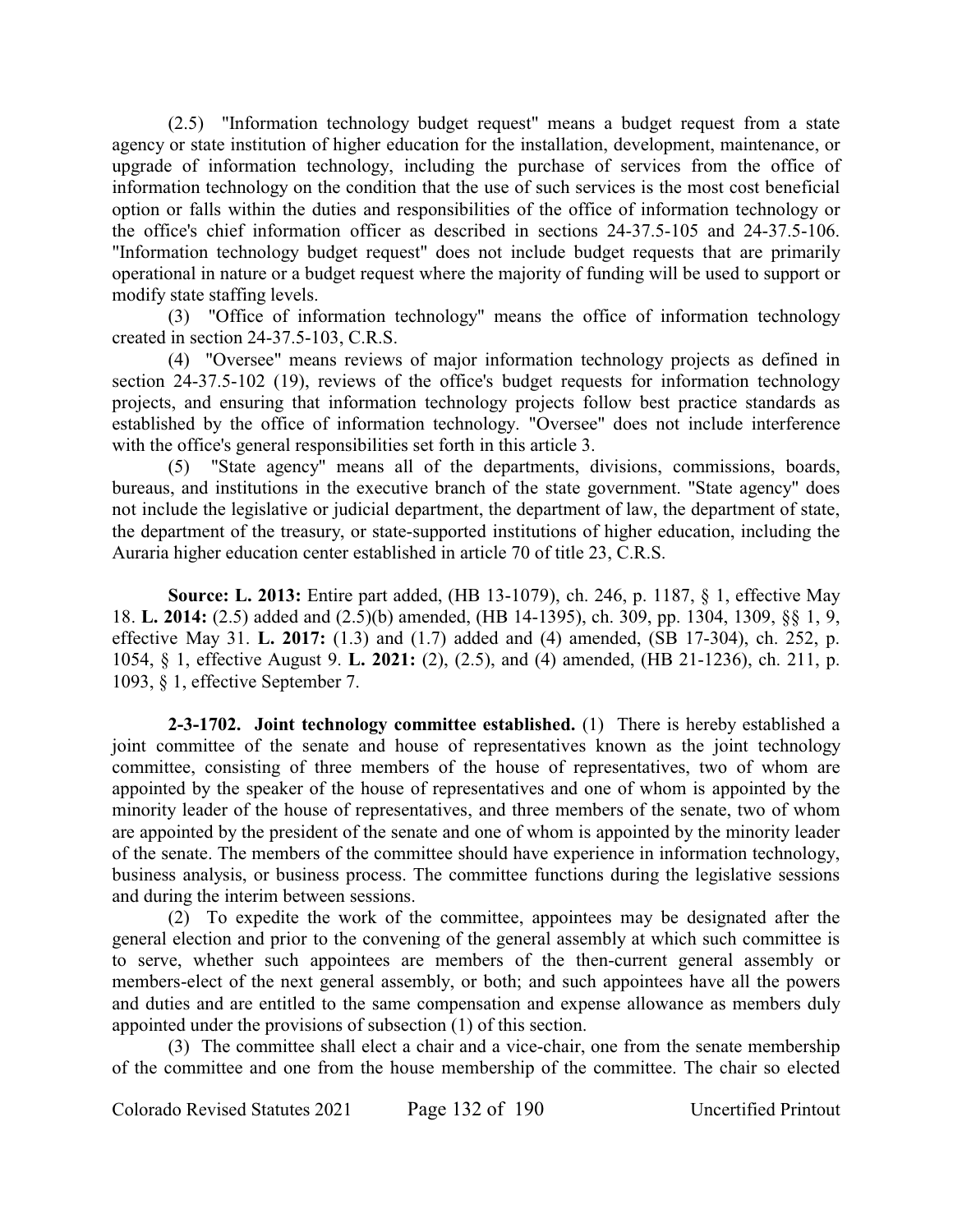(2.5) "Information technology budget request" means a budget request from a state agency or state institution of higher education for the installation, development, maintenance, or upgrade of information technology, including the purchase of services from the office of information technology on the condition that the use of such services is the most cost beneficial option or falls within the duties and responsibilities of the office of information technology or the office's chief information officer as described in sections 24-37.5-105 and 24-37.5-106. "Information technology budget request" does not include budget requests that are primarily operational in nature or a budget request where the majority of funding will be used to support or modify state staffing levels.

(3) "Office of information technology" means the office of information technology created in section 24-37.5-103, C.R.S.

(4) "Oversee" means reviews of major information technology projects as defined in section 24-37.5-102 (19), reviews of the office's budget requests for information technology projects, and ensuring that information technology projects follow best practice standards as established by the office of information technology. "Oversee" does not include interference with the office's general responsibilities set forth in this article 3.

(5) "State agency" means all of the departments, divisions, commissions, boards, bureaus, and institutions in the executive branch of the state government. "State agency" does not include the legislative or judicial department, the department of law, the department of state, the department of the treasury, or state-supported institutions of higher education, including the Auraria higher education center established in article 70 of title 23, C.R.S.

**Source: L. 2013:** Entire part added, (HB 13-1079), ch. 246, p. 1187, § 1, effective May 18. **L. 2014:** (2.5) added and (2.5)(b) amended, (HB 14-1395), ch. 309, pp. 1304, 1309, §§ 1, 9, effective May 31. **L. 2017:** (1.3) and (1.7) added and (4) amended, (SB 17-304), ch. 252, p. 1054, § 1, effective August 9. **L. 2021:** (2), (2.5), and (4) amended, (HB 21-1236), ch. 211, p. 1093, § 1, effective September 7.

**2-3-1702. Joint technology committee established.** (1) There is hereby established a joint committee of the senate and house of representatives known as the joint technology committee, consisting of three members of the house of representatives, two of whom are appointed by the speaker of the house of representatives and one of whom is appointed by the minority leader of the house of representatives, and three members of the senate, two of whom are appointed by the president of the senate and one of whom is appointed by the minority leader of the senate. The members of the committee should have experience in information technology, business analysis, or business process. The committee functions during the legislative sessions and during the interim between sessions.

(2) To expedite the work of the committee, appointees may be designated after the general election and prior to the convening of the general assembly at which such committee is to serve, whether such appointees are members of the then-current general assembly or members-elect of the next general assembly, or both; and such appointees have all the powers and duties and are entitled to the same compensation and expense allowance as members duly appointed under the provisions of subsection (1) of this section.

(3) The committee shall elect a chair and a vice-chair, one from the senate membership of the committee and one from the house membership of the committee. The chair so elected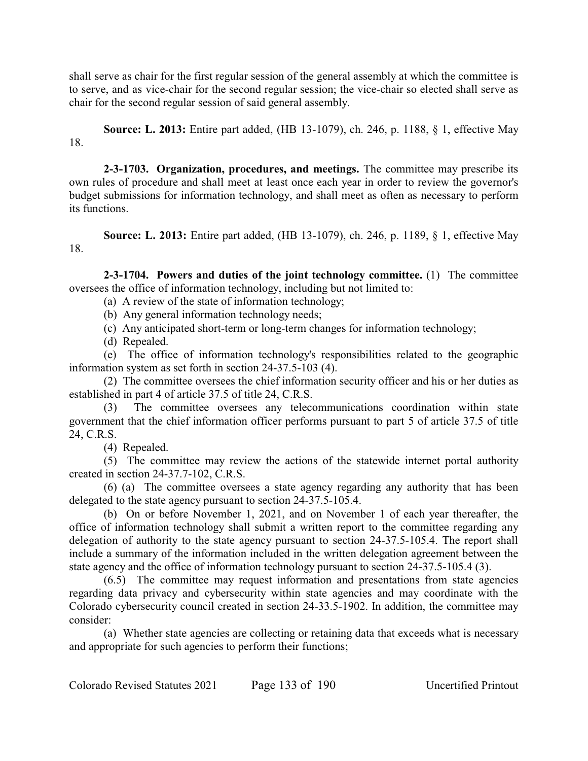shall serve as chair for the first regular session of the general assembly at which the committee is to serve, and as vice-chair for the second regular session; the vice-chair so elected shall serve as chair for the second regular session of said general assembly.

**Source: L. 2013:** Entire part added, (HB 13-1079), ch. 246, p. 1188, § 1, effective May 18.

**2-3-1703. Organization, procedures, and meetings.** The committee may prescribe its own rules of procedure and shall meet at least once each year in order to review the governor's budget submissions for information technology, and shall meet as often as necessary to perform its functions.

**Source: L. 2013:** Entire part added, (HB 13-1079), ch. 246, p. 1189, § 1, effective May 18.

**2-3-1704. Powers and duties of the joint technology committee.** (1) The committee oversees the office of information technology, including but not limited to:

(a) A review of the state of information technology;

(b) Any general information technology needs;

(c) Any anticipated short-term or long-term changes for information technology;

(d) Repealed.

(e) The office of information technology's responsibilities related to the geographic information system as set forth in section 24-37.5-103 (4).

(2) The committee oversees the chief information security officer and his or her duties as established in part 4 of article 37.5 of title 24, C.R.S.

(3) The committee oversees any telecommunications coordination within state government that the chief information officer performs pursuant to part 5 of article 37.5 of title 24, C.R.S.

(4) Repealed.

(5) The committee may review the actions of the statewide internet portal authority created in section 24-37.7-102, C.R.S.

(6) (a) The committee oversees a state agency regarding any authority that has been delegated to the state agency pursuant to section 24-37.5-105.4.

(b) On or before November 1, 2021, and on November 1 of each year thereafter, the office of information technology shall submit a written report to the committee regarding any delegation of authority to the state agency pursuant to section 24-37.5-105.4. The report shall include a summary of the information included in the written delegation agreement between the state agency and the office of information technology pursuant to section 24-37.5-105.4 (3).

(6.5) The committee may request information and presentations from state agencies regarding data privacy and cybersecurity within state agencies and may coordinate with the Colorado cybersecurity council created in section 24-33.5-1902. In addition, the committee may consider:

(a) Whether state agencies are collecting or retaining data that exceeds what is necessary and appropriate for such agencies to perform their functions;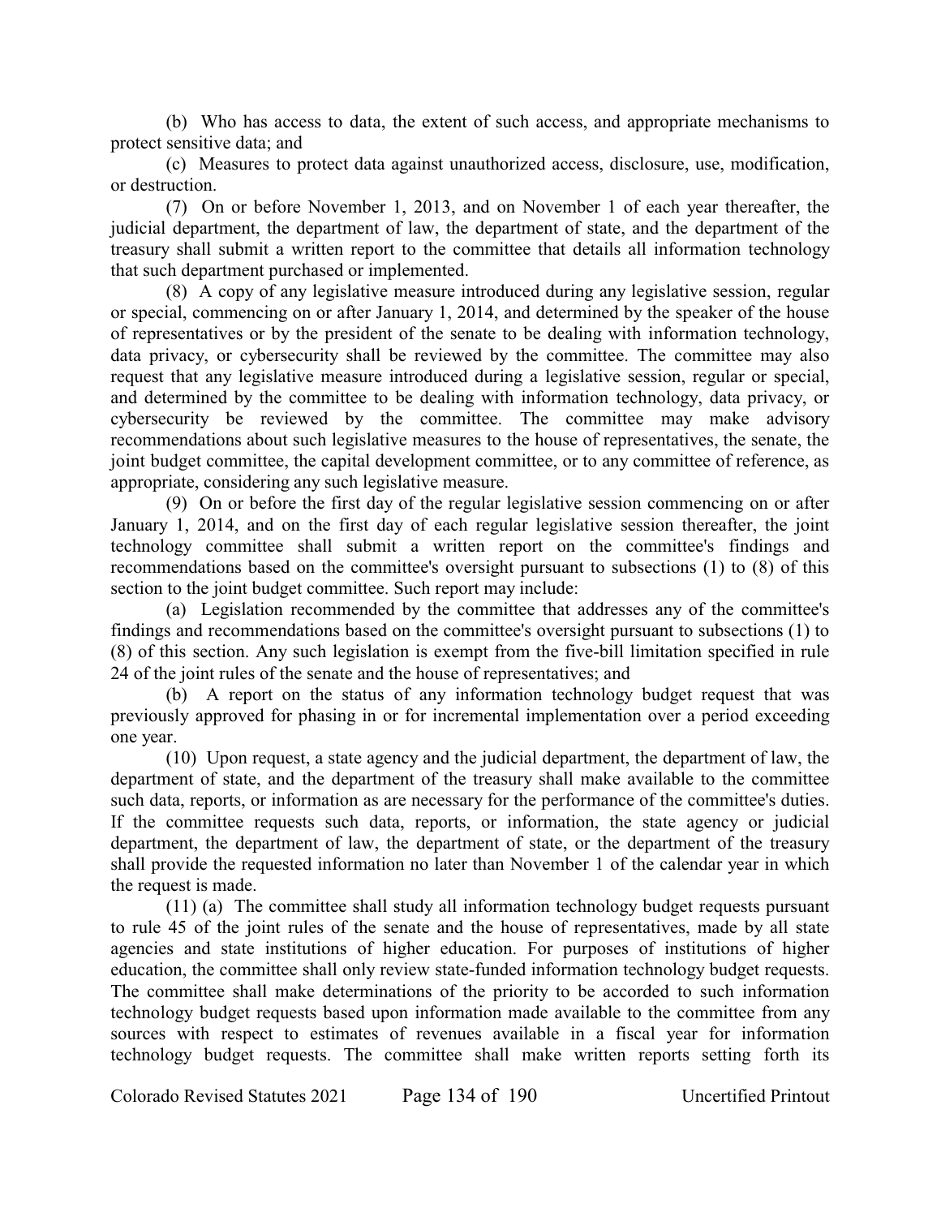(b) Who has access to data, the extent of such access, and appropriate mechanisms to protect sensitive data; and

(c) Measures to protect data against unauthorized access, disclosure, use, modification, or destruction.

(7) On or before November 1, 2013, and on November 1 of each year thereafter, the judicial department, the department of law, the department of state, and the department of the treasury shall submit a written report to the committee that details all information technology that such department purchased or implemented.

(8) A copy of any legislative measure introduced during any legislative session, regular or special, commencing on or after January 1, 2014, and determined by the speaker of the house of representatives or by the president of the senate to be dealing with information technology, data privacy, or cybersecurity shall be reviewed by the committee. The committee may also request that any legislative measure introduced during a legislative session, regular or special, and determined by the committee to be dealing with information technology, data privacy, or cybersecurity be reviewed by the committee. The committee may make advisory recommendations about such legislative measures to the house of representatives, the senate, the joint budget committee, the capital development committee, or to any committee of reference, as appropriate, considering any such legislative measure.

(9) On or before the first day of the regular legislative session commencing on or after January 1, 2014, and on the first day of each regular legislative session thereafter, the joint technology committee shall submit a written report on the committee's findings and recommendations based on the committee's oversight pursuant to subsections (1) to (8) of this section to the joint budget committee. Such report may include:

(a) Legislation recommended by the committee that addresses any of the committee's findings and recommendations based on the committee's oversight pursuant to subsections (1) to (8) of this section. Any such legislation is exempt from the five-bill limitation specified in rule 24 of the joint rules of the senate and the house of representatives; and

(b) A report on the status of any information technology budget request that was previously approved for phasing in or for incremental implementation over a period exceeding one year.

(10) Upon request, a state agency and the judicial department, the department of law, the department of state, and the department of the treasury shall make available to the committee such data, reports, or information as are necessary for the performance of the committee's duties. If the committee requests such data, reports, or information, the state agency or judicial department, the department of law, the department of state, or the department of the treasury shall provide the requested information no later than November 1 of the calendar year in which the request is made.

(11) (a) The committee shall study all information technology budget requests pursuant to rule 45 of the joint rules of the senate and the house of representatives, made by all state agencies and state institutions of higher education. For purposes of institutions of higher education, the committee shall only review state-funded information technology budget requests. The committee shall make determinations of the priority to be accorded to such information technology budget requests based upon information made available to the committee from any sources with respect to estimates of revenues available in a fiscal year for information technology budget requests. The committee shall make written reports setting forth its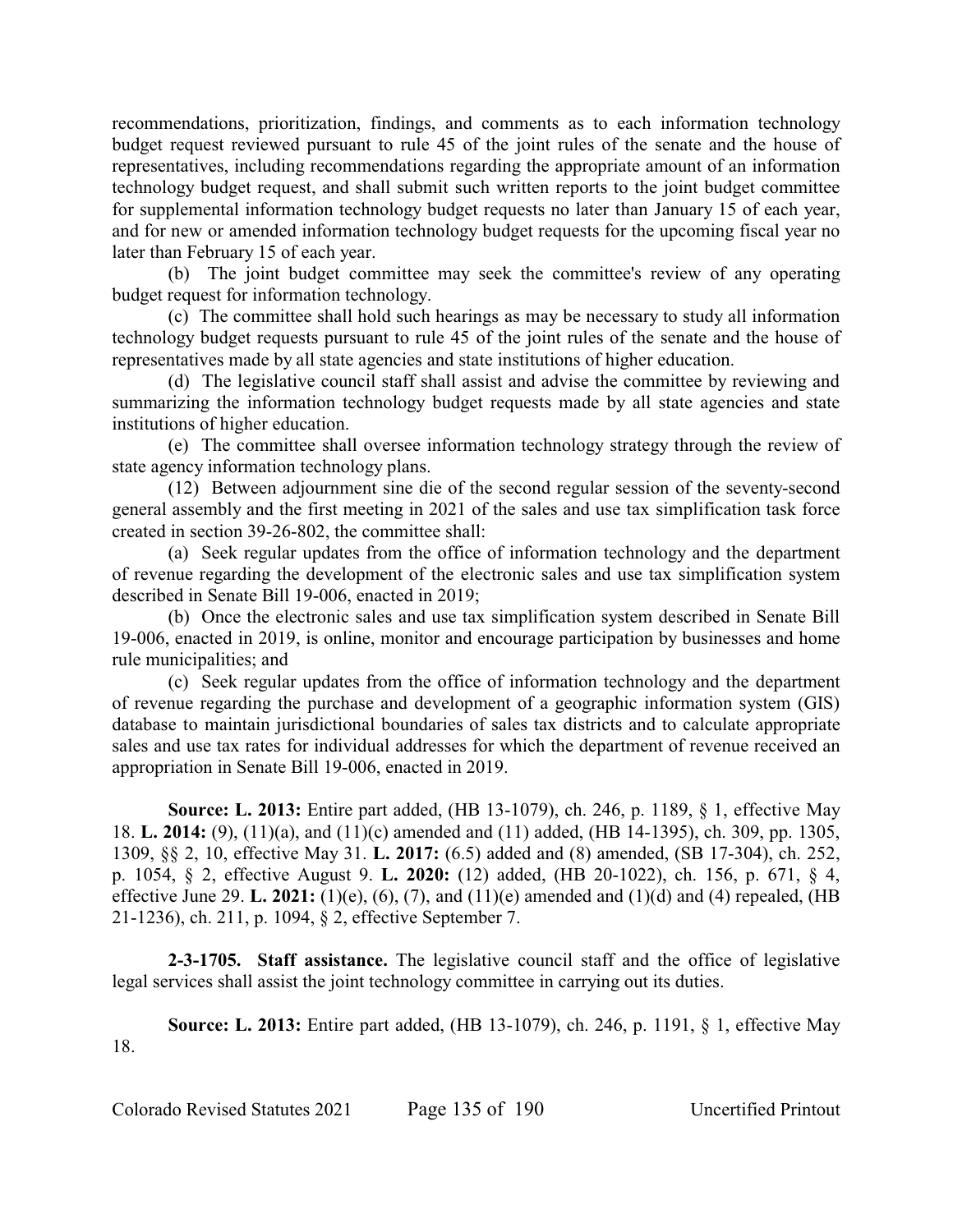recommendations, prioritization, findings, and comments as to each information technology budget request reviewed pursuant to rule 45 of the joint rules of the senate and the house of representatives, including recommendations regarding the appropriate amount of an information technology budget request, and shall submit such written reports to the joint budget committee for supplemental information technology budget requests no later than January 15 of each year, and for new or amended information technology budget requests for the upcoming fiscal year no later than February 15 of each year.

(b) The joint budget committee may seek the committee's review of any operating budget request for information technology.

(c) The committee shall hold such hearings as may be necessary to study all information technology budget requests pursuant to rule 45 of the joint rules of the senate and the house of representatives made by all state agencies and state institutions of higher education.

(d) The legislative council staff shall assist and advise the committee by reviewing and summarizing the information technology budget requests made by all state agencies and state institutions of higher education.

(e) The committee shall oversee information technology strategy through the review of state agency information technology plans.

(12) Between adjournment sine die of the second regular session of the seventy-second general assembly and the first meeting in 2021 of the sales and use tax simplification task force created in section 39-26-802, the committee shall:

(a) Seek regular updates from the office of information technology and the department of revenue regarding the development of the electronic sales and use tax simplification system described in Senate Bill 19-006, enacted in 2019;

(b) Once the electronic sales and use tax simplification system described in Senate Bill 19-006, enacted in 2019, is online, monitor and encourage participation by businesses and home rule municipalities; and

(c) Seek regular updates from the office of information technology and the department of revenue regarding the purchase and development of a geographic information system (GIS) database to maintain jurisdictional boundaries of sales tax districts and to calculate appropriate sales and use tax rates for individual addresses for which the department of revenue received an appropriation in Senate Bill 19-006, enacted in 2019.

**Source: L. 2013:** Entire part added, (HB 13-1079), ch. 246, p. 1189, § 1, effective May 18. **L. 2014:** (9), (11)(a), and (11)(c) amended and (11) added, (HB 14-1395), ch. 309, pp. 1305, 1309, §§ 2, 10, effective May 31. **L. 2017:** (6.5) added and (8) amended, (SB 17-304), ch. 252, p. 1054, § 2, effective August 9. **L. 2020:** (12) added, (HB 20-1022), ch. 156, p. 671, § 4, effective June 29. **L. 2021:** (1)(e), (6), (7), and (11)(e) amended and (1)(d) and (4) repealed, (HB 21-1236), ch. 211, p. 1094, § 2, effective September 7.

**2-3-1705. Staff assistance.** The legislative council staff and the office of legislative legal services shall assist the joint technology committee in carrying out its duties.

**Source: L. 2013:** Entire part added, (HB 13-1079), ch. 246, p. 1191, § 1, effective May 18.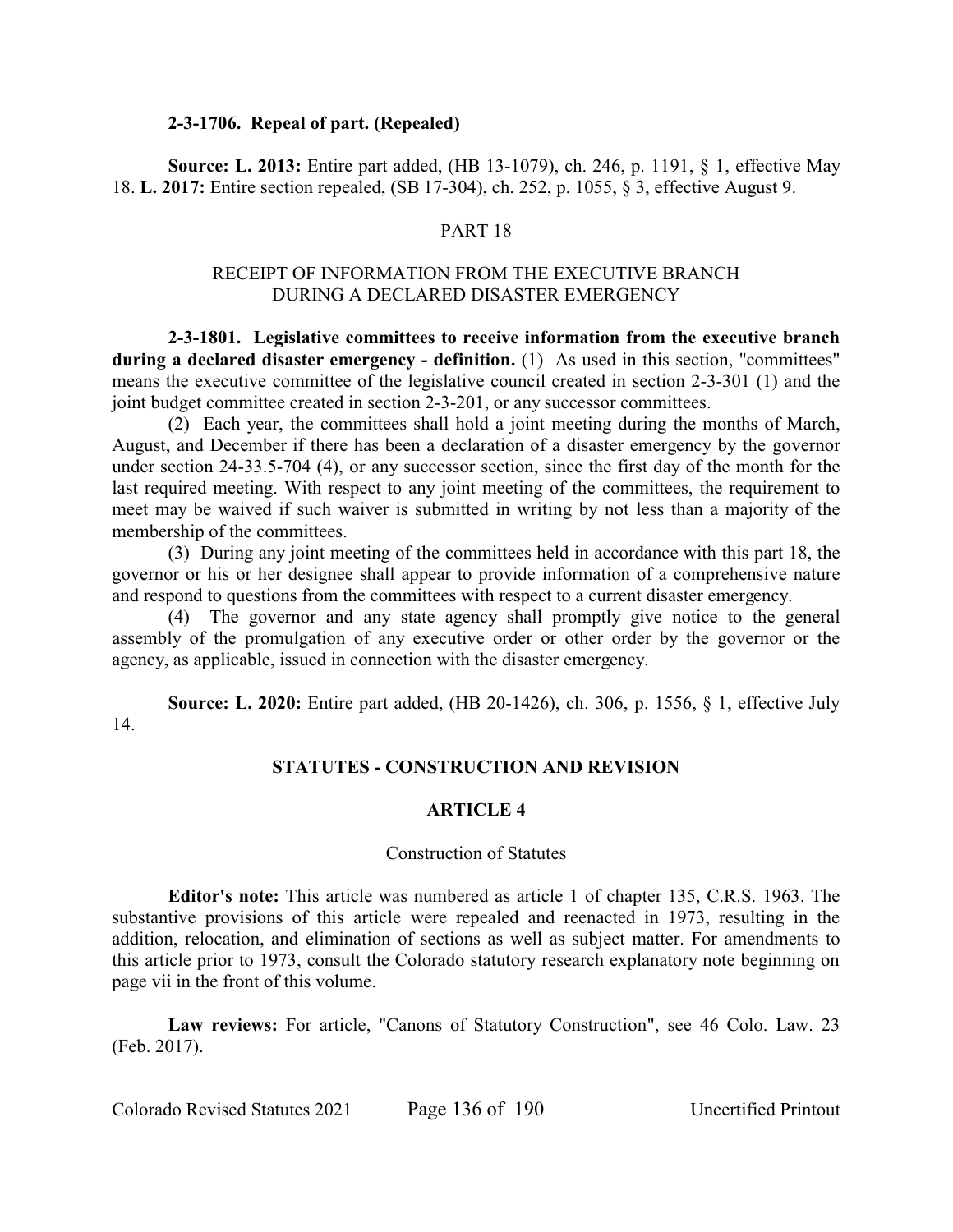**2-3-1706. Repeal of part. (Repealed)**

**Source: L. 2013:** Entire part added, (HB 13-1079), ch. 246, p. 1191, § 1, effective May 18. **L. 2017:** Entire section repealed, (SB 17-304), ch. 252, p. 1055, § 3, effective August 9.

PART 18

RECEIPT OF INFORMATION FROM THE EXECUTIVE BRANCH DURING A DECLARED DISASTER EMERGENCY

**2-3-1801. Legislative committees to receive information from the executive branch during a declared disaster emergency - definition.** (1) As used in this section, "committees" means the executive committee of the legislative council created in section 2-3-301 (1) and the joint budget committee created in section 2-3-201, or any successor committees.

(2) Each year, the committees shall hold a joint meeting during the months of March, August, and December if there has been a declaration of a disaster emergency by the governor under section 24-33.5-704 (4), or any successor section, since the first day of the month for the last required meeting. With respect to any joint meeting of the committees, the requirement to meet may be waived if such waiver is submitted in writing by not less than a majority of the membership of the committees.

(3) During any joint meeting of the committees held in accordance with this part 18, the governor or his or her designee shall appear to provide information of a comprehensive nature and respond to questions from the committees with respect to a current disaster emergency.

(4) The governor and any state agency shall promptly give notice to the general assembly of the promulgation of any executive order or other order by the governor or the agency, as applicable, issued in connection with the disaster emergency.

**Source: L. 2020:** Entire part added, (HB 20-1426), ch. 306, p. 1556, § 1, effective July 14.

**STATUTES - CONSTRUCTION AND REVISION**

**ARTICLE 4**

Construction of Statutes

**Editor's note:** This article was numbered as article 1 of chapter 135, C.R.S. 1963. The substantive provisions of this article were repealed and reenacted in 1973, resulting in the addition, relocation, and elimination of sections as well as subject matter. For amendments to this article prior to 1973, consult the Colorado statutory research explanatory note beginning on page vii in the front of this volume.

**Law reviews:** For article, "Canons of Statutory Construction", see 46 Colo. Law. 23 (Feb. 2017).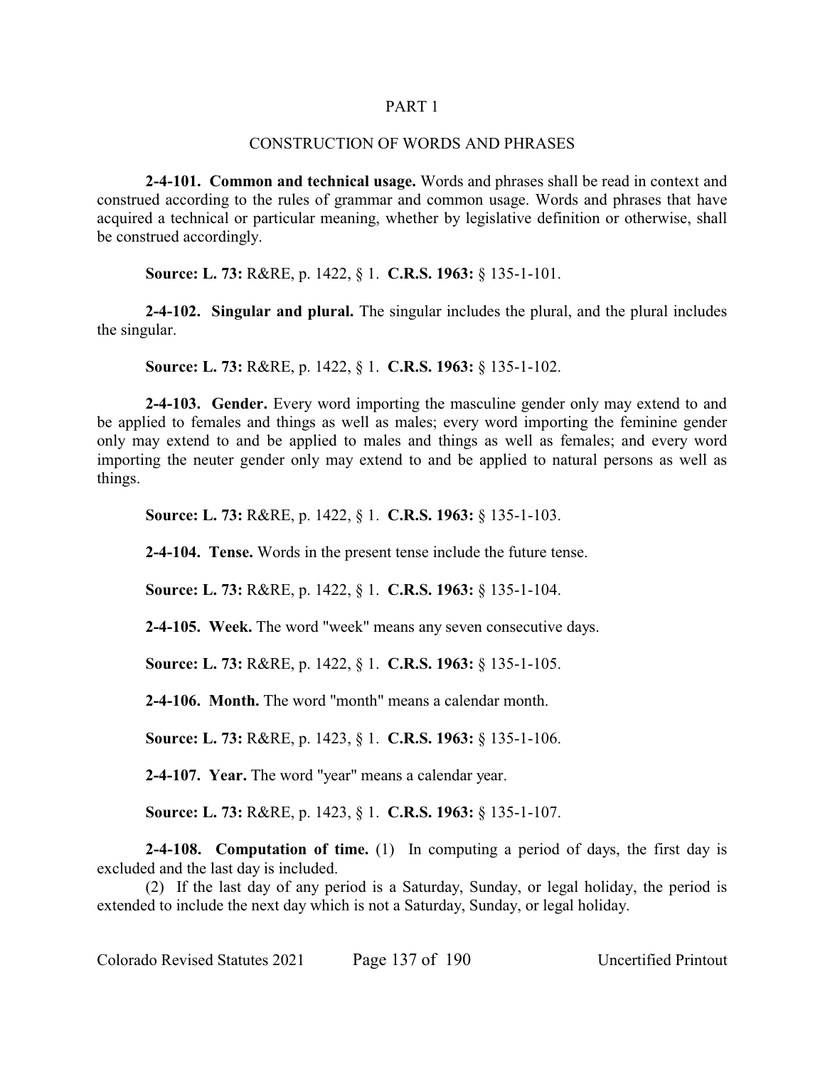## PART 1

## CONSTRUCTION OF WORDS AND PHRASES

**2-4-101. Common and technical usage.** Words and phrases shall be read in context and construed according to the rules of grammar and common usage. Words and phrases that have acquired a technical or particular meaning, whether by legislative definition or otherwise, shall be construed accordingly.

**Source: L. 73:** R&RE, p. 1422, § 1. **C.R.S. 1963:** § 135-1-101.

**2-4-102. Singular and plural.** The singular includes the plural, and the plural includes the singular.

**Source: L. 73:** R&RE, p. 1422, § 1. **C.R.S. 1963:** § 135-1-102.

**2-4-103. Gender.** Every word importing the masculine gender only may extend to and be applied to females and things as well as males; every word importing the feminine gender only may extend to and be applied to males and things as well as females; and every word importing the neuter gender only may extend to and be applied to natural persons as well as things.

**Source: L. 73:** R&RE, p. 1422, § 1. **C.R.S. 1963:** § 135-1-103.

**2-4-104. Tense.** Words in the present tense include the future tense.

**Source: L. 73:** R&RE, p. 1422, § 1. **C.R.S. 1963:** § 135-1-104.

**2-4-105. Week.** The word "week" means any seven consecutive days.

**Source: L. 73:** R&RE, p. 1422, § 1. **C.R.S. 1963:** § 135-1-105.

**2-4-106. Month.** The word "month" means a calendar month.

**Source: L. 73:** R&RE, p. 1423, § 1. **C.R.S. 1963:** § 135-1-106.

**2-4-107. Year.** The word "year" means a calendar year.

**Source: L. 73:** R&RE, p. 1423, § 1. **C.R.S. 1963:** § 135-1-107.

**2-4-108. Computation of time.** (1) In computing a period of days, the first day is excluded and the last day is included.

(2) If the last day of any period is a Saturday, Sunday, or legal holiday, the period is extended to include the next day which is not a Saturday, Sunday, or legal holiday.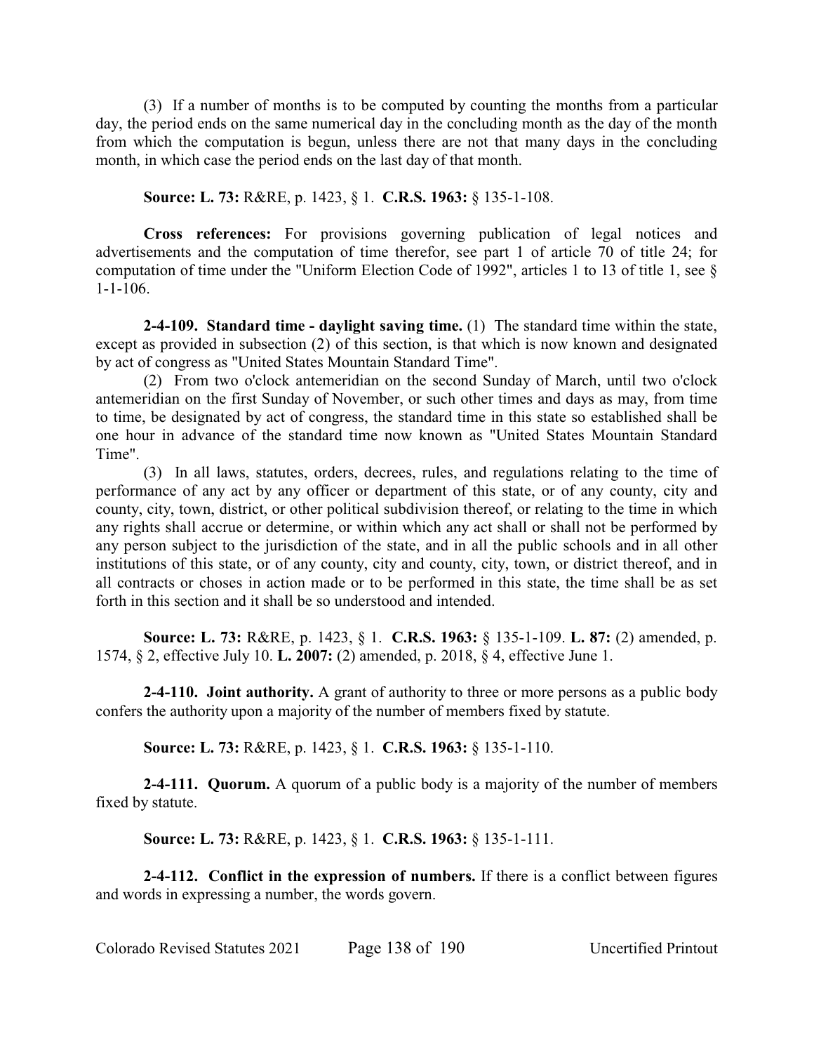(3) If a number of months is to be computed by counting the months from a particular day, the period ends on the same numerical day in the concluding month as the day of the month from which the computation is begun, unless there are not that many days in the concluding month, in which case the period ends on the last day of that month.

**Source: L. 73:** R&RE, p. 1423, § 1. **C.R.S. 1963:** § 135-1-108.

**Cross references:** For provisions governing publication of legal notices and advertisements and the computation of time therefor, see part 1 of article 70 of title 24; for computation of time under the "Uniform Election Code of 1992", articles 1 to 13 of title 1, see § 1-1-106.

**2-4-109. Standard time - daylight saving time.** (1) The standard time within the state, except as provided in subsection (2) of this section, is that which is now known and designated by act of congress as "United States Mountain Standard Time".

(2) From two o'clock antemeridian on the second Sunday of March, until two o'clock antemeridian on the first Sunday of November, or such other times and days as may, from time to time, be designated by act of congress, the standard time in this state so established shall be one hour in advance of the standard time now known as "United States Mountain Standard Time".

(3) In all laws, statutes, orders, decrees, rules, and regulations relating to the time of performance of any act by any officer or department of this state, or of any county, city and county, city, town, district, or other political subdivision thereof, or relating to the time in which any rights shall accrue or determine, or within which any act shall or shall not be performed by any person subject to the jurisdiction of the state, and in all the public schools and in all other institutions of this state, or of any county, city and county, city, town, or district thereof, and in all contracts or choses in action made or to be performed in this state, the time shall be as set forth in this section and it shall be so understood and intended.

**Source: L. 73:** R&RE, p. 1423, § 1. **C.R.S. 1963:** § 135-1-109. **L. 87:** (2) amended, p. 1574, § 2, effective July 10. **L. 2007:** (2) amended, p. 2018, § 4, effective June 1.

**2-4-110. Joint authority.** A grant of authority to three or more persons as a public body confers the authority upon a majority of the number of members fixed by statute.

**Source: L. 73:** R&RE, p. 1423, § 1. **C.R.S. 1963:** § 135-1-110.

**2-4-111. Quorum.** A quorum of a public body is a majority of the number of members fixed by statute.

**Source: L. 73:** R&RE, p. 1423, § 1. **C.R.S. 1963:** § 135-1-111.

**2-4-112. Conflict in the expression of numbers.** If there is a conflict between figures and words in expressing a number, the words govern.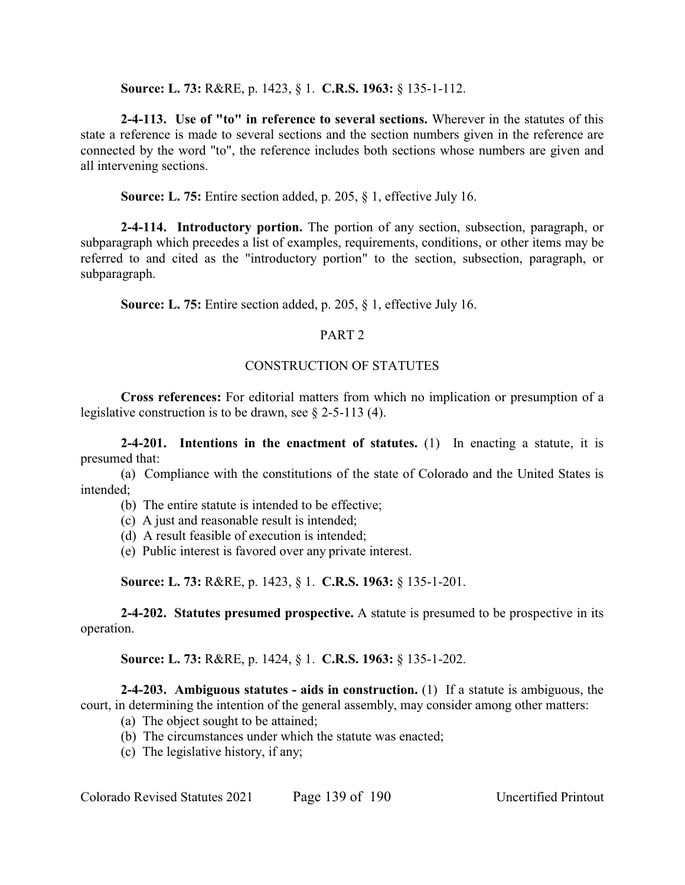**Source: L. 73:** R&RE, p. 1423, § 1. **C.R.S. 1963:** § 135-1-112.

**2-4-113. Use of "to" in reference to several sections.** Wherever in the statutes of this state a reference is made to several sections and the section numbers given in the reference are connected by the word "to", the reference includes both sections whose numbers are given and all intervening sections.

**Source: L. 75:** Entire section added, p. 205, § 1, effective July 16.

**2-4-114. Introductory portion.** The portion of any section, subsection, paragraph, or subparagraph which precedes a list of examples, requirements, conditions, or other items may be referred to and cited as the "introductory portion" to the section, subsection, paragraph, or subparagraph.

**Source: L. 75:** Entire section added, p. 205, § 1, effective July 16.

## PART 2

## CONSTRUCTION OF STATUTES

**Cross references:** For editorial matters from which no implication or presumption of a legislative construction is to be drawn, see § 2-5-113 (4).

**2-4-201. Intentions in the enactment of statutes.** (1) In enacting a statute, it is presumed that:

(a) Compliance with the constitutions of the state of Colorado and the United States is intended;

(b) The entire statute is intended to be effective;

(c) A just and reasonable result is intended;

(d) A result feasible of execution is intended;

(e) Public interest is favored over any private interest.

**Source: L. 73:** R&RE, p. 1423, § 1. **C.R.S. 1963:** § 135-1-201.

**2-4-202. Statutes presumed prospective.** A statute is presumed to be prospective in its operation.

**Source: L. 73:** R&RE, p. 1424, § 1. **C.R.S. 1963:** § 135-1-202.

**2-4-203. Ambiguous statutes - aids in construction.** (1) If a statute is ambiguous, the court, in determining the intention of the general assembly, may consider among other matters:

(a) The object sought to be attained;

(b) The circumstances under which the statute was enacted;

(c) The legislative history, if any;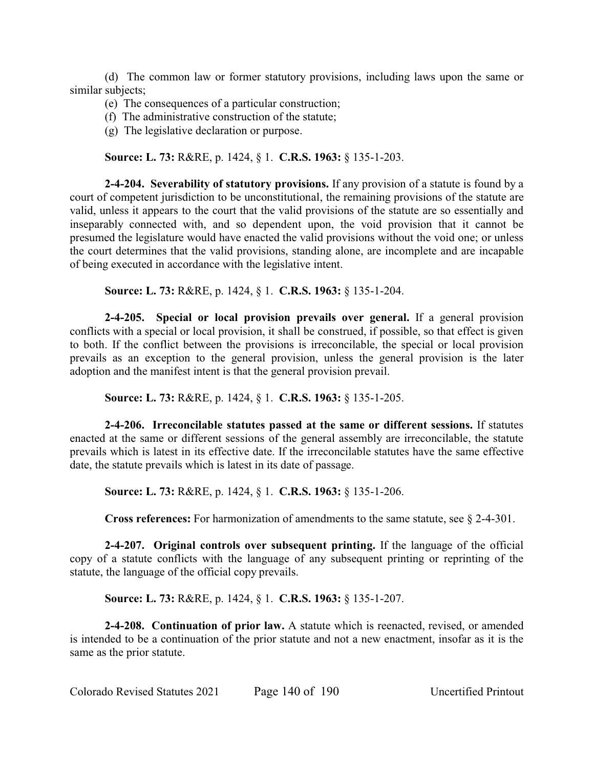(d) The common law or former statutory provisions, including laws upon the same or similar subjects;

(e) The consequences of a particular construction;

(f) The administrative construction of the statute;

(g) The legislative declaration or purpose.

**Source: L. 73:** R&RE, p. 1424, § 1. **C.R.S. 1963:** § 135-1-203.

**2-4-204. Severability of statutory provisions.** If any provision of a statute is found by a court of competent jurisdiction to be unconstitutional, the remaining provisions of the statute are valid, unless it appears to the court that the valid provisions of the statute are so essentially and inseparably connected with, and so dependent upon, the void provision that it cannot be presumed the legislature would have enacted the valid provisions without the void one; or unless the court determines that the valid provisions, standing alone, are incomplete and are incapable of being executed in accordance with the legislative intent.

**Source: L. 73:** R&RE, p. 1424, § 1. **C.R.S. 1963:** § 135-1-204.

**2-4-205. Special or local provision prevails over general.** If a general provision conflicts with a special or local provision, it shall be construed, if possible, so that effect is given to both. If the conflict between the provisions is irreconcilable, the special or local provision prevails as an exception to the general provision, unless the general provision is the later adoption and the manifest intent is that the general provision prevail.

**Source: L. 73:** R&RE, p. 1424, § 1. **C.R.S. 1963:** § 135-1-205.

**2-4-206. Irreconcilable statutes passed at the same or different sessions.** If statutes enacted at the same or different sessions of the general assembly are irreconcilable, the statute prevails which is latest in its effective date. If the irreconcilable statutes have the same effective date, the statute prevails which is latest in its date of passage.

**Source: L. 73:** R&RE, p. 1424, § 1. **C.R.S. 1963:** § 135-1-206.

**Cross references:** For harmonization of amendments to the same statute, see § 2-4-301.

**2-4-207. Original controls over subsequent printing.** If the language of the official copy of a statute conflicts with the language of any subsequent printing or reprinting of the statute, the language of the official copy prevails.

**Source: L. 73:** R&RE, p. 1424, § 1. **C.R.S. 1963:** § 135-1-207.

**2-4-208. Continuation of prior law.** A statute which is reenacted, revised, or amended is intended to be a continuation of the prior statute and not a new enactment, insofar as it is the same as the prior statute.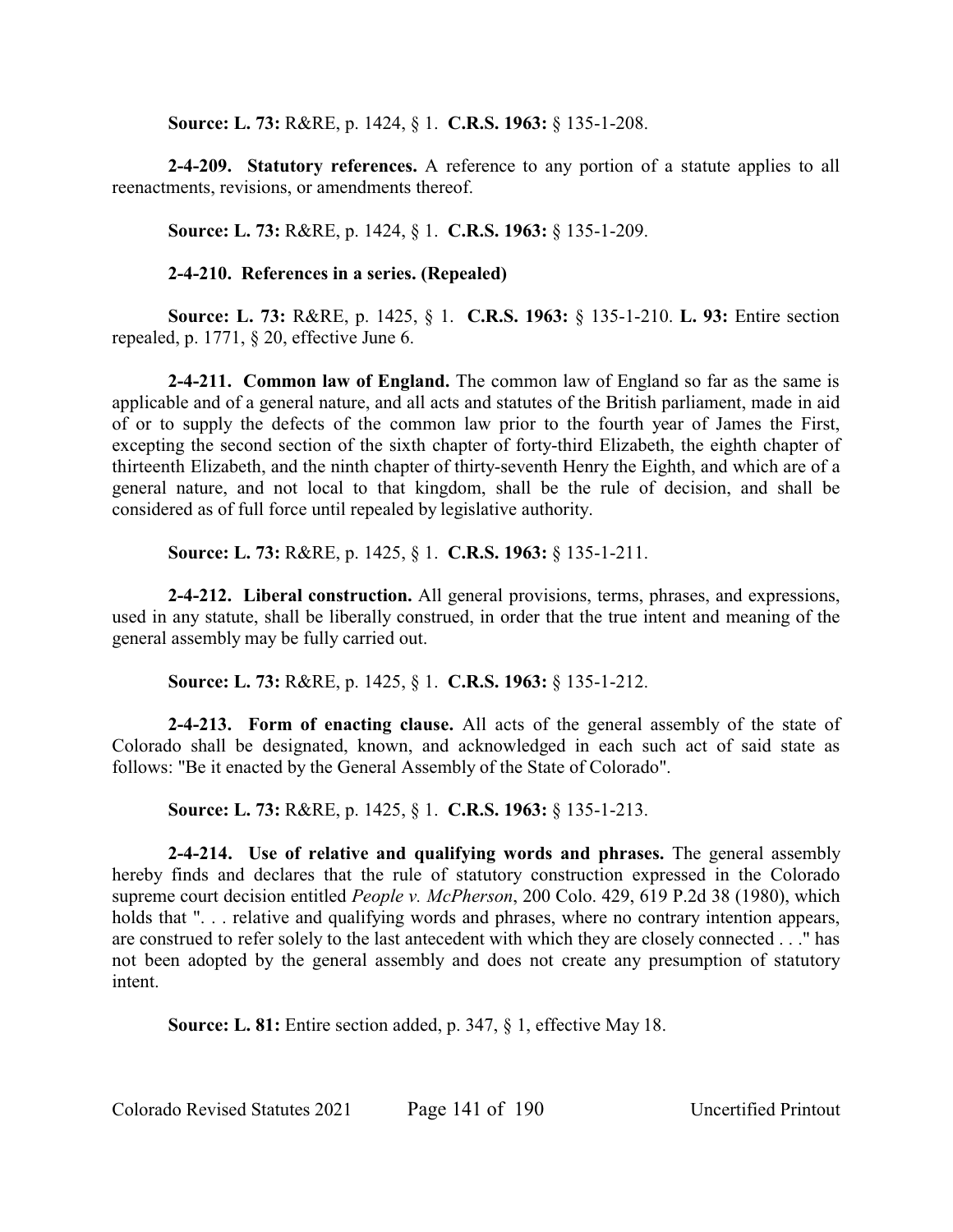**Source: L. 73:** R&RE, p. 1424, § 1. **C.R.S. 1963:** § 135-1-208.

**2-4-209. Statutory references.** A reference to any portion of a statute applies to all reenactments, revisions, or amendments thereof.

**Source: L. 73:** R&RE, p. 1424, § 1. **C.R.S. 1963:** § 135-1-209.

**2-4-210. References in a series. (Repealed)**

**Source: L. 73:** R&RE, p. 1425, § 1. **C.R.S. 1963:** § 135-1-210. **L. 93:** Entire section repealed, p. 1771, § 20, effective June 6.

**2-4-211. Common law of England.** The common law of England so far as the same is applicable and of a general nature, and all acts and statutes of the British parliament, made in aid of or to supply the defects of the common law prior to the fourth year of James the First, excepting the second section of the sixth chapter of forty-third Elizabeth, the eighth chapter of thirteenth Elizabeth, and the ninth chapter of thirty-seventh Henry the Eighth, and which are of a general nature, and not local to that kingdom, shall be the rule of decision, and shall be considered as of full force until repealed by legislative authority.

**Source: L. 73:** R&RE, p. 1425, § 1. **C.R.S. 1963:** § 135-1-211.

**2-4-212. Liberal construction.** All general provisions, terms, phrases, and expressions, used in any statute, shall be liberally construed, in order that the true intent and meaning of the general assembly may be fully carried out.

**Source: L. 73:** R&RE, p. 1425, § 1. **C.R.S. 1963:** § 135-1-212.

**2-4-213. Form of enacting clause.** All acts of the general assembly of the state of Colorado shall be designated, known, and acknowledged in each such act of said state as follows: "Be it enacted by the General Assembly of the State of Colorado".

**Source: L. 73:** R&RE, p. 1425, § 1. **C.R.S. 1963:** § 135-1-213.

**2-4-214. Use of relative and qualifying words and phrases.** The general assembly hereby finds and declares that the rule of statutory construction expressed in the Colorado supreme court decision entitled *People v. McPherson*, 200 Colo. 429, 619 P.2d 38 (1980), which holds that ". . . relative and qualifying words and phrases, where no contrary intention appears, are construed to refer solely to the last antecedent with which they are closely connected . . ." has not been adopted by the general assembly and does not create any presumption of statutory intent.

**Source: L. 81:** Entire section added, p. 347, § 1, effective May 18.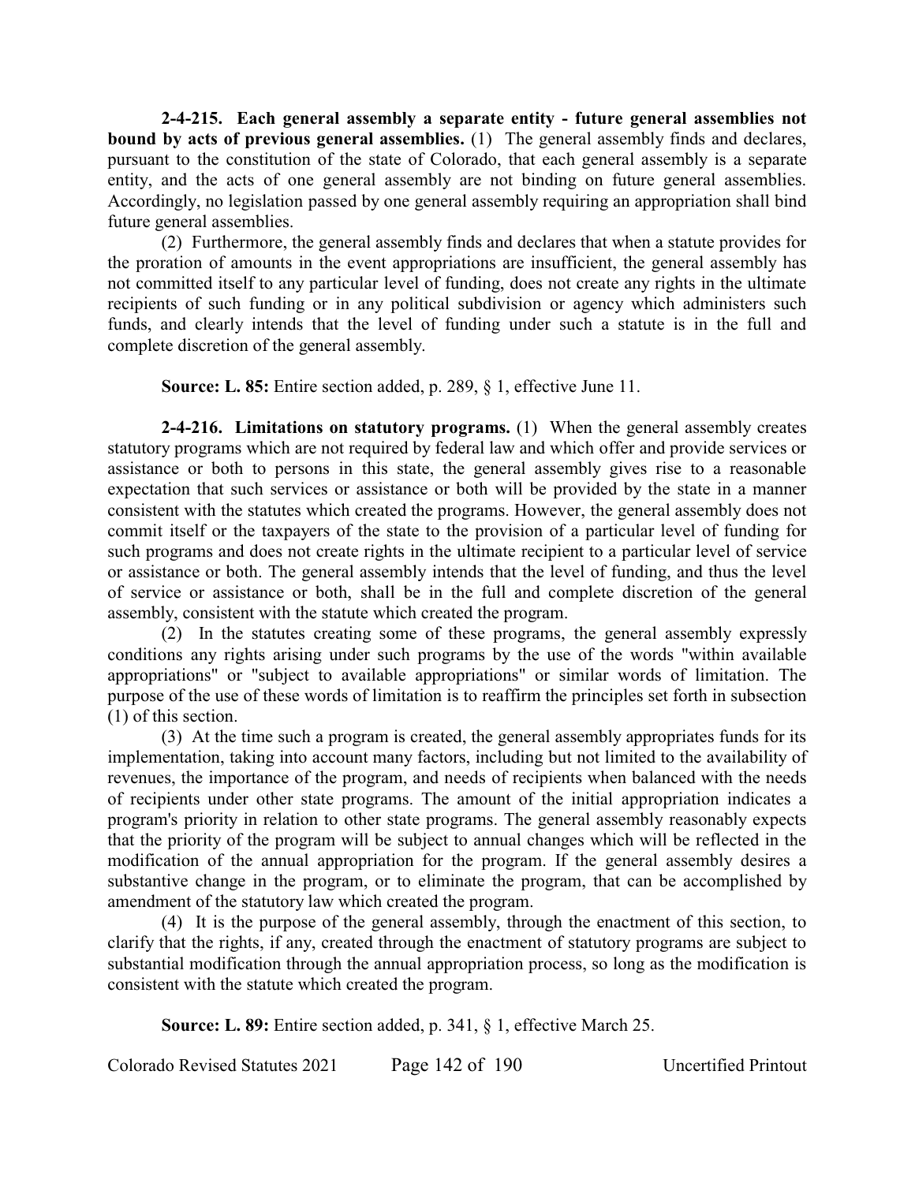**2-4-215. Each general assembly a separate entity - future general assemblies not bound by acts of previous general assemblies.** (1) The general assembly finds and declares, pursuant to the constitution of the state of Colorado, that each general assembly is a separate entity, and the acts of one general assembly are not binding on future general assemblies. Accordingly, no legislation passed by one general assembly requiring an appropriation shall bind future general assemblies.

(2) Furthermore, the general assembly finds and declares that when a statute provides for the proration of amounts in the event appropriations are insufficient, the general assembly has not committed itself to any particular level of funding, does not create any rights in the ultimate recipients of such funding or in any political subdivision or agency which administers such funds, and clearly intends that the level of funding under such a statute is in the full and complete discretion of the general assembly.

**Source: L. 85:** Entire section added, p. 289, § 1, effective June 11.

**2-4-216. Limitations on statutory programs.** (1) When the general assembly creates statutory programs which are not required by federal law and which offer and provide services or assistance or both to persons in this state, the general assembly gives rise to a reasonable expectation that such services or assistance or both will be provided by the state in a manner consistent with the statutes which created the programs. However, the general assembly does not commit itself or the taxpayers of the state to the provision of a particular level of funding for such programs and does not create rights in the ultimate recipient to a particular level of service or assistance or both. The general assembly intends that the level of funding, and thus the level of service or assistance or both, shall be in the full and complete discretion of the general assembly, consistent with the statute which created the program.

(2) In the statutes creating some of these programs, the general assembly expressly conditions any rights arising under such programs by the use of the words "within available appropriations" or "subject to available appropriations" or similar words of limitation. The purpose of the use of these words of limitation is to reaffirm the principles set forth in subsection (1) of this section.

(3) At the time such a program is created, the general assembly appropriates funds for its implementation, taking into account many factors, including but not limited to the availability of revenues, the importance of the program, and needs of recipients when balanced with the needs of recipients under other state programs. The amount of the initial appropriation indicates a program's priority in relation to other state programs. The general assembly reasonably expects that the priority of the program will be subject to annual changes which will be reflected in the modification of the annual appropriation for the program. If the general assembly desires a substantive change in the program, or to eliminate the program, that can be accomplished by amendment of the statutory law which created the program.

(4) It is the purpose of the general assembly, through the enactment of this section, to clarify that the rights, if any, created through the enactment of statutory programs are subject to substantial modification through the annual appropriation process, so long as the modification is consistent with the statute which created the program.

**Source: L. 89:** Entire section added, p. 341, § 1, effective March 25.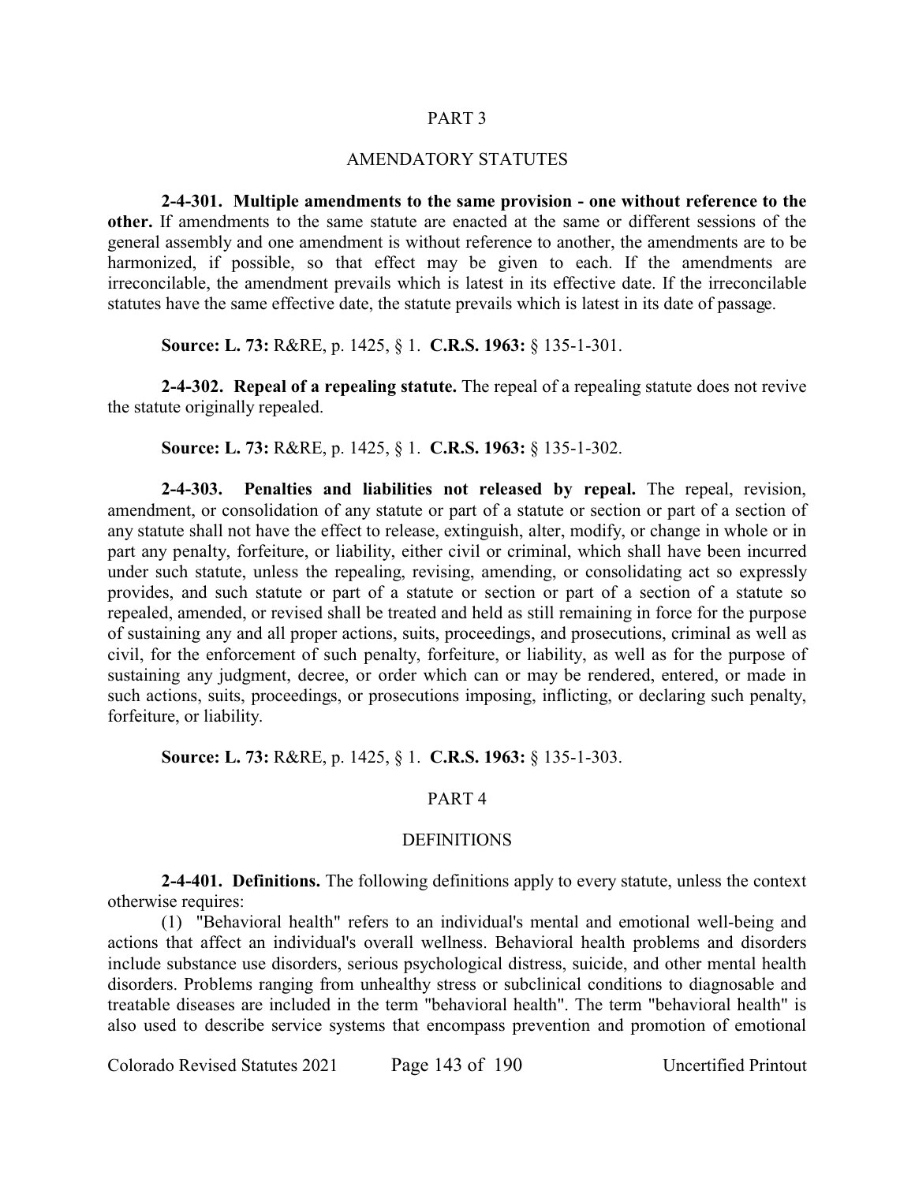## PART 3

## AMENDATORY STATUTES

**2-4-301. Multiple amendments to the same provision - one without reference to the other.** If amendments to the same statute are enacted at the same or different sessions of the general assembly and one amendment is without reference to another, the amendments are to be harmonized, if possible, so that effect may be given to each. If the amendments are irreconcilable, the amendment prevails which is latest in its effective date. If the irreconcilable statutes have the same effective date, the statute prevails which is latest in its date of passage.

**Source: L. 73:** R&RE, p. 1425, § 1. **C.R.S. 1963:** § 135-1-301.

**2-4-302. Repeal of a repealing statute.** The repeal of a repealing statute does not revive the statute originally repealed.

**Source: L. 73:** R&RE, p. 1425, § 1. **C.R.S. 1963:** § 135-1-302.

**2-4-303. Penalties and liabilities not released by repeal.** The repeal, revision, amendment, or consolidation of any statute or part of a statute or section or part of a section of any statute shall not have the effect to release, extinguish, alter, modify, or change in whole or in part any penalty, forfeiture, or liability, either civil or criminal, which shall have been incurred under such statute, unless the repealing, revising, amending, or consolidating act so expressly provides, and such statute or part of a statute or section or part of a section of a statute so repealed, amended, or revised shall be treated and held as still remaining in force for the purpose of sustaining any and all proper actions, suits, proceedings, and prosecutions, criminal as well as civil, for the enforcement of such penalty, forfeiture, or liability, as well as for the purpose of sustaining any judgment, decree, or order which can or may be rendered, entered, or made in such actions, suits, proceedings, or prosecutions imposing, inflicting, or declaring such penalty, forfeiture, or liability.

**Source: L. 73:** R&RE, p. 1425, § 1. **C.R.S. 1963:** § 135-1-303.

## PART 4

## DEFINITIONS

**2-4-401. Definitions.** The following definitions apply to every statute, unless the context otherwise requires:

(1) "Behavioral health" refers to an individual's mental and emotional well-being and actions that affect an individual's overall wellness. Behavioral health problems and disorders include substance use disorders, serious psychological distress, suicide, and other mental health disorders. Problems ranging from unhealthy stress or subclinical conditions to diagnosable and treatable diseases are included in the term "behavioral health". The term "behavioral health" is also used to describe service systems that encompass prevention and promotion of emotional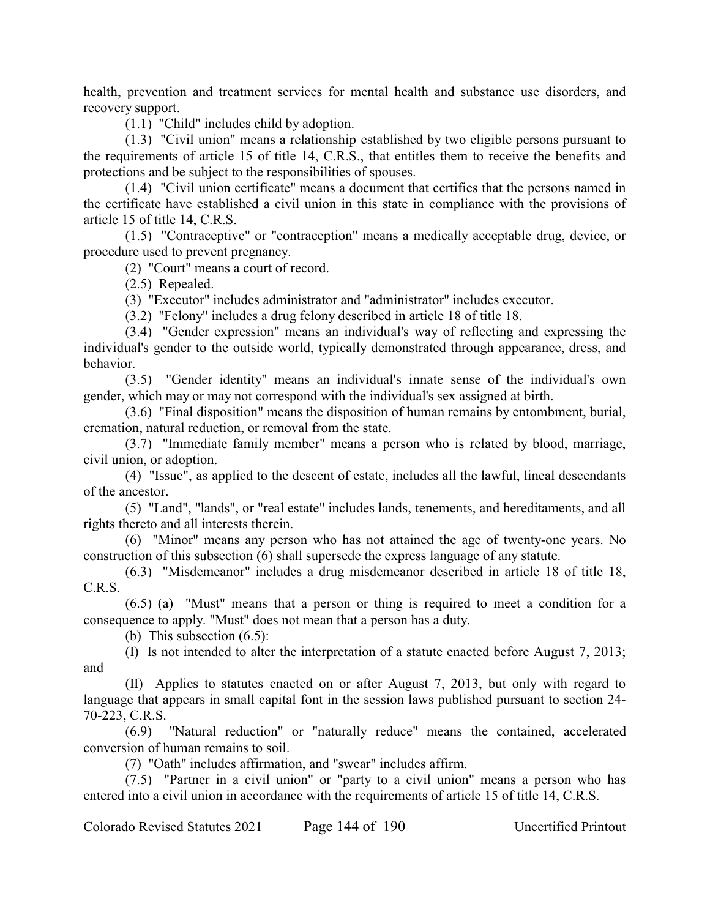health, prevention and treatment services for mental health and substance use disorders, and recovery support.

(1.1) "Child" includes child by adoption.

(1.3) "Civil union" means a relationship established by two eligible persons pursuant to the requirements of article 15 of title 14, C.R.S., that entitles them to receive the benefits and protections and be subject to the responsibilities of spouses.

(1.4) "Civil union certificate" means a document that certifies that the persons named in the certificate have established a civil union in this state in compliance with the provisions of article 15 of title 14, C.R.S.

(1.5) "Contraceptive" or "contraception" means a medically acceptable drug, device, or procedure used to prevent pregnancy.

(2) "Court" means a court of record.

(2.5) Repealed.

(3) "Executor" includes administrator and "administrator" includes executor.

(3.2) "Felony" includes a drug felony described in article 18 of title 18.

(3.4) "Gender expression" means an individual's way of reflecting and expressing the individual's gender to the outside world, typically demonstrated through appearance, dress, and behavior.

(3.5) "Gender identity" means an individual's innate sense of the individual's own gender, which may or may not correspond with the individual's sex assigned at birth.

(3.6) "Final disposition" means the disposition of human remains by entombment, burial, cremation, natural reduction, or removal from the state.

(3.7) "Immediate family member" means a person who is related by blood, marriage, civil union, or adoption.

(4) "Issue", as applied to the descent of estate, includes all the lawful, lineal descendants of the ancestor.

(5) "Land", "lands", or "real estate" includes lands, tenements, and hereditaments, and all rights thereto and all interests therein.

(6) "Minor" means any person who has not attained the age of twenty-one years. No construction of this subsection (6) shall supersede the express language of any statute.

(6.3) "Misdemeanor" includes a drug misdemeanor described in article 18 of title 18, C.R.S.

(6.5) (a) "Must" means that a person or thing is required to meet a condition for a consequence to apply. "Must" does not mean that a person has a duty.

(b) This subsection (6.5):

(I) Is not intended to alter the interpretation of a statute enacted before August 7, 2013; and

(II) Applies to statutes enacted on or after August 7, 2013, but only with regard to language that appears in small capital font in the session laws published pursuant to section 24-70-223, C.R.S.

(6.9) "Natural reduction" or "naturally reduce" means the contained, accelerated conversion of human remains to soil.

(7) "Oath" includes affirmation, and "swear" includes affirm.

(7.5) "Partner in a civil union" or "party to a civil union" means a person who has entered into a civil union in accordance with the requirements of article 15 of title 14, C.R.S.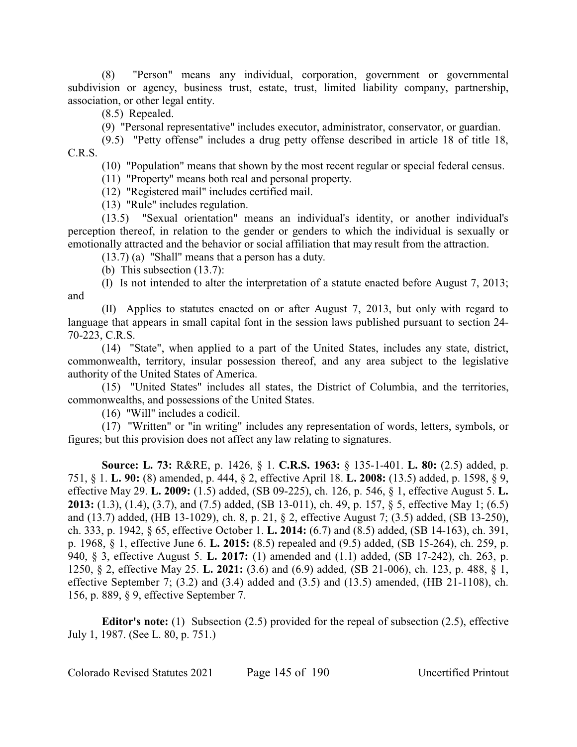(8) "Person" means any individual, corporation, government or governmental subdivision or agency, business trust, estate, trust, limited liability company, partnership, association, or other legal entity.

(8.5) Repealed.

(9) "Personal representative" includes executor, administrator, conservator, or guardian.

(9.5) "Petty offense" includes a drug petty offense described in article 18 of title 18, C.R.S.

(10) "Population" means that shown by the most recent regular or special federal census.

(11) "Property" means both real and personal property.

(12) "Registered mail" includes certified mail.

(13) "Rule" includes regulation.

(13.5) "Sexual orientation" means an individual's identity, or another individual's perception thereof, in relation to the gender or genders to which the individual is sexually or emotionally attracted and the behavior or social affiliation that may result from the attraction.

(13.7) (a) "Shall" means that a person has a duty.

(b) This subsection (13.7):

(I) Is not intended to alter the interpretation of a statute enacted before August 7, 2013; and

(II) Applies to statutes enacted on or after August 7, 2013, but only with regard to language that appears in small capital font in the session laws published pursuant to section 24-70-223, C.R.S.

(14) "State", when applied to a part of the United States, includes any state, district, commonwealth, territory, insular possession thereof, and any area subject to the legislative authority of the United States of America.

(15) "United States" includes all states, the District of Columbia, and the territories, commonwealths, and possessions of the United States.

(16) "Will" includes a codicil.

(17) "Written" or "in writing" includes any representation of words, letters, symbols, or figures; but this provision does not affect any law relating to signatures.

**Source: L. 73:** R&RE, p. 1426, § 1. **C.R.S. 1963:** § 135-1-401. **L. 80:** (2.5) added, p. 751, § 1. **L. 90:** (8) amended, p. 444, § 2, effective April 18. **L. 2008:** (13.5) added, p. 1598, § 9, effective May 29. **L. 2009:** (1.5) added, (SB 09-225), ch. 126, p. 546, § 1, effective August 5. **L. 2013:** (1.3), (1.4), (3.7), and (7.5) added, (SB 13-011), ch. 49, p. 157, § 5, effective May 1; (6.5) and (13.7) added, (HB 13-1029), ch. 8, p. 21, § 2, effective August 7; (3.5) added, (SB 13-250), ch. 333, p. 1942, § 65, effective October 1. **L. 2014:** (6.7) and (8.5) added, (SB 14-163), ch. 391, p. 1968, § 1, effective June 6. **L. 2015:** (8.5) repealed and (9.5) added, (SB 15-264), ch. 259, p. 940, § 3, effective August 5. **L. 2017:** (1) amended and (1.1) added, (SB 17-242), ch. 263, p. 1250, § 2, effective May 25. **L. 2021:** (3.6) and (6.9) added, (SB 21-006), ch. 123, p. 488, § 1, effective September 7; (3.2) and (3.4) added and (3.5) and (13.5) amended, (HB 21-1108), ch. 156, p. 889, § 9, effective September 7.

**Editor's note:** (1) Subsection (2.5) provided for the repeal of subsection (2.5), effective July 1, 1987. (See L. 80, p. 751.)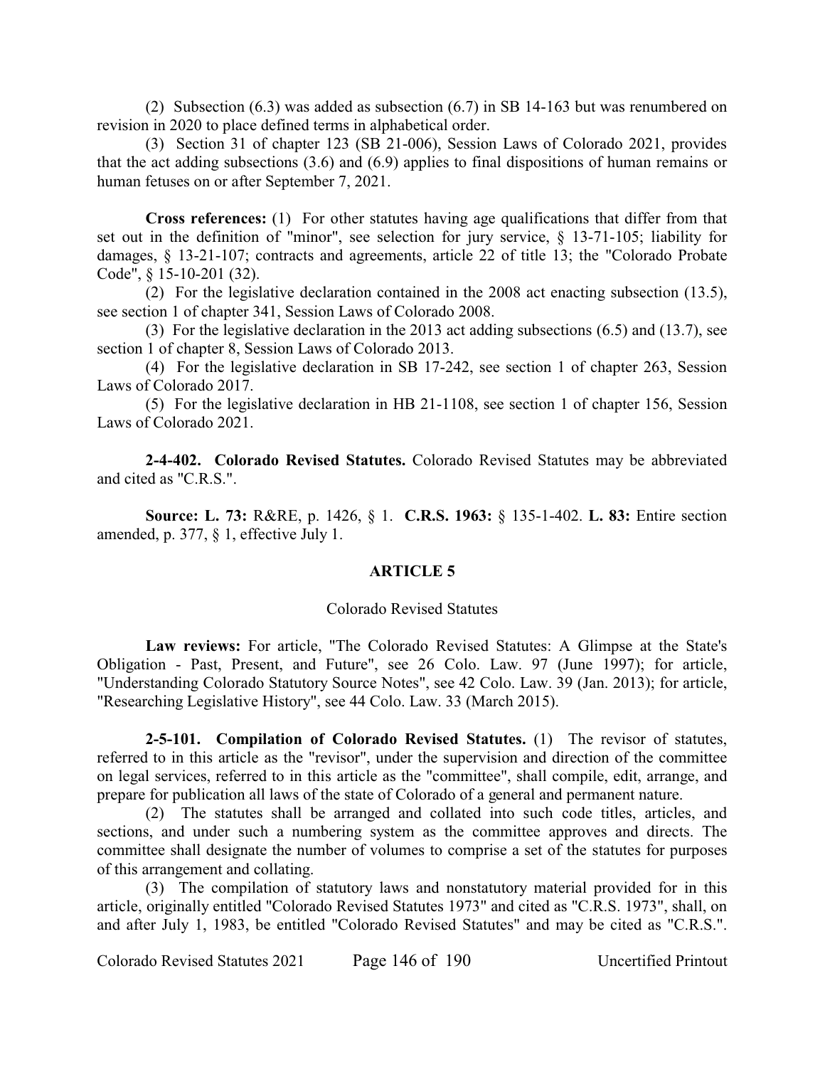(2) Subsection (6.3) was added as subsection (6.7) in SB 14-163 but was renumbered on revision in 2020 to place defined terms in alphabetical order.

(3) Section 31 of chapter 123 (SB 21-006), Session Laws of Colorado 2021, provides that the act adding subsections (3.6) and (6.9) applies to final dispositions of human remains or human fetuses on or after September 7, 2021.

**Cross references:** (1) For other statutes having age qualifications that differ from that set out in the definition of "minor", see selection for jury service, § 13-71-105; liability for damages, § 13-21-107; contracts and agreements, article 22 of title 13; the "Colorado Probate Code", § 15-10-201 (32).

(2) For the legislative declaration contained in the 2008 act enacting subsection (13.5), see section 1 of chapter 341, Session Laws of Colorado 2008.

(3) For the legislative declaration in the 2013 act adding subsections (6.5) and (13.7), see section 1 of chapter 8, Session Laws of Colorado 2013.

(4) For the legislative declaration in SB 17-242, see section 1 of chapter 263, Session Laws of Colorado 2017.

(5) For the legislative declaration in HB 21-1108, see section 1 of chapter 156, Session Laws of Colorado 2021.

**2-4-402. Colorado Revised Statutes.** Colorado Revised Statutes may be abbreviated and cited as "C.R.S.".

**Source: L. 73:** R&RE, p. 1426, § 1. **C.R.S. 1963:** § 135-1-402. **L. 83:** Entire section amended, p. 377, § 1, effective July 1.

## ARTICLE 5

### Colorado Revised Statutes

**Law reviews:** For article, "The Colorado Revised Statutes: A Glimpse at the State's Obligation - Past, Present, and Future", see 26 Colo. Law. 97 (June 1997); for article, "Understanding Colorado Statutory Source Notes", see 42 Colo. Law. 39 (Jan. 2013); for article, "Researching Legislative History", see 44 Colo. Law. 33 (March 2015).

**2-5-101. Compilation of Colorado Revised Statutes.** (1) The revisor of statutes, referred to in this article as the "revisor", under the supervision and direction of the committee on legal services, referred to in this article as the "committee", shall compile, edit, arrange, and prepare for publication all laws of the state of Colorado of a general and permanent nature.

(2) The statutes shall be arranged and collated into such code titles, articles, and sections, and under such a numbering system as the committee approves and directs. The committee shall designate the number of volumes to comprise a set of the statutes for purposes of this arrangement and collating.

(3) The compilation of statutory laws and nonstatutory material provided for in this article, originally entitled "Colorado Revised Statutes 1973" and cited as "C.R.S. 1973", shall, on and after July 1, 1983, be entitled "Colorado Revised Statutes" and may be cited as "C.R.S.".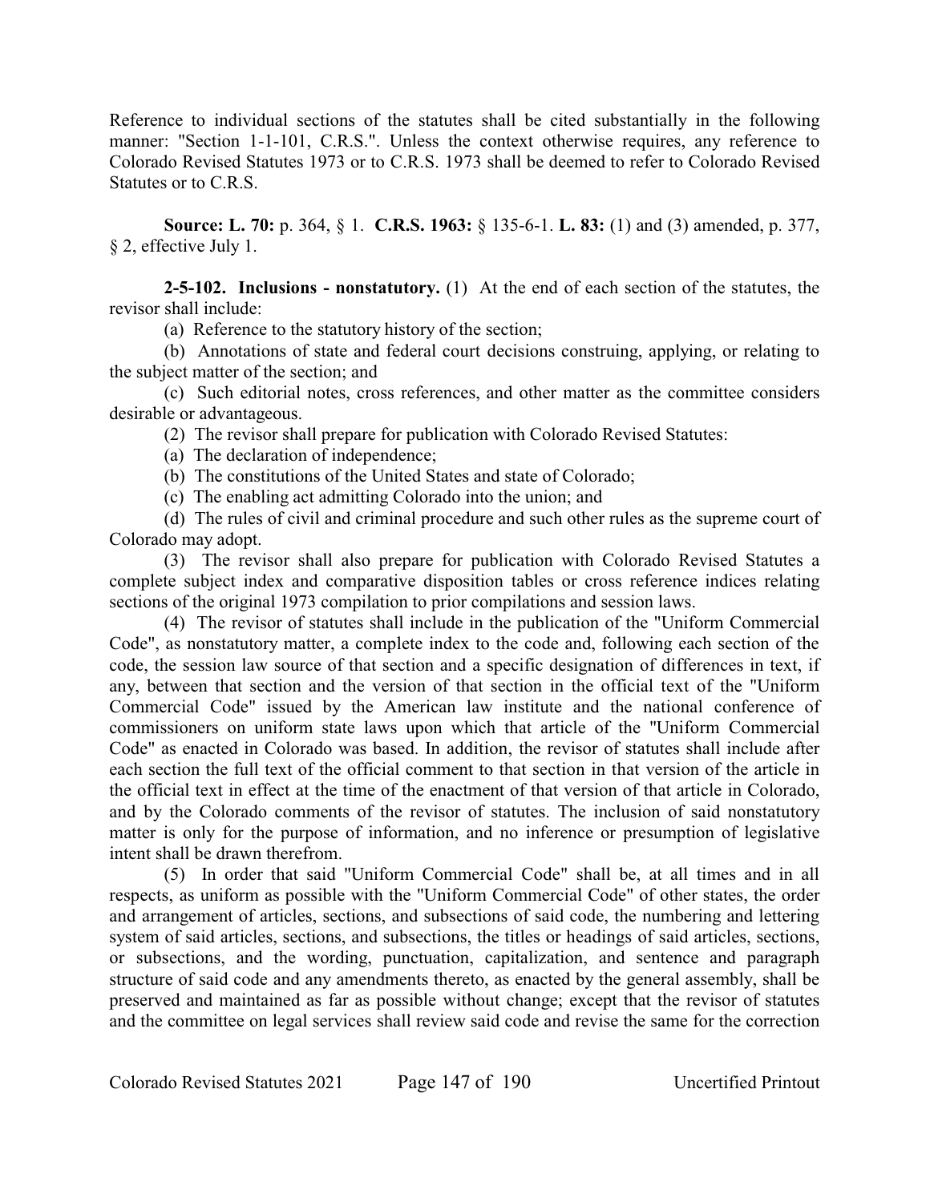Reference to individual sections of the statutes shall be cited substantially in the following manner: "Section 1-1-101, C.R.S.". Unless the context otherwise requires, any reference to Colorado Revised Statutes 1973 or to C.R.S. 1973 shall be deemed to refer to Colorado Revised Statutes or to C.R.S.

**Source: L. 70:** p. 364, § 1. **C.R.S. 1963:** § 135-6-1. **L. 83:** (1) and (3) amended, p. 377, § 2, effective July 1.

**2-5-102. Inclusions - nonstatutory.** (1) At the end of each section of the statutes, the revisor shall include:

(a) Reference to the statutory history of the section;

(b) Annotations of state and federal court decisions construing, applying, or relating to the subject matter of the section; and

(c) Such editorial notes, cross references, and other matter as the committee considers desirable or advantageous.

(2) The revisor shall prepare for publication with Colorado Revised Statutes:

(a) The declaration of independence;

(b) The constitutions of the United States and state of Colorado;

(c) The enabling act admitting Colorado into the union; and

(d) The rules of civil and criminal procedure and such other rules as the supreme court of Colorado may adopt.

(3) The revisor shall also prepare for publication with Colorado Revised Statutes a complete subject index and comparative disposition tables or cross reference indices relating sections of the original 1973 compilation to prior compilations and session laws.

(4) The revisor of statutes shall include in the publication of the "Uniform Commercial Code", as nonstatutory matter, a complete index to the code and, following each section of the code, the session law source of that section and a specific designation of differences in text, if any, between that section and the version of that section in the official text of the "Uniform Commercial Code" issued by the American law institute and the national conference of commissioners on uniform state laws upon which that article of the "Uniform Commercial Code" as enacted in Colorado was based. In addition, the revisor of statutes shall include after each section the full text of the official comment to that section in that version of the article in the official text in effect at the time of the enactment of that version of that article in Colorado, and by the Colorado comments of the revisor of statutes. The inclusion of said nonstatutory matter is only for the purpose of information, and no inference or presumption of legislative intent shall be drawn therefrom.

(5) In order that said "Uniform Commercial Code" shall be, at all times and in all respects, as uniform as possible with the "Uniform Commercial Code" of other states, the order and arrangement of articles, sections, and subsections of said code, the numbering and lettering system of said articles, sections, and subsections, the titles or headings of said articles, sections, or subsections, and the wording, punctuation, capitalization, and sentence and paragraph structure of said code and any amendments thereto, as enacted by the general assembly, shall be preserved and maintained as far as possible without change; except that the revisor of statutes and the committee on legal services shall review said code and revise the same for the correction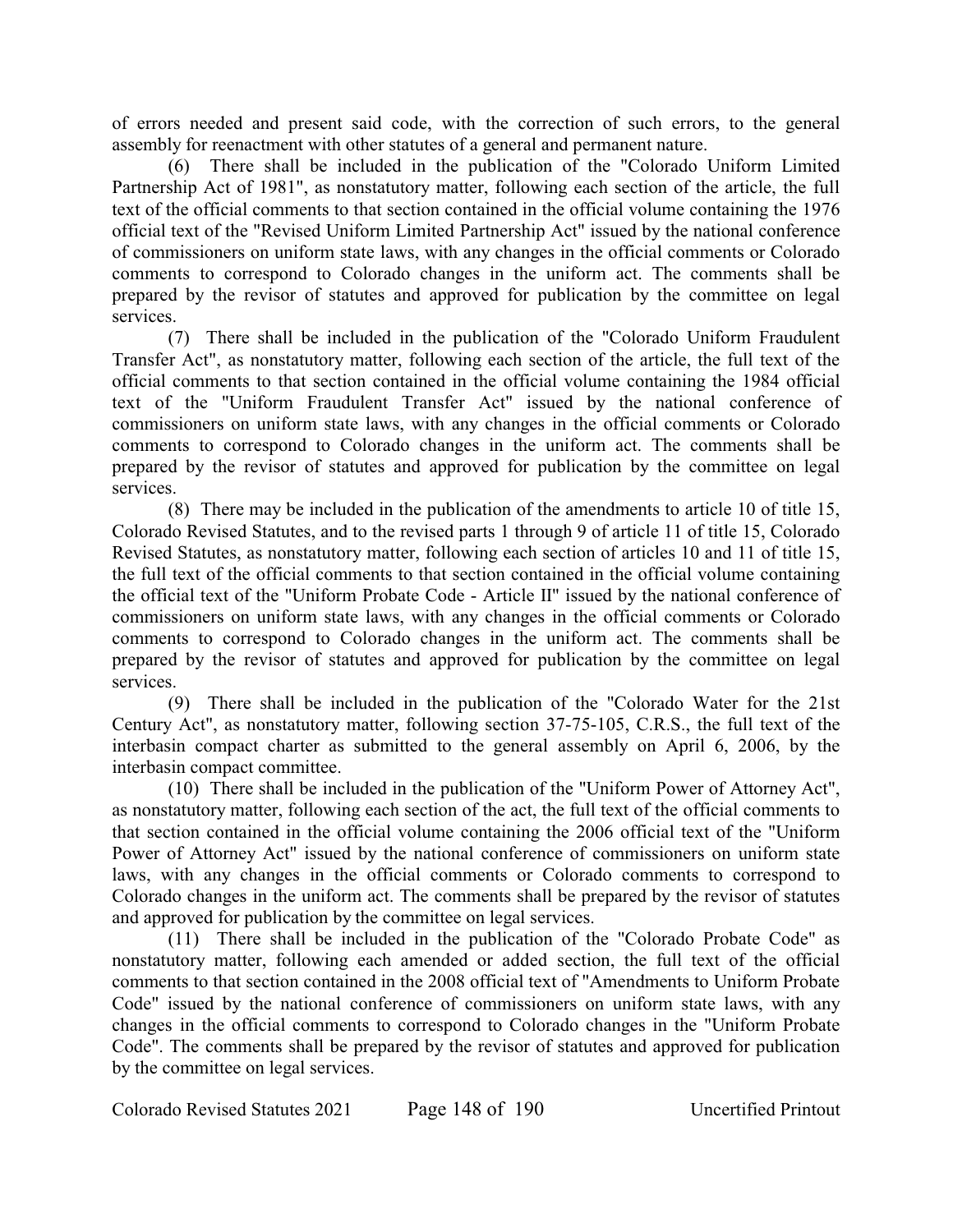of errors needed and present said code, with the correction of such errors, to the general assembly for reenactment with other statutes of a general and permanent nature.

(6) There shall be included in the publication of the "Colorado Uniform Limited Partnership Act of 1981", as nonstatutory matter, following each section of the article, the full text of the official comments to that section contained in the official volume containing the 1976 official text of the "Revised Uniform Limited Partnership Act" issued by the national conference of commissioners on uniform state laws, with any changes in the official comments or Colorado comments to correspond to Colorado changes in the uniform act. The comments shall be prepared by the revisor of statutes and approved for publication by the committee on legal services.

(7) There shall be included in the publication of the "Colorado Uniform Fraudulent Transfer Act", as nonstatutory matter, following each section of the article, the full text of the official comments to that section contained in the official volume containing the 1984 official text of the "Uniform Fraudulent Transfer Act" issued by the national conference of commissioners on uniform state laws, with any changes in the official comments or Colorado comments to correspond to Colorado changes in the uniform act. The comments shall be prepared by the revisor of statutes and approved for publication by the committee on legal services.

(8) There may be included in the publication of the amendments to article 10 of title 15, Colorado Revised Statutes, and to the revised parts 1 through 9 of article 11 of title 15, Colorado Revised Statutes, as nonstatutory matter, following each section of articles 10 and 11 of title 15, the full text of the official comments to that section contained in the official volume containing the official text of the "Uniform Probate Code - Article II" issued by the national conference of commissioners on uniform state laws, with any changes in the official comments or Colorado comments to correspond to Colorado changes in the uniform act. The comments shall be prepared by the revisor of statutes and approved for publication by the committee on legal services.

(9) There shall be included in the publication of the "Colorado Water for the 21st Century Act", as nonstatutory matter, following section 37-75-105, C.R.S., the full text of the interbasin compact charter as submitted to the general assembly on April 6, 2006, by the interbasin compact committee.

(10) There shall be included in the publication of the "Uniform Power of Attorney Act", as nonstatutory matter, following each section of the act, the full text of the official comments to that section contained in the official volume containing the 2006 official text of the "Uniform Power of Attorney Act" issued by the national conference of commissioners on uniform state laws, with any changes in the official comments or Colorado comments to correspond to Colorado changes in the uniform act. The comments shall be prepared by the revisor of statutes and approved for publication by the committee on legal services.

(11) There shall be included in the publication of the "Colorado Probate Code" as nonstatutory matter, following each amended or added section, the full text of the official comments to that section contained in the 2008 official text of "Amendments to Uniform Probate Code" issued by the national conference of commissioners on uniform state laws, with any changes in the official comments to correspond to Colorado changes in the "Uniform Probate Code". The comments shall be prepared by the revisor of statutes and approved for publication by the committee on legal services.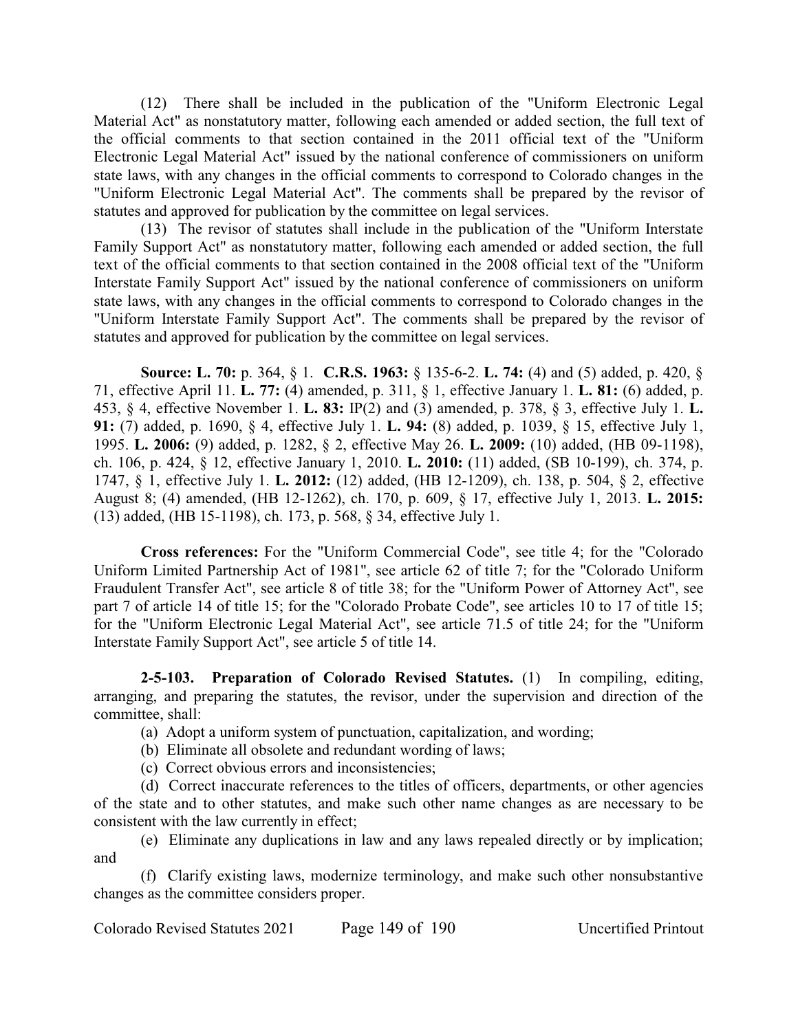(12) There shall be included in the publication of the "Uniform Electronic Legal Material Act" as nonstatutory matter, following each amended or added section, the full text of the official comments to that section contained in the 2011 official text of the "Uniform Electronic Legal Material Act" issued by the national conference of commissioners on uniform state laws, with any changes in the official comments to correspond to Colorado changes in the "Uniform Electronic Legal Material Act". The comments shall be prepared by the revisor of statutes and approved for publication by the committee on legal services.

(13) The revisor of statutes shall include in the publication of the "Uniform Interstate Family Support Act" as nonstatutory matter, following each amended or added section, the full text of the official comments to that section contained in the 2008 official text of the "Uniform Interstate Family Support Act" issued by the national conference of commissioners on uniform state laws, with any changes in the official comments to correspond to Colorado changes in the "Uniform Interstate Family Support Act". The comments shall be prepared by the revisor of statutes and approved for publication by the committee on legal services.

**Source: L. 70:** p. 364, § 1. **C.R.S. 1963:** § 135-6-2. **L. 74:** (4) and (5) added, p. 420, § 71, effective April 11. **L. 77:** (4) amended, p. 311, § 1, effective January 1. **L. 81:** (6) added, p. 453, § 4, effective November 1. **L. 83:** IP(2) and (3) amended, p. 378, § 3, effective July 1. **L. 91:** (7) added, p. 1690, § 4, effective July 1. **L. 94:** (8) added, p. 1039, § 15, effective July 1, 1995. **L. 2006:** (9) added, p. 1282, § 2, effective May 26. **L. 2009:** (10) added, (HB 09-1198), ch. 106, p. 424, § 12, effective January 1, 2010. **L. 2010:** (11) added, (SB 10-199), ch. 374, p. 1747, § 1, effective July 1. **L. 2012:** (12) added, (HB 12-1209), ch. 138, p. 504, § 2, effective August 8; (4) amended, (HB 12-1262), ch. 170, p. 609, § 17, effective July 1, 2013. **L. 2015:** (13) added, (HB 15-1198), ch. 173, p. 568, § 34, effective July 1.

**Cross references:** For the "Uniform Commercial Code", see title 4; for the "Colorado Uniform Limited Partnership Act of 1981", see article 62 of title 7; for the "Colorado Uniform Fraudulent Transfer Act", see article 8 of title 38; for the "Uniform Power of Attorney Act", see part 7 of article 14 of title 15; for the "Colorado Probate Code", see articles 10 to 17 of title 15; for the "Uniform Electronic Legal Material Act", see article 71.5 of title 24; for the "Uniform Interstate Family Support Act", see article 5 of title 14.

**2-5-103. Preparation of Colorado Revised Statutes.** (1) In compiling, editing, arranging, and preparing the statutes, the revisor, under the supervision and direction of the committee, shall:

(a) Adopt a uniform system of punctuation, capitalization, and wording;

(b) Eliminate all obsolete and redundant wording of laws;

(c) Correct obvious errors and inconsistencies;

(d) Correct inaccurate references to the titles of officers, departments, or other agencies of the state and to other statutes, and make such other name changes as are necessary to be consistent with the law currently in effect;

(e) Eliminate any duplications in law and any laws repealed directly or by implication; and

(f) Clarify existing laws, modernize terminology, and make such other nonsubstantive changes as the committee considers proper.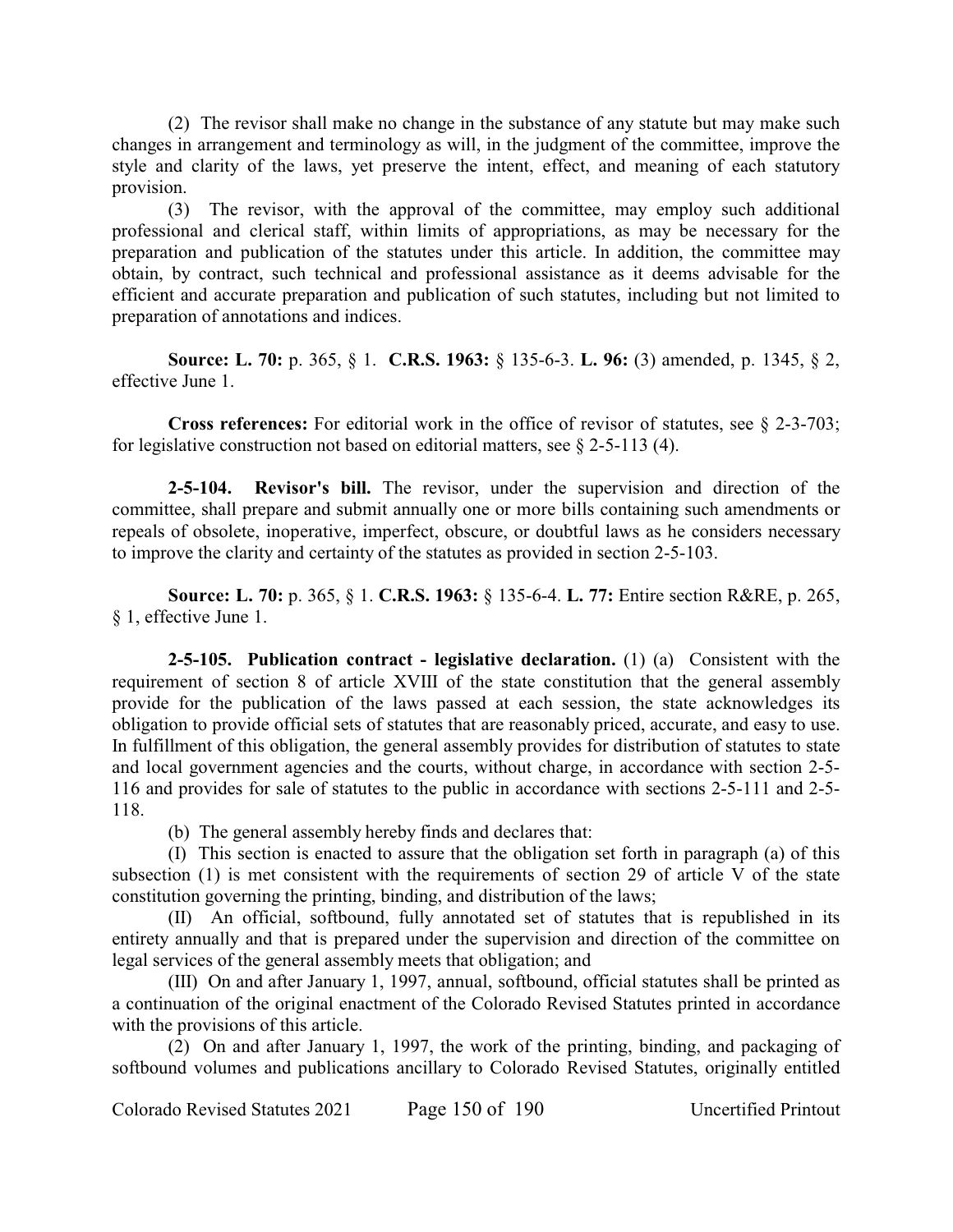(2) The revisor shall make no change in the substance of any statute but may make such changes in arrangement and terminology as will, in the judgment of the committee, improve the style and clarity of the laws, yet preserve the intent, effect, and meaning of each statutory provision.

(3) The revisor, with the approval of the committee, may employ such additional professional and clerical staff, within limits of appropriations, as may be necessary for the preparation and publication of the statutes under this article. In addition, the committee may obtain, by contract, such technical and professional assistance as it deems advisable for the efficient and accurate preparation and publication of such statutes, including but not limited to preparation of annotations and indices.

**Source: L. 70:** p. 365, § 1. **C.R.S. 1963:** § 135-6-3. **L. 96:** (3) amended, p. 1345, § 2, effective June 1.

**Cross references:** For editorial work in the office of revisor of statutes, see § 2-3-703; for legislative construction not based on editorial matters, see § 2-5-113 (4).

**2-5-104. Revisor's bill.** The revisor, under the supervision and direction of the committee, shall prepare and submit annually one or more bills containing such amendments or repeals of obsolete, inoperative, imperfect, obscure, or doubtful laws as he considers necessary to improve the clarity and certainty of the statutes as provided in section 2-5-103.

**Source: L. 70:** p. 365, § 1. **C.R.S. 1963:** § 135-6-4. **L. 77:** Entire section R&RE, p. 265, § 1, effective June 1.

**2-5-105. Publication contract - legislative declaration.** (1) (a) Consistent with the requirement of section 8 of article XVIII of the state constitution that the general assembly provide for the publication of the laws passed at each session, the state acknowledges its obligation to provide official sets of statutes that are reasonably priced, accurate, and easy to use. In fulfillment of this obligation, the general assembly provides for distribution of statutes to state and local government agencies and the courts, without charge, in accordance with section 2-5-116 and provides for sale of statutes to the public in accordance with sections 2-5-111 and 2-5-118.

(b) The general assembly hereby finds and declares that:

(I) This section is enacted to assure that the obligation set forth in paragraph (a) of this subsection (1) is met consistent with the requirements of section 29 of article V of the state constitution governing the printing, binding, and distribution of the laws;

(II) An official, softbound, fully annotated set of statutes that is republished in its entirety annually and that is prepared under the supervision and direction of the committee on legal services of the general assembly meets that obligation; and

(III) On and after January 1, 1997, annual, softbound, official statutes shall be printed as a continuation of the original enactment of the Colorado Revised Statutes printed in accordance with the provisions of this article.

(2) On and after January 1, 1997, the work of the printing, binding, and packaging of softbound volumes and publications ancillary to Colorado Revised Statutes, originally entitled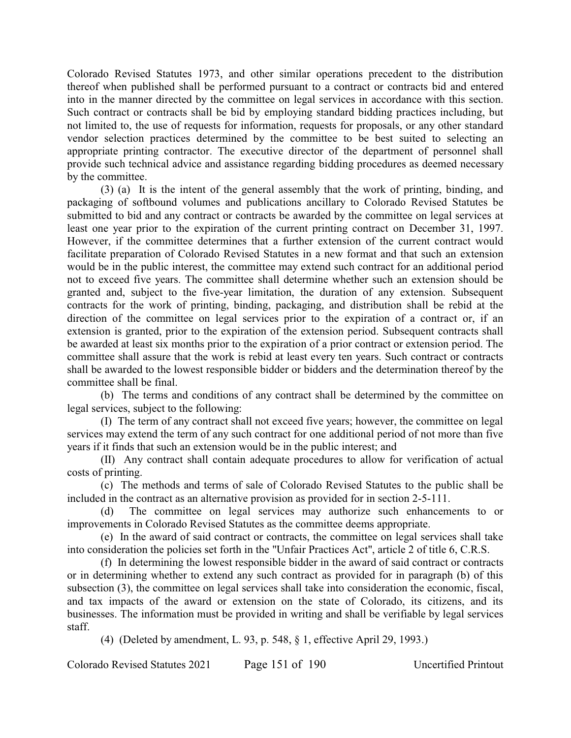Colorado Revised Statutes 1973, and other similar operations precedent to the distribution thereof when published shall be performed pursuant to a contract or contracts bid and entered into in the manner directed by the committee on legal services in accordance with this section. Such contract or contracts shall be bid by employing standard bidding practices including, but not limited to, the use of requests for information, requests for proposals, or any other standard vendor selection practices determined by the committee to be best suited to selecting an appropriate printing contractor. The executive director of the department of personnel shall provide such technical advice and assistance regarding bidding procedures as deemed necessary by the committee.

(3) (a) It is the intent of the general assembly that the work of printing, binding, and packaging of softbound volumes and publications ancillary to Colorado Revised Statutes be submitted to bid and any contract or contracts be awarded by the committee on legal services at least one year prior to the expiration of the current printing contract on December 31, 1997. However, if the committee determines that a further extension of the current contract would facilitate preparation of Colorado Revised Statutes in a new format and that such an extension would be in the public interest, the committee may extend such contract for an additional period not to exceed five years. The committee shall determine whether such an extension should be granted and, subject to the five-year limitation, the duration of any extension. Subsequent contracts for the work of printing, binding, packaging, and distribution shall be rebid at the direction of the committee on legal services prior to the expiration of a contract or, if an extension is granted, prior to the expiration of the extension period. Subsequent contracts shall be awarded at least six months prior to the expiration of a prior contract or extension period. The committee shall assure that the work is rebid at least every ten years. Such contract or contracts shall be awarded to the lowest responsible bidder or bidders and the determination thereof by the committee shall be final.

(b) The terms and conditions of any contract shall be determined by the committee on legal services, subject to the following:

(I) The term of any contract shall not exceed five years; however, the committee on legal services may extend the term of any such contract for one additional period of not more than five years if it finds that such an extension would be in the public interest; and

(II) Any contract shall contain adequate procedures to allow for verification of actual costs of printing.

(c) The methods and terms of sale of Colorado Revised Statutes to the public shall be included in the contract as an alternative provision as provided for in section 2-5-111.

(d) The committee on legal services may authorize such enhancements to or improvements in Colorado Revised Statutes as the committee deems appropriate.

(e) In the award of said contract or contracts, the committee on legal services shall take into consideration the policies set forth in the "Unfair Practices Act", article 2 of title 6, C.R.S.

(f) In determining the lowest responsible bidder in the award of said contract or contracts or in determining whether to extend any such contract as provided for in paragraph (b) of this subsection (3), the committee on legal services shall take into consideration the economic, fiscal, and tax impacts of the award or extension on the state of Colorado, its citizens, and its businesses. The information must be provided in writing and shall be verifiable by legal services staff.

(4) (Deleted by amendment, L. 93, p. 548, § 1, effective April 29, 1993.)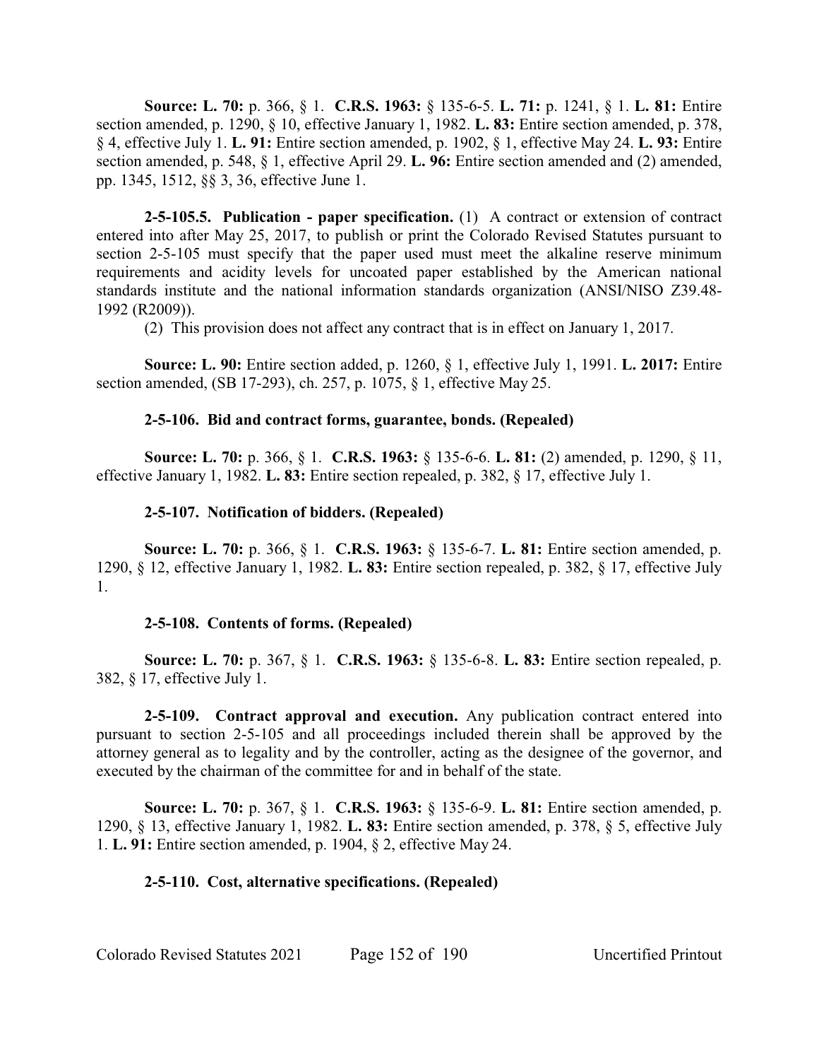**Source: L. 70:** p. 366, § 1. **C.R.S. 1963:** § 135-6-5. **L. 71:** p. 1241, § 1. **L. 81:** Entire section amended, p. 1290, § 10, effective January 1, 1982. **L. 83:** Entire section amended, p. 378, § 4, effective July 1. **L. 91:** Entire section amended, p. 1902, § 1, effective May 24. **L. 93:** Entire section amended, p. 548, § 1, effective April 29. **L. 96:** Entire section amended and (2) amended, pp. 1345, 1512, §§ 3, 36, effective June 1.

**2-5-105.5. Publication - paper specification.** (1) A contract or extension of contract entered into after May 25, 2017, to publish or print the Colorado Revised Statutes pursuant to section 2-5-105 must specify that the paper used must meet the alkaline reserve minimum requirements and acidity levels for uncoated paper established by the American national standards institute and the national information standards organization (ANSI/NISO Z39.48-1992 (R2009)).

(2) This provision does not affect any contract that is in effect on January 1, 2017.

**Source: L. 90:** Entire section added, p. 1260, § 1, effective July 1, 1991. **L. 2017:** Entire section amended, (SB 17-293), ch. 257, p. 1075, § 1, effective May 25.

**2-5-106. Bid and contract forms, guarantee, bonds. (Repealed)**

**Source: L. 70:** p. 366, § 1. **C.R.S. 1963:** § 135-6-6. **L. 81:** (2) amended, p. 1290, § 11, effective January 1, 1982. **L. 83:** Entire section repealed, p. 382, § 17, effective July 1.

**2-5-107. Notification of bidders. (Repealed)**

**Source: L. 70:** p. 366, § 1. **C.R.S. 1963:** § 135-6-7. **L. 81:** Entire section amended, p. 1290, § 12, effective January 1, 1982. **L. 83:** Entire section repealed, p. 382, § 17, effective July 1.

**2-5-108. Contents of forms. (Repealed)**

**Source: L. 70:** p. 367, § 1. **C.R.S. 1963:** § 135-6-8. **L. 83:** Entire section repealed, p. 382, § 17, effective July 1.

**2-5-109. Contract approval and execution.** Any publication contract entered into pursuant to section 2-5-105 and all proceedings included therein shall be approved by the attorney general as to legality and by the controller, acting as the designee of the governor, and executed by the chairman of the committee for and in behalf of the state.

**Source: L. 70:** p. 367, § 1. **C.R.S. 1963:** § 135-6-9. **L. 81:** Entire section amended, p. 1290, § 13, effective January 1, 1982. **L. 83:** Entire section amended, p. 378, § 5, effective July 1. **L. 91:** Entire section amended, p. 1904, § 2, effective May 24.

**2-5-110. Cost, alternative specifications. (Repealed)**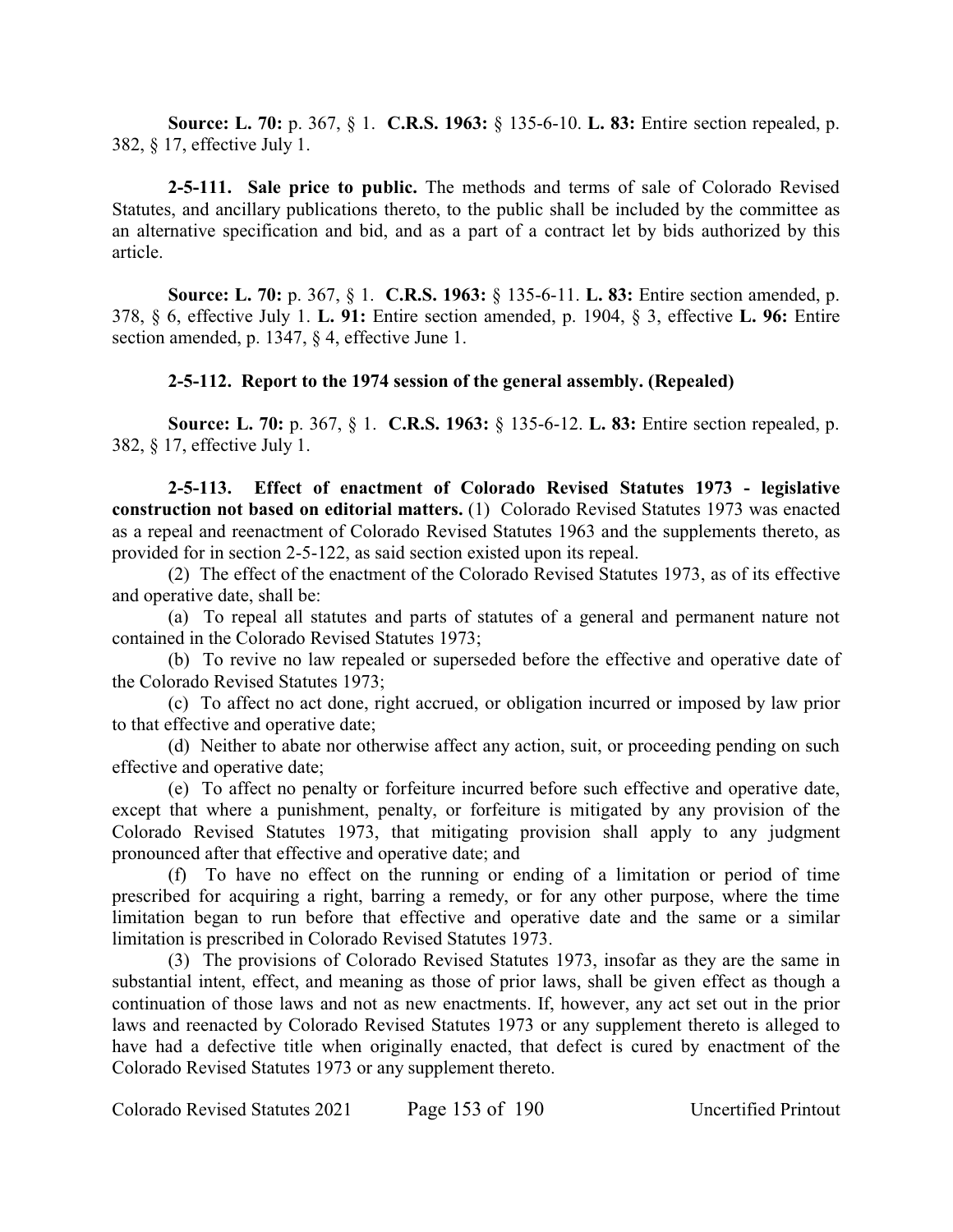**Source: L. 70:** p. 367, § 1. **C.R.S. 1963:** § 135-6-10. **L. 83:** Entire section repealed, p. 382, § 17, effective July 1.

**2-5-111. Sale price to public.** The methods and terms of sale of Colorado Revised Statutes, and ancillary publications thereto, to the public shall be included by the committee as an alternative specification and bid, and as a part of a contract let by bids authorized by this article.

**Source: L. 70:** p. 367, § 1. **C.R.S. 1963:** § 135-6-11. **L. 83:** Entire section amended, p. 378, § 6, effective July 1. **L. 91:** Entire section amended, p. 1904, § 3, effective **L. 96:** Entire section amended, p. 1347, § 4, effective June 1.

**2-5-112. Report to the 1974 session of the general assembly. (Repealed)**

**Source: L. 70:** p. 367, § 1. **C.R.S. 1963:** § 135-6-12. **L. 83:** Entire section repealed, p. 382, § 17, effective July 1.

**2-5-113. Effect of enactment of Colorado Revised Statutes 1973 - legislative construction not based on editorial matters.** (1) Colorado Revised Statutes 1973 was enacted as a repeal and reenactment of Colorado Revised Statutes 1963 and the supplements thereto, as provided for in section 2-5-122, as said section existed upon its repeal.

(2) The effect of the enactment of the Colorado Revised Statutes 1973, as of its effective and operative date, shall be:

(a) To repeal all statutes and parts of statutes of a general and permanent nature not contained in the Colorado Revised Statutes 1973;

(b) To revive no law repealed or superseded before the effective and operative date of the Colorado Revised Statutes 1973;

(c) To affect no act done, right accrued, or obligation incurred or imposed by law prior to that effective and operative date;

(d) Neither to abate nor otherwise affect any action, suit, or proceeding pending on such effective and operative date;

(e) To affect no penalty or forfeiture incurred before such effective and operative date, except that where a punishment, penalty, or forfeiture is mitigated by any provision of the Colorado Revised Statutes 1973, that mitigating provision shall apply to any judgment pronounced after that effective and operative date; and

(f) To have no effect on the running or ending of a limitation or period of time prescribed for acquiring a right, barring a remedy, or for any other purpose, where the time limitation began to run before that effective and operative date and the same or a similar limitation is prescribed in Colorado Revised Statutes 1973.

(3) The provisions of Colorado Revised Statutes 1973, insofar as they are the same in substantial intent, effect, and meaning as those of prior laws, shall be given effect as though a continuation of those laws and not as new enactments. If, however, any act set out in the prior laws and reenacted by Colorado Revised Statutes 1973 or any supplement thereto is alleged to have had a defective title when originally enacted, that defect is cured by enactment of the Colorado Revised Statutes 1973 or any supplement thereto.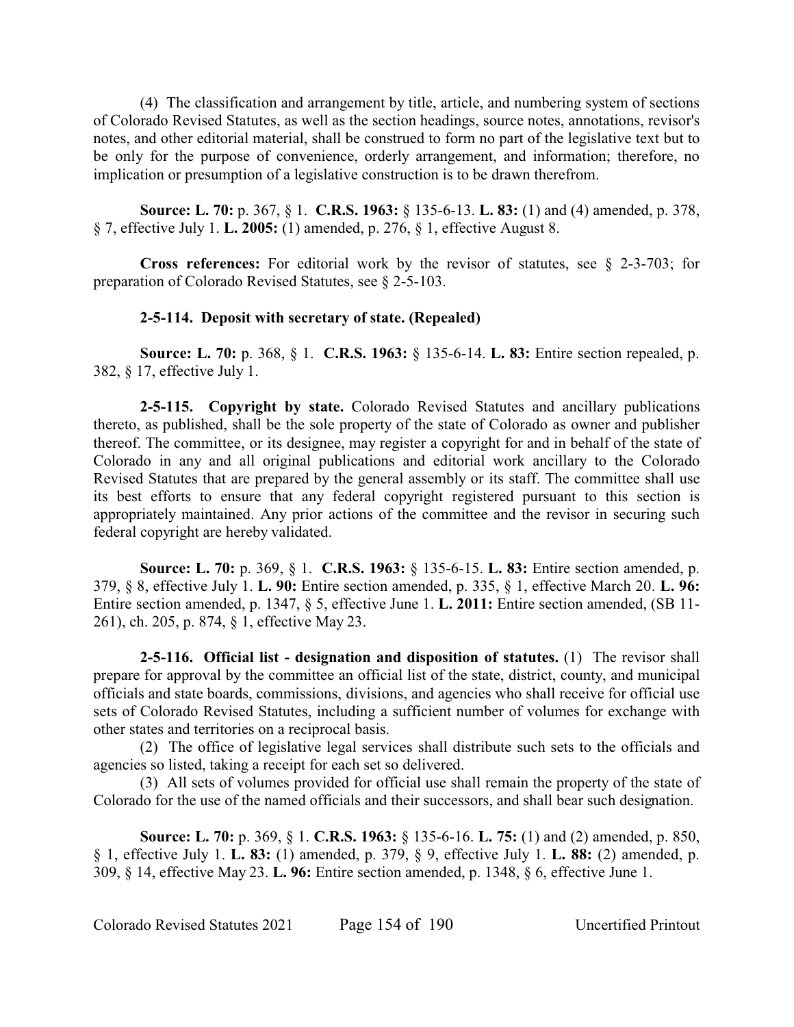(4) The classification and arrangement by title, article, and numbering system of sections of Colorado Revised Statutes, as well as the section headings, source notes, annotations, revisor's notes, and other editorial material, shall be construed to form no part of the legislative text but to be only for the purpose of convenience, orderly arrangement, and information; therefore, no implication or presumption of a legislative construction is to be drawn therefrom.

**Source: L. 70:** p. 367, § 1. **C.R.S. 1963:** § 135-6-13. **L. 83:** (1) and (4) amended, p. 378, § 7, effective July 1. **L. 2005:** (1) amended, p. 276, § 1, effective August 8.

**Cross references:** For editorial work by the revisor of statutes, see § 2-3-703; for preparation of Colorado Revised Statutes, see § 2-5-103.

**2-5-114. Deposit with secretary of state. (Repealed)**

**Source: L. 70:** p. 368, § 1. **C.R.S. 1963:** § 135-6-14. **L. 83:** Entire section repealed, p. 382, § 17, effective July 1.

**2-5-115. Copyright by state.** Colorado Revised Statutes and ancillary publications thereto, as published, shall be the sole property of the state of Colorado as owner and publisher thereof. The committee, or its designee, may register a copyright for and in behalf of the state of Colorado in any and all original publications and editorial work ancillary to the Colorado Revised Statutes that are prepared by the general assembly or its staff. The committee shall use its best efforts to ensure that any federal copyright registered pursuant to this section is appropriately maintained. Any prior actions of the committee and the revisor in securing such federal copyright are hereby validated.

**Source: L. 70:** p. 369, § 1. **C.R.S. 1963:** § 135-6-15. **L. 83:** Entire section amended, p. 379, § 8, effective July 1. **L. 90:** Entire section amended, p. 335, § 1, effective March 20. **L. 96:** Entire section amended, p. 1347, § 5, effective June 1. **L. 2011:** Entire section amended, (SB 11-261), ch. 205, p. 874, § 1, effective May 23.

**2-5-116. Official list - designation and disposition of statutes.** (1) The revisor shall prepare for approval by the committee an official list of the state, district, county, and municipal officials and state boards, commissions, divisions, and agencies who shall receive for official use sets of Colorado Revised Statutes, including a sufficient number of volumes for exchange with other states and territories on a reciprocal basis.

(2) The office of legislative legal services shall distribute such sets to the officials and agencies so listed, taking a receipt for each set so delivered.

(3) All sets of volumes provided for official use shall remain the property of the state of Colorado for the use of the named officials and their successors, and shall bear such designation.

**Source: L. 70:** p. 369, § 1. **C.R.S. 1963:** § 135-6-16. **L. 75:** (1) and (2) amended, p. 850, § 1, effective July 1. **L. 83:** (1) amended, p. 379, § 9, effective July 1. **L. 88:** (2) amended, p. 309, § 14, effective May 23. **L. 96:** Entire section amended, p. 1348, § 6, effective June 1.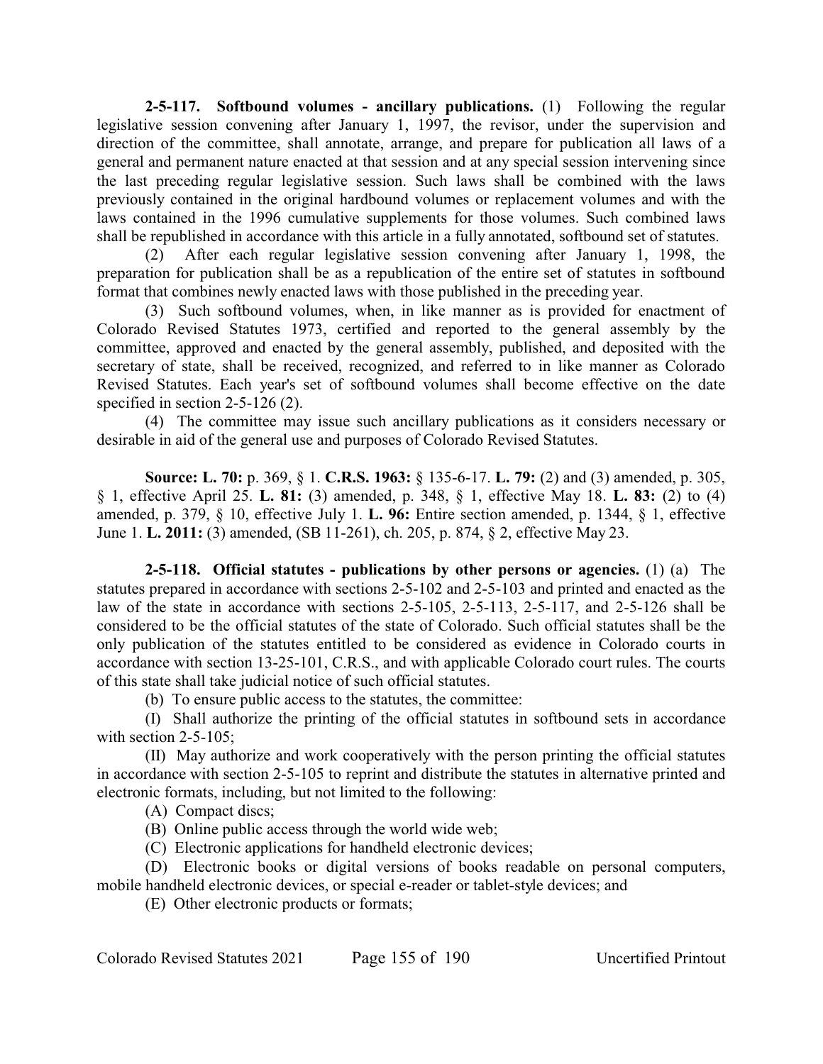**2-5-117. Softbound volumes - ancillary publications.** (1) Following the regular legislative session convening after January 1, 1997, the revisor, under the supervision and direction of the committee, shall annotate, arrange, and prepare for publication all laws of a general and permanent nature enacted at that session and at any special session intervening since the last preceding regular legislative session. Such laws shall be combined with the laws previously contained in the original hardbound volumes or replacement volumes and with the laws contained in the 1996 cumulative supplements for those volumes. Such combined laws shall be republished in accordance with this article in a fully annotated, softbound set of statutes.

(2) After each regular legislative session convening after January 1, 1998, the preparation for publication shall be as a republication of the entire set of statutes in softbound format that combines newly enacted laws with those published in the preceding year.

(3) Such softbound volumes, when, in like manner as is provided for enactment of Colorado Revised Statutes 1973, certified and reported to the general assembly by the committee, approved and enacted by the general assembly, published, and deposited with the secretary of state, shall be received, recognized, and referred to in like manner as Colorado Revised Statutes. Each year's set of softbound volumes shall become effective on the date specified in section 2-5-126 (2).

(4) The committee may issue such ancillary publications as it considers necessary or desirable in aid of the general use and purposes of Colorado Revised Statutes.

**Source: L. 70:** p. 369, § 1. **C.R.S. 1963:** § 135-6-17. **L. 79:** (2) and (3) amended, p. 305, § 1, effective April 25. **L. 81:** (3) amended, p. 348, § 1, effective May 18. **L. 83:** (2) to (4) amended, p. 379, § 10, effective July 1. **L. 96:** Entire section amended, p. 1344, § 1, effective June 1. **L. 2011:** (3) amended, (SB 11-261), ch. 205, p. 874, § 2, effective May 23.

**2-5-118. Official statutes - publications by other persons or agencies.** (1) (a) The statutes prepared in accordance with sections 2-5-102 and 2-5-103 and printed and enacted as the law of the state in accordance with sections 2-5-105, 2-5-113, 2-5-117, and 2-5-126 shall be considered to be the official statutes of the state of Colorado. Such official statutes shall be the only publication of the statutes entitled to be considered as evidence in Colorado courts in accordance with section 13-25-101, C.R.S., and with applicable Colorado court rules. The courts of this state shall take judicial notice of such official statutes.

(b) To ensure public access to the statutes, the committee:

(I) Shall authorize the printing of the official statutes in softbound sets in accordance with section 2-5-105;

(II) May authorize and work cooperatively with the person printing the official statutes in accordance with section 2-5-105 to reprint and distribute the statutes in alternative printed and electronic formats, including, but not limited to the following:

(A) Compact discs;

(B) Online public access through the world wide web;

(C) Electronic applications for handheld electronic devices;

(D) Electronic books or digital versions of books readable on personal computers, mobile handheld electronic devices, or special e-reader or tablet-style devices; and

(E) Other electronic products or formats;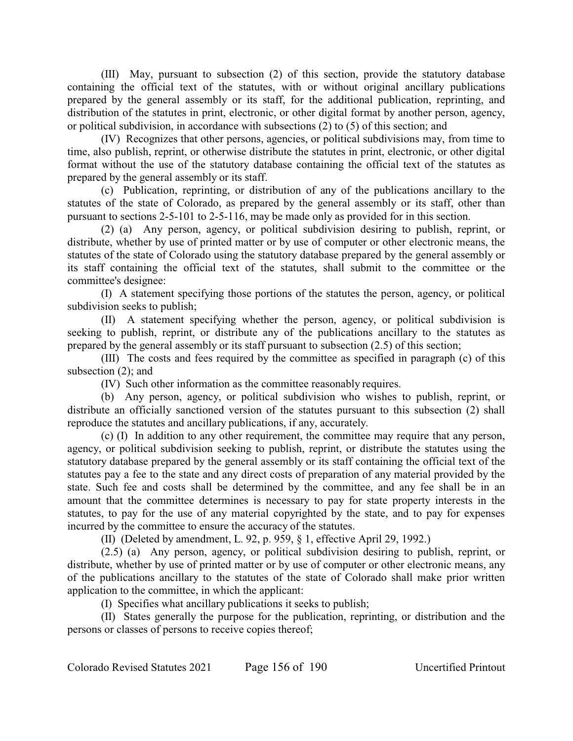(III) May, pursuant to subsection (2) of this section, provide the statutory database containing the official text of the statutes, with or without original ancillary publications prepared by the general assembly or its staff, for the additional publication, reprinting, and distribution of the statutes in print, electronic, or other digital format by another person, agency, or political subdivision, in accordance with subsections (2) to (5) of this section; and

(IV) Recognizes that other persons, agencies, or political subdivisions may, from time to time, also publish, reprint, or otherwise distribute the statutes in print, electronic, or other digital format without the use of the statutory database containing the official text of the statutes as prepared by the general assembly or its staff.

(c) Publication, reprinting, or distribution of any of the publications ancillary to the statutes of the state of Colorado, as prepared by the general assembly or its staff, other than pursuant to sections 2-5-101 to 2-5-116, may be made only as provided for in this section.

(2) (a) Any person, agency, or political subdivision desiring to publish, reprint, or distribute, whether by use of printed matter or by use of computer or other electronic means, the statutes of the state of Colorado using the statutory database prepared by the general assembly or its staff containing the official text of the statutes, shall submit to the committee or the committee's designee:

(I) A statement specifying those portions of the statutes the person, agency, or political subdivision seeks to publish;

(II) A statement specifying whether the person, agency, or political subdivision is seeking to publish, reprint, or distribute any of the publications ancillary to the statutes as prepared by the general assembly or its staff pursuant to subsection (2.5) of this section;

(III) The costs and fees required by the committee as specified in paragraph (c) of this subsection (2); and

(IV) Such other information as the committee reasonably requires.

(b) Any person, agency, or political subdivision who wishes to publish, reprint, or distribute an officially sanctioned version of the statutes pursuant to this subsection (2) shall reproduce the statutes and ancillary publications, if any, accurately.

(c) (I) In addition to any other requirement, the committee may require that any person, agency, or political subdivision seeking to publish, reprint, or distribute the statutes using the statutory database prepared by the general assembly or its staff containing the official text of the statutes pay a fee to the state and any direct costs of preparation of any material provided by the state. Such fee and costs shall be determined by the committee, and any fee shall be in an amount that the committee determines is necessary to pay for state property interests in the statutes, to pay for the use of any material copyrighted by the state, and to pay for expenses incurred by the committee to ensure the accuracy of the statutes.

(II) (Deleted by amendment, L. 92, p. 959, § 1, effective April 29, 1992.)

(2.5) (a) Any person, agency, or political subdivision desiring to publish, reprint, or distribute, whether by use of printed matter or by use of computer or other electronic means, any of the publications ancillary to the statutes of the state of Colorado shall make prior written application to the committee, in which the applicant:

(I) Specifies what ancillary publications it seeks to publish;

(II) States generally the purpose for the publication, reprinting, or distribution and the persons or classes of persons to receive copies thereof;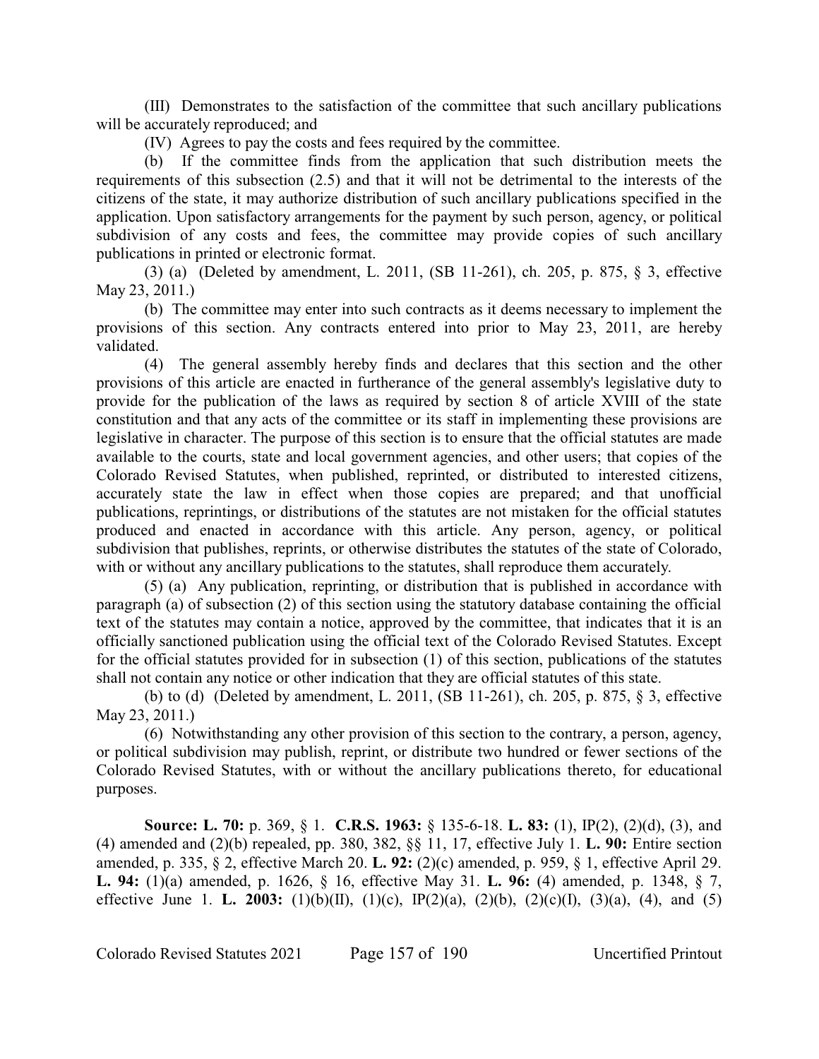(III) Demonstrates to the satisfaction of the committee that such ancillary publications will be accurately reproduced; and

(IV) Agrees to pay the costs and fees required by the committee.

(b) If the committee finds from the application that such distribution meets the requirements of this subsection (2.5) and that it will not be detrimental to the interests of the citizens of the state, it may authorize distribution of such ancillary publications specified in the application. Upon satisfactory arrangements for the payment by such person, agency, or political subdivision of any costs and fees, the committee may provide copies of such ancillary publications in printed or electronic format.

(3) (a) (Deleted by amendment, L. 2011, (SB 11-261), ch. 205, p. 875, § 3, effective May 23, 2011.)

(b) The committee may enter into such contracts as it deems necessary to implement the provisions of this section. Any contracts entered into prior to May 23, 2011, are hereby validated.

(4) The general assembly hereby finds and declares that this section and the other provisions of this article are enacted in furtherance of the general assembly's legislative duty to provide for the publication of the laws as required by section 8 of article XVIII of the state constitution and that any acts of the committee or its staff in implementing these provisions are legislative in character. The purpose of this section is to ensure that the official statutes are made available to the courts, state and local government agencies, and other users; that copies of the Colorado Revised Statutes, when published, reprinted, or distributed to interested citizens, accurately state the law in effect when those copies are prepared; and that unofficial publications, reprintings, or distributions of the statutes are not mistaken for the official statutes produced and enacted in accordance with this article. Any person, agency, or political subdivision that publishes, reprints, or otherwise distributes the statutes of the state of Colorado, with or without any ancillary publications to the statutes, shall reproduce them accurately.

(5) (a) Any publication, reprinting, or distribution that is published in accordance with paragraph (a) of subsection (2) of this section using the statutory database containing the official text of the statutes may contain a notice, approved by the committee, that indicates that it is an officially sanctioned publication using the official text of the Colorado Revised Statutes. Except for the official statutes provided for in subsection (1) of this section, publications of the statutes shall not contain any notice or other indication that they are official statutes of this state.

(b) to (d) (Deleted by amendment, L. 2011, (SB 11-261), ch. 205, p. 875, § 3, effective May 23, 2011.)

(6) Notwithstanding any other provision of this section to the contrary, a person, agency, or political subdivision may publish, reprint, or distribute two hundred or fewer sections of the Colorado Revised Statutes, with or without the ancillary publications thereto, for educational purposes.

**Source: L. 70:** p. 369, § 1. **C.R.S. 1963:** § 135-6-18. **L. 83:** (1), IP(2), (2)(d), (3), and (4) amended and (2)(b) repealed, pp. 380, 382, §§ 11, 17, effective July 1. **L. 90:** Entire section amended, p. 335, § 2, effective March 20. **L. 92:** (2)(c) amended, p. 959, § 1, effective April 29. **L. 94:** (1)(a) amended, p. 1626, § 16, effective May 31. **L. 96:** (4) amended, p. 1348, § 7, effective June 1. **L. 2003:** (1)(b)(II), (1)(c), IP(2)(a), (2)(b), (2)(c)(I), (3)(a), (4), and (5)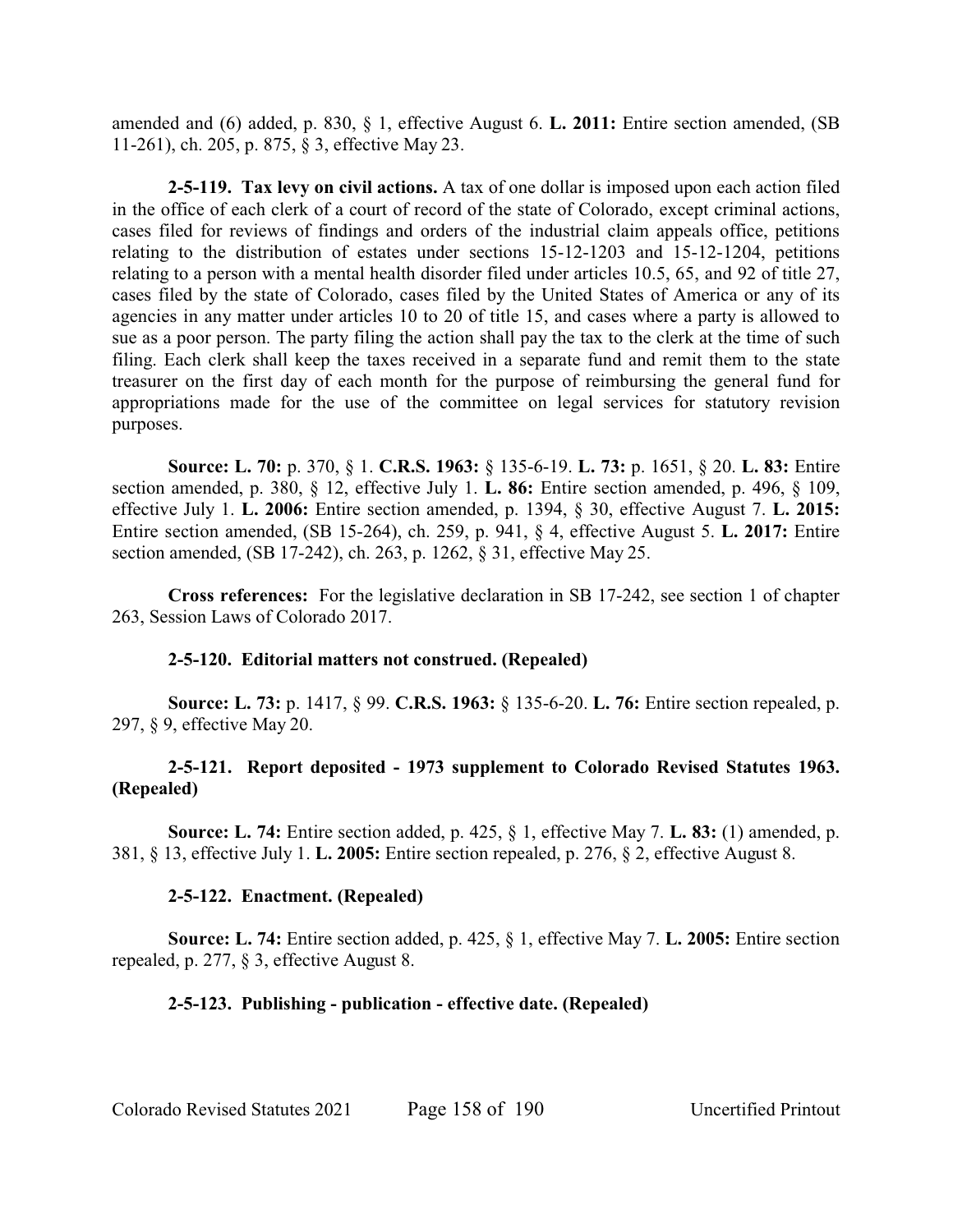amended and (6) added, p. 830, § 1, effective August 6. **L. 2011:** Entire section amended, (SB 11-261), ch. 205, p. 875, § 3, effective May 23.

**2-5-119. Tax levy on civil actions.** A tax of one dollar is imposed upon each action filed in the office of each clerk of a court of record of the state of Colorado, except criminal actions, cases filed for reviews of findings and orders of the industrial claim appeals office, petitions relating to the distribution of estates under sections 15-12-1203 and 15-12-1204, petitions relating to a person with a mental health disorder filed under articles 10.5, 65, and 92 of title 27, cases filed by the state of Colorado, cases filed by the United States of America or any of its agencies in any matter under articles 10 to 20 of title 15, and cases where a party is allowed to sue as a poor person. The party filing the action shall pay the tax to the clerk at the time of such filing. Each clerk shall keep the taxes received in a separate fund and remit them to the state treasurer on the first day of each month for the purpose of reimbursing the general fund for appropriations made for the use of the committee on legal services for statutory revision purposes.

**Source: L. 70:** p. 370, § 1. **C.R.S. 1963:** § 135-6-19. **L. 73:** p. 1651, § 20. **L. 83:** Entire section amended, p. 380, § 12, effective July 1. **L. 86:** Entire section amended, p. 496, § 109, effective July 1. **L. 2006:** Entire section amended, p. 1394, § 30, effective August 7. **L. 2015:** Entire section amended, (SB 15-264), ch. 259, p. 941, § 4, effective August 5. **L. 2017:** Entire section amended, (SB 17-242), ch. 263, p. 1262, § 31, effective May 25.

**Cross references:** For the legislative declaration in SB 17-242, see section 1 of chapter 263, Session Laws of Colorado 2017.

**2-5-120. Editorial matters not construed. (Repealed)**

**Source: L. 73:** p. 1417, § 99. **C.R.S. 1963:** § 135-6-20. **L. 76:** Entire section repealed, p. 297, § 9, effective May 20.

**2-5-121. Report deposited - 1973 supplement to Colorado Revised Statutes 1963. (Repealed)**

**Source: L. 74:** Entire section added, p. 425, § 1, effective May 7. **L. 83:** (1) amended, p. 381, § 13, effective July 1. **L. 2005:** Entire section repealed, p. 276, § 2, effective August 8.

**2-5-122. Enactment. (Repealed)**

**Source: L. 74:** Entire section added, p. 425, § 1, effective May 7. **L. 2005:** Entire section repealed, p. 277, § 3, effective August 8.

**2-5-123. Publishing - publication - effective date. (Repealed)**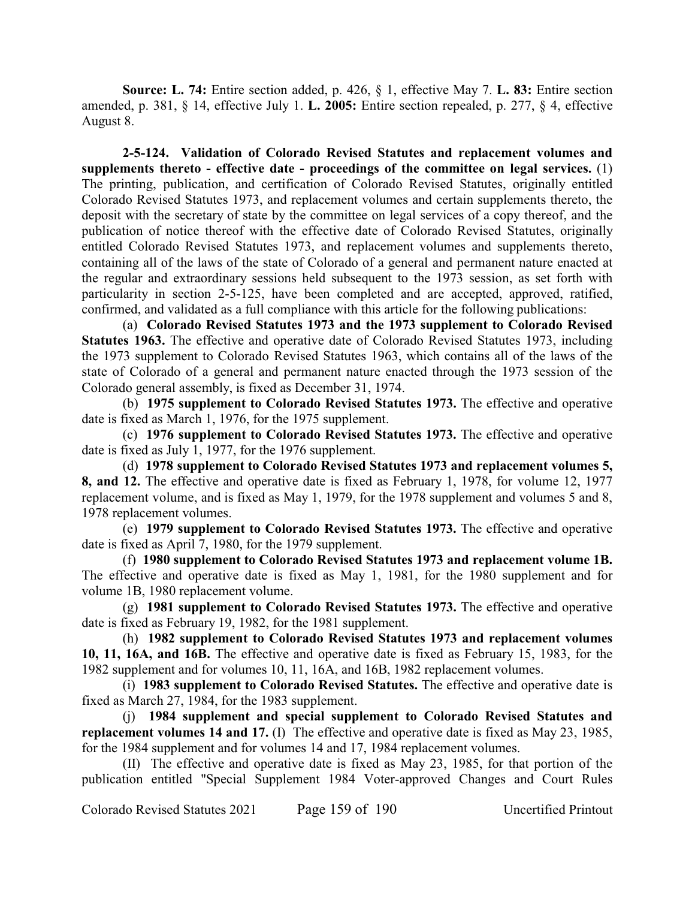**Source: L. 74:** Entire section added, p. 426, § 1, effective May 7. **L. 83:** Entire section amended, p. 381, § 14, effective July 1. **L. 2005:** Entire section repealed, p. 277, § 4, effective August 8.

**2-5-124. Validation of Colorado Revised Statutes and replacement volumes and supplements thereto - effective date - proceedings of the committee on legal services.** (1) The printing, publication, and certification of Colorado Revised Statutes, originally entitled Colorado Revised Statutes 1973, and replacement volumes and certain supplements thereto, the deposit with the secretary of state by the committee on legal services of a copy thereof, and the publication of notice thereof with the effective date of Colorado Revised Statutes, originally entitled Colorado Revised Statutes 1973, and replacement volumes and supplements thereto, containing all of the laws of the state of Colorado of a general and permanent nature enacted at the regular and extraordinary sessions held subsequent to the 1973 session, as set forth with particularity in section 2-5-125, have been completed and are accepted, approved, ratified, confirmed, and validated as a full compliance with this article for the following publications:

(a) **Colorado Revised Statutes 1973 and the 1973 supplement to Colorado Revised Statutes 1963.** The effective and operative date of Colorado Revised Statutes 1973, including the 1973 supplement to Colorado Revised Statutes 1963, which contains all of the laws of the state of Colorado of a general and permanent nature enacted through the 1973 session of the Colorado general assembly, is fixed as December 31, 1974.

(b) **1975 supplement to Colorado Revised Statutes 1973.** The effective and operative date is fixed as March 1, 1976, for the 1975 supplement.

(c) **1976 supplement to Colorado Revised Statutes 1973.** The effective and operative date is fixed as July 1, 1977, for the 1976 supplement.

(d) **1978 supplement to Colorado Revised Statutes 1973 and replacement volumes 5, 8, and 12.** The effective and operative date is fixed as February 1, 1978, for volume 12, 1977 replacement volume, and is fixed as May 1, 1979, for the 1978 supplement and volumes 5 and 8, 1978 replacement volumes.

(e) **1979 supplement to Colorado Revised Statutes 1973.** The effective and operative date is fixed as April 7, 1980, for the 1979 supplement.

(f) **1980 supplement to Colorado Revised Statutes 1973 and replacement volume 1B.** The effective and operative date is fixed as May 1, 1981, for the 1980 supplement and for volume 1B, 1980 replacement volume.

(g) **1981 supplement to Colorado Revised Statutes 1973.** The effective and operative date is fixed as February 19, 1982, for the 1981 supplement.

(h) **1982 supplement to Colorado Revised Statutes 1973 and replacement volumes 10, 11, 16A, and 16B.** The effective and operative date is fixed as February 15, 1983, for the 1982 supplement and for volumes 10, 11, 16A, and 16B, 1982 replacement volumes.

(i) **1983 supplement to Colorado Revised Statutes.** The effective and operative date is fixed as March 27, 1984, for the 1983 supplement.

(j) **1984 supplement and special supplement to Colorado Revised Statutes and replacement volumes 14 and 17.** (I) The effective and operative date is fixed as May 23, 1985, for the 1984 supplement and for volumes 14 and 17, 1984 replacement volumes.

(II) The effective and operative date is fixed as May 23, 1985, for that portion of the publication entitled "Special Supplement 1984 Voter-approved Changes and Court Rules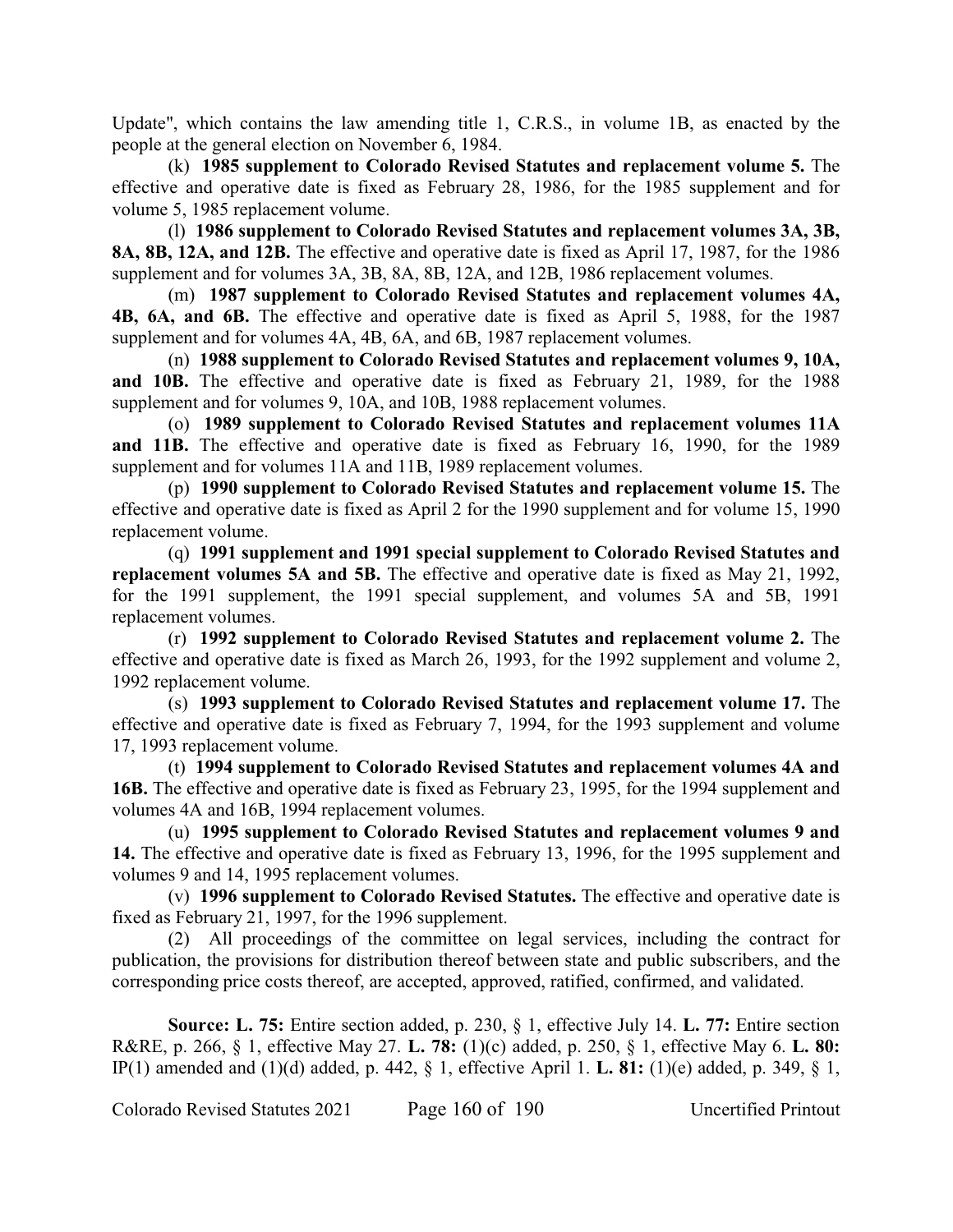Update", which contains the law amending title 1, C.R.S., in volume 1B, as enacted by the people at the general election on November 6, 1984.

(k) **1985 supplement to Colorado Revised Statutes and replacement volume 5.** The effective and operative date is fixed as February 28, 1986, for the 1985 supplement and for volume 5, 1985 replacement volume.

(l) **1986 supplement to Colorado Revised Statutes and replacement volumes 3A, 3B, 8A, 8B, 12A, and 12B.** The effective and operative date is fixed as April 17, 1987, for the 1986 supplement and for volumes 3A, 3B, 8A, 8B, 12A, and 12B, 1986 replacement volumes.

(m) **1987 supplement to Colorado Revised Statutes and replacement volumes 4A, 4B, 6A, and 6B.** The effective and operative date is fixed as April 5, 1988, for the 1987 supplement and for volumes 4A, 4B, 6A, and 6B, 1987 replacement volumes.

(n) **1988 supplement to Colorado Revised Statutes and replacement volumes 9, 10A, and 10B.** The effective and operative date is fixed as February 21, 1989, for the 1988 supplement and for volumes 9, 10A, and 10B, 1988 replacement volumes.

(o) **1989 supplement to Colorado Revised Statutes and replacement volumes 11A and 11B.** The effective and operative date is fixed as February 16, 1990, for the 1989 supplement and for volumes 11A and 11B, 1989 replacement volumes.

(p) **1990 supplement to Colorado Revised Statutes and replacement volume 15.** The effective and operative date is fixed as April 2 for the 1990 supplement and for volume 15, 1990 replacement volume.

(q) **1991 supplement and 1991 special supplement to Colorado Revised Statutes and replacement volumes 5A and 5B.** The effective and operative date is fixed as May 21, 1992, for the 1991 supplement, the 1991 special supplement, and volumes 5A and 5B, 1991 replacement volumes.

(r) **1992 supplement to Colorado Revised Statutes and replacement volume 2.** The effective and operative date is fixed as March 26, 1993, for the 1992 supplement and volume 2, 1992 replacement volume.

(s) **1993 supplement to Colorado Revised Statutes and replacement volume 17.** The effective and operative date is fixed as February 7, 1994, for the 1993 supplement and volume 17, 1993 replacement volume.

(t) **1994 supplement to Colorado Revised Statutes and replacement volumes 4A and 16B.** The effective and operative date is fixed as February 23, 1995, for the 1994 supplement and volumes 4A and 16B, 1994 replacement volumes.

(u) **1995 supplement to Colorado Revised Statutes and replacement volumes 9 and 14.** The effective and operative date is fixed as February 13, 1996, for the 1995 supplement and volumes 9 and 14, 1995 replacement volumes.

(v) **1996 supplement to Colorado Revised Statutes.** The effective and operative date is fixed as February 21, 1997, for the 1996 supplement.

(2) All proceedings of the committee on legal services, including the contract for publication, the provisions for distribution thereof between state and public subscribers, and the corresponding price costs thereof, are accepted, approved, ratified, confirmed, and validated.

**Source: L. 75:** Entire section added, p. 230, § 1, effective July 14. **L. 77:** Entire section R&RE, p. 266, § 1, effective May 27. **L. 78:** (1)(c) added, p. 250, § 1, effective May 6. **L. 80:** IP(1) amended and (1)(d) added, p. 442, § 1, effective April 1. **L. 81:** (1)(e) added, p. 349, § 1,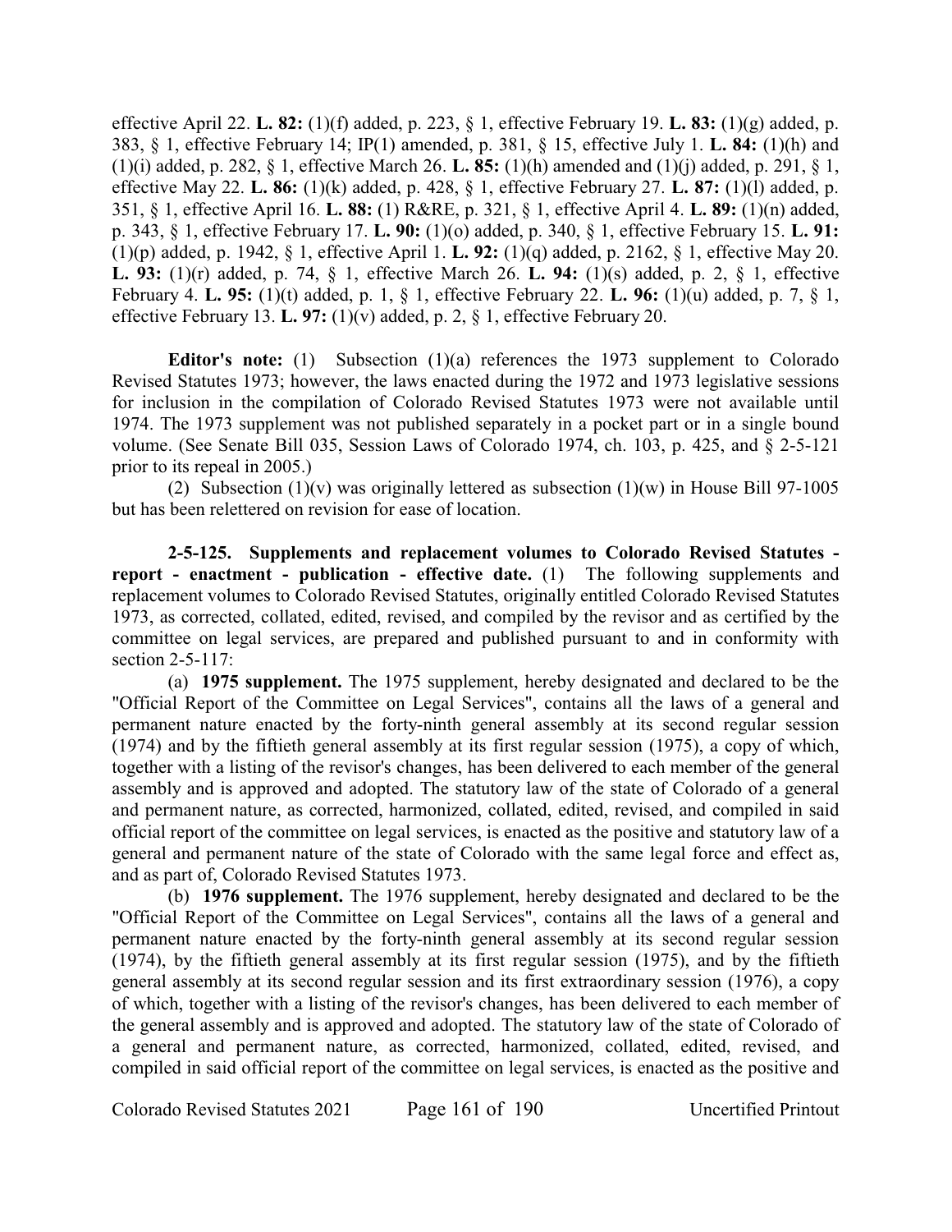effective April 22. **L. 82:** (1)(f) added, p. 223, § 1, effective February 19. **L. 83:** (1)(g) added, p. 383, § 1, effective February 14; IP(1) amended, p. 381, § 15, effective July 1. **L. 84:** (1)(h) and (1)(i) added, p. 282, § 1, effective March 26. **L. 85:** (1)(h) amended and (1)(j) added, p. 291, § 1, effective May 22. **L. 86:** (1)(k) added, p. 428, § 1, effective February 27. **L. 87:** (1)(l) added, p. 351, § 1, effective April 16. **L. 88:** (1) R&RE, p. 321, § 1, effective April 4. **L. 89:** (1)(n) added, p. 343, § 1, effective February 17. **L. 90:** (1)(o) added, p. 340, § 1, effective February 15. **L. 91:** (1)(p) added, p. 1942, § 1, effective April 1. **L. 92:** (1)(q) added, p. 2162, § 1, effective May 20. **L. 93:** (1)(r) added, p. 74, § 1, effective March 26. **L. 94:** (1)(s) added, p. 2, § 1, effective February 4. **L. 95:** (1)(t) added, p. 1, § 1, effective February 22. **L. 96:** (1)(u) added, p. 7, § 1, effective February 13. **L. 97:** (1)(v) added, p. 2, § 1, effective February 20.

**Editor's note:** (1) Subsection (1)(a) references the 1973 supplement to Colorado Revised Statutes 1973; however, the laws enacted during the 1972 and 1973 legislative sessions for inclusion in the compilation of Colorado Revised Statutes 1973 were not available until 1974. The 1973 supplement was not published separately in a pocket part or in a single bound volume. (See Senate Bill 035, Session Laws of Colorado 1974, ch. 103, p. 425, and § 2-5-121 prior to its repeal in 2005.)

(2) Subsection (1)(v) was originally lettered as subsection (1)(w) in House Bill 97-1005 but has been relettered on revision for ease of location.

**2-5-125. Supplements and replacement volumes to Colorado Revised Statutes - report - enactment - publication - effective date.** (1) The following supplements and replacement volumes to Colorado Revised Statutes, originally entitled Colorado Revised Statutes 1973, as corrected, collated, edited, revised, and compiled by the revisor and as certified by the committee on legal services, are prepared and published pursuant to and in conformity with section 2-5-117:

(a) **1975 supplement.** The 1975 supplement, hereby designated and declared to be the "Official Report of the Committee on Legal Services", contains all the laws of a general and permanent nature enacted by the forty-ninth general assembly at its second regular session (1974) and by the fiftieth general assembly at its first regular session (1975), a copy of which, together with a listing of the revisor's changes, has been delivered to each member of the general assembly and is approved and adopted. The statutory law of the state of Colorado of a general and permanent nature, as corrected, harmonized, collated, edited, revised, and compiled in said official report of the committee on legal services, is enacted as the positive and statutory law of a general and permanent nature of the state of Colorado with the same legal force and effect as, and as part of, Colorado Revised Statutes 1973.

(b) **1976 supplement.** The 1976 supplement, hereby designated and declared to be the "Official Report of the Committee on Legal Services", contains all the laws of a general and permanent nature enacted by the forty-ninth general assembly at its second regular session (1974), by the fiftieth general assembly at its first regular session (1975), and by the fiftieth general assembly at its second regular session and its first extraordinary session (1976), a copy of which, together with a listing of the revisor's changes, has been delivered to each member of the general assembly and is approved and adopted. The statutory law of the state of Colorado of a general and permanent nature, as corrected, harmonized, collated, edited, revised, and compiled in said official report of the committee on legal services, is enacted as the positive and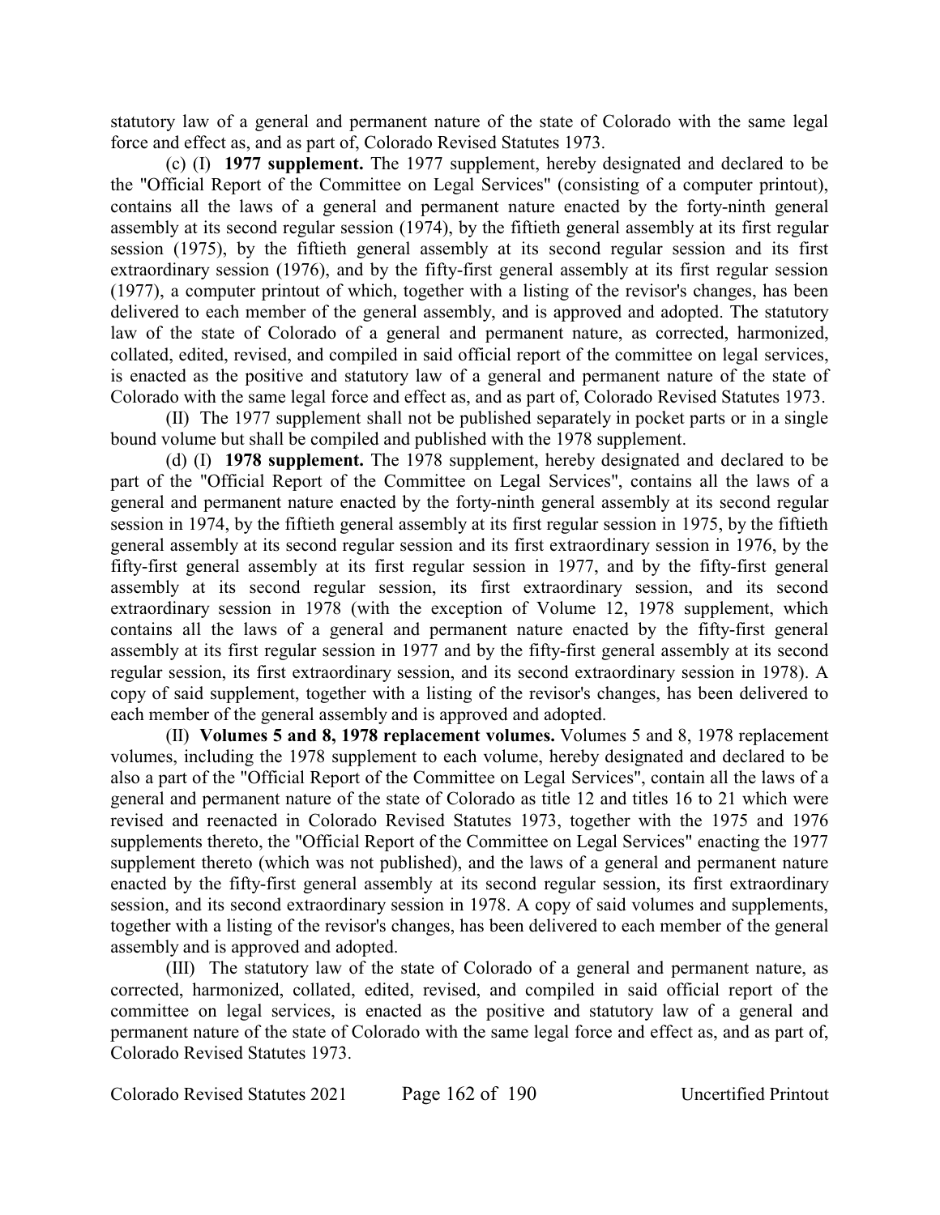statutory law of a general and permanent nature of the state of Colorado with the same legal force and effect as, and as part of, Colorado Revised Statutes 1973.

(c) (I) **1977 supplement.** The 1977 supplement, hereby designated and declared to be the "Official Report of the Committee on Legal Services" (consisting of a computer printout), contains all the laws of a general and permanent nature enacted by the forty-ninth general assembly at its second regular session (1974), by the fiftieth general assembly at its first regular session (1975), by the fiftieth general assembly at its second regular session and its first extraordinary session (1976), and by the fifty-first general assembly at its first regular session (1977), a computer printout of which, together with a listing of the revisor's changes, has been delivered to each member of the general assembly, and is approved and adopted. The statutory law of the state of Colorado of a general and permanent nature, as corrected, harmonized, collated, edited, revised, and compiled in said official report of the committee on legal services, is enacted as the positive and statutory law of a general and permanent nature of the state of Colorado with the same legal force and effect as, and as part of, Colorado Revised Statutes 1973.

(II) The 1977 supplement shall not be published separately in pocket parts or in a single bound volume but shall be compiled and published with the 1978 supplement.

(d) (I) **1978 supplement.** The 1978 supplement, hereby designated and declared to be part of the "Official Report of the Committee on Legal Services", contains all the laws of a general and permanent nature enacted by the forty-ninth general assembly at its second regular session in 1974, by the fiftieth general assembly at its first regular session in 1975, by the fiftieth general assembly at its second regular session and its first extraordinary session in 1976, by the fifty-first general assembly at its first regular session in 1977, and by the fifty-first general assembly at its second regular session, its first extraordinary session, and its second extraordinary session in 1978 (with the exception of Volume 12, 1978 supplement, which contains all the laws of a general and permanent nature enacted by the fifty-first general assembly at its first regular session in 1977 and by the fifty-first general assembly at its second regular session, its first extraordinary session, and its second extraordinary session in 1978). A copy of said supplement, together with a listing of the revisor's changes, has been delivered to each member of the general assembly and is approved and adopted.

(II) **Volumes 5 and 8, 1978 replacement volumes.** Volumes 5 and 8, 1978 replacement volumes, including the 1978 supplement to each volume, hereby designated and declared to be also a part of the "Official Report of the Committee on Legal Services", contain all the laws of a general and permanent nature of the state of Colorado as title 12 and titles 16 to 21 which were revised and reenacted in Colorado Revised Statutes 1973, together with the 1975 and 1976 supplements thereto, the "Official Report of the Committee on Legal Services" enacting the 1977 supplement thereto (which was not published), and the laws of a general and permanent nature enacted by the fifty-first general assembly at its second regular session, its first extraordinary session, and its second extraordinary session in 1978. A copy of said volumes and supplements, together with a listing of the revisor's changes, has been delivered to each member of the general assembly and is approved and adopted.

(III) The statutory law of the state of Colorado of a general and permanent nature, as corrected, harmonized, collated, edited, revised, and compiled in said official report of the committee on legal services, is enacted as the positive and statutory law of a general and permanent nature of the state of Colorado with the same legal force and effect as, and as part of, Colorado Revised Statutes 1973.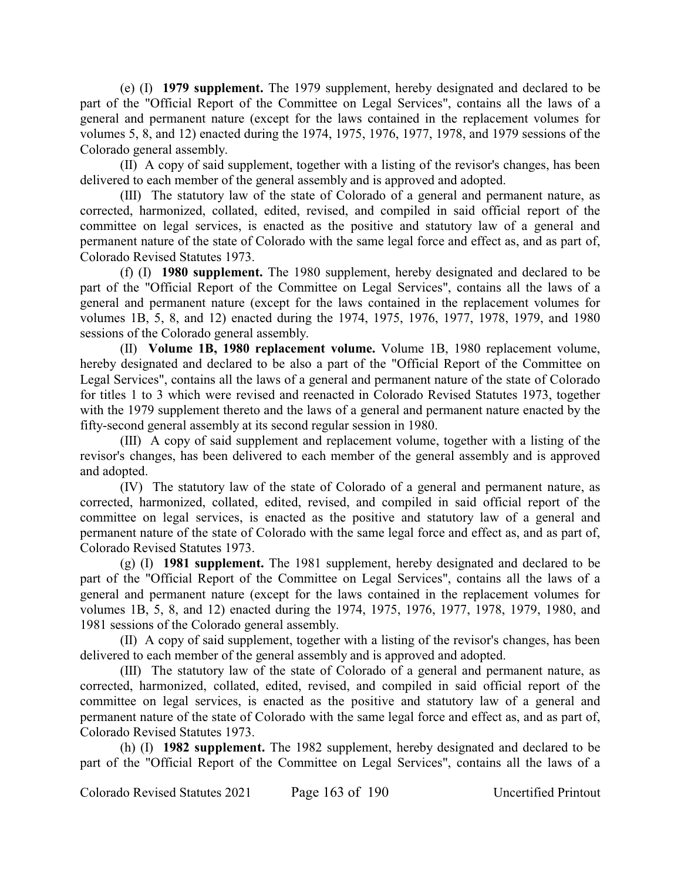(e) (I) **1979 supplement.** The 1979 supplement, hereby designated and declared to be part of the "Official Report of the Committee on Legal Services", contains all the laws of a general and permanent nature (except for the laws contained in the replacement volumes for volumes 5, 8, and 12) enacted during the 1974, 1975, 1976, 1977, 1978, and 1979 sessions of the Colorado general assembly.

(II) A copy of said supplement, together with a listing of the revisor's changes, has been delivered to each member of the general assembly and is approved and adopted.

(III) The statutory law of the state of Colorado of a general and permanent nature, as corrected, harmonized, collated, edited, revised, and compiled in said official report of the committee on legal services, is enacted as the positive and statutory law of a general and permanent nature of the state of Colorado with the same legal force and effect as, and as part of, Colorado Revised Statutes 1973.

(f) (I) **1980 supplement.** The 1980 supplement, hereby designated and declared to be part of the "Official Report of the Committee on Legal Services", contains all the laws of a general and permanent nature (except for the laws contained in the replacement volumes for volumes 1B, 5, 8, and 12) enacted during the 1974, 1975, 1976, 1977, 1978, 1979, and 1980 sessions of the Colorado general assembly.

(II) **Volume 1B, 1980 replacement volume.** Volume 1B, 1980 replacement volume, hereby designated and declared to be also a part of the "Official Report of the Committee on Legal Services", contains all the laws of a general and permanent nature of the state of Colorado for titles 1 to 3 which were revised and reenacted in Colorado Revised Statutes 1973, together with the 1979 supplement thereto and the laws of a general and permanent nature enacted by the fifty-second general assembly at its second regular session in 1980.

(III) A copy of said supplement and replacement volume, together with a listing of the revisor's changes, has been delivered to each member of the general assembly and is approved and adopted.

(IV) The statutory law of the state of Colorado of a general and permanent nature, as corrected, harmonized, collated, edited, revised, and compiled in said official report of the committee on legal services, is enacted as the positive and statutory law of a general and permanent nature of the state of Colorado with the same legal force and effect as, and as part of, Colorado Revised Statutes 1973.

(g) (I) **1981 supplement.** The 1981 supplement, hereby designated and declared to be part of the "Official Report of the Committee on Legal Services", contains all the laws of a general and permanent nature (except for the laws contained in the replacement volumes for volumes 1B, 5, 8, and 12) enacted during the 1974, 1975, 1976, 1977, 1978, 1979, 1980, and 1981 sessions of the Colorado general assembly.

(II) A copy of said supplement, together with a listing of the revisor's changes, has been delivered to each member of the general assembly and is approved and adopted.

(III) The statutory law of the state of Colorado of a general and permanent nature, as corrected, harmonized, collated, edited, revised, and compiled in said official report of the committee on legal services, is enacted as the positive and statutory law of a general and permanent nature of the state of Colorado with the same legal force and effect as, and as part of, Colorado Revised Statutes 1973.

(h) (I) **1982 supplement.** The 1982 supplement, hereby designated and declared to be part of the "Official Report of the Committee on Legal Services", contains all the laws of a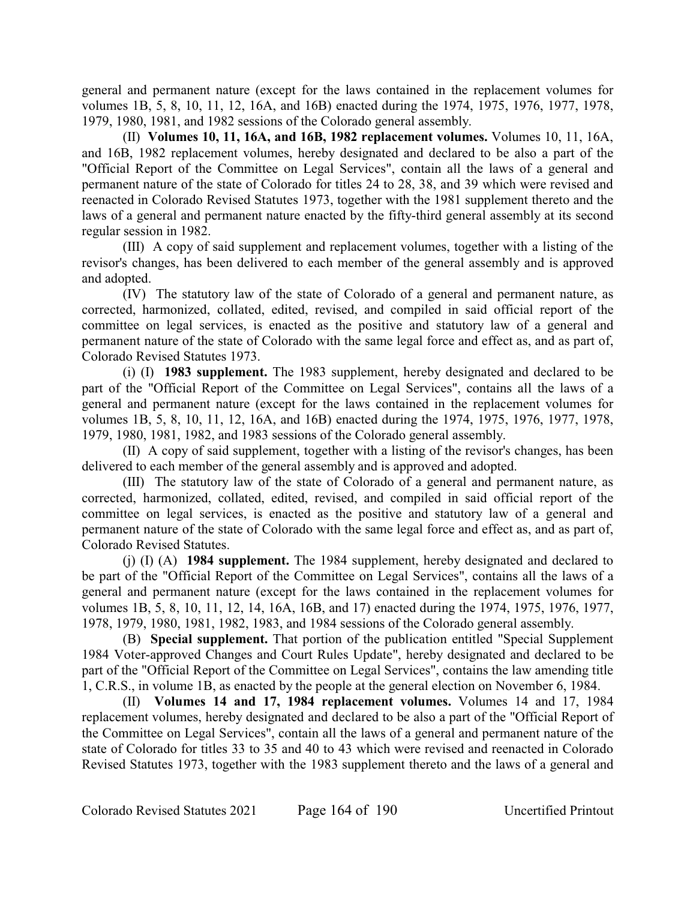general and permanent nature (except for the laws contained in the replacement volumes for volumes 1B, 5, 8, 10, 11, 12, 16A, and 16B) enacted during the 1974, 1975, 1976, 1977, 1978, 1979, 1980, 1981, and 1982 sessions of the Colorado general assembly.

(II) **Volumes 10, 11, 16A, and 16B, 1982 replacement volumes.** Volumes 10, 11, 16A, and 16B, 1982 replacement volumes, hereby designated and declared to be also a part of the "Official Report of the Committee on Legal Services", contain all the laws of a general and permanent nature of the state of Colorado for titles 24 to 28, 38, and 39 which were revised and reenacted in Colorado Revised Statutes 1973, together with the 1981 supplement thereto and the laws of a general and permanent nature enacted by the fifty-third general assembly at its second regular session in 1982.

(III) A copy of said supplement and replacement volumes, together with a listing of the revisor's changes, has been delivered to each member of the general assembly and is approved and adopted.

(IV) The statutory law of the state of Colorado of a general and permanent nature, as corrected, harmonized, collated, edited, revised, and compiled in said official report of the committee on legal services, is enacted as the positive and statutory law of a general and permanent nature of the state of Colorado with the same legal force and effect as, and as part of, Colorado Revised Statutes 1973.

(i) (I) **1983 supplement.** The 1983 supplement, hereby designated and declared to be part of the "Official Report of the Committee on Legal Services", contains all the laws of a general and permanent nature (except for the laws contained in the replacement volumes for volumes 1B, 5, 8, 10, 11, 12, 16A, and 16B) enacted during the 1974, 1975, 1976, 1977, 1978, 1979, 1980, 1981, 1982, and 1983 sessions of the Colorado general assembly.

(II) A copy of said supplement, together with a listing of the revisor's changes, has been delivered to each member of the general assembly and is approved and adopted.

(III) The statutory law of the state of Colorado of a general and permanent nature, as corrected, harmonized, collated, edited, revised, and compiled in said official report of the committee on legal services, is enacted as the positive and statutory law of a general and permanent nature of the state of Colorado with the same legal force and effect as, and as part of, Colorado Revised Statutes.

(j) (I) (A) **1984 supplement.** The 1984 supplement, hereby designated and declared to be part of the "Official Report of the Committee on Legal Services", contains all the laws of a general and permanent nature (except for the laws contained in the replacement volumes for volumes 1B, 5, 8, 10, 11, 12, 14, 16A, 16B, and 17) enacted during the 1974, 1975, 1976, 1977, 1978, 1979, 1980, 1981, 1982, 1983, and 1984 sessions of the Colorado general assembly.

(B) **Special supplement.** That portion of the publication entitled "Special Supplement 1984 Voter-approved Changes and Court Rules Update", hereby designated and declared to be part of the "Official Report of the Committee on Legal Services", contains the law amending title 1, C.R.S., in volume 1B, as enacted by the people at the general election on November 6, 1984.

(II) **Volumes 14 and 17, 1984 replacement volumes.** Volumes 14 and 17, 1984 replacement volumes, hereby designated and declared to be also a part of the "Official Report of the Committee on Legal Services", contain all the laws of a general and permanent nature of the state of Colorado for titles 33 to 35 and 40 to 43 which were revised and reenacted in Colorado Revised Statutes 1973, together with the 1983 supplement thereto and the laws of a general and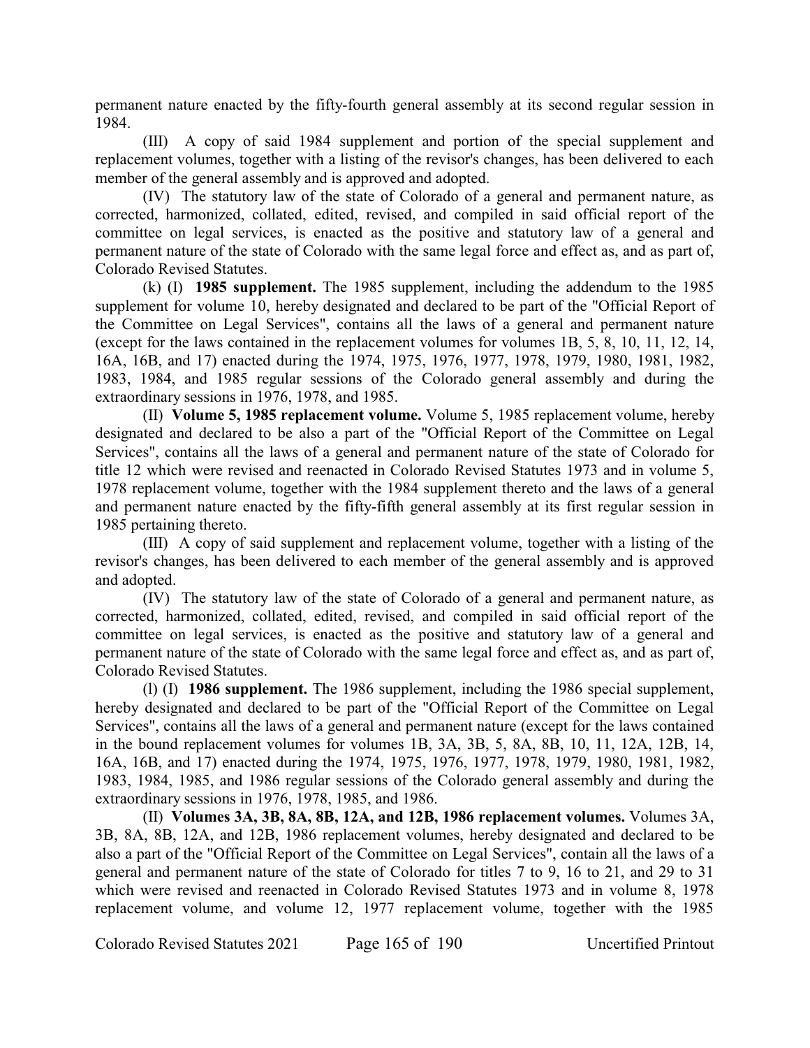permanent nature enacted by the fifty-fourth general assembly at its second regular session in 1984.

(III) A copy of said 1984 supplement and portion of the special supplement and replacement volumes, together with a listing of the revisor's changes, has been delivered to each member of the general assembly and is approved and adopted.

(IV) The statutory law of the state of Colorado of a general and permanent nature, as corrected, harmonized, collated, edited, revised, and compiled in said official report of the committee on legal services, is enacted as the positive and statutory law of a general and permanent nature of the state of Colorado with the same legal force and effect as, and as part of, Colorado Revised Statutes.

(k) (I) **1985 supplement.** The 1985 supplement, including the addendum to the 1985 supplement for volume 10, hereby designated and declared to be part of the "Official Report of the Committee on Legal Services", contains all the laws of a general and permanent nature (except for the laws contained in the replacement volumes for volumes 1B, 5, 8, 10, 11, 12, 14, 16A, 16B, and 17) enacted during the 1974, 1975, 1976, 1977, 1978, 1979, 1980, 1981, 1982, 1983, 1984, and 1985 regular sessions of the Colorado general assembly and during the extraordinary sessions in 1976, 1978, and 1985.

(II) **Volume 5, 1985 replacement volume.** Volume 5, 1985 replacement volume, hereby designated and declared to be also a part of the "Official Report of the Committee on Legal Services", contains all the laws of a general and permanent nature of the state of Colorado for title 12 which were revised and reenacted in Colorado Revised Statutes 1973 and in volume 5, 1978 replacement volume, together with the 1984 supplement thereto and the laws of a general and permanent nature enacted by the fifty-fifth general assembly at its first regular session in 1985 pertaining thereto.

(III) A copy of said supplement and replacement volume, together with a listing of the revisor's changes, has been delivered to each member of the general assembly and is approved and adopted.

(IV) The statutory law of the state of Colorado of a general and permanent nature, as corrected, harmonized, collated, edited, revised, and compiled in said official report of the committee on legal services, is enacted as the positive and statutory law of a general and permanent nature of the state of Colorado with the same legal force and effect as, and as part of, Colorado Revised Statutes.

(l) (I) **1986 supplement.** The 1986 supplement, including the 1986 special supplement, hereby designated and declared to be part of the "Official Report of the Committee on Legal Services", contains all the laws of a general and permanent nature (except for the laws contained in the bound replacement volumes for volumes 1B, 3A, 3B, 5, 8A, 8B, 10, 11, 12A, 12B, 14, 16A, 16B, and 17) enacted during the 1974, 1975, 1976, 1977, 1978, 1979, 1980, 1981, 1982, 1983, 1984, 1985, and 1986 regular sessions of the Colorado general assembly and during the extraordinary sessions in 1976, 1978, 1985, and 1986.

(II) **Volumes 3A, 3B, 8A, 8B, 12A, and 12B, 1986 replacement volumes.** Volumes 3A, 3B, 8A, 8B, 12A, and 12B, 1986 replacement volumes, hereby designated and declared to be also a part of the "Official Report of the Committee on Legal Services", contain all the laws of a general and permanent nature of the state of Colorado for titles 7 to 9, 16 to 21, and 29 to 31 which were revised and reenacted in Colorado Revised Statutes 1973 and in volume 8, 1978 replacement volume, and volume 12, 1977 replacement volume, together with the 1985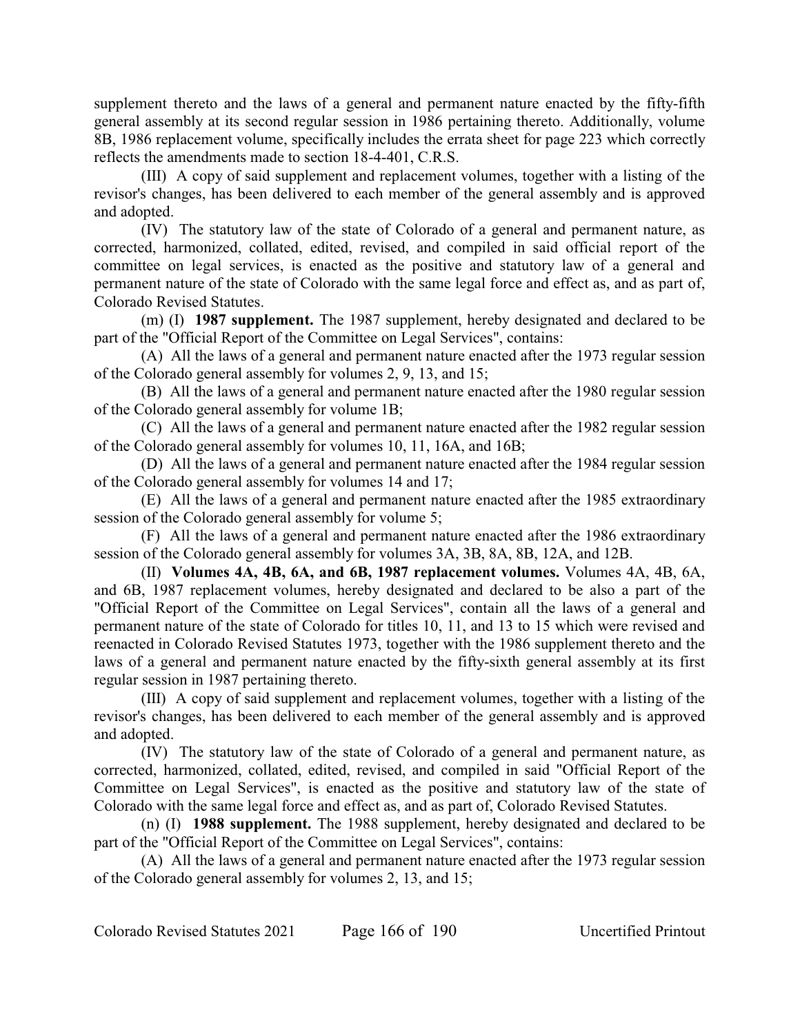supplement thereto and the laws of a general and permanent nature enacted by the fifty-fifth general assembly at its second regular session in 1986 pertaining thereto. Additionally, volume 8B, 1986 replacement volume, specifically includes the errata sheet for page 223 which correctly reflects the amendments made to section 18-4-401, C.R.S.

(III) A copy of said supplement and replacement volumes, together with a listing of the revisor's changes, has been delivered to each member of the general assembly and is approved and adopted.

(IV) The statutory law of the state of Colorado of a general and permanent nature, as corrected, harmonized, collated, edited, revised, and compiled in said official report of the committee on legal services, is enacted as the positive and statutory law of a general and permanent nature of the state of Colorado with the same legal force and effect as, and as part of, Colorado Revised Statutes.

(m) (I) **1987 supplement.** The 1987 supplement, hereby designated and declared to be part of the "Official Report of the Committee on Legal Services", contains:

(A) All the laws of a general and permanent nature enacted after the 1973 regular session of the Colorado general assembly for volumes 2, 9, 13, and 15;

(B) All the laws of a general and permanent nature enacted after the 1980 regular session of the Colorado general assembly for volume 1B;

(C) All the laws of a general and permanent nature enacted after the 1982 regular session of the Colorado general assembly for volumes 10, 11, 16A, and 16B;

(D) All the laws of a general and permanent nature enacted after the 1984 regular session of the Colorado general assembly for volumes 14 and 17;

(E) All the laws of a general and permanent nature enacted after the 1985 extraordinary session of the Colorado general assembly for volume 5;

(F) All the laws of a general and permanent nature enacted after the 1986 extraordinary session of the Colorado general assembly for volumes 3A, 3B, 8A, 8B, 12A, and 12B.

(II) **Volumes 4A, 4B, 6A, and 6B, 1987 replacement volumes.** Volumes 4A, 4B, 6A, and 6B, 1987 replacement volumes, hereby designated and declared to be also a part of the "Official Report of the Committee on Legal Services", contain all the laws of a general and permanent nature of the state of Colorado for titles 10, 11, and 13 to 15 which were revised and reenacted in Colorado Revised Statutes 1973, together with the 1986 supplement thereto and the laws of a general and permanent nature enacted by the fifty-sixth general assembly at its first regular session in 1987 pertaining thereto.

(III) A copy of said supplement and replacement volumes, together with a listing of the revisor's changes, has been delivered to each member of the general assembly and is approved and adopted.

(IV) The statutory law of the state of Colorado of a general and permanent nature, as corrected, harmonized, collated, edited, revised, and compiled in said "Official Report of the Committee on Legal Services", is enacted as the positive and statutory law of the state of Colorado with the same legal force and effect as, and as part of, Colorado Revised Statutes.

(n) (I) **1988 supplement.** The 1988 supplement, hereby designated and declared to be part of the "Official Report of the Committee on Legal Services", contains:

(A) All the laws of a general and permanent nature enacted after the 1973 regular session of the Colorado general assembly for volumes 2, 13, and 15;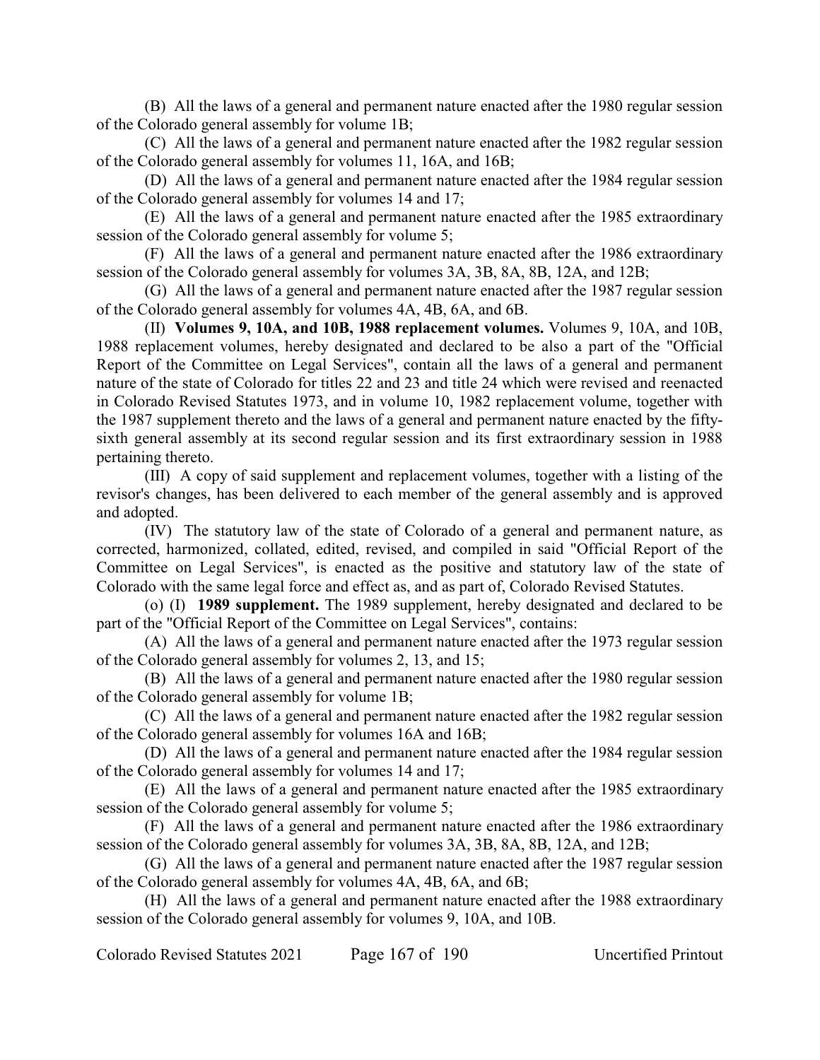(B) All the laws of a general and permanent nature enacted after the 1980 regular session of the Colorado general assembly for volume 1B;

(C) All the laws of a general and permanent nature enacted after the 1982 regular session of the Colorado general assembly for volumes 11, 16A, and 16B;

(D) All the laws of a general and permanent nature enacted after the 1984 regular session of the Colorado general assembly for volumes 14 and 17;

(E) All the laws of a general and permanent nature enacted after the 1985 extraordinary session of the Colorado general assembly for volume 5;

(F) All the laws of a general and permanent nature enacted after the 1986 extraordinary session of the Colorado general assembly for volumes 3A, 3B, 8A, 8B, 12A, and 12B;

(G) All the laws of a general and permanent nature enacted after the 1987 regular session of the Colorado general assembly for volumes 4A, 4B, 6A, and 6B.

(II) **Volumes 9, 10A, and 10B, 1988 replacement volumes.** Volumes 9, 10A, and 10B, 1988 replacement volumes, hereby designated and declared to be also a part of the "Official Report of the Committee on Legal Services", contain all the laws of a general and permanent nature of the state of Colorado for titles 22 and 23 and title 24 which were revised and reenacted in Colorado Revised Statutes 1973, and in volume 10, 1982 replacement volume, together with the 1987 supplement thereto and the laws of a general and permanent nature enacted by the fifty-sixth general assembly at its second regular session and its first extraordinary session in 1988 pertaining thereto.

(III) A copy of said supplement and replacement volumes, together with a listing of the revisor's changes, has been delivered to each member of the general assembly and is approved and adopted.

(IV) The statutory law of the state of Colorado of a general and permanent nature, as corrected, harmonized, collated, edited, revised, and compiled in said "Official Report of the Committee on Legal Services", is enacted as the positive and statutory law of the state of Colorado with the same legal force and effect as, and as part of, Colorado Revised Statutes.

(o) (I) **1989 supplement.** The 1989 supplement, hereby designated and declared to be part of the "Official Report of the Committee on Legal Services", contains:

(A) All the laws of a general and permanent nature enacted after the 1973 regular session of the Colorado general assembly for volumes 2, 13, and 15;

(B) All the laws of a general and permanent nature enacted after the 1980 regular session of the Colorado general assembly for volume 1B;

(C) All the laws of a general and permanent nature enacted after the 1982 regular session of the Colorado general assembly for volumes 16A and 16B;

(D) All the laws of a general and permanent nature enacted after the 1984 regular session of the Colorado general assembly for volumes 14 and 17;

(E) All the laws of a general and permanent nature enacted after the 1985 extraordinary session of the Colorado general assembly for volume 5;

(F) All the laws of a general and permanent nature enacted after the 1986 extraordinary session of the Colorado general assembly for volumes 3A, 3B, 8A, 8B, 12A, and 12B;

(G) All the laws of a general and permanent nature enacted after the 1987 regular session of the Colorado general assembly for volumes 4A, 4B, 6A, and 6B;

(H) All the laws of a general and permanent nature enacted after the 1988 extraordinary session of the Colorado general assembly for volumes 9, 10A, and 10B.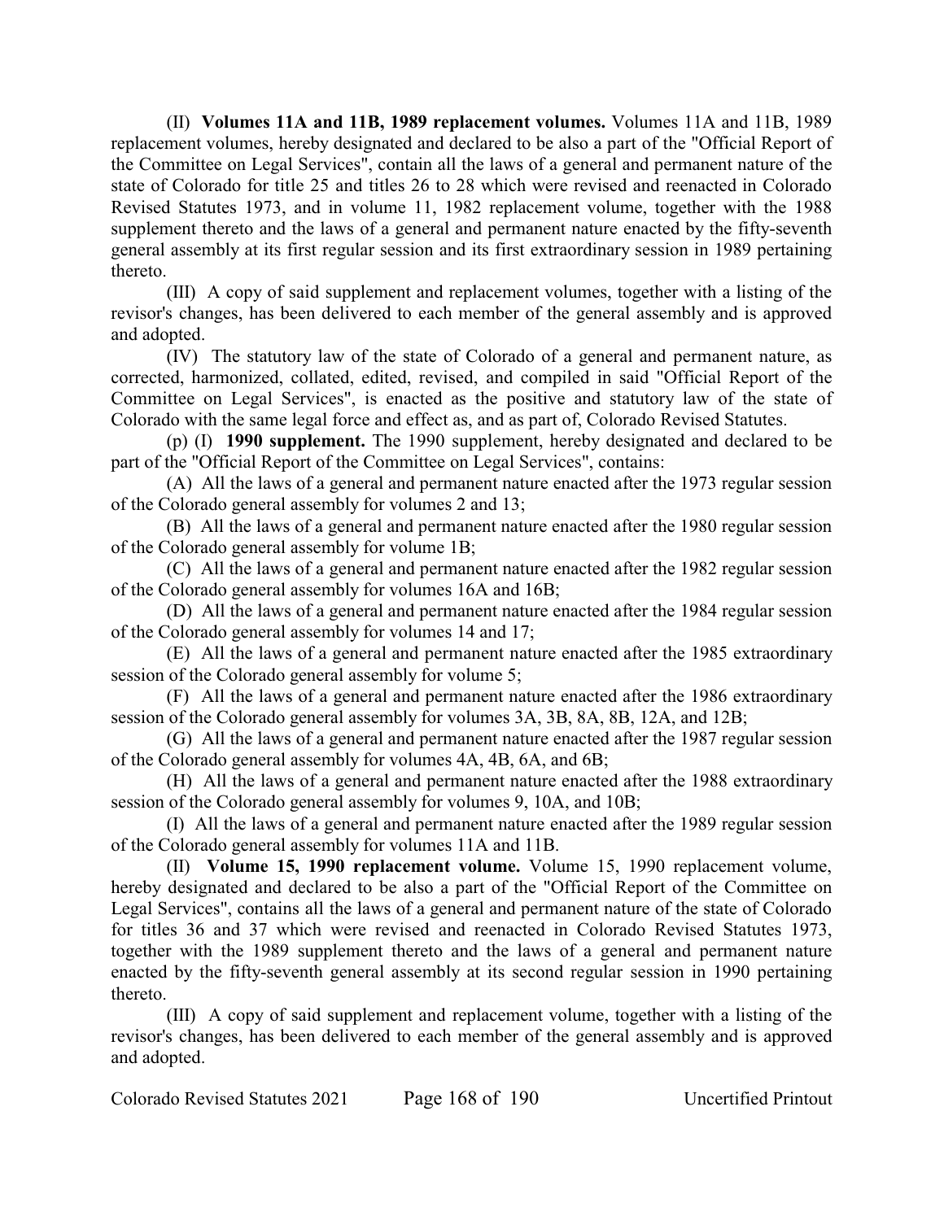(II) **Volumes 11A and 11B, 1989 replacement volumes.** Volumes 11A and 11B, 1989 replacement volumes, hereby designated and declared to be also a part of the "Official Report of the Committee on Legal Services", contain all the laws of a general and permanent nature of the state of Colorado for title 25 and titles 26 to 28 which were revised and reenacted in Colorado Revised Statutes 1973, and in volume 11, 1982 replacement volume, together with the 1988 supplement thereto and the laws of a general and permanent nature enacted by the fifty-seventh general assembly at its first regular session and its first extraordinary session in 1989 pertaining thereto.

(III) A copy of said supplement and replacement volumes, together with a listing of the revisor's changes, has been delivered to each member of the general assembly and is approved and adopted.

(IV) The statutory law of the state of Colorado of a general and permanent nature, as corrected, harmonized, collated, edited, revised, and compiled in said "Official Report of the Committee on Legal Services", is enacted as the positive and statutory law of the state of Colorado with the same legal force and effect as, and as part of, Colorado Revised Statutes.

(p) (I) **1990 supplement.** The 1990 supplement, hereby designated and declared to be part of the "Official Report of the Committee on Legal Services", contains:

(A) All the laws of a general and permanent nature enacted after the 1973 regular session of the Colorado general assembly for volumes 2 and 13;

(B) All the laws of a general and permanent nature enacted after the 1980 regular session of the Colorado general assembly for volume 1B;

(C) All the laws of a general and permanent nature enacted after the 1982 regular session of the Colorado general assembly for volumes 16A and 16B;

(D) All the laws of a general and permanent nature enacted after the 1984 regular session of the Colorado general assembly for volumes 14 and 17;

(E) All the laws of a general and permanent nature enacted after the 1985 extraordinary session of the Colorado general assembly for volume 5;

(F) All the laws of a general and permanent nature enacted after the 1986 extraordinary session of the Colorado general assembly for volumes 3A, 3B, 8A, 8B, 12A, and 12B;

(G) All the laws of a general and permanent nature enacted after the 1987 regular session of the Colorado general assembly for volumes 4A, 4B, 6A, and 6B;

(H) All the laws of a general and permanent nature enacted after the 1988 extraordinary session of the Colorado general assembly for volumes 9, 10A, and 10B;

(I) All the laws of a general and permanent nature enacted after the 1989 regular session of the Colorado general assembly for volumes 11A and 11B.

(II) **Volume 15, 1990 replacement volume.** Volume 15, 1990 replacement volume, hereby designated and declared to be also a part of the "Official Report of the Committee on Legal Services", contains all the laws of a general and permanent nature of the state of Colorado for titles 36 and 37 which were revised and reenacted in Colorado Revised Statutes 1973, together with the 1989 supplement thereto and the laws of a general and permanent nature enacted by the fifty-seventh general assembly at its second regular session in 1990 pertaining thereto.

(III) A copy of said supplement and replacement volume, together with a listing of the revisor's changes, has been delivered to each member of the general assembly and is approved and adopted.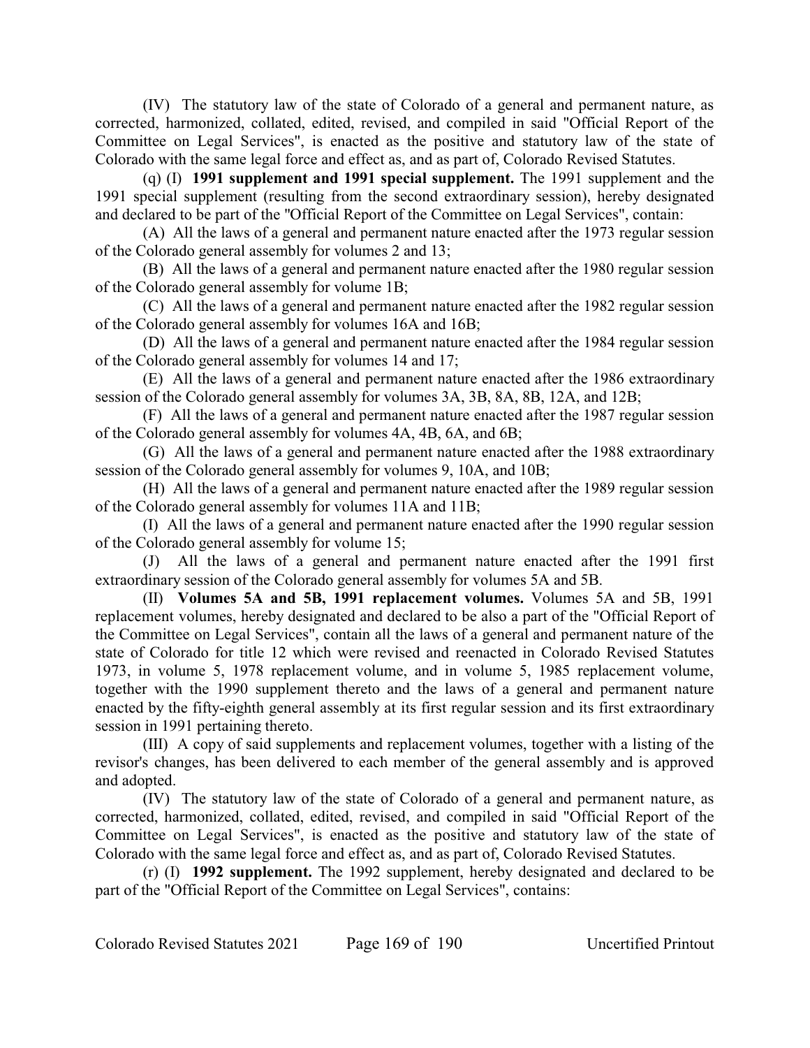(IV) The statutory law of the state of Colorado of a general and permanent nature, as corrected, harmonized, collated, edited, revised, and compiled in said "Official Report of the Committee on Legal Services", is enacted as the positive and statutory law of the state of Colorado with the same legal force and effect as, and as part of, Colorado Revised Statutes.

(q) (I) **1991 supplement and 1991 special supplement.** The 1991 supplement and the 1991 special supplement (resulting from the second extraordinary session), hereby designated and declared to be part of the "Official Report of the Committee on Legal Services", contain:

(A) All the laws of a general and permanent nature enacted after the 1973 regular session of the Colorado general assembly for volumes 2 and 13;

(B) All the laws of a general and permanent nature enacted after the 1980 regular session of the Colorado general assembly for volume 1B;

(C) All the laws of a general and permanent nature enacted after the 1982 regular session of the Colorado general assembly for volumes 16A and 16B;

(D) All the laws of a general and permanent nature enacted after the 1984 regular session of the Colorado general assembly for volumes 14 and 17;

(E) All the laws of a general and permanent nature enacted after the 1986 extraordinary session of the Colorado general assembly for volumes 3A, 3B, 8A, 8B, 12A, and 12B;

(F) All the laws of a general and permanent nature enacted after the 1987 regular session of the Colorado general assembly for volumes 4A, 4B, 6A, and 6B;

(G) All the laws of a general and permanent nature enacted after the 1988 extraordinary session of the Colorado general assembly for volumes 9, 10A, and 10B;

(H) All the laws of a general and permanent nature enacted after the 1989 regular session of the Colorado general assembly for volumes 11A and 11B;

(I) All the laws of a general and permanent nature enacted after the 1990 regular session of the Colorado general assembly for volume 15;

(J) All the laws of a general and permanent nature enacted after the 1991 first extraordinary session of the Colorado general assembly for volumes 5A and 5B.

(II) **Volumes 5A and 5B, 1991 replacement volumes.** Volumes 5A and 5B, 1991 replacement volumes, hereby designated and declared to be also a part of the "Official Report of the Committee on Legal Services", contain all the laws of a general and permanent nature of the state of Colorado for title 12 which were revised and reenacted in Colorado Revised Statutes 1973, in volume 5, 1978 replacement volume, and in volume 5, 1985 replacement volume, together with the 1990 supplement thereto and the laws of a general and permanent nature enacted by the fifty-eighth general assembly at its first regular session and its first extraordinary session in 1991 pertaining thereto.

(III) A copy of said supplements and replacement volumes, together with a listing of the revisor's changes, has been delivered to each member of the general assembly and is approved and adopted.

(IV) The statutory law of the state of Colorado of a general and permanent nature, as corrected, harmonized, collated, edited, revised, and compiled in said "Official Report of the Committee on Legal Services", is enacted as the positive and statutory law of the state of Colorado with the same legal force and effect as, and as part of, Colorado Revised Statutes.

(r) (I) **1992 supplement.** The 1992 supplement, hereby designated and declared to be part of the "Official Report of the Committee on Legal Services", contains: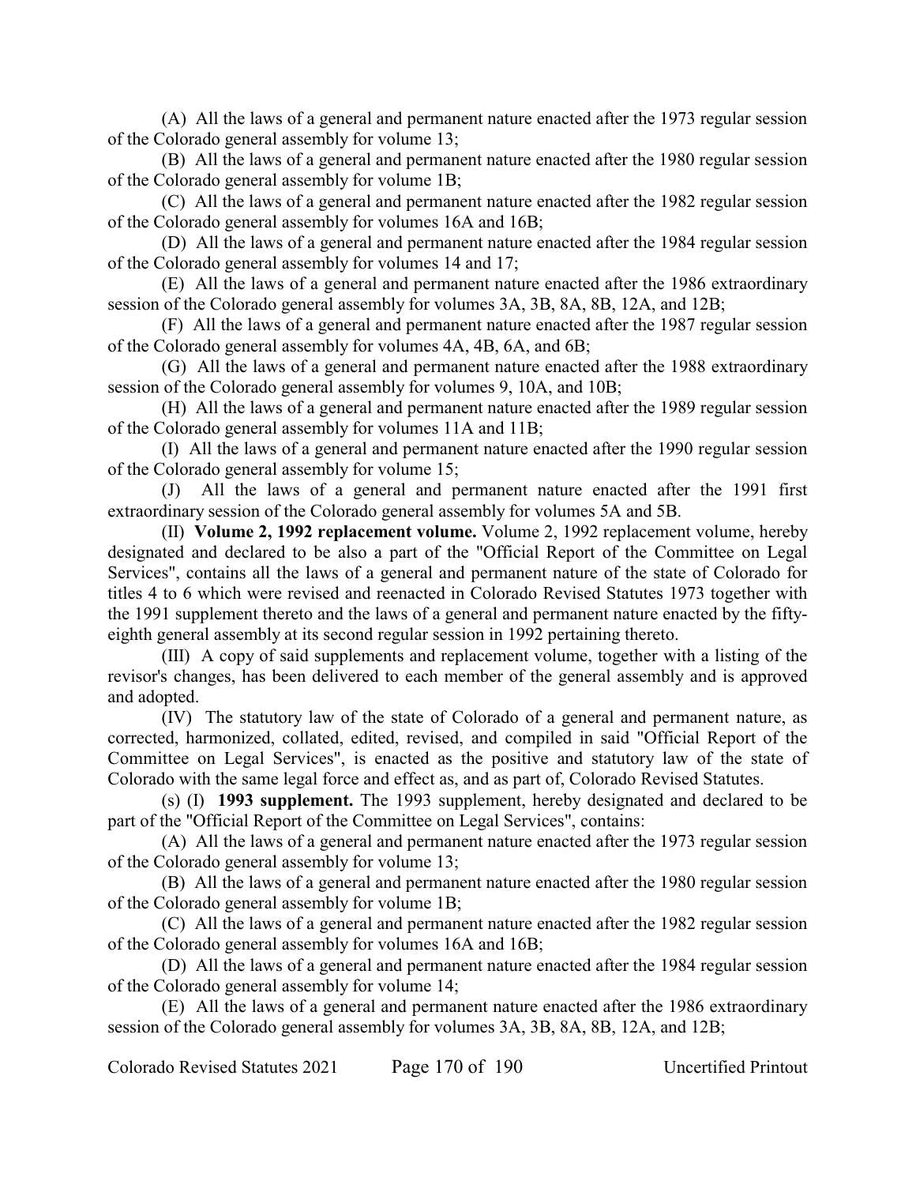(A) All the laws of a general and permanent nature enacted after the 1973 regular session of the Colorado general assembly for volume 13;

(B) All the laws of a general and permanent nature enacted after the 1980 regular session of the Colorado general assembly for volume 1B;

(C) All the laws of a general and permanent nature enacted after the 1982 regular session of the Colorado general assembly for volumes 16A and 16B;

(D) All the laws of a general and permanent nature enacted after the 1984 regular session of the Colorado general assembly for volumes 14 and 17;

(E) All the laws of a general and permanent nature enacted after the 1986 extraordinary session of the Colorado general assembly for volumes 3A, 3B, 8A, 8B, 12A, and 12B;

(F) All the laws of a general and permanent nature enacted after the 1987 regular session of the Colorado general assembly for volumes 4A, 4B, 6A, and 6B;

(G) All the laws of a general and permanent nature enacted after the 1988 extraordinary session of the Colorado general assembly for volumes 9, 10A, and 10B;

(H) All the laws of a general and permanent nature enacted after the 1989 regular session of the Colorado general assembly for volumes 11A and 11B;

(I) All the laws of a general and permanent nature enacted after the 1990 regular session of the Colorado general assembly for volume 15;

(J) All the laws of a general and permanent nature enacted after the 1991 first extraordinary session of the Colorado general assembly for volumes 5A and 5B.

(II) **Volume 2, 1992 replacement volume.** Volume 2, 1992 replacement volume, hereby designated and declared to be also a part of the "Official Report of the Committee on Legal Services", contains all the laws of a general and permanent nature of the state of Colorado for titles 4 to 6 which were revised and reenacted in Colorado Revised Statutes 1973 together with the 1991 supplement thereto and the laws of a general and permanent nature enacted by the fifty-eighth general assembly at its second regular session in 1992 pertaining thereto.

(III) A copy of said supplements and replacement volume, together with a listing of the revisor's changes, has been delivered to each member of the general assembly and is approved and adopted.

(IV) The statutory law of the state of Colorado of a general and permanent nature, as corrected, harmonized, collated, edited, revised, and compiled in said "Official Report of the Committee on Legal Services", is enacted as the positive and statutory law of the state of Colorado with the same legal force and effect as, and as part of, Colorado Revised Statutes.

(s) (I) **1993 supplement.** The 1993 supplement, hereby designated and declared to be part of the "Official Report of the Committee on Legal Services", contains:

(A) All the laws of a general and permanent nature enacted after the 1973 regular session of the Colorado general assembly for volume 13;

(B) All the laws of a general and permanent nature enacted after the 1980 regular session of the Colorado general assembly for volume 1B;

(C) All the laws of a general and permanent nature enacted after the 1982 regular session of the Colorado general assembly for volumes 16A and 16B;

(D) All the laws of a general and permanent nature enacted after the 1984 regular session of the Colorado general assembly for volume 14;

(E) All the laws of a general and permanent nature enacted after the 1986 extraordinary session of the Colorado general assembly for volumes 3A, 3B, 8A, 8B, 12A, and 12B;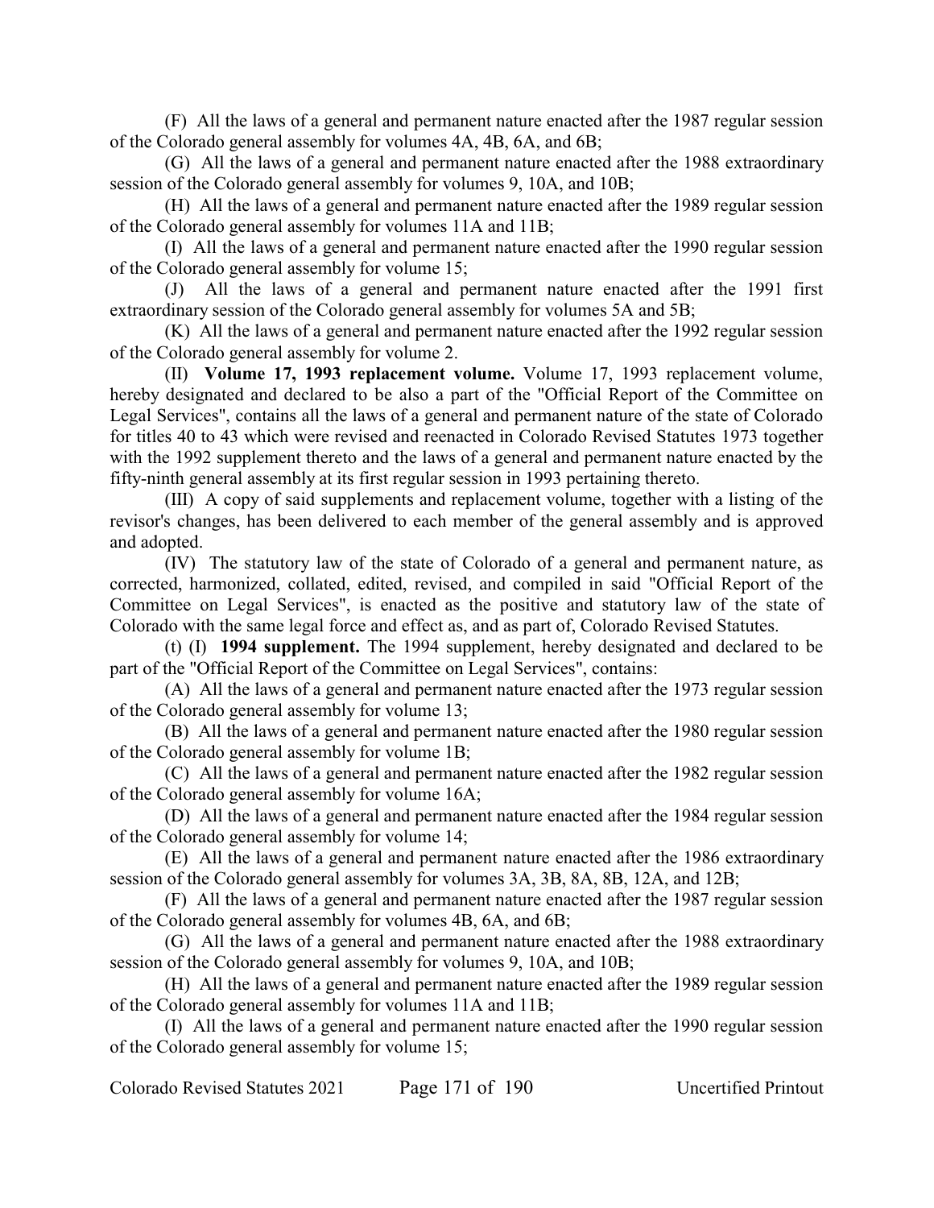(F) All the laws of a general and permanent nature enacted after the 1987 regular session of the Colorado general assembly for volumes 4A, 4B, 6A, and 6B;

(G) All the laws of a general and permanent nature enacted after the 1988 extraordinary session of the Colorado general assembly for volumes 9, 10A, and 10B;

(H) All the laws of a general and permanent nature enacted after the 1989 regular session of the Colorado general assembly for volumes 11A and 11B;

(I) All the laws of a general and permanent nature enacted after the 1990 regular session of the Colorado general assembly for volume 15;

(J) All the laws of a general and permanent nature enacted after the 1991 first extraordinary session of the Colorado general assembly for volumes 5A and 5B;

(K) All the laws of a general and permanent nature enacted after the 1992 regular session of the Colorado general assembly for volume 2.

(II) **Volume 17, 1993 replacement volume.** Volume 17, 1993 replacement volume, hereby designated and declared to be also a part of the "Official Report of the Committee on Legal Services", contains all the laws of a general and permanent nature of the state of Colorado for titles 40 to 43 which were revised and reenacted in Colorado Revised Statutes 1973 together with the 1992 supplement thereto and the laws of a general and permanent nature enacted by the fifty-ninth general assembly at its first regular session in 1993 pertaining thereto.

(III) A copy of said supplements and replacement volume, together with a listing of the revisor's changes, has been delivered to each member of the general assembly and is approved and adopted.

(IV) The statutory law of the state of Colorado of a general and permanent nature, as corrected, harmonized, collated, edited, revised, and compiled in said "Official Report of the Committee on Legal Services", is enacted as the positive and statutory law of the state of Colorado with the same legal force and effect as, and as part of, Colorado Revised Statutes.

(t) (I) **1994 supplement.** The 1994 supplement, hereby designated and declared to be part of the "Official Report of the Committee on Legal Services", contains:

(A) All the laws of a general and permanent nature enacted after the 1973 regular session of the Colorado general assembly for volume 13;

(B) All the laws of a general and permanent nature enacted after the 1980 regular session of the Colorado general assembly for volume 1B;

(C) All the laws of a general and permanent nature enacted after the 1982 regular session of the Colorado general assembly for volume 16A;

(D) All the laws of a general and permanent nature enacted after the 1984 regular session of the Colorado general assembly for volume 14;

(E) All the laws of a general and permanent nature enacted after the 1986 extraordinary session of the Colorado general assembly for volumes 3A, 3B, 8A, 8B, 12A, and 12B;

(F) All the laws of a general and permanent nature enacted after the 1987 regular session of the Colorado general assembly for volumes 4B, 6A, and 6B;

(G) All the laws of a general and permanent nature enacted after the 1988 extraordinary session of the Colorado general assembly for volumes 9, 10A, and 10B;

(H) All the laws of a general and permanent nature enacted after the 1989 regular session of the Colorado general assembly for volumes 11A and 11B;

(I) All the laws of a general and permanent nature enacted after the 1990 regular session of the Colorado general assembly for volume 15;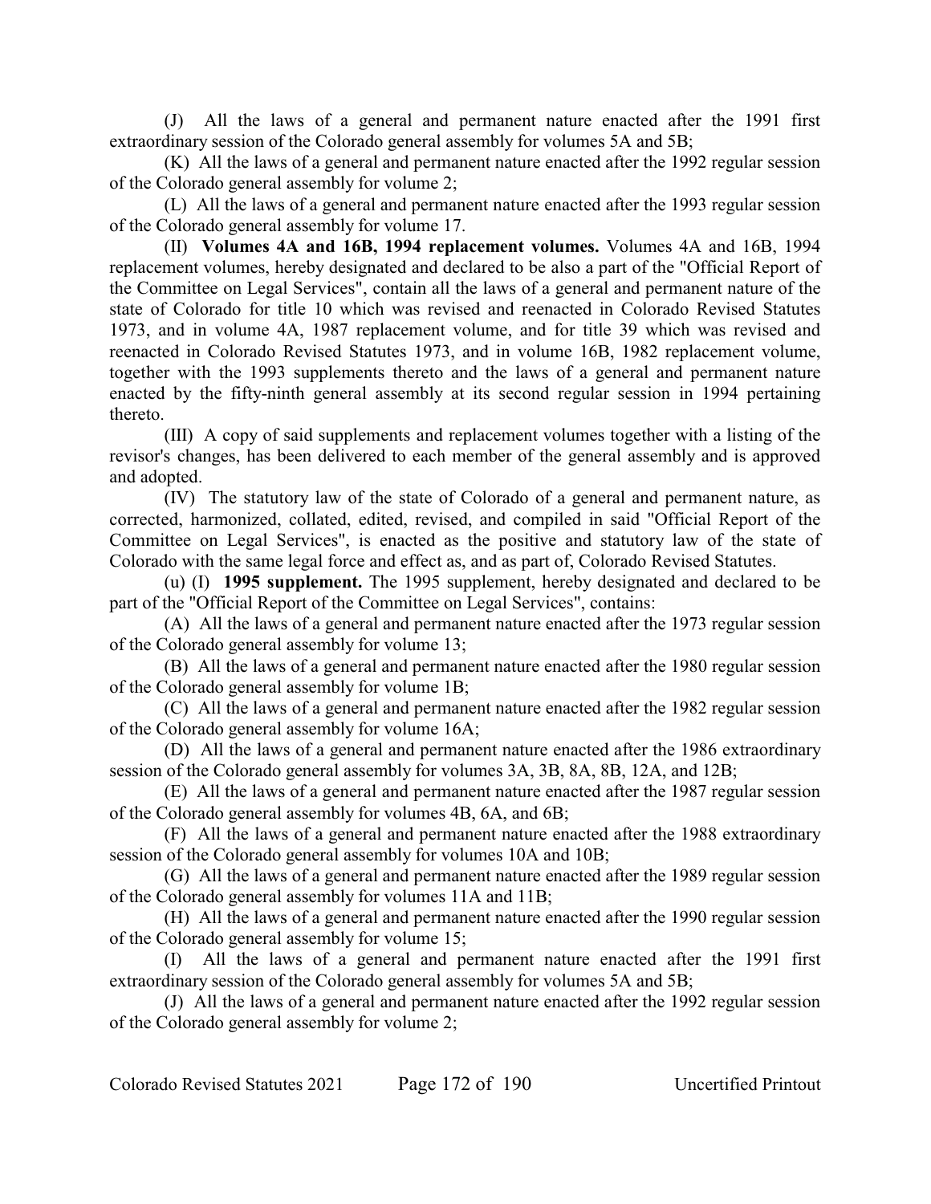(J) All the laws of a general and permanent nature enacted after the 1991 first extraordinary session of the Colorado general assembly for volumes 5A and 5B;

(K) All the laws of a general and permanent nature enacted after the 1992 regular session of the Colorado general assembly for volume 2;

(L) All the laws of a general and permanent nature enacted after the 1993 regular session of the Colorado general assembly for volume 17.

(II) **Volumes 4A and 16B, 1994 replacement volumes.** Volumes 4A and 16B, 1994 replacement volumes, hereby designated and declared to be also a part of the "Official Report of the Committee on Legal Services", contain all the laws of a general and permanent nature of the state of Colorado for title 10 which was revised and reenacted in Colorado Revised Statutes 1973, and in volume 4A, 1987 replacement volume, and for title 39 which was revised and reenacted in Colorado Revised Statutes 1973, and in volume 16B, 1982 replacement volume, together with the 1993 supplements thereto and the laws of a general and permanent nature enacted by the fifty-ninth general assembly at its second regular session in 1994 pertaining thereto.

(III) A copy of said supplements and replacement volumes together with a listing of the revisor's changes, has been delivered to each member of the general assembly and is approved and adopted.

(IV) The statutory law of the state of Colorado of a general and permanent nature, as corrected, harmonized, collated, edited, revised, and compiled in said "Official Report of the Committee on Legal Services", is enacted as the positive and statutory law of the state of Colorado with the same legal force and effect as, and as part of, Colorado Revised Statutes.

(u) (I) **1995 supplement.** The 1995 supplement, hereby designated and declared to be part of the "Official Report of the Committee on Legal Services", contains:

(A) All the laws of a general and permanent nature enacted after the 1973 regular session of the Colorado general assembly for volume 13;

(B) All the laws of a general and permanent nature enacted after the 1980 regular session of the Colorado general assembly for volume 1B;

(C) All the laws of a general and permanent nature enacted after the 1982 regular session of the Colorado general assembly for volume 16A;

(D) All the laws of a general and permanent nature enacted after the 1986 extraordinary session of the Colorado general assembly for volumes 3A, 3B, 8A, 8B, 12A, and 12B;

(E) All the laws of a general and permanent nature enacted after the 1987 regular session of the Colorado general assembly for volumes 4B, 6A, and 6B;

(F) All the laws of a general and permanent nature enacted after the 1988 extraordinary session of the Colorado general assembly for volumes 10A and 10B;

(G) All the laws of a general and permanent nature enacted after the 1989 regular session of the Colorado general assembly for volumes 11A and 11B;

(H) All the laws of a general and permanent nature enacted after the 1990 regular session of the Colorado general assembly for volume 15;

(I) All the laws of a general and permanent nature enacted after the 1991 first extraordinary session of the Colorado general assembly for volumes 5A and 5B;

(J) All the laws of a general and permanent nature enacted after the 1992 regular session of the Colorado general assembly for volume 2;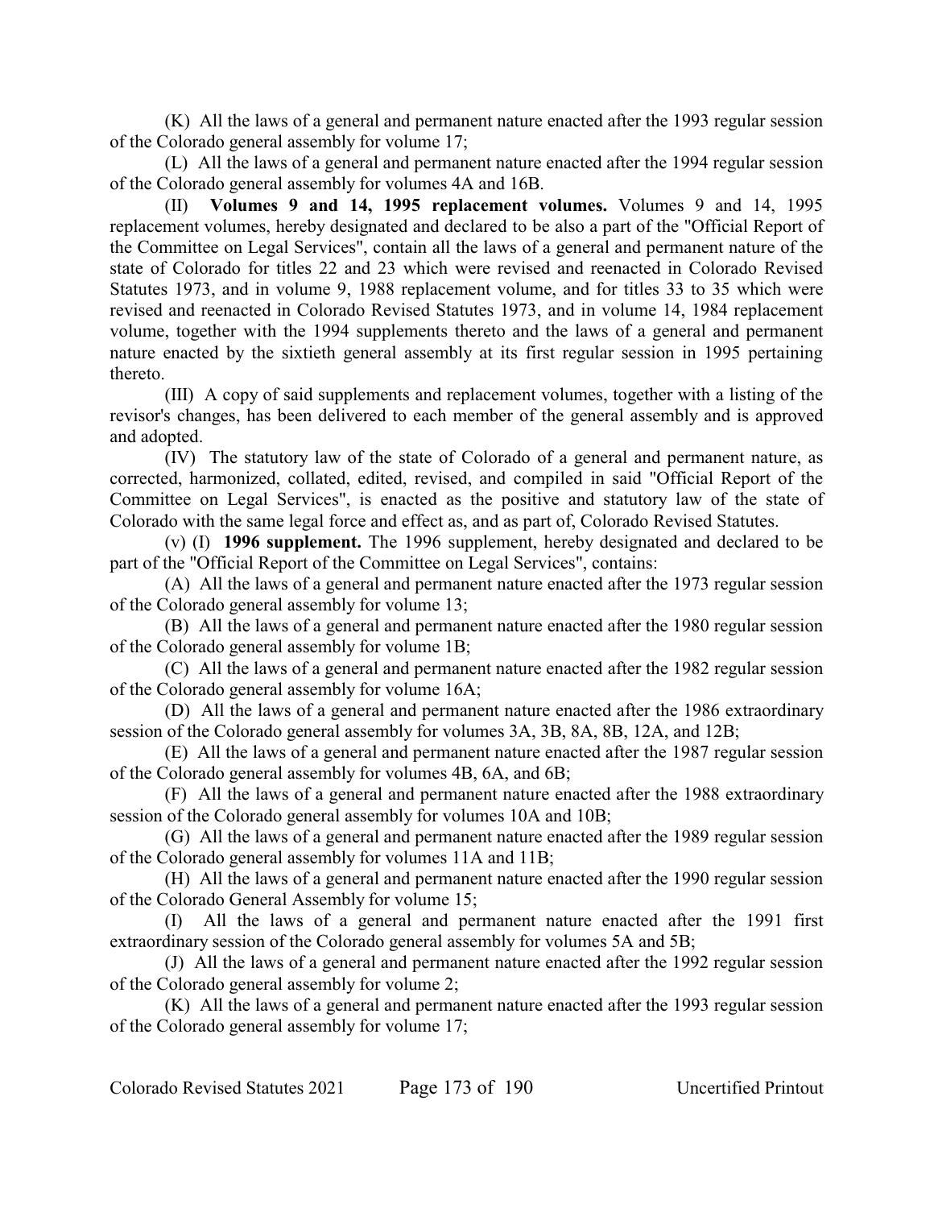(K) All the laws of a general and permanent nature enacted after the 1993 regular session of the Colorado general assembly for volume 17;

(L) All the laws of a general and permanent nature enacted after the 1994 regular session of the Colorado general assembly for volumes 4A and 16B.

(II) **Volumes 9 and 14, 1995 replacement volumes.** Volumes 9 and 14, 1995 replacement volumes, hereby designated and declared to be also a part of the "Official Report of the Committee on Legal Services", contain all the laws of a general and permanent nature of the state of Colorado for titles 22 and 23 which were revised and reenacted in Colorado Revised Statutes 1973, and in volume 9, 1988 replacement volume, and for titles 33 to 35 which were revised and reenacted in Colorado Revised Statutes 1973, and in volume 14, 1984 replacement volume, together with the 1994 supplements thereto and the laws of a general and permanent nature enacted by the sixtieth general assembly at its first regular session in 1995 pertaining thereto.

(III) A copy of said supplements and replacement volumes, together with a listing of the revisor's changes, has been delivered to each member of the general assembly and is approved and adopted.

(IV) The statutory law of the state of Colorado of a general and permanent nature, as corrected, harmonized, collated, edited, revised, and compiled in said "Official Report of the Committee on Legal Services", is enacted as the positive and statutory law of the state of Colorado with the same legal force and effect as, and as part of, Colorado Revised Statutes.

(v) (I) **1996 supplement.** The 1996 supplement, hereby designated and declared to be part of the "Official Report of the Committee on Legal Services", contains:

(A) All the laws of a general and permanent nature enacted after the 1973 regular session of the Colorado general assembly for volume 13;

(B) All the laws of a general and permanent nature enacted after the 1980 regular session of the Colorado general assembly for volume 1B;

(C) All the laws of a general and permanent nature enacted after the 1982 regular session of the Colorado general assembly for volume 16A;

(D) All the laws of a general and permanent nature enacted after the 1986 extraordinary session of the Colorado general assembly for volumes 3A, 3B, 8A, 8B, 12A, and 12B;

(E) All the laws of a general and permanent nature enacted after the 1987 regular session of the Colorado general assembly for volumes 4B, 6A, and 6B;

(F) All the laws of a general and permanent nature enacted after the 1988 extraordinary session of the Colorado general assembly for volumes 10A and 10B;

(G) All the laws of a general and permanent nature enacted after the 1989 regular session of the Colorado general assembly for volumes 11A and 11B;

(H) All the laws of a general and permanent nature enacted after the 1990 regular session of the Colorado General Assembly for volume 15;

(I) All the laws of a general and permanent nature enacted after the 1991 first extraordinary session of the Colorado general assembly for volumes 5A and 5B;

(J) All the laws of a general and permanent nature enacted after the 1992 regular session of the Colorado general assembly for volume 2;

(K) All the laws of a general and permanent nature enacted after the 1993 regular session of the Colorado general assembly for volume 17;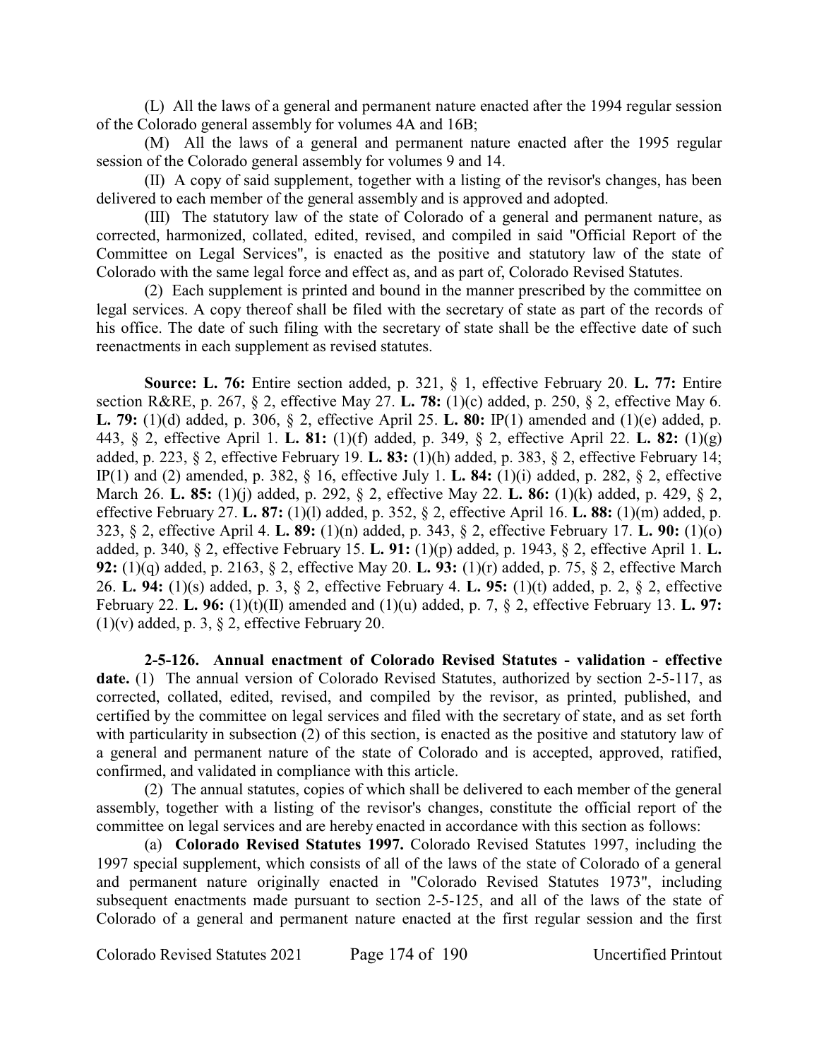(L) All the laws of a general and permanent nature enacted after the 1994 regular session of the Colorado general assembly for volumes 4A and 16B;

(M) All the laws of a general and permanent nature enacted after the 1995 regular session of the Colorado general assembly for volumes 9 and 14.

(II) A copy of said supplement, together with a listing of the revisor's changes, has been delivered to each member of the general assembly and is approved and adopted.

(III) The statutory law of the state of Colorado of a general and permanent nature, as corrected, harmonized, collated, edited, revised, and compiled in said "Official Report of the Committee on Legal Services", is enacted as the positive and statutory law of the state of Colorado with the same legal force and effect as, and as part of, Colorado Revised Statutes.

(2) Each supplement is printed and bound in the manner prescribed by the committee on legal services. A copy thereof shall be filed with the secretary of state as part of the records of his office. The date of such filing with the secretary of state shall be the effective date of such reenactments in each supplement as revised statutes.

**Source: L. 76:** Entire section added, p. 321, § 1, effective February 20. **L. 77:** Entire section R&RE, p. 267, § 2, effective May 27. **L. 78:** (1)(c) added, p. 250, § 2, effective May 6. **L. 79:** (1)(d) added, p. 306, § 2, effective April 25. **L. 80:** IP(1) amended and (1)(e) added, p. 443, § 2, effective April 1. **L. 81:** (1)(f) added, p. 349, § 2, effective April 22. **L. 82:** (1)(g) added, p. 223, § 2, effective February 19. **L. 83:** (1)(h) added, p. 383, § 2, effective February 14; IP(1) and (2) amended, p. 382, § 16, effective July 1. **L. 84:** (1)(i) added, p. 282, § 2, effective March 26. **L. 85:** (1)(j) added, p. 292, § 2, effective May 22. **L. 86:** (1)(k) added, p. 429, § 2, effective February 27. **L. 87:** (1)(l) added, p. 352, § 2, effective April 16. **L. 88:** (1)(m) added, p. 323, § 2, effective April 4. **L. 89:** (1)(n) added, p. 343, § 2, effective February 17. **L. 90:** (1)(o) added, p. 340, § 2, effective February 15. **L. 91:** (1)(p) added, p. 1943, § 2, effective April 1. **L. 92:** (1)(q) added, p. 2163, § 2, effective May 20. **L. 93:** (1)(r) added, p. 75, § 2, effective March 26. **L. 94:** (1)(s) added, p. 3, § 2, effective February 4. **L. 95:** (1)(t) added, p. 2, § 2, effective February 22. **L. 96:** (1)(t)(II) amended and (1)(u) added, p. 7, § 2, effective February 13. **L. 97:** (1)(v) added, p. 3, § 2, effective February 20.

**2-5-126. Annual enactment of Colorado Revised Statutes - validation - effective date.** (1) The annual version of Colorado Revised Statutes, authorized by section 2-5-117, as corrected, collated, edited, revised, and compiled by the revisor, as printed, published, and certified by the committee on legal services and filed with the secretary of state, and as set forth with particularity in subsection (2) of this section, is enacted as the positive and statutory law of a general and permanent nature of the state of Colorado and is accepted, approved, ratified, confirmed, and validated in compliance with this article.

(2) The annual statutes, copies of which shall be delivered to each member of the general assembly, together with a listing of the revisor's changes, constitute the official report of the committee on legal services and are hereby enacted in accordance with this section as follows:

(a) **Colorado Revised Statutes 1997.** Colorado Revised Statutes 1997, including the 1997 special supplement, which consists of all of the laws of the state of Colorado of a general and permanent nature originally enacted in "Colorado Revised Statutes 1973", including subsequent enactments made pursuant to section 2-5-125, and all of the laws of the state of Colorado of a general and permanent nature enacted at the first regular session and the first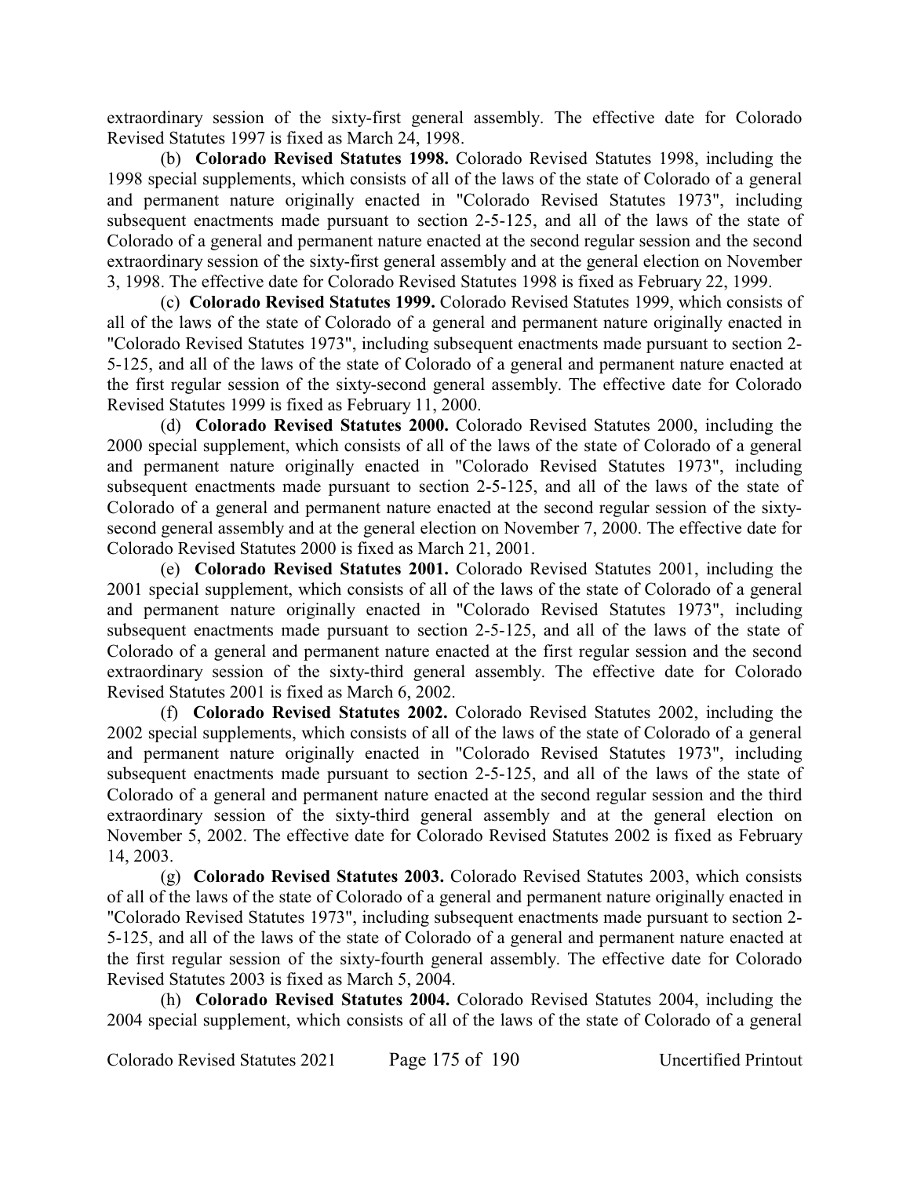extraordinary session of the sixty-first general assembly. The effective date for Colorado Revised Statutes 1997 is fixed as March 24, 1998.

(b) **Colorado Revised Statutes 1998.** Colorado Revised Statutes 1998, including the 1998 special supplements, which consists of all of the laws of the state of Colorado of a general and permanent nature originally enacted in "Colorado Revised Statutes 1973", including subsequent enactments made pursuant to section 2-5-125, and all of the laws of the state of Colorado of a general and permanent nature enacted at the second regular session and the second extraordinary session of the sixty-first general assembly and at the general election on November 3, 1998. The effective date for Colorado Revised Statutes 1998 is fixed as February 22, 1999.

(c) **Colorado Revised Statutes 1999.** Colorado Revised Statutes 1999, which consists of all of the laws of the state of Colorado of a general and permanent nature originally enacted in "Colorado Revised Statutes 1973", including subsequent enactments made pursuant to section 2-5-125, and all of the laws of the state of Colorado of a general and permanent nature enacted at the first regular session of the sixty-second general assembly. The effective date for Colorado Revised Statutes 1999 is fixed as February 11, 2000.

(d) **Colorado Revised Statutes 2000.** Colorado Revised Statutes 2000, including the 2000 special supplement, which consists of all of the laws of the state of Colorado of a general and permanent nature originally enacted in "Colorado Revised Statutes 1973", including subsequent enactments made pursuant to section 2-5-125, and all of the laws of the state of Colorado of a general and permanent nature enacted at the second regular session of the sixty-second general assembly and at the general election on November 7, 2000. The effective date for Colorado Revised Statutes 2000 is fixed as March 21, 2001.

(e) **Colorado Revised Statutes 2001.** Colorado Revised Statutes 2001, including the 2001 special supplement, which consists of all of the laws of the state of Colorado of a general and permanent nature originally enacted in "Colorado Revised Statutes 1973", including subsequent enactments made pursuant to section 2-5-125, and all of the laws of the state of Colorado of a general and permanent nature enacted at the first regular session and the second extraordinary session of the sixty-third general assembly. The effective date for Colorado Revised Statutes 2001 is fixed as March 6, 2002.

(f) **Colorado Revised Statutes 2002.** Colorado Revised Statutes 2002, including the 2002 special supplements, which consists of all of the laws of the state of Colorado of a general and permanent nature originally enacted in "Colorado Revised Statutes 1973", including subsequent enactments made pursuant to section 2-5-125, and all of the laws of the state of Colorado of a general and permanent nature enacted at the second regular session and the third extraordinary session of the sixty-third general assembly and at the general election on November 5, 2002. The effective date for Colorado Revised Statutes 2002 is fixed as February 14, 2003.

(g) **Colorado Revised Statutes 2003.** Colorado Revised Statutes 2003, which consists of all of the laws of the state of Colorado of a general and permanent nature originally enacted in "Colorado Revised Statutes 1973", including subsequent enactments made pursuant to section 2-5-125, and all of the laws of the state of Colorado of a general and permanent nature enacted at the first regular session of the sixty-fourth general assembly. The effective date for Colorado Revised Statutes 2003 is fixed as March 5, 2004.

(h) **Colorado Revised Statutes 2004.** Colorado Revised Statutes 2004, including the 2004 special supplement, which consists of all of the laws of the state of Colorado of a general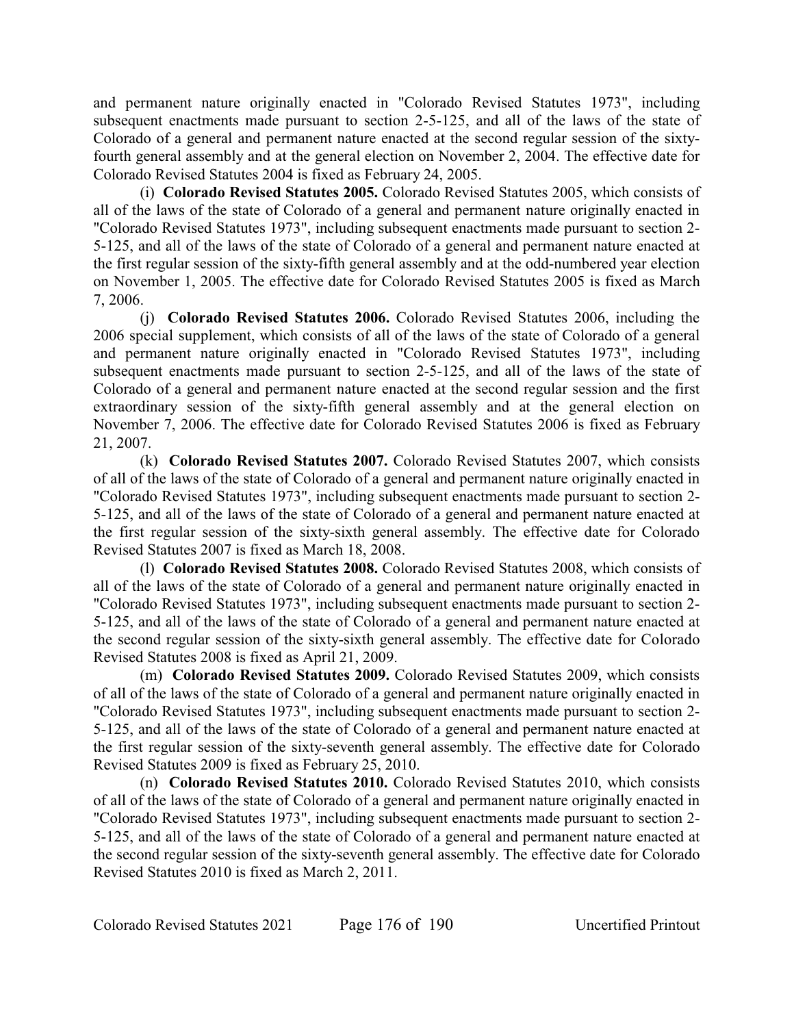and permanent nature originally enacted in "Colorado Revised Statutes 1973", including subsequent enactments made pursuant to section 2-5-125, and all of the laws of the state of Colorado of a general and permanent nature enacted at the second regular session of the sixty-fourth general assembly and at the general election on November 2, 2004. The effective date for Colorado Revised Statutes 2004 is fixed as February 24, 2005.

(i) **Colorado Revised Statutes 2005.** Colorado Revised Statutes 2005, which consists of all of the laws of the state of Colorado of a general and permanent nature originally enacted in "Colorado Revised Statutes 1973", including subsequent enactments made pursuant to section 2-5-125, and all of the laws of the state of Colorado of a general and permanent nature enacted at the first regular session of the sixty-fifth general assembly and at the odd-numbered year election on November 1, 2005. The effective date for Colorado Revised Statutes 2005 is fixed as March 7, 2006.

(j) **Colorado Revised Statutes 2006.** Colorado Revised Statutes 2006, including the 2006 special supplement, which consists of all of the laws of the state of Colorado of a general and permanent nature originally enacted in "Colorado Revised Statutes 1973", including subsequent enactments made pursuant to section 2-5-125, and all of the laws of the state of Colorado of a general and permanent nature enacted at the second regular session and the first extraordinary session of the sixty-fifth general assembly and at the general election on November 7, 2006. The effective date for Colorado Revised Statutes 2006 is fixed as February 21, 2007.

(k) **Colorado Revised Statutes 2007.** Colorado Revised Statutes 2007, which consists of all of the laws of the state of Colorado of a general and permanent nature originally enacted in "Colorado Revised Statutes 1973", including subsequent enactments made pursuant to section 2-5-125, and all of the laws of the state of Colorado of a general and permanent nature enacted at the first regular session of the sixty-sixth general assembly. The effective date for Colorado Revised Statutes 2007 is fixed as March 18, 2008.

(l) **Colorado Revised Statutes 2008.** Colorado Revised Statutes 2008, which consists of all of the laws of the state of Colorado of a general and permanent nature originally enacted in "Colorado Revised Statutes 1973", including subsequent enactments made pursuant to section 2-5-125, and all of the laws of the state of Colorado of a general and permanent nature enacted at the second regular session of the sixty-sixth general assembly. The effective date for Colorado Revised Statutes 2008 is fixed as April 21, 2009.

(m) **Colorado Revised Statutes 2009.** Colorado Revised Statutes 2009, which consists of all of the laws of the state of Colorado of a general and permanent nature originally enacted in "Colorado Revised Statutes 1973", including subsequent enactments made pursuant to section 2-5-125, and all of the laws of the state of Colorado of a general and permanent nature enacted at the first regular session of the sixty-seventh general assembly. The effective date for Colorado Revised Statutes 2009 is fixed as February 25, 2010.

(n) **Colorado Revised Statutes 2010.** Colorado Revised Statutes 2010, which consists of all of the laws of the state of Colorado of a general and permanent nature originally enacted in "Colorado Revised Statutes 1973", including subsequent enactments made pursuant to section 2-5-125, and all of the laws of the state of Colorado of a general and permanent nature enacted at the second regular session of the sixty-seventh general assembly. The effective date for Colorado Revised Statutes 2010 is fixed as March 2, 2011.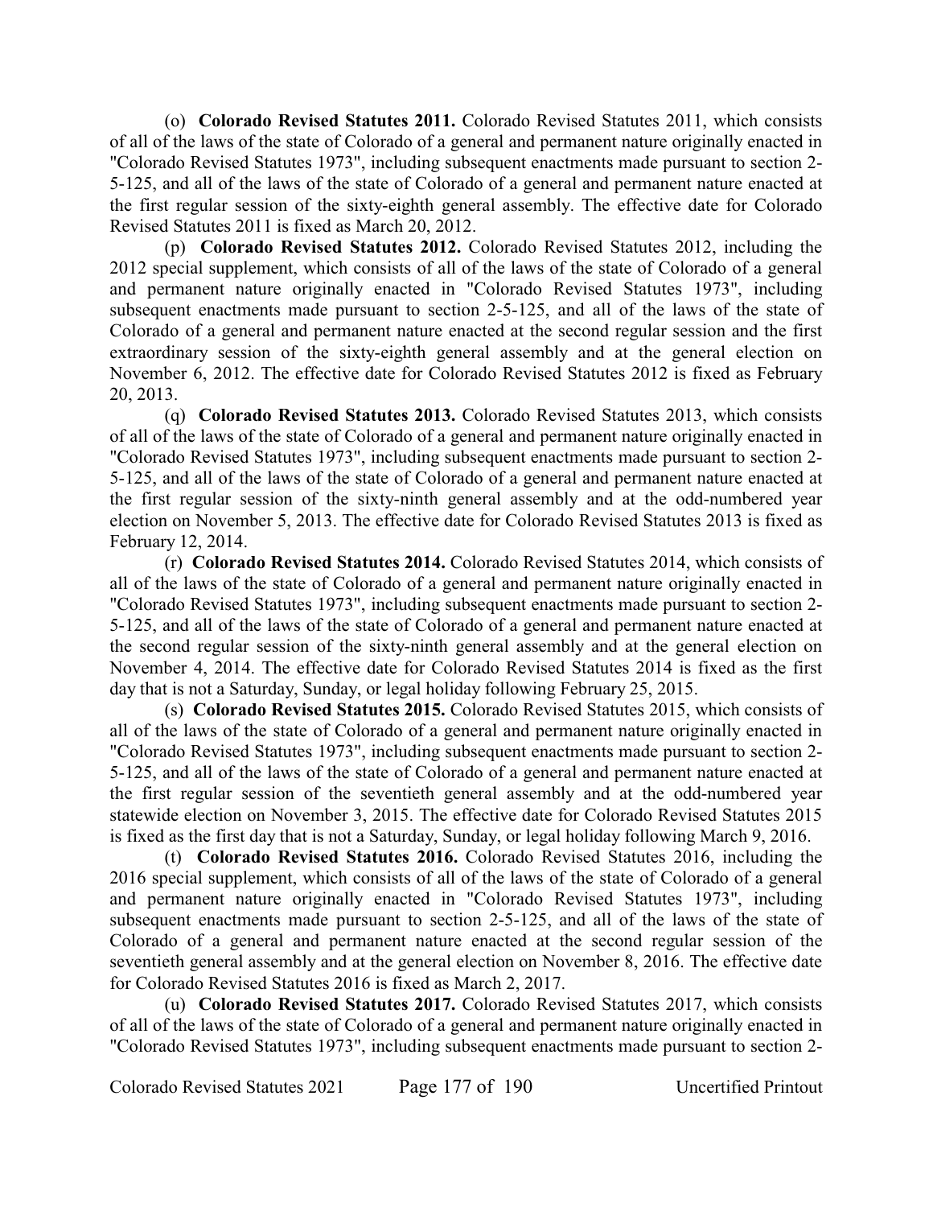(o) **Colorado Revised Statutes 2011.** Colorado Revised Statutes 2011, which consists of all of the laws of the state of Colorado of a general and permanent nature originally enacted in "Colorado Revised Statutes 1973", including subsequent enactments made pursuant to section 2-5-125, and all of the laws of the state of Colorado of a general and permanent nature enacted at the first regular session of the sixty-eighth general assembly. The effective date for Colorado Revised Statutes 2011 is fixed as March 20, 2012.

(p) **Colorado Revised Statutes 2012.** Colorado Revised Statutes 2012, including the 2012 special supplement, which consists of all of the laws of the state of Colorado of a general and permanent nature originally enacted in "Colorado Revised Statutes 1973", including subsequent enactments made pursuant to section 2-5-125, and all of the laws of the state of Colorado of a general and permanent nature enacted at the second regular session and the first extraordinary session of the sixty-eighth general assembly and at the general election on November 6, 2012. The effective date for Colorado Revised Statutes 2012 is fixed as February 20, 2013.

(q) **Colorado Revised Statutes 2013.** Colorado Revised Statutes 2013, which consists of all of the laws of the state of Colorado of a general and permanent nature originally enacted in "Colorado Revised Statutes 1973", including subsequent enactments made pursuant to section 2-5-125, and all of the laws of the state of Colorado of a general and permanent nature enacted at the first regular session of the sixty-ninth general assembly and at the odd-numbered year election on November 5, 2013. The effective date for Colorado Revised Statutes 2013 is fixed as February 12, 2014.

(r) **Colorado Revised Statutes 2014.** Colorado Revised Statutes 2014, which consists of all of the laws of the state of Colorado of a general and permanent nature originally enacted in "Colorado Revised Statutes 1973", including subsequent enactments made pursuant to section 2-5-125, and all of the laws of the state of Colorado of a general and permanent nature enacted at the second regular session of the sixty-ninth general assembly and at the general election on November 4, 2014. The effective date for Colorado Revised Statutes 2014 is fixed as the first day that is not a Saturday, Sunday, or legal holiday following February 25, 2015.

(s) **Colorado Revised Statutes 2015.** Colorado Revised Statutes 2015, which consists of all of the laws of the state of Colorado of a general and permanent nature originally enacted in "Colorado Revised Statutes 1973", including subsequent enactments made pursuant to section 2-5-125, and all of the laws of the state of Colorado of a general and permanent nature enacted at the first regular session of the seventieth general assembly and at the odd-numbered year statewide election on November 3, 2015. The effective date for Colorado Revised Statutes 2015 is fixed as the first day that is not a Saturday, Sunday, or legal holiday following March 9, 2016.

(t) **Colorado Revised Statutes 2016.** Colorado Revised Statutes 2016, including the 2016 special supplement, which consists of all of the laws of the state of Colorado of a general and permanent nature originally enacted in "Colorado Revised Statutes 1973", including subsequent enactments made pursuant to section 2-5-125, and all of the laws of the state of Colorado of a general and permanent nature enacted at the second regular session of the seventieth general assembly and at the general election on November 8, 2016. The effective date for Colorado Revised Statutes 2016 is fixed as March 2, 2017.

(u) **Colorado Revised Statutes 2017.** Colorado Revised Statutes 2017, which consists of all of the laws of the state of Colorado of a general and permanent nature originally enacted in "Colorado Revised Statutes 1973", including subsequent enactments made pursuant to section 2-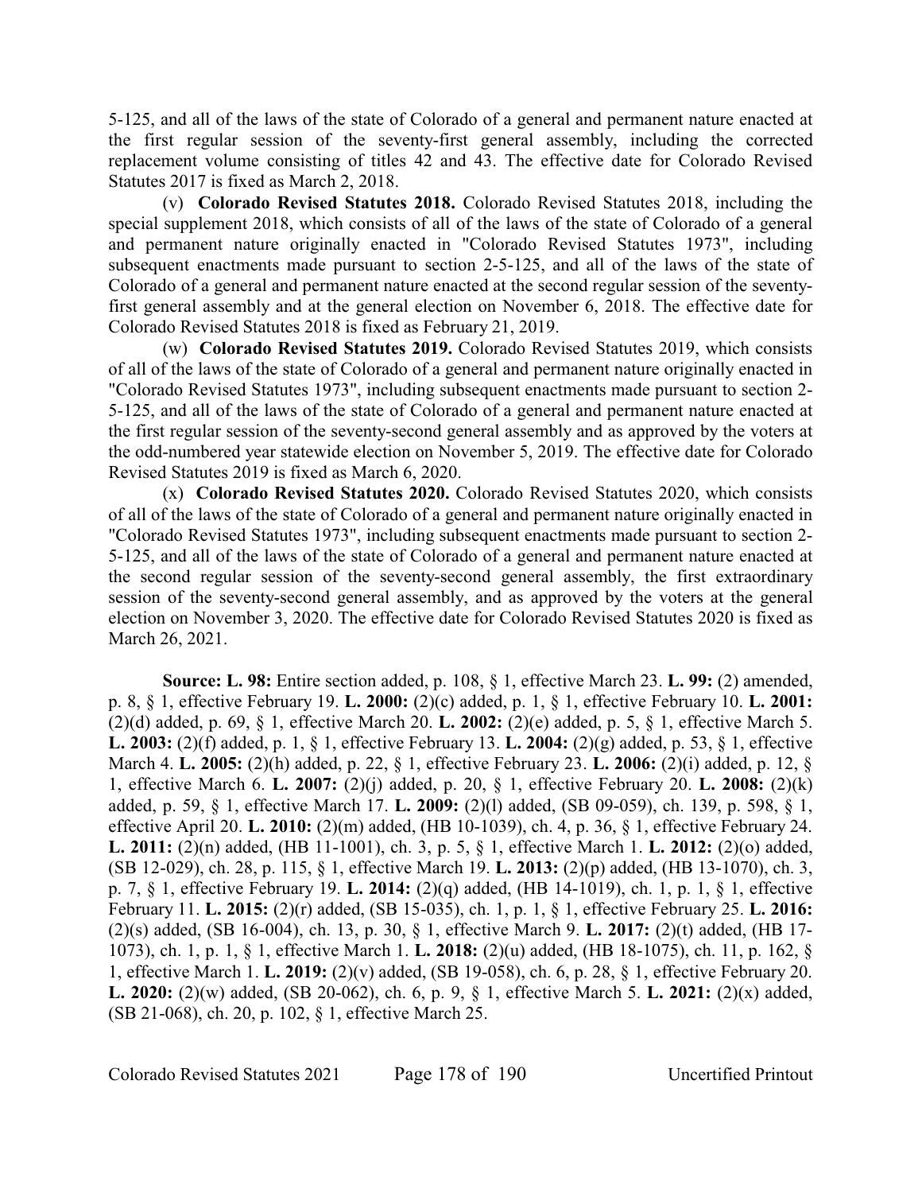5-125, and all of the laws of the state of Colorado of a general and permanent nature enacted at the first regular session of the seventy-first general assembly, including the corrected replacement volume consisting of titles 42 and 43. The effective date for Colorado Revised Statutes 2017 is fixed as March 2, 2018.

(v) **Colorado Revised Statutes 2018.** Colorado Revised Statutes 2018, including the special supplement 2018, which consists of all of the laws of the state of Colorado of a general and permanent nature originally enacted in "Colorado Revised Statutes 1973", including subsequent enactments made pursuant to section 2-5-125, and all of the laws of the state of Colorado of a general and permanent nature enacted at the second regular session of the seventy-first general assembly and at the general election on November 6, 2018. The effective date for Colorado Revised Statutes 2018 is fixed as February 21, 2019.

(w) **Colorado Revised Statutes 2019.** Colorado Revised Statutes 2019, which consists of all of the laws of the state of Colorado of a general and permanent nature originally enacted in "Colorado Revised Statutes 1973", including subsequent enactments made pursuant to section 2-5-125, and all of the laws of the state of Colorado of a general and permanent nature enacted at the first regular session of the seventy-second general assembly and as approved by the voters at the odd-numbered year statewide election on November 5, 2019. The effective date for Colorado Revised Statutes 2019 is fixed as March 6, 2020.

(x) **Colorado Revised Statutes 2020.** Colorado Revised Statutes 2020, which consists of all of the laws of the state of Colorado of a general and permanent nature originally enacted in "Colorado Revised Statutes 1973", including subsequent enactments made pursuant to section 2-5-125, and all of the laws of the state of Colorado of a general and permanent nature enacted at the second regular session of the seventy-second general assembly, the first extraordinary session of the seventy-second general assembly, and as approved by the voters at the general election on November 3, 2020. The effective date for Colorado Revised Statutes 2020 is fixed as March 26, 2021.

**Source: L. 98:** Entire section added, p. 108, § 1, effective March 23. **L. 99:** (2) amended, p. 8, § 1, effective February 19. **L. 2000:** (2)(c) added, p. 1, § 1, effective February 10. **L. 2001:** (2)(d) added, p. 69, § 1, effective March 20. **L. 2002:** (2)(e) added, p. 5, § 1, effective March 5. **L. 2003:** (2)(f) added, p. 1, § 1, effective February 13. **L. 2004:** (2)(g) added, p. 53, § 1, effective March 4. **L. 2005:** (2)(h) added, p. 22, § 1, effective February 23. **L. 2006:** (2)(i) added, p. 12, § 1, effective March 6. **L. 2007:** (2)(j) added, p. 20, § 1, effective February 20. **L. 2008:** (2)(k) added, p. 59, § 1, effective March 17. **L. 2009:** (2)(l) added, (SB 09-059), ch. 139, p. 598, § 1, effective April 20. **L. 2010:** (2)(m) added, (HB 10-1039), ch. 4, p. 36, § 1, effective February 24. **L. 2011:** (2)(n) added, (HB 11-1001), ch. 3, p. 5, § 1, effective March 1. **L. 2012:** (2)(o) added, (SB 12-029), ch. 28, p. 115, § 1, effective March 19. **L. 2013:** (2)(p) added, (HB 13-1070), ch. 3, p. 7, § 1, effective February 19. **L. 2014:** (2)(q) added, (HB 14-1019), ch. 1, p. 1, § 1, effective February 11. **L. 2015:** (2)(r) added, (SB 15-035), ch. 1, p. 1, § 1, effective February 25. **L. 2016:** (2)(s) added, (SB 16-004), ch. 13, p. 30, § 1, effective March 9. **L. 2017:** (2)(t) added, (HB 17-1073), ch. 1, p. 1, § 1, effective March 1. **L. 2018:** (2)(u) added, (HB 18-1075), ch. 11, p. 162, § 1, effective March 1. **L. 2019:** (2)(v) added, (SB 19-058), ch. 6, p. 28, § 1, effective February 20. **L. 2020:** (2)(w) added, (SB 20-062), ch. 6, p. 9, § 1, effective March 5. **L. 2021:** (2)(x) added, (SB 21-068), ch. 20, p. 102, § 1, effective March 25.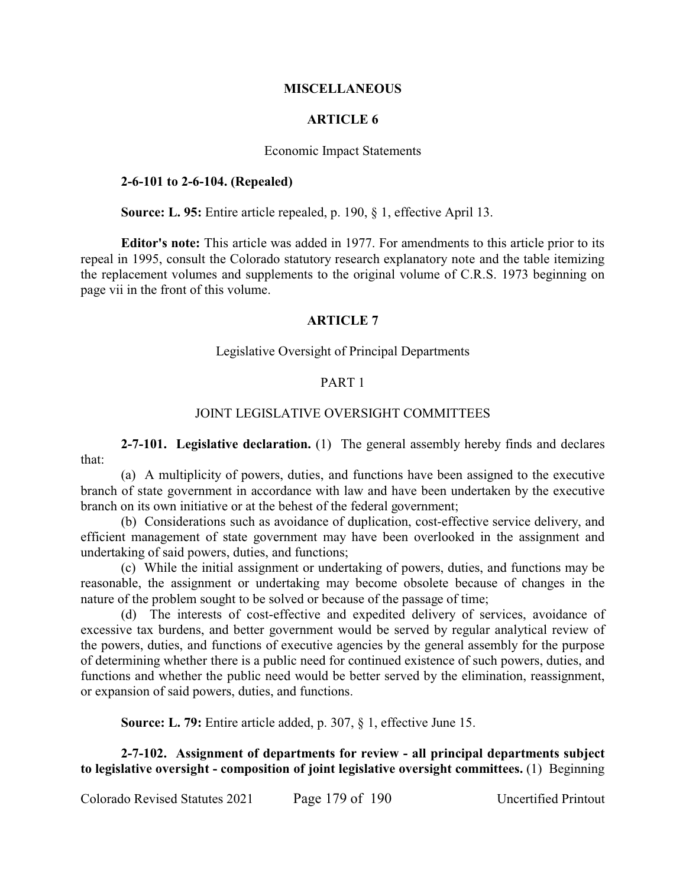## MISCELLANEOUS

## ARTICLE 6

### Economic Impact Statements

**2-6-101 to 2-6-104. (Repealed)**

**Source: L. 95:** Entire article repealed, p. 190, § 1, effective April 13.

**Editor's note:** This article was added in 1977. For amendments to this article prior to its repeal in 1995, consult the Colorado statutory research explanatory note and the table itemizing the replacement volumes and supplements to the original volume of C.R.S. 1973 beginning on page vii in the front of this volume.

## ARTICLE 7

### Legislative Oversight of Principal Departments

### PART 1

### JOINT LEGISLATIVE OVERSIGHT COMMITTEES

**2-7-101. Legislative declaration.** (1) The general assembly hereby finds and declares that:

(a) A multiplicity of powers, duties, and functions have been assigned to the executive branch of state government in accordance with law and have been undertaken by the executive branch on its own initiative or at the behest of the federal government;

(b) Considerations such as avoidance of duplication, cost-effective service delivery, and efficient management of state government may have been overlooked in the assignment and undertaking of said powers, duties, and functions;

(c) While the initial assignment or undertaking of powers, duties, and functions may be reasonable, the assignment or undertaking may become obsolete because of changes in the nature of the problem sought to be solved or because of the passage of time;

(d) The interests of cost-effective and expedited delivery of services, avoidance of excessive tax burdens, and better government would be served by regular analytical review of the powers, duties, and functions of executive agencies by the general assembly for the purpose of determining whether there is a public need for continued existence of such powers, duties, and functions and whether the public need would be better served by the elimination, reassignment, or expansion of said powers, duties, and functions.

**Source: L. 79:** Entire article added, p. 307, § 1, effective June 15.

**2-7-102. Assignment of departments for review - all principal departments subject to legislative oversight - composition of joint legislative oversight committees.** (1) Beginning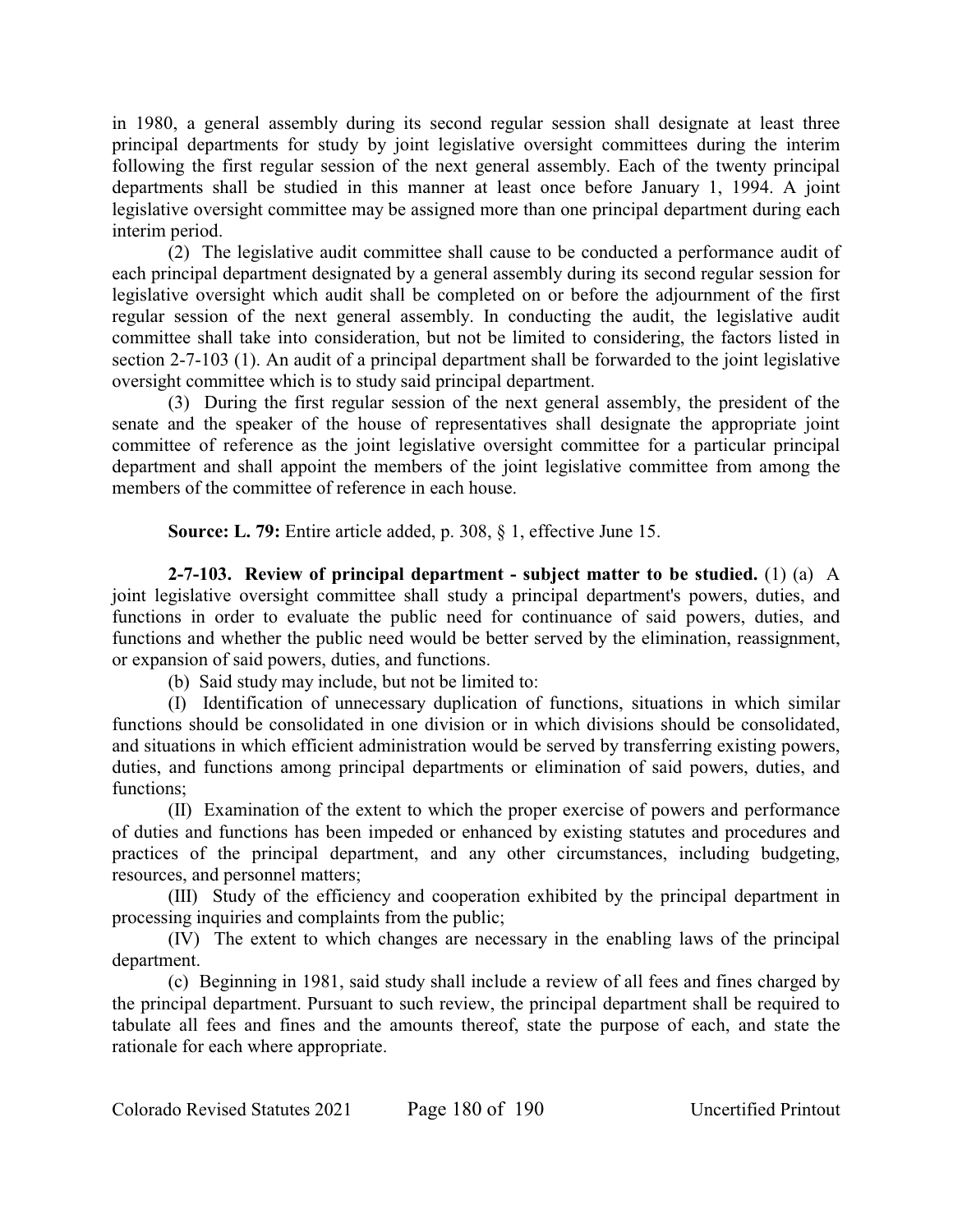in 1980, a general assembly during its second regular session shall designate at least three principal departments for study by joint legislative oversight committees during the interim following the first regular session of the next general assembly. Each of the twenty principal departments shall be studied in this manner at least once before January 1, 1994. A joint legislative oversight committee may be assigned more than one principal department during each interim period.

(2) The legislative audit committee shall cause to be conducted a performance audit of each principal department designated by a general assembly during its second regular session for legislative oversight which audit shall be completed on or before the adjournment of the first regular session of the next general assembly. In conducting the audit, the legislative audit committee shall take into consideration, but not be limited to considering, the factors listed in section 2-7-103 (1). An audit of a principal department shall be forwarded to the joint legislative oversight committee which is to study said principal department.

(3) During the first regular session of the next general assembly, the president of the senate and the speaker of the house of representatives shall designate the appropriate joint committee of reference as the joint legislative oversight committee for a particular principal department and shall appoint the members of the joint legislative committee from among the members of the committee of reference in each house.

**Source: L. 79:** Entire article added, p. 308, § 1, effective June 15.

**2-7-103. Review of principal department - subject matter to be studied.** (1) (a) A joint legislative oversight committee shall study a principal department's powers, duties, and functions in order to evaluate the public need for continuance of said powers, duties, and functions and whether the public need would be better served by the elimination, reassignment, or expansion of said powers, duties, and functions.

(b) Said study may include, but not be limited to:

(I) Identification of unnecessary duplication of functions, situations in which similar functions should be consolidated in one division or in which divisions should be consolidated, and situations in which efficient administration would be served by transferring existing powers, duties, and functions among principal departments or elimination of said powers, duties, and functions;

(II) Examination of the extent to which the proper exercise of powers and performance of duties and functions has been impeded or enhanced by existing statutes and procedures and practices of the principal department, and any other circumstances, including budgeting, resources, and personnel matters;

(III) Study of the efficiency and cooperation exhibited by the principal department in processing inquiries and complaints from the public;

(IV) The extent to which changes are necessary in the enabling laws of the principal department.

(c) Beginning in 1981, said study shall include a review of all fees and fines charged by the principal department. Pursuant to such review, the principal department shall be required to tabulate all fees and fines and the amounts thereof, state the purpose of each, and state the rationale for each where appropriate.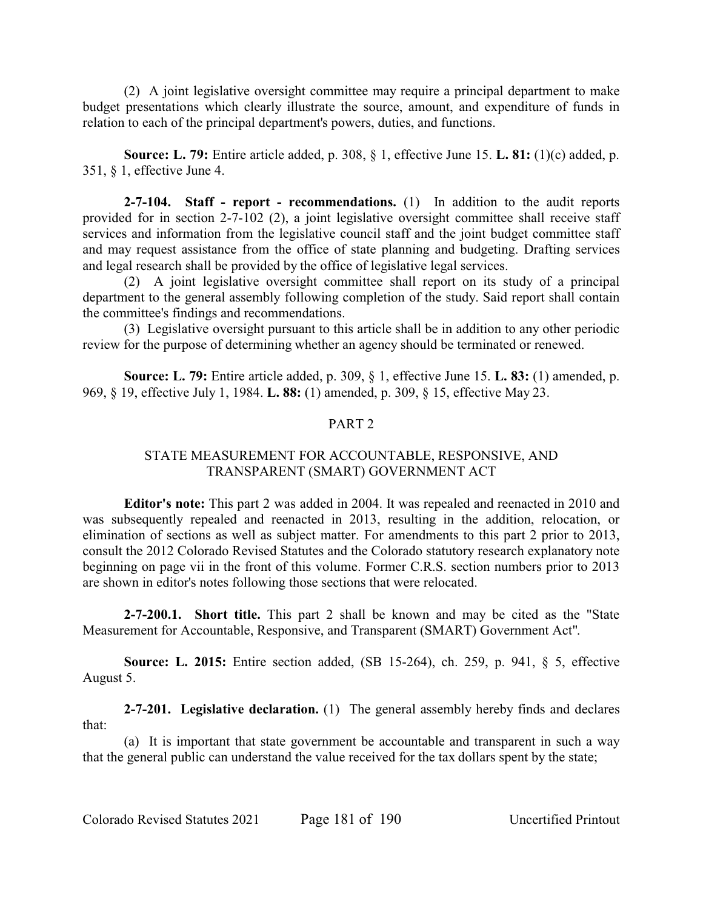(2) A joint legislative oversight committee may require a principal department to make budget presentations which clearly illustrate the source, amount, and expenditure of funds in relation to each of the principal department's powers, duties, and functions.

**Source: L. 79:** Entire article added, p. 308, § 1, effective June 15. **L. 81:** (1)(c) added, p. 351, § 1, effective June 4.

**2-7-104. Staff - report - recommendations.** (1) In addition to the audit reports provided for in section 2-7-102 (2), a joint legislative oversight committee shall receive staff services and information from the legislative council staff and the joint budget committee staff and may request assistance from the office of state planning and budgeting. Drafting services and legal research shall be provided by the office of legislative legal services.

(2) A joint legislative oversight committee shall report on its study of a principal department to the general assembly following completion of the study. Said report shall contain the committee's findings and recommendations.

(3) Legislative oversight pursuant to this article shall be in addition to any other periodic review for the purpose of determining whether an agency should be terminated or renewed.

**Source: L. 79:** Entire article added, p. 309, § 1, effective June 15. **L. 83:** (1) amended, p. 969, § 19, effective July 1, 1984. **L. 88:** (1) amended, p. 309, § 15, effective May 23.

## PART 2

## STATE MEASUREMENT FOR ACCOUNTABLE, RESPONSIVE, AND TRANSPARENT (SMART) GOVERNMENT ACT

**Editor's note:** This part 2 was added in 2004. It was repealed and reenacted in 2010 and was subsequently repealed and reenacted in 2013, resulting in the addition, relocation, or elimination of sections as well as subject matter. For amendments to this part 2 prior to 2013, consult the 2012 Colorado Revised Statutes and the Colorado statutory research explanatory note beginning on page vii in the front of this volume. Former C.R.S. section numbers prior to 2013 are shown in editor's notes following those sections that were relocated.

**2-7-200.1. Short title.** This part 2 shall be known and may be cited as the "State Measurement for Accountable, Responsive, and Transparent (SMART) Government Act".

**Source: L. 2015:** Entire section added, (SB 15-264), ch. 259, p. 941, § 5, effective August 5.

**2-7-201. Legislative declaration.** (1) The general assembly hereby finds and declares that:

(a) It is important that state government be accountable and transparent in such a way that the general public can understand the value received for the tax dollars spent by the state;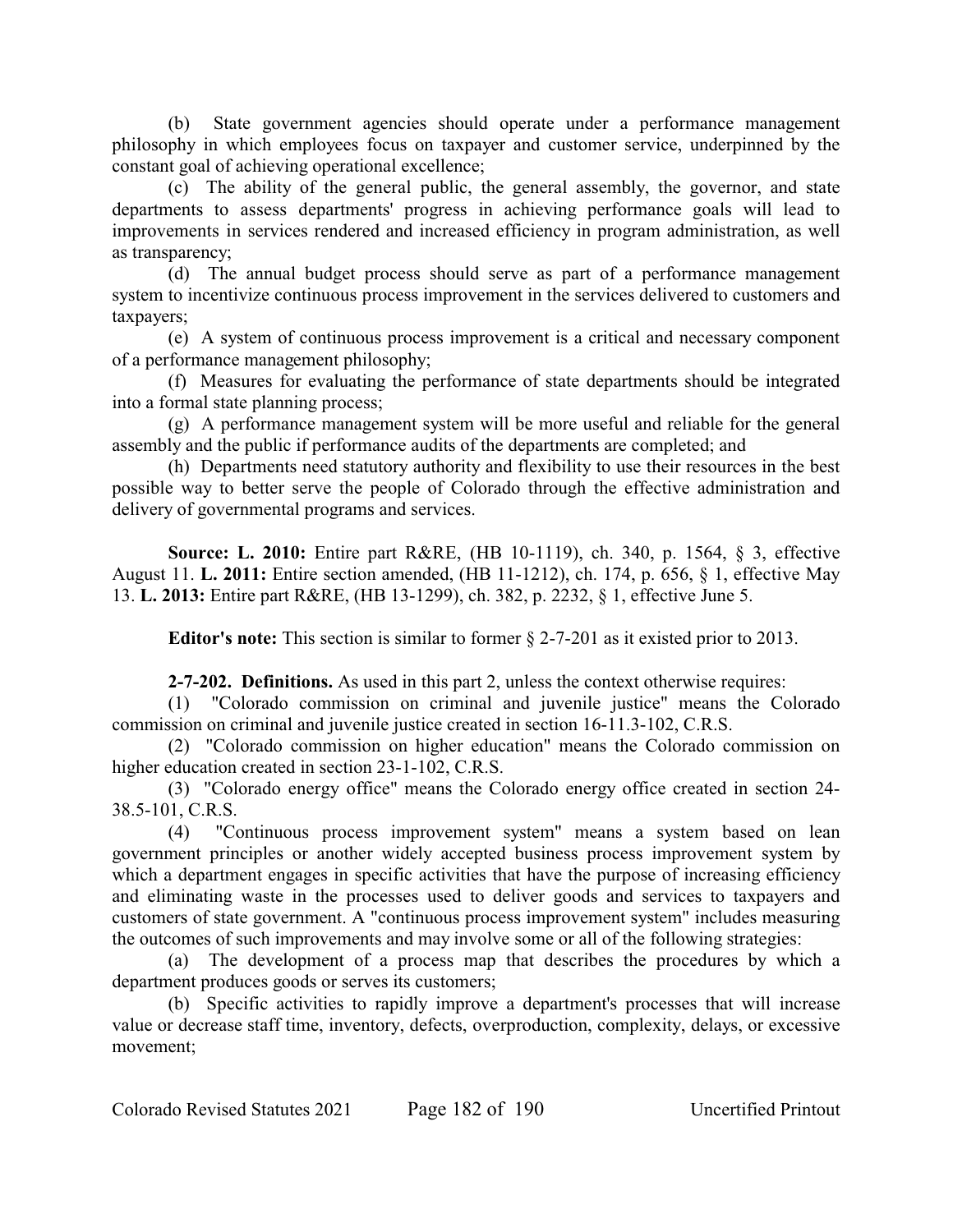(b) State government agencies should operate under a performance management philosophy in which employees focus on taxpayer and customer service, underpinned by the constant goal of achieving operational excellence;

(c) The ability of the general public, the general assembly, the governor, and state departments to assess departments' progress in achieving performance goals will lead to improvements in services rendered and increased efficiency in program administration, as well as transparency;

(d) The annual budget process should serve as part of a performance management system to incentivize continuous process improvement in the services delivered to customers and taxpayers;

(e) A system of continuous process improvement is a critical and necessary component of a performance management philosophy;

(f) Measures for evaluating the performance of state departments should be integrated into a formal state planning process;

(g) A performance management system will be more useful and reliable for the general assembly and the public if performance audits of the departments are completed; and

(h) Departments need statutory authority and flexibility to use their resources in the best possible way to better serve the people of Colorado through the effective administration and delivery of governmental programs and services.

**Source: L. 2010:** Entire part R&RE, (HB 10-1119), ch. 340, p. 1564, § 3, effective August 11. **L. 2011:** Entire section amended, (HB 11-1212), ch. 174, p. 656, § 1, effective May 13. **L. 2013:** Entire part R&RE, (HB 13-1299), ch. 382, p. 2232, § 1, effective June 5.

**Editor's note:** This section is similar to former § 2-7-201 as it existed prior to 2013.

**2-7-202. Definitions.** As used in this part 2, unless the context otherwise requires:

(1) "Colorado commission on criminal and juvenile justice" means the Colorado commission on criminal and juvenile justice created in section 16-11.3-102, C.R.S.

(2) "Colorado commission on higher education" means the Colorado commission on higher education created in section 23-1-102, C.R.S.

(3) "Colorado energy office" means the Colorado energy office created in section 24-38.5-101, C.R.S.

(4) "Continuous process improvement system" means a system based on lean government principles or another widely accepted business process improvement system by which a department engages in specific activities that have the purpose of increasing efficiency and eliminating waste in the processes used to deliver goods and services to taxpayers and customers of state government. A "continuous process improvement system" includes measuring the outcomes of such improvements and may involve some or all of the following strategies:

(a) The development of a process map that describes the procedures by which a department produces goods or serves its customers;

(b) Specific activities to rapidly improve a department's processes that will increase value or decrease staff time, inventory, defects, overproduction, complexity, delays, or excessive movement;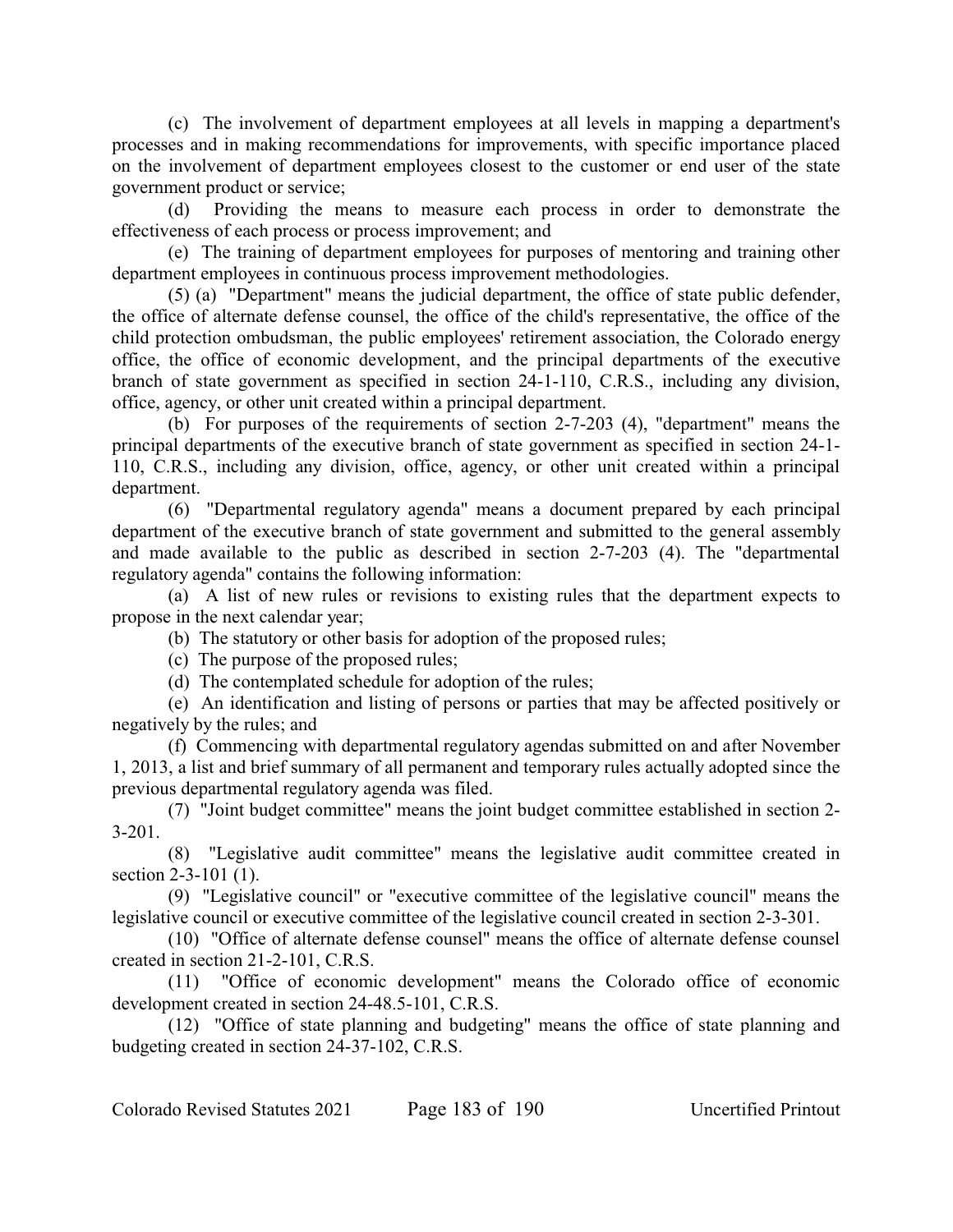(c) The involvement of department employees at all levels in mapping a department's processes and in making recommendations for improvements, with specific importance placed on the involvement of department employees closest to the customer or end user of the state government product or service;

(d) Providing the means to measure each process in order to demonstrate the effectiveness of each process or process improvement; and

(e) The training of department employees for purposes of mentoring and training other department employees in continuous process improvement methodologies.

(5) (a) "Department" means the judicial department, the office of state public defender, the office of alternate defense counsel, the office of the child's representative, the office of the child protection ombudsman, the public employees' retirement association, the Colorado energy office, the office of economic development, and the principal departments of the executive branch of state government as specified in section 24-1-110, C.R.S., including any division, office, agency, or other unit created within a principal department.

(b) For purposes of the requirements of section 2-7-203 (4), "department" means the principal departments of the executive branch of state government as specified in section 24-1-110, C.R.S., including any division, office, agency, or other unit created within a principal department.

(6) "Departmental regulatory agenda" means a document prepared by each principal department of the executive branch of state government and submitted to the general assembly and made available to the public as described in section 2-7-203 (4). The "departmental regulatory agenda" contains the following information:

(a) A list of new rules or revisions to existing rules that the department expects to propose in the next calendar year;

(b) The statutory or other basis for adoption of the proposed rules;

(c) The purpose of the proposed rules;

(d) The contemplated schedule for adoption of the rules;

(e) An identification and listing of persons or parties that may be affected positively or negatively by the rules; and

(f) Commencing with departmental regulatory agendas submitted on and after November 1, 2013, a list and brief summary of all permanent and temporary rules actually adopted since the previous departmental regulatory agenda was filed.

(7) "Joint budget committee" means the joint budget committee established in section 2-3-201.

(8) "Legislative audit committee" means the legislative audit committee created in section 2-3-101 (1).

(9) "Legislative council" or "executive committee of the legislative council" means the legislative council or executive committee of the legislative council created in section 2-3-301.

(10) "Office of alternate defense counsel" means the office of alternate defense counsel created in section 21-2-101, C.R.S.

(11) "Office of economic development" means the Colorado office of economic development created in section 24-48.5-101, C.R.S.

(12) "Office of state planning and budgeting" means the office of state planning and budgeting created in section 24-37-102, C.R.S.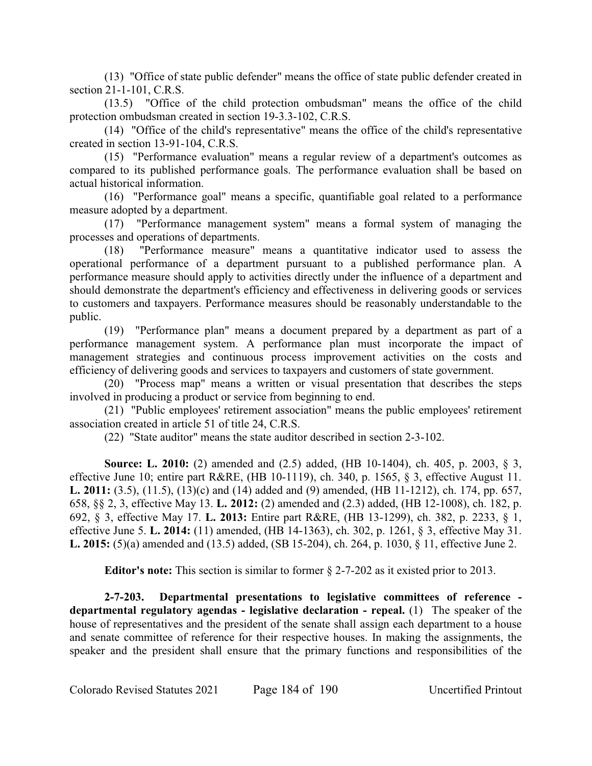(13) "Office of state public defender" means the office of state public defender created in section 21-1-101, C.R.S.

(13.5) "Office of the child protection ombudsman" means the office of the child protection ombudsman created in section 19-3.3-102, C.R.S.

(14) "Office of the child's representative" means the office of the child's representative created in section 13-91-104, C.R.S.

(15) "Performance evaluation" means a regular review of a department's outcomes as compared to its published performance goals. The performance evaluation shall be based on actual historical information.

(16) "Performance goal" means a specific, quantifiable goal related to a performance measure adopted by a department.

(17) "Performance management system" means a formal system of managing the processes and operations of departments.

(18) "Performance measure" means a quantitative indicator used to assess the operational performance of a department pursuant to a published performance plan. A performance measure should apply to activities directly under the influence of a department and should demonstrate the department's efficiency and effectiveness in delivering goods or services to customers and taxpayers. Performance measures should be reasonably understandable to the public.

(19) "Performance plan" means a document prepared by a department as part of a performance management system. A performance plan must incorporate the impact of management strategies and continuous process improvement activities on the costs and efficiency of delivering goods and services to taxpayers and customers of state government.

(20) "Process map" means a written or visual presentation that describes the steps involved in producing a product or service from beginning to end.

(21) "Public employees' retirement association" means the public employees' retirement association created in article 51 of title 24, C.R.S.

(22) "State auditor" means the state auditor described in section 2-3-102.

**Source: L. 2010:** (2) amended and (2.5) added, (HB 10-1404), ch. 405, p. 2003, § 3, effective June 10; entire part R&RE, (HB 10-1119), ch. 340, p. 1565, § 3, effective August 11. **L. 2011:** (3.5), (11.5), (13)(c) and (14) added and (9) amended, (HB 11-1212), ch. 174, pp. 657, 658, §§ 2, 3, effective May 13. **L. 2012:** (2) amended and (2.3) added, (HB 12-1008), ch. 182, p. 692, § 3, effective May 17. **L. 2013:** Entire part R&RE, (HB 13-1299), ch. 382, p. 2233, § 1, effective June 5. **L. 2014:** (11) amended, (HB 14-1363), ch. 302, p. 1261, § 3, effective May 31. **L. 2015:** (5)(a) amended and (13.5) added, (SB 15-204), ch. 264, p. 1030, § 11, effective June 2.

**Editor's note:** This section is similar to former § 2-7-202 as it existed prior to 2013.

**2-7-203. Departmental presentations to legislative committees of reference - departmental regulatory agendas - legislative declaration - repeal.** (1) The speaker of the house of representatives and the president of the senate shall assign each department to a house and senate committee of reference for their respective houses. In making the assignments, the speaker and the president shall ensure that the primary functions and responsibilities of the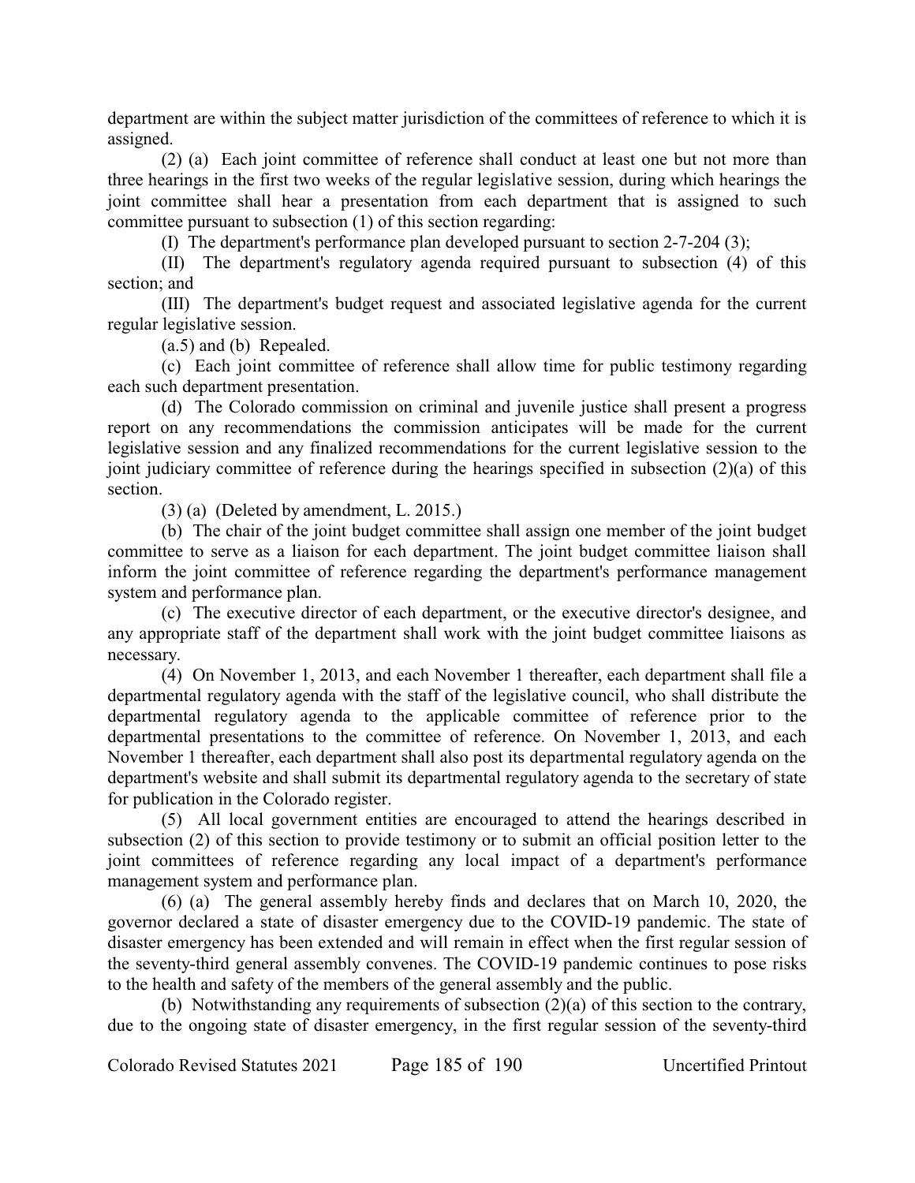department are within the subject matter jurisdiction of the committees of reference to which it is assigned.

(2) (a) Each joint committee of reference shall conduct at least one but not more than three hearings in the first two weeks of the regular legislative session, during which hearings the joint committee shall hear a presentation from each department that is assigned to such committee pursuant to subsection (1) of this section regarding:

(I) The department's performance plan developed pursuant to section 2-7-204 (3);

(II) The department's regulatory agenda required pursuant to subsection (4) of this section; and

(III) The department's budget request and associated legislative agenda for the current regular legislative session.

(a.5) and (b) Repealed.

(c) Each joint committee of reference shall allow time for public testimony regarding each such department presentation.

(d) The Colorado commission on criminal and juvenile justice shall present a progress report on any recommendations the commission anticipates will be made for the current legislative session and any finalized recommendations for the current legislative session to the joint judiciary committee of reference during the hearings specified in subsection (2)(a) of this section.

(3) (a) (Deleted by amendment, L. 2015.)

(b) The chair of the joint budget committee shall assign one member of the joint budget committee to serve as a liaison for each department. The joint budget committee liaison shall inform the joint committee of reference regarding the department's performance management system and performance plan.

(c) The executive director of each department, or the executive director's designee, and any appropriate staff of the department shall work with the joint budget committee liaisons as necessary.

(4) On November 1, 2013, and each November 1 thereafter, each department shall file a departmental regulatory agenda with the staff of the legislative council, who shall distribute the departmental regulatory agenda to the applicable committee of reference prior to the departmental presentations to the committee of reference. On November 1, 2013, and each November 1 thereafter, each department shall also post its departmental regulatory agenda on the department's website and shall submit its departmental regulatory agenda to the secretary of state for publication in the Colorado register.

(5) All local government entities are encouraged to attend the hearings described in subsection (2) of this section to provide testimony or to submit an official position letter to the joint committees of reference regarding any local impact of a department's performance management system and performance plan.

(6) (a) The general assembly hereby finds and declares that on March 10, 2020, the governor declared a state of disaster emergency due to the COVID-19 pandemic. The state of disaster emergency has been extended and will remain in effect when the first regular session of the seventy-third general assembly convenes. The COVID-19 pandemic continues to pose risks to the health and safety of the members of the general assembly and the public.

(b) Notwithstanding any requirements of subsection (2)(a) of this section to the contrary, due to the ongoing state of disaster emergency, in the first regular session of the seventy-third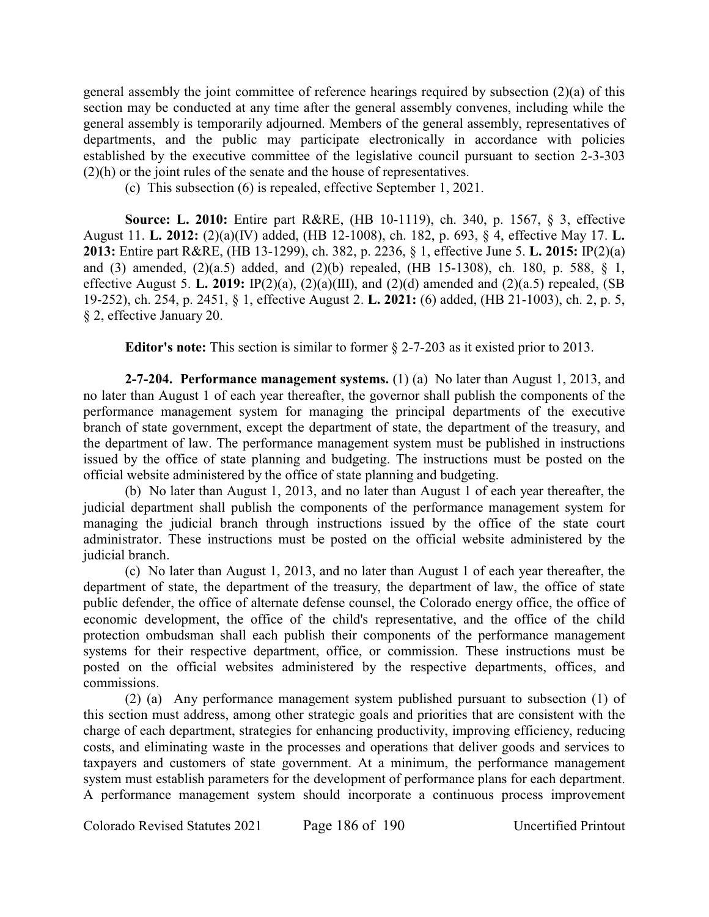general assembly the joint committee of reference hearings required by subsection (2)(a) of this section may be conducted at any time after the general assembly convenes, including while the general assembly is temporarily adjourned. Members of the general assembly, representatives of departments, and the public may participate electronically in accordance with policies established by the executive committee of the legislative council pursuant to section 2-3-303 (2)(h) or the joint rules of the senate and the house of representatives.

(c) This subsection (6) is repealed, effective September 1, 2021.

**Source: L. 2010:** Entire part R&RE, (HB 10-1119), ch. 340, p. 1567, § 3, effective August 11. **L. 2012:** (2)(a)(IV) added, (HB 12-1008), ch. 182, p. 693, § 4, effective May 17. **L. 2013:** Entire part R&RE, (HB 13-1299), ch. 382, p. 2236, § 1, effective June 5. **L. 2015:** IP(2)(a) and (3) amended, (2)(a.5) added, and (2)(b) repealed, (HB 15-1308), ch. 180, p. 588, § 1, effective August 5. **L. 2019:** IP(2)(a), (2)(a)(III), and (2)(d) amended and (2)(a.5) repealed, (SB 19-252), ch. 254, p. 2451, § 1, effective August 2. **L. 2021:** (6) added, (HB 21-1003), ch. 2, p. 5, § 2, effective January 20.

**Editor's note:** This section is similar to former § 2-7-203 as it existed prior to 2013.

**2-7-204. Performance management systems.** (1) (a) No later than August 1, 2013, and no later than August 1 of each year thereafter, the governor shall publish the components of the performance management system for managing the principal departments of the executive branch of state government, except the department of state, the department of the treasury, and the department of law. The performance management system must be published in instructions issued by the office of state planning and budgeting. The instructions must be posted on the official website administered by the office of state planning and budgeting.

(b) No later than August 1, 2013, and no later than August 1 of each year thereafter, the judicial department shall publish the components of the performance management system for managing the judicial branch through instructions issued by the office of the state court administrator. These instructions must be posted on the official website administered by the judicial branch.

(c) No later than August 1, 2013, and no later than August 1 of each year thereafter, the department of state, the department of the treasury, the department of law, the office of state public defender, the office of alternate defense counsel, the Colorado energy office, the office of economic development, the office of the child's representative, and the office of the child protection ombudsman shall each publish their components of the performance management systems for their respective department, office, or commission. These instructions must be posted on the official websites administered by the respective departments, offices, and commissions.

(2) (a) Any performance management system published pursuant to subsection (1) of this section must address, among other strategic goals and priorities that are consistent with the charge of each department, strategies for enhancing productivity, improving efficiency, reducing costs, and eliminating waste in the processes and operations that deliver goods and services to taxpayers and customers of state government. At a minimum, the performance management system must establish parameters for the development of performance plans for each department. A performance management system should incorporate a continuous process improvement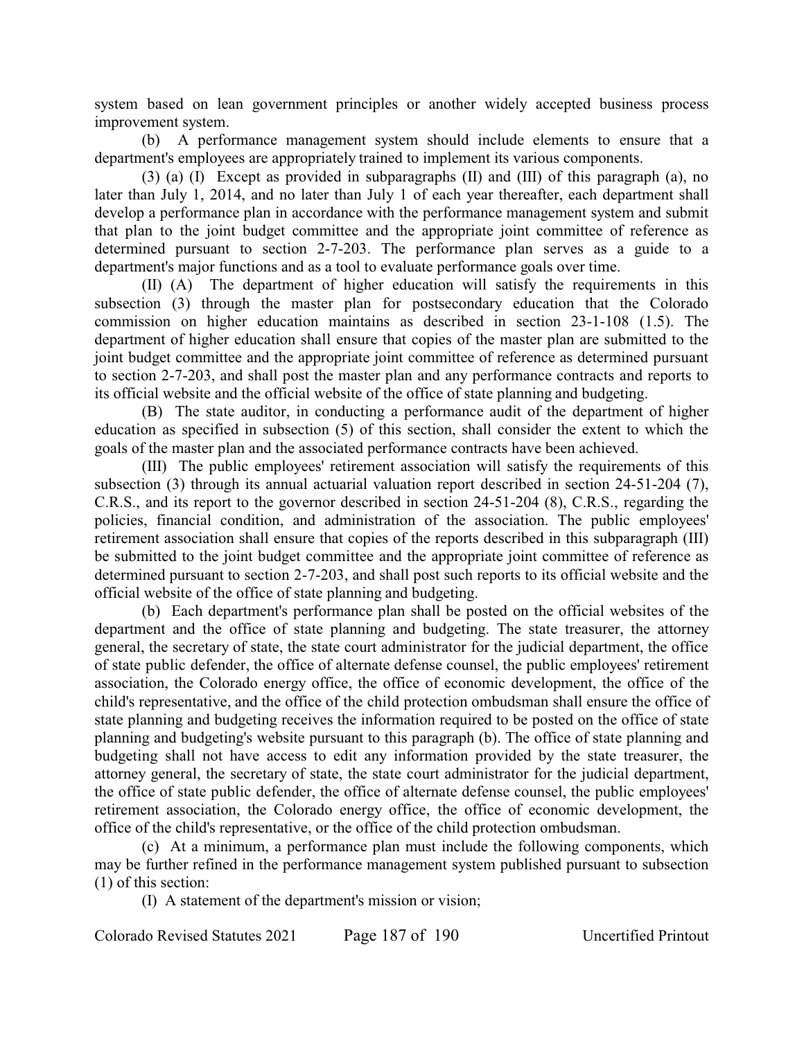system based on lean government principles or another widely accepted business process improvement system.

(b) A performance management system should include elements to ensure that a department's employees are appropriately trained to implement its various components.

(3) (a) (I) Except as provided in subparagraphs (II) and (III) of this paragraph (a), no later than July 1, 2014, and no later than July 1 of each year thereafter, each department shall develop a performance plan in accordance with the performance management system and submit that plan to the joint budget committee and the appropriate joint committee of reference as determined pursuant to section 2-7-203. The performance plan serves as a guide to a department's major functions and as a tool to evaluate performance goals over time.

(II) (A) The department of higher education will satisfy the requirements in this subsection (3) through the master plan for postsecondary education that the Colorado commission on higher education maintains as described in section 23-1-108 (1.5). The department of higher education shall ensure that copies of the master plan are submitted to the joint budget committee and the appropriate joint committee of reference as determined pursuant to section 2-7-203, and shall post the master plan and any performance contracts and reports to its official website and the official website of the office of state planning and budgeting.

(B) The state auditor, in conducting a performance audit of the department of higher education as specified in subsection (5) of this section, shall consider the extent to which the goals of the master plan and the associated performance contracts have been achieved.

(III) The public employees' retirement association will satisfy the requirements of this subsection (3) through its annual actuarial valuation report described in section 24-51-204 (7), C.R.S., and its report to the governor described in section 24-51-204 (8), C.R.S., regarding the policies, financial condition, and administration of the association. The public employees' retirement association shall ensure that copies of the reports described in this subparagraph (III) be submitted to the joint budget committee and the appropriate joint committee of reference as determined pursuant to section 2-7-203, and shall post such reports to its official website and the official website of the office of state planning and budgeting.

(b) Each department's performance plan shall be posted on the official websites of the department and the office of state planning and budgeting. The state treasurer, the attorney general, the secretary of state, the state court administrator for the judicial department, the office of state public defender, the office of alternate defense counsel, the public employees' retirement association, the Colorado energy office, the office of economic development, the office of the child's representative, and the office of the child protection ombudsman shall ensure the office of state planning and budgeting receives the information required to be posted on the office of state planning and budgeting's website pursuant to this paragraph (b). The office of state planning and budgeting shall not have access to edit any information provided by the state treasurer, the attorney general, the secretary of state, the state court administrator for the judicial department, the office of state public defender, the office of alternate defense counsel, the public employees' retirement association, the Colorado energy office, the office of economic development, the office of the child's representative, or the office of the child protection ombudsman.

(c) At a minimum, a performance plan must include the following components, which may be further refined in the performance management system published pursuant to subsection (1) of this section:

(I) A statement of the department's mission or vision;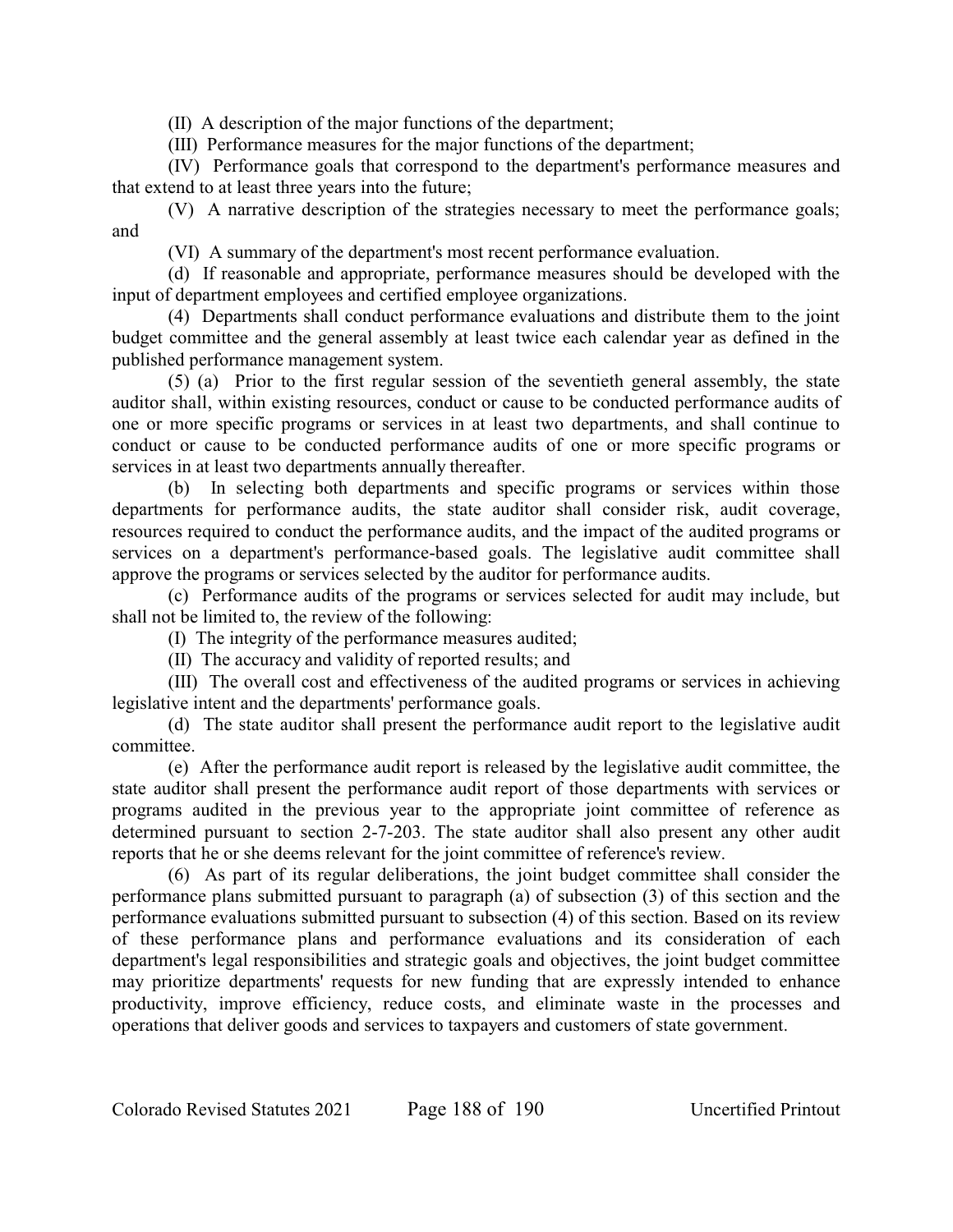(II) A description of the major functions of the department;

(III) Performance measures for the major functions of the department;

(IV) Performance goals that correspond to the department's performance measures and that extend to at least three years into the future;

(V) A narrative description of the strategies necessary to meet the performance goals; and

(VI) A summary of the department's most recent performance evaluation.

(d) If reasonable and appropriate, performance measures should be developed with the input of department employees and certified employee organizations.

(4) Departments shall conduct performance evaluations and distribute them to the joint budget committee and the general assembly at least twice each calendar year as defined in the published performance management system.

(5) (a) Prior to the first regular session of the seventieth general assembly, the state auditor shall, within existing resources, conduct or cause to be conducted performance audits of one or more specific programs or services in at least two departments, and shall continue to conduct or cause to be conducted performance audits of one or more specific programs or services in at least two departments annually thereafter.

(b) In selecting both departments and specific programs or services within those departments for performance audits, the state auditor shall consider risk, audit coverage, resources required to conduct the performance audits, and the impact of the audited programs or services on a department's performance-based goals. The legislative audit committee shall approve the programs or services selected by the auditor for performance audits.

(c) Performance audits of the programs or services selected for audit may include, but shall not be limited to, the review of the following:

(I) The integrity of the performance measures audited;

(II) The accuracy and validity of reported results; and

(III) The overall cost and effectiveness of the audited programs or services in achieving legislative intent and the departments' performance goals.

(d) The state auditor shall present the performance audit report to the legislative audit committee.

(e) After the performance audit report is released by the legislative audit committee, the state auditor shall present the performance audit report of those departments with services or programs audited in the previous year to the appropriate joint committee of reference as determined pursuant to section 2-7-203. The state auditor shall also present any other audit reports that he or she deems relevant for the joint committee of reference's review.

(6) As part of its regular deliberations, the joint budget committee shall consider the performance plans submitted pursuant to paragraph (a) of subsection (3) of this section and the performance evaluations submitted pursuant to subsection (4) of this section. Based on its review of these performance plans and performance evaluations and its consideration of each department's legal responsibilities and strategic goals and objectives, the joint budget committee may prioritize departments' requests for new funding that are expressly intended to enhance productivity, improve efficiency, reduce costs, and eliminate waste in the processes and operations that deliver goods and services to taxpayers and customers of state government.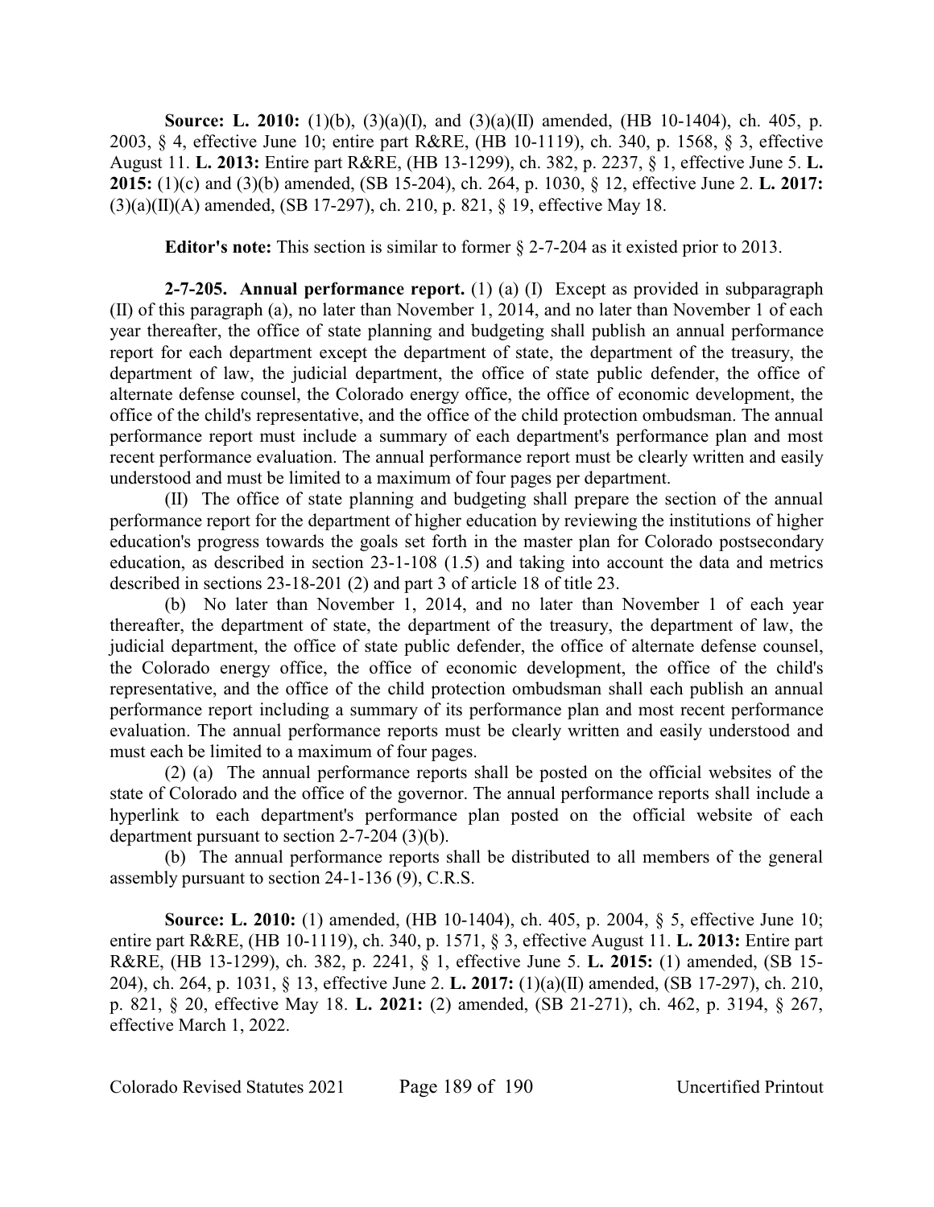**Source: L. 2010:** (1)(b), (3)(a)(I), and (3)(a)(II) amended, (HB 10-1404), ch. 405, p. 2003, § 4, effective June 10; entire part R&RE, (HB 10-1119), ch. 340, p. 1568, § 3, effective August 11. **L. 2013:** Entire part R&RE, (HB 13-1299), ch. 382, p. 2237, § 1, effective June 5. **L. 2015:** (1)(c) and (3)(b) amended, (SB 15-204), ch. 264, p. 1030, § 12, effective June 2. **L. 2017:** (3)(a)(II)(A) amended, (SB 17-297), ch. 210, p. 821, § 19, effective May 18.

**Editor's note:** This section is similar to former § 2-7-204 as it existed prior to 2013.

**2-7-205. Annual performance report.** (1) (a) (I) Except as provided in subparagraph (II) of this paragraph (a), no later than November 1, 2014, and no later than November 1 of each year thereafter, the office of state planning and budgeting shall publish an annual performance report for each department except the department of state, the department of the treasury, the department of law, the judicial department, the office of state public defender, the office of alternate defense counsel, the Colorado energy office, the office of economic development, the office of the child's representative, and the office of the child protection ombudsman. The annual performance report must include a summary of each department's performance plan and most recent performance evaluation. The annual performance report must be clearly written and easily understood and must be limited to a maximum of four pages per department.

(II) The office of state planning and budgeting shall prepare the section of the annual performance report for the department of higher education by reviewing the institutions of higher education's progress towards the goals set forth in the master plan for Colorado postsecondary education, as described in section 23-1-108 (1.5) and taking into account the data and metrics described in sections 23-18-201 (2) and part 3 of article 18 of title 23.

(b) No later than November 1, 2014, and no later than November 1 of each year thereafter, the department of state, the department of the treasury, the department of law, the judicial department, the office of state public defender, the office of alternate defense counsel, the Colorado energy office, the office of economic development, the office of the child's representative, and the office of the child protection ombudsman shall each publish an annual performance report including a summary of its performance plan and most recent performance evaluation. The annual performance reports must be clearly written and easily understood and must each be limited to a maximum of four pages.

(2) (a) The annual performance reports shall be posted on the official websites of the state of Colorado and the office of the governor. The annual performance reports shall include a hyperlink to each department's performance plan posted on the official website of each department pursuant to section 2-7-204 (3)(b).

(b) The annual performance reports shall be distributed to all members of the general assembly pursuant to section 24-1-136 (9), C.R.S.

**Source: L. 2010:** (1) amended, (HB 10-1404), ch. 405, p. 2004, § 5, effective June 10; entire part R&RE, (HB 10-1119), ch. 340, p. 1571, § 3, effective August 11. **L. 2013:** Entire part R&RE, (HB 13-1299), ch. 382, p. 2241, § 1, effective June 5. **L. 2015:** (1) amended, (SB 15-204), ch. 264, p. 1031, § 13, effective June 2. **L. 2017:** (1)(a)(II) amended, (SB 17-297), ch. 210, p. 821, § 20, effective May 18. **L. 2021:** (2) amended, (SB 21-271), ch. 462, p. 3194, § 267, effective March 1, 2022.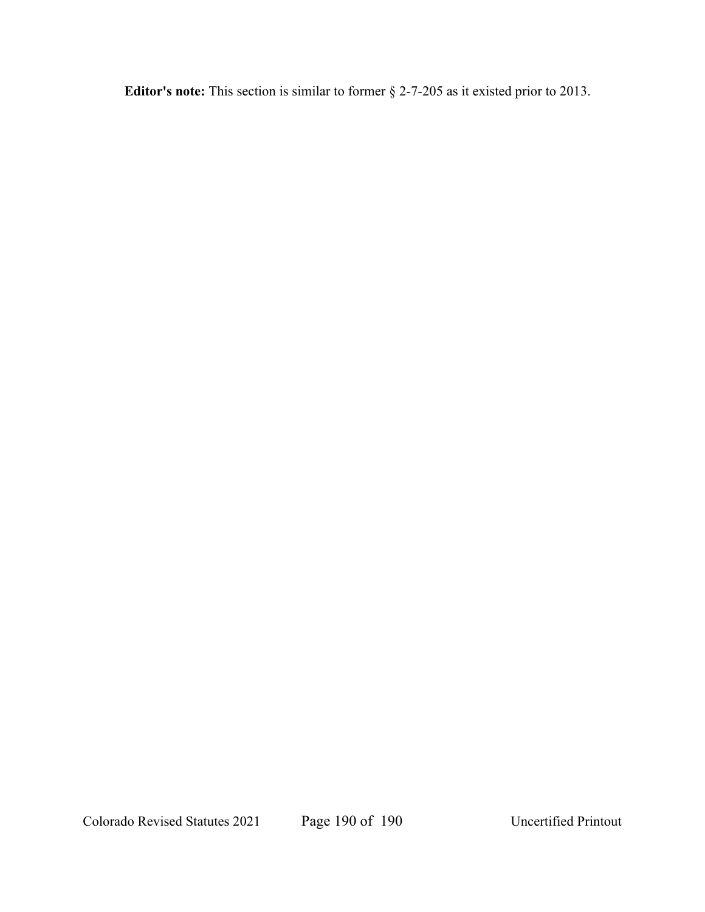**Editor's note:** This section is similar to former § 2-7-205 as it existed prior to 2013.